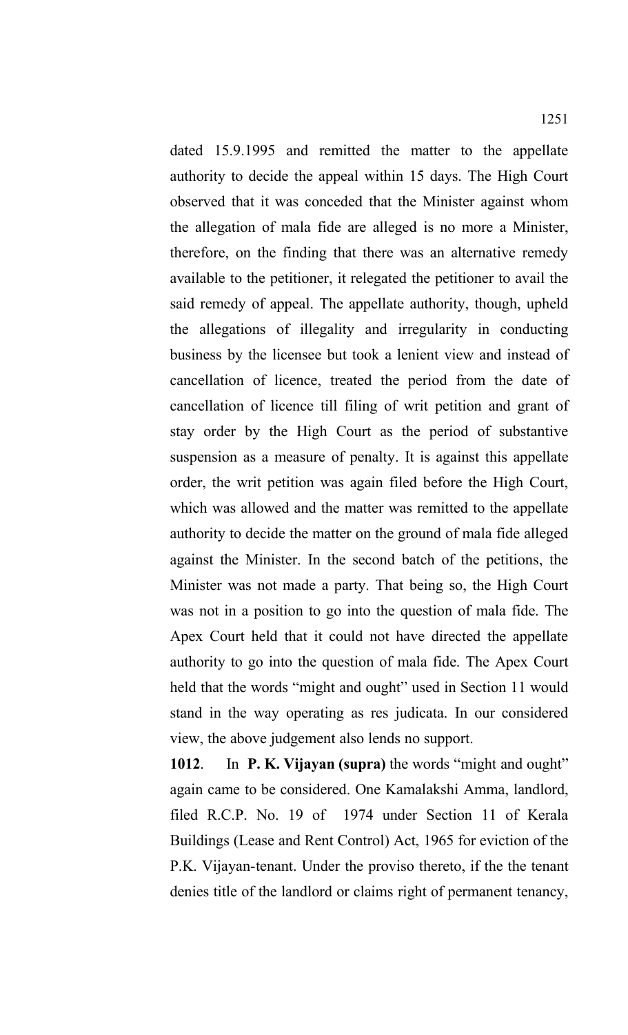dated 15.9.1995 and remitted the matter to the appellate authority to decide the appeal within 15 days. The High Court observed that it was conceded that the Minister against whom the allegation of mala fide are alleged is no more a Minister, therefore, on the finding that there was an alternative remedy available to the petitioner, it relegated the petitioner to avail the said remedy of appeal. The appellate authority, though, upheld the allegations of illegality and irregularity in conducting business by the licensee but took a lenient view and instead of cancellation of licence, treated the period from the date of cancellation of licence till filing of writ petition and grant of stay order by the High Court as the period of substantive suspension as a measure of penalty. It is against this appellate order, the writ petition was again filed before the High Court, which was allowed and the matter was remitted to the appellate authority to decide the matter on the ground of mala fide alleged against the Minister. In the second batch of the petitions, the Minister was not made a party. That being so, the High Court was not in a position to go into the question of mala fide. The Apex Court held that it could not have directed the appellate authority to go into the question of mala fide. The Apex Court held that the words "might and ought" used in Section 11 would stand in the way operating as res judicata. In our considered view, the above judgement also lends no support.

**1012**. In **P. K. Vijayan (supra)** the words "might and ought" again came to be considered. One Kamalakshi Amma, landlord, filed R.C.P. No. 19 of 1974 under Section 11 of Kerala Buildings (Lease and Rent Control) Act, 1965 for eviction of the P.K. Vijayan-tenant. Under the proviso thereto, if the the tenant denies title of the landlord or claims right of permanent tenancy,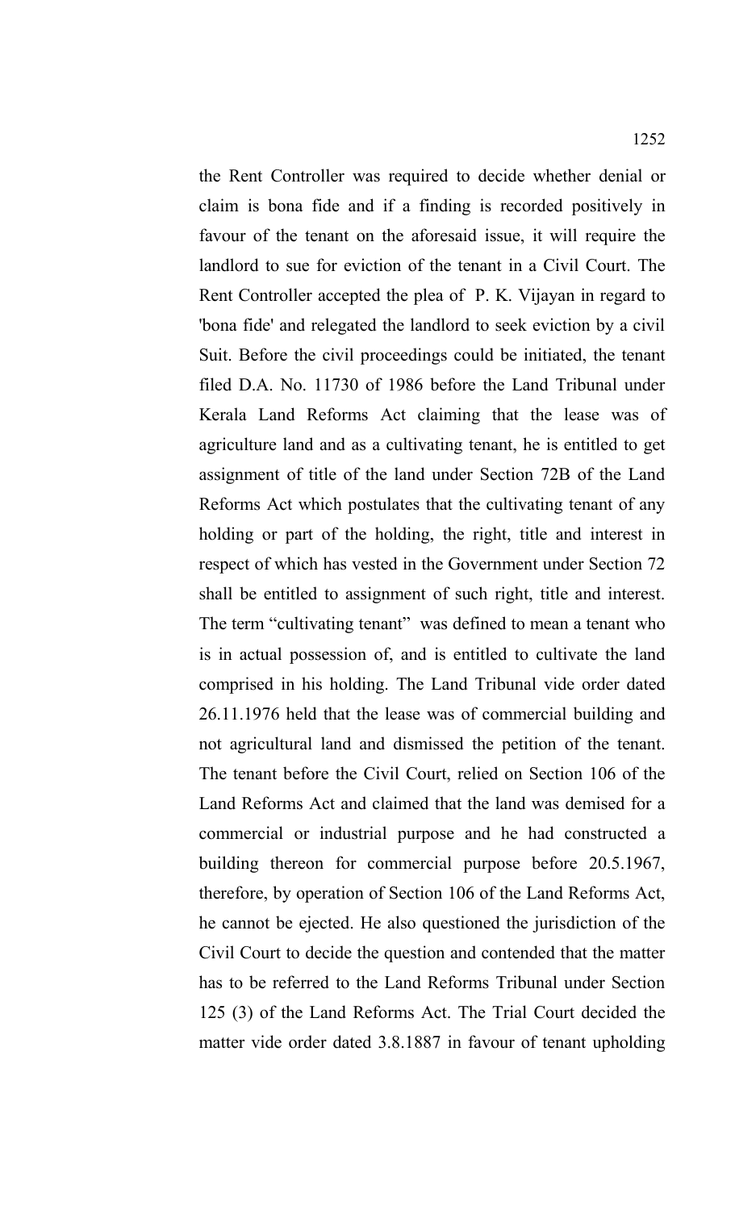the Rent Controller was required to decide whether denial or claim is bona fide and if a finding is recorded positively in favour of the tenant on the aforesaid issue, it will require the landlord to sue for eviction of the tenant in a Civil Court. The Rent Controller accepted the plea of P. K. Vijayan in regard to 'bona fide' and relegated the landlord to seek eviction by a civil Suit. Before the civil proceedings could be initiated, the tenant filed D.A. No. 11730 of 1986 before the Land Tribunal under Kerala Land Reforms Act claiming that the lease was of agriculture land and as a cultivating tenant, he is entitled to get assignment of title of the land under Section 72B of the Land Reforms Act which postulates that the cultivating tenant of any holding or part of the holding, the right, title and interest in respect of which has vested in the Government under Section 72 shall be entitled to assignment of such right, title and interest. The term "cultivating tenant" was defined to mean a tenant who is in actual possession of, and is entitled to cultivate the land comprised in his holding. The Land Tribunal vide order dated 26.11.1976 held that the lease was of commercial building and not agricultural land and dismissed the petition of the tenant. The tenant before the Civil Court, relied on Section 106 of the Land Reforms Act and claimed that the land was demised for a commercial or industrial purpose and he had constructed a building thereon for commercial purpose before 20.5.1967, therefore, by operation of Section 106 of the Land Reforms Act, he cannot be ejected. He also questioned the jurisdiction of the Civil Court to decide the question and contended that the matter has to be referred to the Land Reforms Tribunal under Section 125 (3) of the Land Reforms Act. The Trial Court decided the matter vide order dated 3.8.1887 in favour of tenant upholding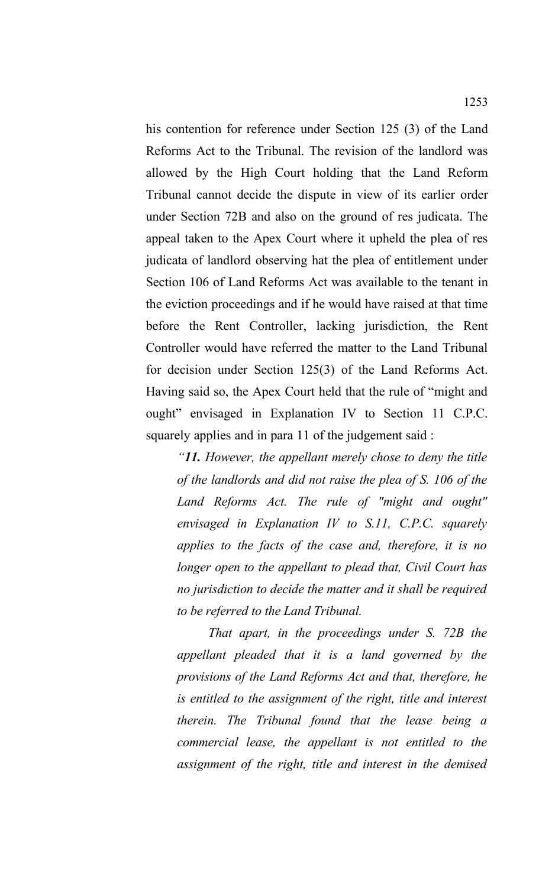his contention for reference under Section 125 (3) of the Land Reforms Act to the Tribunal. The revision of the landlord was allowed by the High Court holding that the Land Reform Tribunal cannot decide the dispute in view of its earlier order under Section 72B and also on the ground of res judicata. The appeal taken to the Apex Court where it upheld the plea of res judicata of landlord observing hat the plea of entitlement under Section 106 of Land Reforms Act was available to the tenant in the eviction proceedings and if he would have raised at that time before the Rent Controller, lacking jurisdiction, the Rent Controller would have referred the matter to the Land Tribunal for decision under Section 125(3) of the Land Reforms Act. Having said so, the Apex Court held that the rule of "might and ought" envisaged in Explanation IV to Section 11 C.P.C. squarely applies and in para 11 of the judgement said :

> *"**11.** However, the appellant merely chose to deny the title of the landlords and did not raise the plea of S. 106 of the Land Reforms Act. The rule of "might and ought" envisaged in Explanation IV to S.11, C.P.C. squarely applies to the facts of the case and, therefore, it is no longer open to the appellant to plead that, Civil Court has no jurisdiction to decide the matter and it shall be required to be referred to the Land Tribunal.*
>
> *That apart, in the proceedings under S. 72B the appellant pleaded that it is a land governed by the provisions of the Land Reforms Act and that, therefore, he is entitled to the assignment of the right, title and interest therein. The Tribunal found that the lease being a commercial lease, the appellant is not entitled to the assignment of the right, title and interest in the demised*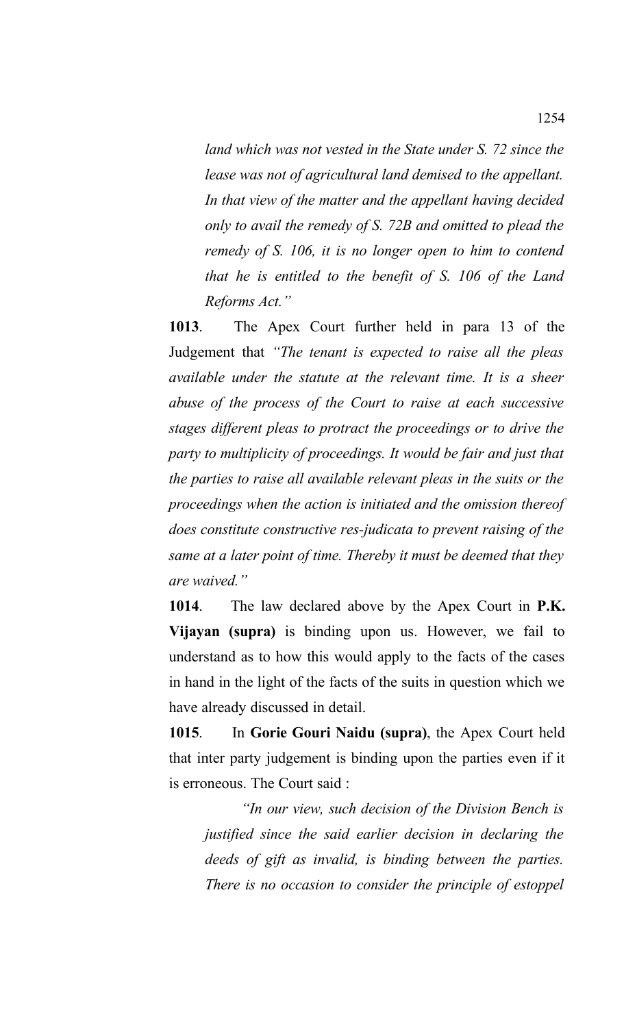*land which was not vested in the State under S. 72 since the lease was not of agricultural land demised to the appellant. In that view of the matter and the appellant having decided only to avail the remedy of S. 72B and omitted to plead the remedy of S. 106, it is no longer open to him to contend that he is entitled to the benefit of S. 106 of the Land Reforms Act."*

**1013**. The Apex Court further held in para 13 of the Judgement that *"The tenant is expected to raise all the pleas available under the statute at the relevant time. It is a sheer abuse of the process of the Court to raise at each successive stages different pleas to protract the proceedings or to drive the party to multiplicity of proceedings. It would be fair and just that the parties to raise all available relevant pleas in the suits or the proceedings when the action is initiated and the omission thereof does constitute constructive res-judicata to prevent raising of the same at a later point of time. Thereby it must be deemed that they are waived."*

**1014**. The law declared above by the Apex Court in **P.K. Vijayan (supra)** is binding upon us. However, we fail to understand as to how this would apply to the facts of the cases in hand in the light of the facts of the suits in question which we have already discussed in detail.

**1015**. In **Gorie Gouri Naidu (supra)**, the Apex Court held that inter party judgement is binding upon the parties even if it is erroneous. The Court said :

*"In our view, such decision of the Division Bench is justified since the said earlier decision in declaring the deeds of gift as invalid, is binding between the parties. There is no occasion to consider the principle of estoppel*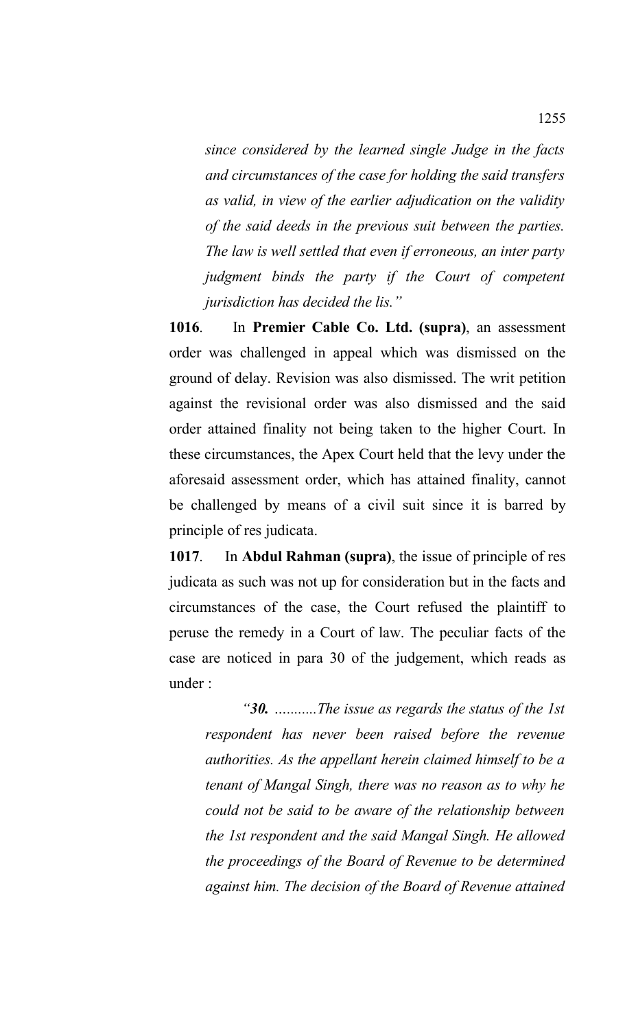*since considered by the learned single Judge in the facts and circumstances of the case for holding the said transfers as valid, in view of the earlier adjudication on the validity of the said deeds in the previous suit between the parties. The law is well settled that even if erroneous, an inter party judgment binds the party if the Court of competent jurisdiction has decided the lis."*

**1016**. In **Premier Cable Co. Ltd. (supra)**, an assessment order was challenged in appeal which was dismissed on the ground of delay. Revision was also dismissed. The writ petition against the revisional order was also dismissed and the said order attained finality not being taken to the higher Court. In these circumstances, the Apex Court held that the levy under the aforesaid assessment order, which has attained finality, cannot be challenged by means of a civil suit since it is barred by principle of res judicata.

**1017**. In **Abdul Rahman (supra)**, the issue of principle of res judicata as such was not up for consideration but in the facts and circumstances of the case, the Court refused the plaintiff to peruse the remedy in a Court of law. The peculiar facts of the case are noticed in para 30 of the judgement, which reads as under :

> *"**30.** ..........The issue as regards the status of the 1st respondent has never been raised before the revenue authorities. As the appellant herein claimed himself to be a tenant of Mangal Singh, there was no reason as to why he could not be said to be aware of the relationship between the 1st respondent and the said Mangal Singh. He allowed the proceedings of the Board of Revenue to be determined against him. The decision of the Board of Revenue attained*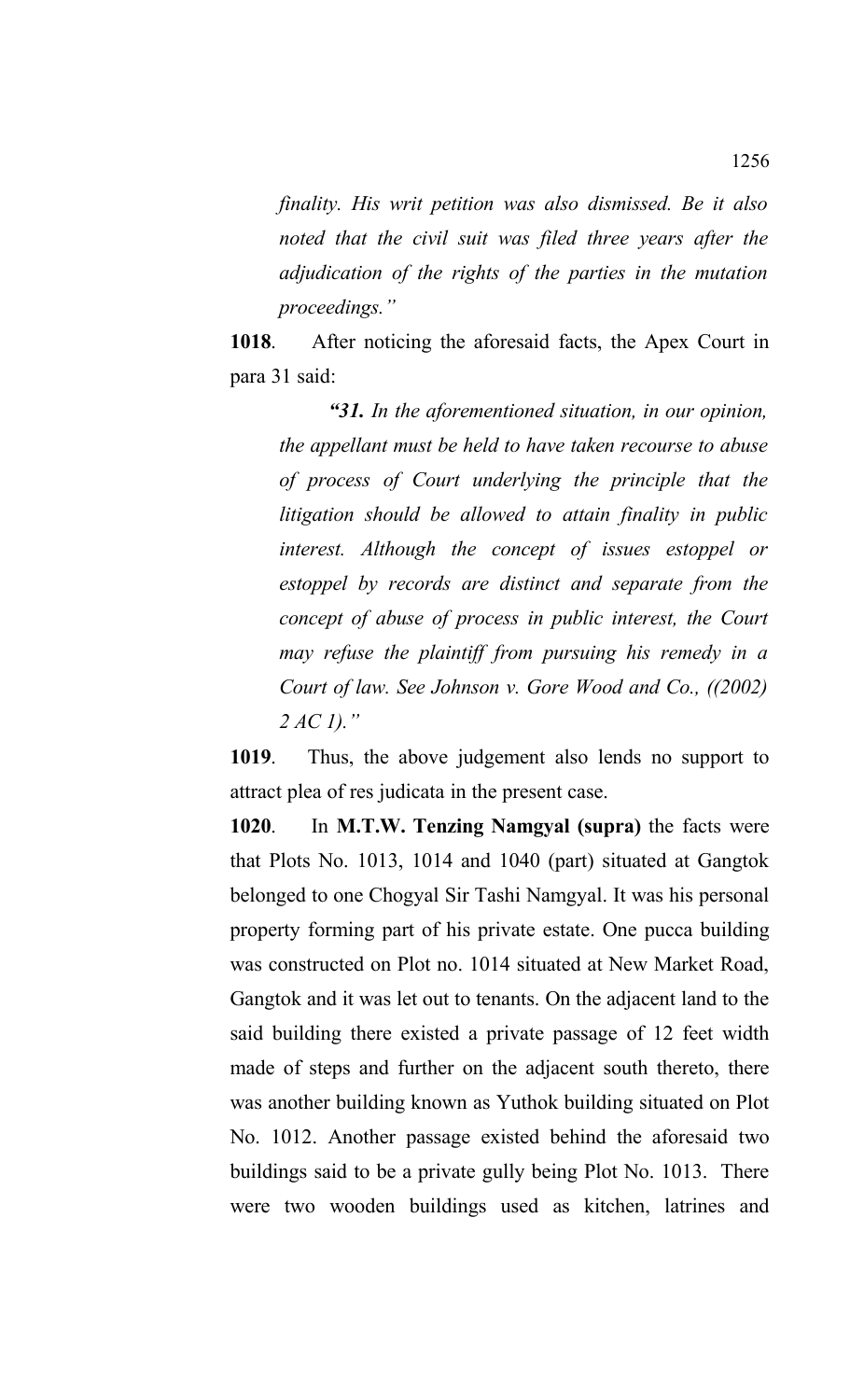*finality. His writ petition was also dismissed. Be it also noted that the civil suit was filed three years after the adjudication of the rights of the parties in the mutation proceedings."*

**1018**. After noticing the aforesaid facts, the Apex Court in para 31 said:

> ***"31.** In the aforementioned situation, in our opinion, the appellant must be held to have taken recourse to abuse of process of Court underlying the principle that the litigation should be allowed to attain finality in public interest. Although the concept of issues estoppel or estoppel by records are distinct and separate from the concept of abuse of process in public interest, the Court may refuse the plaintiff from pursuing his remedy in a Court of law. See Johnson v. Gore Wood and Co., ((2002) 2 AC 1)."*

**1019**. Thus, the above judgement also lends no support to attract plea of res judicata in the present case.

**1020**. In **M.T.W. Tenzing Namgyal (supra)** the facts were that Plots No. 1013, 1014 and 1040 (part) situated at Gangtok belonged to one Chogyal Sir Tashi Namgyal. It was his personal property forming part of his private estate. One pucca building was constructed on Plot no. 1014 situated at New Market Road, Gangtok and it was let out to tenants. On the adjacent land to the said building there existed a private passage of 12 feet width made of steps and further on the adjacent south thereto, there was another building known as Yuthok building situated on Plot No. 1012. Another passage existed behind the aforesaid two buildings said to be a private gully being Plot No. 1013. There were two wooden buildings used as kitchen, latrines and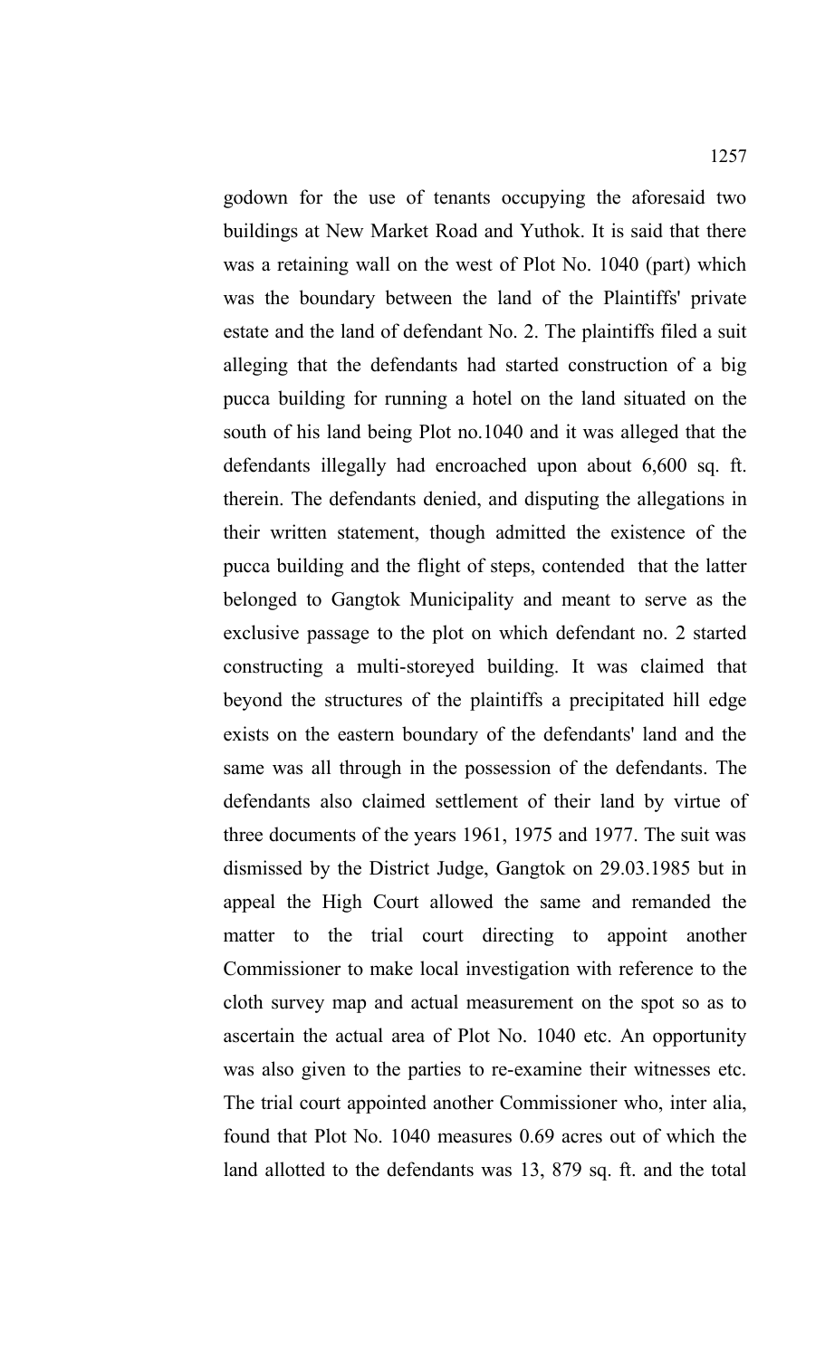godown for the use of tenants occupying the aforesaid two buildings at New Market Road and Yuthok. It is said that there was a retaining wall on the west of Plot No. 1040 (part) which was the boundary between the land of the Plaintiffs' private estate and the land of defendant No. 2. The plaintiffs filed a suit alleging that the defendants had started construction of a big pucca building for running a hotel on the land situated on the south of his land being Plot no.1040 and it was alleged that the defendants illegally had encroached upon about 6,600 sq. ft. therein. The defendants denied, and disputing the allegations in their written statement, though admitted the existence of the pucca building and the flight of steps, contended that the latter belonged to Gangtok Municipality and meant to serve as the exclusive passage to the plot on which defendant no. 2 started constructing a multi-storeyed building. It was claimed that beyond the structures of the plaintiffs a precipitated hill edge exists on the eastern boundary of the defendants' land and the same was all through in the possession of the defendants. The defendants also claimed settlement of their land by virtue of three documents of the years 1961, 1975 and 1977. The suit was dismissed by the District Judge, Gangtok on 29.03.1985 but in appeal the High Court allowed the same and remanded the matter to the trial court directing to appoint another Commissioner to make local investigation with reference to the cloth survey map and actual measurement on the spot so as to ascertain the actual area of Plot No. 1040 etc. An opportunity was also given to the parties to re-examine their witnesses etc. The trial court appointed another Commissioner who, inter alia, found that Plot No. 1040 measures 0.69 acres out of which the land allotted to the defendants was 13, 879 sq. ft. and the total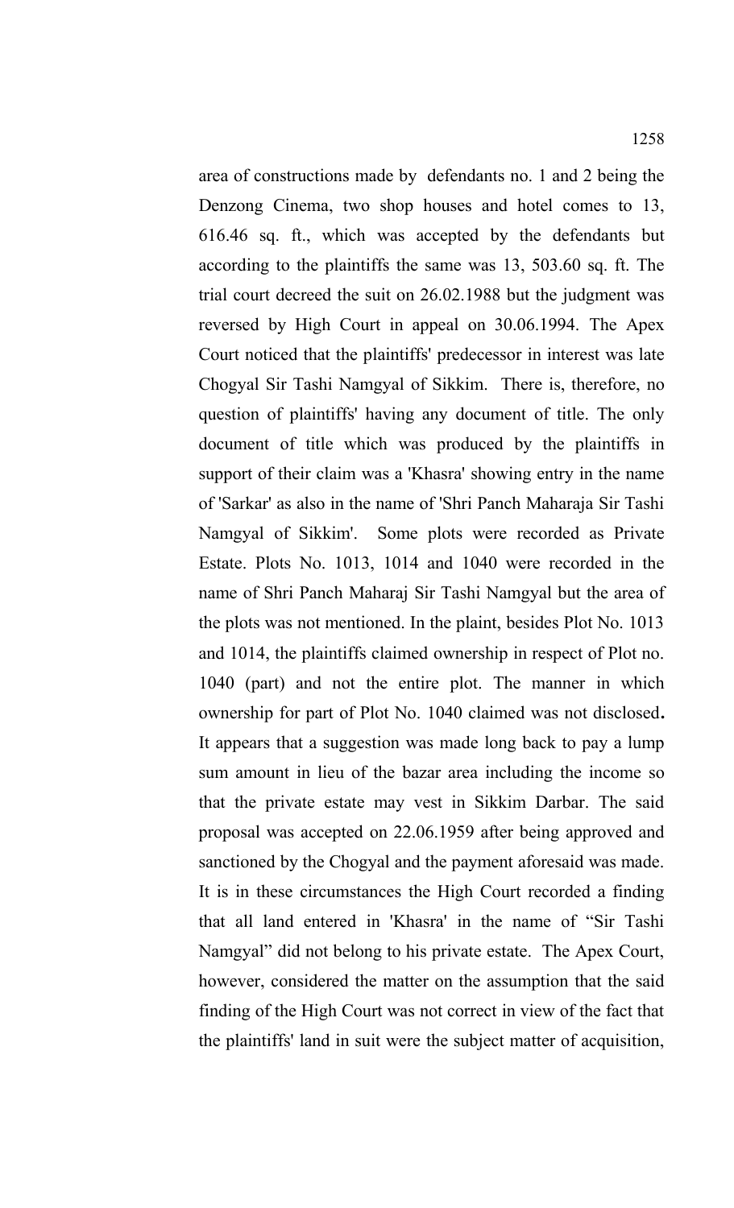area of constructions made by defendants no. 1 and 2 being the Denzong Cinema, two shop houses and hotel comes to 13, 616.46 sq. ft., which was accepted by the defendants but according to the plaintiffs the same was 13, 503.60 sq. ft. The trial court decreed the suit on 26.02.1988 but the judgment was reversed by High Court in appeal on 30.06.1994. The Apex Court noticed that the plaintiffs' predecessor in interest was late Chogyal Sir Tashi Namgyal of Sikkim. There is, therefore, no question of plaintiffs' having any document of title. The only document of title which was produced by the plaintiffs in support of their claim was a 'Khasra' showing entry in the name of 'Sarkar' as also in the name of 'Shri Panch Maharaja Sir Tashi Namgyal of Sikkim'. Some plots were recorded as Private Estate. Plots No. 1013, 1014 and 1040 were recorded in the name of Shri Panch Maharaj Sir Tashi Namgyal but the area of the plots was not mentioned. In the plaint, besides Plot No. 1013 and 1014, the plaintiffs claimed ownership in respect of Plot no. 1040 (part) and not the entire plot. The manner in which ownership for part of Plot No. 1040 claimed was not disclosed**.** It appears that a suggestion was made long back to pay a lump sum amount in lieu of the bazar area including the income so that the private estate may vest in Sikkim Darbar. The said proposal was accepted on 22.06.1959 after being approved and sanctioned by the Chogyal and the payment aforesaid was made. It is in these circumstances the High Court recorded a finding that all land entered in 'Khasra' in the name of "Sir Tashi Namgyal" did not belong to his private estate. The Apex Court, however, considered the matter on the assumption that the said finding of the High Court was not correct in view of the fact that the plaintiffs' land in suit were the subject matter of acquisition,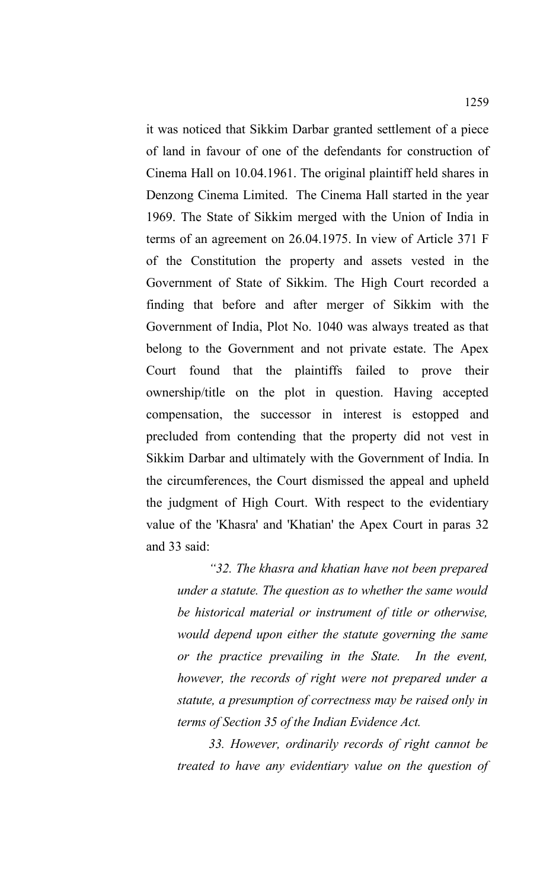it was noticed that Sikkim Darbar granted settlement of a piece of land in favour of one of the defendants for construction of Cinema Hall on 10.04.1961. The original plaintiff held shares in Denzong Cinema Limited. The Cinema Hall started in the year 1969. The State of Sikkim merged with the Union of India in terms of an agreement on 26.04.1975. In view of Article 371 F of the Constitution the property and assets vested in the Government of State of Sikkim. The High Court recorded a finding that before and after merger of Sikkim with the Government of India, Plot No. 1040 was always treated as that belong to the Government and not private estate. The Apex Court found that the plaintiffs failed to prove their ownership/title on the plot in question. Having accepted compensation, the successor in interest is estopped and precluded from contending that the property did not vest in Sikkim Darbar and ultimately with the Government of India. In the circumferences, the Court dismissed the appeal and upheld the judgment of High Court. With respect to the evidentiary value of the 'Khasra' and 'Khatian' the Apex Court in paras 32 and 33 said:

> *"32. The khasra and khatian have not been prepared under a statute. The question as to whether the same would be historical material or instrument of title or otherwise, would depend upon either the statute governing the same or the practice prevailing in the State. In the event, however, the records of right were not prepared under a statute, a presumption of correctness may be raised only in terms of Section 35 of the Indian Evidence Act.*
>
> *33. However, ordinarily records of right cannot be treated to have any evidentiary value on the question of*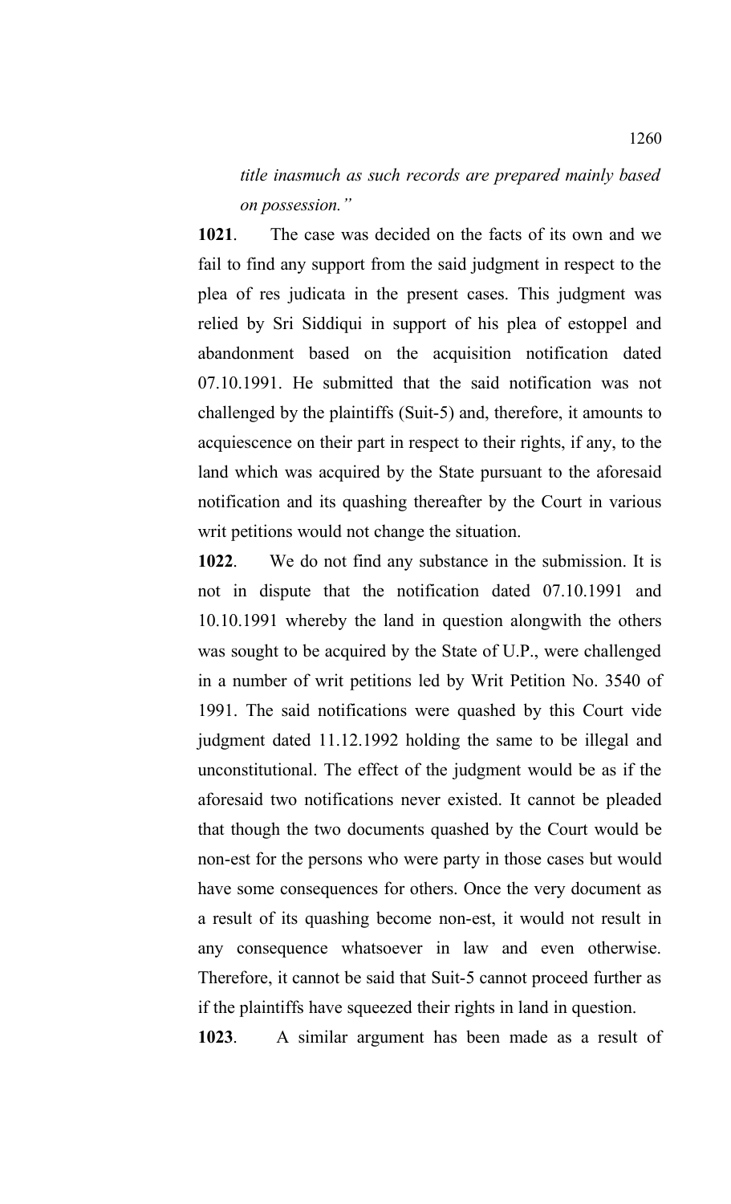*title inasmuch as such records are prepared mainly based on possession."*

**1021**. The case was decided on the facts of its own and we fail to find any support from the said judgment in respect to the plea of res judicata in the present cases. This judgment was relied by Sri Siddiqui in support of his plea of estoppel and abandonment based on the acquisition notification dated 07.10.1991. He submitted that the said notification was not challenged by the plaintiffs (Suit-5) and, therefore, it amounts to acquiescence on their part in respect to their rights, if any, to the land which was acquired by the State pursuant to the aforesaid notification and its quashing thereafter by the Court in various writ petitions would not change the situation.

**1022**. We do not find any substance in the submission. It is not in dispute that the notification dated 07.10.1991 and 10.10.1991 whereby the land in question alongwith the others was sought to be acquired by the State of U.P., were challenged in a number of writ petitions led by Writ Petition No. 3540 of 1991. The said notifications were quashed by this Court vide judgment dated 11.12.1992 holding the same to be illegal and unconstitutional. The effect of the judgment would be as if the aforesaid two notifications never existed. It cannot be pleaded that though the two documents quashed by the Court would be non-est for the persons who were party in those cases but would have some consequences for others. Once the very document as a result of its quashing become non-est, it would not result in any consequence whatsoever in law and even otherwise. Therefore, it cannot be said that Suit-5 cannot proceed further as if the plaintiffs have squeezed their rights in land in question.

**1023**. A similar argument has been made as a result of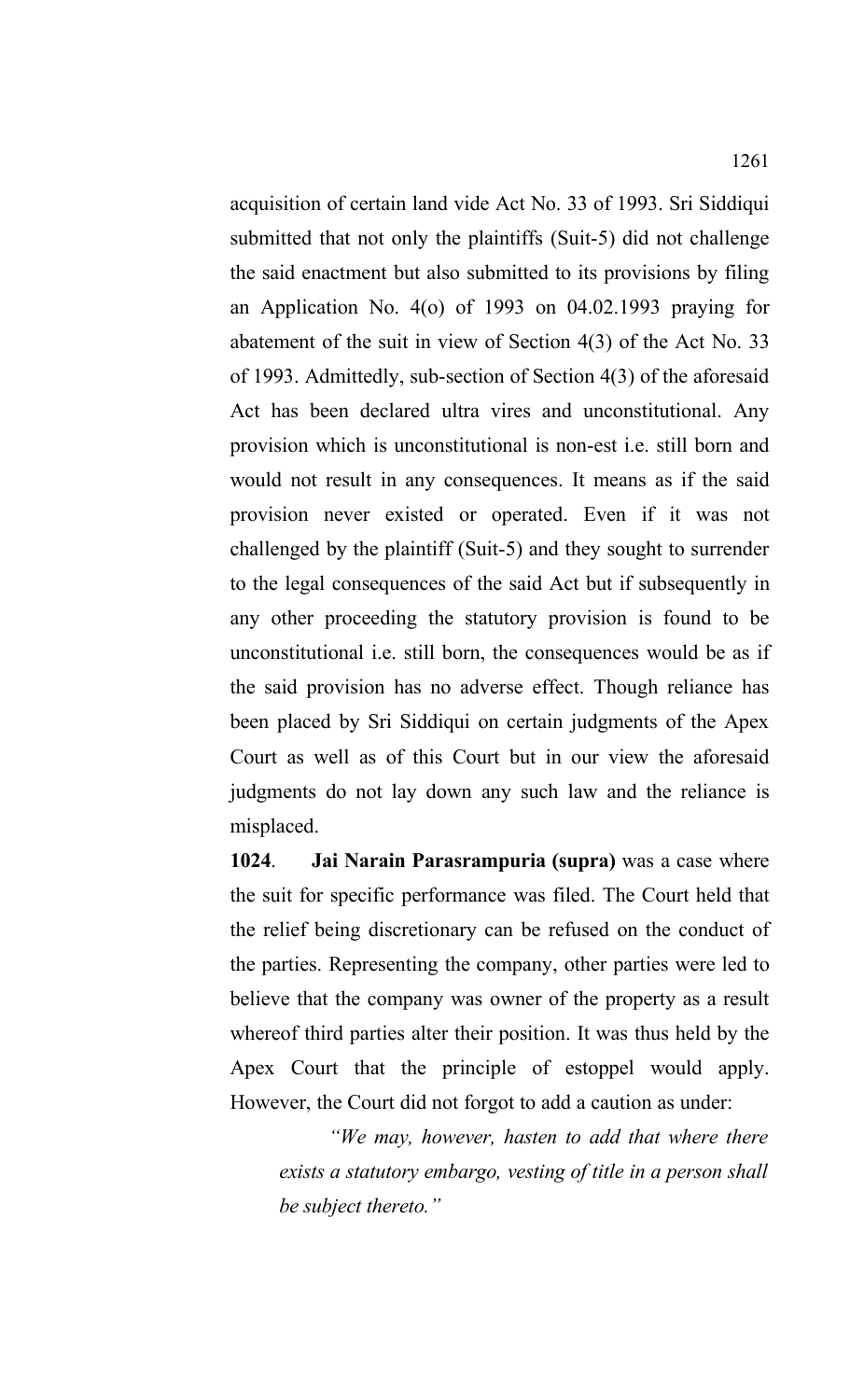acquisition of certain land vide Act No. 33 of 1993. Sri Siddiqui submitted that not only the plaintiffs (Suit-5) did not challenge the said enactment but also submitted to its provisions by filing an Application No. 4(o) of 1993 on 04.02.1993 praying for abatement of the suit in view of Section 4(3) of the Act No. 33 of 1993. Admittedly, sub-section of Section 4(3) of the aforesaid Act has been declared ultra vires and unconstitutional. Any provision which is unconstitutional is non-est i.e. still born and would not result in any consequences. It means as if the said provision never existed or operated. Even if it was not challenged by the plaintiff (Suit-5) and they sought to surrender to the legal consequences of the said Act but if subsequently in any other proceeding the statutory provision is found to be unconstitutional i.e. still born, the consequences would be as if the said provision has no adverse effect. Though reliance has been placed by Sri Siddiqui on certain judgments of the Apex Court as well as of this Court but in our view the aforesaid judgments do not lay down any such law and the reliance is misplaced.

**1024**. **Jai Narain Parasrampuria (supra)** was a case where the suit for specific performance was filed. The Court held that the relief being discretionary can be refused on the conduct of the parties. Representing the company, other parties were led to believe that the company was owner of the property as a result whereof third parties alter their position. It was thus held by the Apex Court that the principle of estoppel would apply. However, the Court did not forgot to add a caution as under:

> *"We may, however, hasten to add that where there exists a statutory embargo, vesting of title in a person shall be subject thereto."*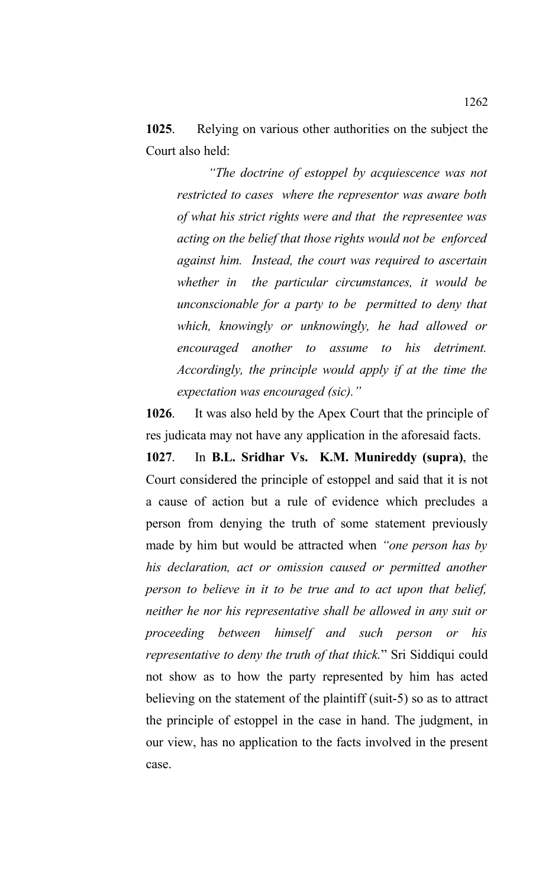**1025**. Relying on various other authorities on the subject the Court also held:

> *"The doctrine of estoppel by acquiescence was not restricted to cases where the representor was aware both of what his strict rights were and that the representee was acting on the belief that those rights would not be enforced against him. Instead, the court was required to ascertain whether in the particular circumstances, it would be unconscionable for a party to be permitted to deny that which, knowingly or unknowingly, he had allowed or encouraged another to assume to his detriment. Accordingly, the principle would apply if at the time the expectation was encouraged (sic)."*

**1026**. It was also held by the Apex Court that the principle of res judicata may not have any application in the aforesaid facts.

**1027**. In **B.L. Sridhar Vs. K.M. Munireddy (supra)**, the Court considered the principle of estoppel and said that it is not a cause of action but a rule of evidence which precludes a person from denying the truth of some statement previously made by him but would be attracted when *"one person has by his declaration, act or omission caused or permitted another person to believe in it to be true and to act upon that belief, neither he nor his representative shall be allowed in any suit or proceeding between himself and such person or his representative to deny the truth of that thick.*" Sri Siddiqui could not show as to how the party represented by him has acted believing on the statement of the plaintiff (suit-5) so as to attract the principle of estoppel in the case in hand. The judgment, in our view, has no application to the facts involved in the present case.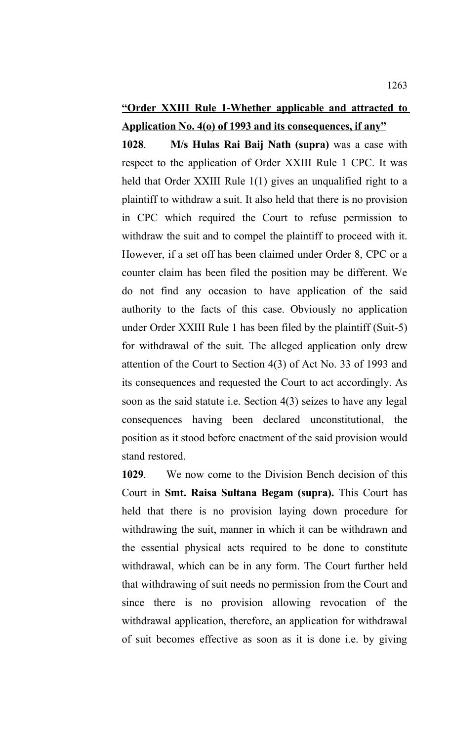**<u>"Order XXIII Rule 1-Whether applicable and attracted to Application No. 4(o) of 1993 and its consequences, if any"</u>**

**1028**. **M/s Hulas Rai Baij Nath (supra)** was a case with respect to the application of Order XXIII Rule 1 CPC. It was held that Order XXIII Rule 1(1) gives an unqualified right to a plaintiff to withdraw a suit. It also held that there is no provision in CPC which required the Court to refuse permission to withdraw the suit and to compel the plaintiff to proceed with it. However, if a set off has been claimed under Order 8, CPC or a counter claim has been filed the position may be different. We do not find any occasion to have application of the said authority to the facts of this case. Obviously no application under Order XXIII Rule 1 has been filed by the plaintiff (Suit-5) for withdrawal of the suit. The alleged application only drew attention of the Court to Section 4(3) of Act No. 33 of 1993 and its consequences and requested the Court to act accordingly. As soon as the said statute i.e. Section 4(3) seizes to have any legal consequences having been declared unconstitutional, the position as it stood before enactment of the said provision would stand restored.

**1029**. We now come to the Division Bench decision of this Court in **Smt. Raisa Sultana Begam (supra).** This Court has held that there is no provision laying down procedure for withdrawing the suit, manner in which it can be withdrawn and the essential physical acts required to be done to constitute withdrawal, which can be in any form. The Court further held that withdrawing of suit needs no permission from the Court and since there is no provision allowing revocation of the withdrawal application, therefore, an application for withdrawal of suit becomes effective as soon as it is done i.e. by giving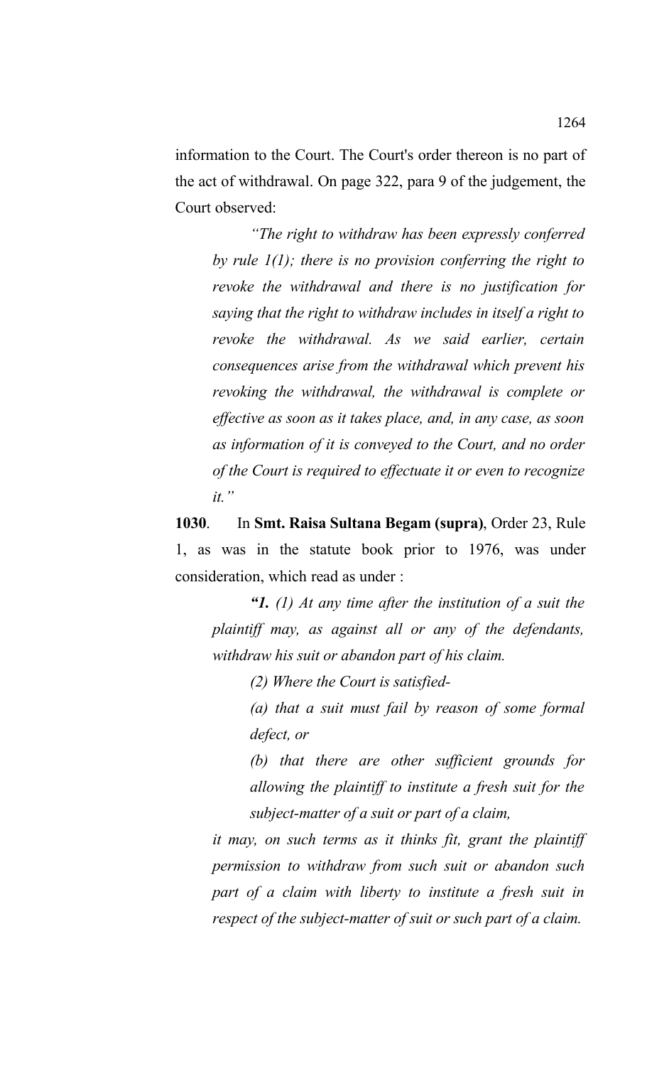information to the Court. The Court's order thereon is no part of the act of withdrawal. On page 322, para 9 of the judgement, the Court observed:

> *"The right to withdraw has been expressly conferred by rule 1(1); there is no provision conferring the right to revoke the withdrawal and there is no justification for saying that the right to withdraw includes in itself a right to revoke the withdrawal. As we said earlier, certain consequences arise from the withdrawal which prevent his revoking the withdrawal, the withdrawal is complete or effective as soon as it takes place, and, in any case, as soon as information of it is conveyed to the Court, and no order of the Court is required to effectuate it or even to recognize it."*

**1030**. In **Smt. Raisa Sultana Begam (supra)**, Order 23, Rule 1, as was in the statute book prior to 1976, was under consideration, which read as under :

> ***"1.*** *(1) At any time after the institution of a suit the plaintiff may, as against all or any of the defendants, withdraw his suit or abandon part of his claim.*
>
> *(2) Where the Court is satisfied-*
>
> *(a) that a suit must fail by reason of some formal defect, or*
>
> *(b) that there are other sufficient grounds for allowing the plaintiff to institute a fresh suit for the subject-matter of a suit or part of a claim,*
>
> *it may, on such terms as it thinks fit, grant the plaintiff permission to withdraw from such suit or abandon such part of a claim with liberty to institute a fresh suit in respect of the subject-matter of suit or such part of a claim.*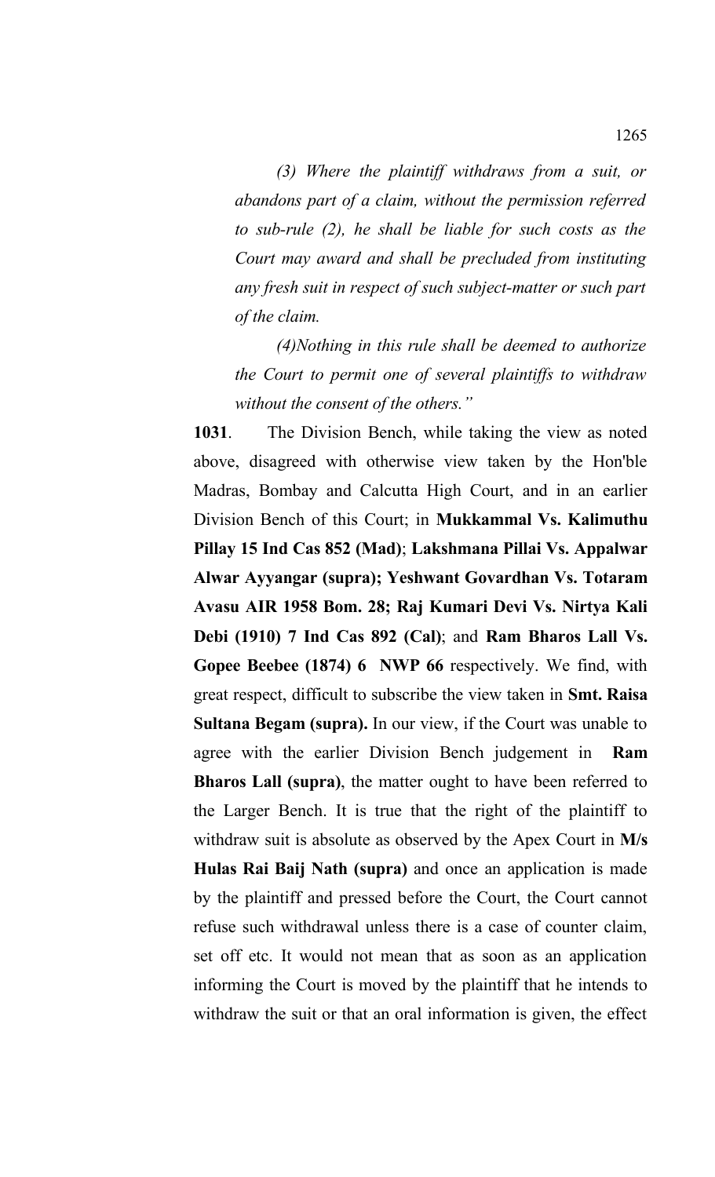*(3) Where the plaintiff withdraws from a suit, or abandons part of a claim, without the permission referred to sub-rule (2), he shall be liable for such costs as the Court may award and shall be precluded from instituting any fresh suit in respect of such subject-matter or such part of the claim.*

*(4)Nothing in this rule shall be deemed to authorize the Court to permit one of several plaintiffs to withdraw without the consent of the others."*

**1031**. The Division Bench, while taking the view as noted above, disagreed with otherwise view taken by the Hon'ble Madras, Bombay and Calcutta High Court, and in an earlier Division Bench of this Court; in **Mukkammal Vs. Kalimuthu Pillay 15 Ind Cas 852 (Mad)**; **Lakshmana Pillai Vs. Appalwar Alwar Ayyangar (supra); Yeshwant Govardhan Vs. Totaram Avasu AIR 1958 Bom. 28; Raj Kumari Devi Vs. Nirtya Kali Debi (1910) 7 Ind Cas 892 (Cal)**; and **Ram Bharos Lall Vs. Gopee Beebee (1874) 6 NWP 66** respectively. We find, with great respect, difficult to subscribe the view taken in **Smt. Raisa Sultana Begam (supra).** In our view, if the Court was unable to agree with the earlier Division Bench judgement in **Ram Bharos Lall (supra)**, the matter ought to have been referred to the Larger Bench. It is true that the right of the plaintiff to withdraw suit is absolute as observed by the Apex Court in **M/s Hulas Rai Baij Nath (supra)** and once an application is made by the plaintiff and pressed before the Court, the Court cannot refuse such withdrawal unless there is a case of counter claim, set off etc. It would not mean that as soon as an application informing the Court is moved by the plaintiff that he intends to withdraw the suit or that an oral information is given, the effect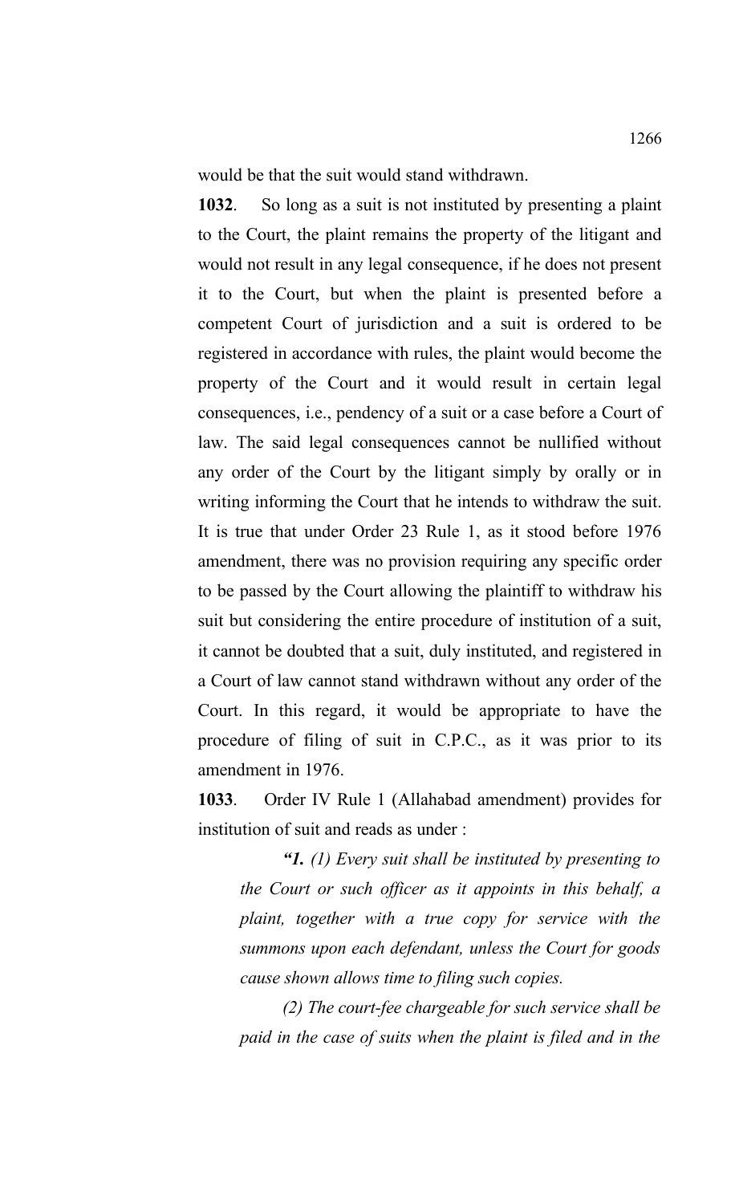would be that the suit would stand withdrawn.

**1032**. So long as a suit is not instituted by presenting a plaint to the Court, the plaint remains the property of the litigant and would not result in any legal consequence, if he does not present it to the Court, but when the plaint is presented before a competent Court of jurisdiction and a suit is ordered to be registered in accordance with rules, the plaint would become the property of the Court and it would result in certain legal consequences, i.e., pendency of a suit or a case before a Court of law. The said legal consequences cannot be nullified without any order of the Court by the litigant simply by orally or in writing informing the Court that he intends to withdraw the suit. It is true that under Order 23 Rule 1, as it stood before 1976 amendment, there was no provision requiring any specific order to be passed by the Court allowing the plaintiff to withdraw his suit but considering the entire procedure of institution of a suit, it cannot be doubted that a suit, duly instituted, and registered in a Court of law cannot stand withdrawn without any order of the Court. In this regard, it would be appropriate to have the procedure of filing of suit in C.P.C., as it was prior to its amendment in 1976.

**1033**. Order IV Rule 1 (Allahabad amendment) provides for institution of suit and reads as under :

> ***"1.*** *(1) Every suit shall be instituted by presenting to the Court or such officer as it appoints in this behalf, a plaint, together with a true copy for service with the summons upon each defendant, unless the Court for goods cause shown allows time to filing such copies.*
>
> *(2) The court-fee chargeable for such service shall be paid in the case of suits when the plaint is filed and in the*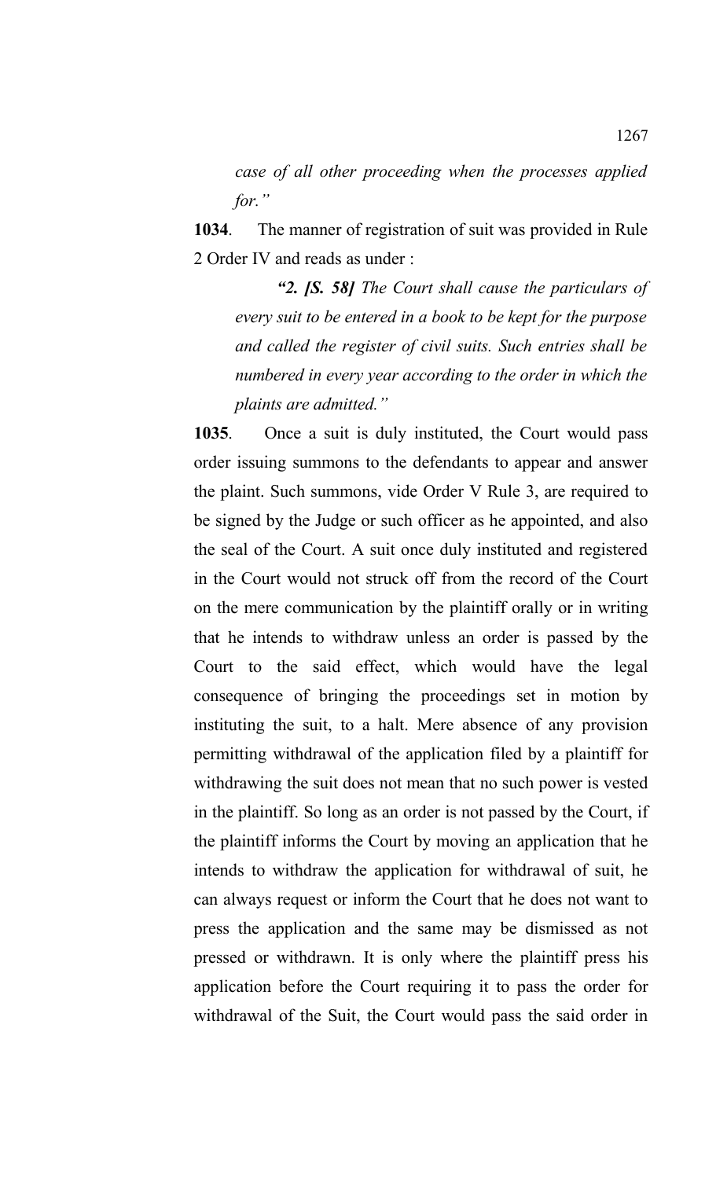*case of all other proceeding when the processes applied for."*

**1034**. The manner of registration of suit was provided in Rule 2 Order IV and reads as under :

> ***"2. [S. 58]** The Court shall cause the particulars of every suit to be entered in a book to be kept for the purpose and called the register of civil suits. Such entries shall be numbered in every year according to the order in which the plaints are admitted."*

**1035**. Once a suit is duly instituted, the Court would pass order issuing summons to the defendants to appear and answer the plaint. Such summons, vide Order V Rule 3, are required to be signed by the Judge or such officer as he appointed, and also the seal of the Court. A suit once duly instituted and registered in the Court would not struck off from the record of the Court on the mere communication by the plaintiff orally or in writing that he intends to withdraw unless an order is passed by the Court to the said effect, which would have the legal consequence of bringing the proceedings set in motion by instituting the suit, to a halt. Mere absence of any provision permitting withdrawal of the application filed by a plaintiff for withdrawing the suit does not mean that no such power is vested in the plaintiff. So long as an order is not passed by the Court, if the plaintiff informs the Court by moving an application that he intends to withdraw the application for withdrawal of suit, he can always request or inform the Court that he does not want to press the application and the same may be dismissed as not pressed or withdrawn. It is only where the plaintiff press his application before the Court requiring it to pass the order for withdrawal of the Suit, the Court would pass the said order in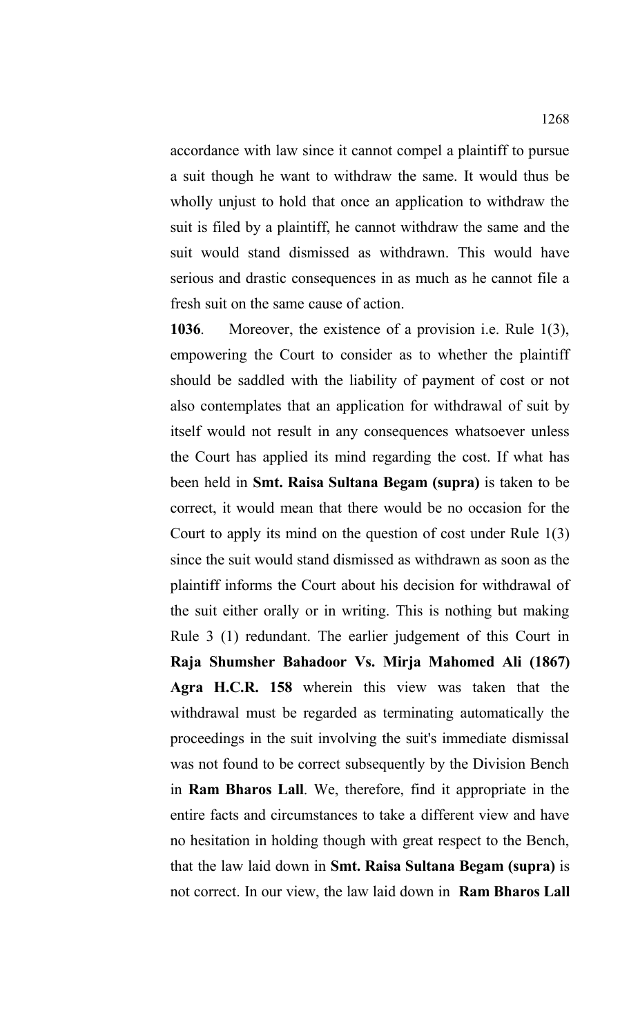accordance with law since it cannot compel a plaintiff to pursue a suit though he want to withdraw the same. It would thus be wholly unjust to hold that once an application to withdraw the suit is filed by a plaintiff, he cannot withdraw the same and the suit would stand dismissed as withdrawn. This would have serious and drastic consequences in as much as he cannot file a fresh suit on the same cause of action.

**1036**. Moreover, the existence of a provision i.e. Rule 1(3), empowering the Court to consider as to whether the plaintiff should be saddled with the liability of payment of cost or not also contemplates that an application for withdrawal of suit by itself would not result in any consequences whatsoever unless the Court has applied its mind regarding the cost. If what has been held in **Smt. Raisa Sultana Begam (supra)** is taken to be correct, it would mean that there would be no occasion for the Court to apply its mind on the question of cost under Rule 1(3) since the suit would stand dismissed as withdrawn as soon as the plaintiff informs the Court about his decision for withdrawal of the suit either orally or in writing. This is nothing but making Rule 3 (1) redundant. The earlier judgement of this Court in **Raja Shumsher Bahadoor Vs. Mirja Mahomed Ali (1867) Agra H.C.R. 158** wherein this view was taken that the withdrawal must be regarded as terminating automatically the proceedings in the suit involving the suit's immediate dismissal was not found to be correct subsequently by the Division Bench in **Ram Bharos Lall**. We, therefore, find it appropriate in the entire facts and circumstances to take a different view and have no hesitation in holding though with great respect to the Bench, that the law laid down in **Smt. Raisa Sultana Begam (supra)** is not correct. In our view, the law laid down in **Ram Bharos Lall**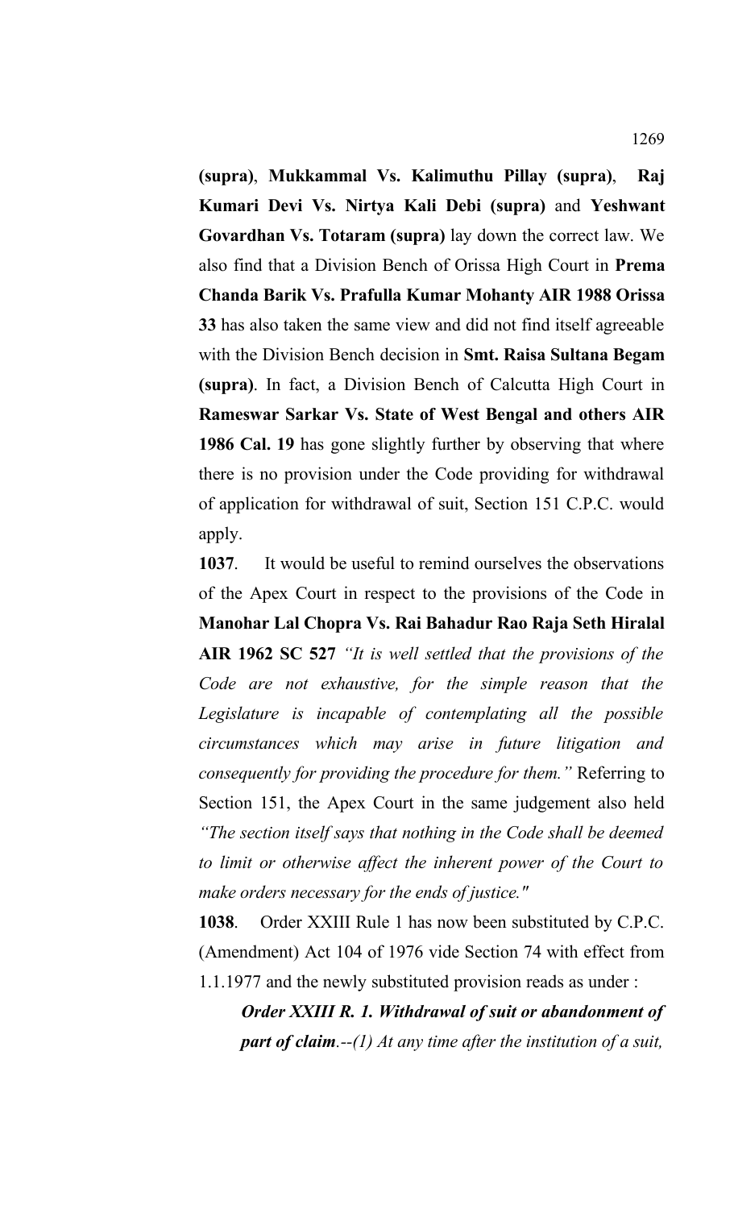**(supra)**, **Mukkammal Vs. Kalimuthu Pillay (supra)**, **Raj Kumari Devi Vs. Nirtya Kali Debi (supra)** and **Yeshwant Govardhan Vs. Totaram (supra)** lay down the correct law. We also find that a Division Bench of Orissa High Court in **Prema Chanda Barik Vs. Prafulla Kumar Mohanty AIR 1988 Orissa 33** has also taken the same view and did not find itself agreeable with the Division Bench decision in **Smt. Raisa Sultana Begam (supra)**. In fact, a Division Bench of Calcutta High Court in **Rameswar Sarkar Vs. State of West Bengal and others AIR 1986 Cal. 19** has gone slightly further by observing that where there is no provision under the Code providing for withdrawal of application for withdrawal of suit, Section 151 C.P.C. would apply.

**1037**. It would be useful to remind ourselves the observations of the Apex Court in respect to the provisions of the Code in **Manohar Lal Chopra Vs. Rai Bahadur Rao Raja Seth Hiralal AIR 1962 SC 527** *"It is well settled that the provisions of the Code are not exhaustive, for the simple reason that the Legislature is incapable of contemplating all the possible circumstances which may arise in future litigation and consequently for providing the procedure for them."* Referring to Section 151, the Apex Court in the same judgement also held *"The section itself says that nothing in the Code shall be deemed to limit or otherwise affect the inherent power of the Court to make orders necessary for the ends of justice."*

**1038**. Order XXIII Rule 1 has now been substituted by C.P.C. (Amendment) Act 104 of 1976 vide Section 74 with effect from 1.1.1977 and the newly substituted provision reads as under :

> ***Order XXIII R. 1. Withdrawal of suit or abandonment of part of claim***.--*(1) At any time after the institution of a suit,*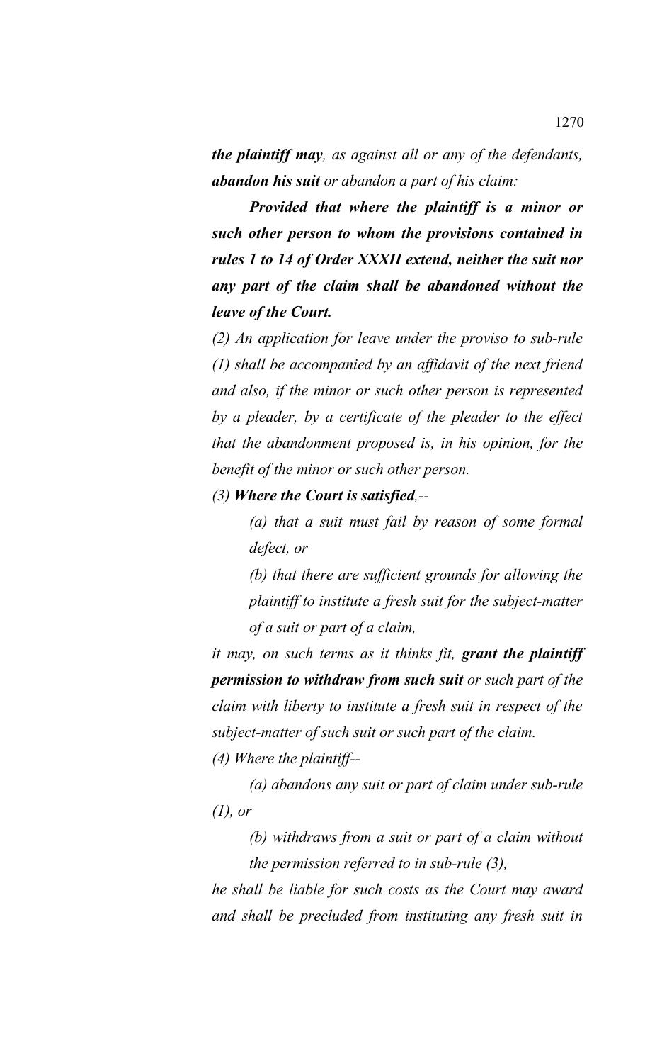*the plaintiff may, as against all or any of the defendants, abandon his suit or abandon a part of his claim:*

***Provided that where the plaintiff is a minor or such other person to whom the provisions contained in rules 1 to 14 of Order XXXII extend, neither the suit nor any part of the claim shall be abandoned without the leave of the Court.***

*(2) An application for leave under the proviso to sub-rule (1) shall be accompanied by an affidavit of the next friend and also, if the minor or such other person is represented by a pleader, by a certificate of the pleader to the effect that the abandonment proposed is, in his opinion, for the benefit of the minor or such other person.*

*(3) **Where the Court is satisfied**,--*

> *(a) that a suit must fail by reason of some formal defect, or*
>
> *(b) that there are sufficient grounds for allowing the plaintiff to institute a fresh suit for the subject-matter of a suit or part of a claim,*

*it may, on such terms as it thinks fit, **grant the plaintiff permission to withdraw from such suit** or such part of the claim with liberty to institute a fresh suit in respect of the subject-matter of such suit or such part of the claim.*

*(4) Where the plaintiff--*

> *(a) abandons any suit or part of claim under sub-rule (1), or*
>
> *(b) withdraws from a suit or part of a claim without the permission referred to in sub-rule (3),*

*he shall be liable for such costs as the Court may award and shall be precluded from instituting any fresh suit in*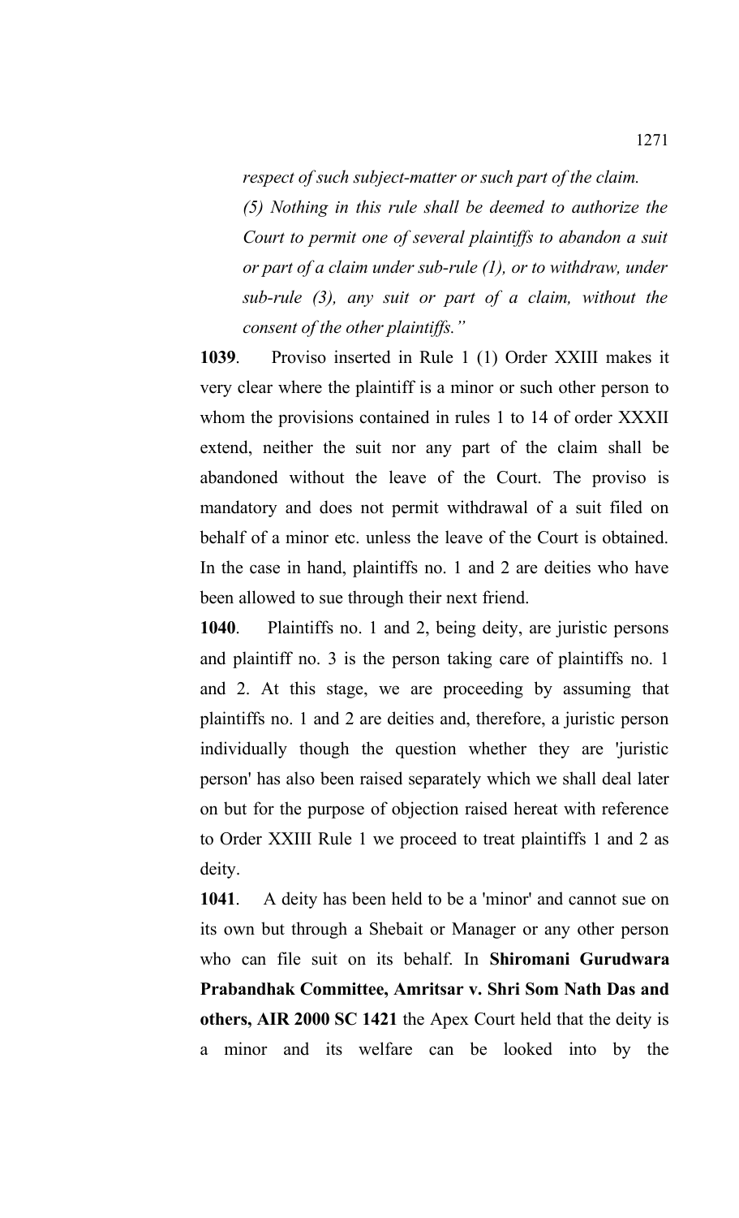*respect of such subject-matter or such part of the claim.*

*(5) Nothing in this rule shall be deemed to authorize the Court to permit one of several plaintiffs to abandon a suit or part of a claim under sub-rule (1), or to withdraw, under sub-rule (3), any suit or part of a claim, without the consent of the other plaintiffs."*

**1039**. Proviso inserted in Rule 1 (1) Order XXIII makes it very clear where the plaintiff is a minor or such other person to whom the provisions contained in rules 1 to 14 of order XXXII extend, neither the suit nor any part of the claim shall be abandoned without the leave of the Court. The proviso is mandatory and does not permit withdrawal of a suit filed on behalf of a minor etc. unless the leave of the Court is obtained. In the case in hand, plaintiffs no. 1 and 2 are deities who have been allowed to sue through their next friend.

**1040**. Plaintiffs no. 1 and 2, being deity, are juristic persons and plaintiff no. 3 is the person taking care of plaintiffs no. 1 and 2. At this stage, we are proceeding by assuming that plaintiffs no. 1 and 2 are deities and, therefore, a juristic person individually though the question whether they are 'juristic person' has also been raised separately which we shall deal later on but for the purpose of objection raised hereat with reference to Order XXIII Rule 1 we proceed to treat plaintiffs 1 and 2 as deity.

**1041**. A deity has been held to be a 'minor' and cannot sue on its own but through a Shebait or Manager or any other person who can file suit on its behalf. In **Shiromani Gurudwara Prabandhak Committee, Amritsar v. Shri Som Nath Das and others, AIR 2000 SC 1421** the Apex Court held that the deity is a minor and its welfare can be looked into by the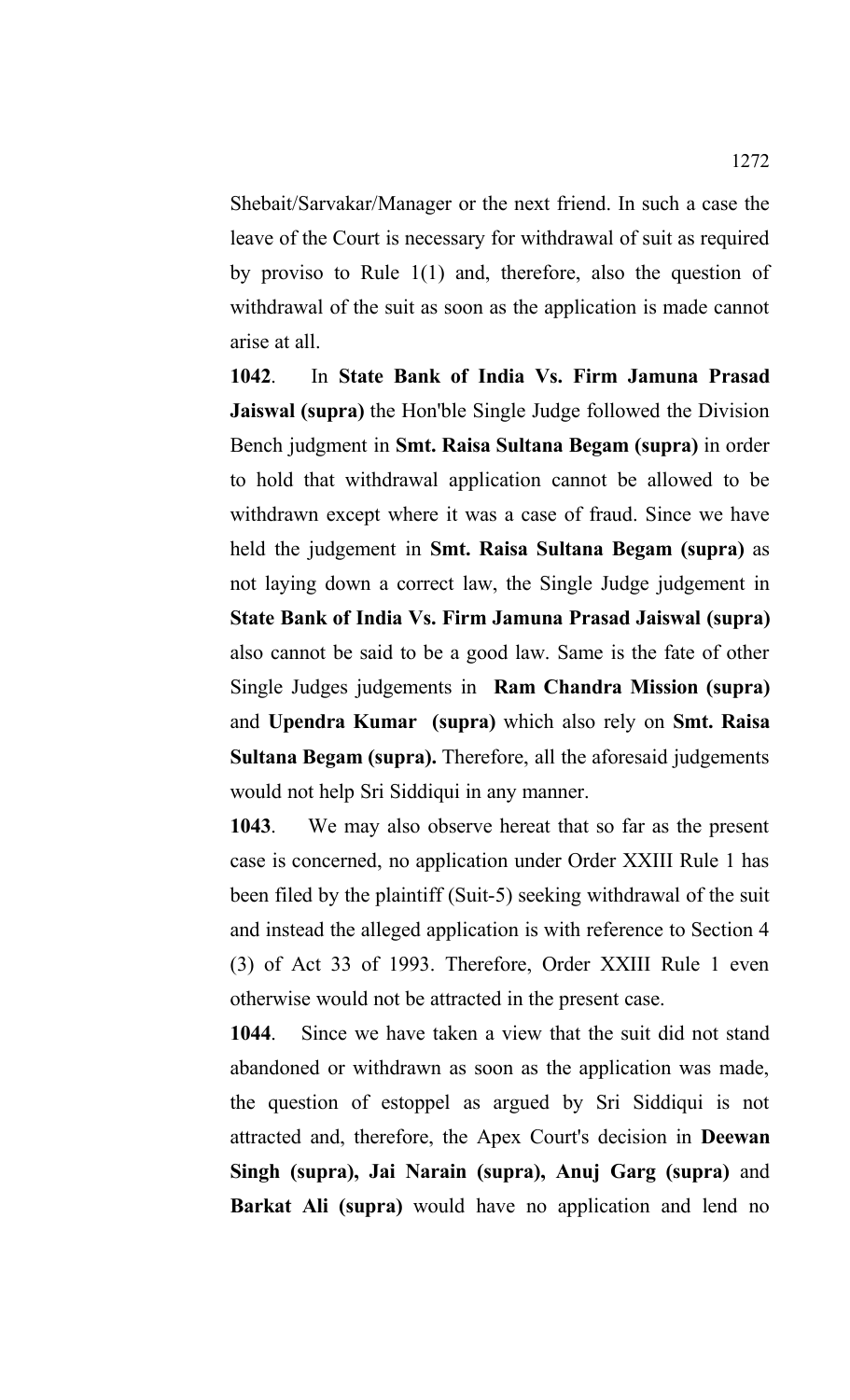Shebait/Sarvakar/Manager or the next friend. In such a case the leave of the Court is necessary for withdrawal of suit as required by proviso to Rule 1(1) and, therefore, also the question of withdrawal of the suit as soon as the application is made cannot arise at all.

**1042**. In **State Bank of India Vs. Firm Jamuna Prasad Jaiswal (supra)** the Hon'ble Single Judge followed the Division Bench judgment in **Smt. Raisa Sultana Begam (supra)** in order to hold that withdrawal application cannot be allowed to be withdrawn except where it was a case of fraud. Since we have held the judgement in **Smt. Raisa Sultana Begam (supra)** as not laying down a correct law, the Single Judge judgement in **State Bank of India Vs. Firm Jamuna Prasad Jaiswal (supra)** also cannot be said to be a good law. Same is the fate of other Single Judges judgements in **Ram Chandra Mission (supra)** and **Upendra Kumar (supra)** which also rely on **Smt. Raisa Sultana Begam (supra).** Therefore, all the aforesaid judgements would not help Sri Siddiqui in any manner.

**1043**. We may also observe hereat that so far as the present case is concerned, no application under Order XXIII Rule 1 has been filed by the plaintiff (Suit-5) seeking withdrawal of the suit and instead the alleged application is with reference to Section 4 (3) of Act 33 of 1993. Therefore, Order XXIII Rule 1 even otherwise would not be attracted in the present case.

**1044**. Since we have taken a view that the suit did not stand abandoned or withdrawn as soon as the application was made, the question of estoppel as argued by Sri Siddiqui is not attracted and, therefore, the Apex Court's decision in **Deewan Singh (supra), Jai Narain (supra), Anuj Garg (supra)** and **Barkat Ali (supra)** would have no application and lend no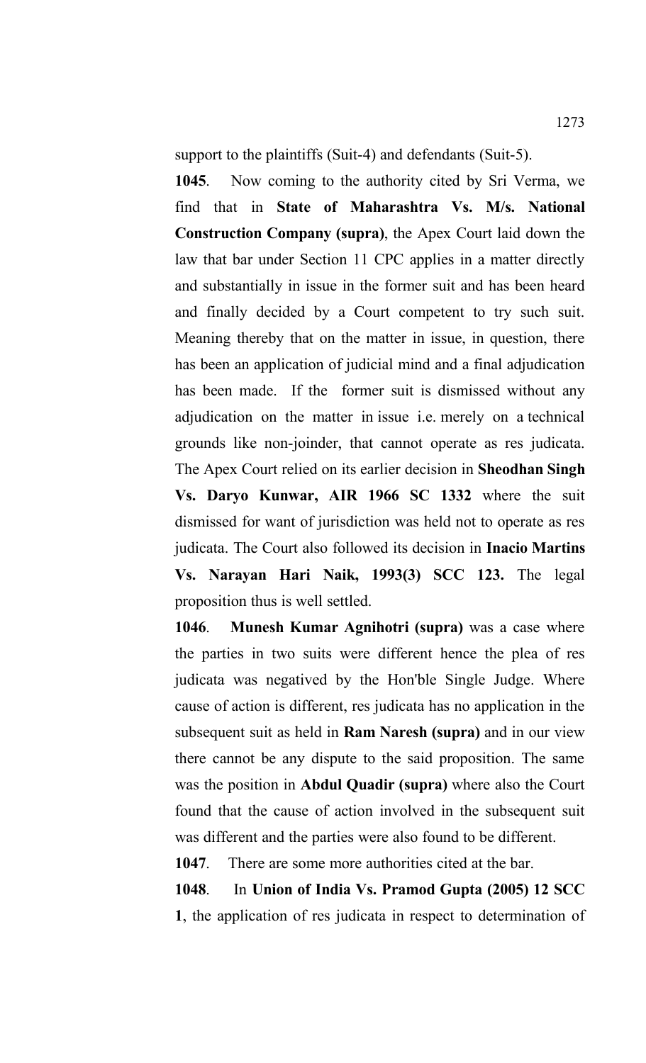support to the plaintiffs (Suit-4) and defendants (Suit-5).

**1045**. Now coming to the authority cited by Sri Verma, we find that in **State of Maharashtra Vs. M/s. National Construction Company (supra)**, the Apex Court laid down the law that bar under Section 11 CPC applies in a matter directly and substantially in issue in the former suit and has been heard and finally decided by a Court competent to try such suit. Meaning thereby that on the matter in issue, in question, there has been an application of judicial mind and a final adjudication has been made. If the former suit is dismissed without any adjudication on the matter in issue i.e. merely on a technical grounds like non-joinder, that cannot operate as res judicata. The Apex Court relied on its earlier decision in **Sheodhan Singh Vs. Daryo Kunwar, AIR 1966 SC 1332** where the suit dismissed for want of jurisdiction was held not to operate as res judicata. The Court also followed its decision in **Inacio Martins Vs. Narayan Hari Naik, 1993(3) SCC 123.** The legal proposition thus is well settled.

**1046**. **Munesh Kumar Agnihotri (supra)** was a case where the parties in two suits were different hence the plea of res judicata was negatived by the Hon'ble Single Judge. Where cause of action is different, res judicata has no application in the subsequent suit as held in **Ram Naresh (supra)** and in our view there cannot be any dispute to the said proposition. The same was the position in **Abdul Quadir (supra)** where also the Court found that the cause of action involved in the subsequent suit was different and the parties were also found to be different.

**1047**. There are some more authorities cited at the bar.

**1048**. In **Union of India Vs. Pramod Gupta (2005) 12 SCC 1**, the application of res judicata in respect to determination of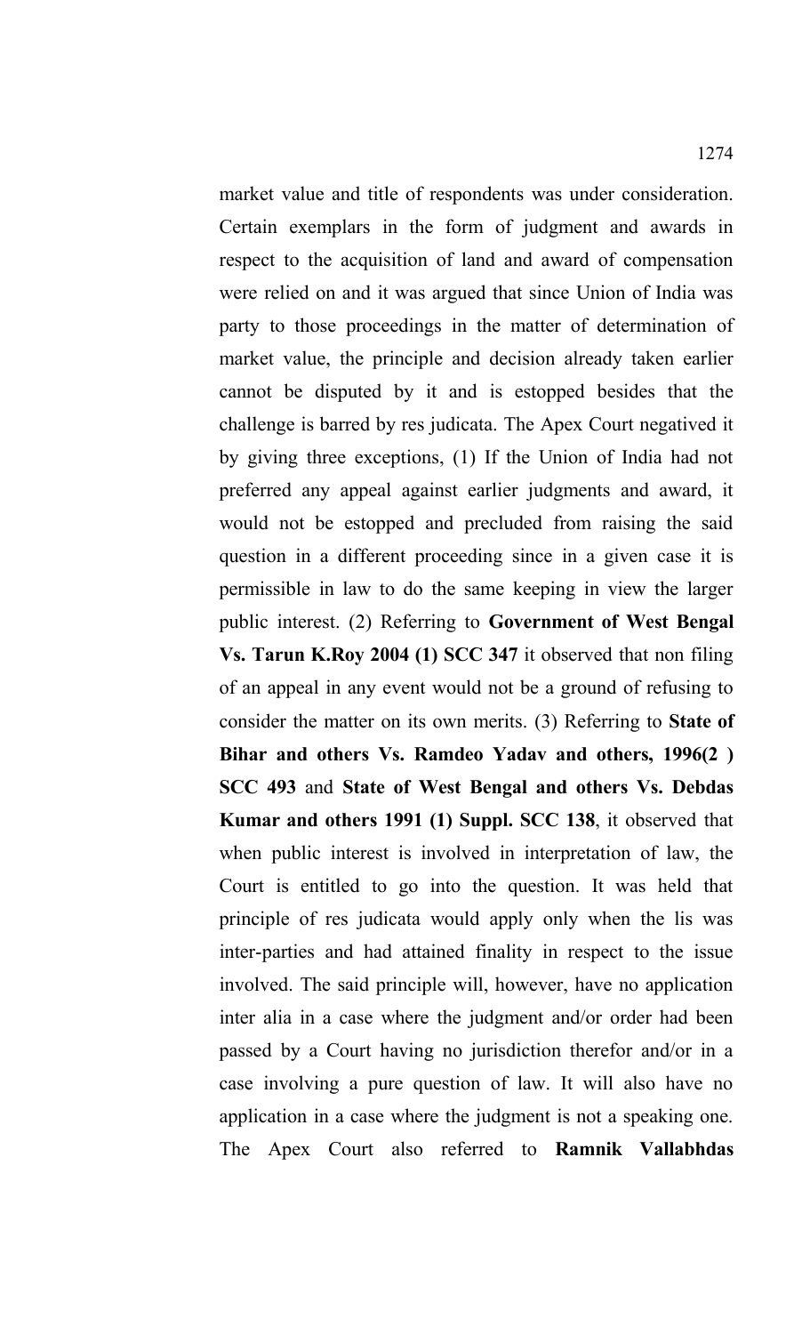market value and title of respondents was under consideration. Certain exemplars in the form of judgment and awards in respect to the acquisition of land and award of compensation were relied on and it was argued that since Union of India was party to those proceedings in the matter of determination of market value, the principle and decision already taken earlier cannot be disputed by it and is estopped besides that the challenge is barred by res judicata. The Apex Court negatived it by giving three exceptions, (1) If the Union of India had not preferred any appeal against earlier judgments and award, it would not be estopped and precluded from raising the said question in a different proceeding since in a given case it is permissible in law to do the same keeping in view the larger public interest. (2) Referring to **Government of West Bengal Vs. Tarun K.Roy 2004 (1) SCC 347** it observed that non filing of an appeal in any event would not be a ground of refusing to consider the matter on its own merits. (3) Referring to **State of Bihar and others Vs. Ramdeo Yadav and others, 1996(2 ) SCC 493** and **State of West Bengal and others Vs. Debdas Kumar and others 1991 (1) Suppl. SCC 138**, it observed that when public interest is involved in interpretation of law, the Court is entitled to go into the question. It was held that principle of res judicata would apply only when the lis was inter-parties and had attained finality in respect to the issue involved. The said principle will, however, have no application inter alia in a case where the judgment and/or order had been passed by a Court having no jurisdiction therefor and/or in a case involving a pure question of law. It will also have no application in a case where the judgment is not a speaking one. The Apex Court also referred to **Ramnik Vallabhdas**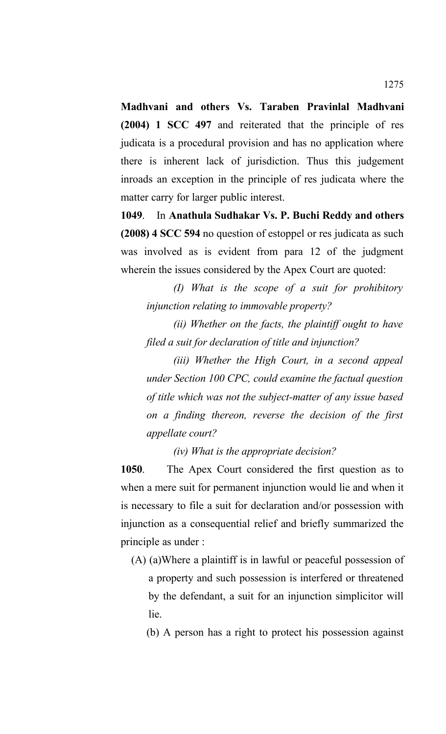**Madhvani and others Vs. Taraben Pravinlal Madhvani (2004) 1 SCC 497** and reiterated that the principle of res judicata is a procedural provision and has no application where there is inherent lack of jurisdiction. Thus this judgement inroads an exception in the principle of res judicata where the matter carry for larger public interest.

**1049**. In **Anathula Sudhakar Vs. P. Buchi Reddy and others (2008) 4 SCC 594** no question of estoppel or res judicata as such was involved as is evident from para 12 of the judgment wherein the issues considered by the Apex Court are quoted:

> *(I) What is the scope of a suit for prohibitory injunction relating to immovable property?*
>
> *(ii) Whether on the facts, the plaintiff ought to have filed a suit for declaration of title and injunction?*
>
> *(iii) Whether the High Court, in a second appeal under Section 100 CPC, could examine the factual question of title which was not the subject-matter of any issue based on a finding thereon, reverse the decision of the first appellate court?*
>
> *(iv) What is the appropriate decision?*

**1050**. The Apex Court considered the first question as to when a mere suit for permanent injunction would lie and when it is necessary to file a suit for declaration and/or possession with injunction as a consequential relief and briefly summarized the principle as under :

(A) (a)Where a plaintiff is in lawful or peaceful possession of a property and such possession is interfered or threatened by the defendant, a suit for an injunction simplicitor will lie.

(b) A person has a right to protect his possession against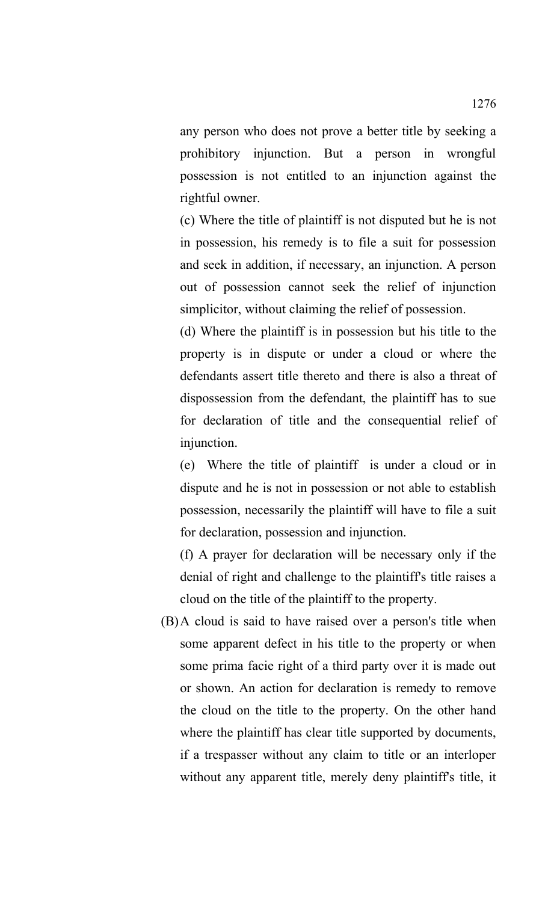any person who does not prove a better title by seeking a prohibitory injunction. But a person in wrongful possession is not entitled to an injunction against the rightful owner.

(c) Where the title of plaintiff is not disputed but he is not in possession, his remedy is to file a suit for possession and seek in addition, if necessary, an injunction. A person out of possession cannot seek the relief of injunction simplicitor, without claiming the relief of possession.

(d) Where the plaintiff is in possession but his title to the property is in dispute or under a cloud or where the defendants assert title thereto and there is also a threat of dispossession from the defendant, the plaintiff has to sue for declaration of title and the consequential relief of injunction.

(e) Where the title of plaintiff is under a cloud or in dispute and he is not in possession or not able to establish possession, necessarily the plaintiff will have to file a suit for declaration, possession and injunction.

(f) A prayer for declaration will be necessary only if the denial of right and challenge to the plaintiff's title raises a cloud on the title of the plaintiff to the property.

(B) A cloud is said to have raised over a person's title when some apparent defect in his title to the property or when some prima facie right of a third party over it is made out or shown. An action for declaration is remedy to remove the cloud on the title to the property. On the other hand where the plaintiff has clear title supported by documents, if a trespasser without any claim to title or an interloper without any apparent title, merely deny plaintiff's title, it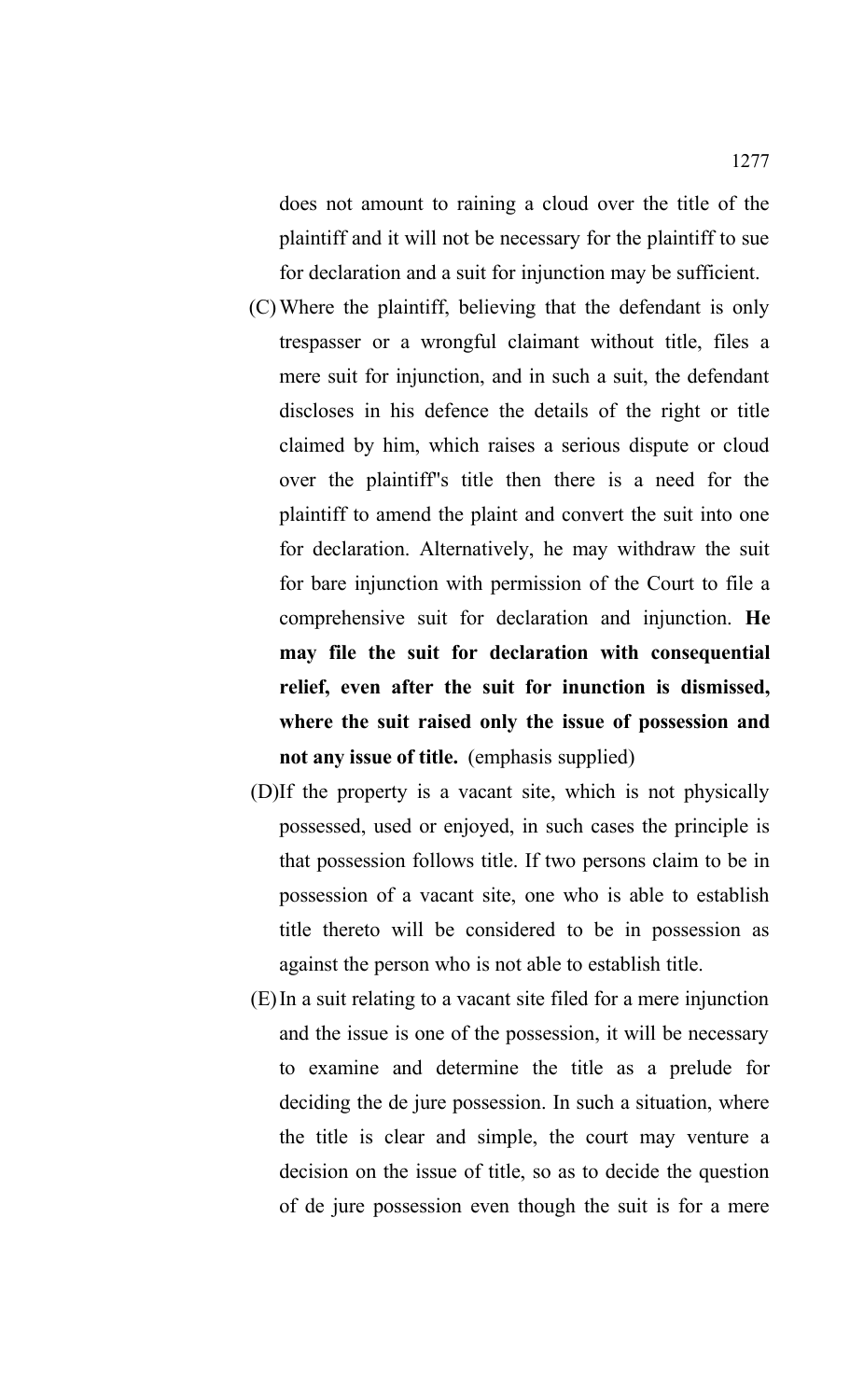does not amount to raining a cloud over the title of the plaintiff and it will not be necessary for the plaintiff to sue for declaration and a suit for injunction may be sufficient.

(C) Where the plaintiff, believing that the defendant is only trespasser or a wrongful claimant without title, files a mere suit for injunction, and in such a suit, the defendant discloses in his defence the details of the right or title claimed by him, which raises a serious dispute or cloud over the plaintiff''s title then there is a need for the plaintiff to amend the plaint and convert the suit into one for declaration. Alternatively, he may withdraw the suit for bare injunction with permission of the Court to file a comprehensive suit for declaration and injunction. **He may file the suit for declaration with consequential relief, even after the suit for inunction is dismissed, where the suit raised only the issue of possession and not any issue of title.** (emphasis supplied)

(D) If the property is a vacant site, which is not physically possessed, used or enjoyed, in such cases the principle is that possession follows title. If two persons claim to be in possession of a vacant site, one who is able to establish title thereto will be considered to be in possession as against the person who is not able to establish title.

(E) In a suit relating to a vacant site filed for a mere injunction and the issue is one of the possession, it will be necessary to examine and determine the title as a prelude for deciding the de jure possession. In such a situation, where the title is clear and simple, the court may venture a decision on the issue of title, so as to decide the question of de jure possession even though the suit is for a mere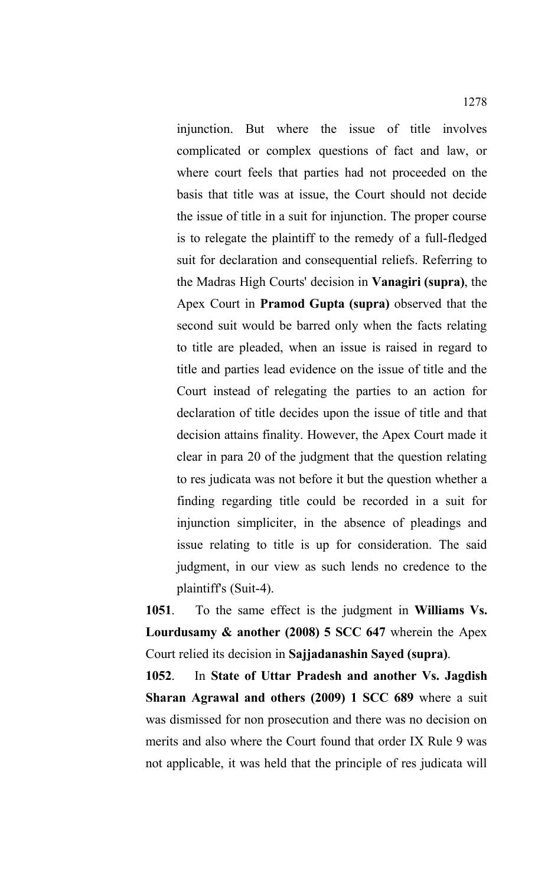injunction. But where the issue of title involves complicated or complex questions of fact and law, or where court feels that parties had not proceeded on the basis that title was at issue, the Court should not decide the issue of title in a suit for injunction. The proper course is to relegate the plaintiff to the remedy of a full-fledged suit for declaration and consequential reliefs. Referring to the Madras High Courts' decision in **Vanagiri (supra)**, the Apex Court in **Pramod Gupta (supra)** observed that the second suit would be barred only when the facts relating to title are pleaded, when an issue is raised in regard to title and parties lead evidence on the issue of title and the Court instead of relegating the parties to an action for declaration of title decides upon the issue of title and that decision attains finality. However, the Apex Court made it clear in para 20 of the judgment that the question relating to res judicata was not before it but the question whether a finding regarding title could be recorded in a suit for injunction simpliciter, in the absence of pleadings and issue relating to title is up for consideration. The said judgment, in our view as such lends no credence to the plaintiff's (Suit-4).

**1051**. To the same effect is the judgment in **Williams Vs. Lourdusamy & another (2008) 5 SCC 647** wherein the Apex Court relied its decision in **Sajjadanashin Sayed (supra)**.

**1052**. In **State of Uttar Pradesh and another Vs. Jagdish Sharan Agrawal and others (2009) 1 SCC 689** where a suit was dismissed for non prosecution and there was no decision on merits and also where the Court found that order IX Rule 9 was not applicable, it was held that the principle of res judicata will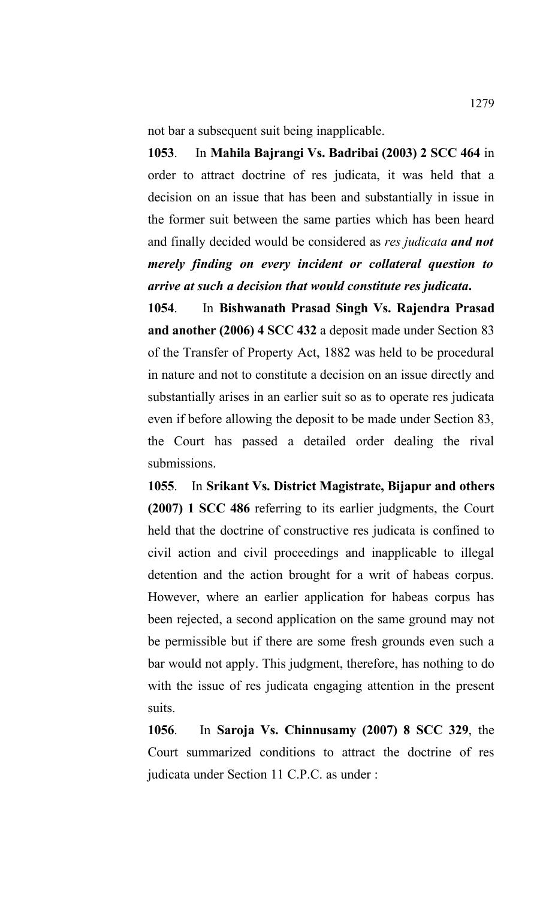not bar a subsequent suit being inapplicable.

**1053**. In **Mahila Bajrangi Vs. Badribai (2003) 2 SCC 464** in order to attract doctrine of res judicata, it was held that a decision on an issue that has been and substantially in issue in the former suit between the same parties which has been heard and finally decided would be considered as *res judicata* ***and not merely finding on every incident or collateral question to arrive at such a decision that would constitute res judicata*****.**

**1054**. In **Bishwanath Prasad Singh Vs. Rajendra Prasad and another (2006) 4 SCC 432** a deposit made under Section 83 of the Transfer of Property Act, 1882 was held to be procedural in nature and not to constitute a decision on an issue directly and substantially arises in an earlier suit so as to operate res judicata even if before allowing the deposit to be made under Section 83, the Court has passed a detailed order dealing the rival submissions.

**1055**. In **Srikant Vs. District Magistrate, Bijapur and others (2007) 1 SCC 486** referring to its earlier judgments, the Court held that the doctrine of constructive res judicata is confined to civil action and civil proceedings and inapplicable to illegal detention and the action brought for a writ of habeas corpus. However, where an earlier application for habeas corpus has been rejected, a second application on the same ground may not be permissible but if there are some fresh grounds even such a bar would not apply. This judgment, therefore, has nothing to do with the issue of res judicata engaging attention in the present suits.

**1056**. In **Saroja Vs. Chinnusamy (2007) 8 SCC 329**, the Court summarized conditions to attract the doctrine of res judicata under Section 11 C.P.C. as under :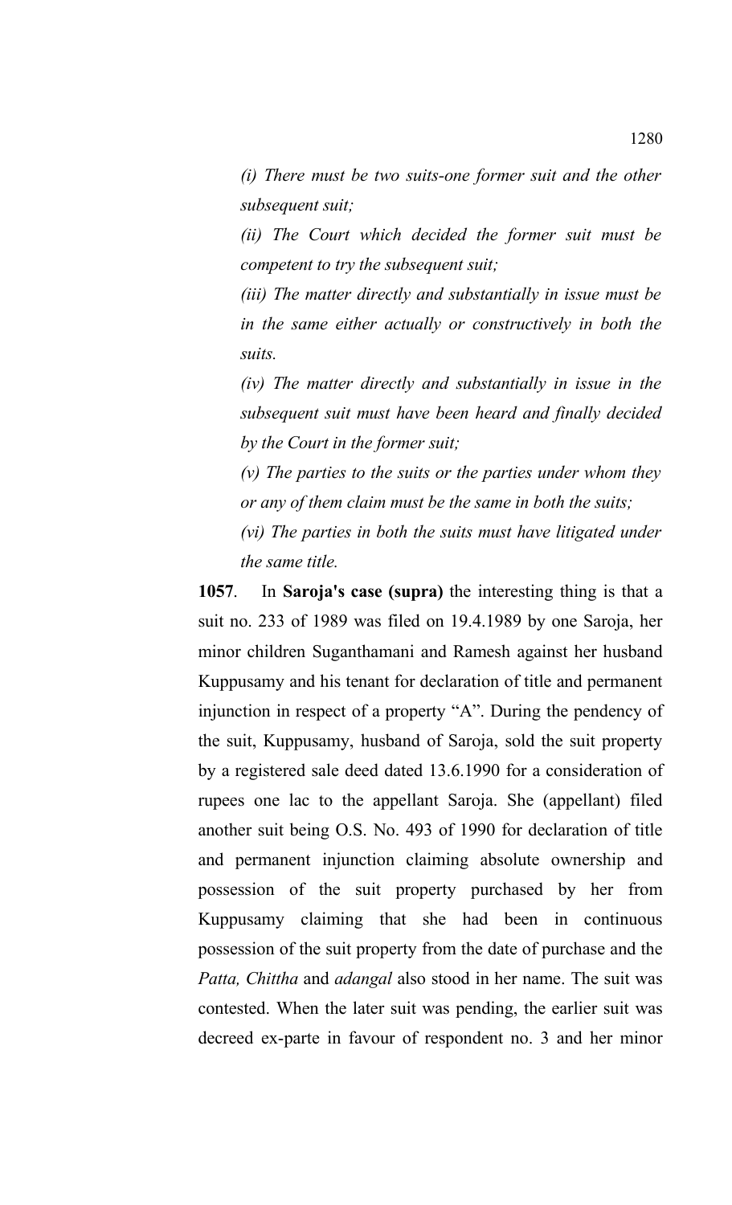*(i) There must be two suits-one former suit and the other subsequent suit;*

*(ii) The Court which decided the former suit must be competent to try the subsequent suit;*

*(iii) The matter directly and substantially in issue must be in the same either actually or constructively in both the suits.*

*(iv) The matter directly and substantially in issue in the subsequent suit must have been heard and finally decided by the Court in the former suit;*

*(v) The parties to the suits or the parties under whom they or any of them claim must be the same in both the suits;*

*(vi) The parties in both the suits must have litigated under the same title.*

**1057**. In **Saroja's case (supra)** the interesting thing is that a suit no. 233 of 1989 was filed on 19.4.1989 by one Saroja, her minor children Suganthamani and Ramesh against her husband Kuppusamy and his tenant for declaration of title and permanent injunction in respect of a property "A". During the pendency of the suit, Kuppusamy, husband of Saroja, sold the suit property by a registered sale deed dated 13.6.1990 for a consideration of rupees one lac to the appellant Saroja. She (appellant) filed another suit being O.S. No. 493 of 1990 for declaration of title and permanent injunction claiming absolute ownership and possession of the suit property purchased by her from Kuppusamy claiming that she had been in continuous possession of the suit property from the date of purchase and the *Patta, Chittha* and *adangal* also stood in her name. The suit was contested. When the later suit was pending, the earlier suit was decreed ex-parte in favour of respondent no. 3 and her minor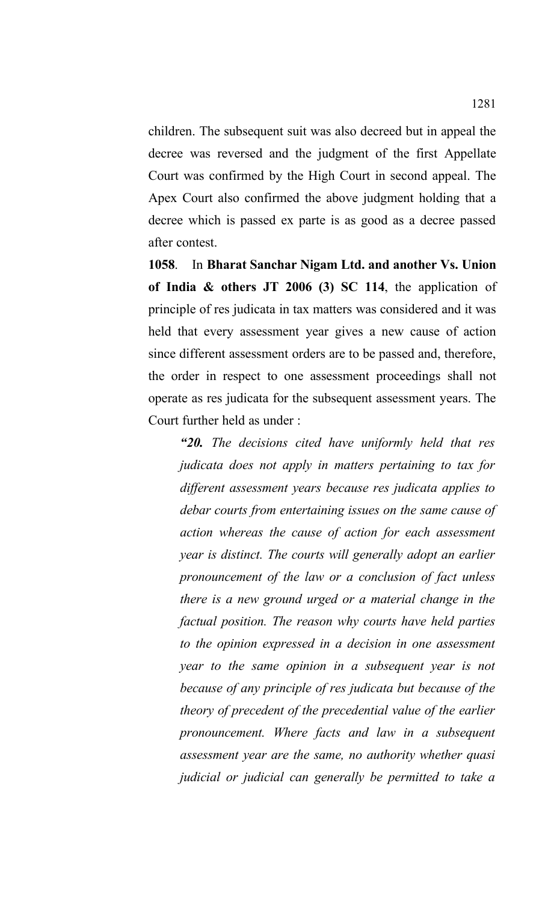children. The subsequent suit was also decreed but in appeal the decree was reversed and the judgment of the first Appellate Court was confirmed by the High Court in second appeal. The Apex Court also confirmed the above judgment holding that a decree which is passed ex parte is as good as a decree passed after contest.

**1058**. In **Bharat Sanchar Nigam Ltd. and another Vs. Union of India & others JT 2006 (3) SC 114**, the application of principle of res judicata in tax matters was considered and it was held that every assessment year gives a new cause of action since different assessment orders are to be passed and, therefore, the order in respect to one assessment proceedings shall not operate as res judicata for the subsequent assessment years. The Court further held as under :

> ***"20.*** *The decisions cited have uniformly held that res judicata does not apply in matters pertaining to tax for different assessment years because res judicata applies to debar courts from entertaining issues on the same cause of action whereas the cause of action for each assessment year is distinct. The courts will generally adopt an earlier pronouncement of the law or a conclusion of fact unless there is a new ground urged or a material change in the factual position. The reason why courts have held parties to the opinion expressed in a decision in one assessment year to the same opinion in a subsequent year is not because of any principle of res judicata but because of the theory of precedent of the precedential value of the earlier pronouncement. Where facts and law in a subsequent assessment year are the same, no authority whether quasi judicial or judicial can generally be permitted to take a*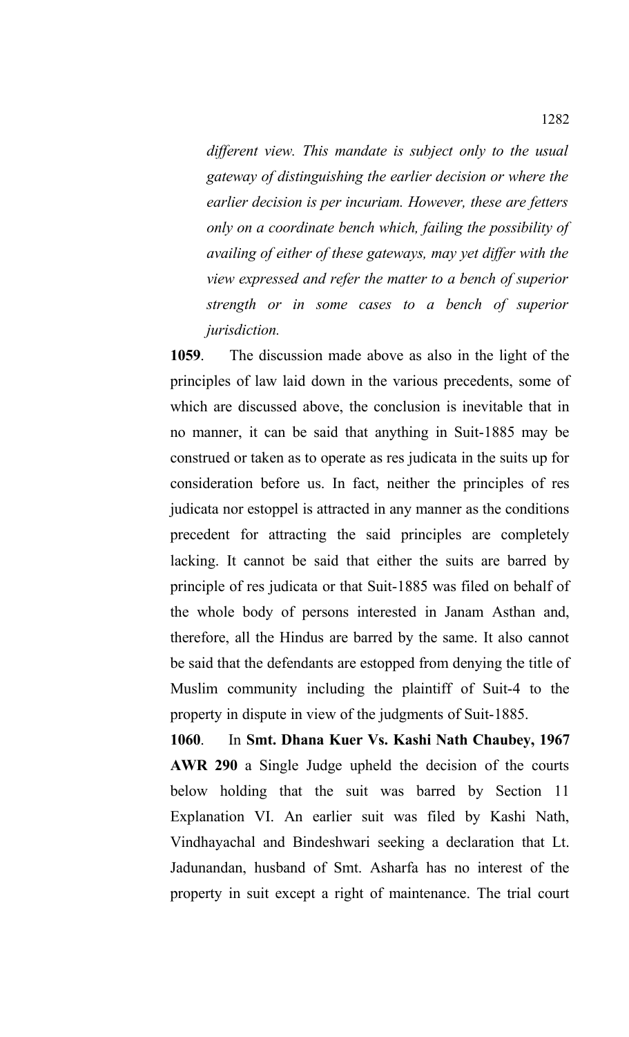*different view. This mandate is subject only to the usual gateway of distinguishing the earlier decision or where the earlier decision is per incuriam. However, these are fetters only on a coordinate bench which, failing the possibility of availing of either of these gateways, may yet differ with the view expressed and refer the matter to a bench of superior strength or in some cases to a bench of superior jurisdiction.*

**1059**. The discussion made above as also in the light of the principles of law laid down in the various precedents, some of which are discussed above, the conclusion is inevitable that in no manner, it can be said that anything in Suit-1885 may be construed or taken as to operate as res judicata in the suits up for consideration before us. In fact, neither the principles of res judicata nor estoppel is attracted in any manner as the conditions precedent for attracting the said principles are completely lacking. It cannot be said that either the suits are barred by principle of res judicata or that Suit-1885 was filed on behalf of the whole body of persons interested in Janam Asthan and, therefore, all the Hindus are barred by the same. It also cannot be said that the defendants are estopped from denying the title of Muslim community including the plaintiff of Suit-4 to the property in dispute in view of the judgments of Suit-1885.

**1060**. In **Smt. Dhana Kuer Vs. Kashi Nath Chaubey, 1967 AWR 290** a Single Judge upheld the decision of the courts below holding that the suit was barred by Section 11 Explanation VI. An earlier suit was filed by Kashi Nath, Vindhayachal and Bindeshwari seeking a declaration that Lt. Jadunandan, husband of Smt. Asharfa has no interest of the property in suit except a right of maintenance. The trial court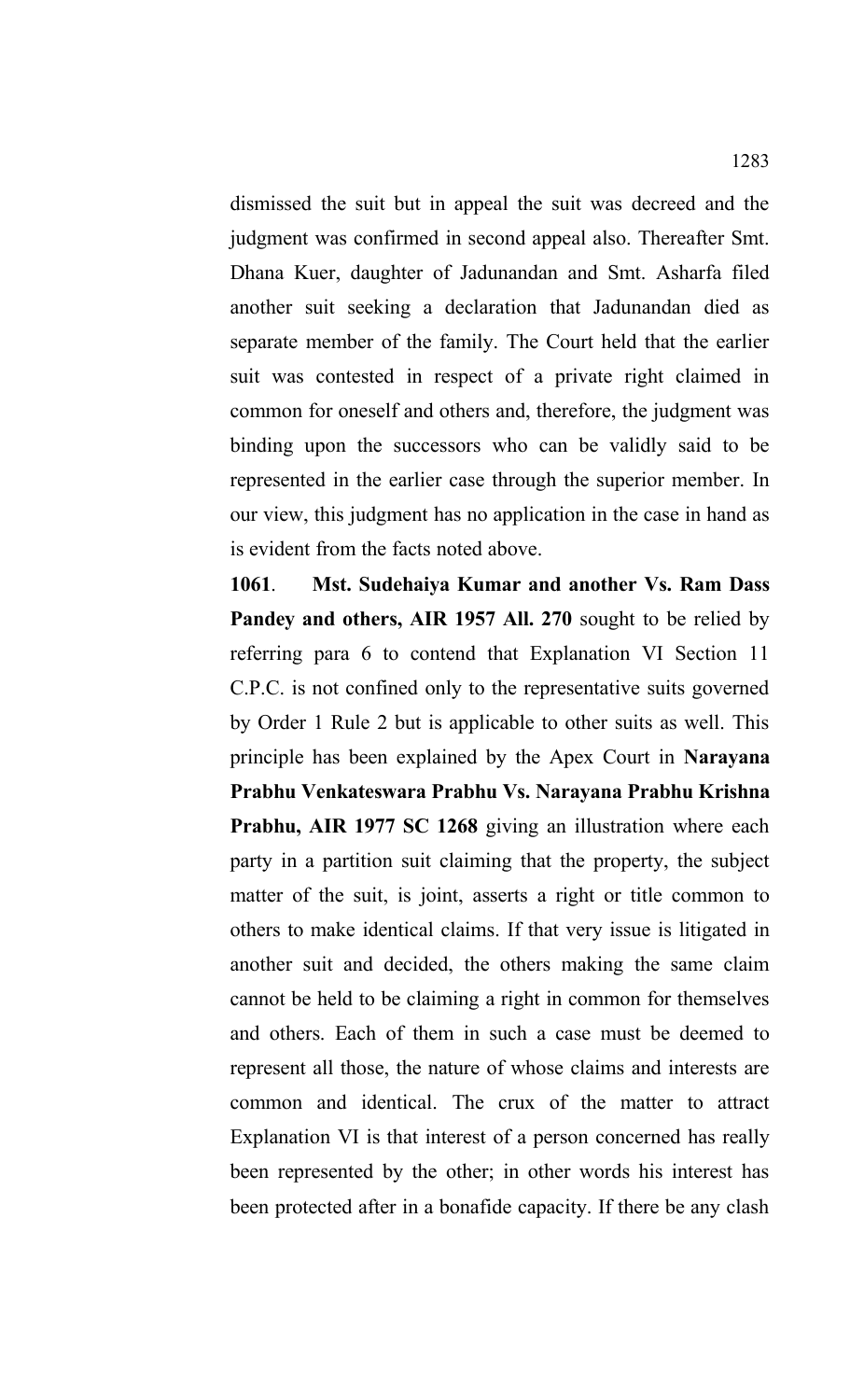dismissed the suit but in appeal the suit was decreed and the judgment was confirmed in second appeal also. Thereafter Smt. Dhana Kuer, daughter of Jadunandan and Smt. Asharfa filed another suit seeking a declaration that Jadunandan died as separate member of the family. The Court held that the earlier suit was contested in respect of a private right claimed in common for oneself and others and, therefore, the judgment was binding upon the successors who can be validly said to be represented in the earlier case through the superior member. In our view, this judgment has no application in the case in hand as is evident from the facts noted above.

**1061**. **Mst. Sudehaiya Kumar and another Vs. Ram Dass Pandey and others, AIR 1957 All. 270** sought to be relied by referring para 6 to contend that Explanation VI Section 11 C.P.C. is not confined only to the representative suits governed by Order 1 Rule 2 but is applicable to other suits as well. This principle has been explained by the Apex Court in **Narayana Prabhu Venkateswara Prabhu Vs. Narayana Prabhu Krishna Prabhu, AIR 1977 SC 1268** giving an illustration where each party in a partition suit claiming that the property, the subject matter of the suit, is joint, asserts a right or title common to others to make identical claims. If that very issue is litigated in another suit and decided, the others making the same claim cannot be held to be claiming a right in common for themselves and others. Each of them in such a case must be deemed to represent all those, the nature of whose claims and interests are common and identical. The crux of the matter to attract Explanation VI is that interest of a person concerned has really been represented by the other; in other words his interest has been protected after in a bonafide capacity. If there be any clash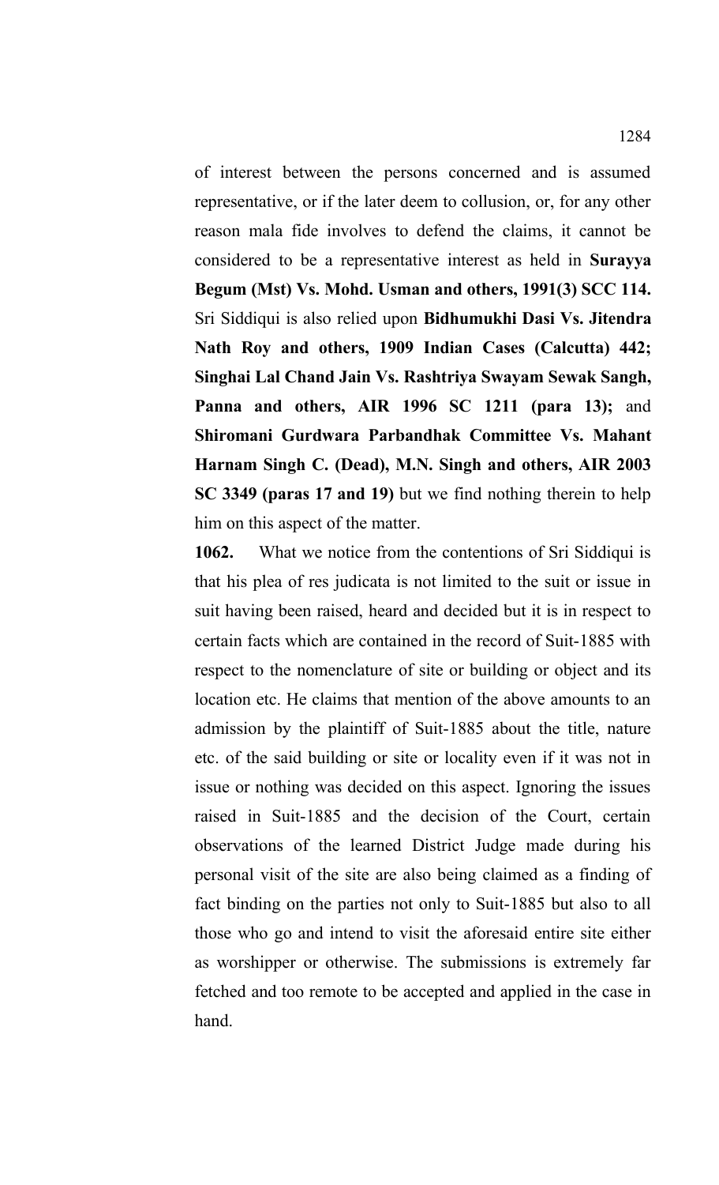of interest between the persons concerned and is assumed representative, or if the later deem to collusion, or, for any other reason mala fide involves to defend the claims, it cannot be considered to be a representative interest as held in **Surayya Begum (Mst) Vs. Mohd. Usman and others, 1991(3) SCC 114.** Sri Siddiqui is also relied upon **Bidhumukhi Dasi Vs. Jitendra Nath Roy and others, 1909 Indian Cases (Calcutta) 442; Singhai Lal Chand Jain Vs. Rashtriya Swayam Sewak Sangh, Panna and others, AIR 1996 SC 1211 (para 13);** and **Shiromani Gurdwara Parbandhak Committee Vs. Mahant Harnam Singh C. (Dead), M.N. Singh and others, AIR 2003 SC 3349 (paras 17 and 19)** but we find nothing therein to help him on this aspect of the matter.

**1062.** What we notice from the contentions of Sri Siddiqui is that his plea of res judicata is not limited to the suit or issue in suit having been raised, heard and decided but it is in respect to certain facts which are contained in the record of Suit-1885 with respect to the nomenclature of site or building or object and its location etc. He claims that mention of the above amounts to an admission by the plaintiff of Suit-1885 about the title, nature etc. of the said building or site or locality even if it was not in issue or nothing was decided on this aspect. Ignoring the issues raised in Suit-1885 and the decision of the Court, certain observations of the learned District Judge made during his personal visit of the site are also being claimed as a finding of fact binding on the parties not only to Suit-1885 but also to all those who go and intend to visit the aforesaid entire site either as worshipper or otherwise. The submissions is extremely far fetched and too remote to be accepted and applied in the case in hand.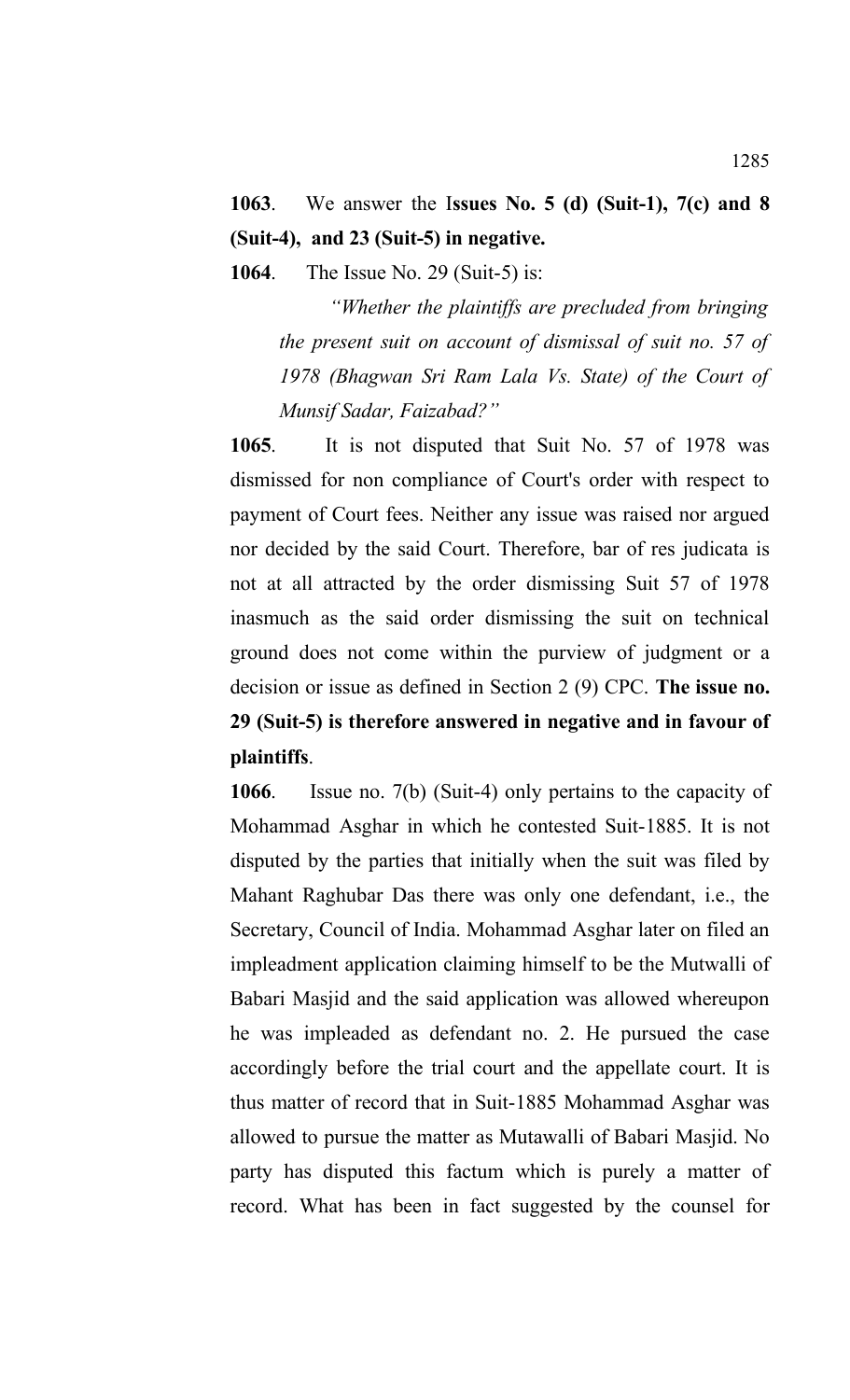**1063**. We answer the I**ssues No. 5 (d) (Suit-1), 7(c) and 8 (Suit-4), and 23 (Suit-5) in negative.**

**1064**. The Issue No. 29 (Suit-5) is:

> *"Whether the plaintiffs are precluded from bringing the present suit on account of dismissal of suit no. 57 of 1978 (Bhagwan Sri Ram Lala Vs. State) of the Court of Munsif Sadar, Faizabad?"*

**1065**. It is not disputed that Suit No. 57 of 1978 was dismissed for non compliance of Court's order with respect to payment of Court fees. Neither any issue was raised nor argued nor decided by the said Court. Therefore, bar of res judicata is not at all attracted by the order dismissing Suit 57 of 1978 inasmuch as the said order dismissing the suit on technical ground does not come within the purview of judgment or a decision or issue as defined in Section 2 (9) CPC. **The issue no. 29 (Suit-5) is therefore answered in negative and in favour of plaintiffs**.

**1066**. Issue no. 7(b) (Suit-4) only pertains to the capacity of Mohammad Asghar in which he contested Suit-1885. It is not disputed by the parties that initially when the suit was filed by Mahant Raghubar Das there was only one defendant, i.e., the Secretary, Council of India. Mohammad Asghar later on filed an impleadment application claiming himself to be the Mutwalli of Babari Masjid and the said application was allowed whereupon he was impleaded as defendant no. 2. He pursued the case accordingly before the trial court and the appellate court. It is thus matter of record that in Suit-1885 Mohammad Asghar was allowed to pursue the matter as Mutawalli of Babari Masjid. No party has disputed this factum which is purely a matter of record. What has been in fact suggested by the counsel for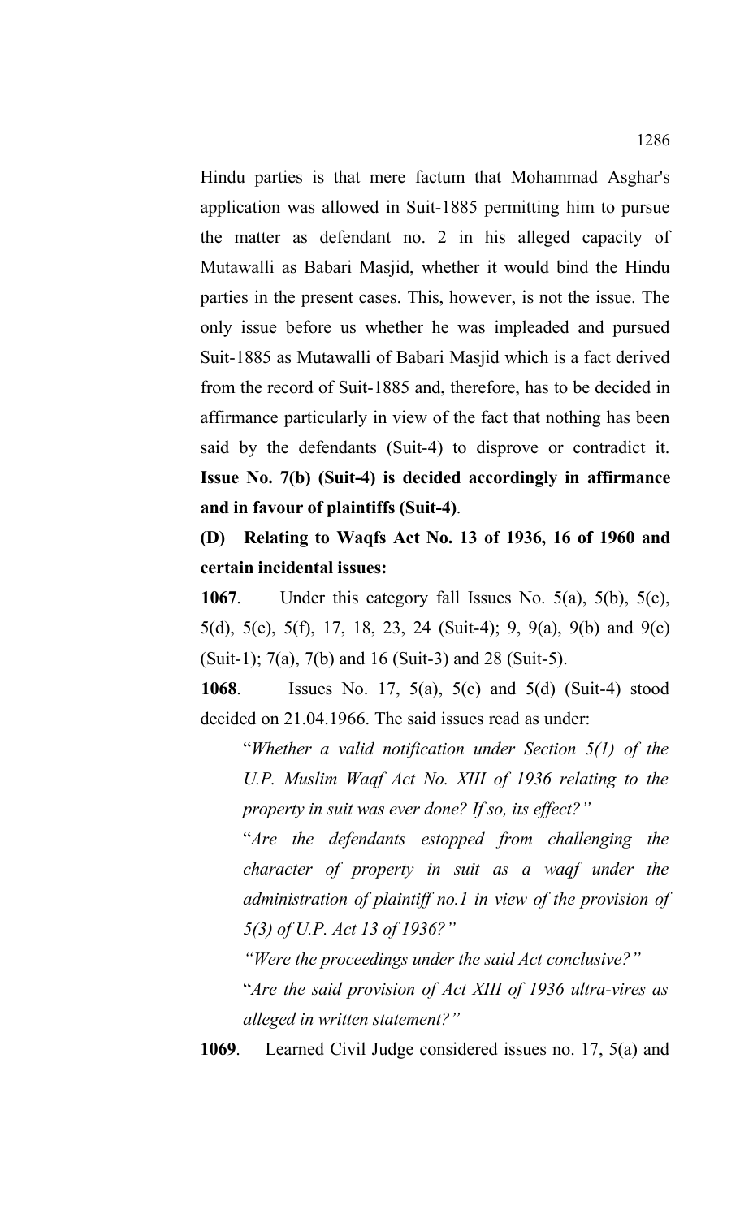Hindu parties is that mere factum that Mohammad Asghar's application was allowed in Suit-1885 permitting him to pursue the matter as defendant no. 2 in his alleged capacity of Mutawalli as Babari Masjid, whether it would bind the Hindu parties in the present cases. This, however, is not the issue. The only issue before us whether he was impleaded and pursued Suit-1885 as Mutawalli of Babari Masjid which is a fact derived from the record of Suit-1885 and, therefore, has to be decided in affirmance particularly in view of the fact that nothing has been said by the defendants (Suit-4) to disprove or contradict it. **Issue No. 7(b) (Suit-4) is decided accordingly in affirmance and in favour of plaintiffs (Suit-4)**.

**(D) Relating to Waqfs Act No. 13 of 1936, 16 of 1960 and certain incidental issues:**

**1067**. Under this category fall Issues No. 5(a), 5(b), 5(c), 5(d), 5(e), 5(f), 17, 18, 23, 24 (Suit-4); 9, 9(a), 9(b) and 9(c) (Suit-1); 7(a), 7(b) and 16 (Suit-3) and 28 (Suit-5).

**1068**. Issues No. 17, 5(a), 5(c) and 5(d) (Suit-4) stood decided on 21.04.1966. The said issues read as under:

> "*Whether a valid notification under Section 5(1) of the U.P. Muslim Waqf Act No. XIII of 1936 relating to the property in suit was ever done? If so, its effect?"*
>
> "*Are the defendants estopped from challenging the character of property in suit as a waqf under the administration of plaintiff no.1 in view of the provision of 5(3) of U.P. Act 13 of 1936?"*
>
> *"Were the proceedings under the said Act conclusive?"*
>
> "*Are the said provision of Act XIII of 1936 ultra-vires as alleged in written statement?"*

**1069**. Learned Civil Judge considered issues no. 17, 5(a) and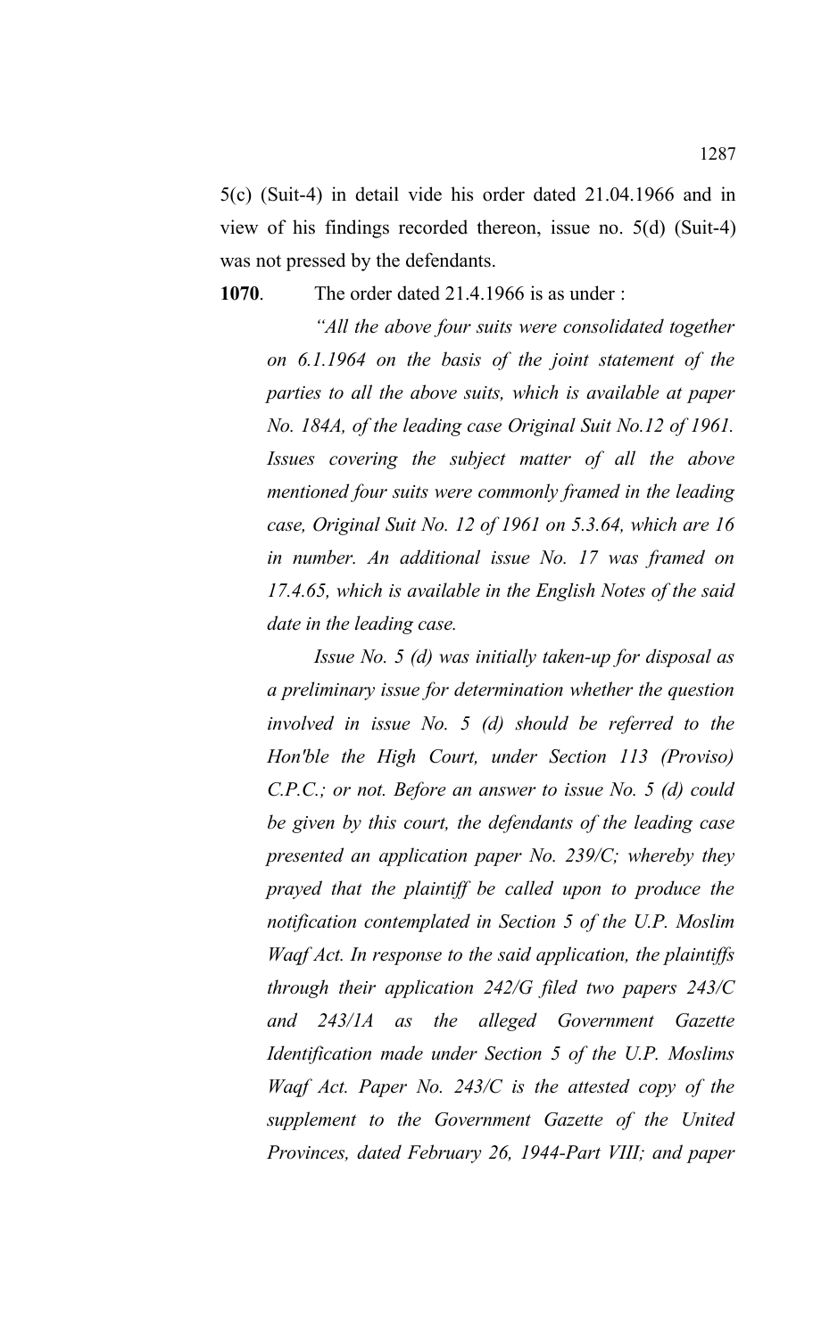5(c) (Suit-4) in detail vide his order dated 21.04.1966 and in view of his findings recorded thereon, issue no. 5(d) (Suit-4) was not pressed by the defendants.

**1070**. The order dated 21.4.1966 is as under :

> *"All the above four suits were consolidated together on 6.1.1964 on the basis of the joint statement of the parties to all the above suits, which is available at paper No. 184A, of the leading case Original Suit No.12 of 1961. Issues covering the subject matter of all the above mentioned four suits were commonly framed in the leading case, Original Suit No. 12 of 1961 on 5.3.64, which are 16 in number. An additional issue No. 17 was framed on 17.4.65, which is available in the English Notes of the said date in the leading case.*
>
> *Issue No. 5 (d) was initially taken-up for disposal as a preliminary issue for determination whether the question involved in issue No. 5 (d) should be referred to the Hon'ble the High Court, under Section 113 (Proviso) C.P.C.; or not. Before an answer to issue No. 5 (d) could be given by this court, the defendants of the leading case presented an application paper No. 239/C; whereby they prayed that the plaintiff be called upon to produce the notification contemplated in Section 5 of the U.P. Moslim Waqf Act. In response to the said application, the plaintiffs through their application 242/G filed two papers 243/C and 243/1A as the alleged Government Gazette Identification made under Section 5 of the U.P. Moslims Waqf Act. Paper No. 243/C is the attested copy of the supplement to the Government Gazette of the United Provinces, dated February 26, 1944-Part VIII; and paper*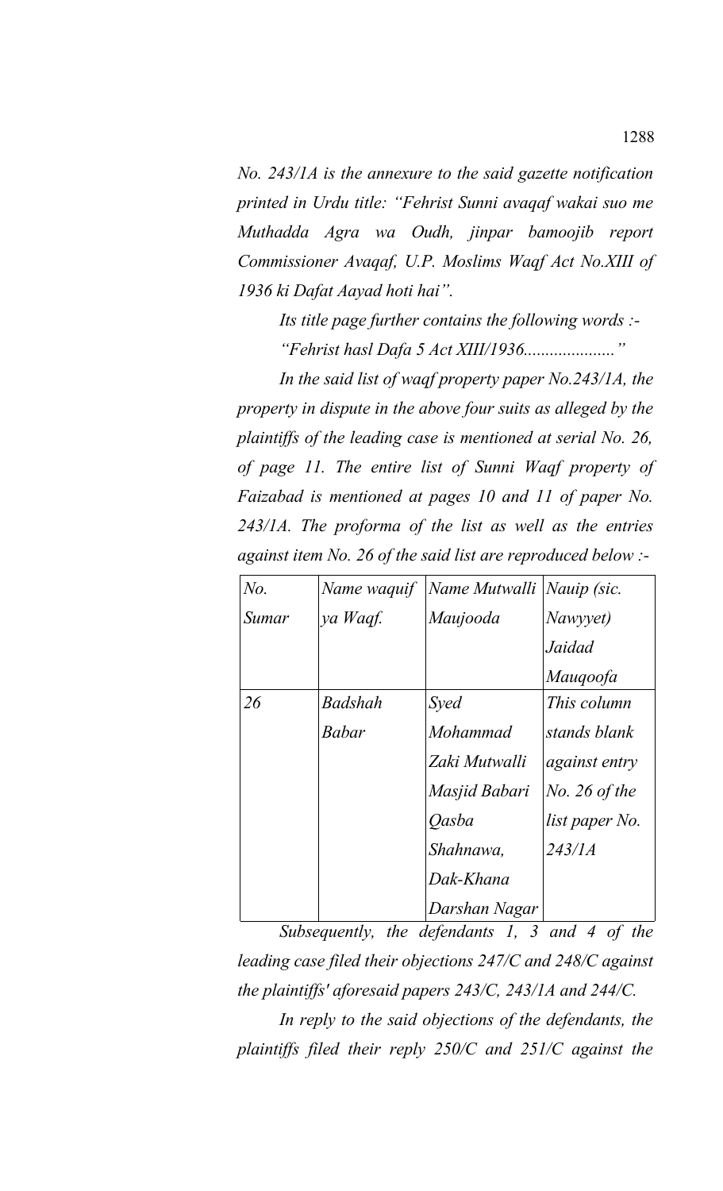*No. 243/1A is the annexure to the said gazette notification printed in Urdu title: "Fehrist Sunni avaqaf wakai suo me Muthadda Agra wa Oudh, jinpar bamoojib report Commissioner Avaqaf, U.P. Moslims Waqf Act No.XIII of 1936 ki Dafat Aayad hoti hai".*

*Its title page further contains the following words :-*

*"Fehrist hasl Dafa 5 Act XIII/1936....................."*

*In the said list of waqf property paper No.243/1A, the property in dispute in the above four suits as alleged by the plaintiffs of the leading case is mentioned at serial No. 26, of page 11. The entire list of Sunni Waqf property of Faizabad is mentioned at pages 10 and 11 of paper No. 243/1A. The proforma of the list as well as the entries against item No. 26 of the said list are reproduced below :-*

| *No. Sumar* | *Name waquif ya Waqf.* | *Name Mutwalli Maujooda* | *Nauip (sic. Nawyyet) Jaidad Mauqoofa* |
|---|---|---|---|
| *26* | *Badshah Babar* | *Syed Mohammad Zaki Mutwalli Masjid Babari Qasba Shahnawa, Dak-Khana Darshan Nagar* | *This column stands blank against entry No. 26 of the list paper No. 243/1A* |

*Subsequently, the defendants 1, 3 and 4 of the leading case filed their objections 247/C and 248/C against the plaintiffs' aforesaid papers 243/C, 243/1A and 244/C.*

*In reply to the said objections of the defendants, the plaintiffs filed their reply 250/C and 251/C against the*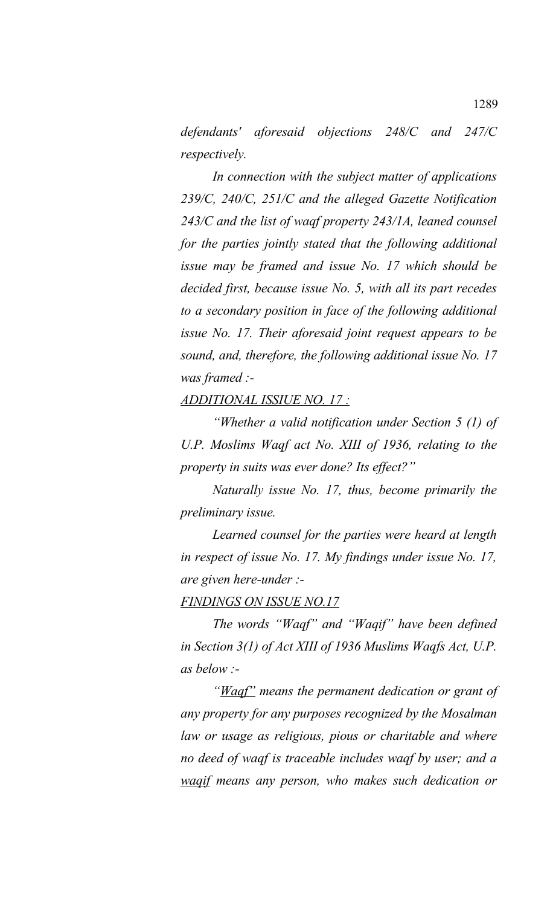*defendants' aforesaid objections 248/C and 247/C respectively.*

*In connection with the subject matter of applications 239/C, 240/C, 251/C and the alleged Gazette Notification 243/C and the list of waqf property 243/1A, leaned counsel for the parties jointly stated that the following additional issue may be framed and issue No. 17 which should be decided first, because issue No. 5, with all its part recedes to a secondary position in face of the following additional issue No. 17. Their aforesaid joint request appears to be sound, and, therefore, the following additional issue No. 17 was framed :-*

*ADDITIONAL ISSIUE NO. 17 :*

*"Whether a valid notification under Section 5 (1) of U.P. Moslims Waqf act No. XIII of 1936, relating to the property in suits was ever done? Its effect?"*

*Naturally issue No. 17, thus, become primarily the preliminary issue.*

*Learned counsel for the parties were heard at length in respect of issue No. 17. My findings under issue No. 17, are given here-under :-*

*FINDINGS ON ISSUE NO.17*

*The words "Waqf" and "Waqif" have been defined in Section 3(1) of Act XIII of 1936 Muslims Waqfs Act, U.P. as below :-*

*"Waqf" means the permanent dedication or grant of any property for any purposes recognized by the Mosalman law or usage as religious, pious or charitable and where no deed of waqf is traceable includes waqf by user; and a waqif means any person, who makes such dedication or*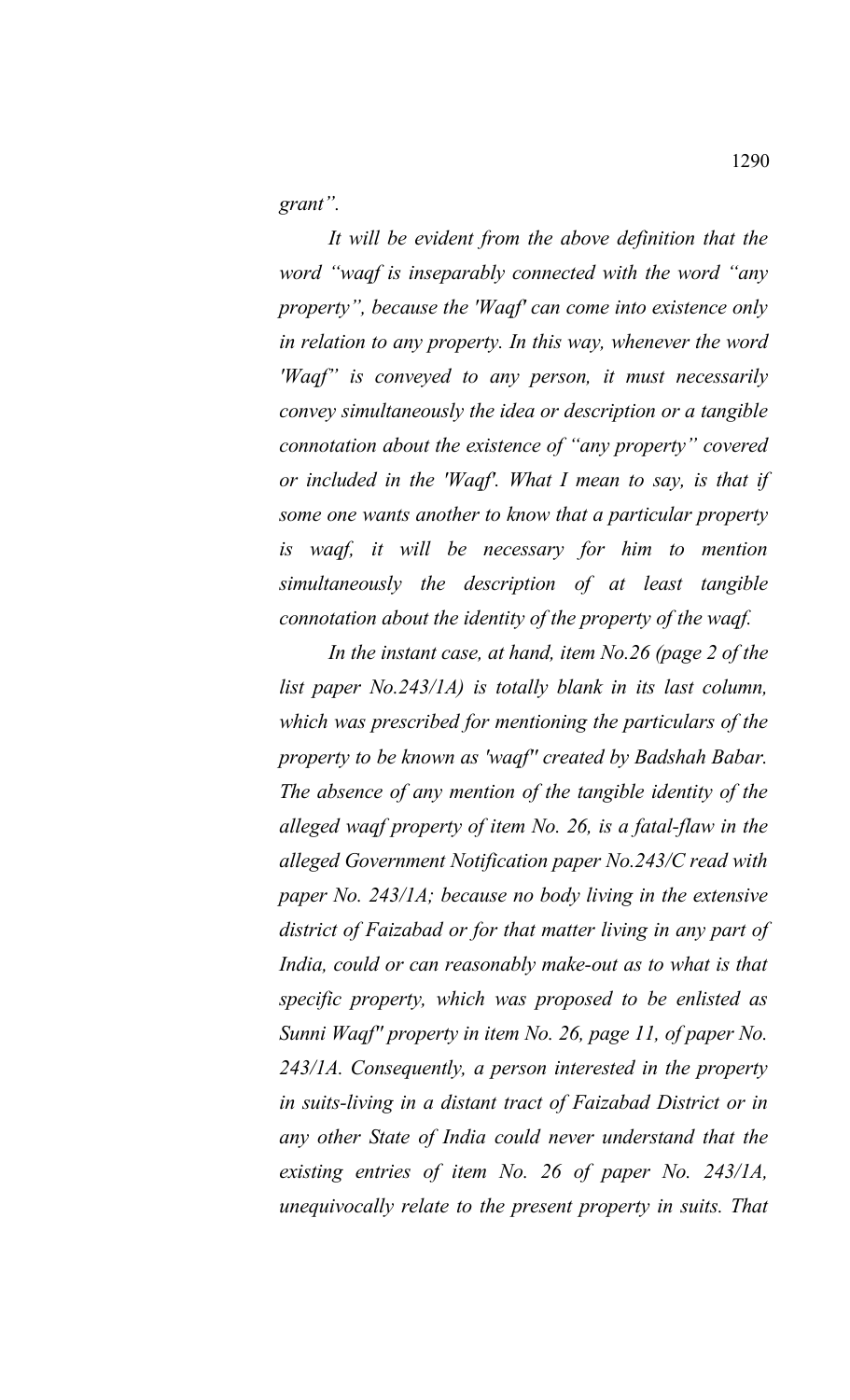*grant".*

*It will be evident from the above definition that the word "waqf is inseparably connected with the word "any property", because the 'Waqf' can come into existence only in relation to any property. In this way, whenever the word 'Waqf" is conveyed to any person, it must necessarily convey simultaneously the idea or description or a tangible connotation about the existence of "any property" covered or included in the 'Waqf'. What I mean to say, is that if some one wants another to know that a particular property is waqf, it will be necessary for him to mention simultaneously the description of at least tangible connotation about the identity of the property of the waqf.*

*In the instant case, at hand, item No.26 (page 2 of the list paper No.243/1A) is totally blank in its last column, which was prescribed for mentioning the particulars of the property to be known as 'waqf" created by Badshah Babar. The absence of any mention of the tangible identity of the alleged waqf property of item No. 26, is a fatal-flaw in the alleged Government Notification paper No.243/C read with paper No. 243/1A; because no body living in the extensive district of Faizabad or for that matter living in any part of India, could or can reasonably make-out as to what is that specific property, which was proposed to be enlisted as Sunni Waqf" property in item No. 26, page 11, of paper No. 243/1A. Consequently, a person interested in the property in suits-living in a distant tract of Faizabad District or in any other State of India could never understand that the existing entries of item No. 26 of paper No. 243/1A, unequivocally relate to the present property in suits. That*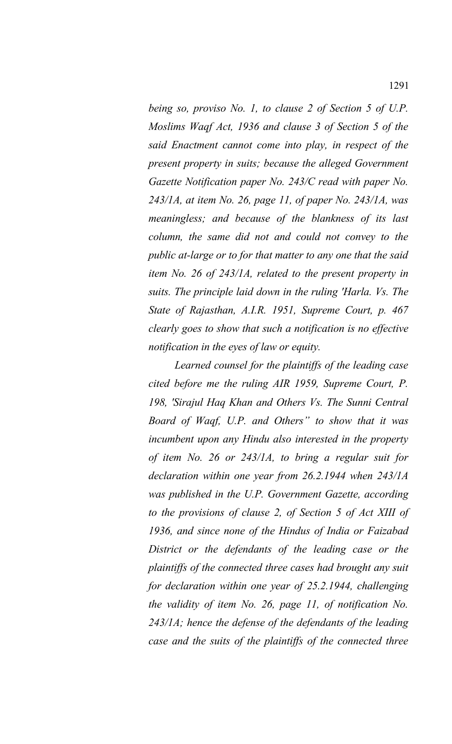*being so, proviso No. 1, to clause 2 of Section 5 of U.P. Moslims Waqf Act, 1936 and clause 3 of Section 5 of the said Enactment cannot come into play, in respect of the present property in suits; because the alleged Government Gazette Notification paper No. 243/C read with paper No. 243/1A, at item No. 26, page 11, of paper No. 243/1A, was meaningless; and because of the blankness of its last column, the same did not and could not convey to the public at-large or to for that matter to any one that the said item No. 26 of 243/1A, related to the present property in suits. The principle laid down in the ruling 'Harla. Vs. The State of Rajasthan, A.I.R. 1951, Supreme Court, p. 467 clearly goes to show that such a notification is no effective notification in the eyes of law or equity.*

*Learned counsel for the plaintiffs of the leading case cited before me the ruling AIR 1959, Supreme Court, P. 198, 'Sirajul Haq Khan and Others Vs. The Sunni Central Board of Waqf, U.P. and Others" to show that it was incumbent upon any Hindu also interested in the property of item No. 26 or 243/1A, to bring a regular suit for declaration within one year from 26.2.1944 when 243/1A was published in the U.P. Government Gazette, according to the provisions of clause 2, of Section 5 of Act XIII of 1936, and since none of the Hindus of India or Faizabad District or the defendants of the leading case or the plaintiffs of the connected three cases had brought any suit for declaration within one year of 25.2.1944, challenging the validity of item No. 26, page 11, of notification No. 243/1A; hence the defense of the defendants of the leading case and the suits of the plaintiffs of the connected three*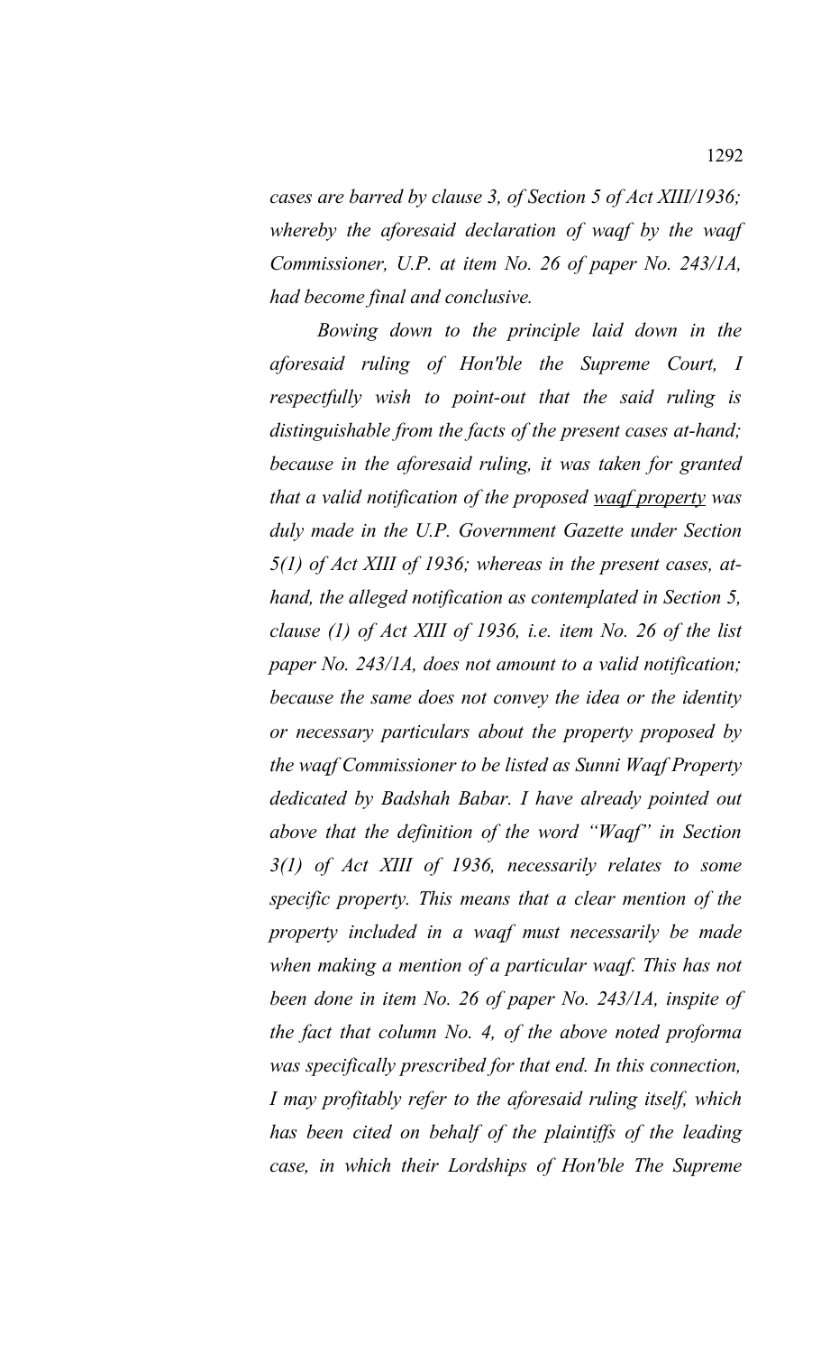*cases are barred by clause 3, of Section 5 of Act XIII/1936; whereby the aforesaid declaration of waqf by the waqf Commissioner, U.P. at item No. 26 of paper No. 243/1A, had become final and conclusive.*

*Bowing down to the principle laid down in the aforesaid ruling of Hon'ble the Supreme Court, I respectfully wish to point-out that the said ruling is distinguishable from the facts of the present cases at-hand; because in the aforesaid ruling, it was taken for granted that a valid notification of the proposed <u>waqf property</u> was duly made in the U.P. Government Gazette under Section 5(1) of Act XIII of 1936; whereas in the present cases, at-hand, the alleged notification as contemplated in Section 5, clause (1) of Act XIII of 1936, i.e. item No. 26 of the list paper No. 243/1A, does not amount to a valid notification; because the same does not convey the idea or the identity or necessary particulars about the property proposed by the waqf Commissioner to be listed as Sunni Waqf Property dedicated by Badshah Babar. I have already pointed out above that the definition of the word "Waqf" in Section 3(1) of Act XIII of 1936, necessarily relates to some specific property. This means that a clear mention of the property included in a waqf must necessarily be made when making a mention of a particular waqf. This has not been done in item No. 26 of paper No. 243/1A, inspite of the fact that column No. 4, of the above noted proforma was specifically prescribed for that end. In this connection, I may profitably refer to the aforesaid ruling itself, which has been cited on behalf of the plaintiffs of the leading case, in which their Lordships of Hon'ble The Supreme*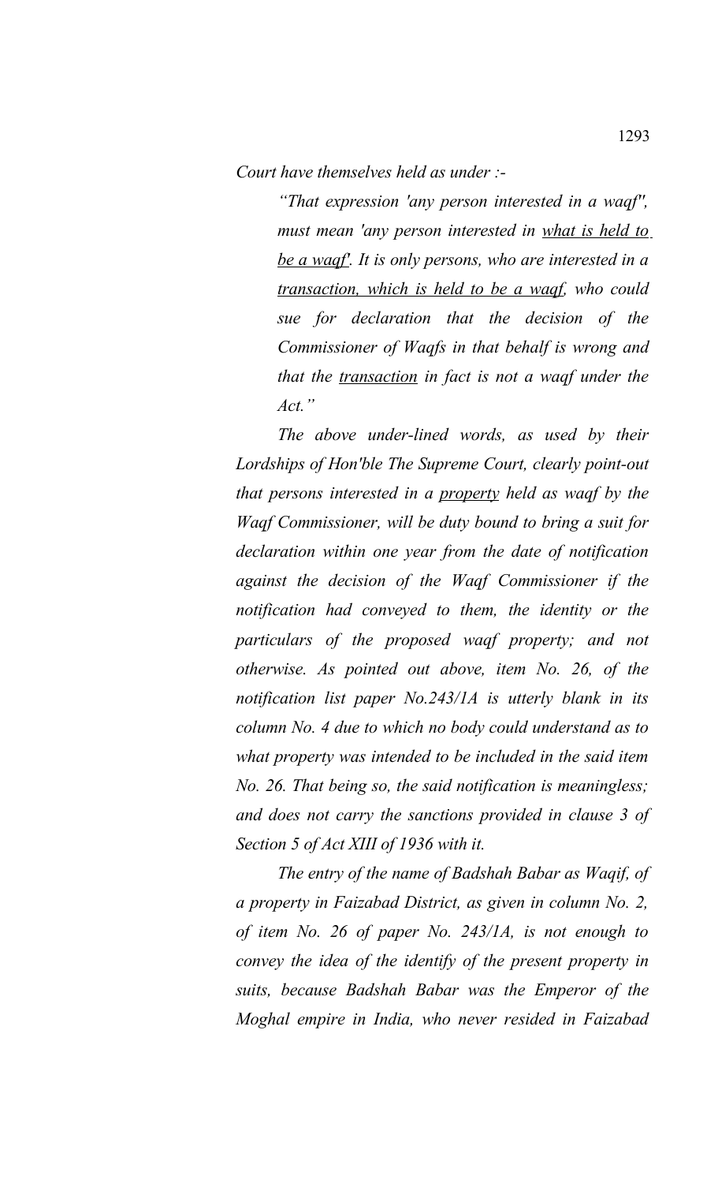*Court have themselves held as under :-*

> *"That expression 'any person interested in a waqf'', must mean 'any person interested in <u>what is held to be a waqf</u>'. It is only persons, who are interested in a <u>transaction, which is held to be a waqf</u>, who could sue for declaration that the decision of the Commissioner of Waqfs in that behalf is wrong and that the <u>transaction</u> in fact is not a waqf under the Act."*

*The above under-lined words, as used by their Lordships of Hon'ble The Supreme Court, clearly point-out that persons interested in a <u>property</u> held as waqf by the Waqf Commissioner, will be duty bound to bring a suit for declaration within one year from the date of notification against the decision of the Waqf Commissioner if the notification had conveyed to them, the identity or the particulars of the proposed waqf property; and not otherwise. As pointed out above, item No. 26, of the notification list paper No.243/1A is utterly blank in its column No. 4 due to which no body could understand as to what property was intended to be included in the said item No. 26. That being so, the said notification is meaningless; and does not carry the sanctions provided in clause 3 of Section 5 of Act XIII of 1936 with it.*

*The entry of the name of Badshah Babar as Waqif, of a property in Faizabad District, as given in column No. 2, of item No. 26 of paper No. 243/1A, is not enough to convey the idea of the identify of the present property in suits, because Badshah Babar was the Emperor of the Moghal empire in India, who never resided in Faizabad*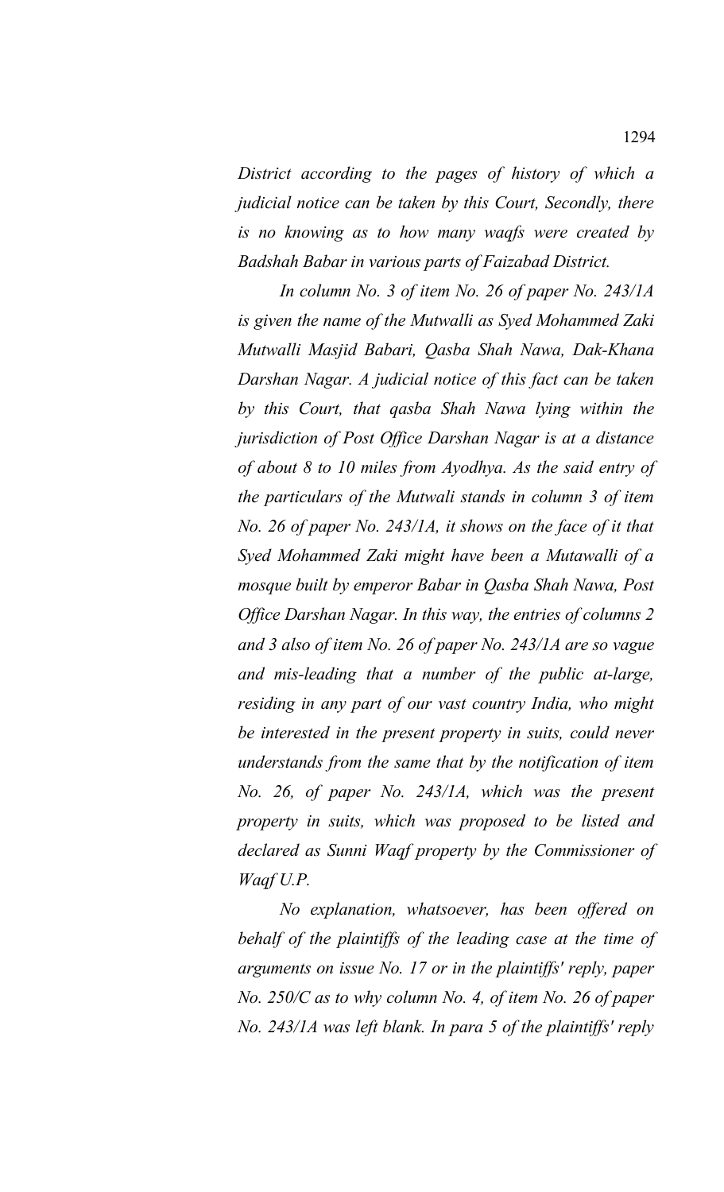*District according to the pages of history of which a judicial notice can be taken by this Court, Secondly, there is no knowing as to how many waqfs were created by Badshah Babar in various parts of Faizabad District.*

*In column No. 3 of item No. 26 of paper No. 243/1A is given the name of the Mutwalli as Syed Mohammed Zaki Mutwalli Masjid Babari, Qasba Shah Nawa, Dak-Khana Darshan Nagar. A judicial notice of this fact can be taken by this Court, that qasba Shah Nawa lying within the jurisdiction of Post Office Darshan Nagar is at a distance of about 8 to 10 miles from Ayodhya. As the said entry of the particulars of the Mutwali stands in column 3 of item No. 26 of paper No. 243/1A, it shows on the face of it that Syed Mohammed Zaki might have been a Mutawalli of a mosque built by emperor Babar in Qasba Shah Nawa, Post Office Darshan Nagar. In this way, the entries of columns 2 and 3 also of item No. 26 of paper No. 243/1A are so vague and mis-leading that a number of the public at-large, residing in any part of our vast country India, who might be interested in the present property in suits, could never understands from the same that by the notification of item No. 26, of paper No. 243/1A, which was the present property in suits, which was proposed to be listed and declared as Sunni Waqf property by the Commissioner of Waqf U.P.*

*No explanation, whatsoever, has been offered on behalf of the plaintiffs of the leading case at the time of arguments on issue No. 17 or in the plaintiffs' reply, paper No. 250/C as to why column No. 4, of item No. 26 of paper No. 243/1A was left blank. In para 5 of the plaintiffs' reply*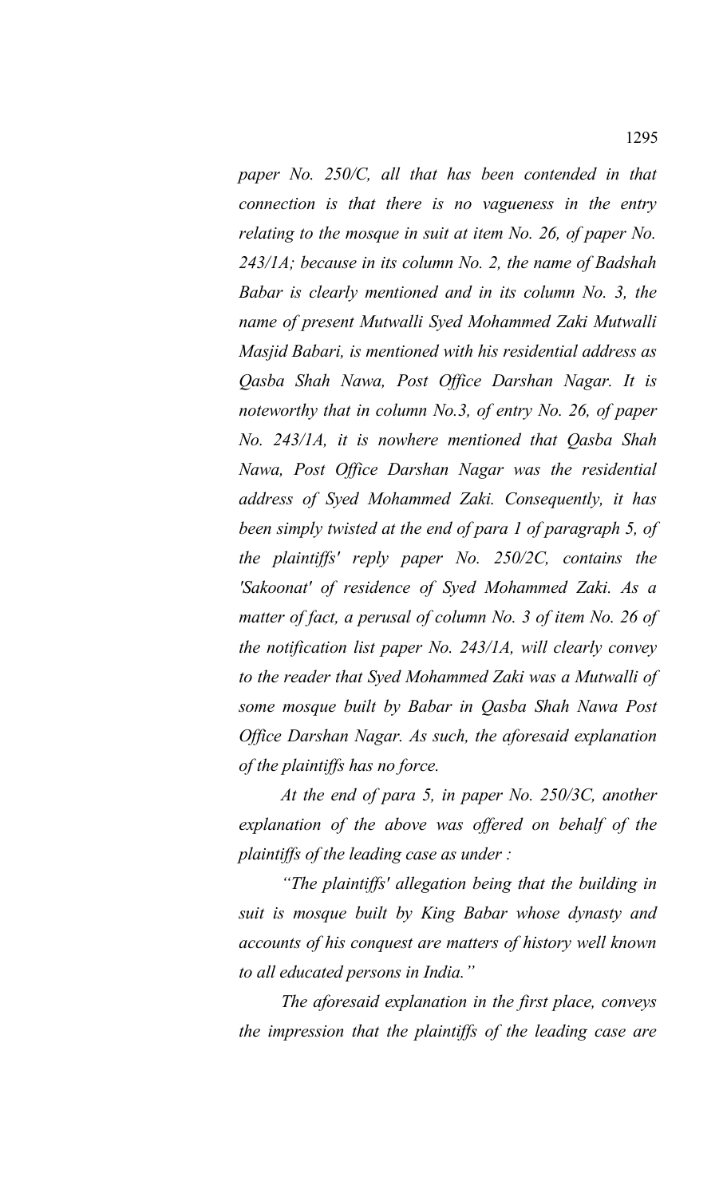*paper No. 250/C, all that has been contended in that connection is that there is no vagueness in the entry relating to the mosque in suit at item No. 26, of paper No. 243/1A; because in its column No. 2, the name of Badshah Babar is clearly mentioned and in its column No. 3, the name of present Mutwalli Syed Mohammed Zaki Mutwalli Masjid Babari, is mentioned with his residential address as Qasba Shah Nawa, Post Office Darshan Nagar. It is noteworthy that in column No.3, of entry No. 26, of paper No. 243/1A, it is nowhere mentioned that Qasba Shah Nawa, Post Office Darshan Nagar was the residential address of Syed Mohammed Zaki. Consequently, it has been simply twisted at the end of para 1 of paragraph 5, of the plaintiffs' reply paper No. 250/2C, contains the 'Sakoonat' of residence of Syed Mohammed Zaki. As a matter of fact, a perusal of column No. 3 of item No. 26 of the notification list paper No. 243/1A, will clearly convey to the reader that Syed Mohammed Zaki was a Mutwalli of some mosque built by Babar in Qasba Shah Nawa Post Office Darshan Nagar. As such, the aforesaid explanation of the plaintiffs has no force.*

*At the end of para 5, in paper No. 250/3C, another explanation of the above was offered on behalf of the plaintiffs of the leading case as under :*

*"The plaintiffs' allegation being that the building in suit is mosque built by King Babar whose dynasty and accounts of his conquest are matters of history well known to all educated persons in India."*

*The aforesaid explanation in the first place, conveys the impression that the plaintiffs of the leading case are*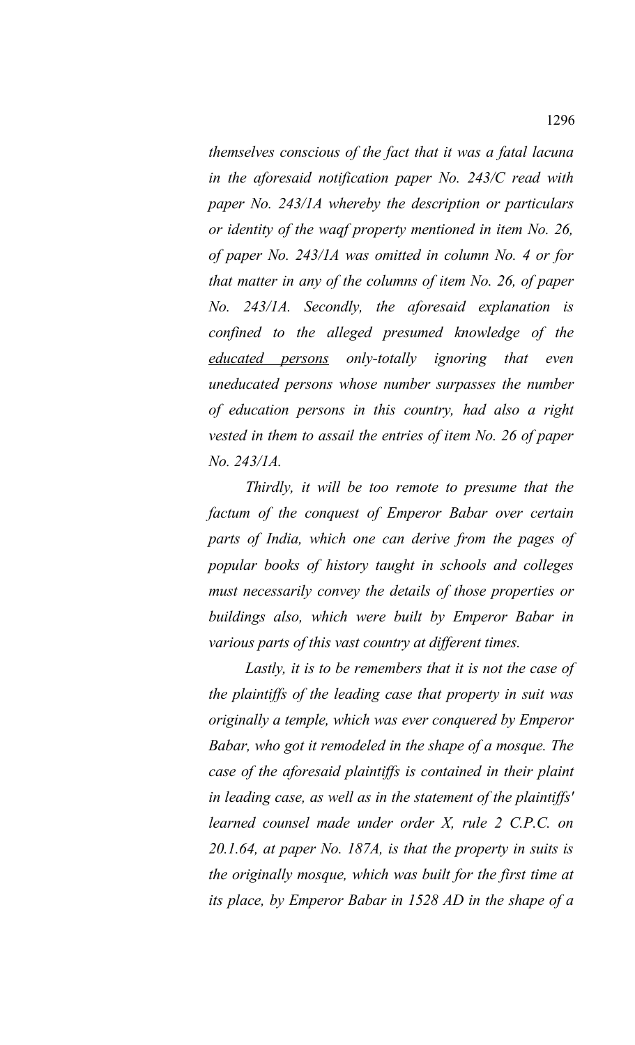*themselves conscious of the fact that it was a fatal lacuna in the aforesaid notification paper No. 243/C read with paper No. 243/1A whereby the description or particulars or identity of the waqf property mentioned in item No. 26, of paper No. 243/1A was omitted in column No. 4 or for that matter in any of the columns of item No. 26, of paper No. 243/1A. Secondly, the aforesaid explanation is confined to the alleged presumed knowledge of the* <u>*educated persons*</u> *only-totally ignoring that even uneducated persons whose number surpasses the number of education persons in this country, had also a right vested in them to assail the entries of item No. 26 of paper No. 243/1A.*

*Thirdly, it will be too remote to presume that the factum of the conquest of Emperor Babar over certain parts of India, which one can derive from the pages of popular books of history taught in schools and colleges must necessarily convey the details of those properties or buildings also, which were built by Emperor Babar in various parts of this vast country at different times.*

*Lastly, it is to be remembers that it is not the case of the plaintiffs of the leading case that property in suit was originally a temple, which was ever conquered by Emperor Babar, who got it remodeled in the shape of a mosque. The case of the aforesaid plaintiffs is contained in their plaint in leading case, as well as in the statement of the plaintiffs' learned counsel made under order X, rule 2 C.P.C. on 20.1.64, at paper No. 187A, is that the property in suits is the originally mosque, which was built for the first time at its place, by Emperor Babar in 1528 AD in the shape of a*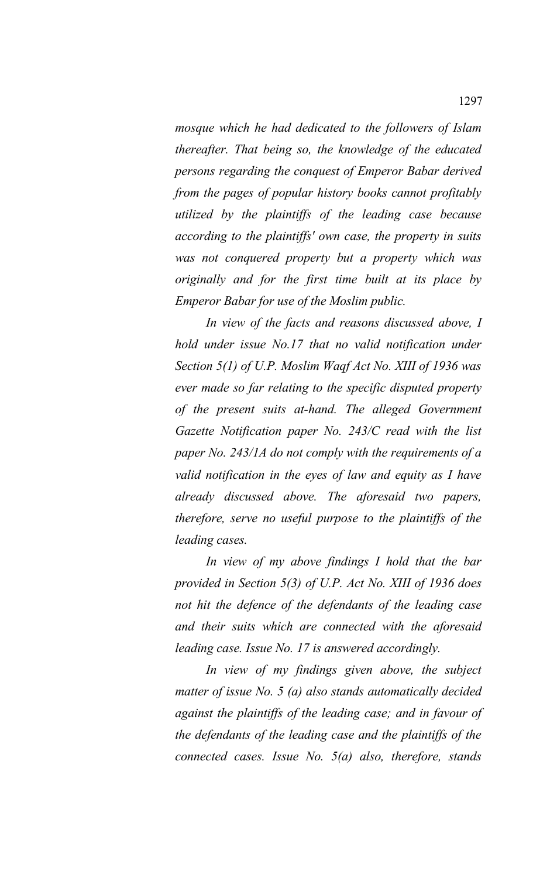*mosque which he had dedicated to the followers of Islam thereafter. That being so, the knowledge of the educated persons regarding the conquest of Emperor Babar derived from the pages of popular history books cannot profitably utilized by the plaintiffs of the leading case because according to the plaintiffs' own case, the property in suits was not conquered property but a property which was originally and for the first time built at its place by Emperor Babar for use of the Moslim public.*

*In view of the facts and reasons discussed above, I hold under issue No.17 that no valid notification under Section 5(1) of U.P. Moslim Waqf Act No. XIII of 1936 was ever made so far relating to the specific disputed property of the present suits at-hand. The alleged Government Gazette Notification paper No. 243/C read with the list paper No. 243/1A do not comply with the requirements of a valid notification in the eyes of law and equity as I have already discussed above. The aforesaid two papers, therefore, serve no useful purpose to the plaintiffs of the leading cases.*

*In view of my above findings I hold that the bar provided in Section 5(3) of U.P. Act No. XIII of 1936 does not hit the defence of the defendants of the leading case and their suits which are connected with the aforesaid leading case. Issue No. 17 is answered accordingly.*

*In view of my findings given above, the subject matter of issue No. 5 (a) also stands automatically decided against the plaintiffs of the leading case; and in favour of the defendants of the leading case and the plaintiffs of the connected cases. Issue No. 5(a) also, therefore, stands*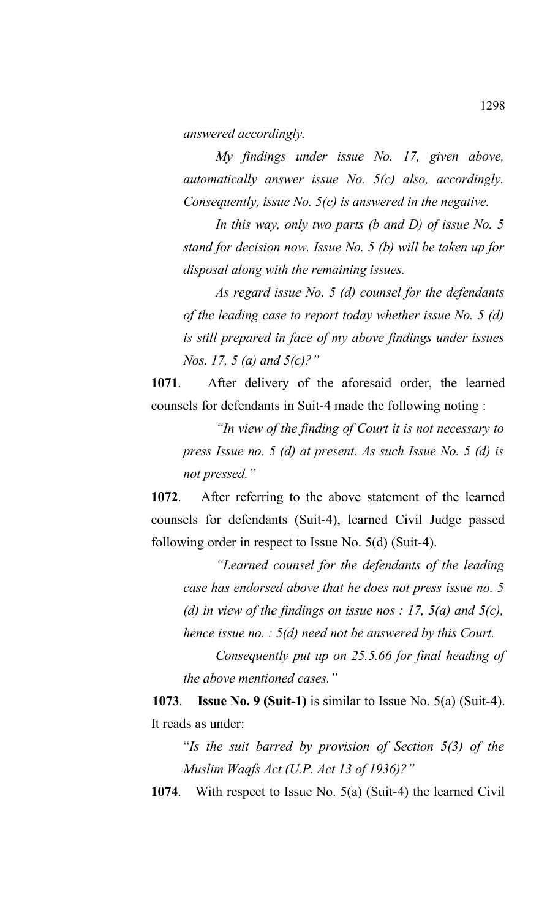*answered accordingly.*

> *My findings under issue No. 17, given above, automatically answer issue No. 5(c) also, accordingly. Consequently, issue No. 5(c) is answered in the negative.*
>
> *In this way, only two parts (b and D) of issue No. 5 stand for decision now. Issue No. 5 (b) will be taken up for disposal along with the remaining issues.*
>
> *As regard issue No. 5 (d) counsel for the defendants of the leading case to report today whether issue No. 5 (d) is still prepared in face of my above findings under issues Nos. 17, 5 (a) and 5(c)?"*

**1071**. After delivery of the aforesaid order, the learned counsels for defendants in Suit-4 made the following noting :

> *"In view of the finding of Court it is not necessary to press Issue no. 5 (d) at present. As such Issue No. 5 (d) is not pressed."*

**1072**. After referring to the above statement of the learned counsels for defendants (Suit-4), learned Civil Judge passed following order in respect to Issue No. 5(d) (Suit-4).

> *"Learned counsel for the defendants of the leading case has endorsed above that he does not press issue no. 5 (d) in view of the findings on issue nos : 17, 5(a) and 5(c), hence issue no. : 5(d) need not be answered by this Court.*
>
> *Consequently put up on 25.5.66 for final heading of the above mentioned cases."*

**1073**. **Issue No. 9 (Suit-1)** is similar to Issue No. 5(a) (Suit-4). It reads as under:

> "*Is the suit barred by provision of Section 5(3) of the Muslim Waqfs Act (U.P. Act 13 of 1936)?"*

**1074**. With respect to Issue No. 5(a) (Suit-4) the learned Civil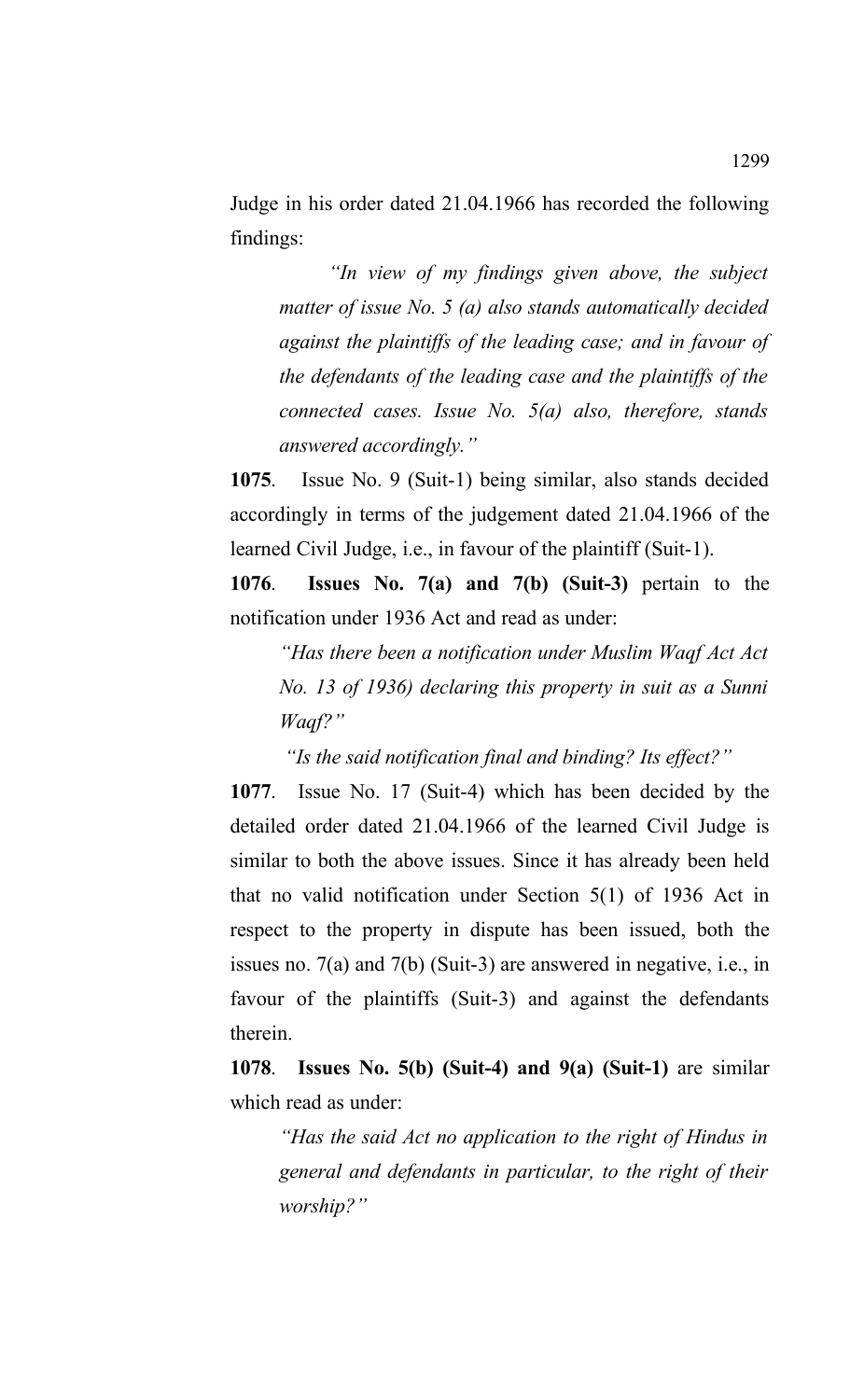Judge in his order dated 21.04.1966 has recorded the following findings:

> *"In view of my findings given above, the subject matter of issue No. 5 (a) also stands automatically decided against the plaintiffs of the leading case; and in favour of the defendants of the leading case and the plaintiffs of the connected cases. Issue No. 5(a) also, therefore, stands answered accordingly."*

**1075**. Issue No. 9 (Suit-1) being similar, also stands decided accordingly in terms of the judgement dated 21.04.1966 of the learned Civil Judge, i.e., in favour of the plaintiff (Suit-1).

**1076**. **Issues No. 7(a) and 7(b) (Suit-3)** pertain to the notification under 1936 Act and read as under:

> *"Has there been a notification under Muslim Waqf Act Act No. 13 of 1936) declaring this property in suit as a Sunni Waqf?"*
>
> *"Is the said notification final and binding? Its effect?"*

**1077**. Issue No. 17 (Suit-4) which has been decided by the detailed order dated 21.04.1966 of the learned Civil Judge is similar to both the above issues. Since it has already been held that no valid notification under Section 5(1) of 1936 Act in respect to the property in dispute has been issued, both the issues no. 7(a) and 7(b) (Suit-3) are answered in negative, i.e., in favour of the plaintiffs (Suit-3) and against the defendants therein.

**1078**. **Issues No. 5(b) (Suit-4) and 9(a) (Suit-1)** are similar which read as under:

> *"Has the said Act no application to the right of Hindus in general and defendants in particular, to the right of their worship?"*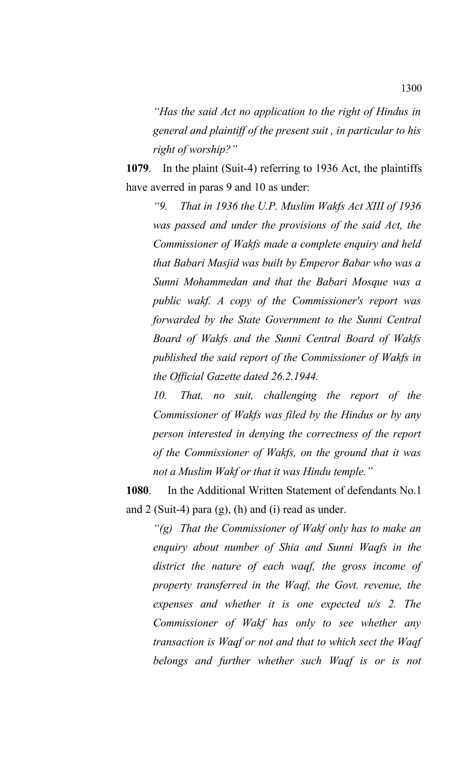*"Has the said Act no application to the right of Hindus in general and plaintiff of the present suit , in particular to his right of worship?"*

**1079**. In the plaint (Suit-4) referring to 1936 Act, the plaintiffs have averred in paras 9 and 10 as under:

*"9. That in 1936 the U.P. Muslim Wakfs Act XIII of 1936 was passed and under the provisions of the said Act, the Commissioner of Wakfs made a complete enquiry and held that Babari Masjid was built by Emperor Babar who was a Sunni Mohammedan and that the Babari Mosque was a public wakf. A copy of the Commissioner's report was forwarded by the State Government to the Sunni Central Board of Wakfs and the Sunni Central Board of Wakfs published the said report of the Commissioner of Wakfs in the Official Gazette dated 26.2.1944.*

*10. That, no suit, challenging the report of the Commissioner of Wakfs was filed by the Hindus or by any person interested in denying the correctness of the report of the Commissioner of Wakfs, on the ground that it was not a Muslim Wakf or that it was Hindu temple."*

**1080**. In the Additional Written Statement of defendants No.1 and 2 (Suit-4) para (g), (h) and (i) read as under.

*"(g) That the Commissioner of Wakf only has to make an enquiry about number of Shia and Sunni Waqfs in the district the nature of each waqf, the gross income of property transferred in the Waqf, the Govt. revenue, the expenses and whether it is one expected u/s 2. The Commissioner of Wakf has only to see whether any transaction is Waqf or not and that to which sect the Waqf belongs and further whether such Waqf is or is not*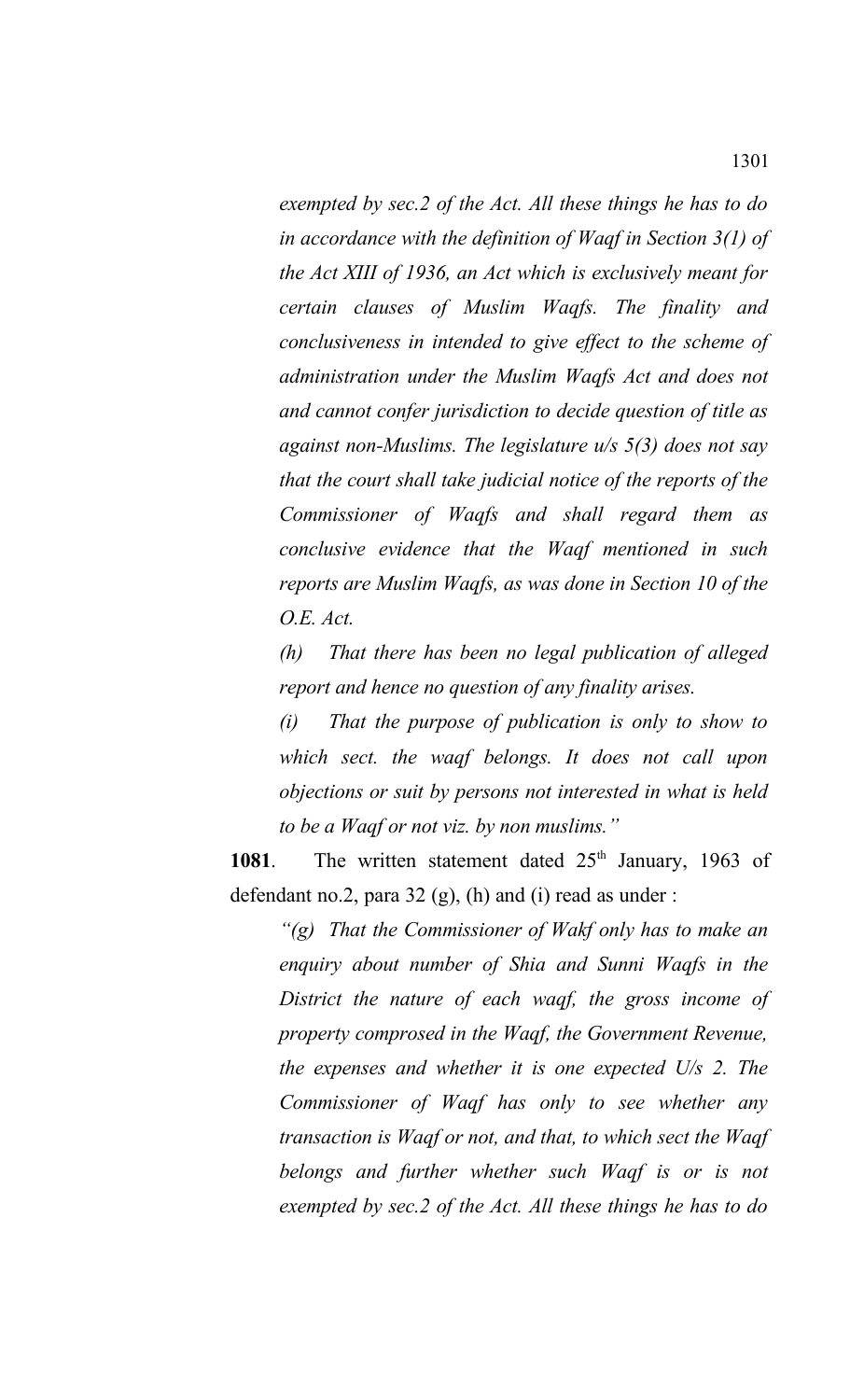*exempted by sec.2 of the Act. All these things he has to do in accordance with the definition of Waqf in Section 3(1) of the Act XIII of 1936, an Act which is exclusively meant for certain clauses of Muslim Waqfs. The finality and conclusiveness in intended to give effect to the scheme of administration under the Muslim Waqfs Act and does not and cannot confer jurisdiction to decide question of title as against non-Muslims. The legislature u/s 5(3) does not say that the court shall take judicial notice of the reports of the Commissioner of Waqfs and shall regard them as conclusive evidence that the Waqf mentioned in such reports are Muslim Waqfs, as was done in Section 10 of the O.E. Act.*

*(h) That there has been no legal publication of alleged report and hence no question of any finality arises.*

*(i) That the purpose of publication is only to show to which sect. the waqf belongs. It does not call upon objections or suit by persons not interested in what is held to be a Waqf or not viz. by non muslims."*

**1081**. The written statement dated 25th January, 1963 of defendant no.2, para 32 (g), (h) and (i) read as under :

*"(g) That the Commissioner of Wakf only has to make an enquiry about number of Shia and Sunni Waqfs in the District the nature of each waqf, the gross income of property comprosed in the Waqf, the Government Revenue, the expenses and whether it is one expected U/s 2. The Commissioner of Waqf has only to see whether any transaction is Waqf or not, and that, to which sect the Waqf belongs and further whether such Waqf is or is not exempted by sec.2 of the Act. All these things he has to do*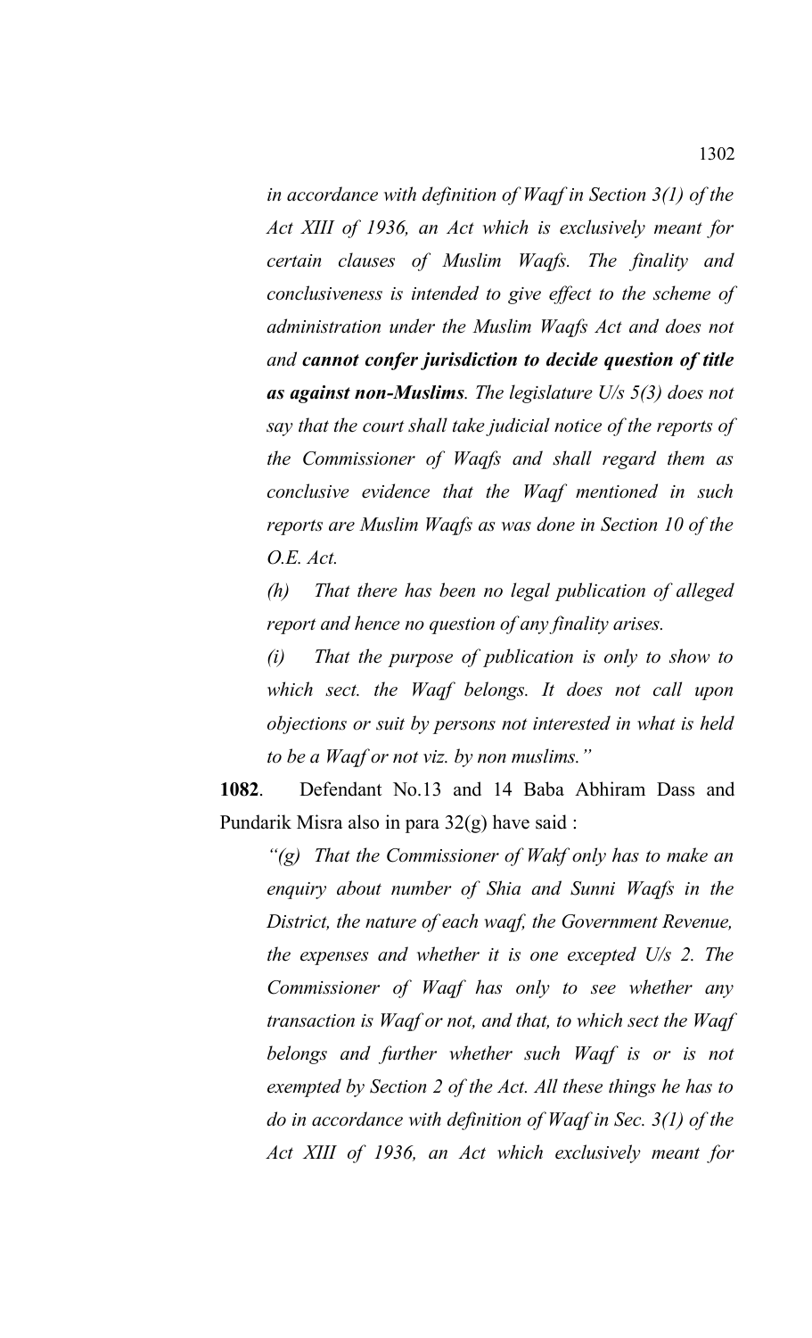*in accordance with definition of Waqf in Section 3(1) of the Act XIII of 1936, an Act which is exclusively meant for certain clauses of Muslim Waqfs. The finality and conclusiveness is intended to give effect to the scheme of administration under the Muslim Waqfs Act and does not and* ***cannot confer jurisdiction to decide question of title as against non-Muslims****. The legislature U/s 5(3) does not say that the court shall take judicial notice of the reports of the Commissioner of Waqfs and shall regard them as conclusive evidence that the Waqf mentioned in such reports are Muslim Waqfs as was done in Section 10 of the O.E. Act.*

*(h) That there has been no legal publication of alleged report and hence no question of any finality arises.*

*(i) That the purpose of publication is only to show to which sect. the Waqf belongs. It does not call upon objections or suit by persons not interested in what is held to be a Waqf or not viz. by non muslims."*

**1082**. Defendant No.13 and 14 Baba Abhiram Dass and Pundarik Misra also in para 32(g) have said :

*"(g) That the Commissioner of Wakf only has to make an enquiry about number of Shia and Sunni Waqfs in the District, the nature of each waqf, the Government Revenue, the expenses and whether it is one excepted U/s 2. The Commissioner of Waqf has only to see whether any transaction is Waqf or not, and that, to which sect the Waqf belongs and further whether such Waqf is or is not exempted by Section 2 of the Act. All these things he has to do in accordance with definition of Waqf in Sec. 3(1) of the Act XIII of 1936, an Act which exclusively meant for*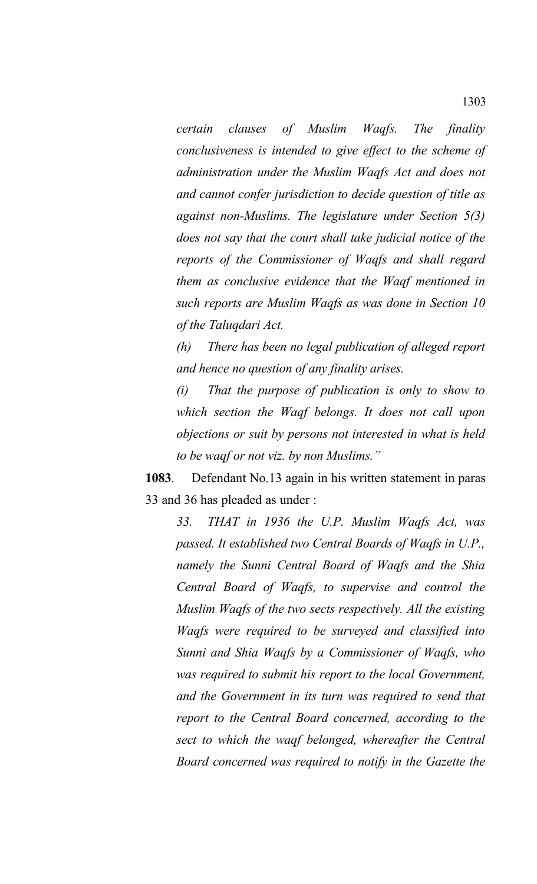*certain clauses of Muslim Waqfs. The finality conclusiveness is intended to give effect to the scheme of administration under the Muslim Waqfs Act and does not and cannot confer jurisdiction to decide question of title as against non-Muslims. The legislature under Section 5(3) does not say that the court shall take judicial notice of the reports of the Commissioner of Waqfs and shall regard them as conclusive evidence that the Waqf mentioned in such reports are Muslim Waqfs as was done in Section 10 of the Taluqdari Act.*

*(h) There has been no legal publication of alleged report and hence no question of any finality arises.*

*(i) That the purpose of publication is only to show to which section the Waqf belongs. It does not call upon objections or suit by persons not interested in what is held to be waqf or not viz. by non Muslims."*

**1083**. Defendant No.13 again in his written statement in paras 33 and 36 has pleaded as under :

*33. THAT in 1936 the U.P. Muslim Waqfs Act, was passed. It established two Central Boards of Waqfs in U.P., namely the Sunni Central Board of Waqfs and the Shia Central Board of Waqfs, to supervise and control the Muslim Waqfs of the two sects respectively. All the existing Waqfs were required to be surveyed and classified into Sunni and Shia Waqfs by a Commissioner of Waqfs, who was required to submit his report to the local Government, and the Government in its turn was required to send that report to the Central Board concerned, according to the sect to which the waqf belonged, whereafter the Central Board concerned was required to notify in the Gazette the*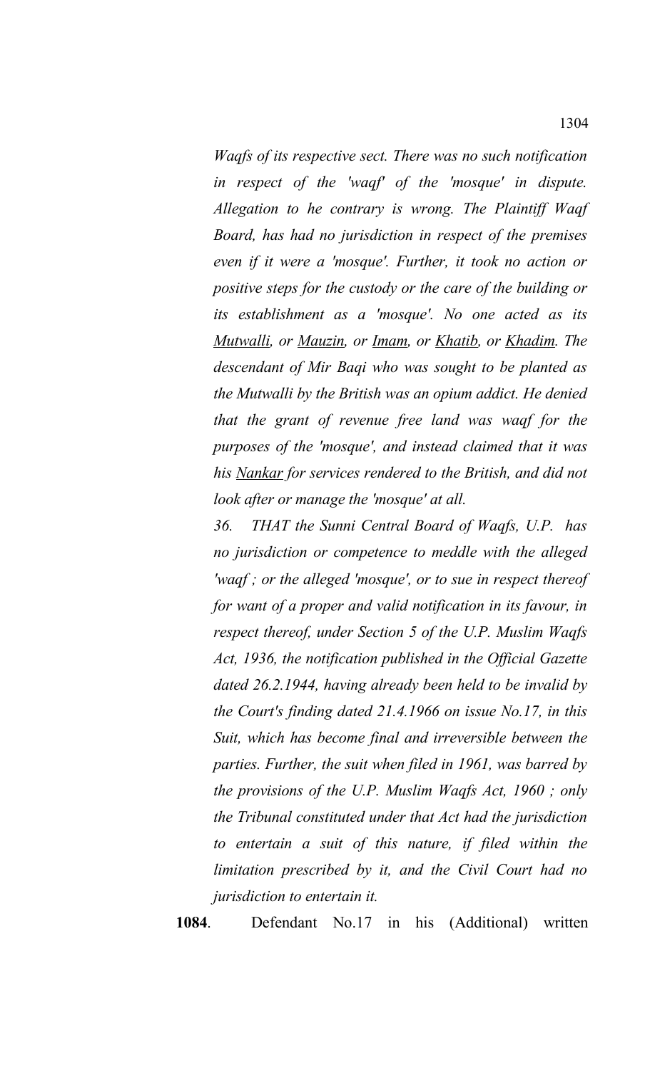*Waqfs of its respective sect. There was no such notification in respect of the 'waqf' of the 'mosque' in dispute. Allegation to he contrary is wrong. The Plaintiff Waqf Board, has had no jurisdiction in respect of the premises even if it were a 'mosque'. Further, it took no action or positive steps for the custody or the care of the building or its establishment as a 'mosque'. No one acted as its <u>Mutwalli</u>, or <u>Mauzin</u>, or <u>Imam</u>, or <u>Khatib</u>, or <u>Khadim</u>. The descendant of Mir Baqi who was sought to be planted as the Mutwalli by the British was an opium addict. He denied that the grant of revenue free land was waqf for the purposes of the 'mosque', and instead claimed that it was his <u>Nankar</u> for services rendered to the British, and did not look after or manage the 'mosque' at all.*

*36. THAT the Sunni Central Board of Waqfs, U.P. has no jurisdiction or competence to meddle with the alleged 'waqf ; or the alleged 'mosque', or to sue in respect thereof for want of a proper and valid notification in its favour, in respect thereof, under Section 5 of the U.P. Muslim Waqfs Act, 1936, the notification published in the Official Gazette dated 26.2.1944, having already been held to be invalid by the Court's finding dated 21.4.1966 on issue No.17, in this Suit, which has become final and irreversible between the parties. Further, the suit when filed in 1961, was barred by the provisions of the U.P. Muslim Waqfs Act, 1960 ; only the Tribunal constituted under that Act had the jurisdiction to entertain a suit of this nature, if filed within the limitation prescribed by it, and the Civil Court had no jurisdiction to entertain it.*

**1084**. Defendant No.17 in his (Additional) written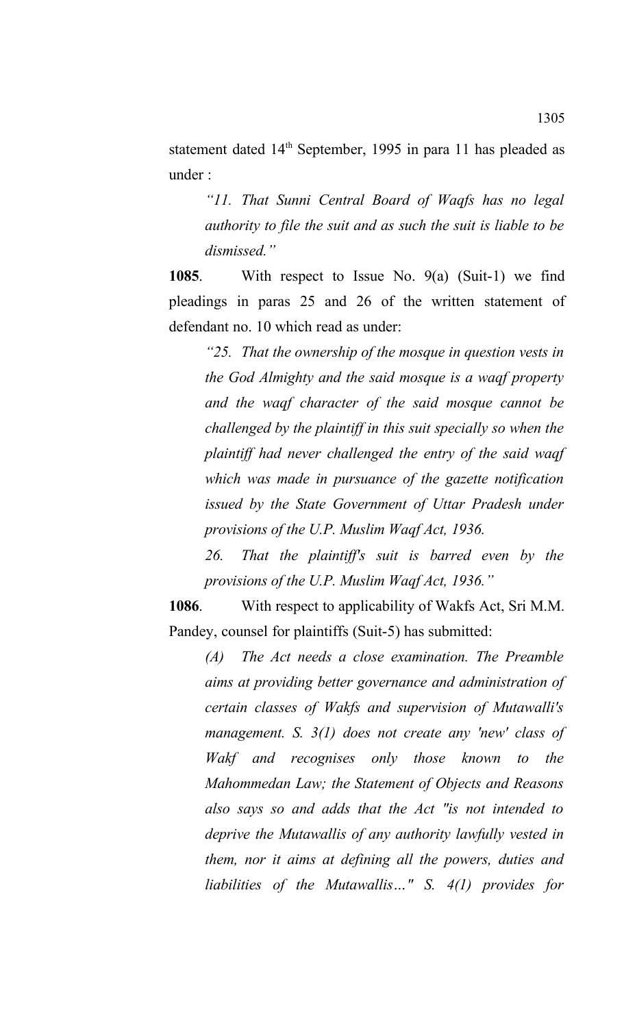statement dated 14th September, 1995 in para 11 has pleaded as under :

> *"11. That Sunni Central Board of Waqfs has no legal authority to file the suit and as such the suit is liable to be dismissed."*

**1085**. With respect to Issue No. 9(a) (Suit-1) we find pleadings in paras 25 and 26 of the written statement of defendant no. 10 which read as under:

> *"25. That the ownership of the mosque in question vests in the God Almighty and the said mosque is a waqf property and the waqf character of the said mosque cannot be challenged by the plaintiff in this suit specially so when the plaintiff had never challenged the entry of the said waqf which was made in pursuance of the gazette notification issued by the State Government of Uttar Pradesh under provisions of the U.P. Muslim Waqf Act, 1936.*
>
> *26. That the plaintiff's suit is barred even by the provisions of the U.P. Muslim Waqf Act, 1936."*

**1086**. With respect to applicability of Wakfs Act, Sri M.M. Pandey, counsel for plaintiffs (Suit-5) has submitted:

> *(A) The Act needs a close examination. The Preamble aims at providing better governance and administration of certain classes of Wakfs and supervision of Mutawalli's management. S. 3(1) does not create any 'new' class of Wakf and recognises only those known to the Mahommedan Law; the Statement of Objects and Reasons also says so and adds that the Act "is not intended to deprive the Mutawallis of any authority lawfully vested in them, nor it aims at defining all the powers, duties and liabilities of the Mutawallis…" S. 4(1) provides for*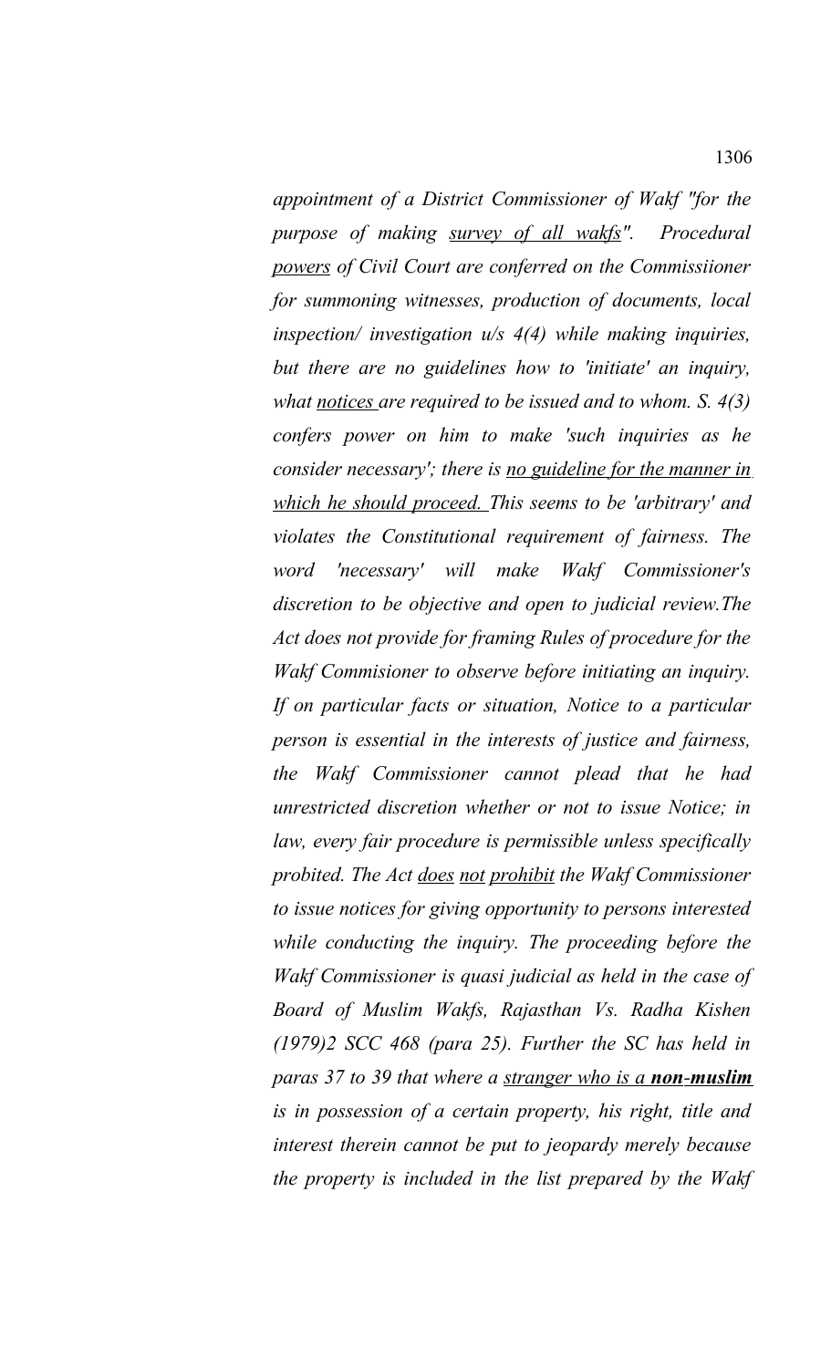*appointment of a District Commissioner of Wakf "for the purpose of making survey of all wakfs". Procedural powers of Civil Court are conferred on the Commissiioner for summoning witnesses, production of documents, local inspection/ investigation u/s 4(4) while making inquiries, but there are no guidelines how to 'initiate' an inquiry, what notices are required to be issued and to whom. S. 4(3) confers power on him to make 'such inquiries as he consider necessary'; there is no guideline for the manner in which he should proceed. This seems to be 'arbitrary' and violates the Constitutional requirement of fairness. The word 'necessary' will make Wakf Commissioner's discretion to be objective and open to judicial review.The Act does not provide for framing Rules of procedure for the Wakf Commisioner to observe before initiating an inquiry. If on particular facts or situation, Notice to a particular person is essential in the interests of justice and fairness, the Wakf Commissioner cannot plead that he had unrestricted discretion whether or not to issue Notice; in law, every fair procedure is permissible unless specifically probited. The Act does not prohibit the Wakf Commissioner to issue notices for giving opportunity to persons interested while conducting the inquiry. The proceeding before the Wakf Commissioner is quasi judicial as held in the case of Board of Muslim Wakfs, Rajasthan Vs. Radha Kishen (1979)2 SCC 468 (para 25). Further the SC has held in paras 37 to 39 that where a stranger who is a **non-muslim** is in possession of a certain property, his right, title and interest therein cannot be put to jeopardy merely because the property is included in the list prepared by the Wakf*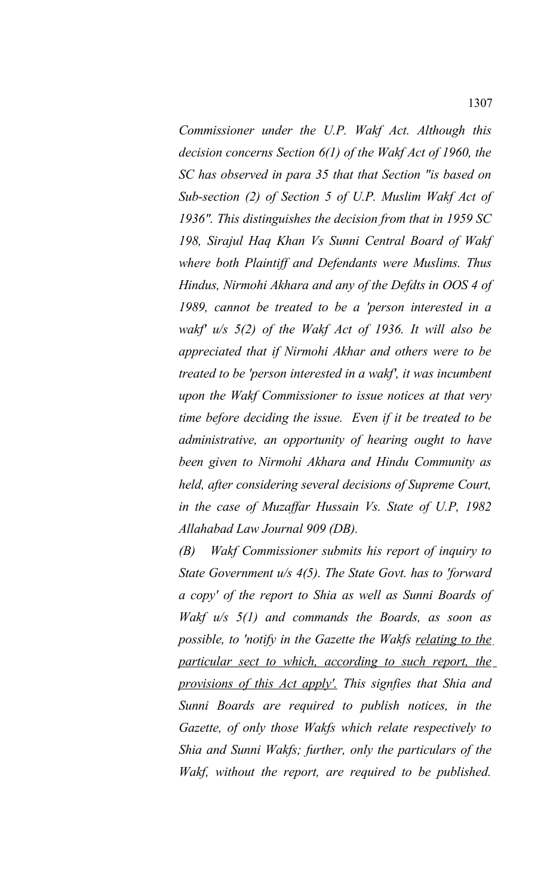*Commissioner under the U.P. Wakf Act. Although this decision concerns Section 6(1) of the Wakf Act of 1960, the SC has observed in para 35 that that Section "is based on Sub-section (2) of Section 5 of U.P. Muslim Wakf Act of 1936". This distinguishes the decision from that in 1959 SC 198, Sirajul Haq Khan Vs Sunni Central Board of Wakf where both Plaintiff and Defendants were Muslims. Thus Hindus, Nirmohi Akhara and any of the Defdts in OOS 4 of 1989, cannot be treated to be a 'person interested in a wakf' u/s 5(2) of the Wakf Act of 1936. It will also be appreciated that if Nirmohi Akhar and others were to be treated to be 'person interested in a wakf', it was incumbent upon the Wakf Commissioner to issue notices at that very time before deciding the issue. Even if it be treated to be administrative, an opportunity of hearing ought to have been given to Nirmohi Akhara and Hindu Community as held, after considering several decisions of Supreme Court, in the case of Muzaffar Hussain Vs. State of U.P, 1982 Allahabad Law Journal 909 (DB).*

*(B) Wakf Commissioner submits his report of inquiry to State Government u/s 4(5). The State Govt. has to 'forward a copy' of the report to Shia as well as Sunni Boards of Wakf u/s 5(1) and commands the Boards, as soon as possible, to 'notify in the Gazette the Wakfs <u>relating to the particular sect to which, according to such report, the provisions of this Act apply'.</u> This signfies that Shia and Sunni Boards are required to publish notices, in the Gazette, of only those Wakfs which relate respectively to Shia and Sunni Wakfs; further, only the particulars of the Wakf, without the report, are required to be published.*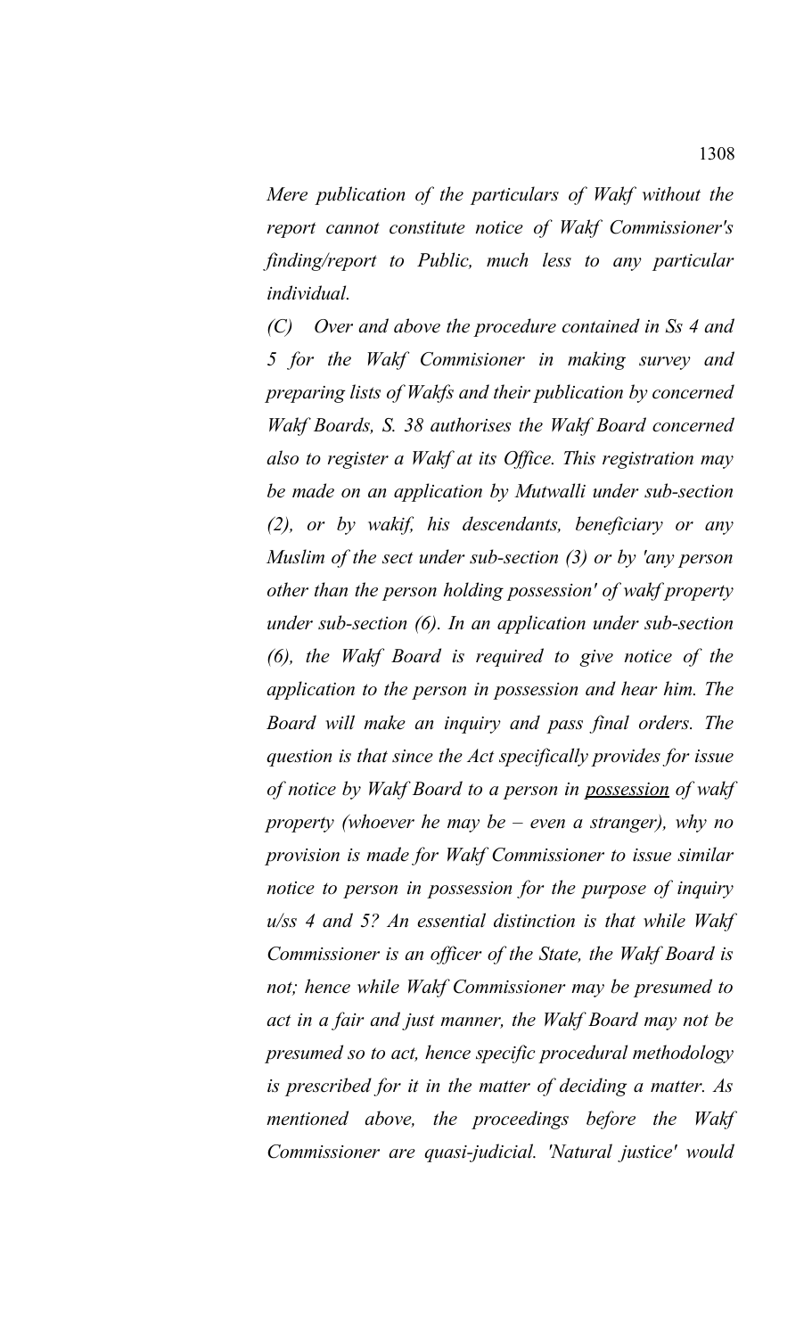*Mere publication of the particulars of Wakf without the report cannot constitute notice of Wakf Commissioner's finding/report to Public, much less to any particular individual.*

*(C) Over and above the procedure contained in Ss 4 and 5 for the Wakf Commisioner in making survey and preparing lists of Wakfs and their publication by concerned Wakf Boards, S. 38 authorises the Wakf Board concerned also to register a Wakf at its Office. This registration may be made on an application by Mutwalli under sub-section (2), or by wakif, his descendants, beneficiary or any Muslim of the sect under sub-section (3) or by 'any person other than the person holding possession' of wakf property under sub-section (6). In an application under sub-section (6), the Wakf Board is required to give notice of the application to the person in possession and hear him. The Board will make an inquiry and pass final orders. The question is that since the Act specifically provides for issue of notice by Wakf Board to a person in <u>possession</u> of wakf property (whoever he may be – even a stranger), why no provision is made for Wakf Commissioner to issue similar notice to person in possession for the purpose of inquiry u/ss 4 and 5? An essential distinction is that while Wakf Commissioner is an officer of the State, the Wakf Board is not; hence while Wakf Commissioner may be presumed to act in a fair and just manner, the Wakf Board may not be presumed so to act, hence specific procedural methodology is prescribed for it in the matter of deciding a matter. As mentioned above, the proceedings before the Wakf Commissioner are quasi-judicial. 'Natural justice' would*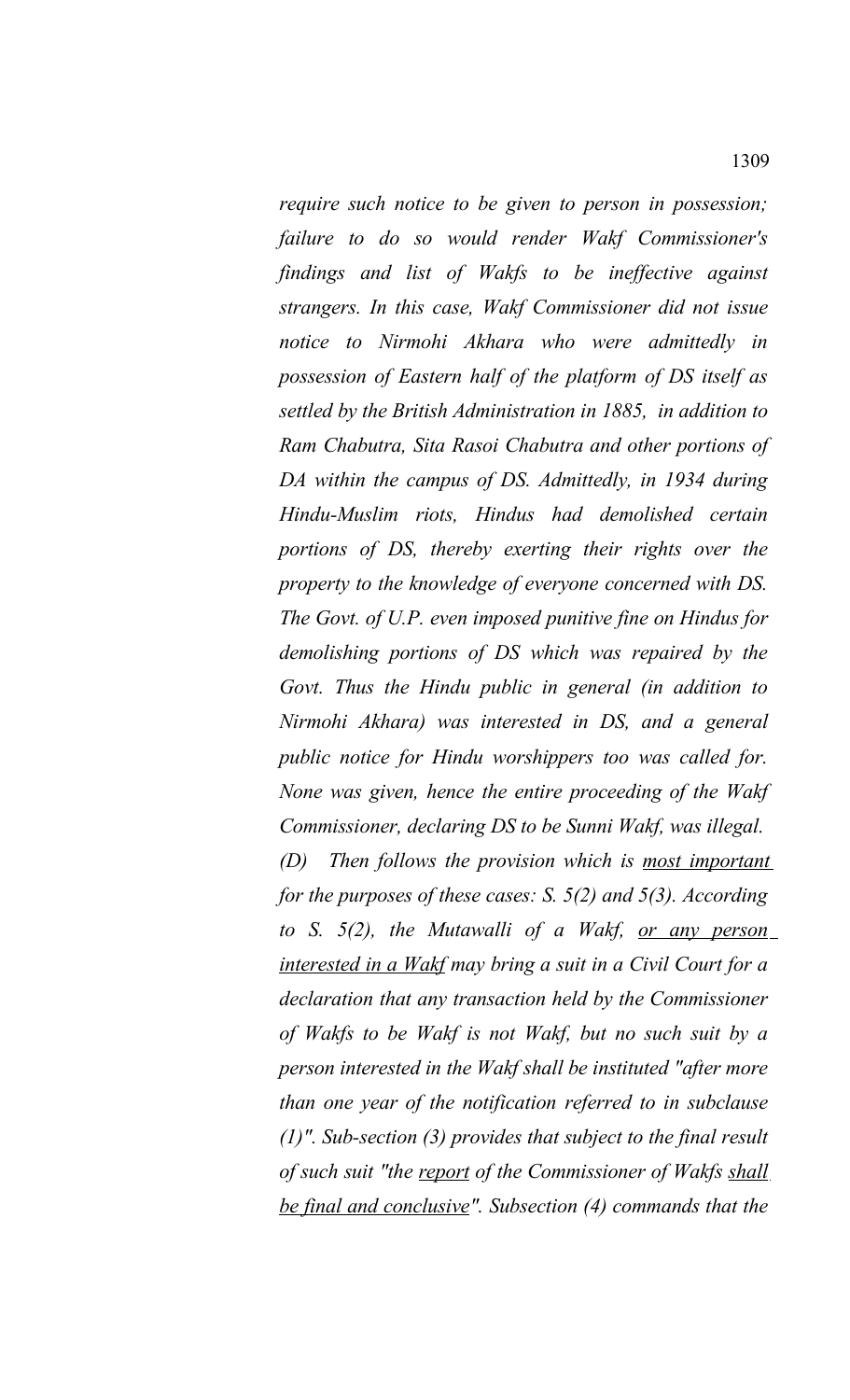*require such notice to be given to person in possession; failure to do so would render Wakf Commissioner's findings and list of Wakfs to be ineffective against strangers. In this case, Wakf Commissioner did not issue notice to Nirmohi Akhara who were admittedly in possession of Eastern half of the platform of DS itself as settled by the British Administration in 1885, in addition to Ram Chabutra, Sita Rasoi Chabutra and other portions of DA within the campus of DS. Admittedly, in 1934 during Hindu-Muslim riots, Hindus had demolished certain portions of DS, thereby exerting their rights over the property to the knowledge of everyone concerned with DS. The Govt. of U.P. even imposed punitive fine on Hindus for demolishing portions of DS which was repaired by the Govt. Thus the Hindu public in general (in addition to Nirmohi Akhara) was interested in DS, and a general public notice for Hindu worshippers too was called for. None was given, hence the entire proceeding of the Wakf Commissioner, declaring DS to be Sunni Wakf, was illegal.*

*(D) Then follows the provision which is most important for the purposes of these cases: S. 5(2) and 5(3). According to S. 5(2), the Mutawalli of a Wakf, or any person interested in a Wakf may bring a suit in a Civil Court for a declaration that any transaction held by the Commissioner of Wakfs to be Wakf is not Wakf, but no such suit by a person interested in the Wakf shall be instituted "after more than one year of the notification referred to in subclause (1)". Sub-section (3) provides that subject to the final result of such suit "the report of the Commissioner of Wakfs shall be final and conclusive". Subsection (4) commands that the*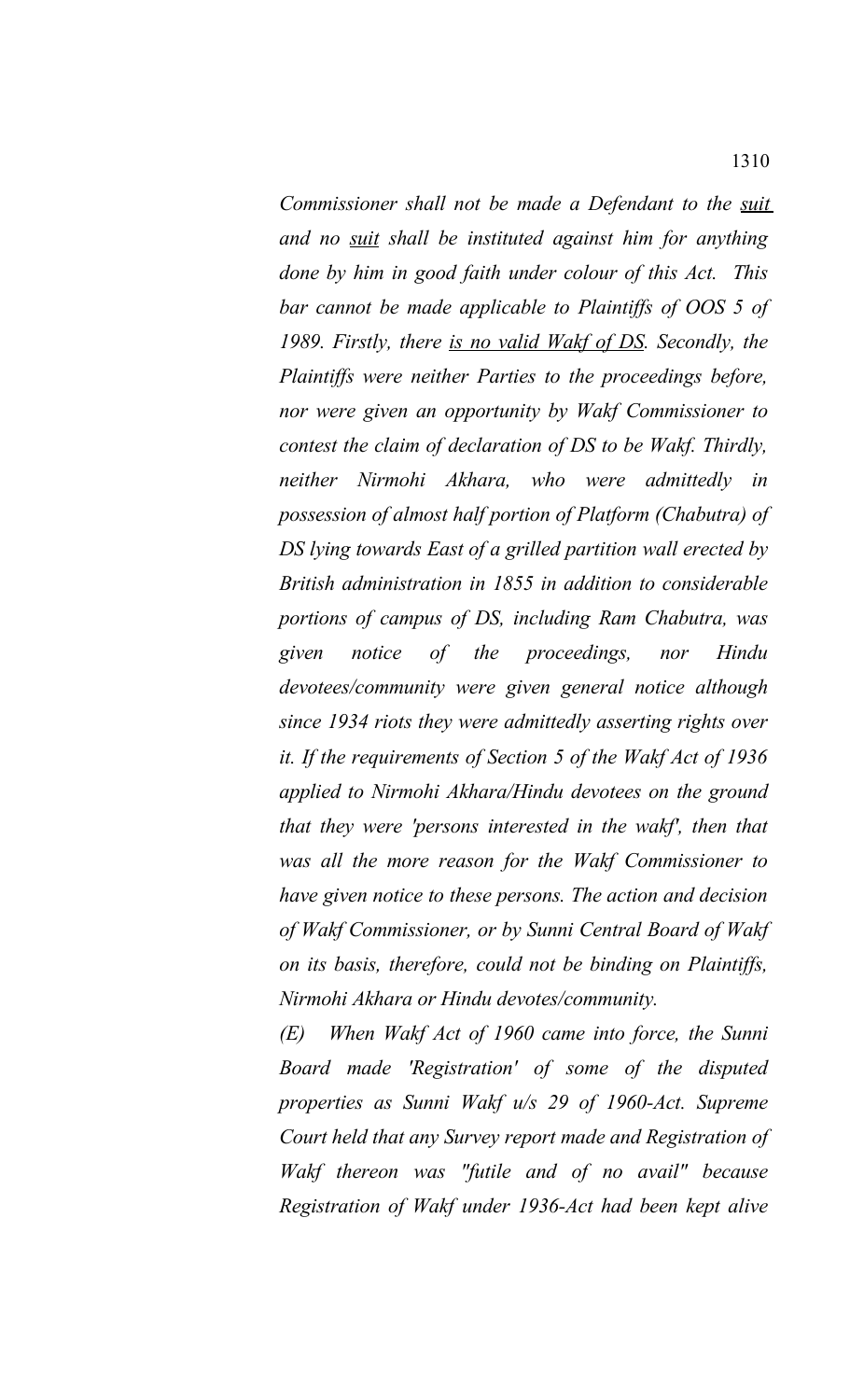*Commissioner shall not be made a Defendant to the <u>suit</u> and no <u>suit</u> shall be instituted against him for anything done by him in good faith under colour of this Act. This bar cannot be made applicable to Plaintiffs of OOS 5 of 1989. Firstly, there <u>is no valid Wakf of DS</u>. Secondly, the Plaintiffs were neither Parties to the proceedings before, nor were given an opportunity by Wakf Commissioner to contest the claim of declaration of DS to be Wakf. Thirdly, neither Nirmohi Akhara, who were admittedly in possession of almost half portion of Platform (Chabutra) of DS lying towards East of a grilled partition wall erected by British administration in 1855 in addition to considerable portions of campus of DS, including Ram Chabutra, was given notice of the proceedings, nor Hindu devotees/community were given general notice although since 1934 riots they were admittedly asserting rights over it. If the requirements of Section 5 of the Wakf Act of 1936 applied to Nirmohi Akhara/Hindu devotees on the ground that they were 'persons interested in the wakf', then that was all the more reason for the Wakf Commissioner to have given notice to these persons. The action and decision of Wakf Commissioner, or by Sunni Central Board of Wakf on its basis, therefore, could not be binding on Plaintiffs, Nirmohi Akhara or Hindu devotes/community.*

*(E) When Wakf Act of 1960 came into force, the Sunni Board made 'Registration' of some of the disputed properties as Sunni Wakf u/s 29 of 1960-Act. Supreme Court held that any Survey report made and Registration of Wakf thereon was "futile and of no avail" because Registration of Wakf under 1936-Act had been kept alive*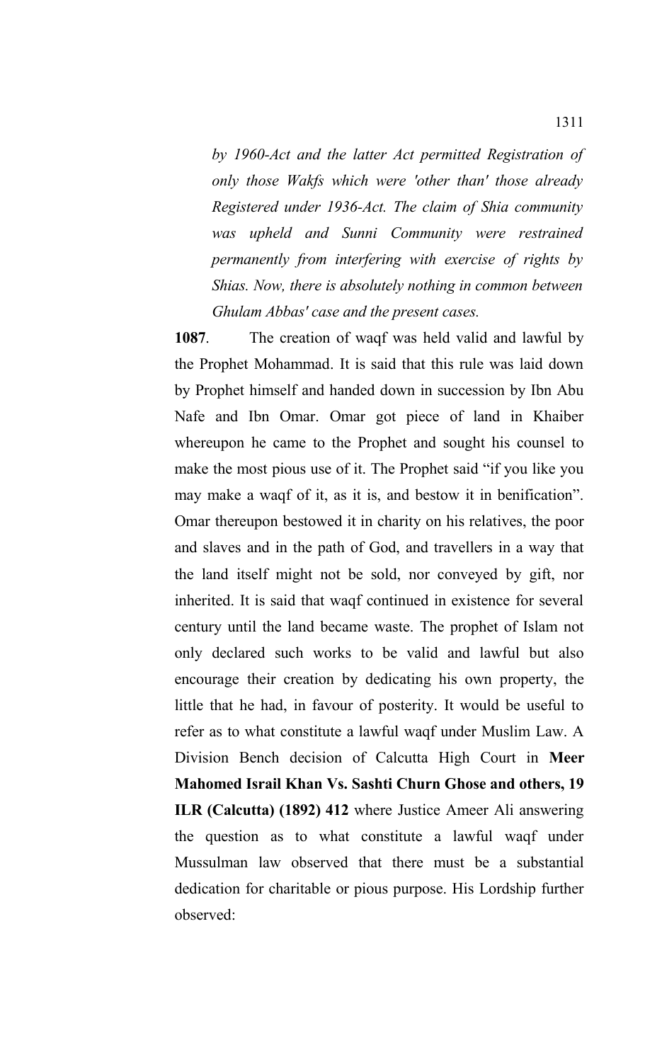*by 1960-Act and the latter Act permitted Registration of only those Wakfs which were 'other than' those already Registered under 1936-Act. The claim of Shia community was upheld and Sunni Community were restrained permanently from interfering with exercise of rights by Shias. Now, there is absolutely nothing in common between Ghulam Abbas' case and the present cases.*

**1087**. The creation of waqf was held valid and lawful by the Prophet Mohammad. It is said that this rule was laid down by Prophet himself and handed down in succession by Ibn Abu Nafe and Ibn Omar. Omar got piece of land in Khaiber whereupon he came to the Prophet and sought his counsel to make the most pious use of it. The Prophet said "if you like you may make a waqf of it, as it is, and bestow it in benification". Omar thereupon bestowed it in charity on his relatives, the poor and slaves and in the path of God, and travellers in a way that the land itself might not be sold, nor conveyed by gift, nor inherited. It is said that waqf continued in existence for several century until the land became waste. The prophet of Islam not only declared such works to be valid and lawful but also encourage their creation by dedicating his own property, the little that he had, in favour of posterity. It would be useful to refer as to what constitute a lawful waqf under Muslim Law. A Division Bench decision of Calcutta High Court in **Meer Mahomed Israil Khan Vs. Sashti Churn Ghose and others, 19 ILR (Calcutta) (1892) 412** where Justice Ameer Ali answering the question as to what constitute a lawful waqf under Mussulman law observed that there must be a substantial dedication for charitable or pious purpose. His Lordship further observed: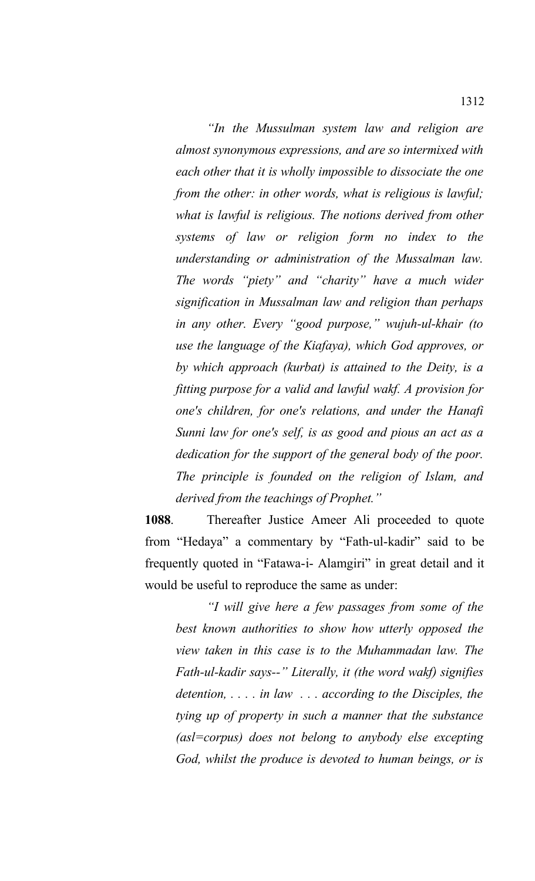*"In the Mussulman system law and religion are almost synonymous expressions, and are so intermixed with each other that it is wholly impossible to dissociate the one from the other: in other words, what is religious is lawful; what is lawful is religious. The notions derived from other systems of law or religion form no index to the understanding or administration of the Mussalman law. The words "piety" and "charity" have a much wider signification in Mussalman law and religion than perhaps in any other. Every "good purpose," wujuh-ul-khair (to use the language of the Kiafaya), which God approves, or by which approach (kurbat) is attained to the Deity, is a fitting purpose for a valid and lawful wakf. A provision for one's children, for one's relations, and under the Hanafi Sunni law for one's self, is as good and pious an act as a dedication for the support of the general body of the poor. The principle is founded on the religion of Islam, and derived from the teachings of Prophet."*

**1088**. Thereafter Justice Ameer Ali proceeded to quote from "Hedaya" a commentary by "Fath-ul-kadir" said to be frequently quoted in "Fatawa-i- Alamgiri" in great detail and it would be useful to reproduce the same as under:

*"I will give here a few passages from some of the best known authorities to show how utterly opposed the view taken in this case is to the Muhammadan law. The Fath-ul-kadir says--" Literally, it (the word wakf) signifies detention, . . . . in law . . . according to the Disciples, the tying up of property in such a manner that the substance (asl=corpus) does not belong to anybody else excepting God, whilst the produce is devoted to human beings, or is*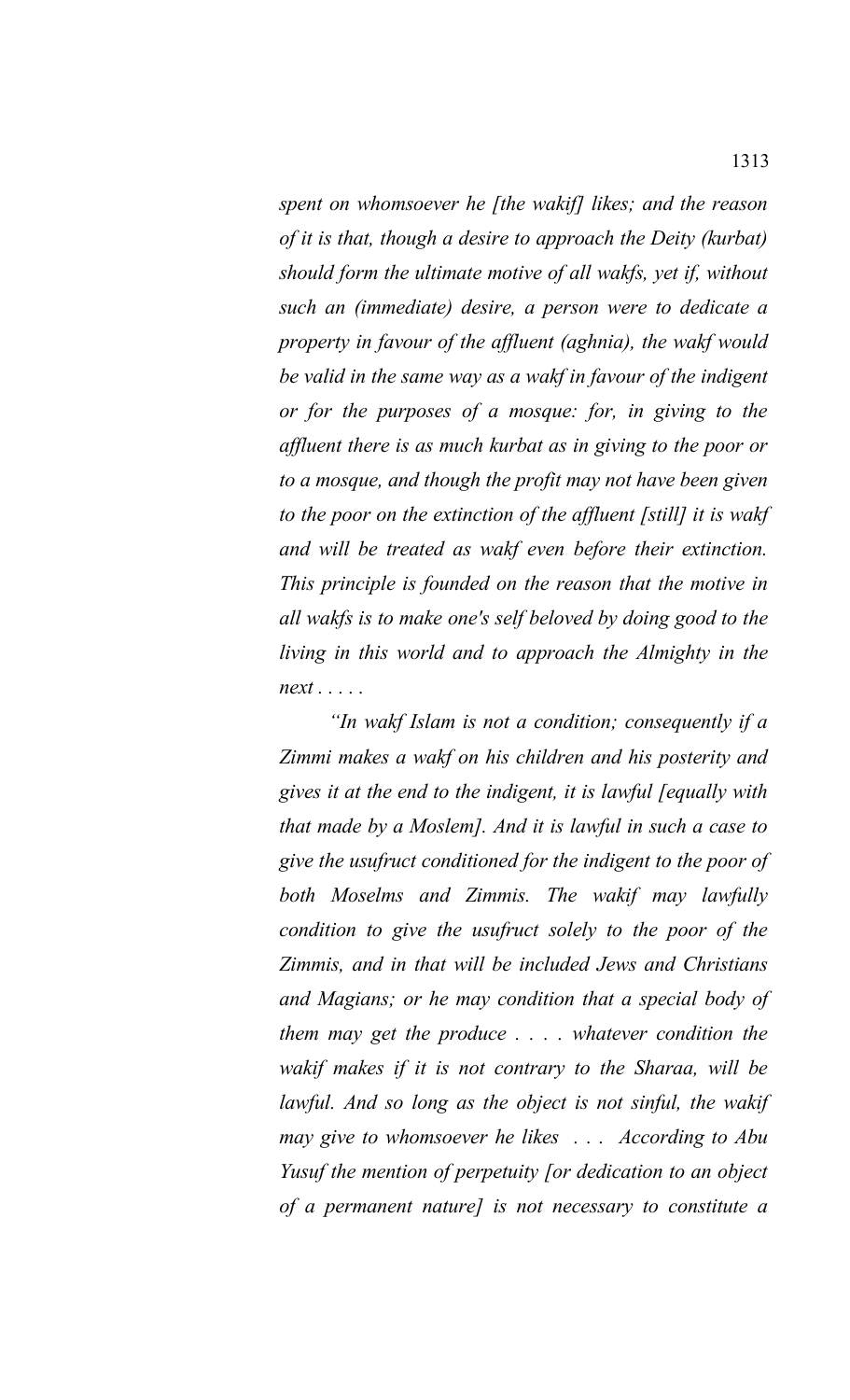*spent on whomsoever he [the wakif] likes; and the reason of it is that, though a desire to approach the Deity (kurbat) should form the ultimate motive of all wakfs, yet if, without such an (immediate) desire, a person were to dedicate a property in favour of the affluent (aghnia), the wakf would be valid in the same way as a wakf in favour of the indigent or for the purposes of a mosque: for, in giving to the affluent there is as much kurbat as in giving to the poor or to a mosque, and though the profit may not have been given to the poor on the extinction of the affluent [still] it is wakf and will be treated as wakf even before their extinction. This principle is founded on the reason that the motive in all wakfs is to make one's self beloved by doing good to the living in this world and to approach the Almighty in the next . . . . .*

*"In wakf Islam is not a condition; consequently if a Zimmi makes a wakf on his children and his posterity and gives it at the end to the indigent, it is lawful [equally with that made by a Moslem]. And it is lawful in such a case to give the usufruct conditioned for the indigent to the poor of both Moselms and Zimmis. The wakif may lawfully condition to give the usufruct solely to the poor of the Zimmis, and in that will be included Jews and Christians and Magians; or he may condition that a special body of them may get the produce . . . . whatever condition the wakif makes if it is not contrary to the Sharaa, will be lawful. And so long as the object is not sinful, the wakif may give to whomsoever he likes . . . According to Abu Yusuf the mention of perpetuity [or dedication to an object of a permanent nature] is not necessary to constitute a*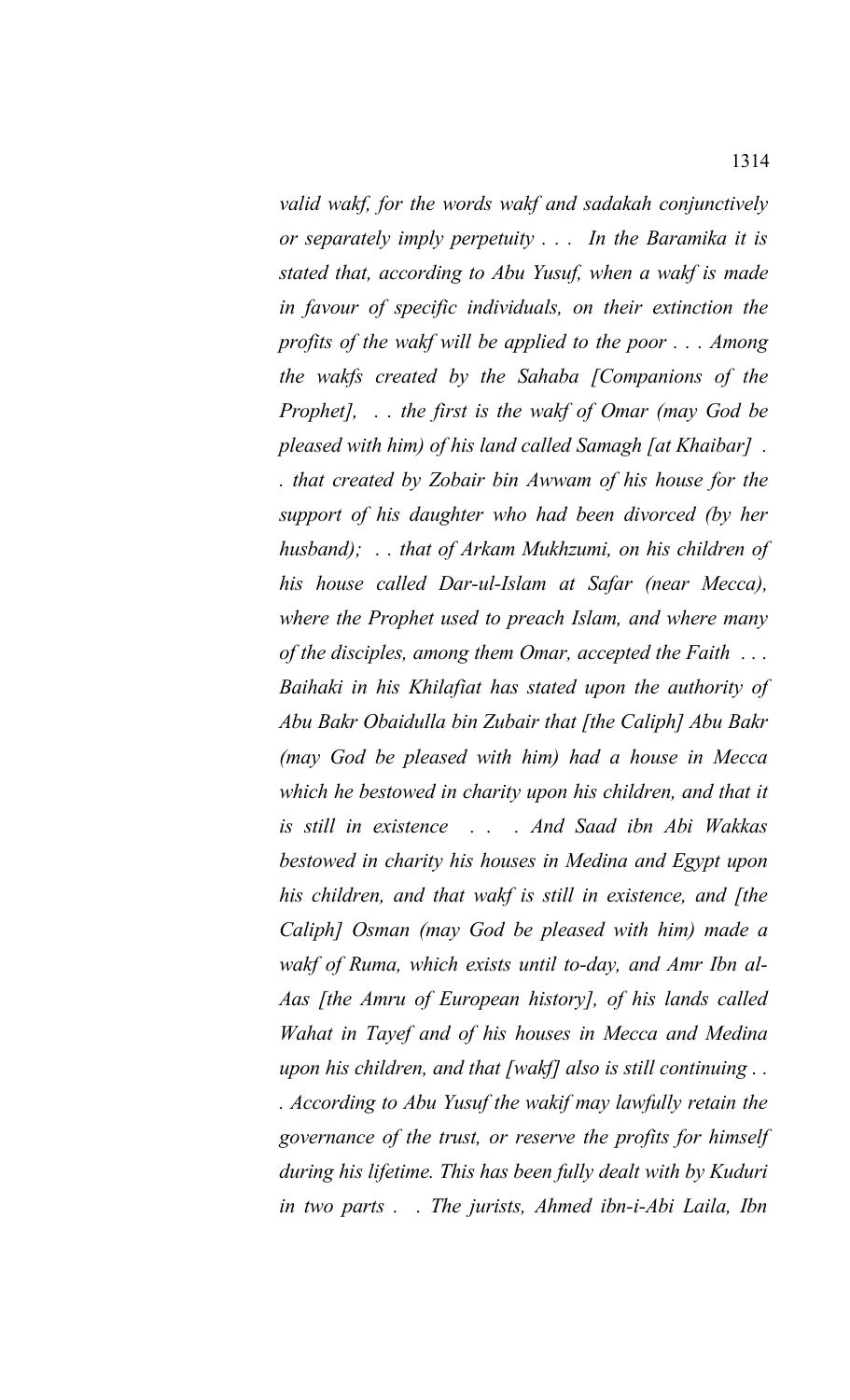*valid wakf, for the words wakf and sadakah conjunctively or separately imply perpetuity . . . In the Baramika it is stated that, according to Abu Yusuf, when a wakf is made in favour of specific individuals, on their extinction the profits of the wakf will be applied to the poor . . . Among the wakfs created by the Sahaba [Companions of the Prophet], . . the first is the wakf of Omar (may God be pleased with him) of his land called Samagh [at Khaibar] . . that created by Zobair bin Awwam of his house for the support of his daughter who had been divorced (by her husband); . . that of Arkam Mukhzumi, on his children of his house called Dar-ul-Islam at Safar (near Mecca), where the Prophet used to preach Islam, and where many of the disciples, among them Omar, accepted the Faith . . . Baihaki in his Khilafiat has stated upon the authority of Abu Bakr Obaidulla bin Zubair that [the Caliph] Abu Bakr (may God be pleased with him) had a house in Mecca which he bestowed in charity upon his children, and that it is still in existence . . . And Saad ibn Abi Wakkas bestowed in charity his houses in Medina and Egypt upon his children, and that wakf is still in existence, and [the Caliph] Osman (may God be pleased with him) made a wakf of Ruma, which exists until to-day, and Amr Ibn al-Aas [the Amru of European history], of his lands called Wahat in Tayef and of his houses in Mecca and Medina upon his children, and that [wakf] also is still continuing . . . According to Abu Yusuf the wakif may lawfully retain the governance of the trust, or reserve the profits for himself during his lifetime. This has been fully dealt with by Kuduri in two parts . . The jurists, Ahmed ibn-i-Abi Laila, Ibn*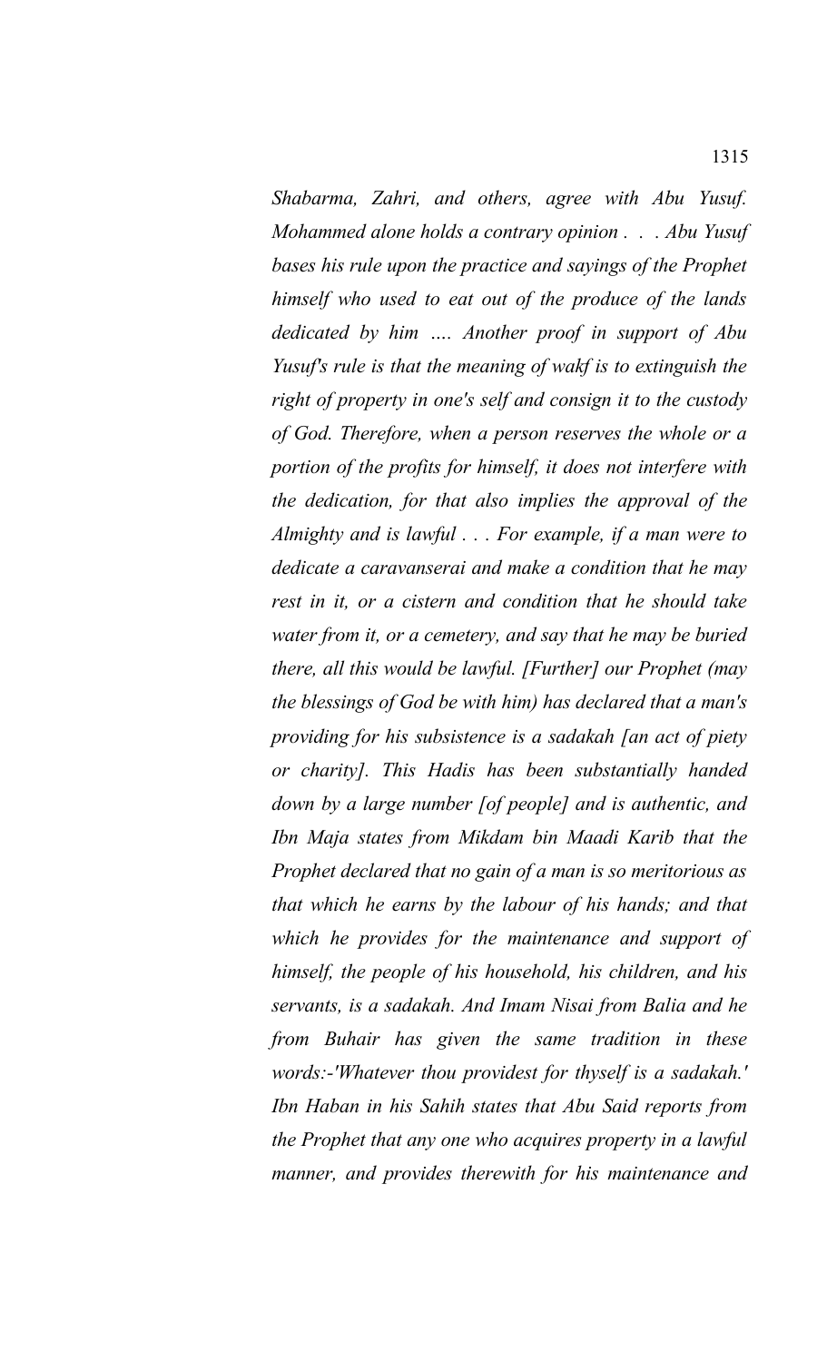*Shabarma, Zahri, and others, agree with Abu Yusuf. Mohammed alone holds a contrary opinion . . . Abu Yusuf bases his rule upon the practice and sayings of the Prophet himself who used to eat out of the produce of the lands dedicated by him .... Another proof in support of Abu Yusuf's rule is that the meaning of wakf is to extinguish the right of property in one's self and consign it to the custody of God. Therefore, when a person reserves the whole or a portion of the profits for himself, it does not interfere with the dedication, for that also implies the approval of the Almighty and is lawful . . . For example, if a man were to dedicate a caravanserai and make a condition that he may rest in it, or a cistern and condition that he should take water from it, or a cemetery, and say that he may be buried there, all this would be lawful. [Further] our Prophet (may the blessings of God be with him) has declared that a man's providing for his subsistence is a sadakah [an act of piety or charity]. This Hadis has been substantially handed down by a large number [of people] and is authentic, and Ibn Maja states from Mikdam bin Maadi Karib that the Prophet declared that no gain of a man is so meritorious as that which he earns by the labour of his hands; and that which he provides for the maintenance and support of himself, the people of his household, his children, and his servants, is a sadakah. And Imam Nisai from Balia and he from Buhair has given the same tradition in these words:-'Whatever thou providest for thyself is a sadakah.' Ibn Haban in his Sahih states that Abu Said reports from the Prophet that any one who acquires property in a lawful manner, and provides therewith for his maintenance and*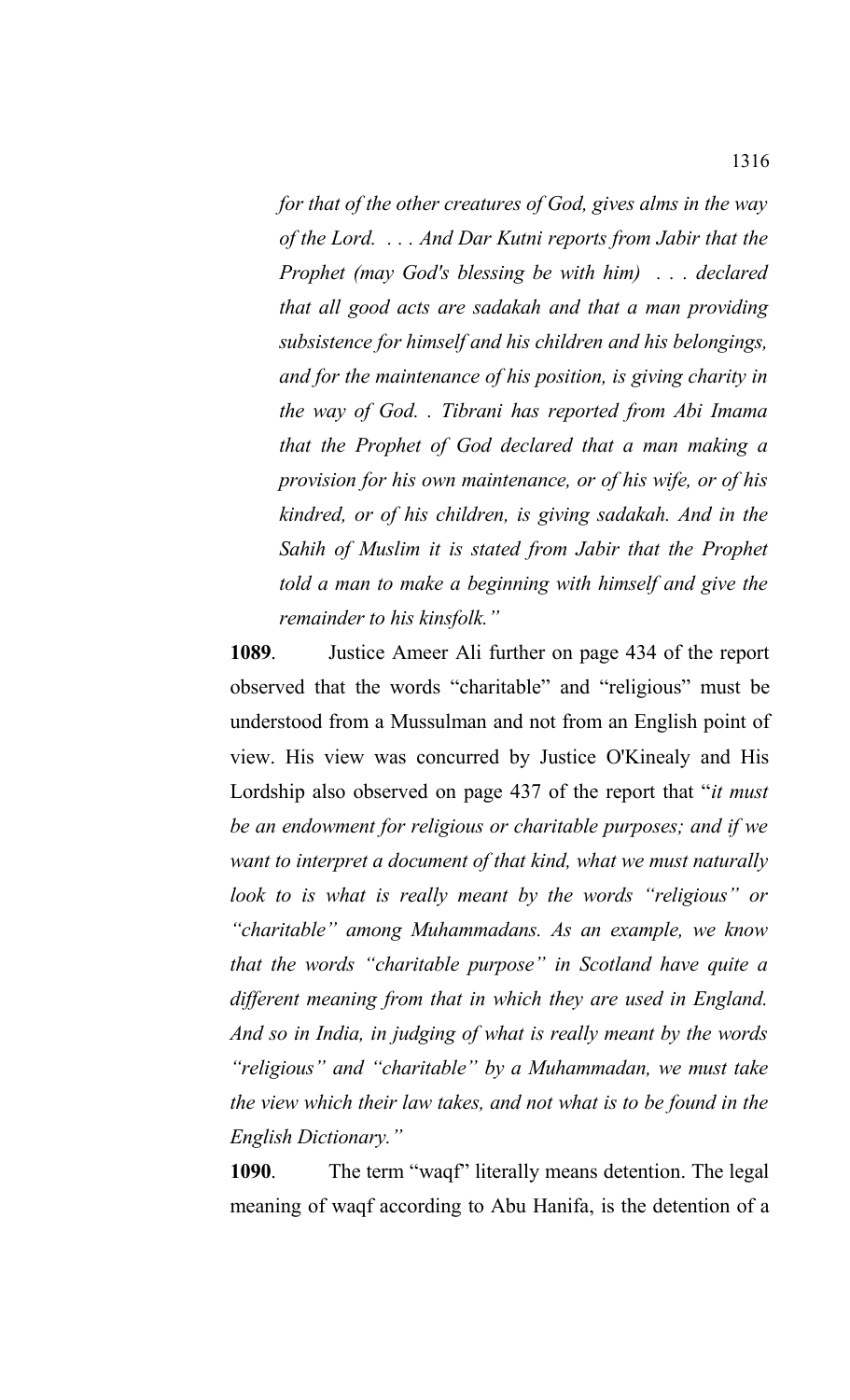*for that of the other creatures of God, gives alms in the way of the Lord. . . . And Dar Kutni reports from Jabir that the Prophet (may God's blessing be with him) . . . declared that all good acts are sadakah and that a man providing subsistence for himself and his children and his belongings, and for the maintenance of his position, is giving charity in the way of God. . Tibrani has reported from Abi Imama that the Prophet of God declared that a man making a provision for his own maintenance, or of his wife, or of his kindred, or of his children, is giving sadakah. And in the Sahih of Muslim it is stated from Jabir that the Prophet told a man to make a beginning with himself and give the remainder to his kinsfolk."*

**1089**. Justice Ameer Ali further on page 434 of the report observed that the words "charitable" and "religious" must be understood from a Mussulman and not from an English point of view. His view was concurred by Justice O'Kinealy and His Lordship also observed on page 437 of the report that "*it must be an endowment for religious or charitable purposes; and if we want to interpret a document of that kind, what we must naturally look to is what is really meant by the words "religious" or "charitable" among Muhammadans. As an example, we know that the words "charitable purpose" in Scotland have quite a different meaning from that in which they are used in England. And so in India, in judging of what is really meant by the words "religious" and "charitable" by a Muhammadan, we must take the view which their law takes, and not what is to be found in the English Dictionary."*

**1090**. The term "waqf" literally means detention. The legal meaning of waqf according to Abu Hanifa, is the detention of a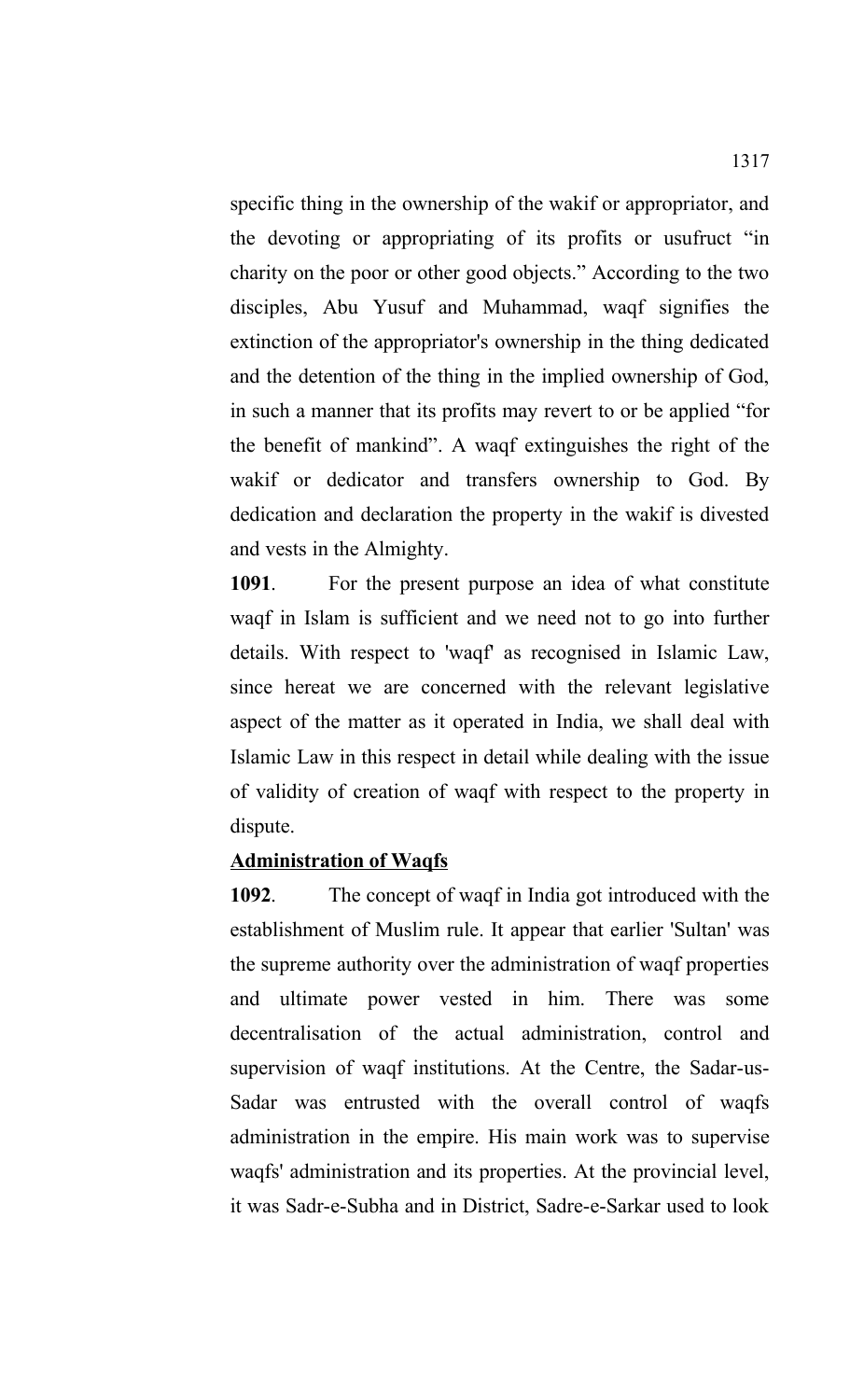specific thing in the ownership of the wakif or appropriator, and the devoting or appropriating of its profits or usufruct "in charity on the poor or other good objects." According to the two disciples, Abu Yusuf and Muhammad, waqf signifies the extinction of the appropriator's ownership in the thing dedicated and the detention of the thing in the implied ownership of God, in such a manner that its profits may revert to or be applied "for the benefit of mankind". A waqf extinguishes the right of the wakif or dedicator and transfers ownership to God. By dedication and declaration the property in the wakif is divested and vests in the Almighty.

**1091**. For the present purpose an idea of what constitute waqf in Islam is sufficient and we need not to go into further details. With respect to 'waqf' as recognised in Islamic Law, since hereat we are concerned with the relevant legislative aspect of the matter as it operated in India, we shall deal with Islamic Law in this respect in detail while dealing with the issue of validity of creation of waqf with respect to the property in dispute.

**<u>Administration of Waqfs</u>**

**1092**. The concept of waqf in India got introduced with the establishment of Muslim rule. It appear that earlier 'Sultan' was the supreme authority over the administration of waqf properties and ultimate power vested in him. There was some decentralisation of the actual administration, control and supervision of waqf institutions. At the Centre, the Sadar-us-Sadar was entrusted with the overall control of waqfs administration in the empire. His main work was to supervise waqfs' administration and its properties. At the provincial level, it was Sadr-e-Subha and in District, Sadre-e-Sarkar used to look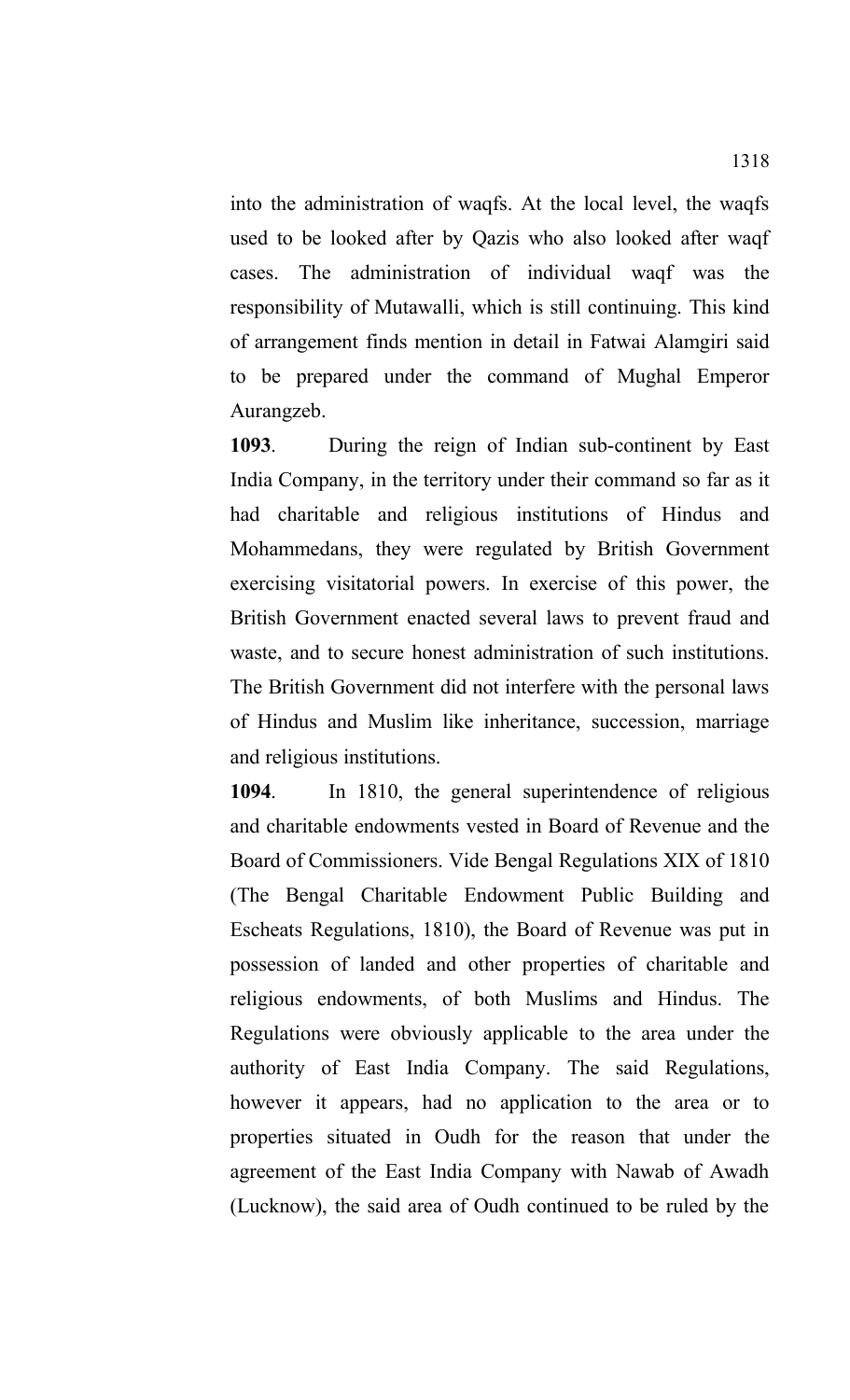into the administration of waqfs. At the local level, the waqfs used to be looked after by Qazis who also looked after waqf cases. The administration of individual waqf was the responsibility of Mutawalli, which is still continuing. This kind of arrangement finds mention in detail in Fatwai Alamgiri said to be prepared under the command of Mughal Emperor Aurangzeb.

**1093**. During the reign of Indian sub-continent by East India Company, in the territory under their command so far as it had charitable and religious institutions of Hindus and Mohammedans, they were regulated by British Government exercising visitatorial powers. In exercise of this power, the British Government enacted several laws to prevent fraud and waste, and to secure honest administration of such institutions. The British Government did not interfere with the personal laws of Hindus and Muslim like inheritance, succession, marriage and religious institutions.

**1094**. In 1810, the general superintendence of religious and charitable endowments vested in Board of Revenue and the Board of Commissioners. Vide Bengal Regulations XIX of 1810 (The Bengal Charitable Endowment Public Building and Escheats Regulations, 1810), the Board of Revenue was put in possession of landed and other properties of charitable and religious endowments, of both Muslims and Hindus. The Regulations were obviously applicable to the area under the authority of East India Company. The said Regulations, however it appears, had no application to the area or to properties situated in Oudh for the reason that under the agreement of the East India Company with Nawab of Awadh (Lucknow), the said area of Oudh continued to be ruled by the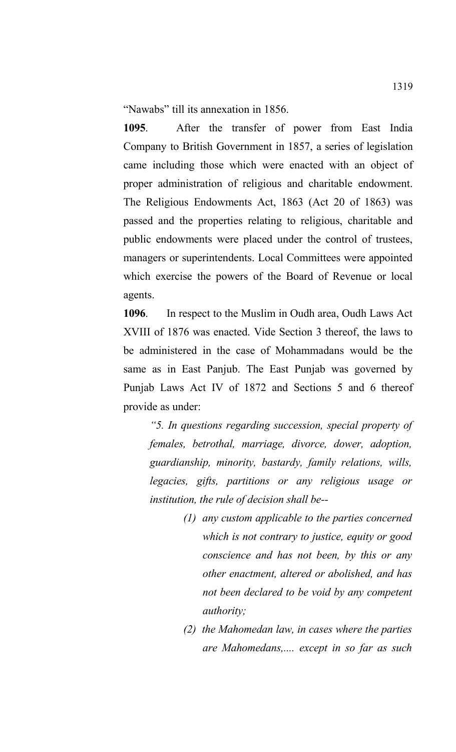"Nawabs" till its annexation in 1856.

**1095**. After the transfer of power from East India Company to British Government in 1857, a series of legislation came including those which were enacted with an object of proper administration of religious and charitable endowment. The Religious Endowments Act, 1863 (Act 20 of 1863) was passed and the properties relating to religious, charitable and public endowments were placed under the control of trustees, managers or superintendents. Local Committees were appointed which exercise the powers of the Board of Revenue or local agents.

**1096**. In respect to the Muslim in Oudh area, Oudh Laws Act XVIII of 1876 was enacted. Vide Section 3 thereof, the laws to be administered in the case of Mohammadans would be the same as in East Panjub. The East Punjab was governed by Punjab Laws Act IV of 1872 and Sections 5 and 6 thereof provide as under:

> *"5. In questions regarding succession, special property of females, betrothal, marriage, divorce, dower, adoption, guardianship, minority, bastardy, family relations, wills, legacies, gifts, partitions or any religious usage or institution, the rule of decision shall be--*
>
> *(1) any custom applicable to the parties concerned which is not contrary to justice, equity or good conscience and has not been, by this or any other enactment, altered or abolished, and has not been declared to be void by any competent authority;*
>
> *(2) the Mahomedan law, in cases where the parties are Mahomedans,.... except in so far as such*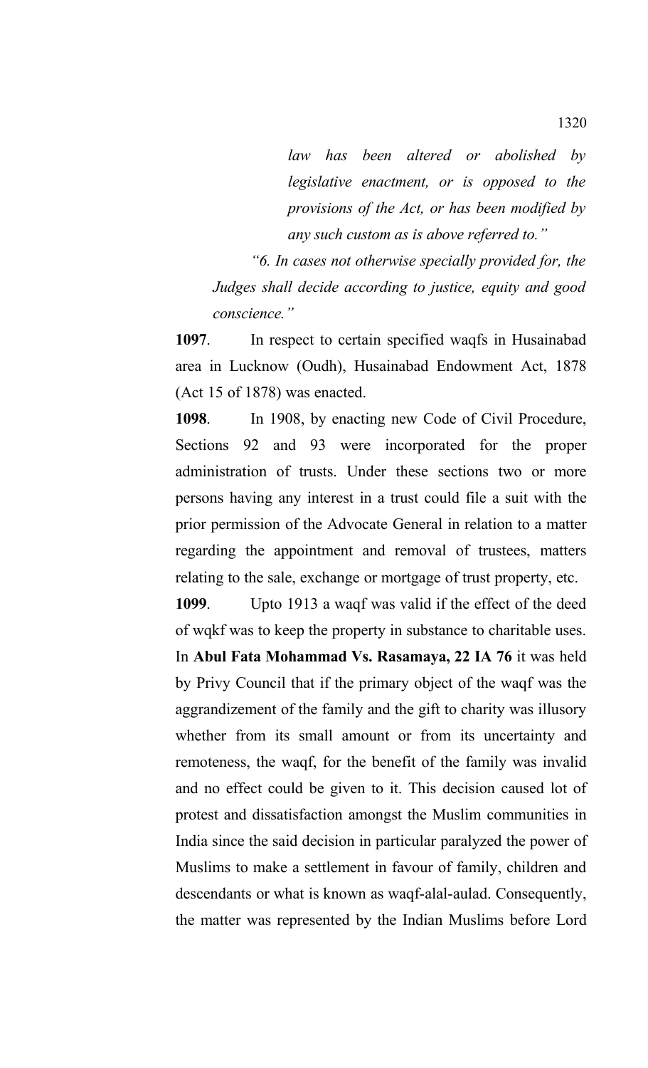*law has been altered or abolished by legislative enactment, or is opposed to the provisions of the Act, or has been modified by any such custom as is above referred to."*

*"6. In cases not otherwise specially provided for, the Judges shall decide according to justice, equity and good conscience."*

**1097**. In respect to certain specified waqfs in Husainabad area in Lucknow (Oudh), Husainabad Endowment Act, 1878 (Act 15 of 1878) was enacted.

**1098**. In 1908, by enacting new Code of Civil Procedure, Sections 92 and 93 were incorporated for the proper administration of trusts. Under these sections two or more persons having any interest in a trust could file a suit with the prior permission of the Advocate General in relation to a matter regarding the appointment and removal of trustees, matters relating to the sale, exchange or mortgage of trust property, etc.

**1099**. Upto 1913 a waqf was valid if the effect of the deed of wqkf was to keep the property in substance to charitable uses. In **Abul Fata Mohammad Vs. Rasamaya, 22 IA 76** it was held by Privy Council that if the primary object of the waqf was the aggrandizement of the family and the gift to charity was illusory whether from its small amount or from its uncertainty and remoteness, the waqf, for the benefit of the family was invalid and no effect could be given to it. This decision caused lot of protest and dissatisfaction amongst the Muslim communities in India since the said decision in particular paralyzed the power of Muslims to make a settlement in favour of family, children and descendants or what is known as waqf-alal-aulad. Consequently, the matter was represented by the Indian Muslims before Lord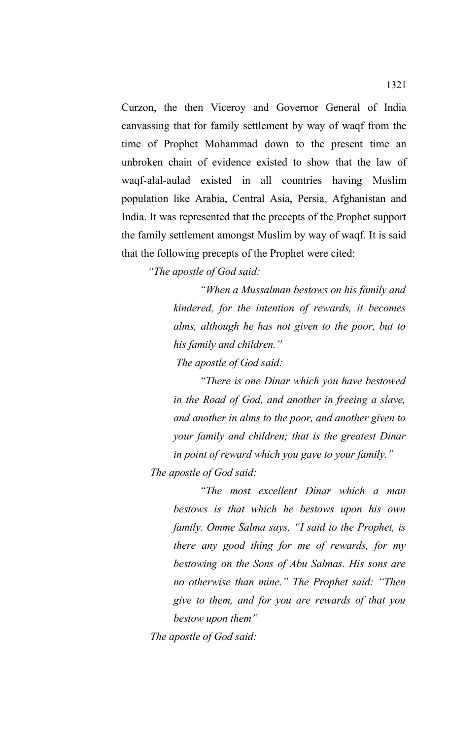Curzon, the then Viceroy and Governor General of India canvassing that for family settlement by way of waqf from the time of Prophet Mohammad down to the present time an unbroken chain of evidence existed to show that the law of waqf-alal-aulad existed in all countries having Muslim population like Arabia, Central Asia, Persia, Afghanistan and India. It was represented that the precepts of the Prophet support the family settlement amongst Muslim by way of waqf. It is said that the following precepts of the Prophet were cited:

*"The apostle of God said:*

> *"When a Mussalman bestows on his family and kindered, for the intention of rewards, it becomes alms, although he has not given to the poor, but to his family and children."*
>
> *The apostle of God said:*
>
> *"There is one Dinar which you have bestowed in the Road of God, and another in freeing a slave, and another in alms to the poor, and another given to your family and children; that is the greatest Dinar in point of reward which you gave to your family."*

*The apostle of God said:*

> *"The most excellent Dinar which a man bestows is that which he bestows upon his own family. Omme Salma says, "I said to the Prophet, is there any good thing for me of rewards, for my bestowing on the Sons of Abu Salmas. His sons are no otherwise than mine." The Prophet said: "Then give to them, and for you are rewards of that you bestow upon them"*

*The apostle of God said:*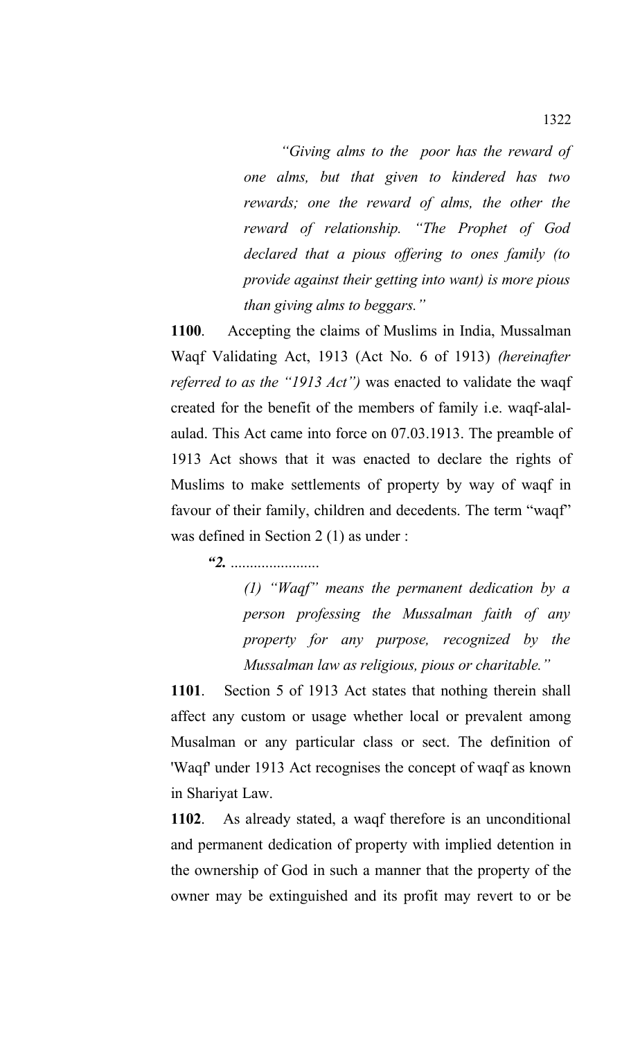*"Giving alms to the poor has the reward of one alms, but that given to kindered has two rewards; one the reward of alms, the other the reward of relationship. "The Prophet of God declared that a pious offering to ones family (to provide against their getting into want) is more pious than giving alms to beggars."*

**1100**. Accepting the claims of Muslims in India, Mussalman Waqf Validating Act, 1913 (Act No. 6 of 1913) *(hereinafter referred to as the "1913 Act")* was enacted to validate the waqf created for the benefit of the members of family i.e. waqf-alal-aulad. This Act came into force on 07.03.1913. The preamble of 1913 Act shows that it was enacted to declare the rights of Muslims to make settlements of property by way of waqf in favour of their family, children and decedents. The term "waqf" was defined in Section 2 (1) as under :

***"2.*** .......................

*(1) "Waqf" means the permanent dedication by a person professing the Mussalman faith of any property for any purpose, recognized by the Mussalman law as religious, pious or charitable."*

**1101**. Section 5 of 1913 Act states that nothing therein shall affect any custom or usage whether local or prevalent among Musalman or any particular class or sect. The definition of 'Waqf' under 1913 Act recognises the concept of waqf as known in Shariyat Law.

**1102**. As already stated, a waqf therefore is an unconditional and permanent dedication of property with implied detention in the ownership of God in such a manner that the property of the owner may be extinguished and its profit may revert to or be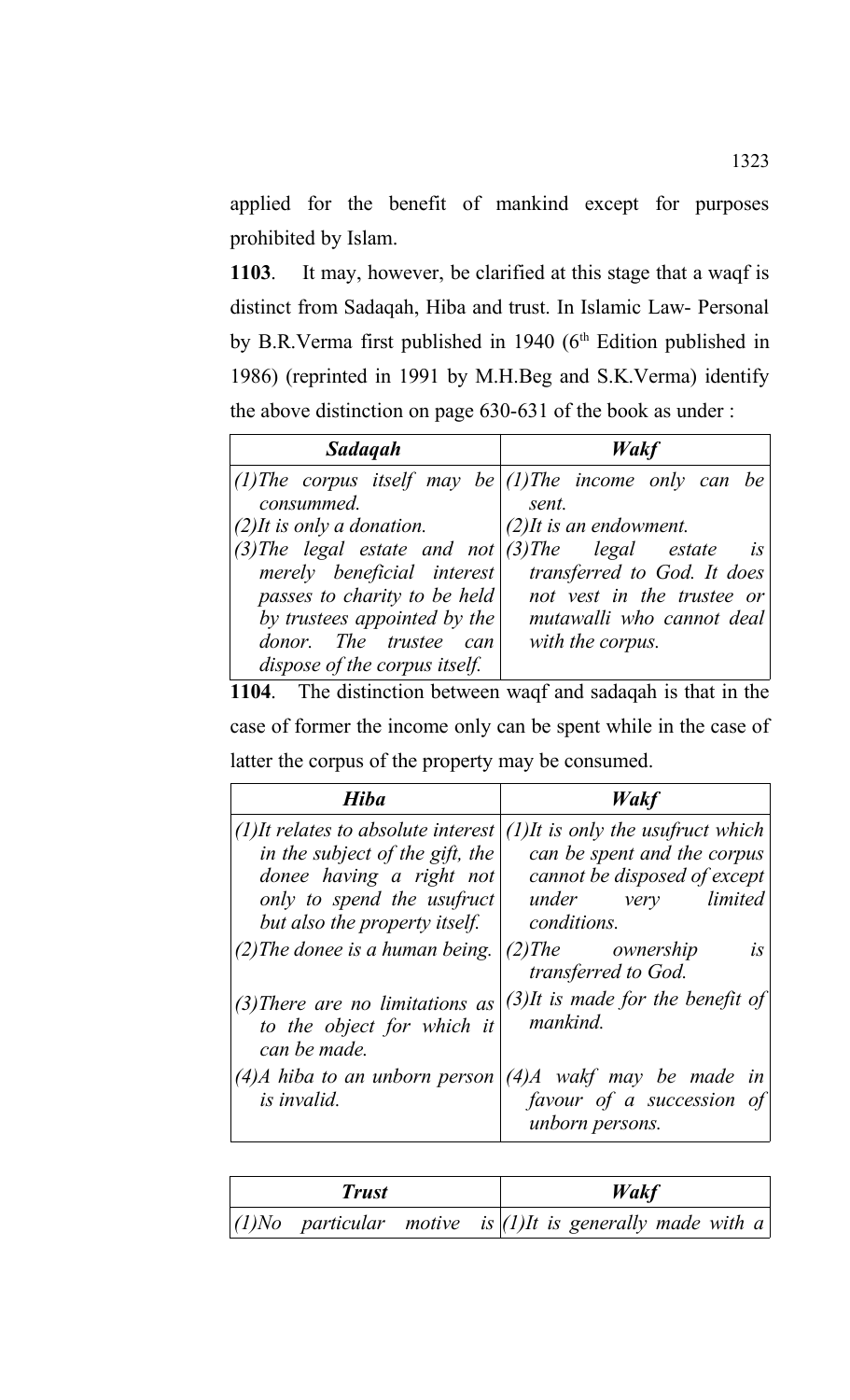applied for the benefit of mankind except for purposes prohibited by Islam.

**1103**. It may, however, be clarified at this stage that a waqf is distinct from Sadaqah, Hiba and trust. In Islamic Law- Personal by B.R.Verma first published in 1940 (6th Edition published in 1986) (reprinted in 1991 by M.H.Beg and S.K.Verma) identify the above distinction on page 630-631 of the book as under :

| ***Sadaqah*** | ***Wakf*** |
|---|---|
| *(1)The corpus itself may be consummed.* | *(1)The income only can be sent.* |
| *(2)It is only a donation.* | *(2)It is an endowment.* |
| *(3)The legal estate and not merely beneficial interest passes to charity to be held by trustees appointed by the donor. The trustee can dispose of the corpus itself.* | *(3)The legal estate is transferred to God. It does not vest in the trustee or mutawalli who cannot deal with the corpus.* |

**1104**. The distinction between waqf and sadaqah is that in the case of former the income only can be spent while in the case of latter the corpus of the property may be consumed.

| ***Hiba*** | ***Wakf*** |
|---|---|
| *(1)It relates to absolute interest in the subject of the gift, the donee having a right not only to spend the usufruct but also the property itself.* | *(1)It is only the usufruct which can be spent and the corpus cannot be disposed of except under very limited conditions.* |
| *(2)The donee is a human being.* | *(2)The ownership is transferred to God.* |
| *(3)There are no limitations as to the object for which it can be made.* | *(3)It is made for the benefit of mankind.* |
| *(4)A hiba to an unborn person is invalid.* | *(4)A wakf may be made in favour of a succession of unborn persons.* |

| ***Trust*** | ***Wakf*** |
|---|---|
| *(1)No particular motive is* | *(1)It is generally made with a* |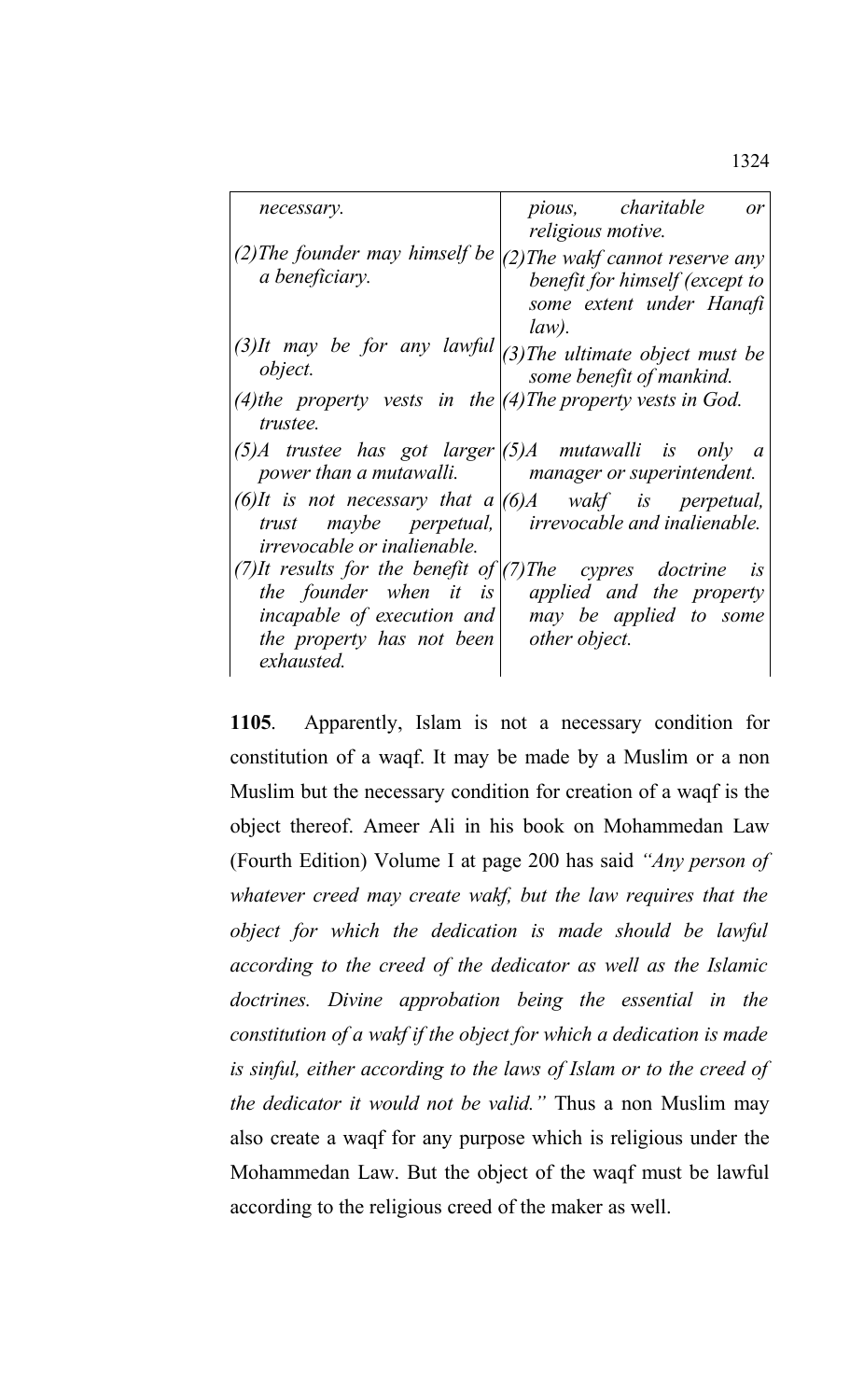| | |
|---|---|
| *necessary.* | *pious, charitable or religious motive.* |
| *(2)The founder may himself be a beneficiary.* | *(2)The wakf cannot reserve any benefit for himself (except to some extent under Hanafi law).* |
| *(3)It may be for any lawful object.* | *(3)The ultimate object must be some benefit of mankind.* |
| *(4)the property vests in the trustee.* | *(4)The property vests in God.* |
| *(5)A trustee has got larger power than a mutawalli.* | *(5)A mutawalli is only a manager or superintendent.* |
| *(6)It is not necessary that a trust maybe perpetual, irrevocable or inalienable.* | *(6)A wakf is perpetual, irrevocable and inalienable.* |
| *(7)It results for the benefit of the founder when it is incapable of execution and the property has not been exhausted.* | *(7)The cypres doctrine is applied and the property may be applied to some other object.* |

**1105**. Apparently, Islam is not a necessary condition for constitution of a waqf. It may be made by a Muslim or a non Muslim but the necessary condition for creation of a waqf is the object thereof. Ameer Ali in his book on Mohammedan Law (Fourth Edition) Volume I at page 200 has said *"Any person of whatever creed may create wakf, but the law requires that the object for which the dedication is made should be lawful according to the creed of the dedicator as well as the Islamic doctrines. Divine approbation being the essential in the constitution of a wakf if the object for which a dedication is made is sinful, either according to the laws of Islam or to the creed of the dedicator it would not be valid."* Thus a non Muslim may also create a waqf for any purpose which is religious under the Mohammedan Law. But the object of the waqf must be lawful according to the religious creed of the maker as well.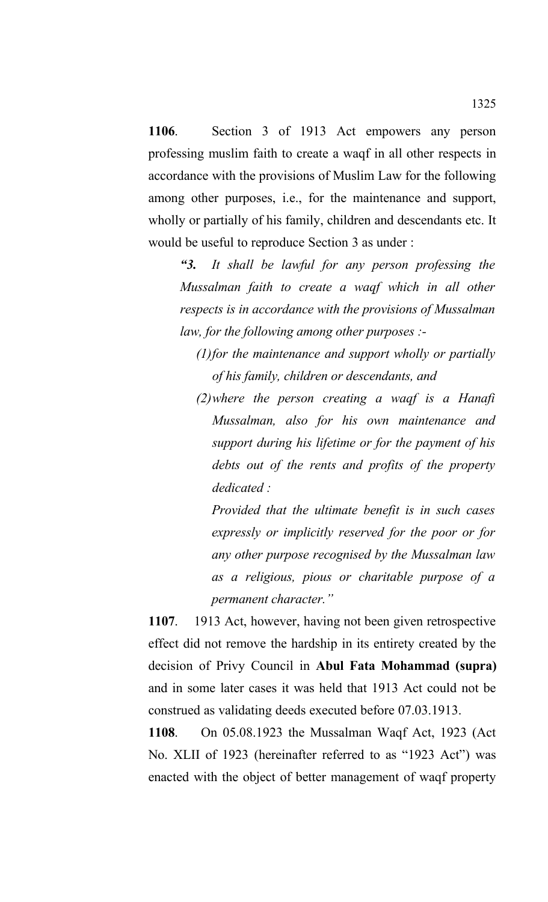**1106**. Section 3 of 1913 Act empowers any person professing muslim faith to create a waqf in all other respects in accordance with the provisions of Muslim Law for the following among other purposes, i.e., for the maintenance and support, wholly or partially of his family, children and descendants etc. It would be useful to reproduce Section 3 as under :

> ***"3.*** *It shall be lawful for any person professing the Mussalman faith to create a waqf which in all other respects is in accordance with the provisions of Mussalman law, for the following among other purposes :-*
>
> *(1) for the maintenance and support wholly or partially of his family, children or descendants, and*
>
> *(2) where the person creating a waqf is a Hanafi Mussalman, also for his own maintenance and support during his lifetime or for the payment of his debts out of the rents and profits of the property dedicated :*
>
> *Provided that the ultimate benefit is in such cases expressly or implicitly reserved for the poor or for any other purpose recognised by the Mussalman law as a religious, pious or charitable purpose of a permanent character."*

**1107**. 1913 Act, however, having not been given retrospective effect did not remove the hardship in its entirety created by the decision of Privy Council in **Abul Fata Mohammad (supra)** and in some later cases it was held that 1913 Act could not be construed as validating deeds executed before 07.03.1913.

**1108**. On 05.08.1923 the Mussalman Waqf Act, 1923 (Act No. XLII of 1923 (hereinafter referred to as "1923 Act") was enacted with the object of better management of waqf property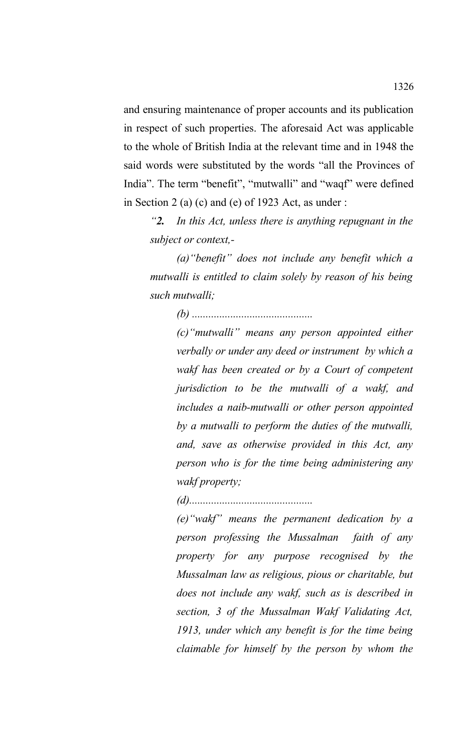and ensuring maintenance of proper accounts and its publication in respect of such properties. The aforesaid Act was applicable to the whole of British India at the relevant time and in 1948 the said words were substituted by the words "all the Provinces of India". The term "benefit", "mutwalli" and "waqf" were defined in Section 2 (a) (c) and (e) of 1923 Act, as under :

> *"**2.** In this Act, unless there is anything repugnant in the subject or context,-*
>
> *(a)"benefit" does not include any benefit which a mutwalli is entitled to claim solely by reason of his being such mutwalli;*
>
> *(b) ...........................................*
>
> *(c)"mutwalli" means any person appointed either verbally or under any deed or instrument by which a wakf has been created or by a Court of competent jurisdiction to be the mutwalli of a wakf, and includes a naib-mutwalli or other person appointed by a mutwalli to perform the duties of the mutwalli, and, save as otherwise provided in this Act, any person who is for the time being administering any wakf property;*
>
> *(d)............................................*
>
> *(e)"wakf" means the permanent dedication by a person professing the Mussalman faith of any property for any purpose recognised by the Mussalman law as religious, pious or charitable, but does not include any wakf, such as is described in section, 3 of the Mussalman Wakf Validating Act, 1913, under which any benefit is for the time being claimable for himself by the person by whom the*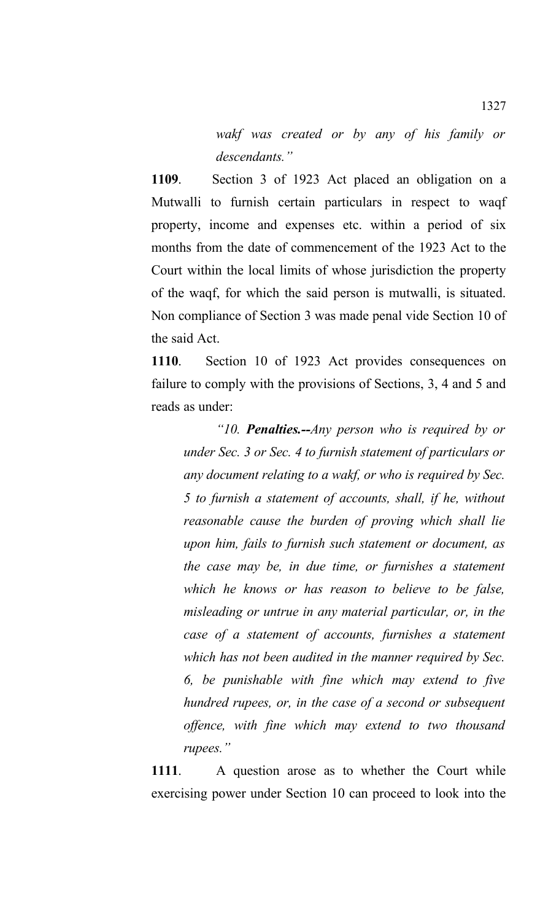*wakf was created or by any of his family or descendants."*

**1109**. Section 3 of 1923 Act placed an obligation on a Mutwalli to furnish certain particulars in respect to waqf property, income and expenses etc. within a period of six months from the date of commencement of the 1923 Act to the Court within the local limits of whose jurisdiction the property of the waqf, for which the said person is mutwalli, is situated. Non compliance of Section 3 was made penal vide Section 10 of the said Act.

**1110**. Section 10 of 1923 Act provides consequences on failure to comply with the provisions of Sections, 3, 4 and 5 and reads as under:

> *"10. **Penalties.--**Any person who is required by or under Sec. 3 or Sec. 4 to furnish statement of particulars or any document relating to a wakf, or who is required by Sec. 5 to furnish a statement of accounts, shall, if he, without reasonable cause the burden of proving which shall lie upon him, fails to furnish such statement or document, as the case may be, in due time, or furnishes a statement which he knows or has reason to believe to be false, misleading or untrue in any material particular, or, in the case of a statement of accounts, furnishes a statement which has not been audited in the manner required by Sec. 6, be punishable with fine which may extend to five hundred rupees, or, in the case of a second or subsequent offence, with fine which may extend to two thousand rupees."*

**1111**. A question arose as to whether the Court while exercising power under Section 10 can proceed to look into the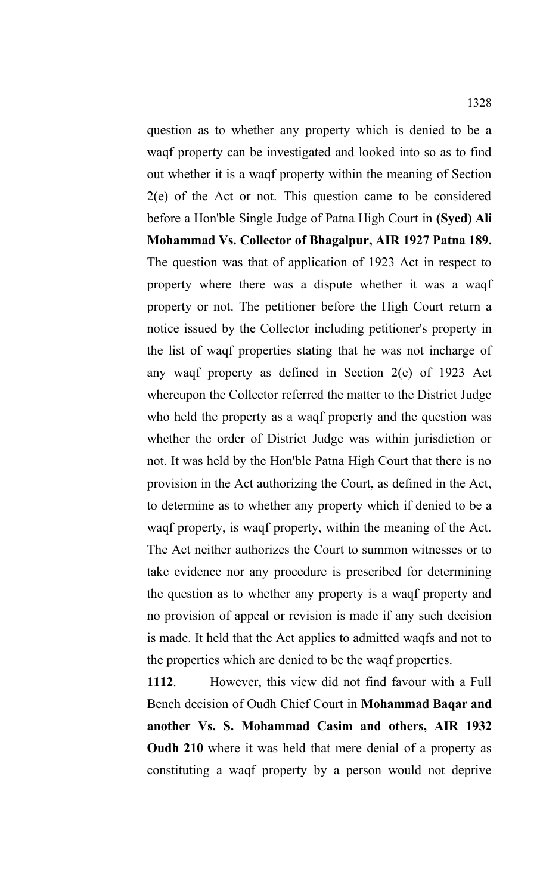question as to whether any property which is denied to be a waqf property can be investigated and looked into so as to find out whether it is a waqf property within the meaning of Section 2(e) of the Act or not. This question came to be considered before a Hon'ble Single Judge of Patna High Court in **(Syed) Ali Mohammad Vs. Collector of Bhagalpur, AIR 1927 Patna 189.** The question was that of application of 1923 Act in respect to property where there was a dispute whether it was a waqf property or not. The petitioner before the High Court return a notice issued by the Collector including petitioner's property in the list of waqf properties stating that he was not incharge of any waqf property as defined in Section 2(e) of 1923 Act whereupon the Collector referred the matter to the District Judge who held the property as a waqf property and the question was whether the order of District Judge was within jurisdiction or not. It was held by the Hon'ble Patna High Court that there is no provision in the Act authorizing the Court, as defined in the Act, to determine as to whether any property which if denied to be a waqf property, is waqf property, within the meaning of the Act. The Act neither authorizes the Court to summon witnesses or to take evidence nor any procedure is prescribed for determining the question as to whether any property is a waqf property and no provision of appeal or revision is made if any such decision is made. It held that the Act applies to admitted waqfs and not to the properties which are denied to be the waqf properties.

**1112**. However, this view did not find favour with a Full Bench decision of Oudh Chief Court in **Mohammad Baqar and another Vs. S. Mohammad Casim and others, AIR 1932 Oudh 210** where it was held that mere denial of a property as constituting a waqf property by a person would not deprive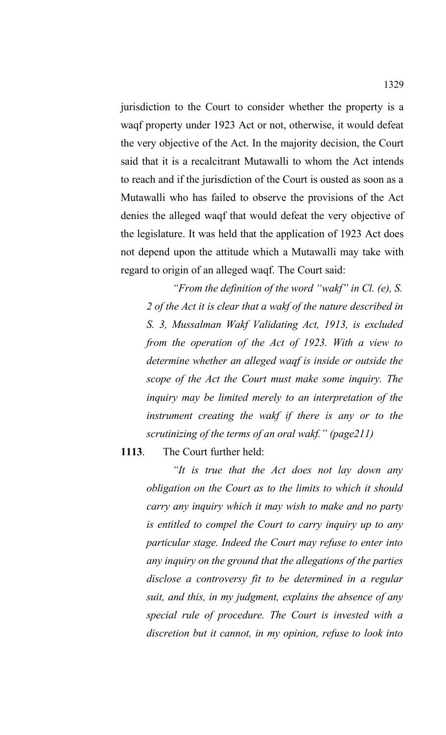jurisdiction to the Court to consider whether the property is a waqf property under 1923 Act or not, otherwise, it would defeat the very objective of the Act. In the majority decision, the Court said that it is a recalcitrant Mutawalli to whom the Act intends to reach and if the jurisdiction of the Court is ousted as soon as a Mutawalli who has failed to observe the provisions of the Act denies the alleged waqf that would defeat the very objective of the legislature. It was held that the application of 1923 Act does not depend upon the attitude which a Mutawalli may take with regard to origin of an alleged waqf. The Court said:

> *"From the definition of the word "wakf" in Cl. (e), S. 2 of the Act it is clear that a wakf of the nature described in S. 3, Mussalman Wakf Validating Act, 1913, is excluded from the operation of the Act of 1923. With a view to determine whether an alleged waqf is inside or outside the scope of the Act the Court must make some inquiry. The inquiry may be limited merely to an interpretation of the instrument creating the wakf if there is any or to the scrutinizing of the terms of an oral wakf." (page211)*

**1113**. The Court further held:

> *"It is true that the Act does not lay down any obligation on the Court as to the limits to which it should carry any inquiry which it may wish to make and no party is entitled to compel the Court to carry inquiry up to any particular stage. Indeed the Court may refuse to enter into any inquiry on the ground that the allegations of the parties disclose a controversy fit to be determined in a regular suit, and this, in my judgment, explains the absence of any special rule of procedure. The Court is invested with a discretion but it cannot, in my opinion, refuse to look into*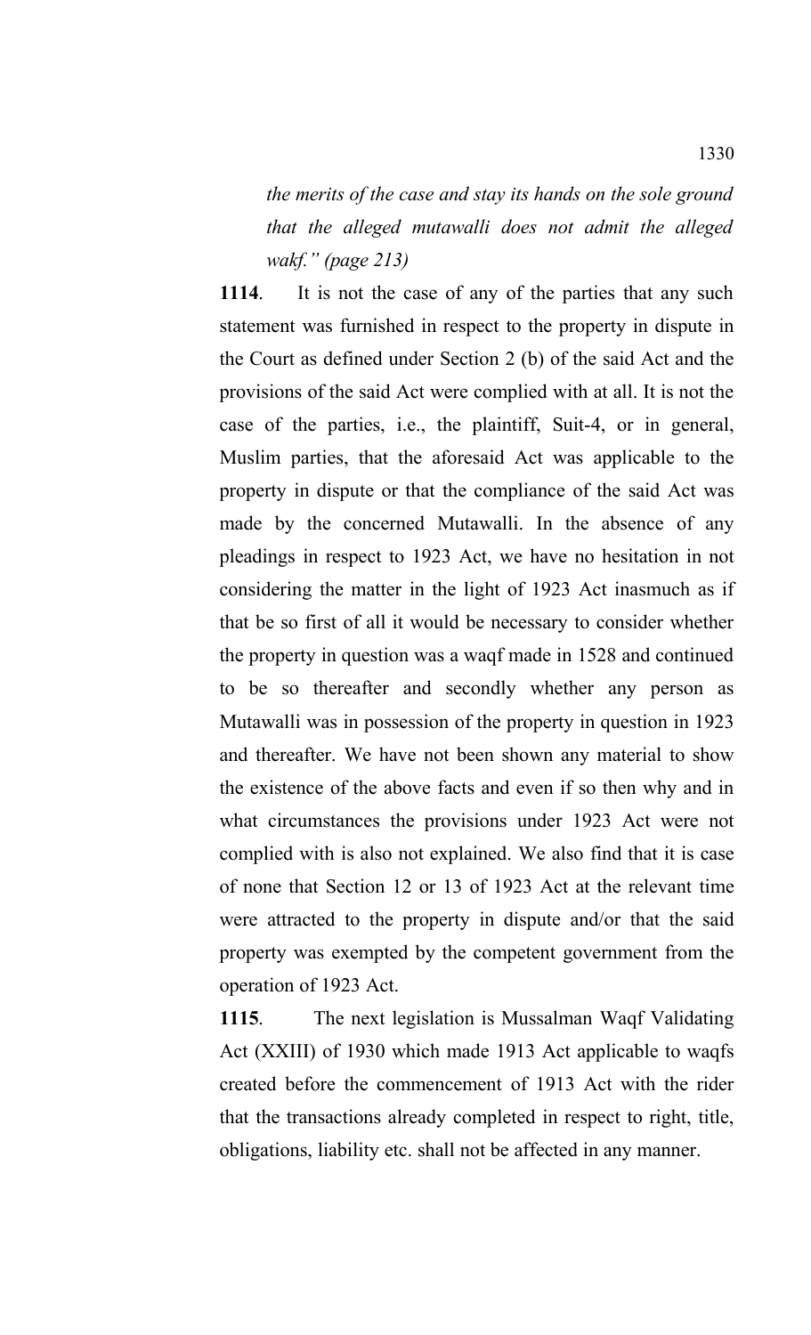*the merits of the case and stay its hands on the sole ground that the alleged mutawalli does not admit the alleged wakf." (page 213)*

**1114**. It is not the case of any of the parties that any such statement was furnished in respect to the property in dispute in the Court as defined under Section 2 (b) of the said Act and the provisions of the said Act were complied with at all. It is not the case of the parties, i.e., the plaintiff, Suit-4, or in general, Muslim parties, that the aforesaid Act was applicable to the property in dispute or that the compliance of the said Act was made by the concerned Mutawalli. In the absence of any pleadings in respect to 1923 Act, we have no hesitation in not considering the matter in the light of 1923 Act inasmuch as if that be so first of all it would be necessary to consider whether the property in question was a waqf made in 1528 and continued to be so thereafter and secondly whether any person as Mutawalli was in possession of the property in question in 1923 and thereafter. We have not been shown any material to show the existence of the above facts and even if so then why and in what circumstances the provisions under 1923 Act were not complied with is also not explained. We also find that it is case of none that Section 12 or 13 of 1923 Act at the relevant time were attracted to the property in dispute and/or that the said property was exempted by the competent government from the operation of 1923 Act.

**1115**. The next legislation is Mussalman Waqf Validating Act (XXIII) of 1930 which made 1913 Act applicable to waqfs created before the commencement of 1913 Act with the rider that the transactions already completed in respect to right, title, obligations, liability etc. shall not be affected in any manner.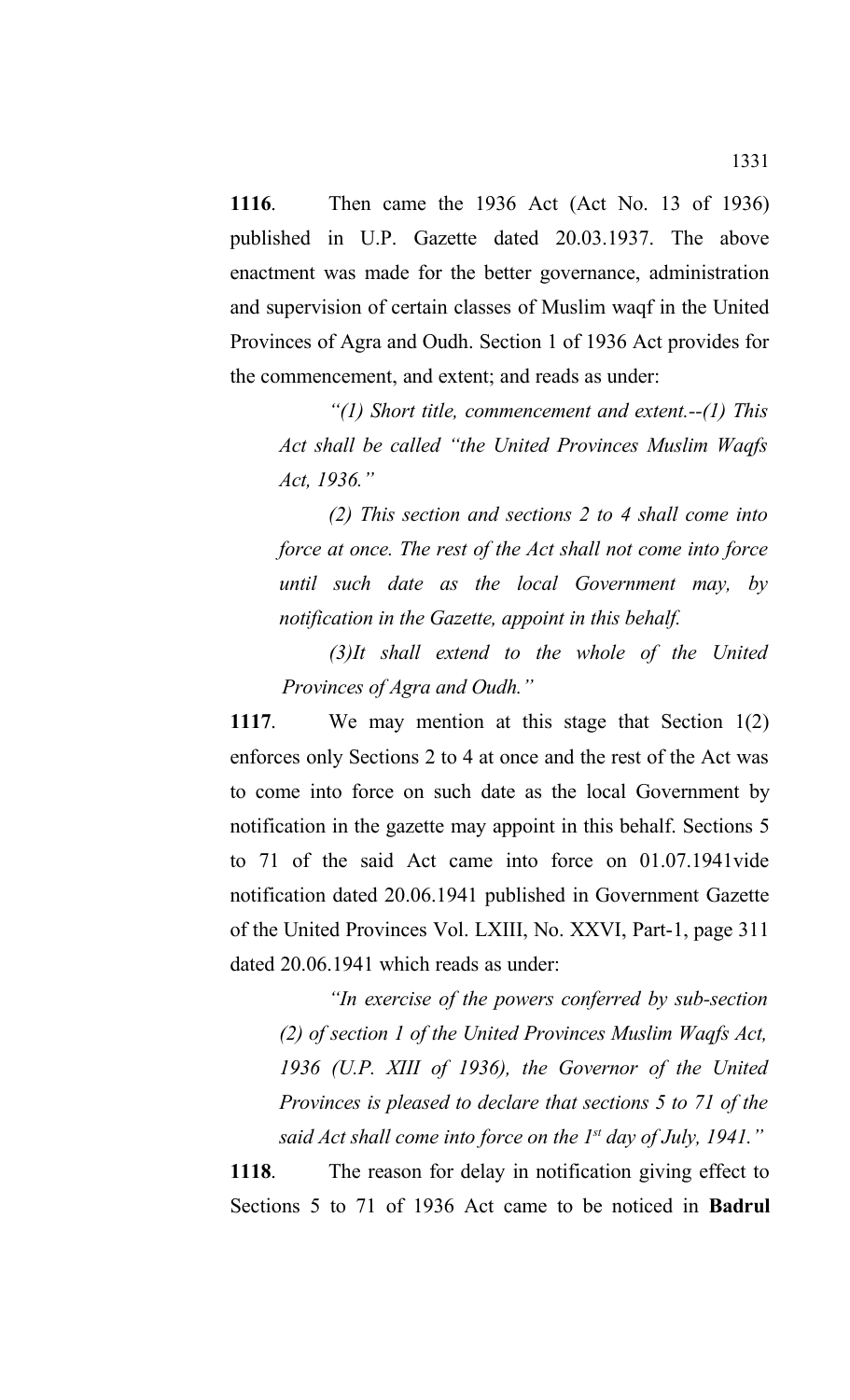**1116**. Then came the 1936 Act (Act No. 13 of 1936) published in U.P. Gazette dated 20.03.1937. The above enactment was made for the better governance, administration and supervision of certain classes of Muslim waqf in the United Provinces of Agra and Oudh. Section 1 of 1936 Act provides for the commencement, and extent; and reads as under:

> *"(1) Short title, commencement and extent.--(1) This Act shall be called "the United Provinces Muslim Waqfs Act, 1936."*
>
> *(2) This section and sections 2 to 4 shall come into force at once. The rest of the Act shall not come into force until such date as the local Government may, by notification in the Gazette, appoint in this behalf.*
>
> *(3)It shall extend to the whole of the United Provinces of Agra and Oudh."*

**1117**. We may mention at this stage that Section 1(2) enforces only Sections 2 to 4 at once and the rest of the Act was to come into force on such date as the local Government by notification in the gazette may appoint in this behalf. Sections 5 to 71 of the said Act came into force on 01.07.1941vide notification dated 20.06.1941 published in Government Gazette of the United Provinces Vol. LXIII, No. XXVI, Part-1, page 311 dated 20.06.1941 which reads as under:

> *"In exercise of the powers conferred by sub-section (2) of section 1 of the United Provinces Muslim Waqfs Act, 1936 (U.P. XIII of 1936), the Governor of the United Provinces is pleased to declare that sections 5 to 71 of the said Act shall come into force on the 1st day of July, 1941."*

**1118**. The reason for delay in notification giving effect to Sections 5 to 71 of 1936 Act came to be noticed in **Badrul**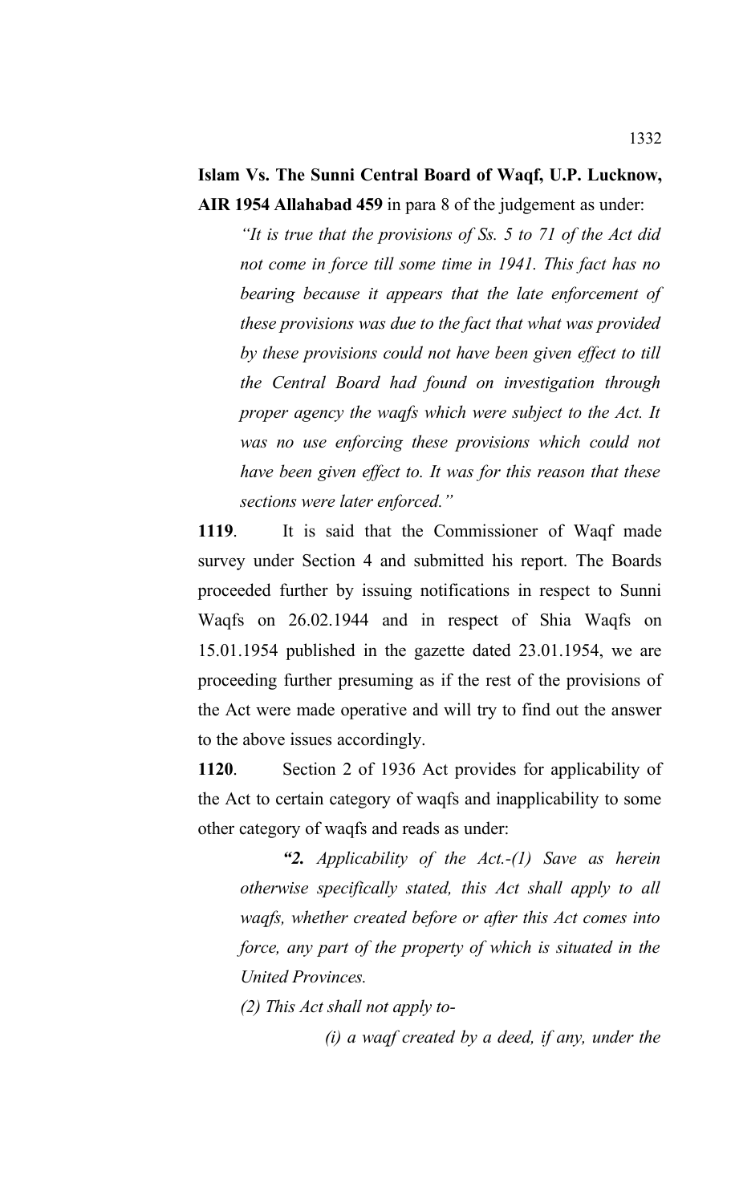**Islam Vs. The Sunni Central Board of Waqf, U.P. Lucknow, AIR 1954 Allahabad 459** in para 8 of the judgement as under:

> *"It is true that the provisions of Ss. 5 to 71 of the Act did not come in force till some time in 1941. This fact has no bearing because it appears that the late enforcement of these provisions was due to the fact that what was provided by these provisions could not have been given effect to till the Central Board had found on investigation through proper agency the waqfs which were subject to the Act. It was no use enforcing these provisions which could not have been given effect to. It was for this reason that these sections were later enforced."*

**1119**. It is said that the Commissioner of Waqf made survey under Section 4 and submitted his report. The Boards proceeded further by issuing notifications in respect to Sunni Waqfs on 26.02.1944 and in respect of Shia Waqfs on 15.01.1954 published in the gazette dated 23.01.1954, we are proceeding further presuming as if the rest of the provisions of the Act were made operative and will try to find out the answer to the above issues accordingly.

**1120**. Section 2 of 1936 Act provides for applicability of the Act to certain category of waqfs and inapplicability to some other category of waqfs and reads as under:

> ***"2.** Applicability of the Act.-(1) Save as herein otherwise specifically stated, this Act shall apply to all waqfs, whether created before or after this Act comes into force, any part of the property of which is situated in the United Provinces.*
>
> *(2) This Act shall not apply to-*
>
> *(i) a waqf created by a deed, if any, under the*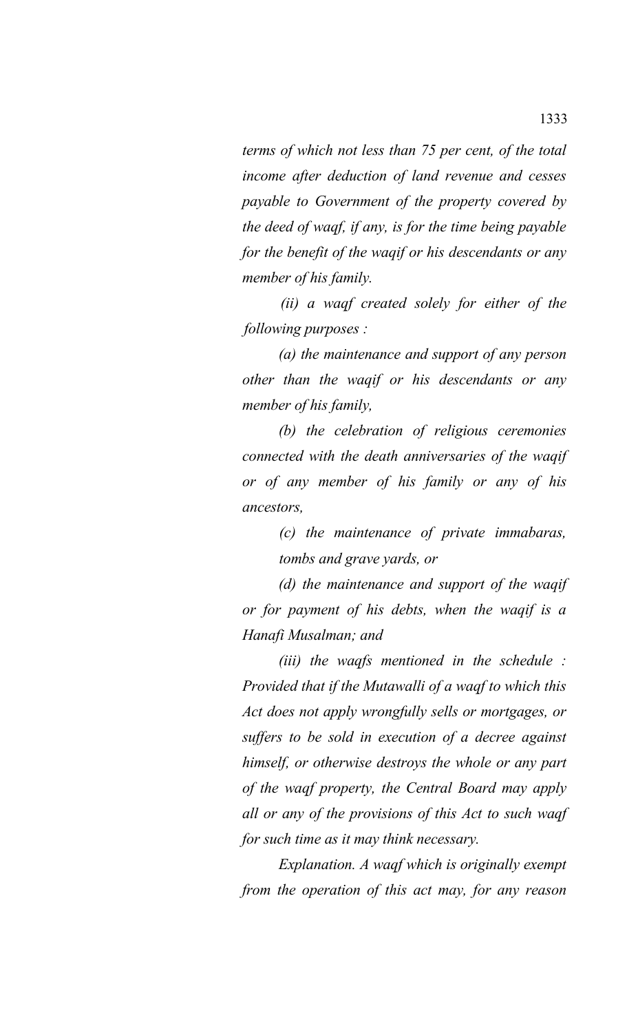*terms of which not less than 75 per cent, of the total income after deduction of land revenue and cesses payable to Government of the property covered by the deed of waqf, if any, is for the time being payable for the benefit of the waqif or his descendants or any member of his family.*

*(ii) a waqf created solely for either of the following purposes :*

*(a) the maintenance and support of any person other than the waqif or his descendants or any member of his family,*

*(b) the celebration of religious ceremonies connected with the death anniversaries of the waqif or of any member of his family or any of his ancestors,*

*(c) the maintenance of private immabaras, tombs and grave yards, or*

*(d) the maintenance and support of the waqif or for payment of his debts, when the waqif is a Hanafi Musalman; and*

*(iii) the waqfs mentioned in the schedule : Provided that if the Mutawalli of a waqf to which this Act does not apply wrongfully sells or mortgages, or suffers to be sold in execution of a decree against himself, or otherwise destroys the whole or any part of the waqf property, the Central Board may apply all or any of the provisions of this Act to such waqf for such time as it may think necessary.*

*Explanation. A waqf which is originally exempt from the operation of this act may, for any reason*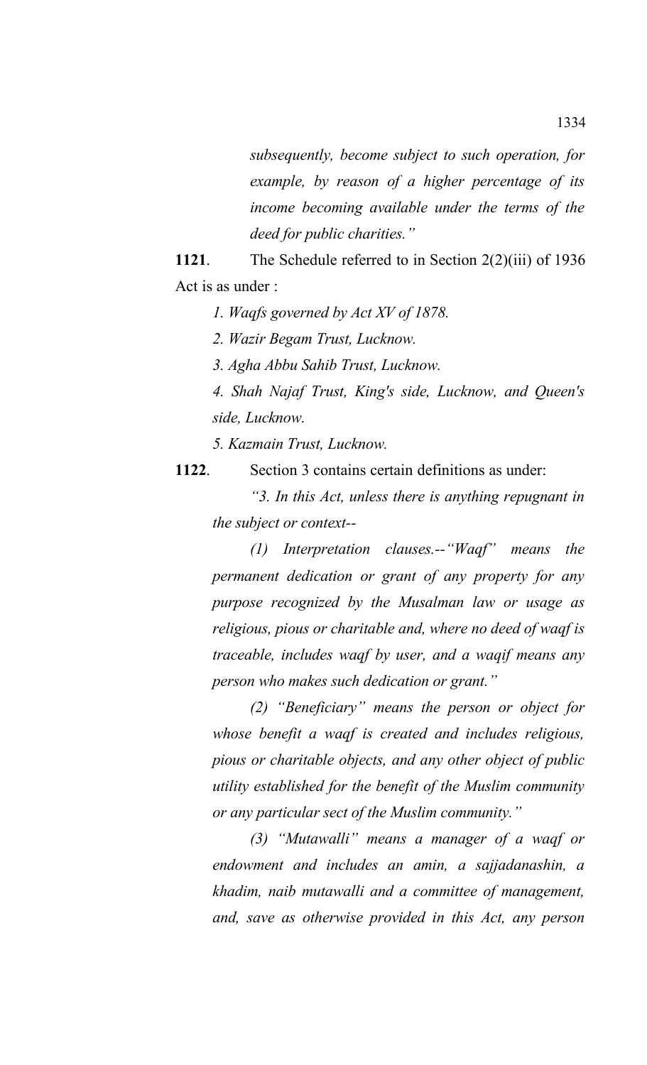*subsequently, become subject to such operation, for example, by reason of a higher percentage of its income becoming available under the terms of the deed for public charities."*

**1121**. The Schedule referred to in Section 2(2)(iii) of 1936 Act is as under :

*1. Waqfs governed by Act XV of 1878.*

*2. Wazir Begam Trust, Lucknow.*

*3. Agha Abbu Sahib Trust, Lucknow.*

*4. Shah Najaf Trust, King's side, Lucknow, and Queen's side, Lucknow.*

*5. Kazmain Trust, Lucknow.*

**1122**. Section 3 contains certain definitions as under:

*"3. In this Act, unless there is anything repugnant in the subject or context--*

*(1) Interpretation clauses.--"Waqf" means the permanent dedication or grant of any property for any purpose recognized by the Musalman law or usage as religious, pious or charitable and, where no deed of waqf is traceable, includes waqf by user, and a waqif means any person who makes such dedication or grant."*

*(2) "Beneficiary" means the person or object for whose benefit a waqf is created and includes religious, pious or charitable objects, and any other object of public utility established for the benefit of the Muslim community or any particular sect of the Muslim community."*

*(3) "Mutawalli" means a manager of a waqf or endowment and includes an amin, a sajjadanashin, a khadim, naib mutawalli and a committee of management, and, save as otherwise provided in this Act, any person*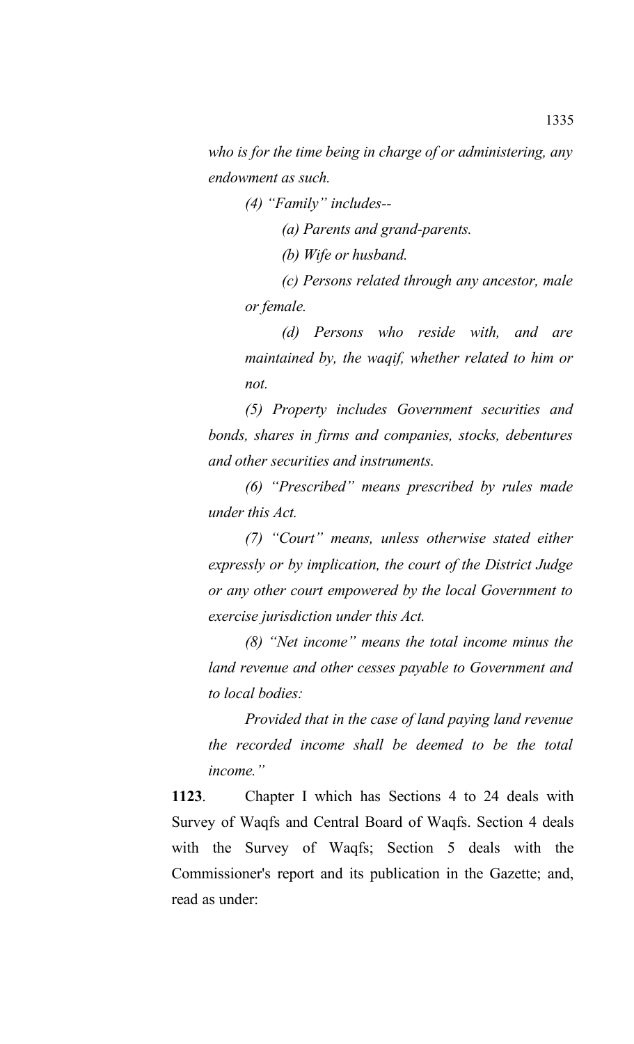*who is for the time being in charge of or administering, any endowment as such.*

*(4) "Family" includes--*

*(a) Parents and grand-parents.*

*(b) Wife or husband.*

*(c) Persons related through any ancestor, male or female.*

*(d) Persons who reside with, and are maintained by, the waqif, whether related to him or not.*

*(5) Property includes Government securities and bonds, shares in firms and companies, stocks, debentures and other securities and instruments.*

*(6) "Prescribed" means prescribed by rules made under this Act.*

*(7) "Court" means, unless otherwise stated either expressly or by implication, the court of the District Judge or any other court empowered by the local Government to exercise jurisdiction under this Act.*

*(8) "Net income" means the total income minus the land revenue and other cesses payable to Government and to local bodies:*

*Provided that in the case of land paying land revenue the recorded income shall be deemed to be the total income."*

**1123**. Chapter I which has Sections 4 to 24 deals with Survey of Waqfs and Central Board of Waqfs. Section 4 deals with the Survey of Waqfs; Section 5 deals with the Commissioner's report and its publication in the Gazette; and, read as under: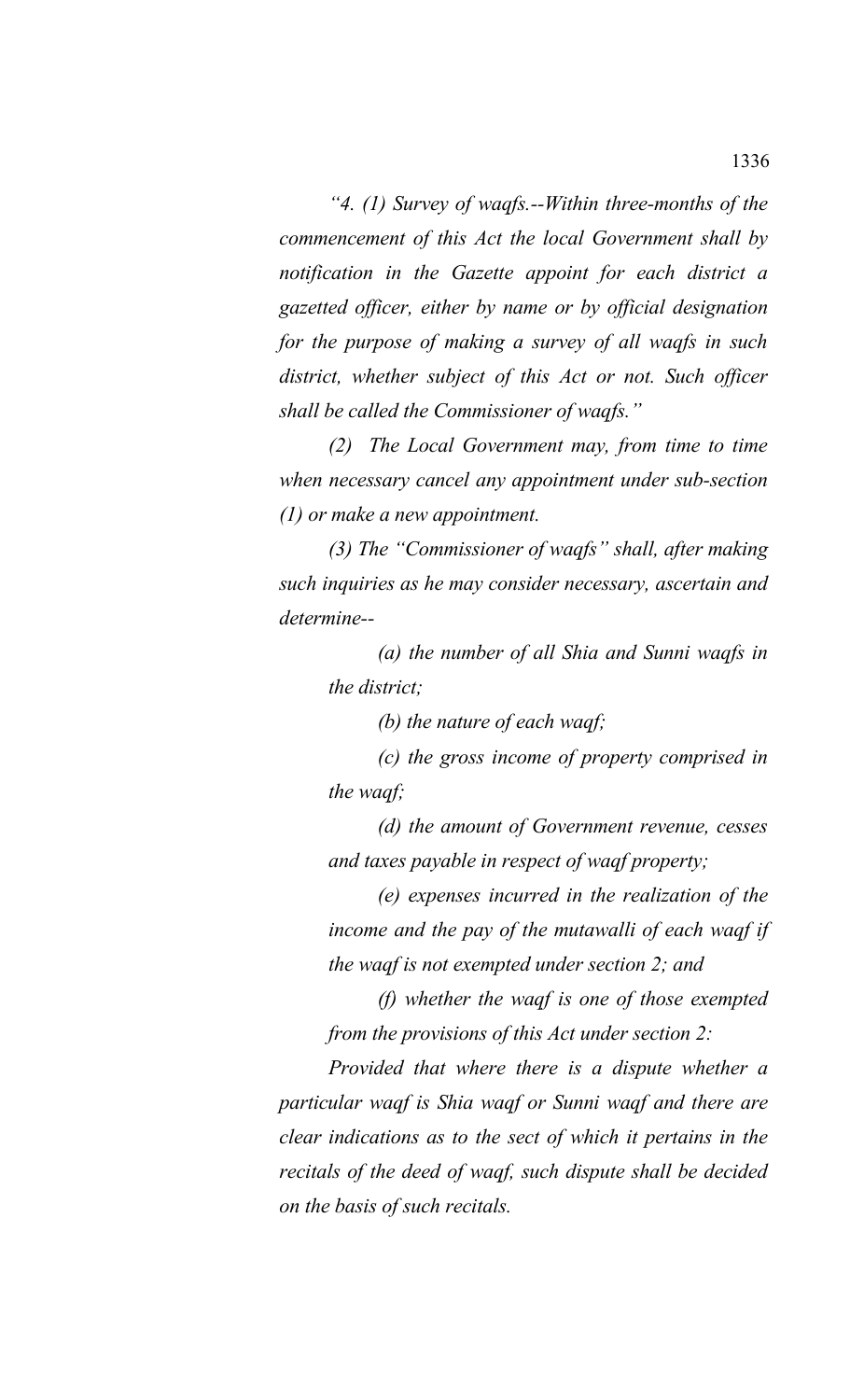*"4. (1) Survey of waqfs.--Within three-months of the commencement of this Act the local Government shall by notification in the Gazette appoint for each district a gazetted officer, either by name or by official designation for the purpose of making a survey of all waqfs in such district, whether subject of this Act or not. Such officer shall be called the Commissioner of waqfs."*

*(2) The Local Government may, from time to time when necessary cancel any appointment under sub-section (1) or make a new appointment.*

*(3) The "Commissioner of waqfs" shall, after making such inquiries as he may consider necessary, ascertain and determine--*

> *(a) the number of all Shia and Sunni waqfs in the district;*
>
> *(b) the nature of each waqf;*
>
> *(c) the gross income of property comprised in the waqf;*
>
> *(d) the amount of Government revenue, cesses and taxes payable in respect of waqf property;*
>
> *(e) expenses incurred in the realization of the income and the pay of the mutawalli of each waqf if the waqf is not exempted under section 2; and*
>
> *(f) whether the waqf is one of those exempted from the provisions of this Act under section 2:*

*Provided that where there is a dispute whether a particular waqf is Shia waqf or Sunni waqf and there are clear indications as to the sect of which it pertains in the recitals of the deed of waqf, such dispute shall be decided on the basis of such recitals.*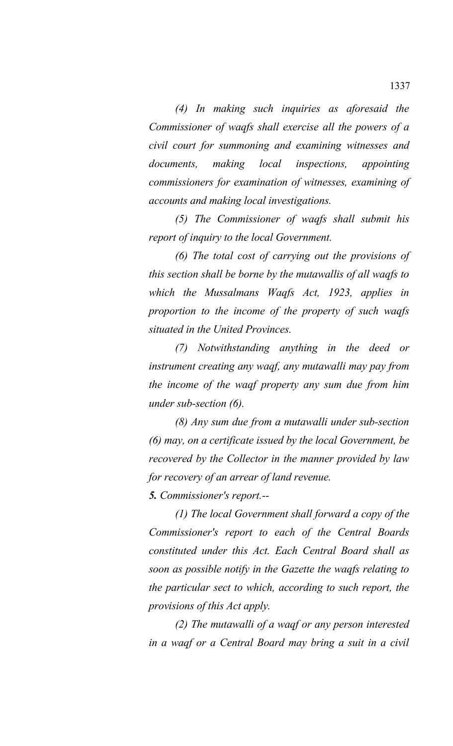*(4) In making such inquiries as aforesaid the Commissioner of waqfs shall exercise all the powers of a civil court for summoning and examining witnesses and documents, making local inspections, appointing commissioners for examination of witnesses, examining of accounts and making local investigations.*

*(5) The Commissioner of waqfs shall submit his report of inquiry to the local Government.*

*(6) The total cost of carrying out the provisions of this section shall be borne by the mutawallis of all waqfs to which the Mussalmans Waqfs Act, 1923, applies in proportion to the income of the property of such waqfs situated in the United Provinces.*

*(7) Notwithstanding anything in the deed or instrument creating any waqf, any mutawalli may pay from the income of the waqf property any sum due from him under sub-section (6).*

*(8) Any sum due from a mutawalli under sub-section (6) may, on a certificate issued by the local Government, be recovered by the Collector in the manner provided by law for recovery of an arrear of land revenue.*

***5.** Commissioner's report.--*

*(1) The local Government shall forward a copy of the Commissioner's report to each of the Central Boards constituted under this Act. Each Central Board shall as soon as possible notify in the Gazette the waqfs relating to the particular sect to which, according to such report, the provisions of this Act apply.*

*(2) The mutawalli of a waqf or any person interested in a waqf or a Central Board may bring a suit in a civil*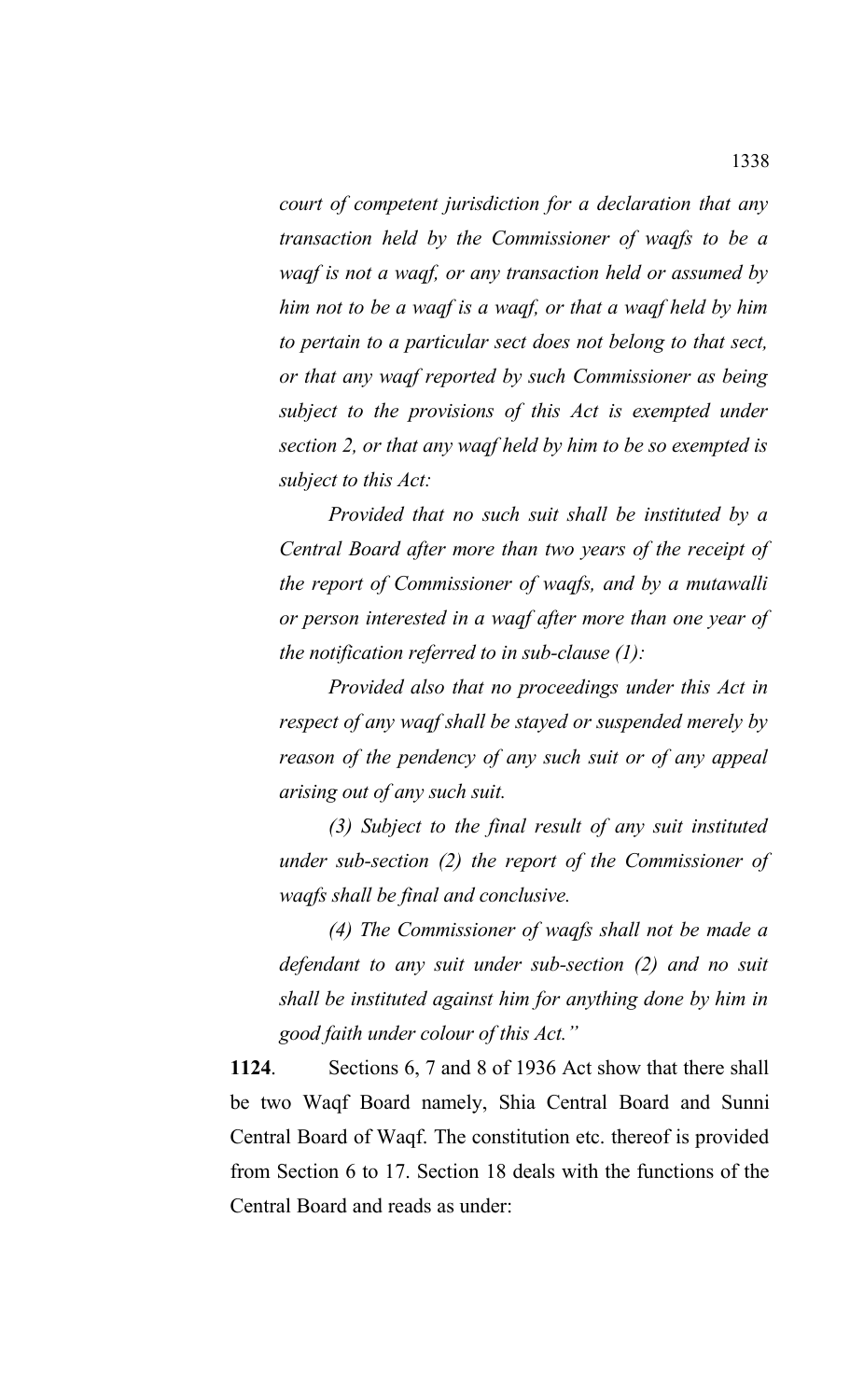*court of competent jurisdiction for a declaration that any transaction held by the Commissioner of waqfs to be a waqf is not a waqf, or any transaction held or assumed by him not to be a waqf is a waqf, or that a waqf held by him to pertain to a particular sect does not belong to that sect, or that any waqf reported by such Commissioner as being subject to the provisions of this Act is exempted under section 2, or that any waqf held by him to be so exempted is subject to this Act:*

*Provided that no such suit shall be instituted by a Central Board after more than two years of the receipt of the report of Commissioner of waqfs, and by a mutawalli or person interested in a waqf after more than one year of the notification referred to in sub-clause (1):*

*Provided also that no proceedings under this Act in respect of any waqf shall be stayed or suspended merely by reason of the pendency of any such suit or of any appeal arising out of any such suit.*

*(3) Subject to the final result of any suit instituted under sub-section (2) the report of the Commissioner of waqfs shall be final and conclusive.*

*(4) The Commissioner of waqfs shall not be made a defendant to any suit under sub-section (2) and no suit shall be instituted against him for anything done by him in good faith under colour of this Act."*

**1124**. Sections 6, 7 and 8 of 1936 Act show that there shall be two Waqf Board namely, Shia Central Board and Sunni Central Board of Waqf. The constitution etc. thereof is provided from Section 6 to 17. Section 18 deals with the functions of the Central Board and reads as under: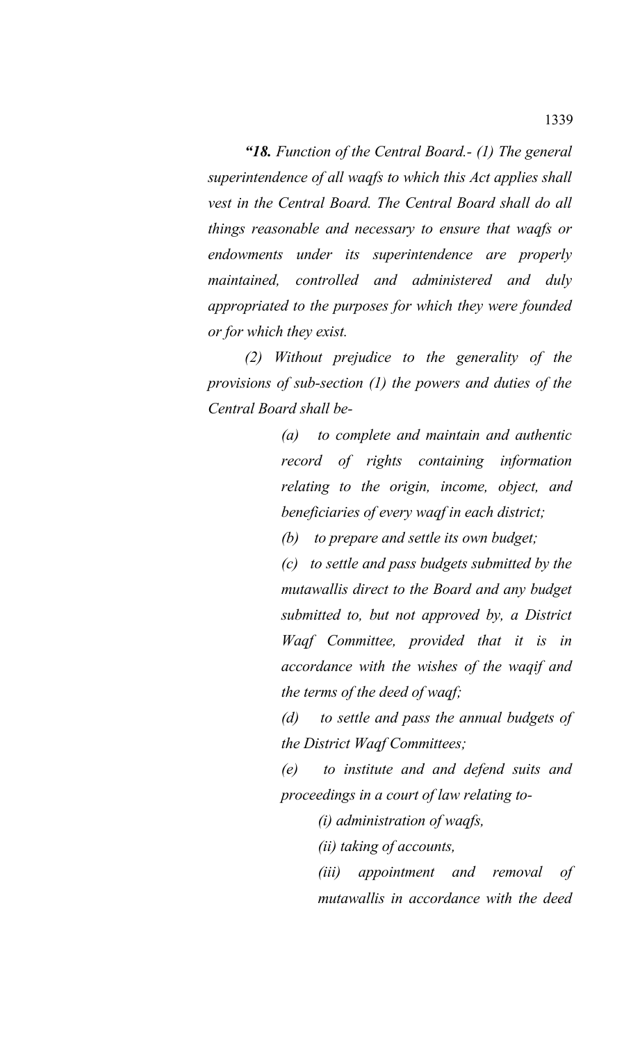***"18.** Function of the Central Board.- (1) The general superintendence of all waqfs to which this Act applies shall vest in the Central Board. The Central Board shall do all things reasonable and necessary to ensure that waqfs or endowments under its superintendence are properly maintained, controlled and administered and duly appropriated to the purposes for which they were founded or for which they exist.*

*(2) Without prejudice to the generality of the provisions of sub-section (1) the powers and duties of the Central Board shall be-*

> *(a) to complete and maintain and authentic record of rights containing information relating to the origin, income, object, and beneficiaries of every waqf in each district;*
>
> *(b) to prepare and settle its own budget;*
>
> *(c) to settle and pass budgets submitted by the mutawallis direct to the Board and any budget submitted to, but not approved by, a District Waqf Committee, provided that it is in accordance with the wishes of the waqif and the terms of the deed of waqf;*
>
> *(d) to settle and pass the annual budgets of the District Waqf Committees;*
>
> *(e) to institute and and defend suits and proceedings in a court of law relating to-*
>
> > *(i) administration of waqfs,*
> >
> > *(ii) taking of accounts,*
> >
> > *(iii) appointment and removal of mutawallis in accordance with the deed*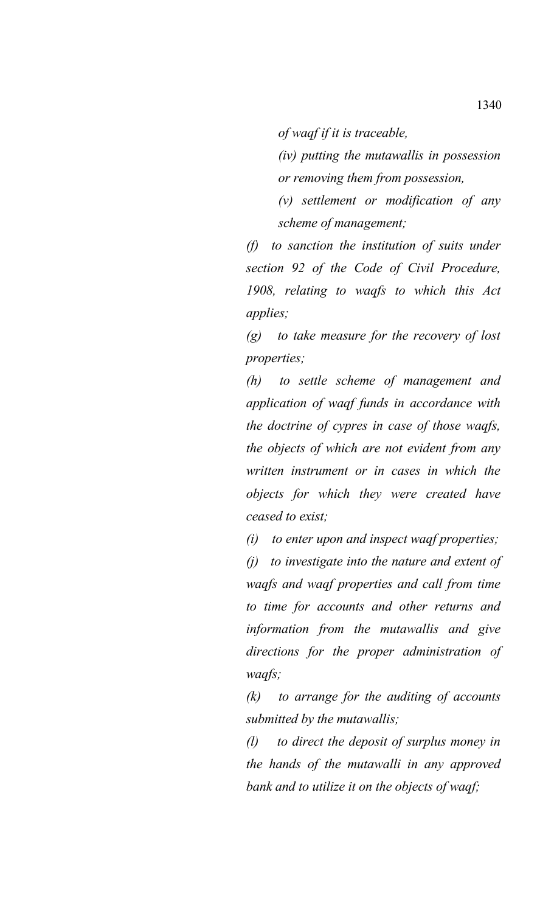*of waqf if it is traceable,*

*(iv) putting the mutawallis in possession or removing them from possession,*

*(v) settlement or modification of any scheme of management;*

*(f) to sanction the institution of suits under section 92 of the Code of Civil Procedure, 1908, relating to waqfs to which this Act applies;*

*(g) to take measure for the recovery of lost properties;*

*(h) to settle scheme of management and application of waqf funds in accordance with the doctrine of cypres in case of those waqfs, the objects of which are not evident from any written instrument or in cases in which the objects for which they were created have ceased to exist;*

*(i) to enter upon and inspect waqf properties;*

*(j) to investigate into the nature and extent of waqfs and waqf properties and call from time to time for accounts and other returns and information from the mutawallis and give directions for the proper administration of waqfs;*

*(k) to arrange for the auditing of accounts submitted by the mutawallis;*

*(l) to direct the deposit of surplus money in the hands of the mutawalli in any approved bank and to utilize it on the objects of waqf;*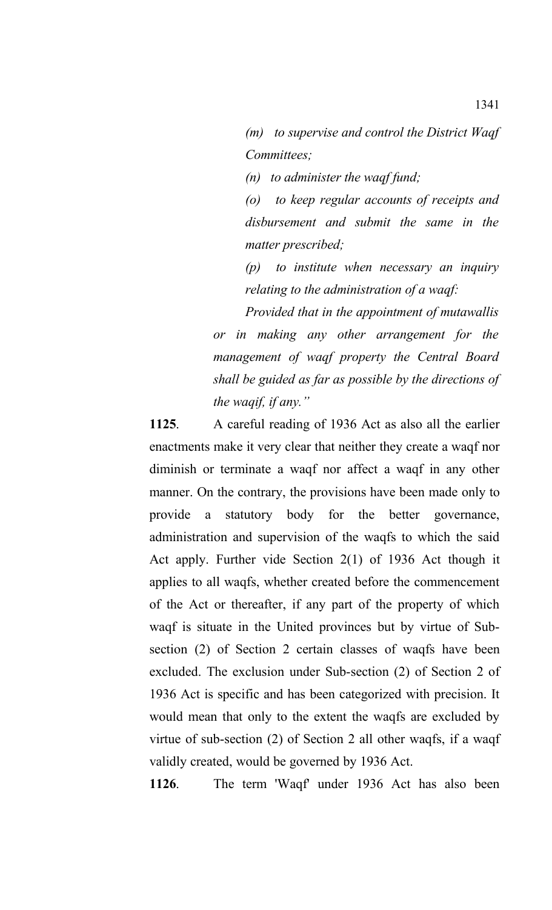*(m) to supervise and control the District Waqf Committees;*

*(n) to administer the waqf fund;*

*(o) to keep regular accounts of receipts and disbursement and submit the same in the matter prescribed;*

*(p) to institute when necessary an inquiry relating to the administration of a waqf:*

*Provided that in the appointment of mutawallis or in making any other arrangement for the management of waqf property the Central Board shall be guided as far as possible by the directions of the waqif, if any."*

**1125**. A careful reading of 1936 Act as also all the earlier enactments make it very clear that neither they create a waqf nor diminish or terminate a waqf nor affect a waqf in any other manner. On the contrary, the provisions have been made only to provide a statutory body for the better governance, administration and supervision of the waqfs to which the said Act apply. Further vide Section 2(1) of 1936 Act though it applies to all waqfs, whether created before the commencement of the Act or thereafter, if any part of the property of which waqf is situate in the United provinces but by virtue of Sub-section (2) of Section 2 certain classes of waqfs have been excluded. The exclusion under Sub-section (2) of Section 2 of 1936 Act is specific and has been categorized with precision. It would mean that only to the extent the waqfs are excluded by virtue of sub-section (2) of Section 2 all other waqfs, if a waqf validly created, would be governed by 1936 Act.

**1126**. The term 'Waqf' under 1936 Act has also been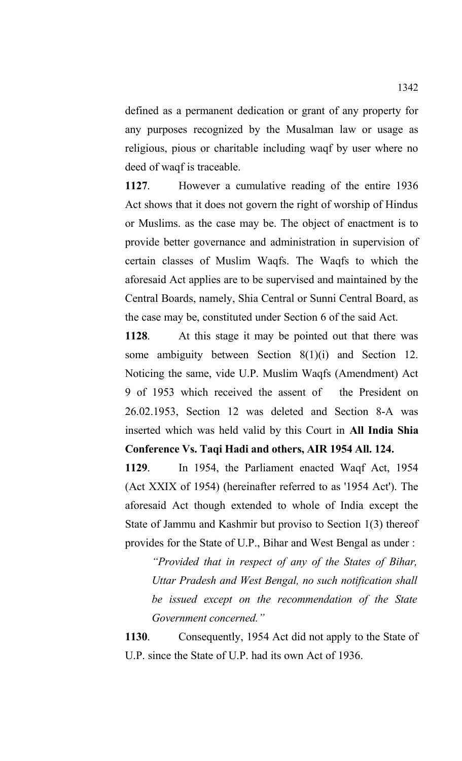defined as a permanent dedication or grant of any property for any purposes recognized by the Musalman law or usage as religious, pious or charitable including waqf by user where no deed of waqf is traceable.

**1127**. However a cumulative reading of the entire 1936 Act shows that it does not govern the right of worship of Hindus or Muslims. as the case may be. The object of enactment is to provide better governance and administration in supervision of certain classes of Muslim Waqfs. The Waqfs to which the aforesaid Act applies are to be supervised and maintained by the Central Boards, namely, Shia Central or Sunni Central Board, as the case may be, constituted under Section 6 of the said Act.

**1128**. At this stage it may be pointed out that there was some ambiguity between Section 8(1)(i) and Section 12. Noticing the same, vide U.P. Muslim Waqfs (Amendment) Act 9 of 1953 which received the assent of the President on 26.02.1953, Section 12 was deleted and Section 8-A was inserted which was held valid by this Court in **All India Shia Conference Vs. Taqi Hadi and others, AIR 1954 All. 124.**

**1129**. In 1954, the Parliament enacted Waqf Act, 1954 (Act XXIX of 1954) (hereinafter referred to as '1954 Act'). The aforesaid Act though extended to whole of India except the State of Jammu and Kashmir but proviso to Section 1(3) thereof provides for the State of U.P., Bihar and West Bengal as under :

> *"Provided that in respect of any of the States of Bihar, Uttar Pradesh and West Bengal, no such notification shall be issued except on the recommendation of the State Government concerned."*

**1130**. Consequently, 1954 Act did not apply to the State of U.P. since the State of U.P. had its own Act of 1936.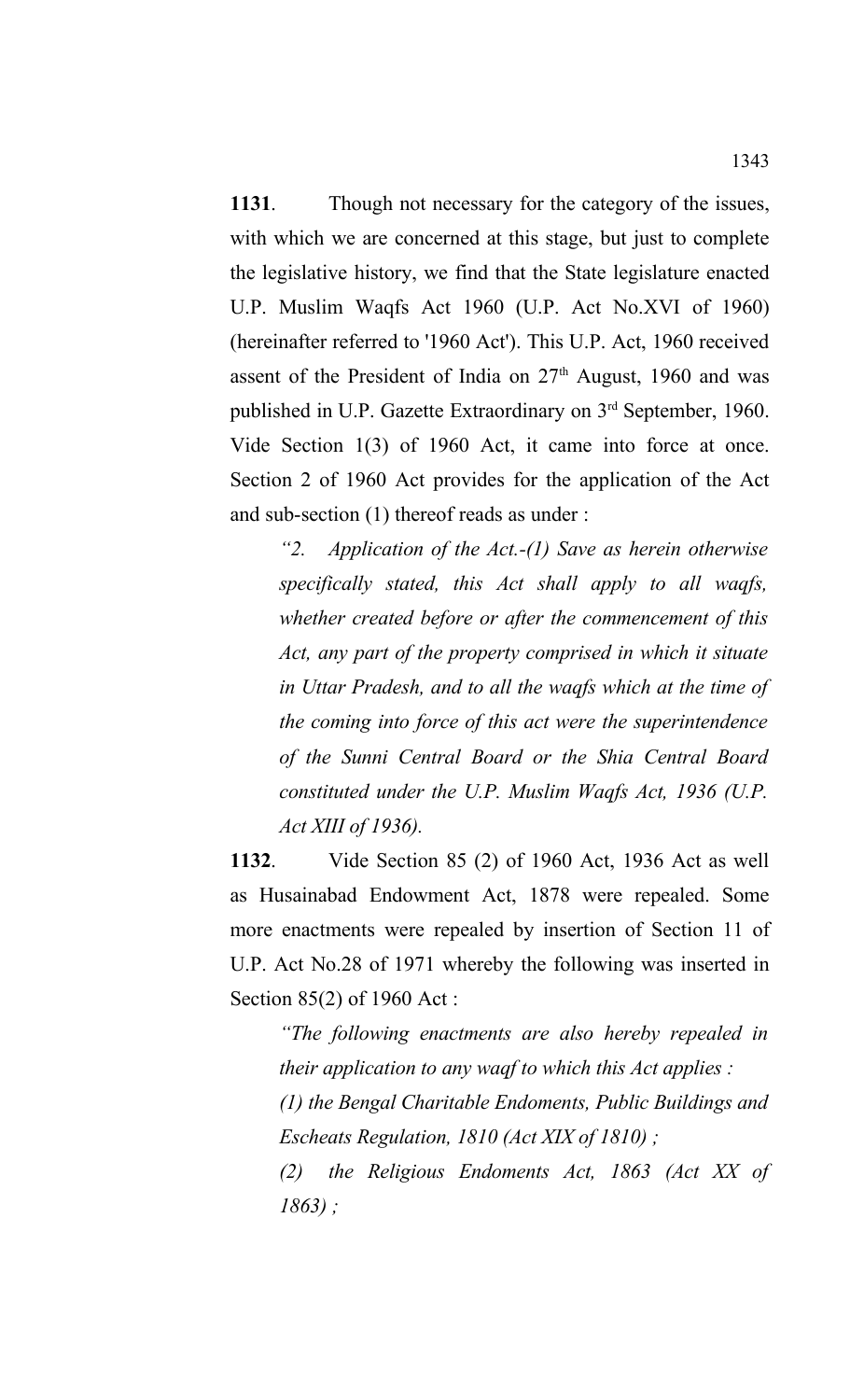**1131**. Though not necessary for the category of the issues, with which we are concerned at this stage, but just to complete the legislative history, we find that the State legislature enacted U.P. Muslim Waqfs Act 1960 (U.P. Act No.XVI of 1960) (hereinafter referred to '1960 Act'). This U.P. Act, 1960 received assent of the President of India on 27th August, 1960 and was published in U.P. Gazette Extraordinary on 3rd September, 1960. Vide Section 1(3) of 1960 Act, it came into force at once. Section 2 of 1960 Act provides for the application of the Act and sub-section (1) thereof reads as under :

> *"2. Application of the Act.-(1) Save as herein otherwise specifically stated, this Act shall apply to all waqfs, whether created before or after the commencement of this Act, any part of the property comprised in which it situate in Uttar Pradesh, and to all the waqfs which at the time of the coming into force of this act were the superintendence of the Sunni Central Board or the Shia Central Board constituted under the U.P. Muslim Waqfs Act, 1936 (U.P. Act XIII of 1936).*

**1132**. Vide Section 85 (2) of 1960 Act, 1936 Act as well as Husainabad Endowment Act, 1878 were repealed. Some more enactments were repealed by insertion of Section 11 of U.P. Act No.28 of 1971 whereby the following was inserted in Section 85(2) of 1960 Act :

> *"The following enactments are also hereby repealed in their application to any waqf to which this Act applies :*
>
> *(1) the Bengal Charitable Endoments, Public Buildings and Escheats Regulation, 1810 (Act XIX of 1810) ;*
>
> *(2) the Religious Endoments Act, 1863 (Act XX of 1863) ;*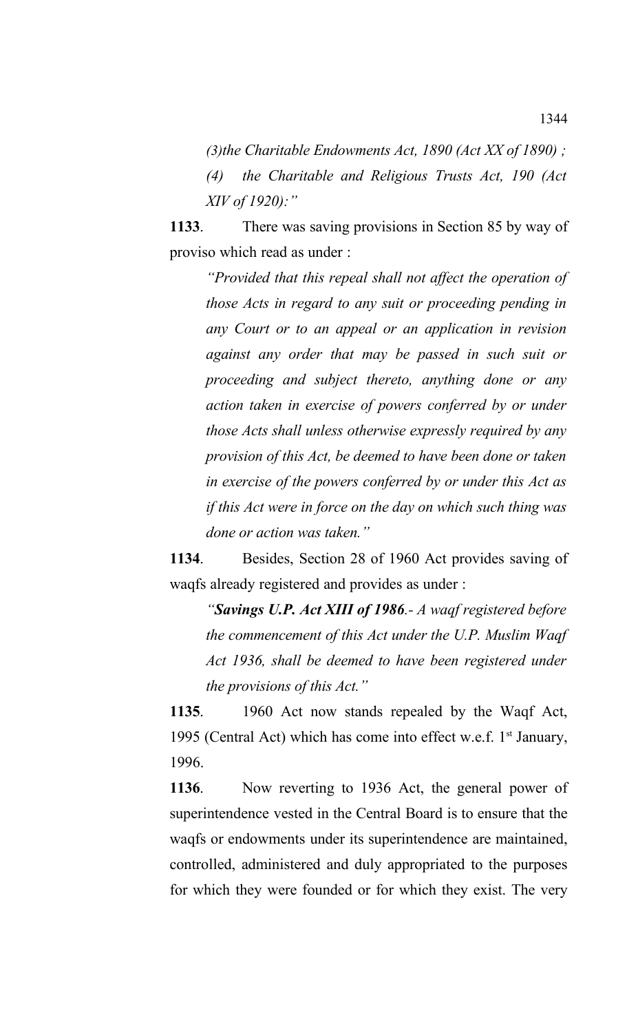*(3)the Charitable Endowments Act, 1890 (Act XX of 1890) ;*

*(4) the Charitable and Religious Trusts Act, 190 (Act XIV of 1920):"*

**1133**. There was saving provisions in Section 85 by way of proviso which read as under :

> *"Provided that this repeal shall not affect the operation of those Acts in regard to any suit or proceeding pending in any Court or to an appeal or an application in revision against any order that may be passed in such suit or proceeding and subject thereto, anything done or any action taken in exercise of powers conferred by or under those Acts shall unless otherwise expressly required by any provision of this Act, be deemed to have been done or taken in exercise of the powers conferred by or under this Act as if this Act were in force on the day on which such thing was done or action was taken."*

**1134**. Besides, Section 28 of 1960 Act provides saving of waqfs already registered and provides as under :

> *"**Savings U.P. Act XIII of 1986**.- A waqf registered before the commencement of this Act under the U.P. Muslim Waqf Act 1936, shall be deemed to have been registered under the provisions of this Act."*

**1135**. 1960 Act now stands repealed by the Waqf Act, 1995 (Central Act) which has come into effect w.e.f. 1st January, 1996.

**1136**. Now reverting to 1936 Act, the general power of superintendence vested in the Central Board is to ensure that the waqfs or endowments under its superintendence are maintained, controlled, administered and duly appropriated to the purposes for which they were founded or for which they exist. The very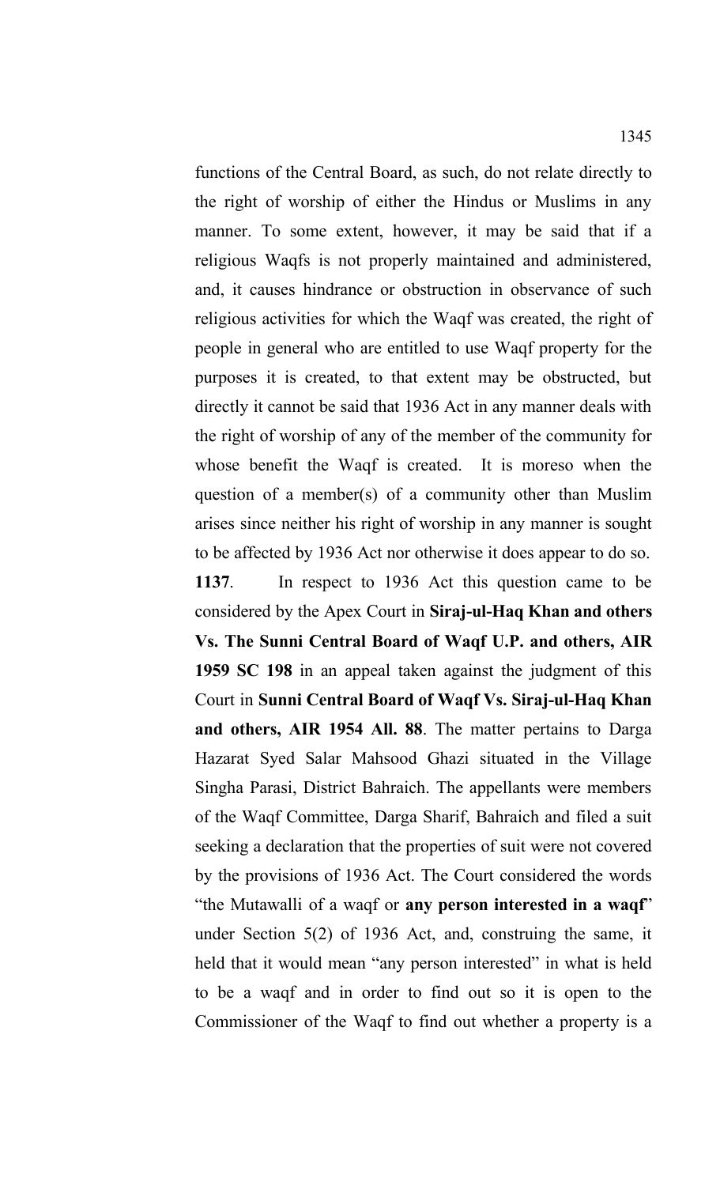functions of the Central Board, as such, do not relate directly to the right of worship of either the Hindus or Muslims in any manner. To some extent, however, it may be said that if a religious Waqfs is not properly maintained and administered, and, it causes hindrance or obstruction in observance of such religious activities for which the Waqf was created, the right of people in general who are entitled to use Waqf property for the purposes it is created, to that extent may be obstructed, but directly it cannot be said that 1936 Act in any manner deals with the right of worship of any of the member of the community for whose benefit the Waqf is created. It is moreso when the question of a member(s) of a community other than Muslim arises since neither his right of worship in any manner is sought to be affected by 1936 Act nor otherwise it does appear to do so.

**1137**. In respect to 1936 Act this question came to be considered by the Apex Court in **Siraj-ul-Haq Khan and others Vs. The Sunni Central Board of Waqf U.P. and others, AIR 1959 SC 198** in an appeal taken against the judgment of this Court in **Sunni Central Board of Waqf Vs. Siraj-ul-Haq Khan and others, AIR 1954 All. 88**. The matter pertains to Darga Hazarat Syed Salar Mahsood Ghazi situated in the Village Singha Parasi, District Bahraich. The appellants were members of the Waqf Committee, Darga Sharif, Bahraich and filed a suit seeking a declaration that the properties of suit were not covered by the provisions of 1936 Act. The Court considered the words "the Mutawalli of a waqf or **any person interested in a waqf**" under Section 5(2) of 1936 Act, and, construing the same, it held that it would mean "any person interested" in what is held to be a waqf and in order to find out so it is open to the Commissioner of the Waqf to find out whether a property is a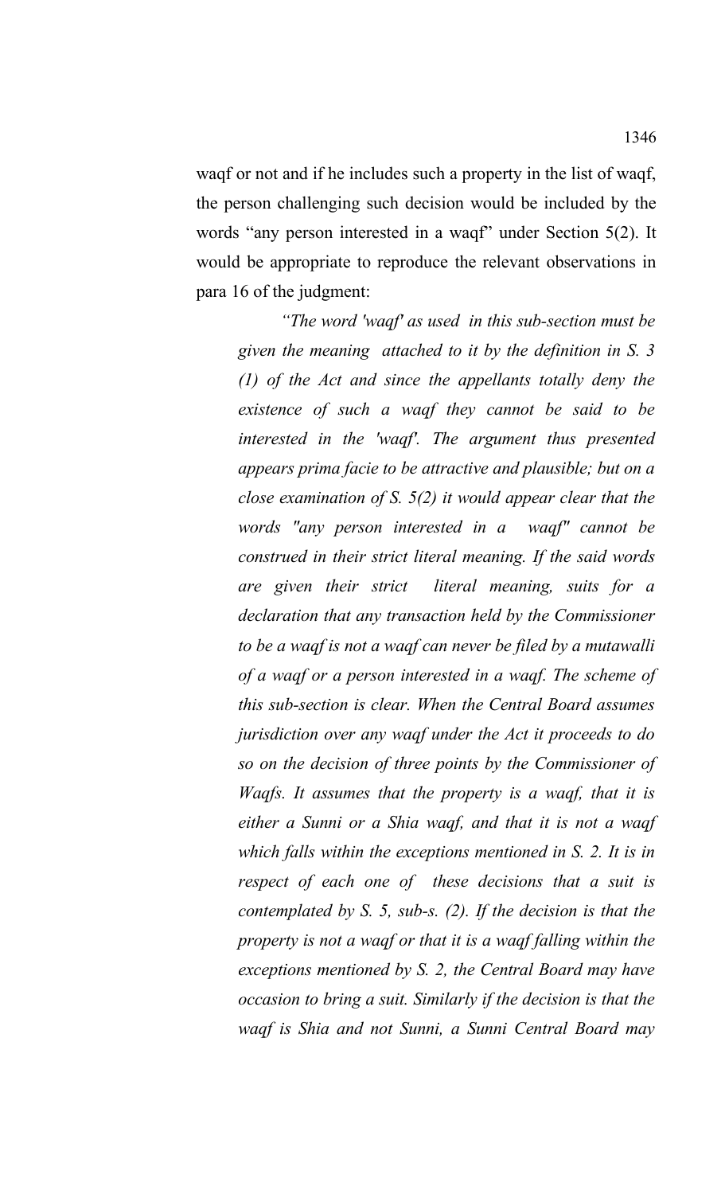waqf or not and if he includes such a property in the list of waqf, the person challenging such decision would be included by the words "any person interested in a waqf" under Section 5(2). It would be appropriate to reproduce the relevant observations in para 16 of the judgment:

> *"The word 'waqf' as used in this sub-section must be given the meaning attached to it by the definition in S. 3 (1) of the Act and since the appellants totally deny the existence of such a waqf they cannot be said to be interested in the 'waqf'. The argument thus presented appears prima facie to be attractive and plausible; but on a close examination of S. 5(2) it would appear clear that the words "any person interested in a waqf" cannot be construed in their strict literal meaning. If the said words are given their strict literal meaning, suits for a declaration that any transaction held by the Commissioner to be a waqf is not a waqf can never be filed by a mutawalli of a waqf or a person interested in a waqf. The scheme of this sub-section is clear. When the Central Board assumes jurisdiction over any waqf under the Act it proceeds to do so on the decision of three points by the Commissioner of Waqfs. It assumes that the property is a waqf, that it is either a Sunni or a Shia waqf, and that it is not a waqf which falls within the exceptions mentioned in S. 2. It is in respect of each one of these decisions that a suit is contemplated by S. 5, sub-s. (2). If the decision is that the property is not a waqf or that it is a waqf falling within the exceptions mentioned by S. 2, the Central Board may have occasion to bring a suit. Similarly if the decision is that the waqf is Shia and not Sunni, a Sunni Central Board may*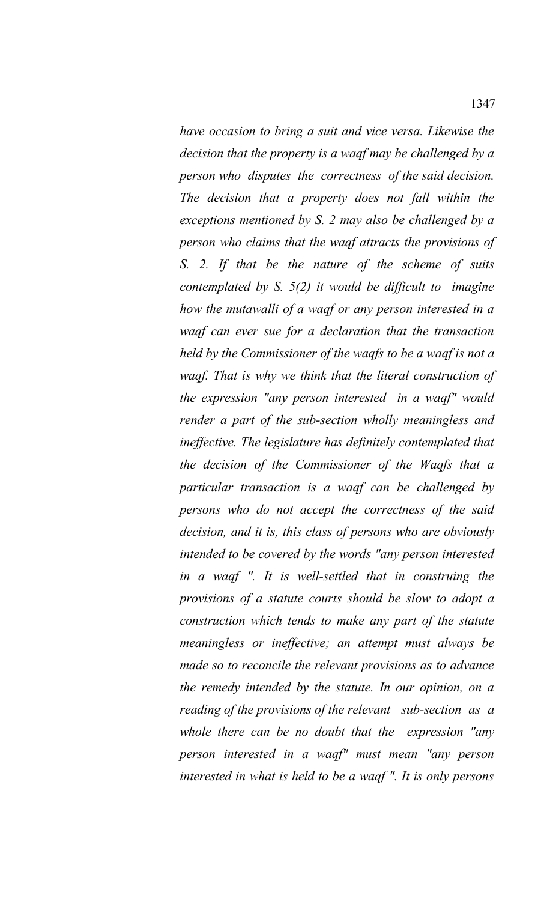*have occasion to bring a suit and vice versa. Likewise the decision that the property is a waqf may be challenged by a person who disputes the correctness of the said decision. The decision that a property does not fall within the exceptions mentioned by S. 2 may also be challenged by a person who claims that the waqf attracts the provisions of S. 2. If that be the nature of the scheme of suits contemplated by S. 5(2) it would be difficult to imagine how the mutawalli of a waqf or any person interested in a waqf can ever sue for a declaration that the transaction held by the Commissioner of the waqfs to be a waqf is not a waqf. That is why we think that the literal construction of the expression "any person interested in a waqf" would render a part of the sub-section wholly meaningless and ineffective. The legislature has definitely contemplated that the decision of the Commissioner of the Waqfs that a particular transaction is a waqf can be challenged by persons who do not accept the correctness of the said decision, and it is, this class of persons who are obviously intended to be covered by the words "any person interested in a waqf ". It is well-settled that in construing the provisions of a statute courts should be slow to adopt a construction which tends to make any part of the statute meaningless or ineffective; an attempt must always be made so to reconcile the relevant provisions as to advance the remedy intended by the statute. In our opinion, on a reading of the provisions of the relevant sub-section as a whole there can be no doubt that the expression "any person interested in a waqf" must mean "any person interested in what is held to be a waqf ". It is only persons*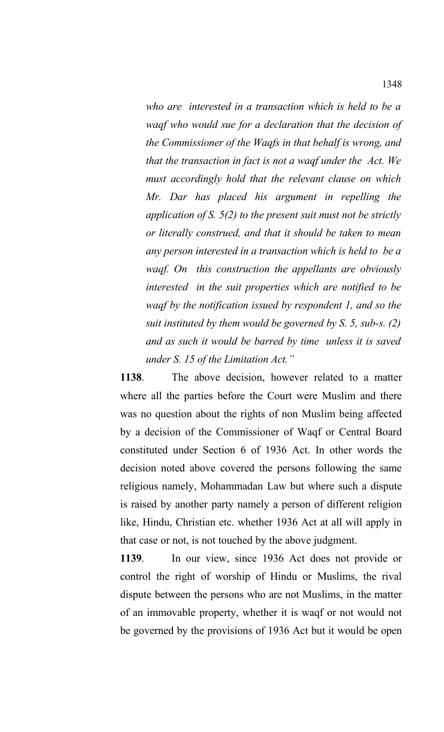*who are interested in a transaction which is held to be a waqf who would sue for a declaration that the decision of the Commissioner of the Waqfs in that behalf is wrong, and that the transaction in fact is not a waqf under the Act. We must accordingly hold that the relevant clause on which Mr. Dar has placed his argument in repelling the application of S. 5(2) to the present suit must not be strictly or literally construed, and that it should be taken to mean any person interested in a transaction which is held to be a waqf. On this construction the appellants are obviously interested in the suit properties which are notified to be waqf by the notification issued by respondent 1, and so the suit instituted by them would be governed by S. 5, sub-s. (2) and as such it would be barred by time unless it is saved under S. 15 of the Limitation Act."*

**1138**. The above decision, however related to a matter where all the parties before the Court were Muslim and there was no question about the rights of non Muslim being affected by a decision of the Commissioner of Waqf or Central Board constituted under Section 6 of 1936 Act. In other words the decision noted above covered the persons following the same religious namely, Mohammadan Law but where such a dispute is raised by another party namely a person of different religion like, Hindu, Christian etc. whether 1936 Act at all will apply in that case or not, is not touched by the above judgment.

**1139**. In our view, since 1936 Act does not provide or control the right of worship of Hindu or Muslims, the rival dispute between the persons who are not Muslims, in the matter of an immovable property, whether it is waqf or not would not be governed by the provisions of 1936 Act but it would be open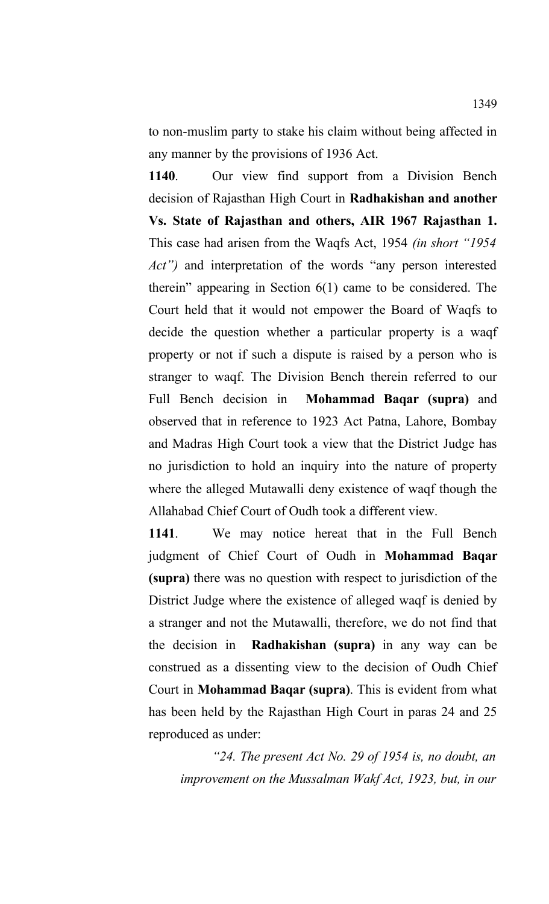to non-muslim party to stake his claim without being affected in any manner by the provisions of 1936 Act.

**1140**. Our view find support from a Division Bench decision of Rajasthan High Court in **Radhakishan and another Vs. State of Rajasthan and others, AIR 1967 Rajasthan 1.** This case had arisen from the Waqfs Act, 1954 *(in short "1954 Act")* and interpretation of the words "any person interested therein" appearing in Section 6(1) came to be considered. The Court held that it would not empower the Board of Waqfs to decide the question whether a particular property is a waqf property or not if such a dispute is raised by a person who is stranger to waqf. The Division Bench therein referred to our Full Bench decision in **Mohammad Baqar (supra)** and observed that in reference to 1923 Act Patna, Lahore, Bombay and Madras High Court took a view that the District Judge has no jurisdiction to hold an inquiry into the nature of property where the alleged Mutawalli deny existence of waqf though the Allahabad Chief Court of Oudh took a different view.

**1141**. We may notice hereat that in the Full Bench judgment of Chief Court of Oudh in **Mohammad Baqar (supra)** there was no question with respect to jurisdiction of the District Judge where the existence of alleged waqf is denied by a stranger and not the Mutawalli, therefore, we do not find that the decision in **Radhakishan (supra)** in any way can be construed as a dissenting view to the decision of Oudh Chief Court in **Mohammad Baqar (supra)**. This is evident from what has been held by the Rajasthan High Court in paras 24 and 25 reproduced as under:

> *"24. The present Act No. 29 of 1954 is, no doubt, an improvement on the Mussalman Wakf Act, 1923, but, in our*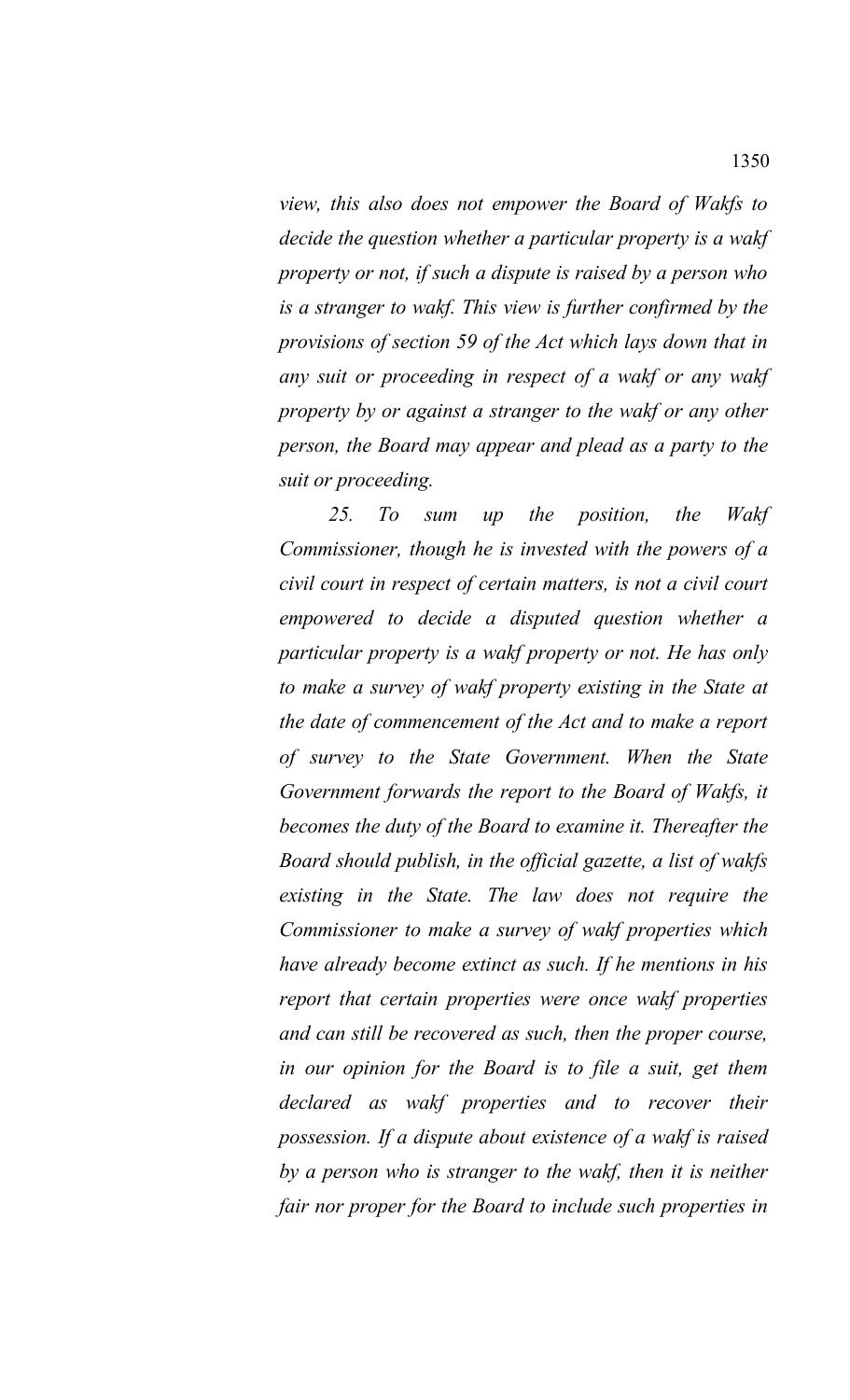*view, this also does not empower the Board of Wakfs to decide the question whether a particular property is a wakf property or not, if such a dispute is raised by a person who is a stranger to wakf. This view is further confirmed by the provisions of section 59 of the Act which lays down that in any suit or proceeding in respect of a wakf or any wakf property by or against a stranger to the wakf or any other person, the Board may appear and plead as a party to the suit or proceeding.*

*25. To sum up the position, the Wakf Commissioner, though he is invested with the powers of a civil court in respect of certain matters, is not a civil court empowered to decide a disputed question whether a particular property is a wakf property or not. He has only to make a survey of wakf property existing in the State at the date of commencement of the Act and to make a report of survey to the State Government. When the State Government forwards the report to the Board of Wakfs, it becomes the duty of the Board to examine it. Thereafter the Board should publish, in the official gazette, a list of wakfs existing in the State. The law does not require the Commissioner to make a survey of wakf properties which have already become extinct as such. If he mentions in his report that certain properties were once wakf properties and can still be recovered as such, then the proper course, in our opinion for the Board is to file a suit, get them declared as wakf properties and to recover their possession. If a dispute about existence of a wakf is raised by a person who is stranger to the wakf, then it is neither fair nor proper for the Board to include such properties in*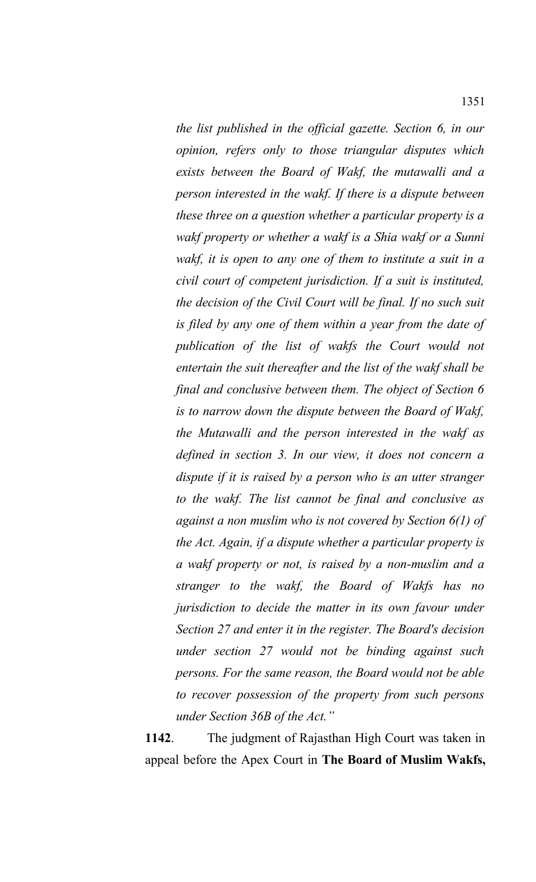*the list published in the official gazette. Section 6, in our opinion, refers only to those triangular disputes which exists between the Board of Wakf, the mutawalli and a person interested in the wakf. If there is a dispute between these three on a question whether a particular property is a wakf property or whether a wakf is a Shia wakf or a Sunni wakf, it is open to any one of them to institute a suit in a civil court of competent jurisdiction. If a suit is instituted, the decision of the Civil Court will be final. If no such suit is filed by any one of them within a year from the date of publication of the list of wakfs the Court would not entertain the suit thereafter and the list of the wakf shall be final and conclusive between them. The object of Section 6 is to narrow down the dispute between the Board of Wakf, the Mutawalli and the person interested in the wakf as defined in section 3. In our view, it does not concern a dispute if it is raised by a person who is an utter stranger to the wakf. The list cannot be final and conclusive as against a non muslim who is not covered by Section 6(1) of the Act. Again, if a dispute whether a particular property is a wakf property or not, is raised by a non-muslim and a stranger to the wakf, the Board of Wakfs has no jurisdiction to decide the matter in its own favour under Section 27 and enter it in the register. The Board's decision under section 27 would not be binding against such persons. For the same reason, the Board would not be able to recover possession of the property from such persons under Section 36B of the Act."*

**1142**. The judgment of Rajasthan High Court was taken in appeal before the Apex Court in **The Board of Muslim Wakfs,**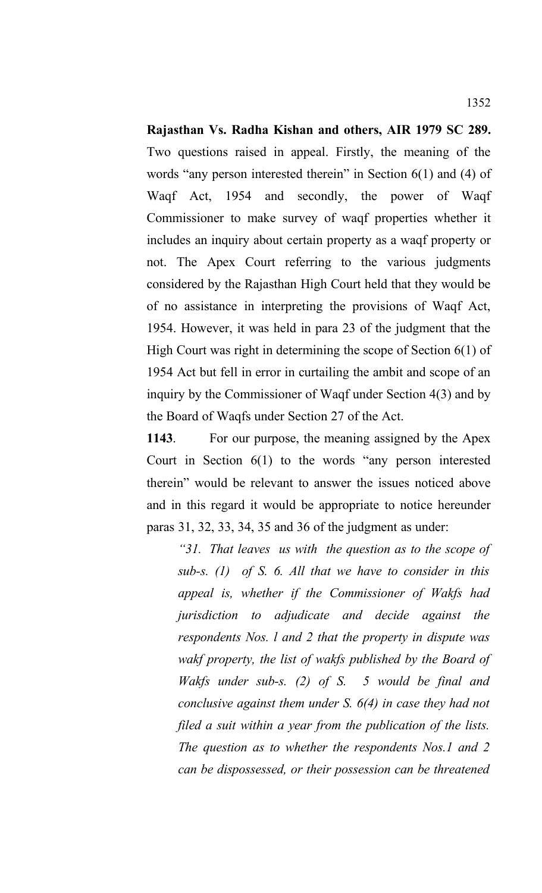**Rajasthan Vs. Radha Kishan and others, AIR 1979 SC 289.** Two questions raised in appeal. Firstly, the meaning of the words "any person interested therein" in Section 6(1) and (4) of Waqf Act, 1954 and secondly, the power of Waqf Commissioner to make survey of waqf properties whether it includes an inquiry about certain property as a waqf property or not. The Apex Court referring to the various judgments considered by the Rajasthan High Court held that they would be of no assistance in interpreting the provisions of Waqf Act, 1954. However, it was held in para 23 of the judgment that the High Court was right in determining the scope of Section 6(1) of 1954 Act but fell in error in curtailing the ambit and scope of an inquiry by the Commissioner of Waqf under Section 4(3) and by the Board of Waqfs under Section 27 of the Act.

**1143**. For our purpose, the meaning assigned by the Apex Court in Section 6(1) to the words "any person interested therein" would be relevant to answer the issues noticed above and in this regard it would be appropriate to notice hereunder paras 31, 32, 33, 34, 35 and 36 of the judgment as under:

> *"31. That leaves us with the question as to the scope of sub-s. (1) of S. 6. All that we have to consider in this appeal is, whether if the Commissioner of Wakfs had jurisdiction to adjudicate and decide against the respondents Nos. l and 2 that the property in dispute was wakf property, the list of wakfs published by the Board of Wakfs under sub-s. (2) of S. 5 would be final and conclusive against them under S. 6(4) in case they had not filed a suit within a year from the publication of the lists. The question as to whether the respondents Nos.1 and 2 can be dispossessed, or their possession can be threatened*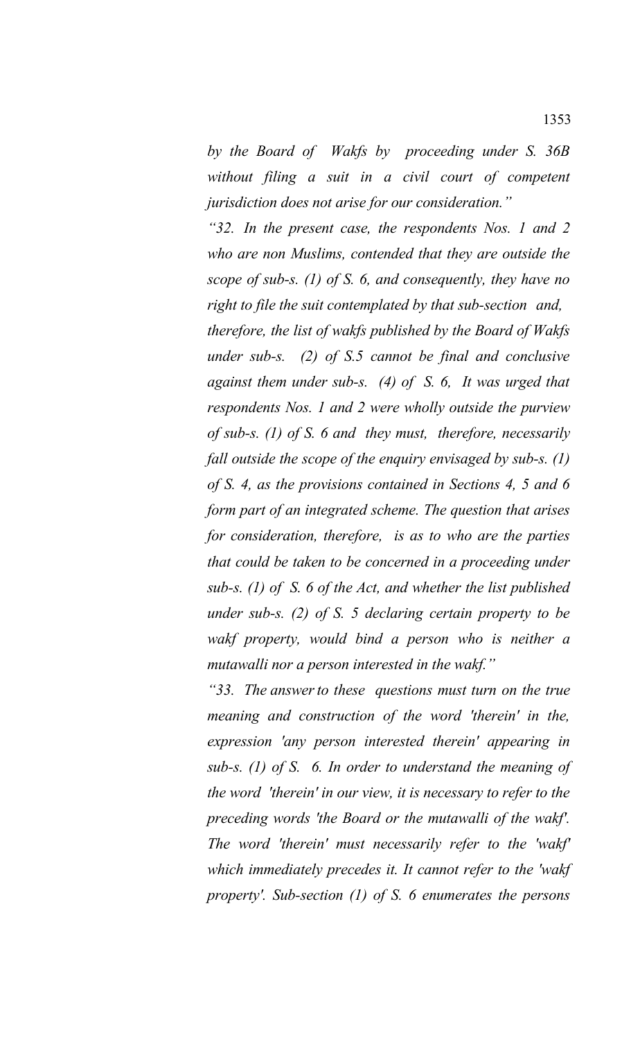*by the Board of Wakfs by proceeding under S. 36B without filing a suit in a civil court of competent jurisdiction does not arise for our consideration."*

*"32. In the present case, the respondents Nos. 1 and 2 who are non Muslims, contended that they are outside the scope of sub-s. (1) of S. 6, and consequently, they have no right to file the suit contemplated by that sub-section and, therefore, the list of wakfs published by the Board of Wakfs under sub-s. (2) of S.5 cannot be final and conclusive against them under sub-s. (4) of S. 6, It was urged that respondents Nos. 1 and 2 were wholly outside the purview of sub-s. (1) of S. 6 and they must, therefore, necessarily fall outside the scope of the enquiry envisaged by sub-s. (1) of S. 4, as the provisions contained in Sections 4, 5 and 6 form part of an integrated scheme. The question that arises for consideration, therefore, is as to who are the parties that could be taken to be concerned in a proceeding under sub-s. (1) of S. 6 of the Act, and whether the list published under sub-s. (2) of S. 5 declaring certain property to be wakf property, would bind a person who is neither a mutawalli nor a person interested in the wakf."*

*"33. The answer to these questions must turn on the true meaning and construction of the word 'therein' in the, expression 'any person interested therein' appearing in sub-s. (1) of S. 6. In order to understand the meaning of the word 'therein' in our view, it is necessary to refer to the preceding words 'the Board or the mutawalli of the wakf'. The word 'therein' must necessarily refer to the 'wakf' which immediately precedes it. It cannot refer to the 'wakf property'. Sub-section (1) of S. 6 enumerates the persons*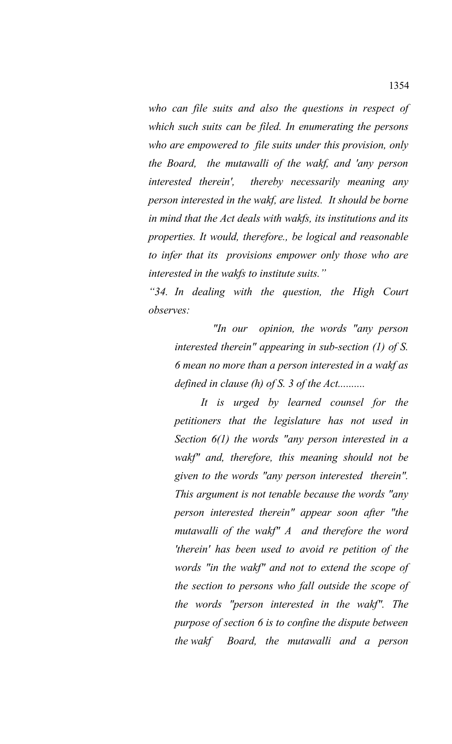*who can file suits and also the questions in respect of which such suits can be filed. In enumerating the persons who are empowered to file suits under this provision, only the Board, the mutawalli of the wakf, and 'any person interested therein', thereby necessarily meaning any person interested in the wakf, are listed. It should be borne in mind that the Act deals with wakfs, its institutions and its properties. It would, therefore., be logical and reasonable to infer that its provisions empower only those who are interested in the wakfs to institute suits."*

*"34. In dealing with the question, the High Court observes:*

> *"In our opinion, the words "any person interested therein" appearing in sub-section (1) of S. 6 mean no more than a person interested in a wakf as defined in clause (h) of S. 3 of the Act..........*
>
> *It is urged by learned counsel for the petitioners that the legislature has not used in Section 6(1) the words "any person interested in a wakf" and, therefore, this meaning should not be given to the words "any person interested therein". This argument is not tenable because the words "any person interested therein" appear soon after "the mutawalli of the wakf" A and therefore the word 'therein' has been used to avoid re petition of the words "in the wakf" and not to extend the scope of the section to persons who fall outside the scope of the words "person interested in the wakf". The purpose of section 6 is to confine the dispute between the wakf Board, the mutawalli and a person*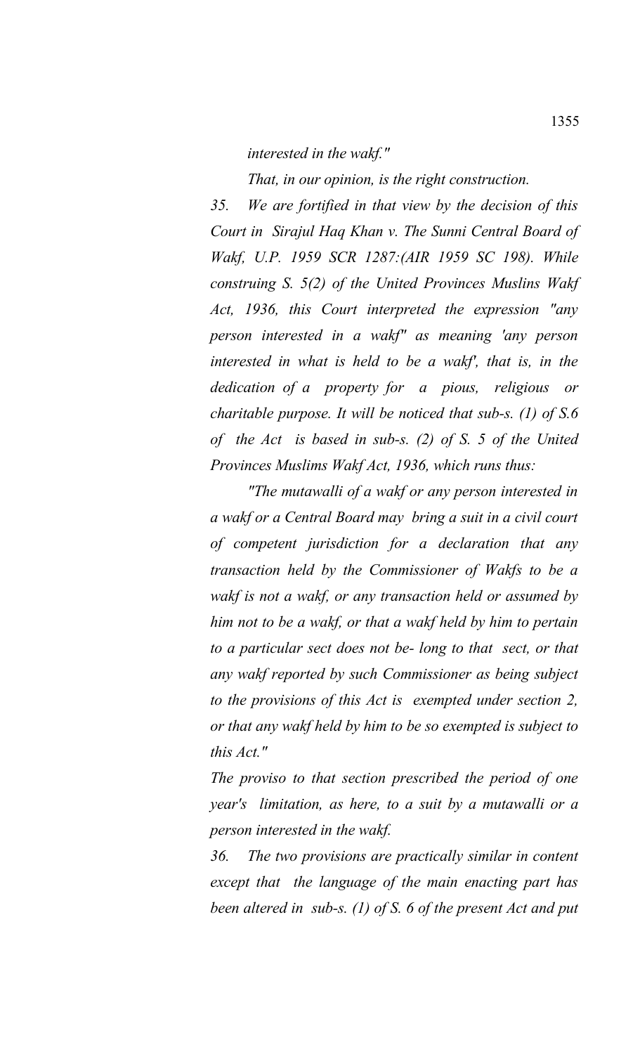*interested in the wakf."*

*That, in our opinion, is the right construction.*

*35. We are fortified in that view by the decision of this Court in Sirajul Haq Khan v. The Sunni Central Board of Wakf, U.P. 1959 SCR 1287:(AIR 1959 SC 198). While construing S. 5(2) of the United Provinces Muslins Wakf Act, 1936, this Court interpreted the expression "any person interested in a wakf" as meaning 'any person interested in what is held to be a wakf', that is, in the dedication of a property for a pious, religious or charitable purpose. It will be noticed that sub-s. (1) of S.6 of the Act is based in sub-s. (2) of S. 5 of the United Provinces Muslims Wakf Act, 1936, which runs thus:*

*"The mutawalli of a wakf or any person interested in a wakf or a Central Board may bring a suit in a civil court of competent jurisdiction for a declaration that any transaction held by the Commissioner of Wakfs to be a wakf is not a wakf, or any transaction held or assumed by him not to be a wakf, or that a wakf held by him to pertain to a particular sect does not be- long to that sect, or that any wakf reported by such Commissioner as being subject to the provisions of this Act is exempted under section 2, or that any wakf held by him to be so exempted is subject to this Act."*

*The proviso to that section prescribed the period of one year's limitation, as here, to a suit by a mutawalli or a person interested in the wakf.*

*36. The two provisions are practically similar in content except that the language of the main enacting part has been altered in sub-s. (1) of S. 6 of the present Act and put*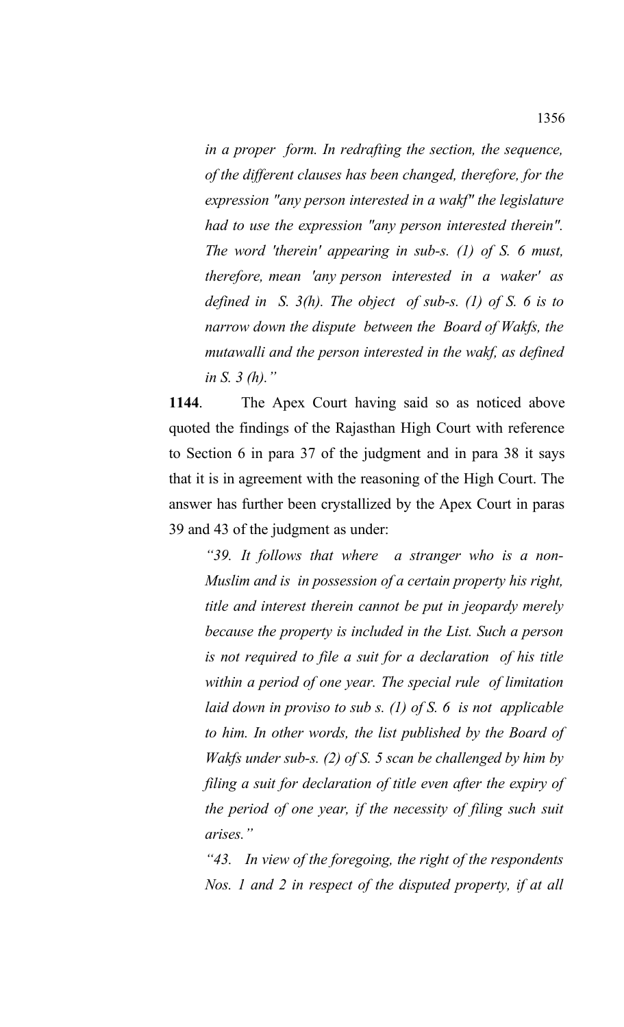*in a proper form. In redrafting the section, the sequence, of the different clauses has been changed, therefore, for the expression "any person interested in a wakf" the legislature had to use the expression "any person interested therein". The word 'therein' appearing in sub-s. (1) of S. 6 must, therefore, mean 'any person interested in a waker' as defined in S. 3(h). The object of sub-s. (1) of S. 6 is to narrow down the dispute between the Board of Wakfs, the mutawalli and the person interested in the wakf, as defined in S. 3 (h)."*

**1144**. The Apex Court having said so as noticed above quoted the findings of the Rajasthan High Court with reference to Section 6 in para 37 of the judgment and in para 38 it says that it is in agreement with the reasoning of the High Court. The answer has further been crystallized by the Apex Court in paras 39 and 43 of the judgment as under:

> *"39. It follows that where a stranger who is a non-Muslim and is in possession of a certain property his right, title and interest therein cannot be put in jeopardy merely because the property is included in the List. Such a person is not required to file a suit for a declaration of his title within a period of one year. The special rule of limitation laid down in proviso to sub s. (1) of S. 6 is not applicable to him. In other words, the list published by the Board of Wakfs under sub-s. (2) of S. 5 scan be challenged by him by filing a suit for declaration of title even after the expiry of the period of one year, if the necessity of filing such suit arises."*
>
> *"43. In view of the foregoing, the right of the respondents Nos. 1 and 2 in respect of the disputed property, if at all*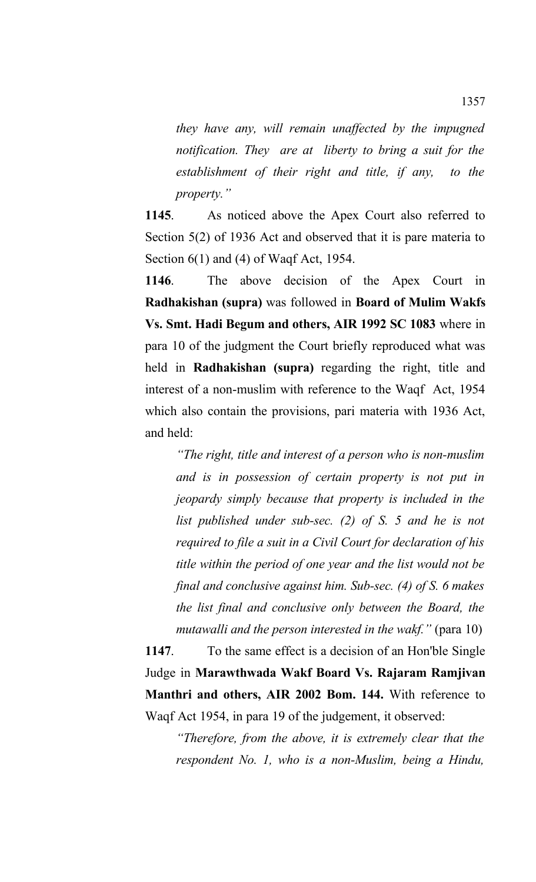*they have any, will remain unaffected by the impugned notification. They are at liberty to bring a suit for the establishment of their right and title, if any, to the property."*

**1145**. As noticed above the Apex Court also referred to Section 5(2) of 1936 Act and observed that it is pare materia to Section 6(1) and (4) of Waqf Act, 1954.

**1146**. The above decision of the Apex Court in **Radhakishan (supra)** was followed in **Board of Mulim Wakfs Vs. Smt. Hadi Begum and others, AIR 1992 SC 1083** where in para 10 of the judgment the Court briefly reproduced what was held in **Radhakishan (supra)** regarding the right, title and interest of a non-muslim with reference to the Waqf Act, 1954 which also contain the provisions, pari materia with 1936 Act, and held:

*"The right, title and interest of a person who is non-muslim and is in possession of certain property is not put in jeopardy simply because that property is included in the list published under sub-sec. (2) of S. 5 and he is not required to file a suit in a Civil Court for declaration of his title within the period of one year and the list would not be final and conclusive against him. Sub-sec. (4) of S. 6 makes the list final and conclusive only between the Board, the mutawalli and the person interested in the wakf."* (para 10)

**1147**. To the same effect is a decision of an Hon'ble Single Judge in **Marawthwada Wakf Board Vs. Rajaram Ramjivan Manthri and others, AIR 2002 Bom. 144.** With reference to Waqf Act 1954, in para 19 of the judgement, it observed:

*"Therefore, from the above, it is extremely clear that the respondent No. 1, who is a non-Muslim, being a Hindu,*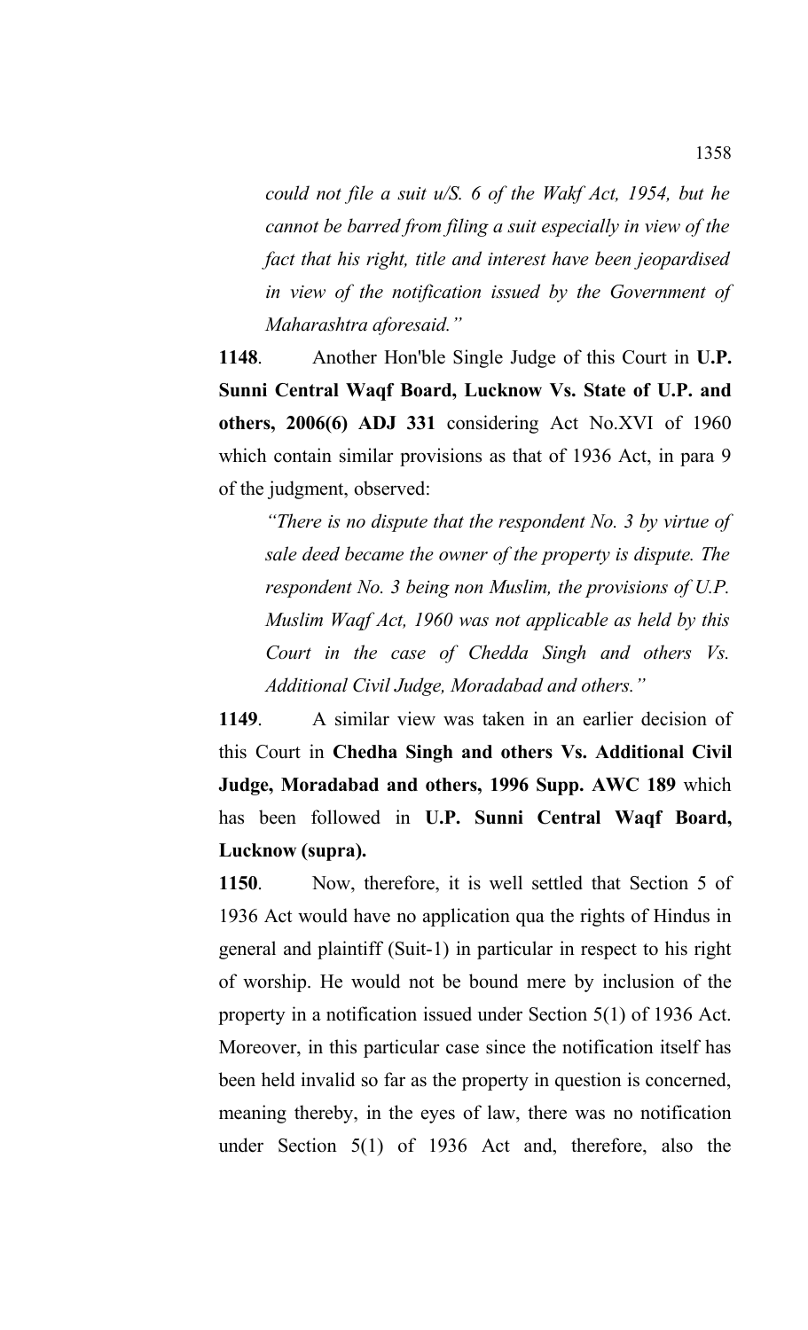*could not file a suit u/S. 6 of the Wakf Act, 1954, but he cannot be barred from filing a suit especially in view of the fact that his right, title and interest have been jeopardised in view of the notification issued by the Government of Maharashtra aforesaid."*

**1148**. Another Hon'ble Single Judge of this Court in **U.P. Sunni Central Waqf Board, Lucknow Vs. State of U.P. and others, 2006(6) ADJ 331** considering Act No.XVI of 1960 which contain similar provisions as that of 1936 Act, in para 9 of the judgment, observed:

*"There is no dispute that the respondent No. 3 by virtue of sale deed became the owner of the property is dispute. The respondent No. 3 being non Muslim, the provisions of U.P. Muslim Waqf Act, 1960 was not applicable as held by this Court in the case of Chedda Singh and others Vs. Additional Civil Judge, Moradabad and others."*

**1149**. A similar view was taken in an earlier decision of this Court in **Chedha Singh and others Vs. Additional Civil Judge, Moradabad and others, 1996 Supp. AWC 189** which has been followed in **U.P. Sunni Central Waqf Board, Lucknow (supra).**

**1150**. Now, therefore, it is well settled that Section 5 of 1936 Act would have no application qua the rights of Hindus in general and plaintiff (Suit-1) in particular in respect to his right of worship. He would not be bound mere by inclusion of the property in a notification issued under Section 5(1) of 1936 Act. Moreover, in this particular case since the notification itself has been held invalid so far as the property in question is concerned, meaning thereby, in the eyes of law, there was no notification under Section 5(1) of 1936 Act and, therefore, also the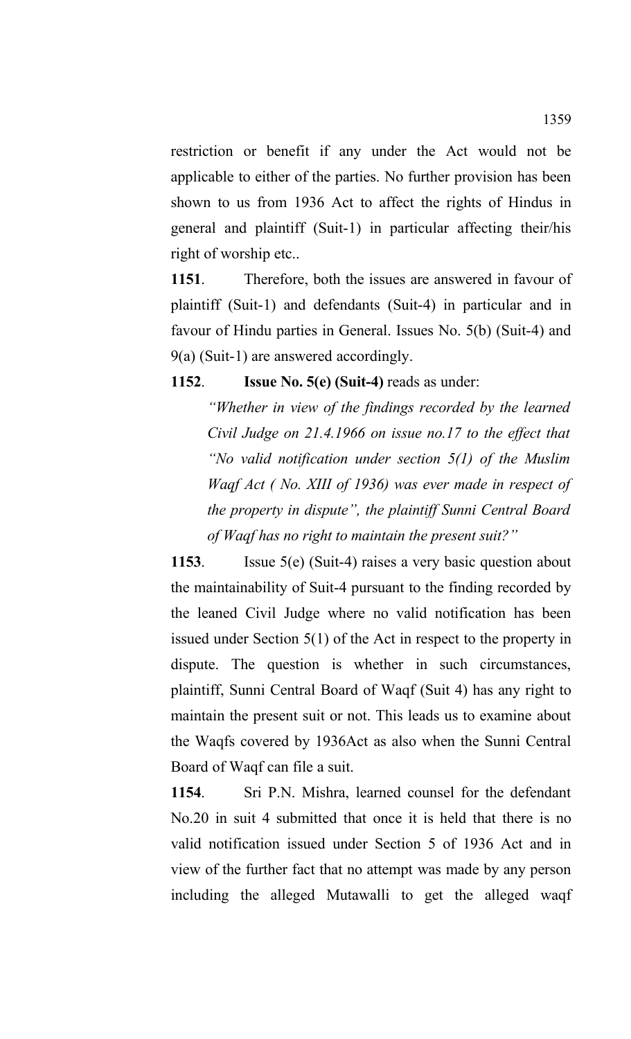restriction or benefit if any under the Act would not be applicable to either of the parties. No further provision has been shown to us from 1936 Act to affect the rights of Hindus in general and plaintiff (Suit-1) in particular affecting their/his right of worship etc..

**1151**. Therefore, both the issues are answered in favour of plaintiff (Suit-1) and defendants (Suit-4) in particular and in favour of Hindu parties in General. Issues No. 5(b) (Suit-4) and 9(a) (Suit-1) are answered accordingly.

**1152**. **Issue No. 5(e) (Suit-4)** reads as under:

> *"Whether in view of the findings recorded by the learned Civil Judge on 21.4.1966 on issue no.17 to the effect that "No valid notification under section 5(1) of the Muslim Waqf Act ( No. XIII of 1936) was ever made in respect of the property in dispute", the plaintiff Sunni Central Board of Waqf has no right to maintain the present suit?"*

**1153**. Issue 5(e) (Suit-4) raises a very basic question about the maintainability of Suit-4 pursuant to the finding recorded by the leaned Civil Judge where no valid notification has been issued under Section 5(1) of the Act in respect to the property in dispute. The question is whether in such circumstances, plaintiff, Sunni Central Board of Waqf (Suit 4) has any right to maintain the present suit or not. This leads us to examine about the Waqfs covered by 1936Act as also when the Sunni Central Board of Waqf can file a suit.

**1154**. Sri P.N. Mishra, learned counsel for the defendant No.20 in suit 4 submitted that once it is held that there is no valid notification issued under Section 5 of 1936 Act and in view of the further fact that no attempt was made by any person including the alleged Mutawalli to get the alleged waqf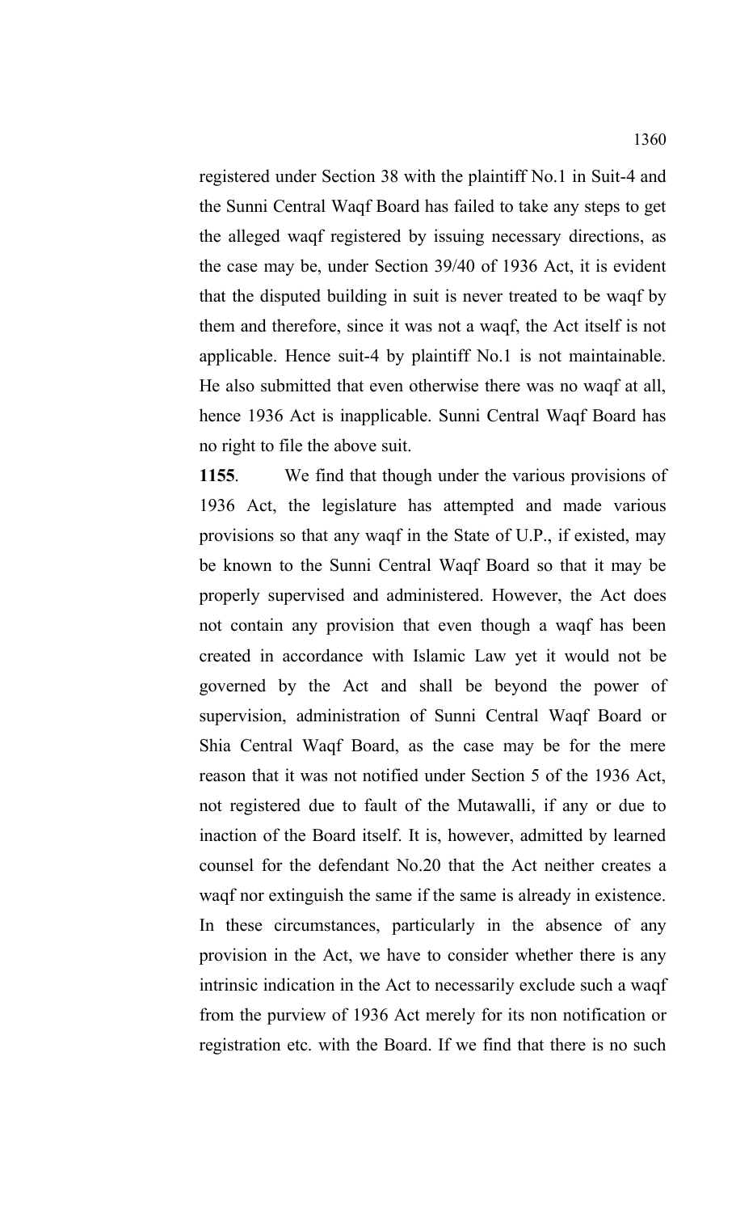registered under Section 38 with the plaintiff No.1 in Suit-4 and the Sunni Central Waqf Board has failed to take any steps to get the alleged waqf registered by issuing necessary directions, as the case may be, under Section 39/40 of 1936 Act, it is evident that the disputed building in suit is never treated to be waqf by them and therefore, since it was not a waqf, the Act itself is not applicable. Hence suit-4 by plaintiff No.1 is not maintainable. He also submitted that even otherwise there was no waqf at all, hence 1936 Act is inapplicable. Sunni Central Waqf Board has no right to file the above suit.

**1155**. We find that though under the various provisions of 1936 Act, the legislature has attempted and made various provisions so that any waqf in the State of U.P., if existed, may be known to the Sunni Central Waqf Board so that it may be properly supervised and administered. However, the Act does not contain any provision that even though a waqf has been created in accordance with Islamic Law yet it would not be governed by the Act and shall be beyond the power of supervision, administration of Sunni Central Waqf Board or Shia Central Waqf Board, as the case may be for the mere reason that it was not notified under Section 5 of the 1936 Act, not registered due to fault of the Mutawalli, if any or due to inaction of the Board itself. It is, however, admitted by learned counsel for the defendant No.20 that the Act neither creates a waqf nor extinguish the same if the same is already in existence. In these circumstances, particularly in the absence of any provision in the Act, we have to consider whether there is any intrinsic indication in the Act to necessarily exclude such a waqf from the purview of 1936 Act merely for its non notification or registration etc. with the Board. If we find that there is no such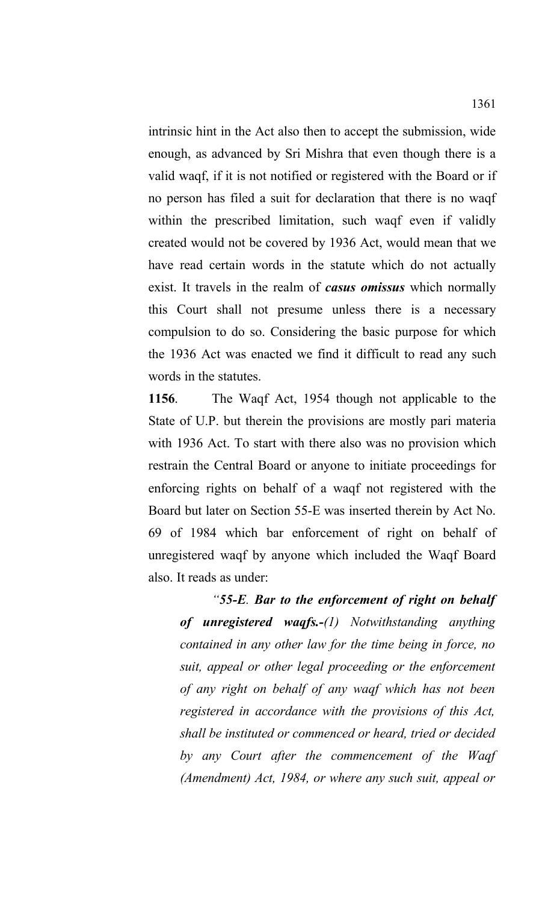intrinsic hint in the Act also then to accept the submission, wide enough, as advanced by Sri Mishra that even though there is a valid waqf, if it is not notified or registered with the Board or if no person has filed a suit for declaration that there is no waqf within the prescribed limitation, such waqf even if validly created would not be covered by 1936 Act, would mean that we have read certain words in the statute which do not actually exist. It travels in the realm of ***casus omissus*** which normally this Court shall not presume unless there is a necessary compulsion to do so. Considering the basic purpose for which the 1936 Act was enacted we find it difficult to read any such words in the statutes.

**1156**. The Waqf Act, 1954 though not applicable to the State of U.P. but therein the provisions are mostly pari materia with 1936 Act. To start with there also was no provision which restrain the Central Board or anyone to initiate proceedings for enforcing rights on behalf of a waqf not registered with the Board but later on Section 55-E was inserted therein by Act No. 69 of 1984 which bar enforcement of right on behalf of unregistered waqf by anyone which included the Waqf Board also. It reads as under:

> *"**55-E**. **Bar to the enforcement of right on behalf of unregistered waqfs.**-(1) Notwithstanding anything contained in any other law for the time being in force, no suit, appeal or other legal proceeding or the enforcement of any right on behalf of any waqf which has not been registered in accordance with the provisions of this Act, shall be instituted or commenced or heard, tried or decided by any Court after the commencement of the Waqf (Amendment) Act, 1984, or where any such suit, appeal or*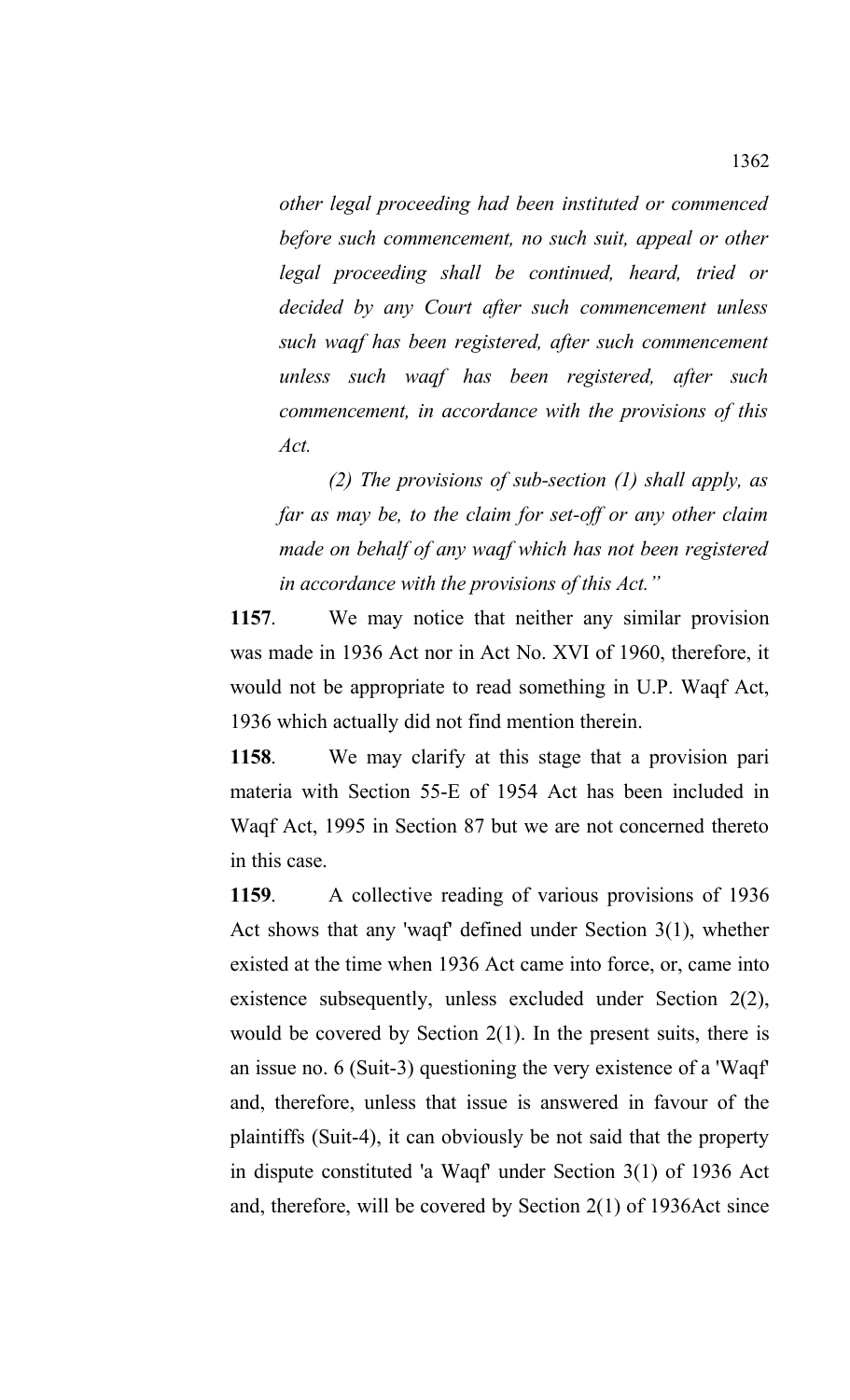*other legal proceeding had been instituted or commenced before such commencement, no such suit, appeal or other legal proceeding shall be continued, heard, tried or decided by any Court after such commencement unless such waqf has been registered, after such commencement unless such waqf has been registered, after such commencement, in accordance with the provisions of this Act.*

*(2) The provisions of sub-section (1) shall apply, as far as may be, to the claim for set-off or any other claim made on behalf of any waqf which has not been registered in accordance with the provisions of this Act."*

**1157**. We may notice that neither any similar provision was made in 1936 Act nor in Act No. XVI of 1960, therefore, it would not be appropriate to read something in U.P. Waqf Act, 1936 which actually did not find mention therein.

**1158**. We may clarify at this stage that a provision pari materia with Section 55-E of 1954 Act has been included in Waqf Act, 1995 in Section 87 but we are not concerned thereto in this case.

**1159**. A collective reading of various provisions of 1936 Act shows that any 'waqf' defined under Section 3(1), whether existed at the time when 1936 Act came into force, or, came into existence subsequently, unless excluded under Section 2(2), would be covered by Section 2(1). In the present suits, there is an issue no. 6 (Suit-3) questioning the very existence of a 'Waqf' and, therefore, unless that issue is answered in favour of the plaintiffs (Suit-4), it can obviously be not said that the property in dispute constituted 'a Waqf' under Section 3(1) of 1936 Act and, therefore, will be covered by Section 2(1) of 1936Act since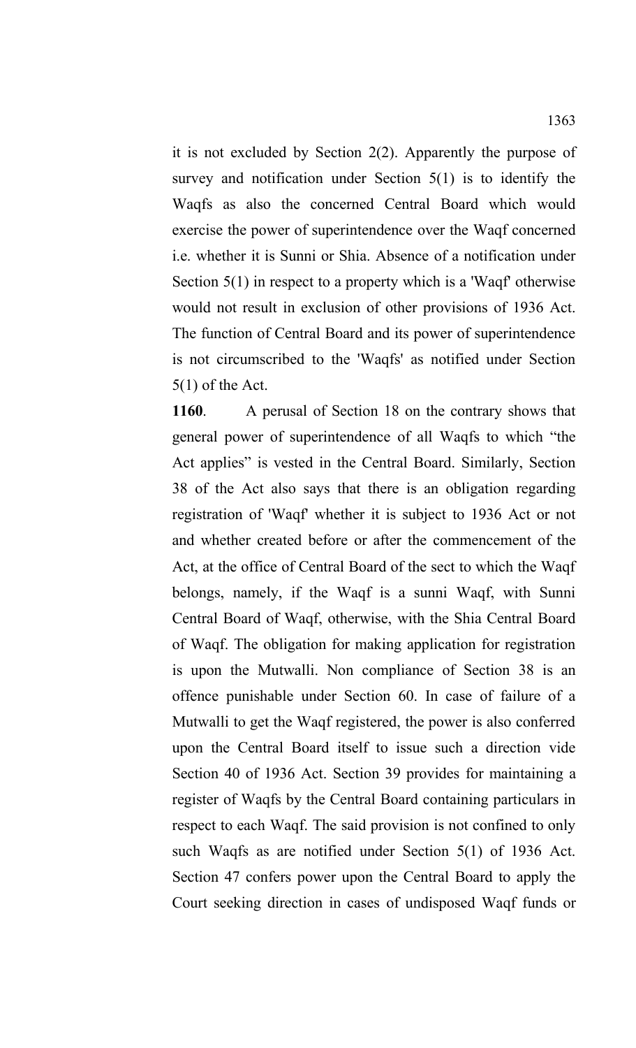it is not excluded by Section 2(2). Apparently the purpose of survey and notification under Section 5(1) is to identify the Waqfs as also the concerned Central Board which would exercise the power of superintendence over the Waqf concerned i.e. whether it is Sunni or Shia. Absence of a notification under Section 5(1) in respect to a property which is a 'Waqf' otherwise would not result in exclusion of other provisions of 1936 Act. The function of Central Board and its power of superintendence is not circumscribed to the 'Waqfs' as notified under Section 5(1) of the Act.

**1160**. A perusal of Section 18 on the contrary shows that general power of superintendence of all Waqfs to which "the Act applies" is vested in the Central Board. Similarly, Section 38 of the Act also says that there is an obligation regarding registration of 'Waqf' whether it is subject to 1936 Act or not and whether created before or after the commencement of the Act, at the office of Central Board of the sect to which the Waqf belongs, namely, if the Waqf is a sunni Waqf, with Sunni Central Board of Waqf, otherwise, with the Shia Central Board of Waqf. The obligation for making application for registration is upon the Mutwalli. Non compliance of Section 38 is an offence punishable under Section 60. In case of failure of a Mutwalli to get the Waqf registered, the power is also conferred upon the Central Board itself to issue such a direction vide Section 40 of 1936 Act. Section 39 provides for maintaining a register of Waqfs by the Central Board containing particulars in respect to each Waqf. The said provision is not confined to only such Waqfs as are notified under Section 5(1) of 1936 Act. Section 47 confers power upon the Central Board to apply the Court seeking direction in cases of undisposed Waqf funds or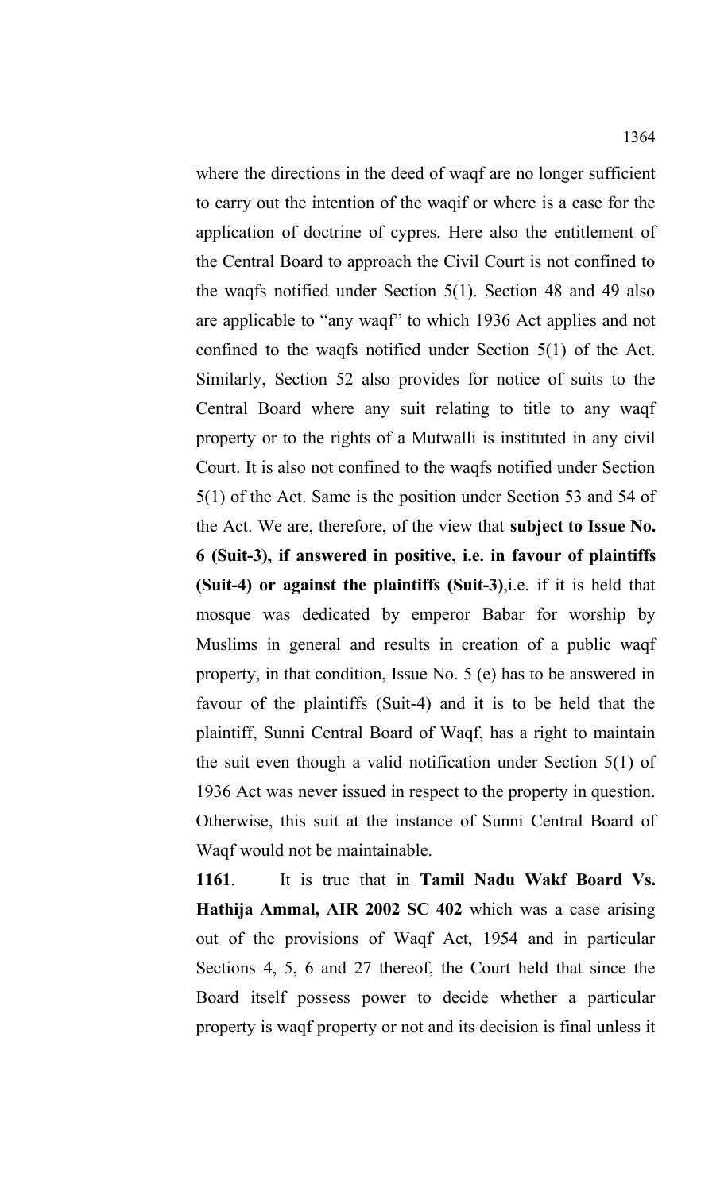where the directions in the deed of waqf are no longer sufficient to carry out the intention of the waqif or where is a case for the application of doctrine of cypres. Here also the entitlement of the Central Board to approach the Civil Court is not confined to the waqfs notified under Section 5(1). Section 48 and 49 also are applicable to "any waqf" to which 1936 Act applies and not confined to the waqfs notified under Section 5(1) of the Act. Similarly, Section 52 also provides for notice of suits to the Central Board where any suit relating to title to any waqf property or to the rights of a Mutwalli is instituted in any civil Court. It is also not confined to the waqfs notified under Section 5(1) of the Act. Same is the position under Section 53 and 54 of the Act. We are, therefore, of the view that **subject to Issue No. 6 (Suit-3), if answered in positive, i.e. in favour of plaintiffs (Suit-4) or against the plaintiffs (Suit-3)**,i.e. if it is held that mosque was dedicated by emperor Babar for worship by Muslims in general and results in creation of a public waqf property, in that condition, Issue No. 5 (e) has to be answered in favour of the plaintiffs (Suit-4) and it is to be held that the plaintiff, Sunni Central Board of Waqf, has a right to maintain the suit even though a valid notification under Section 5(1) of 1936 Act was never issued in respect to the property in question. Otherwise, this suit at the instance of Sunni Central Board of Waqf would not be maintainable.

**1161**. It is true that in **Tamil Nadu Wakf Board Vs. Hathija Ammal, AIR 2002 SC 402** which was a case arising out of the provisions of Waqf Act, 1954 and in particular Sections 4, 5, 6 and 27 thereof, the Court held that since the Board itself possess power to decide whether a particular property is waqf property or not and its decision is final unless it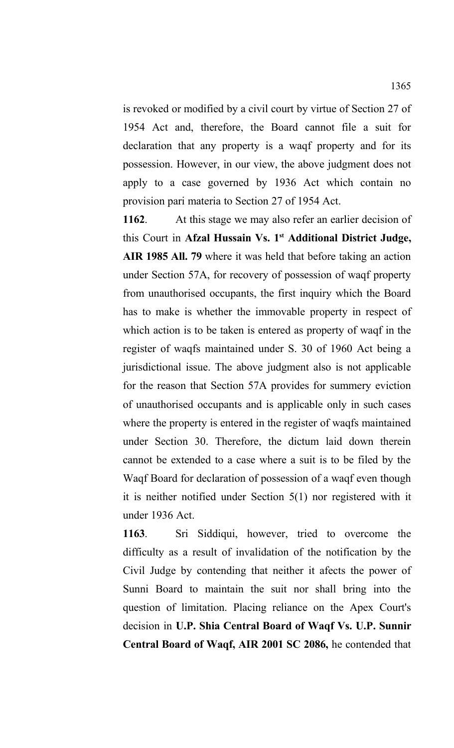is revoked or modified by a civil court by virtue of Section 27 of 1954 Act and, therefore, the Board cannot file a suit for declaration that any property is a waqf property and for its possession. However, in our view, the above judgment does not apply to a case governed by 1936 Act which contain no provision pari materia to Section 27 of 1954 Act.

**1162**. At this stage we may also refer an earlier decision of this Court in **Afzal Hussain Vs. 1st Additional District Judge, AIR 1985 All. 79** where it was held that before taking an action under Section 57A, for recovery of possession of waqf property from unauthorised occupants, the first inquiry which the Board has to make is whether the immovable property in respect of which action is to be taken is entered as property of waqf in the register of waqfs maintained under S. 30 of 1960 Act being a jurisdictional issue. The above judgment also is not applicable for the reason that Section 57A provides for summery eviction of unauthorised occupants and is applicable only in such cases where the property is entered in the register of waqfs maintained under Section 30. Therefore, the dictum laid down therein cannot be extended to a case where a suit is to be filed by the Waqf Board for declaration of possession of a waqf even though it is neither notified under Section 5(1) nor registered with it under 1936 Act.

**1163**. Sri Siddiqui, however, tried to overcome the difficulty as a result of invalidation of the notification by the Civil Judge by contending that neither it afects the power of Sunni Board to maintain the suit nor shall bring into the question of limitation. Placing reliance on the Apex Court's decision in **U.P. Shia Central Board of Waqf Vs. U.P. Sunnir Central Board of Waqf, AIR 2001 SC 2086,** he contended that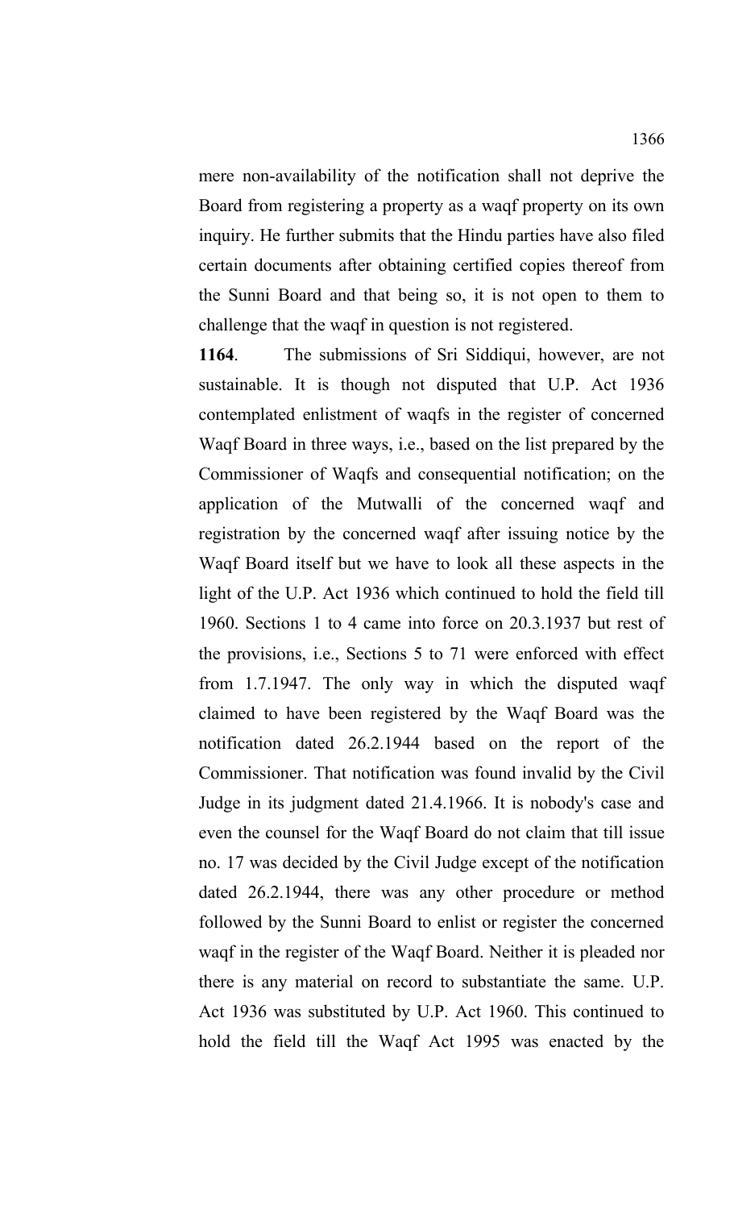mere non-availability of the notification shall not deprive the Board from registering a property as a waqf property on its own inquiry. He further submits that the Hindu parties have also filed certain documents after obtaining certified copies thereof from the Sunni Board and that being so, it is not open to them to challenge that the waqf in question is not registered.

**1164**. The submissions of Sri Siddiqui, however, are not sustainable. It is though not disputed that U.P. Act 1936 contemplated enlistment of waqfs in the register of concerned Waqf Board in three ways, i.e., based on the list prepared by the Commissioner of Waqfs and consequential notification; on the application of the Mutwalli of the concerned waqf and registration by the concerned waqf after issuing notice by the Waqf Board itself but we have to look all these aspects in the light of the U.P. Act 1936 which continued to hold the field till 1960. Sections 1 to 4 came into force on 20.3.1937 but rest of the provisions, i.e., Sections 5 to 71 were enforced with effect from 1.7.1947. The only way in which the disputed waqf claimed to have been registered by the Waqf Board was the notification dated 26.2.1944 based on the report of the Commissioner. That notification was found invalid by the Civil Judge in its judgment dated 21.4.1966. It is nobody's case and even the counsel for the Waqf Board do not claim that till issue no. 17 was decided by the Civil Judge except of the notification dated 26.2.1944, there was any other procedure or method followed by the Sunni Board to enlist or register the concerned waqf in the register of the Waqf Board. Neither it is pleaded nor there is any material on record to substantiate the same. U.P. Act 1936 was substituted by U.P. Act 1960. This continued to hold the field till the Waqf Act 1995 was enacted by the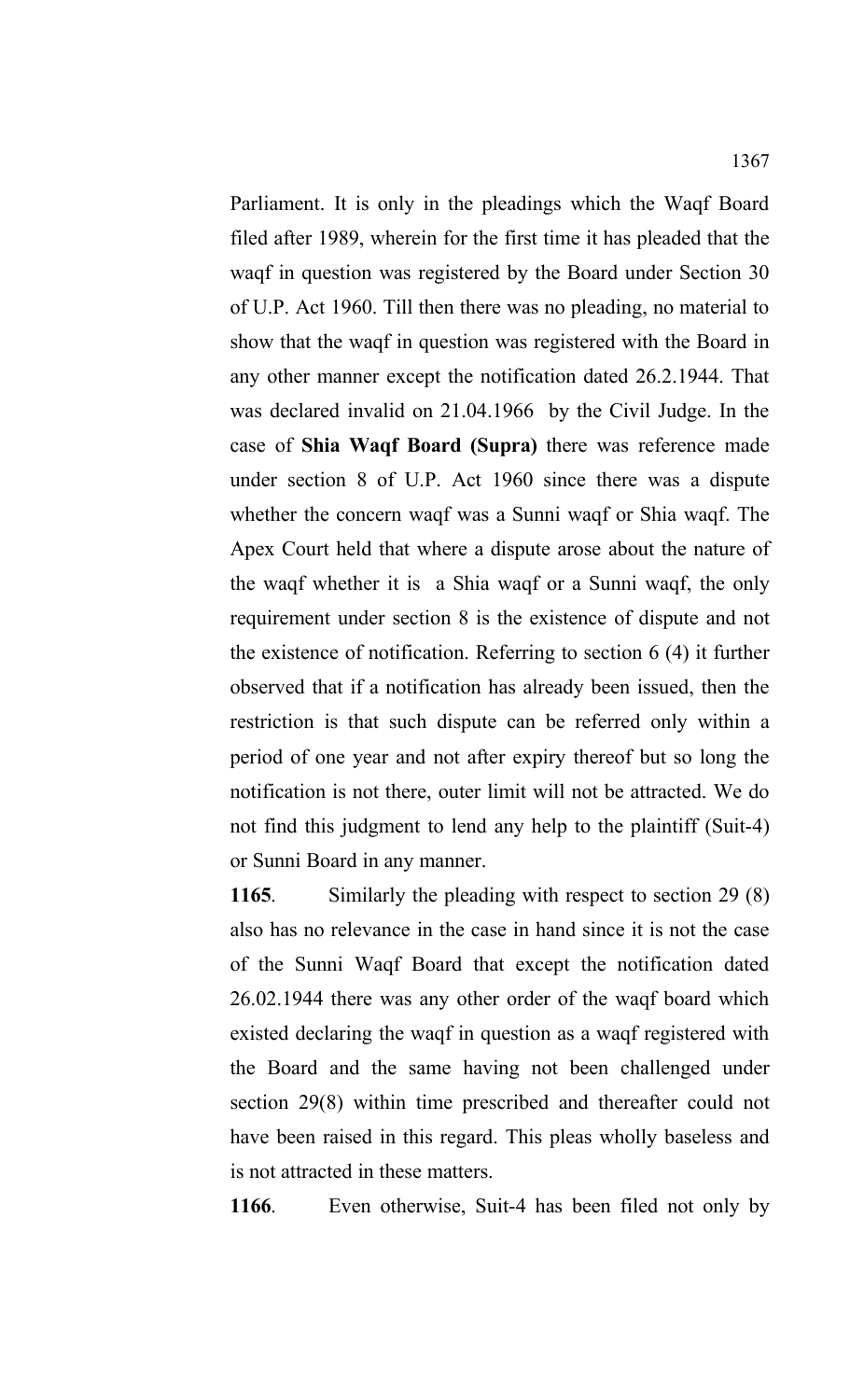Parliament. It is only in the pleadings which the Waqf Board filed after 1989, wherein for the first time it has pleaded that the waqf in question was registered by the Board under Section 30 of U.P. Act 1960. Till then there was no pleading, no material to show that the waqf in question was registered with the Board in any other manner except the notification dated 26.2.1944. That was declared invalid on 21.04.1966 by the Civil Judge. In the case of **Shia Waqf Board (Supra)** there was reference made under section 8 of U.P. Act 1960 since there was a dispute whether the concern waqf was a Sunni waqf or Shia waqf. The Apex Court held that where a dispute arose about the nature of the waqf whether it is a Shia waqf or a Sunni waqf, the only requirement under section 8 is the existence of dispute and not the existence of notification. Referring to section 6 (4) it further observed that if a notification has already been issued, then the restriction is that such dispute can be referred only within a period of one year and not after expiry thereof but so long the notification is not there, outer limit will not be attracted. We do not find this judgment to lend any help to the plaintiff (Suit-4) or Sunni Board in any manner.

**1165**. Similarly the pleading with respect to section 29 (8) also has no relevance in the case in hand since it is not the case of the Sunni Waqf Board that except the notification dated 26.02.1944 there was any other order of the waqf board which existed declaring the waqf in question as a waqf registered with the Board and the same having not been challenged under section 29(8) within time prescribed and thereafter could not have been raised in this regard. This pleas wholly baseless and is not attracted in these matters.

**1166**. Even otherwise, Suit-4 has been filed not only by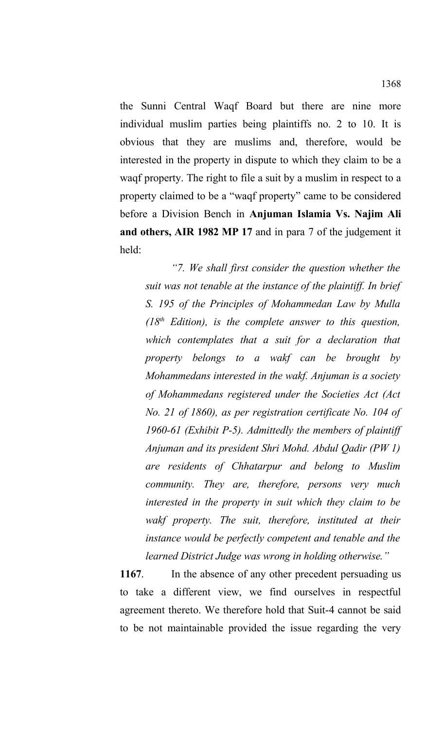the Sunni Central Waqf Board but there are nine more individual muslim parties being plaintiffs no. 2 to 10. It is obvious that they are muslims and, therefore, would be interested in the property in dispute to which they claim to be a waqf property. The right to file a suit by a muslim in respect to a property claimed to be a "waqf property" came to be considered before a Division Bench in **Anjuman Islamia Vs. Najim Ali and others, AIR 1982 MP 17** and in para 7 of the judgement it held:

> *"7. We shall first consider the question whether the suit was not tenable at the instance of the plaintiff. In brief S. 195 of the Principles of Mohammedan Law by Mulla (18th Edition), is the complete answer to this question, which contemplates that a suit for a declaration that property belongs to a wakf can be brought by Mohammedans interested in the wakf. Anjuman is a society of Mohammedans registered under the Societies Act (Act No. 21 of 1860), as per registration certificate No. 104 of 1960-61 (Exhibit P-5). Admittedly the members of plaintiff Anjuman and its president Shri Mohd. Abdul Qadir (PW 1) are residents of Chhatarpur and belong to Muslim community. They are, therefore, persons very much interested in the property in suit which they claim to be wakf property. The suit, therefore, instituted at their instance would be perfectly competent and tenable and the learned District Judge was wrong in holding otherwise."*

**1167**. In the absence of any other precedent persuading us to take a different view, we find ourselves in respectful agreement thereto. We therefore hold that Suit-4 cannot be said to be not maintainable provided the issue regarding the very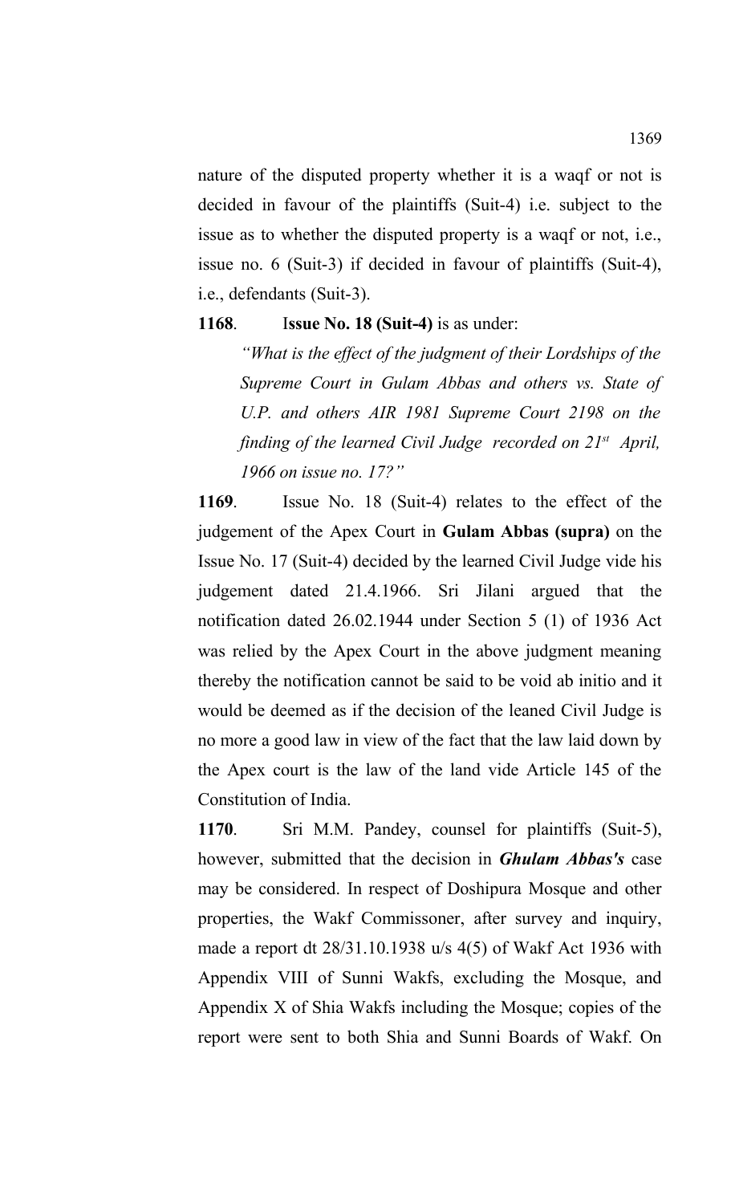nature of the disputed property whether it is a waqf or not is decided in favour of the plaintiffs (Suit-4) i.e. subject to the issue as to whether the disputed property is a waqf or not, i.e., issue no. 6 (Suit-3) if decided in favour of plaintiffs (Suit-4), i.e., defendants (Suit-3).

**1168**. I**ssue No. 18 (Suit-4)** is as under:

> *"What is the effect of the judgment of their Lordships of the Supreme Court in Gulam Abbas and others vs. State of U.P. and others AIR 1981 Supreme Court 2198 on the finding of the learned Civil Judge recorded on 21st April, 1966 on issue no. 17?"*

**1169**. Issue No. 18 (Suit-4) relates to the effect of the judgement of the Apex Court in **Gulam Abbas (supra)** on the Issue No. 17 (Suit-4) decided by the learned Civil Judge vide his judgement dated 21.4.1966. Sri Jilani argued that the notification dated 26.02.1944 under Section 5 (1) of 1936 Act was relied by the Apex Court in the above judgment meaning thereby the notification cannot be said to be void ab initio and it would be deemed as if the decision of the leaned Civil Judge is no more a good law in view of the fact that the law laid down by the Apex court is the law of the land vide Article 145 of the Constitution of India.

**1170**. Sri M.M. Pandey, counsel for plaintiffs (Suit-5), however, submitted that the decision in ***Ghulam Abbas's*** case may be considered. In respect of Doshipura Mosque and other properties, the Wakf Commissoner, after survey and inquiry, made a report dt 28/31.10.1938 u/s 4(5) of Wakf Act 1936 with Appendix VIII of Sunni Wakfs, excluding the Mosque, and Appendix X of Shia Wakfs including the Mosque; copies of the report were sent to both Shia and Sunni Boards of Wakf. On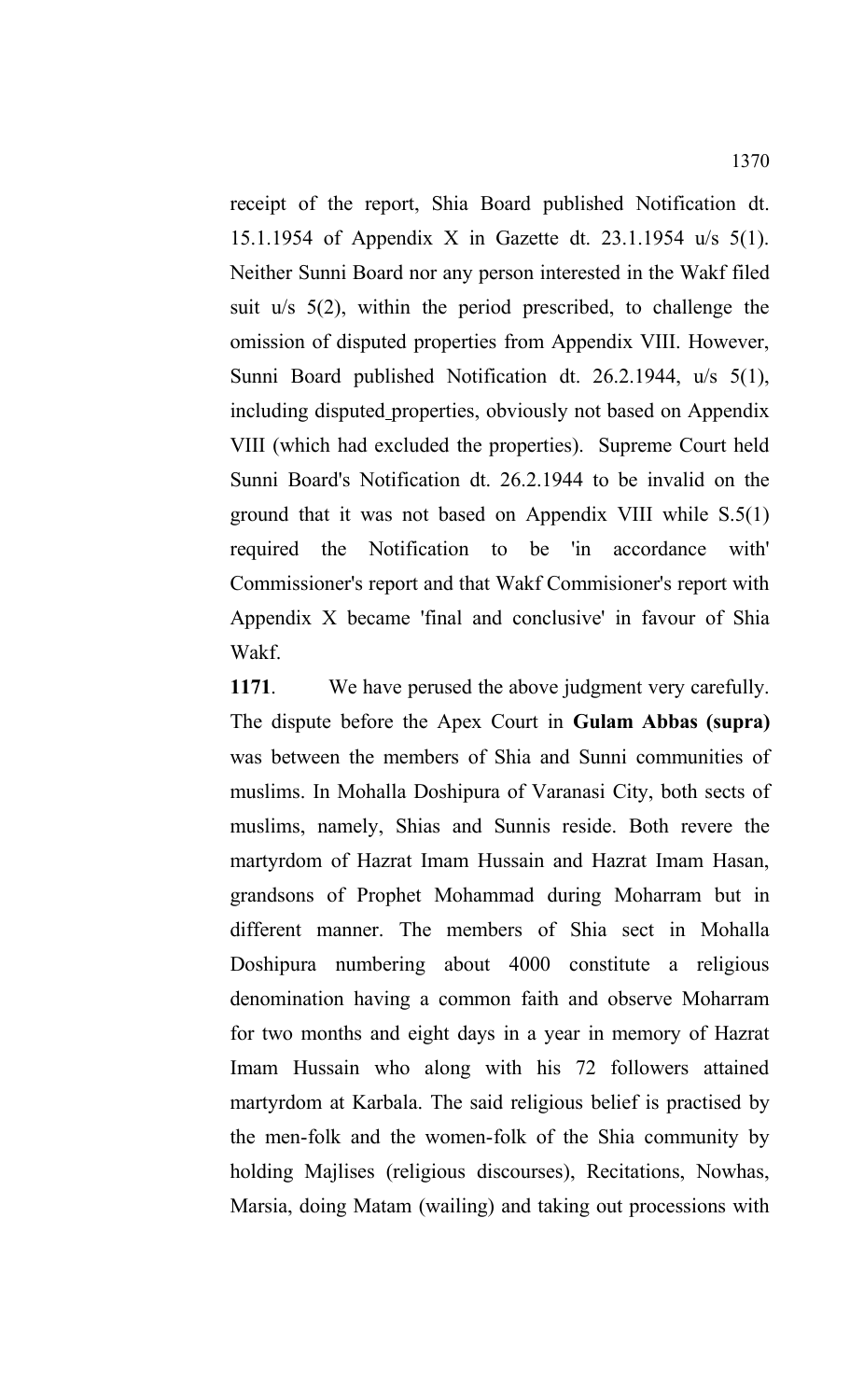receipt of the report, Shia Board published Notification dt. 15.1.1954 of Appendix X in Gazette dt. 23.1.1954 u/s 5(1). Neither Sunni Board nor any person interested in the Wakf filed suit u/s 5(2), within the period prescribed, to challenge the omission of disputed properties from Appendix VIII. However, Sunni Board published Notification dt. 26.2.1944, u/s 5(1), including disputed properties, obviously not based on Appendix VIII (which had excluded the properties). Supreme Court held Sunni Board's Notification dt. 26.2.1944 to be invalid on the ground that it was not based on Appendix VIII while S.5(1) required the Notification to be 'in accordance with' Commissioner's report and that Wakf Commisioner's report with Appendix X became 'final and conclusive' in favour of Shia Wakf.

**1171**. We have perused the above judgment very carefully. The dispute before the Apex Court in **Gulam Abbas (supra)** was between the members of Shia and Sunni communities of muslims. In Mohalla Doshipura of Varanasi City, both sects of muslims, namely, Shias and Sunnis reside. Both revere the martyrdom of Hazrat Imam Hussain and Hazrat Imam Hasan, grandsons of Prophet Mohammad during Moharram but in different manner. The members of Shia sect in Mohalla Doshipura numbering about 4000 constitute a religious denomination having a common faith and observe Moharram for two months and eight days in a year in memory of Hazrat Imam Hussain who along with his 72 followers attained martyrdom at Karbala. The said religious belief is practised by the men-folk and the women-folk of the Shia community by holding Majlises (religious discourses), Recitations, Nowhas, Marsia, doing Matam (wailing) and taking out processions with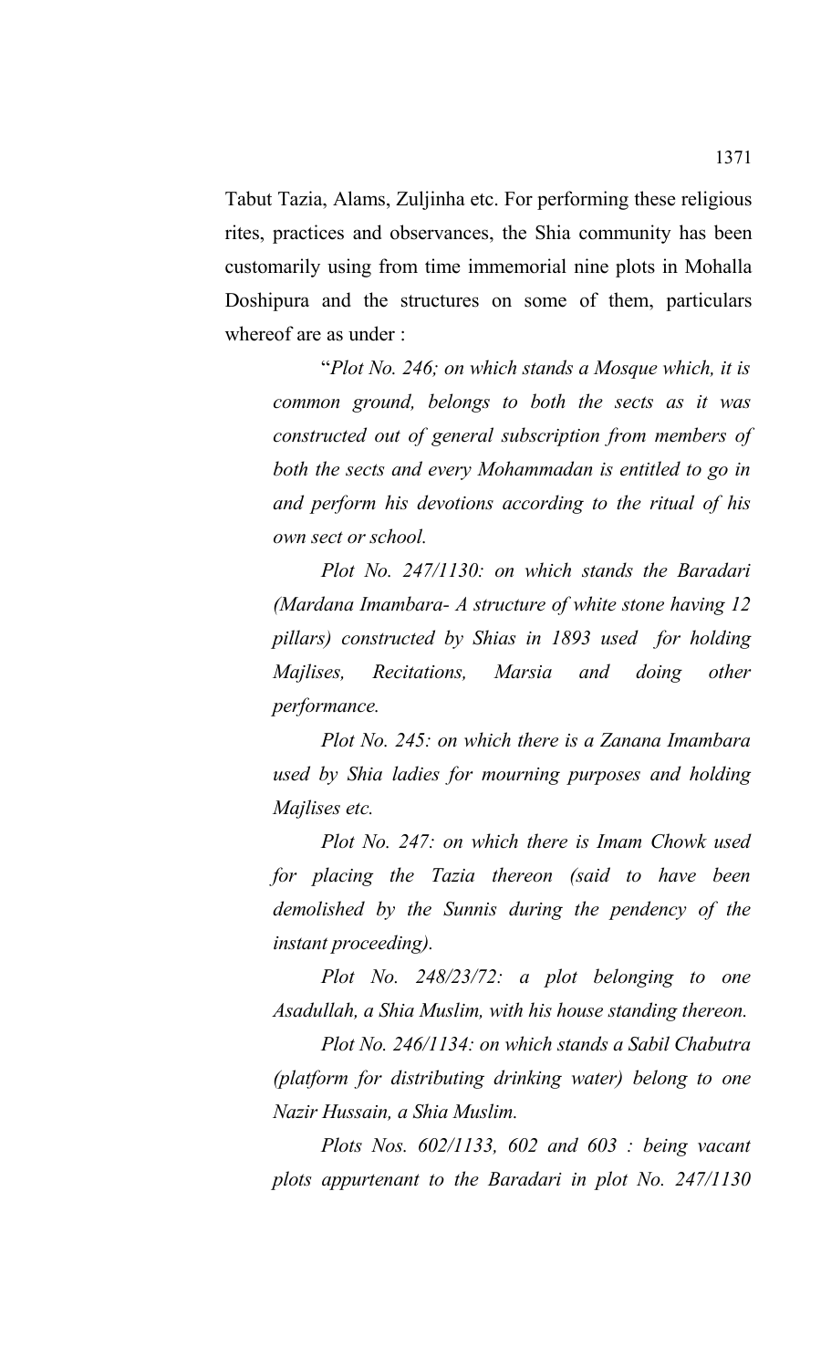Tabut Tazia, Alams, Zuljinha etc. For performing these religious rites, practices and observances, the Shia community has been customarily using from time immemorial nine plots in Mohalla Doshipura and the structures on some of them, particulars whereof are as under :

> "*Plot No. 246; on which stands a Mosque which, it is common ground, belongs to both the sects as it was constructed out of general subscription from members of both the sects and every Mohammadan is entitled to go in and perform his devotions according to the ritual of his own sect or school.*
>
> *Plot No. 247/1130: on which stands the Baradari (Mardana Imambara- A structure of white stone having 12 pillars) constructed by Shias in 1893 used for holding Majlises, Recitations, Marsia and doing other performance.*
>
> *Plot No. 245: on which there is a Zanana Imambara used by Shia ladies for mourning purposes and holding Majlises etc.*
>
> *Plot No. 247: on which there is Imam Chowk used for placing the Tazia thereon (said to have been demolished by the Sunnis during the pendency of the instant proceeding).*
>
> *Plot No. 248/23/72: a plot belonging to one Asadullah, a Shia Muslim, with his house standing thereon.*
>
> *Plot No. 246/1134: on which stands a Sabil Chabutra (platform for distributing drinking water) belong to one Nazir Hussain, a Shia Muslim.*
>
> *Plots Nos. 602/1133, 602 and 603 : being vacant plots appurtenant to the Baradari in plot No. 247/1130*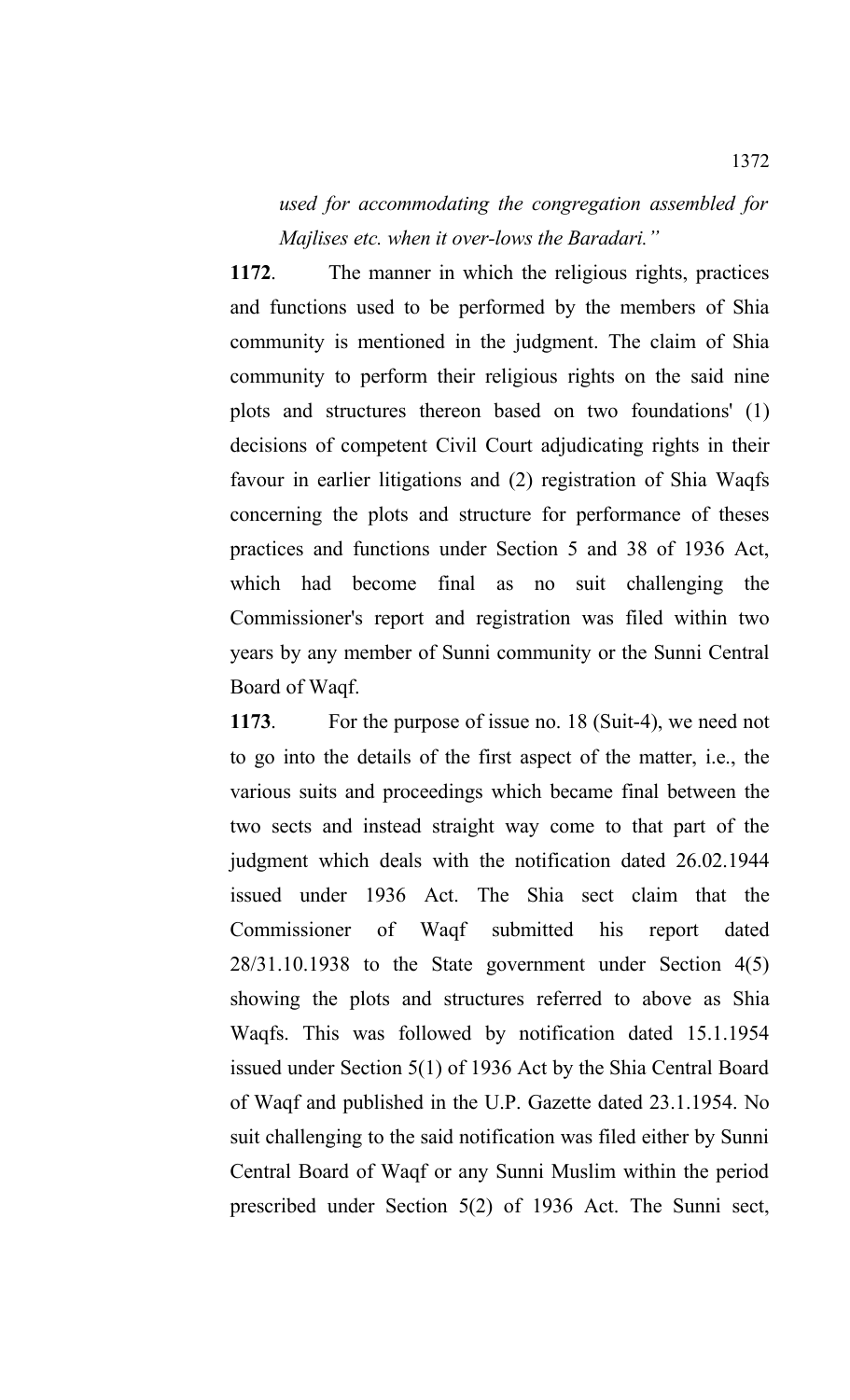*used for accommodating the congregation assembled for Majlises etc. when it over-lows the Baradari."*

**1172**. The manner in which the religious rights, practices and functions used to be performed by the members of Shia community is mentioned in the judgment. The claim of Shia community to perform their religious rights on the said nine plots and structures thereon based on two foundations' (1) decisions of competent Civil Court adjudicating rights in their favour in earlier litigations and (2) registration of Shia Waqfs concerning the plots and structure for performance of theses practices and functions under Section 5 and 38 of 1936 Act, which had become final as no suit challenging the Commissioner's report and registration was filed within two years by any member of Sunni community or the Sunni Central Board of Waqf.

**1173**. For the purpose of issue no. 18 (Suit-4), we need not to go into the details of the first aspect of the matter, i.e., the various suits and proceedings which became final between the two sects and instead straight way come to that part of the judgment which deals with the notification dated 26.02.1944 issued under 1936 Act. The Shia sect claim that the Commissioner of Waqf submitted his report dated 28/31.10.1938 to the State government under Section 4(5) showing the plots and structures referred to above as Shia Waqfs. This was followed by notification dated 15.1.1954 issued under Section 5(1) of 1936 Act by the Shia Central Board of Waqf and published in the U.P. Gazette dated 23.1.1954. No suit challenging to the said notification was filed either by Sunni Central Board of Waqf or any Sunni Muslim within the period prescribed under Section 5(2) of 1936 Act. The Sunni sect,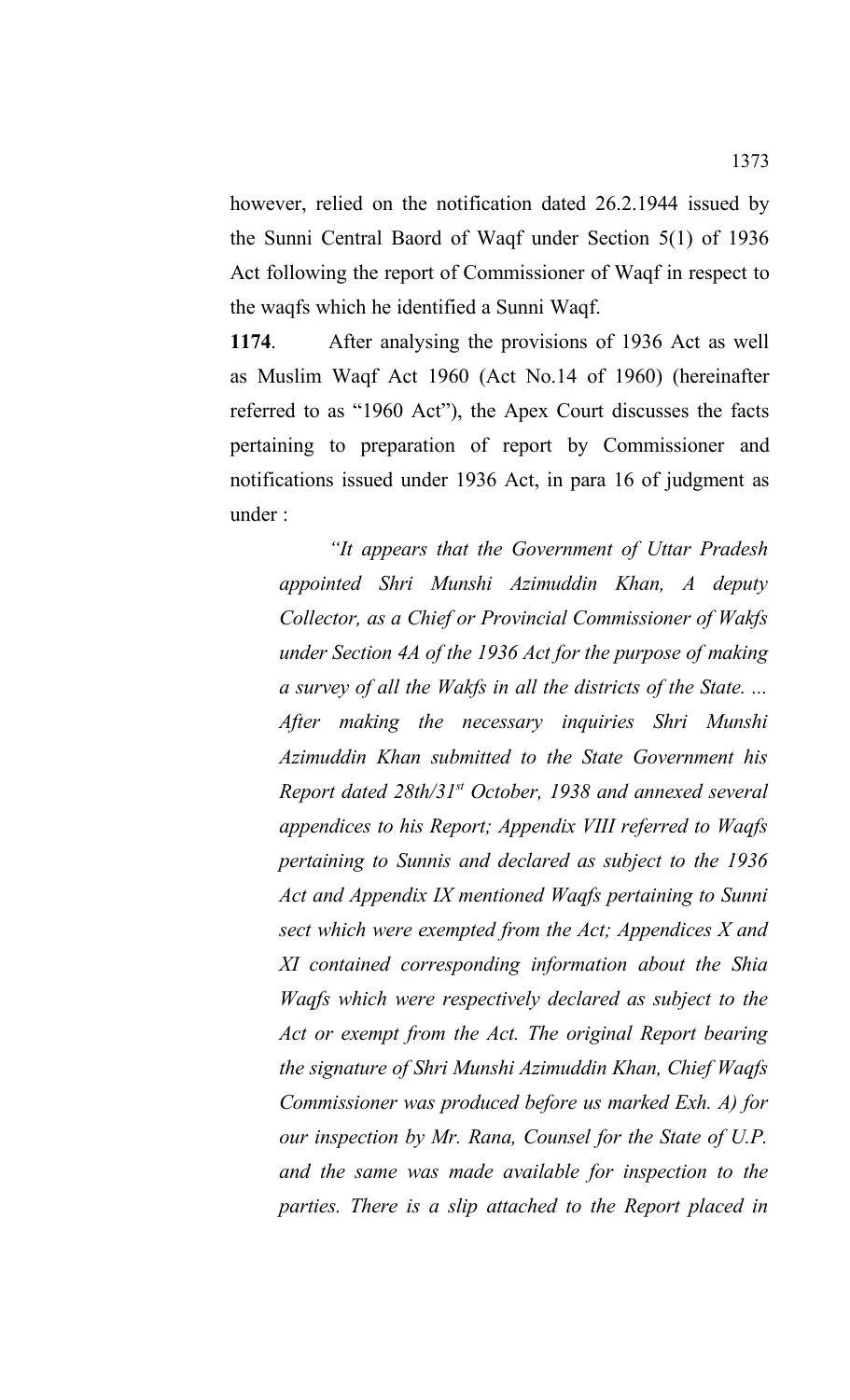however, relied on the notification dated 26.2.1944 issued by the Sunni Central Baord of Waqf under Section 5(1) of 1936 Act following the report of Commissioner of Waqf in respect to the waqfs which he identified a Sunni Waqf.

**1174**. After analysing the provisions of 1936 Act as well as Muslim Waqf Act 1960 (Act No.14 of 1960) (hereinafter referred to as "1960 Act"), the Apex Court discusses the facts pertaining to preparation of report by Commissioner and notifications issued under 1936 Act, in para 16 of judgment as under :

> *"It appears that the Government of Uttar Pradesh appointed Shri Munshi Azimuddin Khan, A deputy Collector, as a Chief or Provincial Commissioner of Wakfs under Section 4A of the 1936 Act for the purpose of making a survey of all the Wakfs in all the districts of the State. ... After making the necessary inquiries Shri Munshi Azimuddin Khan submitted to the State Government his Report dated 28th/31st October, 1938 and annexed several appendices to his Report; Appendix VIII referred to Waqfs pertaining to Sunnis and declared as subject to the 1936 Act and Appendix IX mentioned Waqfs pertaining to Sunni sect which were exempted from the Act; Appendices X and XI contained corresponding information about the Shia Waqfs which were respectively declared as subject to the Act or exempt from the Act. The original Report bearing the signature of Shri Munshi Azimuddin Khan, Chief Waqfs Commissioner was produced before us marked Exh. A) for our inspection by Mr. Rana, Counsel for the State of U.P. and the same was made available for inspection to the parties. There is a slip attached to the Report placed in*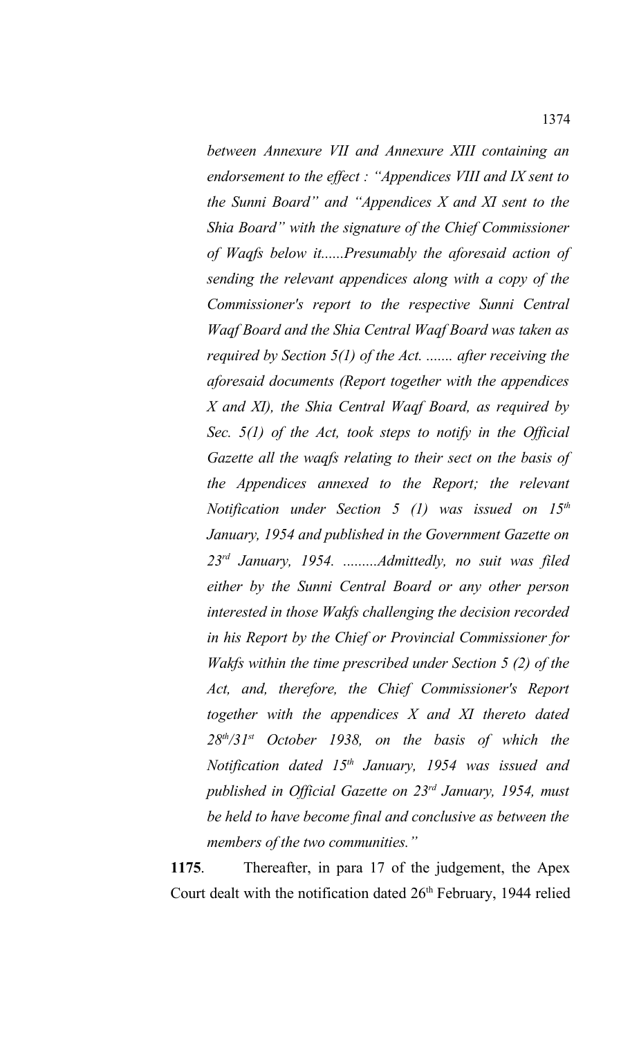*between Annexure VII and Annexure XIII containing an endorsement to the effect : "Appendices VIII and IX sent to the Sunni Board" and "Appendices X and XI sent to the Shia Board" with the signature of the Chief Commissioner of Waqfs below it......Presumably the aforesaid action of sending the relevant appendices along with a copy of the Commissioner's report to the respective Sunni Central Waqf Board and the Shia Central Waqf Board was taken as required by Section 5(1) of the Act. ....... after receiving the aforesaid documents (Report together with the appendices X and XI), the Shia Central Waqf Board, as required by Sec. 5(1) of the Act, took steps to notify in the Official Gazette all the waqfs relating to their sect on the basis of the Appendices annexed to the Report; the relevant Notification under Section 5 (1) was issued on 15th January, 1954 and published in the Government Gazette on 23rd January, 1954. .........Admittedly, no suit was filed either by the Sunni Central Board or any other person interested in those Wakfs challenging the decision recorded in his Report by the Chief or Provincial Commissioner for Wakfs within the time prescribed under Section 5 (2) of the Act, and, therefore, the Chief Commissioner's Report together with the appendices X and XI thereto dated 28th/31st October 1938, on the basis of which the Notification dated 15th January, 1954 was issued and published in Official Gazette on 23rd January, 1954, must be held to have become final and conclusive as between the members of the two communities."*

**1175**. Thereafter, in para 17 of the judgement, the Apex Court dealt with the notification dated 26th February, 1944 relied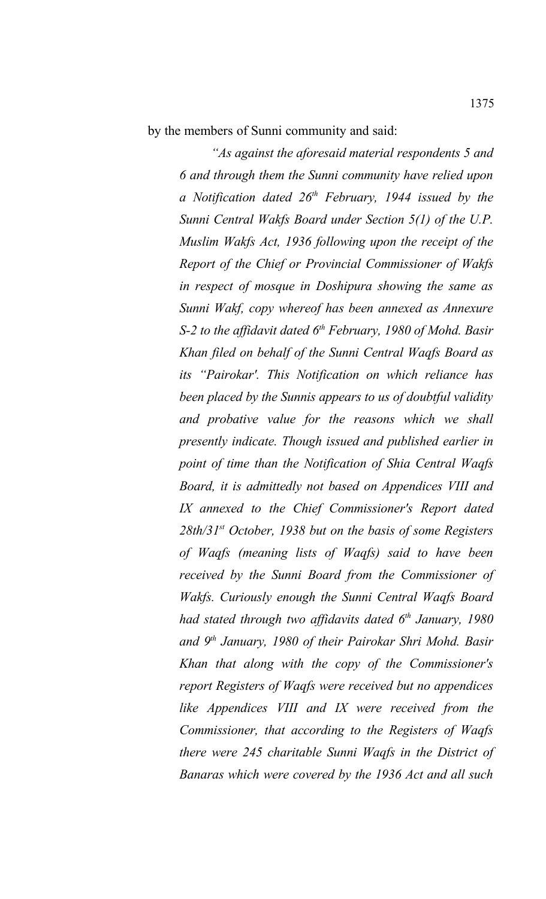by the members of Sunni community and said:

> *"As against the aforesaid material respondents 5 and 6 and through them the Sunni community have relied upon a Notification dated 26th February, 1944 issued by the Sunni Central Wakfs Board under Section 5(1) of the U.P. Muslim Wakfs Act, 1936 following upon the receipt of the Report of the Chief or Provincial Commissioner of Wakfs in respect of mosque in Doshipura showing the same as Sunni Wakf, copy whereof has been annexed as Annexure S-2 to the affidavit dated 6th February, 1980 of Mohd. Basir Khan filed on behalf of the Sunni Central Waqfs Board as its "Pairokar'. This Notification on which reliance has been placed by the Sunnis appears to us of doubtful validity and probative value for the reasons which we shall presently indicate. Though issued and published earlier in point of time than the Notification of Shia Central Waqfs Board, it is admittedly not based on Appendices VIII and IX annexed to the Chief Commissioner's Report dated 28th/31st October, 1938 but on the basis of some Registers of Waqfs (meaning lists of Waqfs) said to have been received by the Sunni Board from the Commissioner of Wakfs. Curiously enough the Sunni Central Waqfs Board had stated through two affidavits dated 6th January, 1980 and 9th January, 1980 of their Pairokar Shri Mohd. Basir Khan that along with the copy of the Commissioner's report Registers of Waqfs were received but no appendices like Appendices VIII and IX were received from the Commissioner, that according to the Registers of Waqfs there were 245 charitable Sunni Waqfs in the District of Banaras which were covered by the 1936 Act and all such*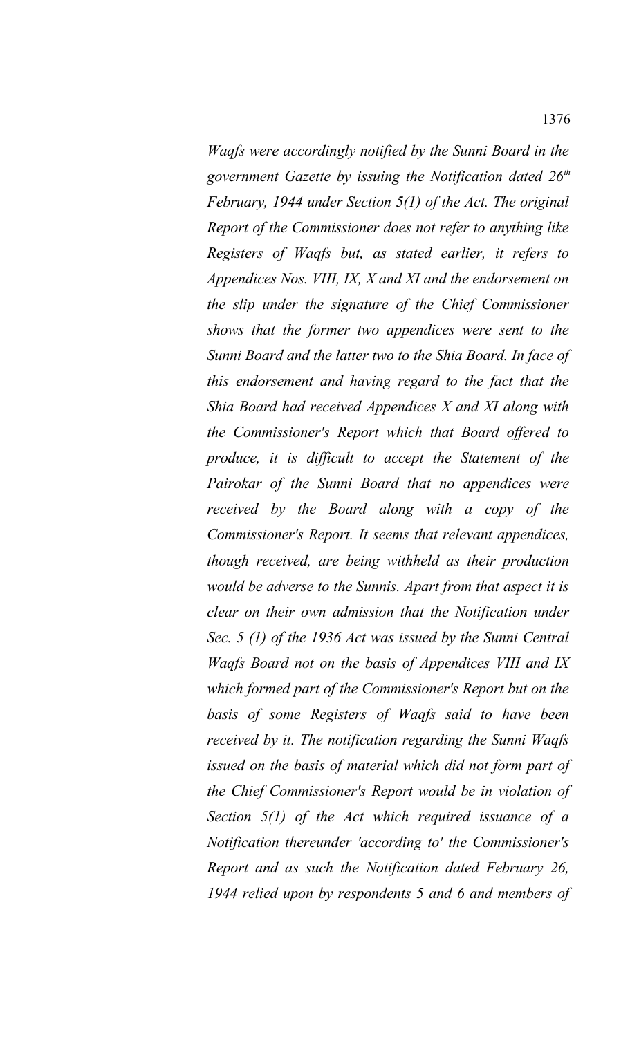*Waqfs were accordingly notified by the Sunni Board in the government Gazette by issuing the Notification dated 26th February, 1944 under Section 5(1) of the Act. The original Report of the Commissioner does not refer to anything like Registers of Waqfs but, as stated earlier, it refers to Appendices Nos. VIII, IX, X and XI and the endorsement on the slip under the signature of the Chief Commissioner shows that the former two appendices were sent to the Sunni Board and the latter two to the Shia Board. In face of this endorsement and having regard to the fact that the Shia Board had received Appendices X and XI along with the Commissioner's Report which that Board offered to produce, it is difficult to accept the Statement of the Pairokar of the Sunni Board that no appendices were received by the Board along with a copy of the Commissioner's Report. It seems that relevant appendices, though received, are being withheld as their production would be adverse to the Sunnis. Apart from that aspect it is clear on their own admission that the Notification under Sec. 5 (1) of the 1936 Act was issued by the Sunni Central Waqfs Board not on the basis of Appendices VIII and IX which formed part of the Commissioner's Report but on the basis of some Registers of Waqfs said to have been received by it. The notification regarding the Sunni Waqfs issued on the basis of material which did not form part of the Chief Commissioner's Report would be in violation of Section 5(1) of the Act which required issuance of a Notification thereunder 'according to' the Commissioner's Report and as such the Notification dated February 26, 1944 relied upon by respondents 5 and 6 and members of*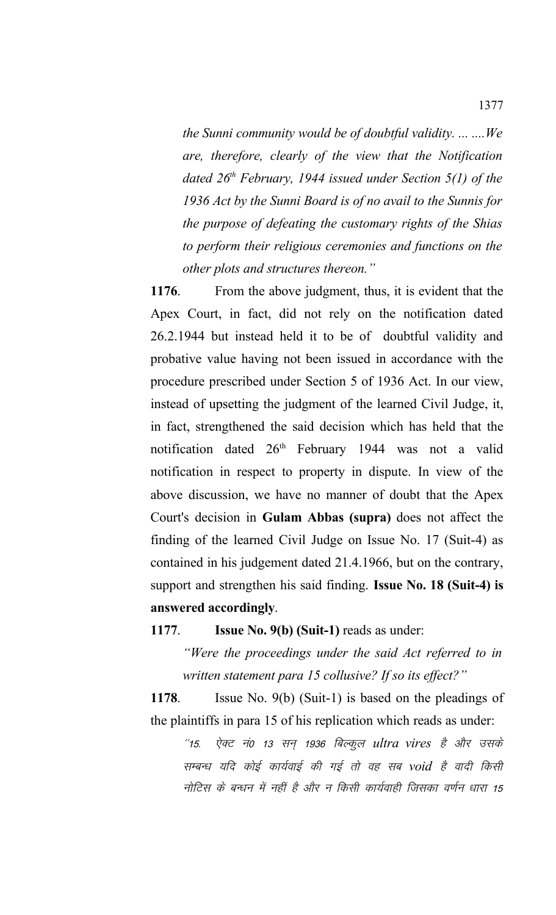*the Sunni community would be of doubtful validity. ... ....We are, therefore, clearly of the view that the Notification dated 26th February, 1944 issued under Section 5(1) of the 1936 Act by the Sunni Board is of no avail to the Sunnis for the purpose of defeating the customary rights of the Shias to perform their religious ceremonies and functions on the other plots and structures thereon."*

**1176**. From the above judgment, thus, it is evident that the Apex Court, in fact, did not rely on the notification dated 26.2.1944 but instead held it to be of doubtful validity and probative value having not been issued in accordance with the procedure prescribed under Section 5 of 1936 Act. In our view, instead of upsetting the judgment of the learned Civil Judge, it, in fact, strengthened the said decision which has held that the notification dated 26th February 1944 was not a valid notification in respect to property in dispute. In view of the above discussion, we have no manner of doubt that the Apex Court's decision in **Gulam Abbas (supra)** does not affect the finding of the learned Civil Judge on Issue No. 17 (Suit-4) as contained in his judgement dated 21.4.1966, but on the contrary, support and strengthen his said finding. **Issue No. 18 (Suit-4) is answered accordingly**.

**1177**. **Issue No. 9(b) (Suit-1)** reads as under:

*"Were the proceedings under the said Act referred to in written statement para 15 collusive? If so its effect?"*

**1178**. Issue No. 9(b) (Suit-1) is based on the pleadings of the plaintiffs in para 15 of his replication which reads as under:

*"15. ऐक्ट नं0 13 सन् 1936 बिल्कुल ultra vires है और उसके सम्बन्ध यदि कोई कार्यवाई की गई तो वह सब void है वादी किसी नोटिस के बन्धन में नहीं है और न किसी कार्यवाही जिसका वर्णन धारा 15*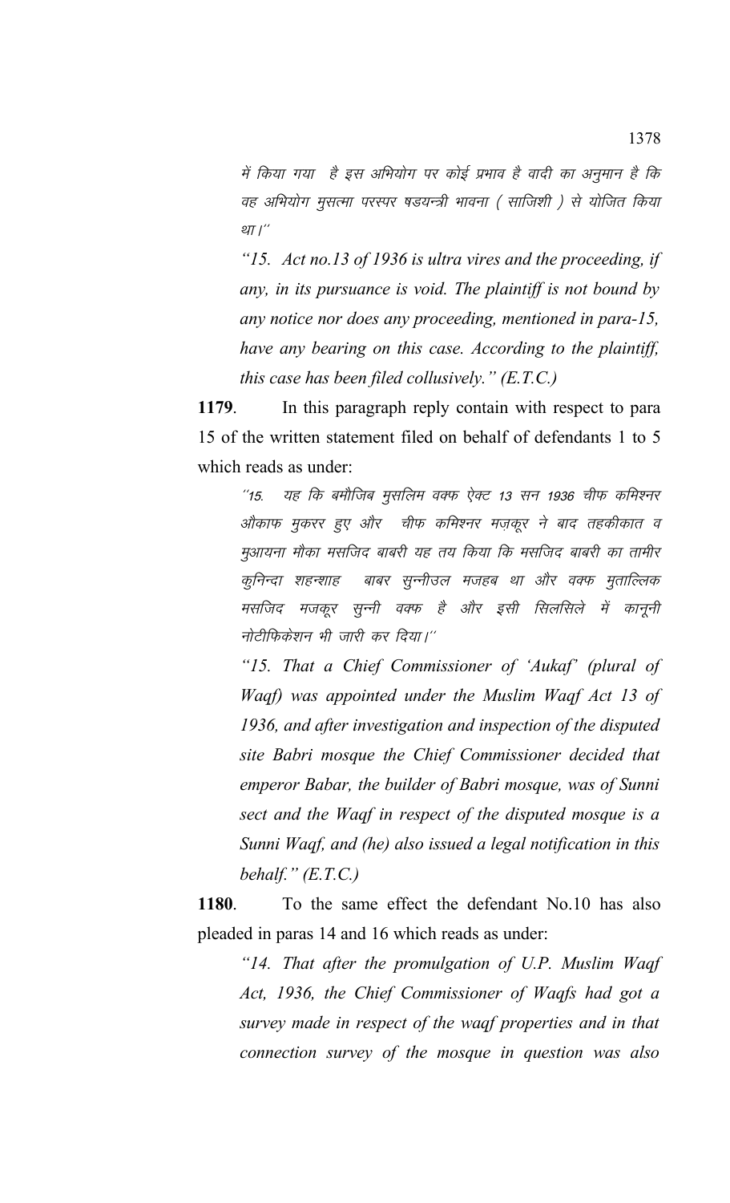*में किया गया है इस अभियोग पर कोई प्रभाव है वादी का अनुमान है कि वह अभियोग मुसत्मा परस्पर षडयन्त्री भावना ( साजिशी ) से योजित किया था।''*

*"15. Act no.13 of 1936 is ultra vires and the proceeding, if any, in its pursuance is void. The plaintiff is not bound by any notice nor does any proceeding, mentioned in para-15, have any bearing on this case. According to the plaintiff, this case has been filed collusively." (E.T.C.)*

**1179**. In this paragraph reply contain with respect to para 15 of the written statement filed on behalf of defendants 1 to 5 which reads as under:

*''15. यह कि बमौजिब मुसलिम वक्फ ऐक्ट 13 सन 1936 चीफ कमिश्नर औकाफ मुकरर हुए और चीफ कमिश्नर मज़कूर ने बाद तहकीकात व मुआयना मौका मसजिद बाबरी यह तय किया कि मसजिद बाबरी का तामीर कुनिन्दा शहन्शाह बाबर सुन्नीउल मजहब था और वक्फ मुताल्लिक मसजिद मजकूर सुन्नी वक्फ है और इसी सिलसिले में कानूनी नोटीफिकेशन भी जारी कर दिया।''*

*"15. That a Chief Commissioner of 'Aukaf' (plural of Waqf) was appointed under the Muslim Waqf Act 13 of 1936, and after investigation and inspection of the disputed site Babri mosque the Chief Commissioner decided that emperor Babar, the builder of Babri mosque, was of Sunni sect and the Waqf in respect of the disputed mosque is a Sunni Waqf, and (he) also issued a legal notification in this behalf." (E.T.C.)*

**1180**. To the same effect the defendant No.10 has also pleaded in paras 14 and 16 which reads as under:

*"14. That after the promulgation of U.P. Muslim Waqf Act, 1936, the Chief Commissioner of Waqfs had got a survey made in respect of the waqf properties and in that connection survey of the mosque in question was also*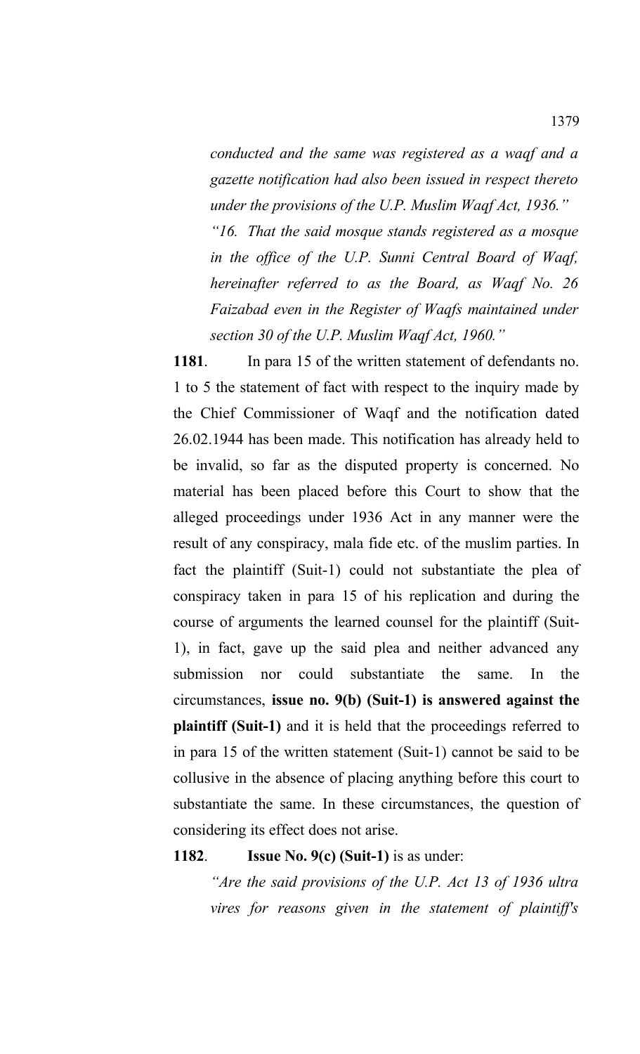*conducted and the same was registered as a waqf and a gazette notification had also been issued in respect thereto under the provisions of the U.P. Muslim Waqf Act, 1936."*

*"16. That the said mosque stands registered as a mosque in the office of the U.P. Sunni Central Board of Waqf, hereinafter referred to as the Board, as Waqf No. 26 Faizabad even in the Register of Waqfs maintained under section 30 of the U.P. Muslim Waqf Act, 1960."*

**1181**. In para 15 of the written statement of defendants no. 1 to 5 the statement of fact with respect to the inquiry made by the Chief Commissioner of Waqf and the notification dated 26.02.1944 has been made. This notification has already held to be invalid, so far as the disputed property is concerned. No material has been placed before this Court to show that the alleged proceedings under 1936 Act in any manner were the result of any conspiracy, mala fide etc. of the muslim parties. In fact the plaintiff (Suit-1) could not substantiate the plea of conspiracy taken in para 15 of his replication and during the course of arguments the learned counsel for the plaintiff (Suit-1), in fact, gave up the said plea and neither advanced any submission nor could substantiate the same. In the circumstances, **issue no. 9(b) (Suit-1) is answered against the plaintiff (Suit-1)** and it is held that the proceedings referred to in para 15 of the written statement (Suit-1) cannot be said to be collusive in the absence of placing anything before this court to substantiate the same. In these circumstances, the question of considering its effect does not arise.

**1182**. **Issue No. 9(c) (Suit-1)** is as under:

*"Are the said provisions of the U.P. Act 13 of 1936 ultra vires for reasons given in the statement of plaintiff's*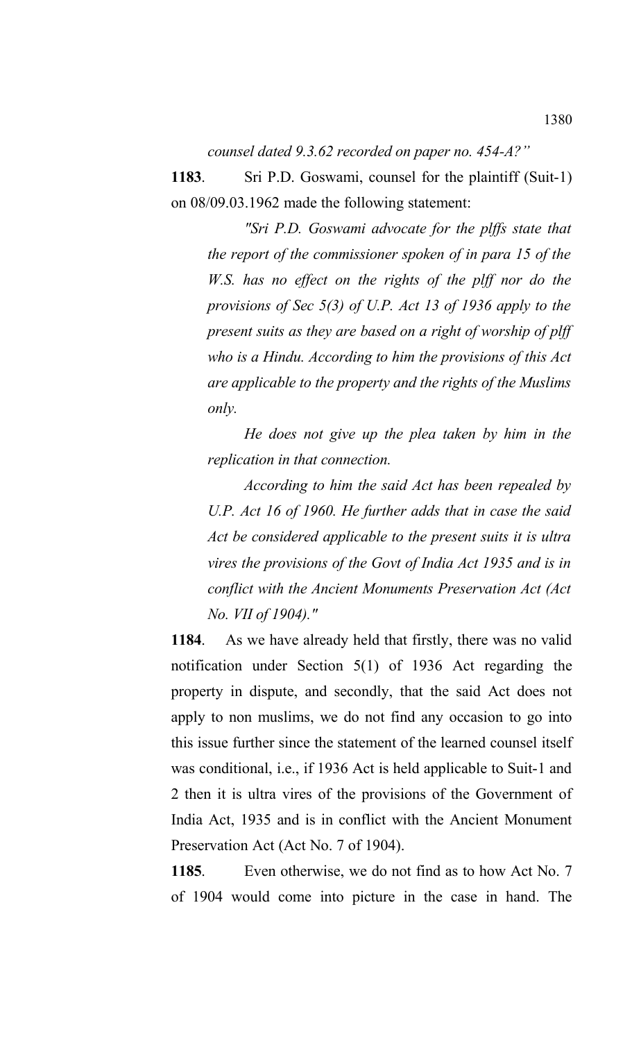*counsel dated 9.3.62 recorded on paper no. 454-A?"*

**1183**. Sri P.D. Goswami, counsel for the plaintiff (Suit-1) on 08/09.03.1962 made the following statement:

> *"Sri P.D. Goswami advocate for the plffs state that the report of the commissioner spoken of in para 15 of the W.S. has no effect on the rights of the plff nor do the provisions of Sec 5(3) of U.P. Act 13 of 1936 apply to the present suits as they are based on a right of worship of plff who is a Hindu. According to him the provisions of this Act are applicable to the property and the rights of the Muslims only.*
>
> *He does not give up the plea taken by him in the replication in that connection.*
>
> *According to him the said Act has been repealed by U.P. Act 16 of 1960. He further adds that in case the said Act be considered applicable to the present suits it is ultra vires the provisions of the Govt of India Act 1935 and is in conflict with the Ancient Monuments Preservation Act (Act No. VII of 1904)."*

**1184**. As we have already held that firstly, there was no valid notification under Section 5(1) of 1936 Act regarding the property in dispute, and secondly, that the said Act does not apply to non muslims, we do not find any occasion to go into this issue further since the statement of the learned counsel itself was conditional, i.e., if 1936 Act is held applicable to Suit-1 and 2 then it is ultra vires of the provisions of the Government of India Act, 1935 and is in conflict with the Ancient Monument Preservation Act (Act No. 7 of 1904).

**1185**. Even otherwise, we do not find as to how Act No. 7 of 1904 would come into picture in the case in hand. The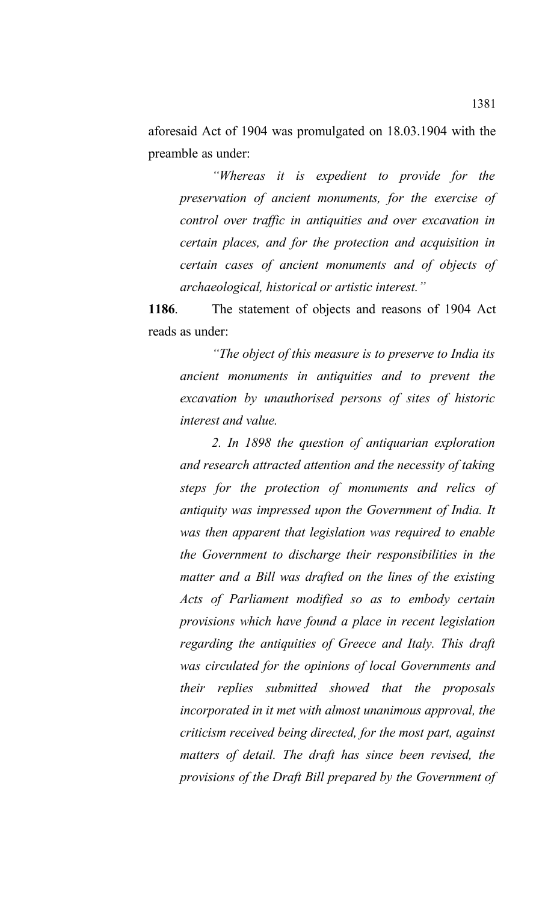aforesaid Act of 1904 was promulgated on 18.03.1904 with the preamble as under:

> *"Whereas it is expedient to provide for the preservation of ancient monuments, for the exercise of control over traffic in antiquities and over excavation in certain places, and for the protection and acquisition in certain cases of ancient monuments and of objects of archaeological, historical or artistic interest."*

**1186**. The statement of objects and reasons of 1904 Act reads as under:

> *"The object of this measure is to preserve to India its ancient monuments in antiquities and to prevent the excavation by unauthorised persons of sites of historic interest and value.*
>
> *2. In 1898 the question of antiquarian exploration and research attracted attention and the necessity of taking steps for the protection of monuments and relics of antiquity was impressed upon the Government of India. It was then apparent that legislation was required to enable the Government to discharge their responsibilities in the matter and a Bill was drafted on the lines of the existing Acts of Parliament modified so as to embody certain provisions which have found a place in recent legislation regarding the antiquities of Greece and Italy. This draft was circulated for the opinions of local Governments and their replies submitted showed that the proposals incorporated in it met with almost unanimous approval, the criticism received being directed, for the most part, against matters of detail. The draft has since been revised, the provisions of the Draft Bill prepared by the Government of*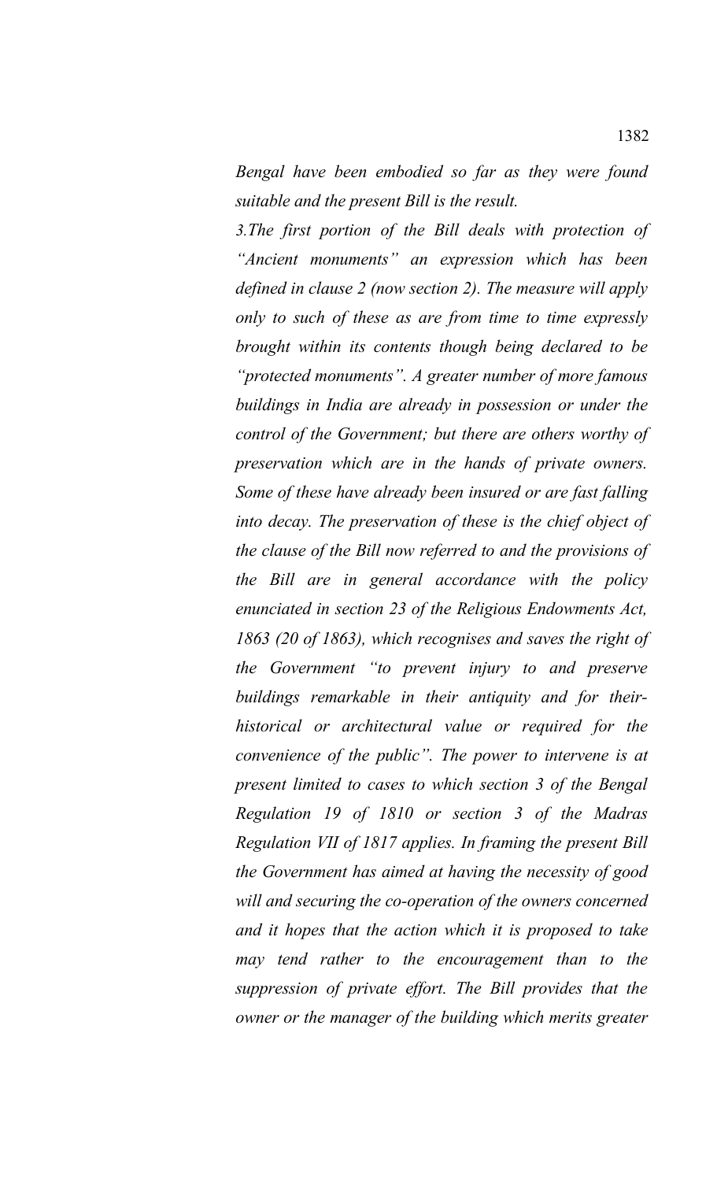*Bengal have been embodied so far as they were found suitable and the present Bill is the result.*

*3.The first portion of the Bill deals with protection of "Ancient monuments" an expression which has been defined in clause 2 (now section 2). The measure will apply only to such of these as are from time to time expressly brought within its contents though being declared to be "protected monuments". A greater number of more famous buildings in India are already in possession or under the control of the Government; but there are others worthy of preservation which are in the hands of private owners. Some of these have already been insured or are fast falling into decay. The preservation of these is the chief object of the clause of the Bill now referred to and the provisions of the Bill are in general accordance with the policy enunciated in section 23 of the Religious Endowments Act, 1863 (20 of 1863), which recognises and saves the right of the Government "to prevent injury to and preserve buildings remarkable in their antiquity and for their-historical or architectural value or required for the convenience of the public". The power to intervene is at present limited to cases to which section 3 of the Bengal Regulation 19 of 1810 or section 3 of the Madras Regulation VII of 1817 applies. In framing the present Bill the Government has aimed at having the necessity of good will and securing the co-operation of the owners concerned and it hopes that the action which it is proposed to take may tend rather to the encouragement than to the suppression of private effort. The Bill provides that the owner or the manager of the building which merits greater*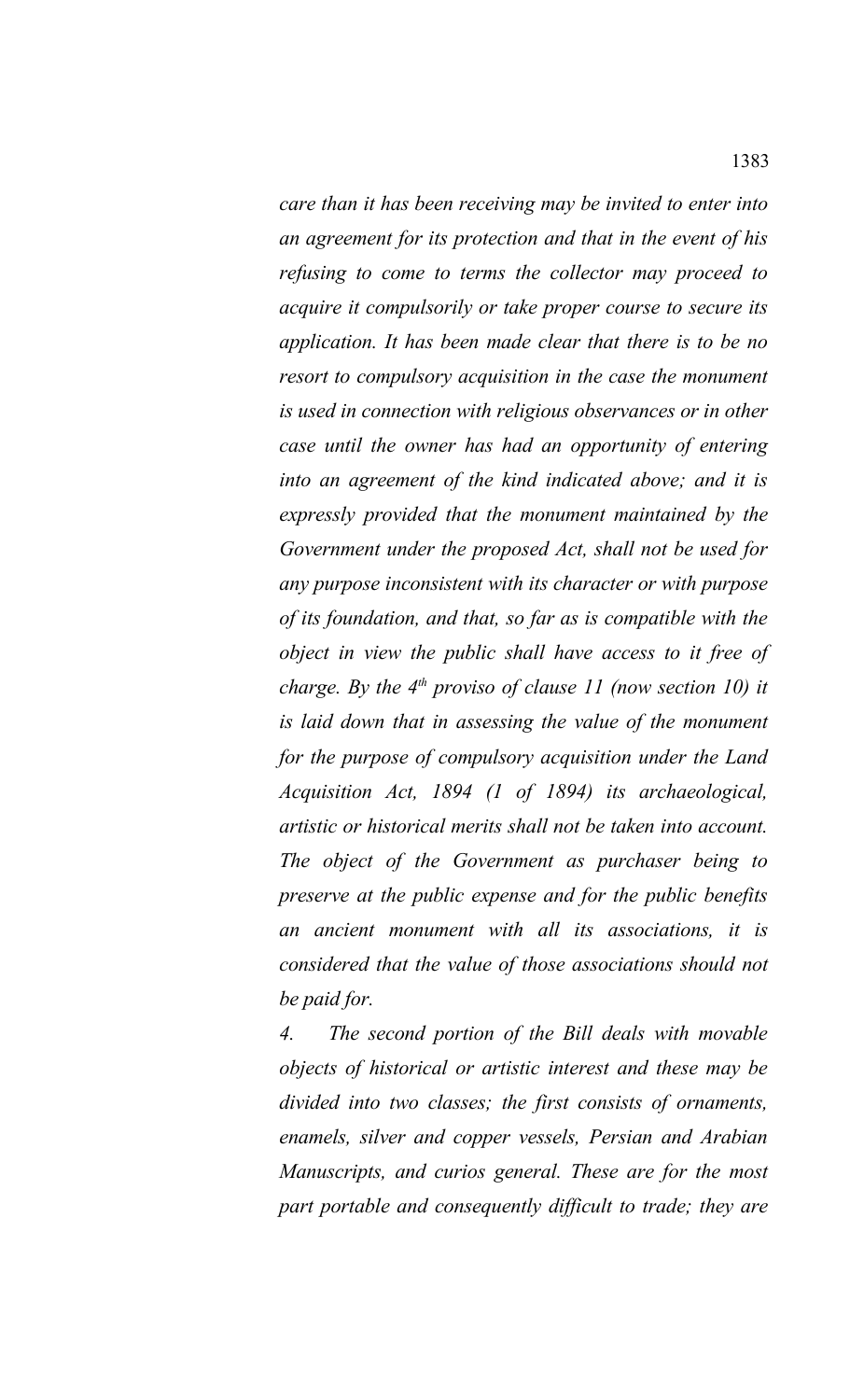*care than it has been receiving may be invited to enter into an agreement for its protection and that in the event of his refusing to come to terms the collector may proceed to acquire it compulsorily or take proper course to secure its application. It has been made clear that there is to be no resort to compulsory acquisition in the case the monument is used in connection with religious observances or in other case until the owner has had an opportunity of entering into an agreement of the kind indicated above; and it is expressly provided that the monument maintained by the Government under the proposed Act, shall not be used for any purpose inconsistent with its character or with purpose of its foundation, and that, so far as is compatible with the object in view the public shall have access to it free of charge. By the 4th proviso of clause 11 (now section 10) it is laid down that in assessing the value of the monument for the purpose of compulsory acquisition under the Land Acquisition Act, 1894 (1 of 1894) its archaeological, artistic or historical merits shall not be taken into account. The object of the Government as purchaser being to preserve at the public expense and for the public benefits an ancient monument with all its associations, it is considered that the value of those associations should not be paid for.*

*4. The second portion of the Bill deals with movable objects of historical or artistic interest and these may be divided into two classes; the first consists of ornaments, enamels, silver and copper vessels, Persian and Arabian Manuscripts, and curios general. These are for the most part portable and consequently difficult to trade; they are*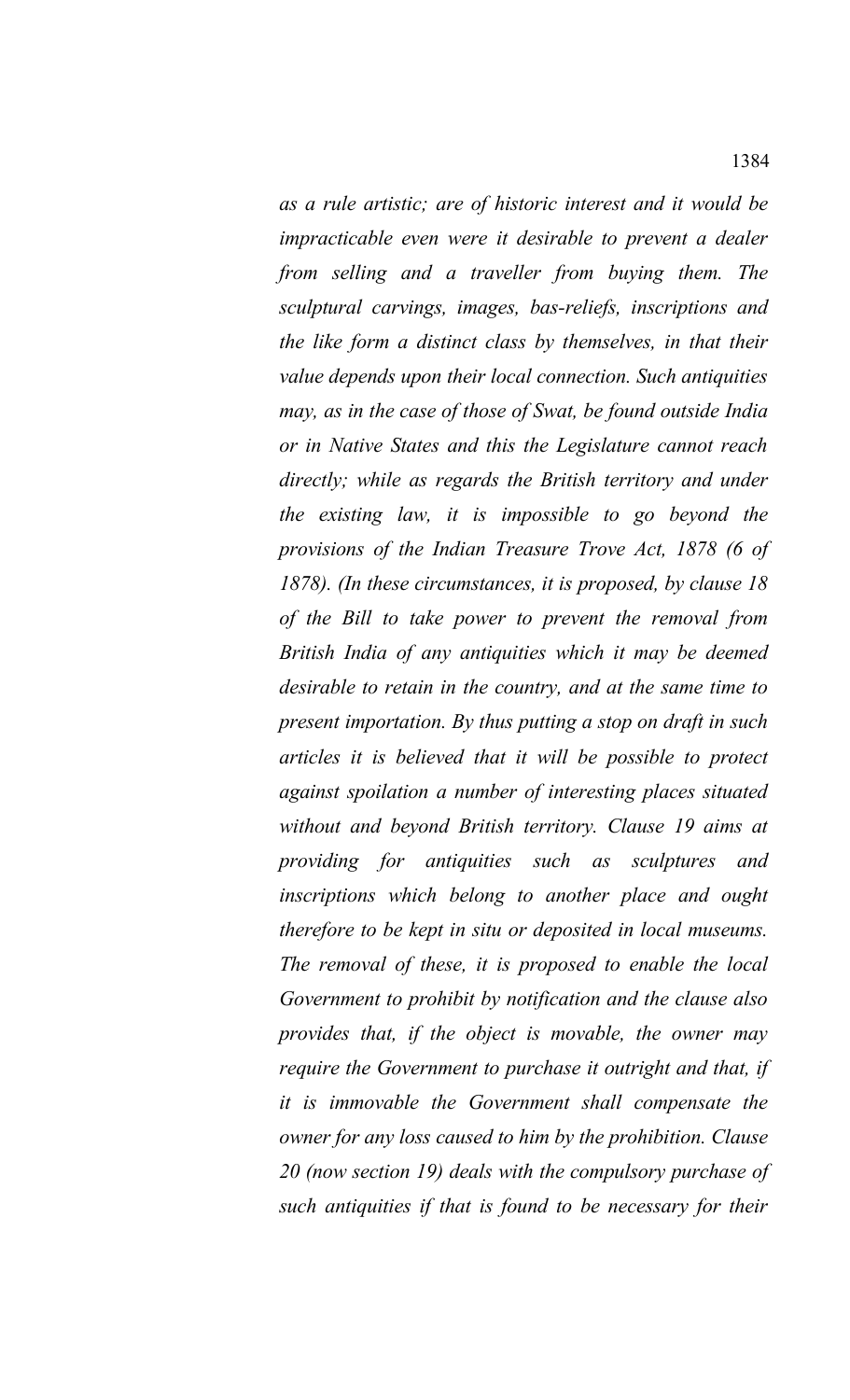*as a rule artistic; are of historic interest and it would be impracticable even were it desirable to prevent a dealer from selling and a traveller from buying them. The sculptural carvings, images, bas-reliefs, inscriptions and the like form a distinct class by themselves, in that their value depends upon their local connection. Such antiquities may, as in the case of those of Swat, be found outside India or in Native States and this the Legislature cannot reach directly; while as regards the British territory and under the existing law, it is impossible to go beyond the provisions of the Indian Treasure Trove Act, 1878 (6 of 1878). (In these circumstances, it is proposed, by clause 18 of the Bill to take power to prevent the removal from British India of any antiquities which it may be deemed desirable to retain in the country, and at the same time to present importation. By thus putting a stop on draft in such articles it is believed that it will be possible to protect against spoilation a number of interesting places situated without and beyond British territory. Clause 19 aims at providing for antiquities such as sculptures and inscriptions which belong to another place and ought therefore to be kept in situ or deposited in local museums. The removal of these, it is proposed to enable the local Government to prohibit by notification and the clause also provides that, if the object is movable, the owner may require the Government to purchase it outright and that, if it is immovable the Government shall compensate the owner for any loss caused to him by the prohibition. Clause 20 (now section 19) deals with the compulsory purchase of such antiquities if that is found to be necessary for their*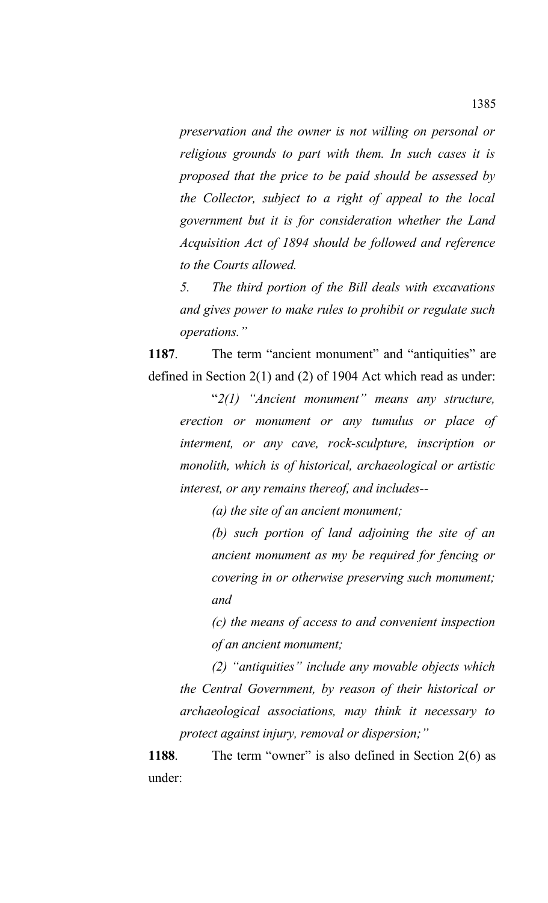*preservation and the owner is not willing on personal or religious grounds to part with them. In such cases it is proposed that the price to be paid should be assessed by the Collector, subject to a right of appeal to the local government but it is for consideration whether the Land Acquisition Act of 1894 should be followed and reference to the Courts allowed.*

*5. The third portion of the Bill deals with excavations and gives power to make rules to prohibit or regulate such operations."*

**1187**. The term "ancient monument" and "antiquities" are defined in Section 2(1) and (2) of 1904 Act which read as under:

"*2(1) "Ancient monument" means any structure, erection or monument or any tumulus or place of interment, or any cave, rock-sculpture, inscription or monolith, which is of historical, archaeological or artistic interest, or any remains thereof, and includes--*

*(a) the site of an ancient monument;*

*(b) such portion of land adjoining the site of an ancient monument as my be required for fencing or covering in or otherwise preserving such monument; and*

*(c) the means of access to and convenient inspection of an ancient monument;*

*(2) "antiquities" include any movable objects which the Central Government, by reason of their historical or archaeological associations, may think it necessary to protect against injury, removal or dispersion;"*

**1188**. The term "owner" is also defined in Section 2(6) as under: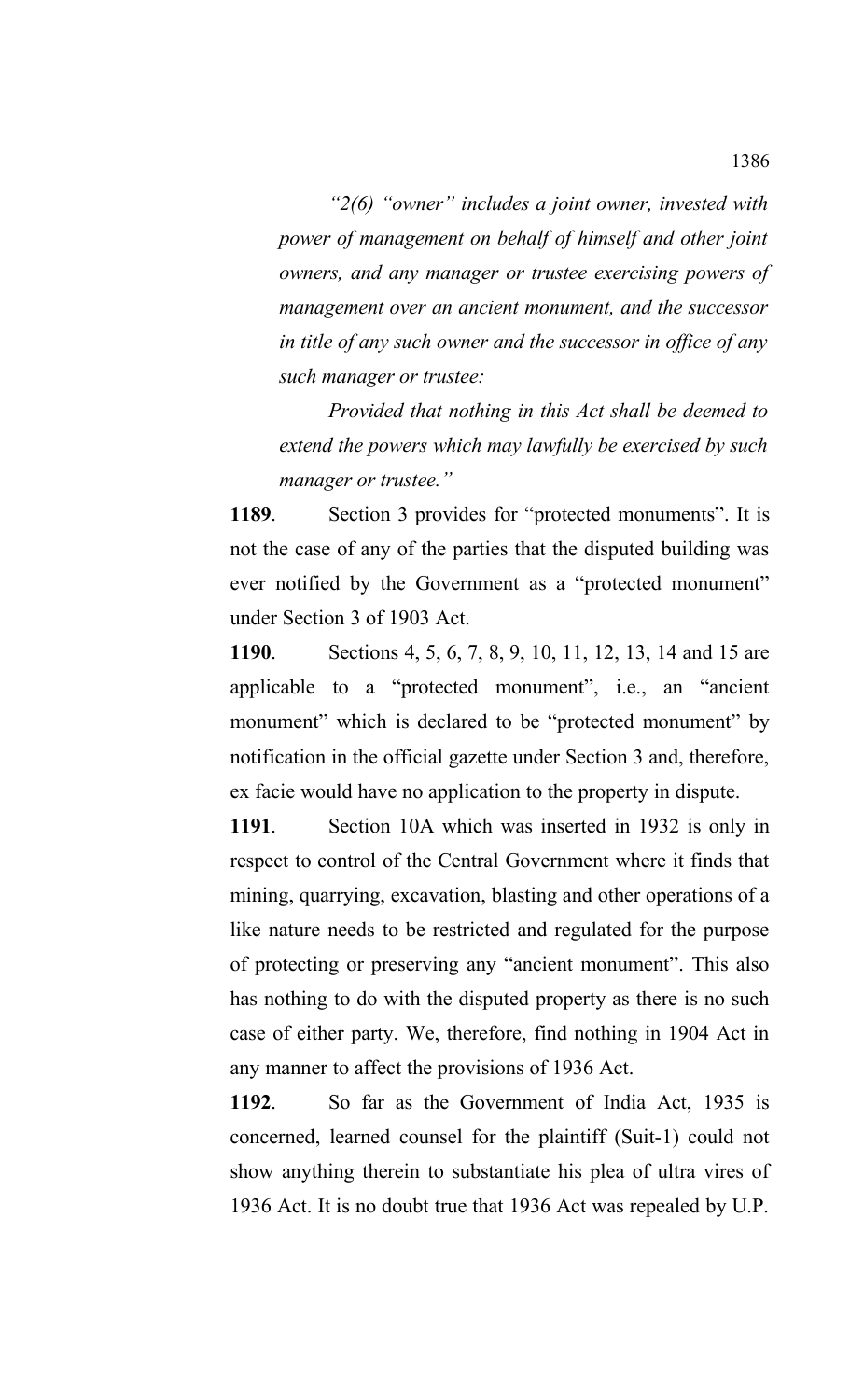*"2(6) "owner" includes a joint owner, invested with power of management on behalf of himself and other joint owners, and any manager or trustee exercising powers of management over an ancient monument, and the successor in title of any such owner and the successor in office of any such manager or trustee:*

*Provided that nothing in this Act shall be deemed to extend the powers which may lawfully be exercised by such manager or trustee."*

**1189**. Section 3 provides for "protected monuments". It is not the case of any of the parties that the disputed building was ever notified by the Government as a "protected monument" under Section 3 of 1903 Act.

**1190**. Sections 4, 5, 6, 7, 8, 9, 10, 11, 12, 13, 14 and 15 are applicable to a "protected monument", i.e., an "ancient monument" which is declared to be "protected monument" by notification in the official gazette under Section 3 and, therefore, ex facie would have no application to the property in dispute.

**1191**. Section 10A which was inserted in 1932 is only in respect to control of the Central Government where it finds that mining, quarrying, excavation, blasting and other operations of a like nature needs to be restricted and regulated for the purpose of protecting or preserving any "ancient monument". This also has nothing to do with the disputed property as there is no such case of either party. We, therefore, find nothing in 1904 Act in any manner to affect the provisions of 1936 Act.

**1192**. So far as the Government of India Act, 1935 is concerned, learned counsel for the plaintiff (Suit-1) could not show anything therein to substantiate his plea of ultra vires of 1936 Act. It is no doubt true that 1936 Act was repealed by U.P.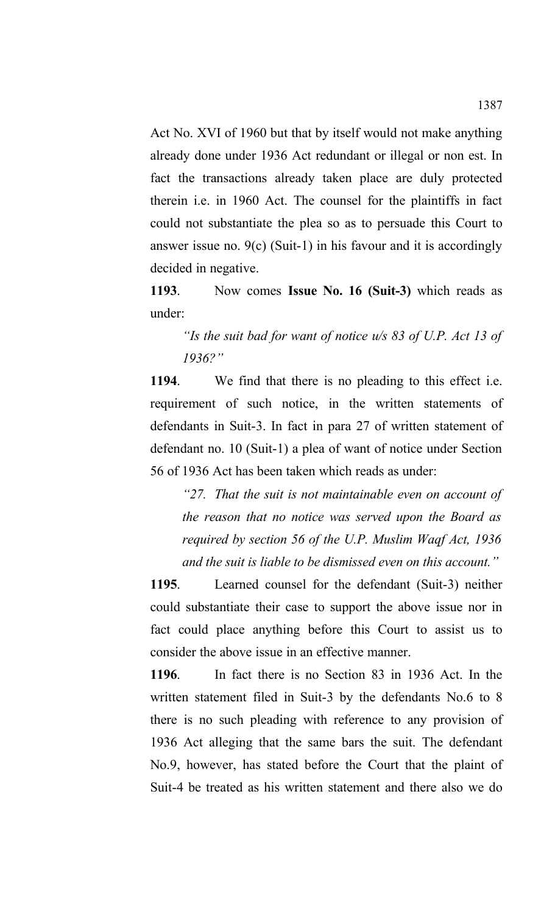Act No. XVI of 1960 but that by itself would not make anything already done under 1936 Act redundant or illegal or non est. In fact the transactions already taken place are duly protected therein i.e. in 1960 Act. The counsel for the plaintiffs in fact could not substantiate the plea so as to persuade this Court to answer issue no. 9(c) (Suit-1) in his favour and it is accordingly decided in negative.

**1193**. Now comes **Issue No. 16 (Suit-3)** which reads as under:

> *"Is the suit bad for want of notice u/s 83 of U.P. Act 13 of 1936?"*

**1194**. We find that there is no pleading to this effect i.e. requirement of such notice, in the written statements of defendants in Suit-3. In fact in para 27 of written statement of defendant no. 10 (Suit-1) a plea of want of notice under Section 56 of 1936 Act has been taken which reads as under:

> *"27. That the suit is not maintainable even on account of the reason that no notice was served upon the Board as required by section 56 of the U.P. Muslim Waqf Act, 1936 and the suit is liable to be dismissed even on this account."*

**1195**. Learned counsel for the defendant (Suit-3) neither could substantiate their case to support the above issue nor in fact could place anything before this Court to assist us to consider the above issue in an effective manner.

**1196**. In fact there is no Section 83 in 1936 Act. In the written statement filed in Suit-3 by the defendants No.6 to 8 there is no such pleading with reference to any provision of 1936 Act alleging that the same bars the suit. The defendant No.9, however, has stated before the Court that the plaint of Suit-4 be treated as his written statement and there also we do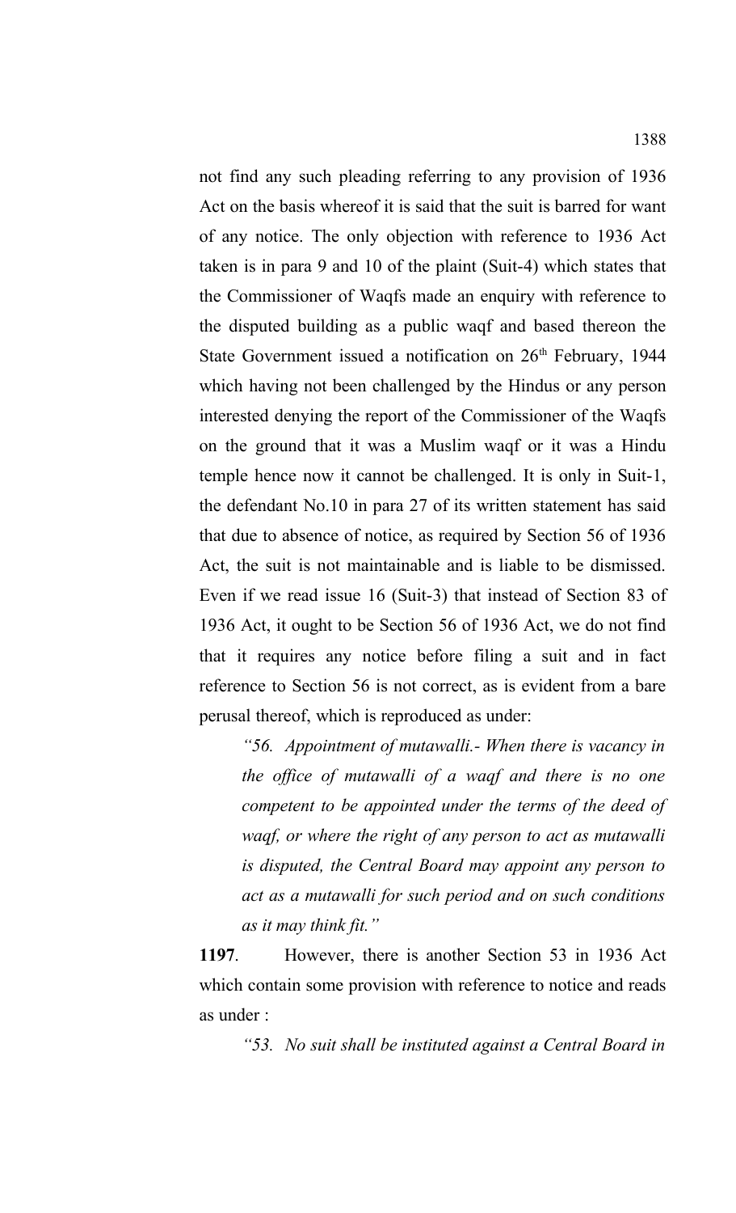not find any such pleading referring to any provision of 1936 Act on the basis whereof it is said that the suit is barred for want of any notice. The only objection with reference to 1936 Act taken is in para 9 and 10 of the plaint (Suit-4) which states that the Commissioner of Waqfs made an enquiry with reference to the disputed building as a public waqf and based thereon the State Government issued a notification on 26th February, 1944 which having not been challenged by the Hindus or any person interested denying the report of the Commissioner of the Waqfs on the ground that it was a Muslim waqf or it was a Hindu temple hence now it cannot be challenged. It is only in Suit-1, the defendant No.10 in para 27 of its written statement has said that due to absence of notice, as required by Section 56 of 1936 Act, the suit is not maintainable and is liable to be dismissed. Even if we read issue 16 (Suit-3) that instead of Section 83 of 1936 Act, it ought to be Section 56 of 1936 Act, we do not find that it requires any notice before filing a suit and in fact reference to Section 56 is not correct, as is evident from a bare perusal thereof, which is reproduced as under:

> *"56. Appointment of mutawalli.- When there is vacancy in the office of mutawalli of a waqf and there is no one competent to be appointed under the terms of the deed of waqf, or where the right of any person to act as mutawalli is disputed, the Central Board may appoint any person to act as a mutawalli for such period and on such conditions as it may think fit."*

**1197**. However, there is another Section 53 in 1936 Act which contain some provision with reference to notice and reads as under :

> *"53. No suit shall be instituted against a Central Board in*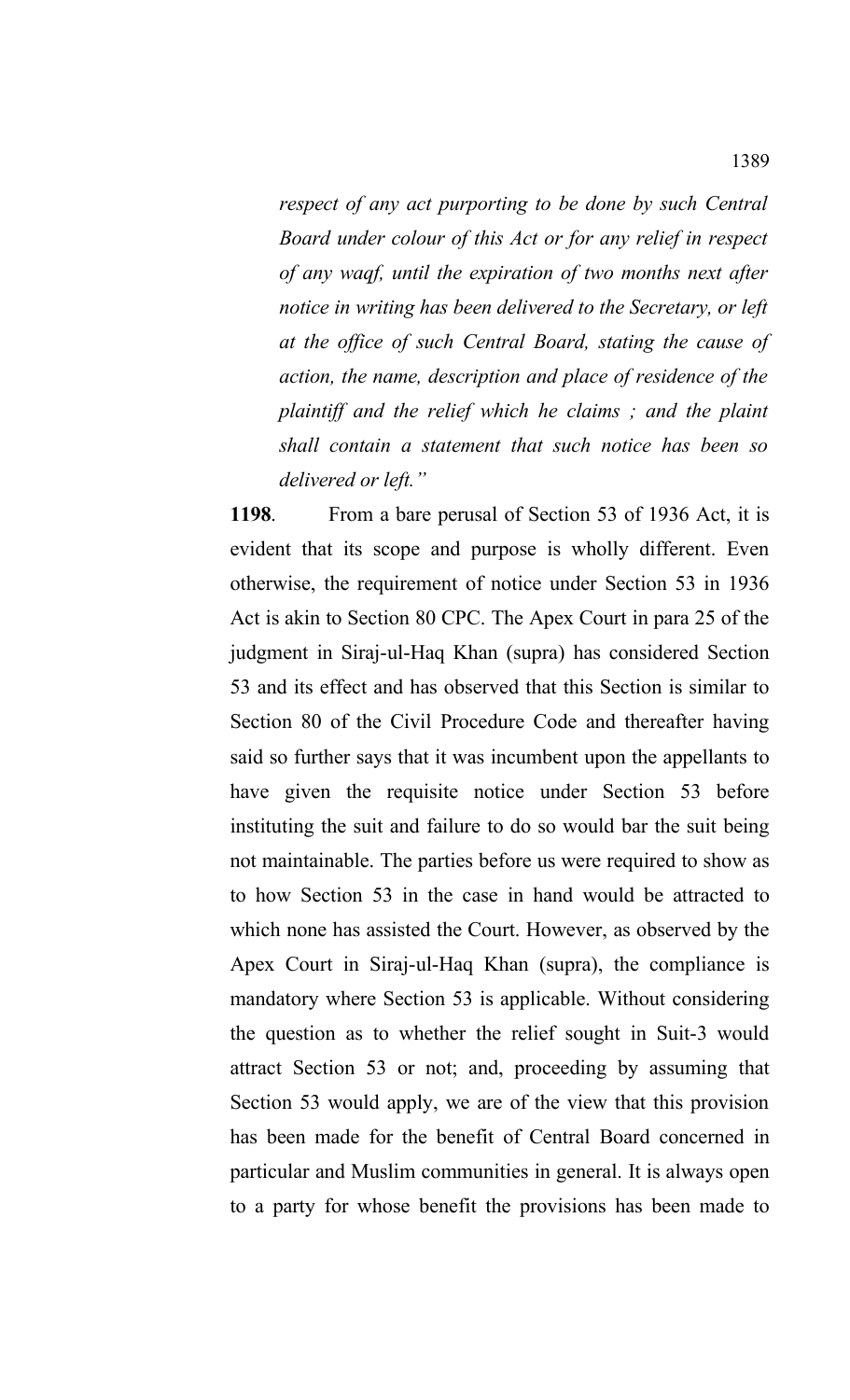*respect of any act purporting to be done by such Central Board under colour of this Act or for any relief in respect of any waqf, until the expiration of two months next after notice in writing has been delivered to the Secretary, or left at the office of such Central Board, stating the cause of action, the name, description and place of residence of the plaintiff and the relief which he claims ; and the plaint shall contain a statement that such notice has been so delivered or left."*

**1198**. From a bare perusal of Section 53 of 1936 Act, it is evident that its scope and purpose is wholly different. Even otherwise, the requirement of notice under Section 53 in 1936 Act is akin to Section 80 CPC. The Apex Court in para 25 of the judgment in Siraj-ul-Haq Khan (supra) has considered Section 53 and its effect and has observed that this Section is similar to Section 80 of the Civil Procedure Code and thereafter having said so further says that it was incumbent upon the appellants to have given the requisite notice under Section 53 before instituting the suit and failure to do so would bar the suit being not maintainable. The parties before us were required to show as to how Section 53 in the case in hand would be attracted to which none has assisted the Court. However, as observed by the Apex Court in Siraj-ul-Haq Khan (supra), the compliance is mandatory where Section 53 is applicable. Without considering the question as to whether the relief sought in Suit-3 would attract Section 53 or not; and, proceeding by assuming that Section 53 would apply, we are of the view that this provision has been made for the benefit of Central Board concerned in particular and Muslim communities in general. It is always open to a party for whose benefit the provisions has been made to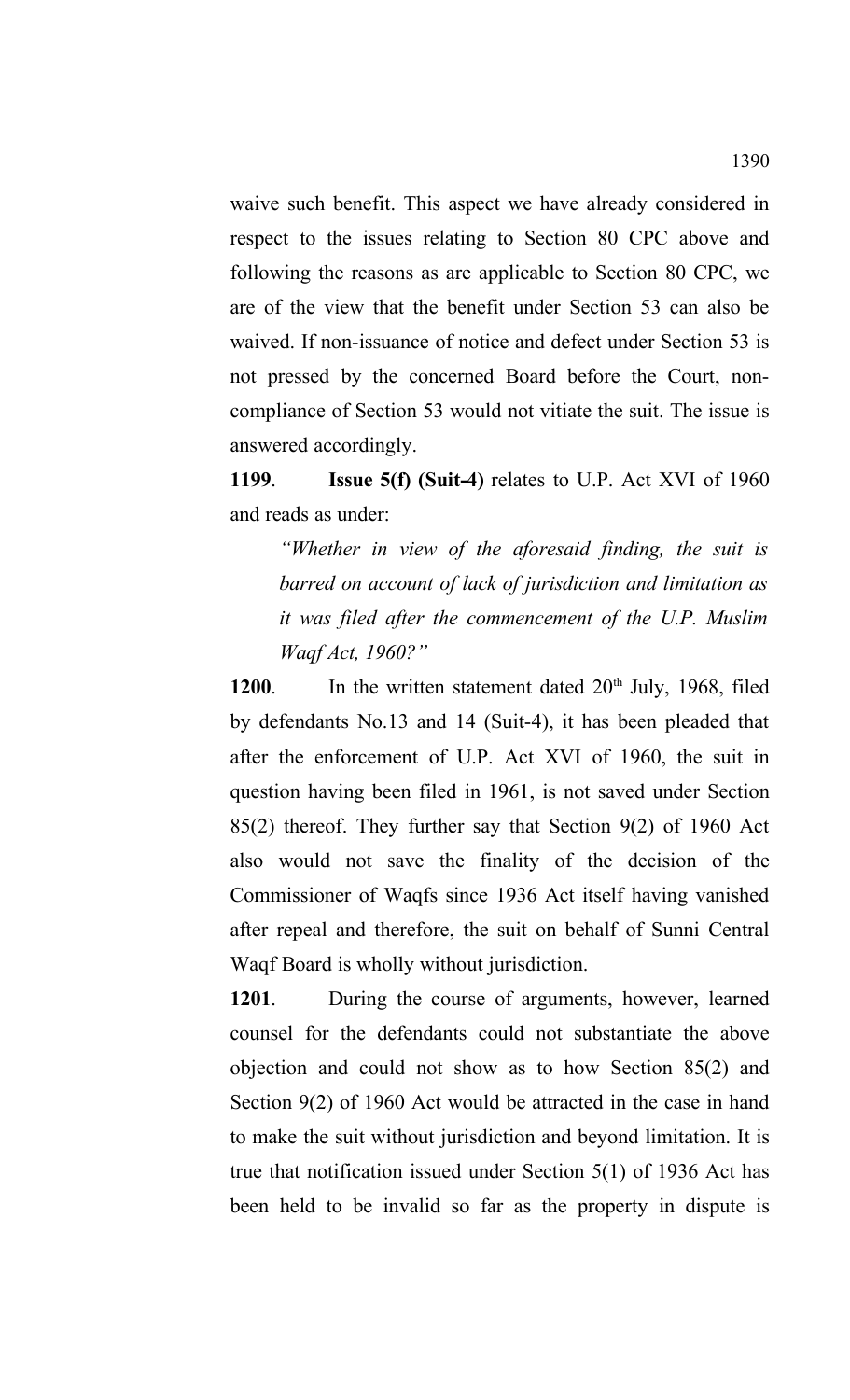waive such benefit. This aspect we have already considered in respect to the issues relating to Section 80 CPC above and following the reasons as are applicable to Section 80 CPC, we are of the view that the benefit under Section 53 can also be waived. If non-issuance of notice and defect under Section 53 is not pressed by the concerned Board before the Court, non-compliance of Section 53 would not vitiate the suit. The issue is answered accordingly.

**1199**. **Issue 5(f) (Suit-4)** relates to U.P. Act XVI of 1960 and reads as under:

> *"Whether in view of the aforesaid finding, the suit is barred on account of lack of jurisdiction and limitation as it was filed after the commencement of the U.P. Muslim Waqf Act, 1960?"*

**1200**. In the written statement dated 20th July, 1968, filed by defendants No.13 and 14 (Suit-4), it has been pleaded that after the enforcement of U.P. Act XVI of 1960, the suit in question having been filed in 1961, is not saved under Section 85(2) thereof. They further say that Section 9(2) of 1960 Act also would not save the finality of the decision of the Commissioner of Waqfs since 1936 Act itself having vanished after repeal and therefore, the suit on behalf of Sunni Central Waqf Board is wholly without jurisdiction.

**1201**. During the course of arguments, however, learned counsel for the defendants could not substantiate the above objection and could not show as to how Section 85(2) and Section 9(2) of 1960 Act would be attracted in the case in hand to make the suit without jurisdiction and beyond limitation. It is true that notification issued under Section 5(1) of 1936 Act has been held to be invalid so far as the property in dispute is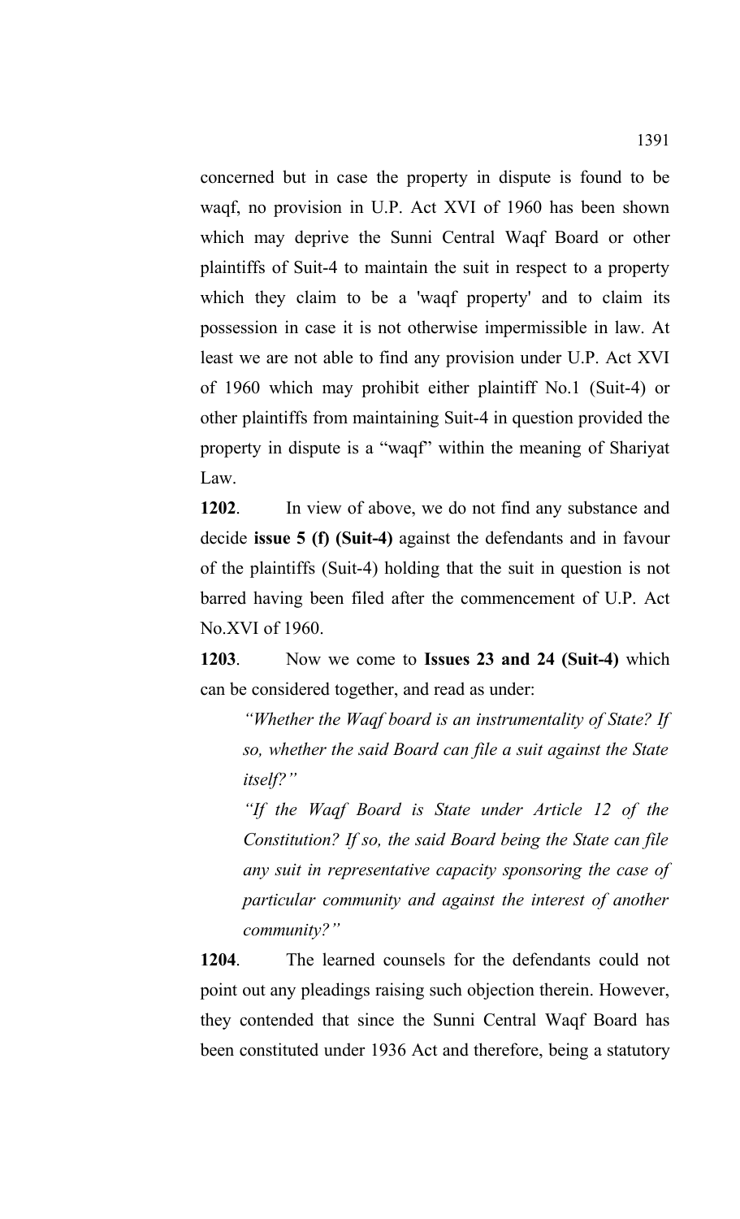concerned but in case the property in dispute is found to be waqf, no provision in U.P. Act XVI of 1960 has been shown which may deprive the Sunni Central Waqf Board or other plaintiffs of Suit-4 to maintain the suit in respect to a property which they claim to be a 'waqf property' and to claim its possession in case it is not otherwise impermissible in law. At least we are not able to find any provision under U.P. Act XVI of 1960 which may prohibit either plaintiff No.1 (Suit-4) or other plaintiffs from maintaining Suit-4 in question provided the property in dispute is a "waqf" within the meaning of Shariyat Law.

**1202**. In view of above, we do not find any substance and decide **issue 5 (f) (Suit-4)** against the defendants and in favour of the plaintiffs (Suit-4) holding that the suit in question is not barred having been filed after the commencement of U.P. Act No.XVI of 1960.

**1203**. Now we come to **Issues 23 and 24 (Suit-4)** which can be considered together, and read as under:

> *"Whether the Waqf board is an instrumentality of State? If so, whether the said Board can file a suit against the State itself?"*
>
> *"If the Waqf Board is State under Article 12 of the Constitution? If so, the said Board being the State can file any suit in representative capacity sponsoring the case of particular community and against the interest of another community?"*

**1204**. The learned counsels for the defendants could not point out any pleadings raising such objection therein. However, they contended that since the Sunni Central Waqf Board has been constituted under 1936 Act and therefore, being a statutory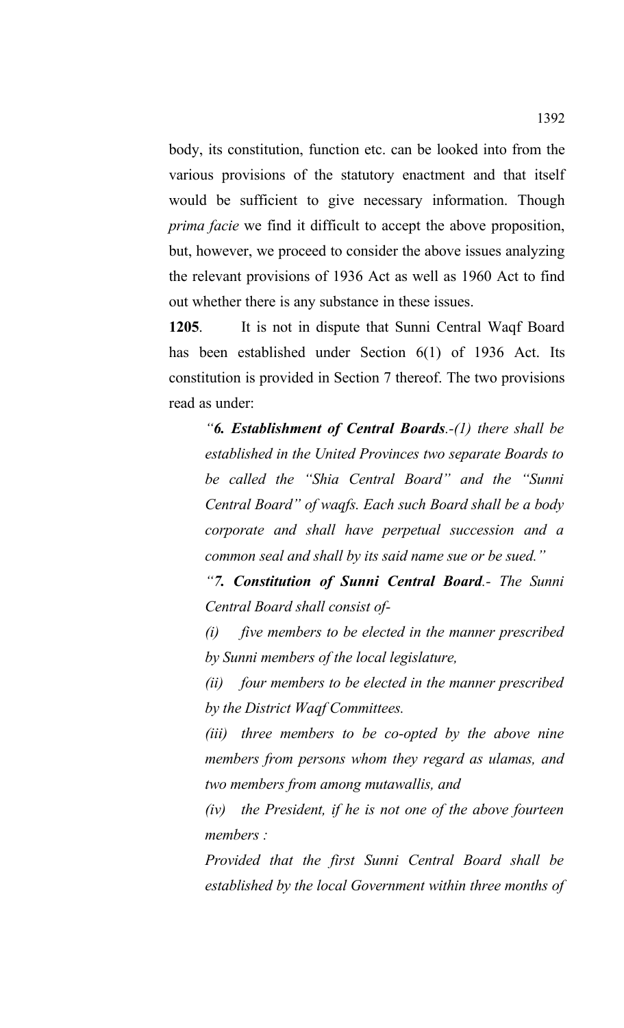body, its constitution, function etc. can be looked into from the various provisions of the statutory enactment and that itself would be sufficient to give necessary information. Though *prima facie* we find it difficult to accept the above proposition, but, however, we proceed to consider the above issues analyzing the relevant provisions of 1936 Act as well as 1960 Act to find out whether there is any substance in these issues.

**1205**. It is not in dispute that Sunni Central Waqf Board has been established under Section 6(1) of 1936 Act. Its constitution is provided in Section 7 thereof. The two provisions read as under:

> *"**6. Establishment of Central Boards**.-(1) there shall be established in the United Provinces two separate Boards to be called the "Shia Central Board" and the "Sunni Central Board" of waqfs. Each such Board shall be a body corporate and shall have perpetual succession and a common seal and shall by its said name sue or be sued."*
>
> *"**7. Constitution of Sunni Central Board**.- The Sunni Central Board shall consist of-*
>
> *(i) five members to be elected in the manner prescribed by Sunni members of the local legislature,*
>
> *(ii) four members to be elected in the manner prescribed by the District Waqf Committees.*
>
> *(iii) three members to be co-opted by the above nine members from persons whom they regard as ulamas, and two members from among mutawallis, and*
>
> *(iv) the President, if he is not one of the above fourteen members :*
>
> *Provided that the first Sunni Central Board shall be established by the local Government within three months of*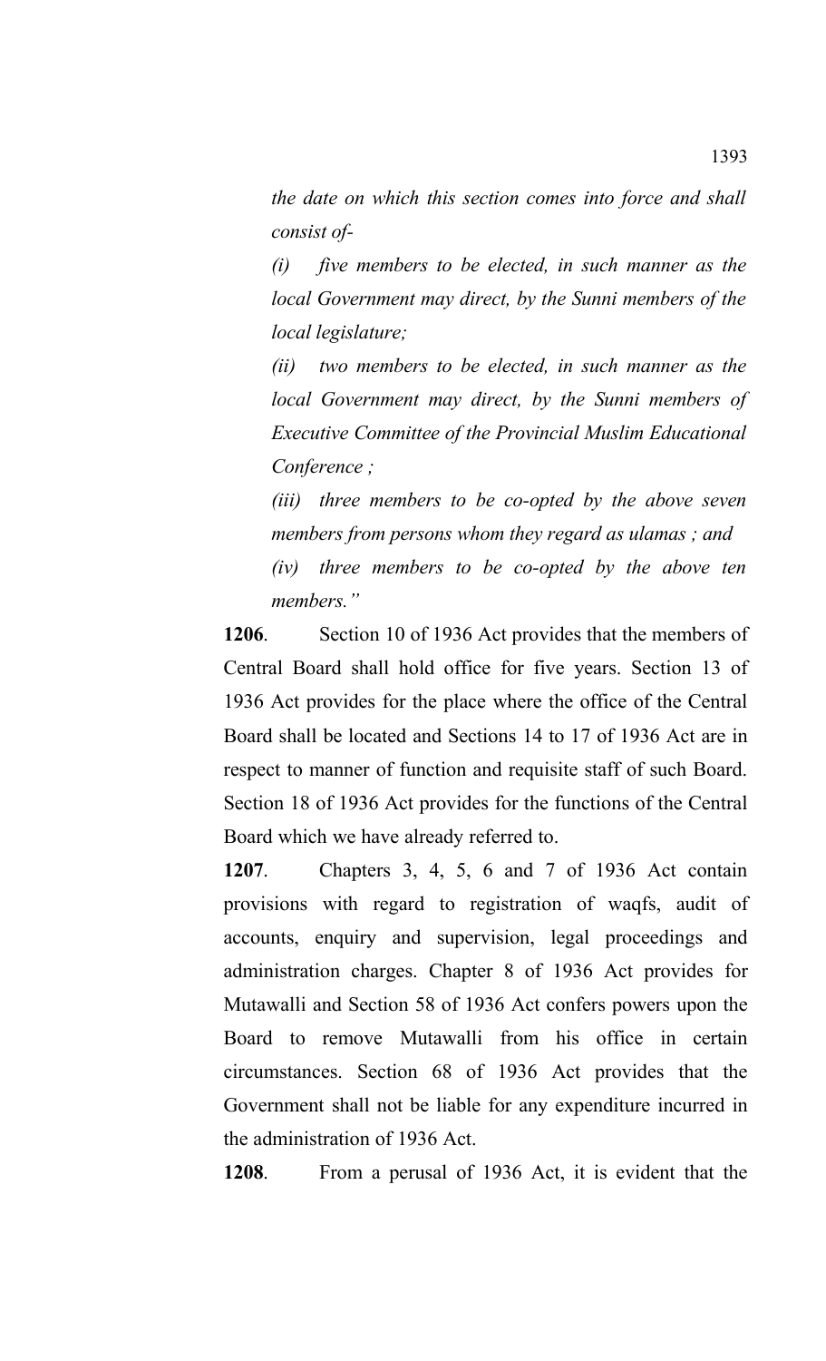*the date on which this section comes into force and shall consist of-*

*(i) five members to be elected, in such manner as the local Government may direct, by the Sunni members of the local legislature;*

*(ii) two members to be elected, in such manner as the local Government may direct, by the Sunni members of Executive Committee of the Provincial Muslim Educational Conference ;*

*(iii) three members to be co-opted by the above seven members from persons whom they regard as ulamas ; and*

*(iv) three members to be co-opted by the above ten members."*

**1206**. Section 10 of 1936 Act provides that the members of Central Board shall hold office for five years. Section 13 of 1936 Act provides for the place where the office of the Central Board shall be located and Sections 14 to 17 of 1936 Act are in respect to manner of function and requisite staff of such Board. Section 18 of 1936 Act provides for the functions of the Central Board which we have already referred to.

**1207**. Chapters 3, 4, 5, 6 and 7 of 1936 Act contain provisions with regard to registration of waqfs, audit of accounts, enquiry and supervision, legal proceedings and administration charges. Chapter 8 of 1936 Act provides for Mutawalli and Section 58 of 1936 Act confers powers upon the Board to remove Mutawalli from his office in certain circumstances. Section 68 of 1936 Act provides that the Government shall not be liable for any expenditure incurred in the administration of 1936 Act.

**1208**. From a perusal of 1936 Act, it is evident that the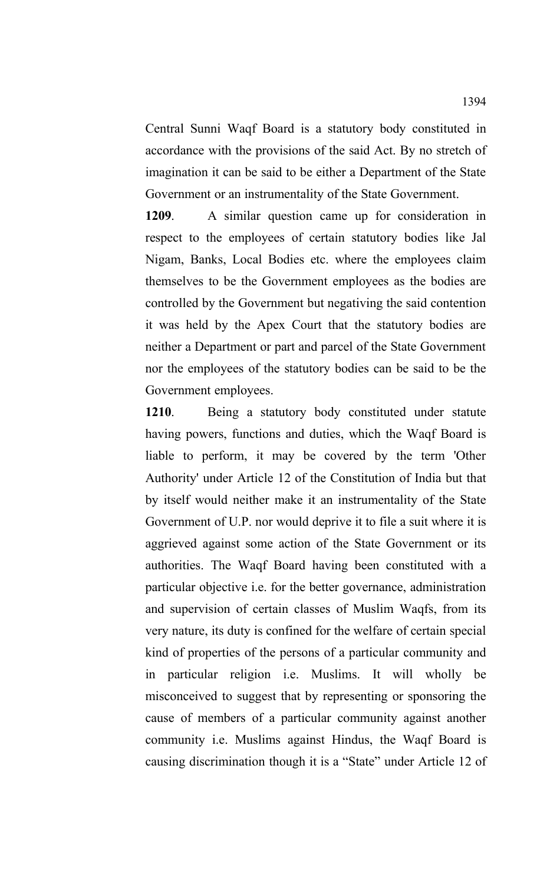Central Sunni Waqf Board is a statutory body constituted in accordance with the provisions of the said Act. By no stretch of imagination it can be said to be either a Department of the State Government or an instrumentality of the State Government.

**1209**. A similar question came up for consideration in respect to the employees of certain statutory bodies like Jal Nigam, Banks, Local Bodies etc. where the employees claim themselves to be the Government employees as the bodies are controlled by the Government but negativing the said contention it was held by the Apex Court that the statutory bodies are neither a Department or part and parcel of the State Government nor the employees of the statutory bodies can be said to be the Government employees.

**1210**. Being a statutory body constituted under statute having powers, functions and duties, which the Waqf Board is liable to perform, it may be covered by the term 'Other Authority' under Article 12 of the Constitution of India but that by itself would neither make it an instrumentality of the State Government of U.P. nor would deprive it to file a suit where it is aggrieved against some action of the State Government or its authorities. The Waqf Board having been constituted with a particular objective i.e. for the better governance, administration and supervision of certain classes of Muslim Waqfs, from its very nature, its duty is confined for the welfare of certain special kind of properties of the persons of a particular community and in particular religion i.e. Muslims. It will wholly be misconceived to suggest that by representing or sponsoring the cause of members of a particular community against another community i.e. Muslims against Hindus, the Waqf Board is causing discrimination though it is a "State" under Article 12 of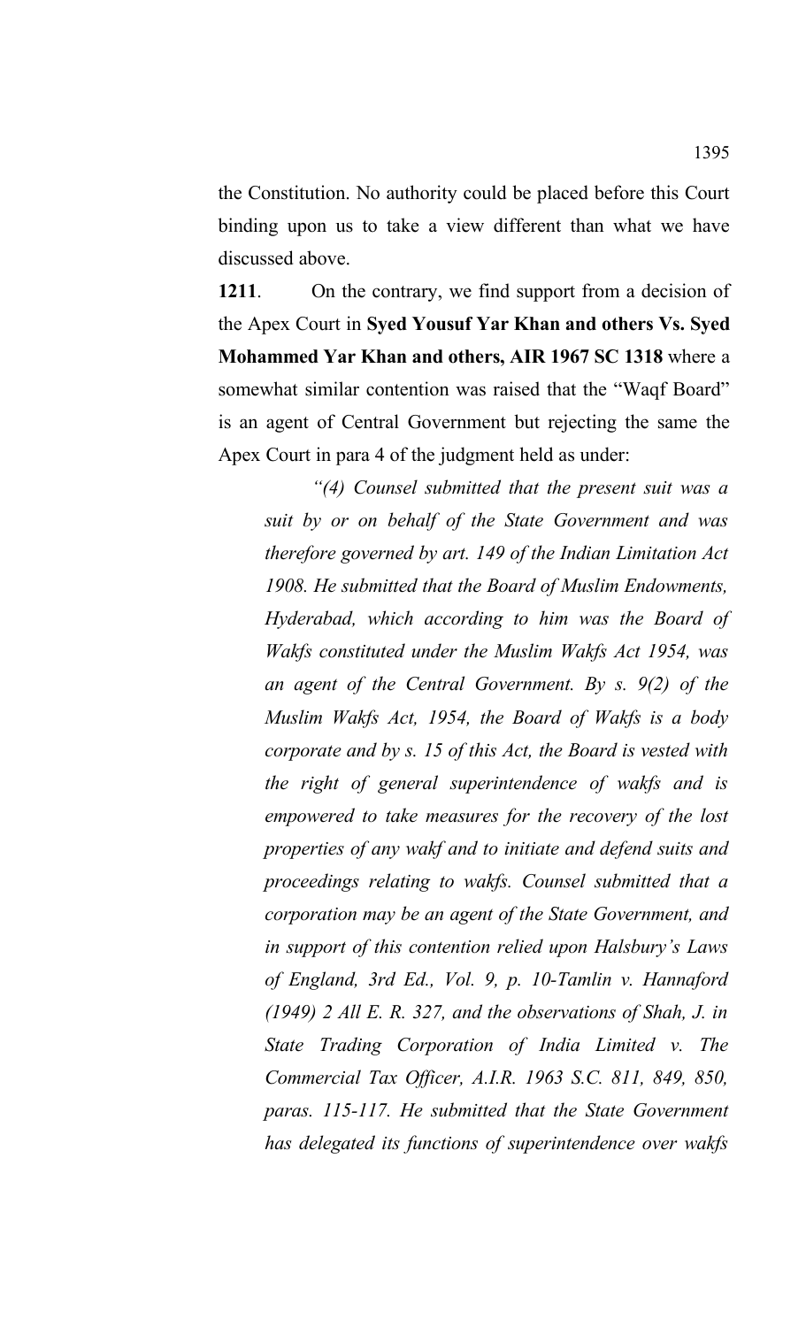the Constitution. No authority could be placed before this Court binding upon us to take a view different than what we have discussed above.

**1211**. On the contrary, we find support from a decision of the Apex Court in **Syed Yousuf Yar Khan and others Vs. Syed Mohammed Yar Khan and others, AIR 1967 SC 1318** where a somewhat similar contention was raised that the "Waqf Board" is an agent of Central Government but rejecting the same the Apex Court in para 4 of the judgment held as under:

> *"(4) Counsel submitted that the present suit was a suit by or on behalf of the State Government and was therefore governed by art. 149 of the Indian Limitation Act 1908. He submitted that the Board of Muslim Endowments, Hyderabad, which according to him was the Board of Wakfs constituted under the Muslim Wakfs Act 1954, was an agent of the Central Government. By s. 9(2) of the Muslim Wakfs Act, 1954, the Board of Wakfs is a body corporate and by s. 15 of this Act, the Board is vested with the right of general superintendence of wakfs and is empowered to take measures for the recovery of the lost properties of any wakf and to initiate and defend suits and proceedings relating to wakfs. Counsel submitted that a corporation may be an agent of the State Government, and in support of this contention relied upon Halsbury's Laws of England, 3rd Ed., Vol. 9, p. 10-Tamlin v. Hannaford (1949) 2 All E. R. 327, and the observations of Shah, J. in State Trading Corporation of India Limited v. The Commercial Tax Officer, A.I.R. 1963 S.C. 811, 849, 850, paras. 115-117. He submitted that the State Government has delegated its functions of superintendence over wakfs*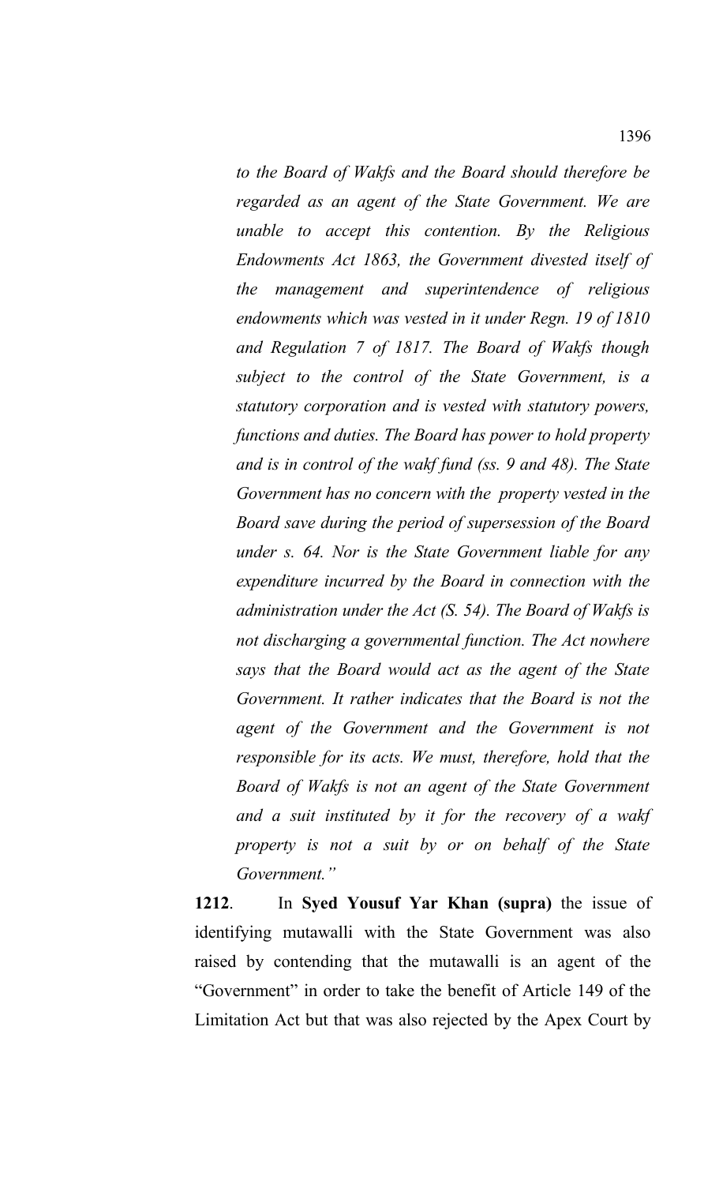*to the Board of Wakfs and the Board should therefore be regarded as an agent of the State Government. We are unable to accept this contention. By the Religious Endowments Act 1863, the Government divested itself of the management and superintendence of religious endowments which was vested in it under Regn. 19 of 1810 and Regulation 7 of 1817. The Board of Wakfs though subject to the control of the State Government, is a statutory corporation and is vested with statutory powers, functions and duties. The Board has power to hold property and is in control of the wakf fund (ss. 9 and 48). The State Government has no concern with the property vested in the Board save during the period of supersession of the Board under s. 64. Nor is the State Government liable for any expenditure incurred by the Board in connection with the administration under the Act (S. 54). The Board of Wakfs is not discharging a governmental function. The Act nowhere says that the Board would act as the agent of the State Government. It rather indicates that the Board is not the agent of the Government and the Government is not responsible for its acts. We must, therefore, hold that the Board of Wakfs is not an agent of the State Government and a suit instituted by it for the recovery of a wakf property is not a suit by or on behalf of the State Government."*

**1212**. In **Syed Yousuf Yar Khan (supra)** the issue of identifying mutawalli with the State Government was also raised by contending that the mutawalli is an agent of the "Government" in order to take the benefit of Article 149 of the Limitation Act but that was also rejected by the Apex Court by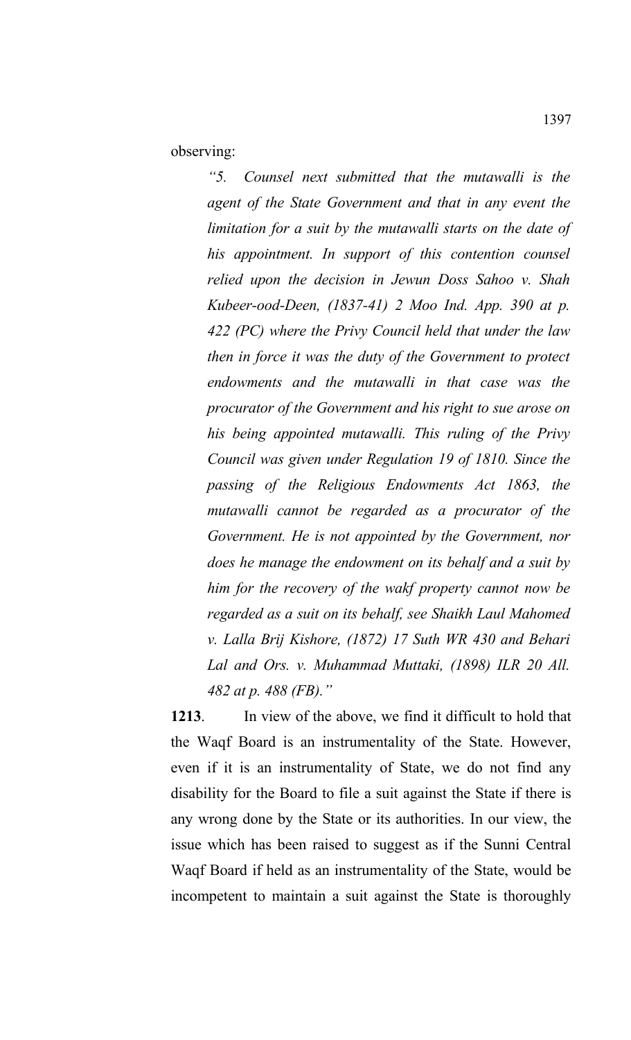observing:

> *"5. Counsel next submitted that the mutawalli is the agent of the State Government and that in any event the limitation for a suit by the mutawalli starts on the date of his appointment. In support of this contention counsel relied upon the decision in Jewun Doss Sahoo v. Shah Kubeer-ood-Deen, (1837-41) 2 Moo Ind. App. 390 at p. 422 (PC) where the Privy Council held that under the law then in force it was the duty of the Government to protect endowments and the mutawalli in that case was the procurator of the Government and his right to sue arose on his being appointed mutawalli. This ruling of the Privy Council was given under Regulation 19 of 1810. Since the passing of the Religious Endowments Act 1863, the mutawalli cannot be regarded as a procurator of the Government. He is not appointed by the Government, nor does he manage the endowment on its behalf and a suit by him for the recovery of the wakf property cannot now be regarded as a suit on its behalf, see Shaikh Laul Mahomed v. Lalla Brij Kishore, (1872) 17 Suth WR 430 and Behari Lal and Ors. v. Muhammad Muttaki, (1898) ILR 20 All. 482 at p. 488 (FB)."*

**1213**. In view of the above, we find it difficult to hold that the Waqf Board is an instrumentality of the State. However, even if it is an instrumentality of State, we do not find any disability for the Board to file a suit against the State if there is any wrong done by the State or its authorities. In our view, the issue which has been raised to suggest as if the Sunni Central Waqf Board if held as an instrumentality of the State, would be incompetent to maintain a suit against the State is thoroughly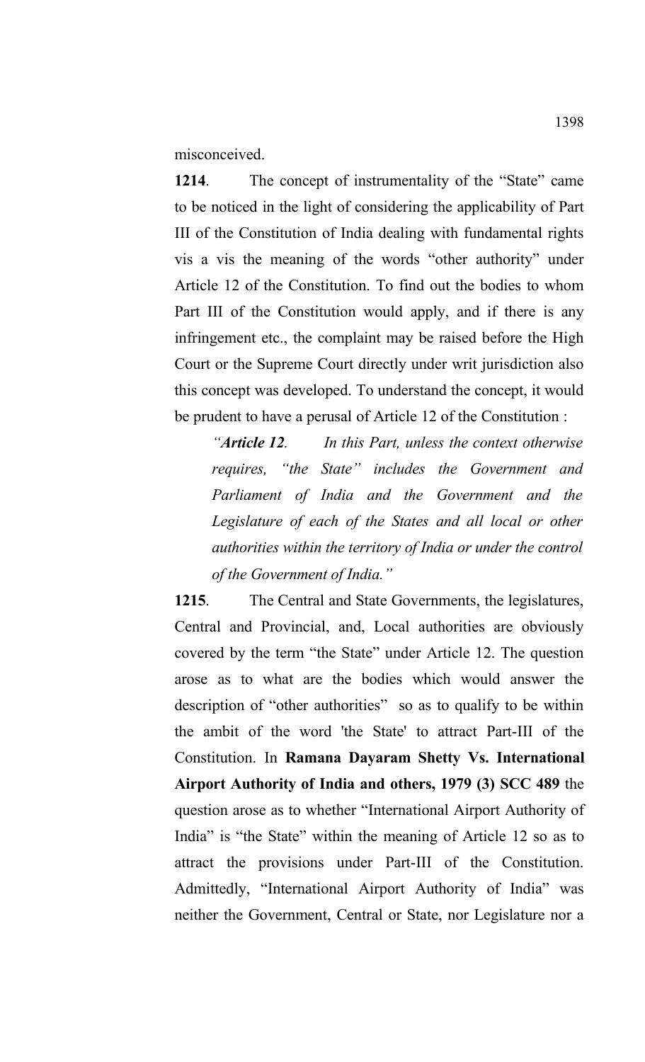misconceived.

**1214**. The concept of instrumentality of the "State" came to be noticed in the light of considering the applicability of Part III of the Constitution of India dealing with fundamental rights vis a vis the meaning of the words "other authority" under Article 12 of the Constitution. To find out the bodies to whom Part III of the Constitution would apply, and if there is any infringement etc., the complaint may be raised before the High Court or the Supreme Court directly under writ jurisdiction also this concept was developed. To understand the concept, it would be prudent to have a perusal of Article 12 of the Constitution :

> *"**Article 12**. In this Part, unless the context otherwise requires, "the State" includes the Government and Parliament of India and the Government and the Legislature of each of the States and all local or other authorities within the territory of India or under the control of the Government of India."*

**1215**. The Central and State Governments, the legislatures, Central and Provincial, and, Local authorities are obviously covered by the term "the State" under Article 12. The question arose as to what are the bodies which would answer the description of "other authorities" so as to qualify to be within the ambit of the word 'the State' to attract Part-III of the Constitution. In **Ramana Dayaram Shetty Vs. International Airport Authority of India and others, 1979 (3) SCC 489** the question arose as to whether "International Airport Authority of India" is "the State" within the meaning of Article 12 so as to attract the provisions under Part-III of the Constitution. Admittedly, "International Airport Authority of India" was neither the Government, Central or State, nor Legislature nor a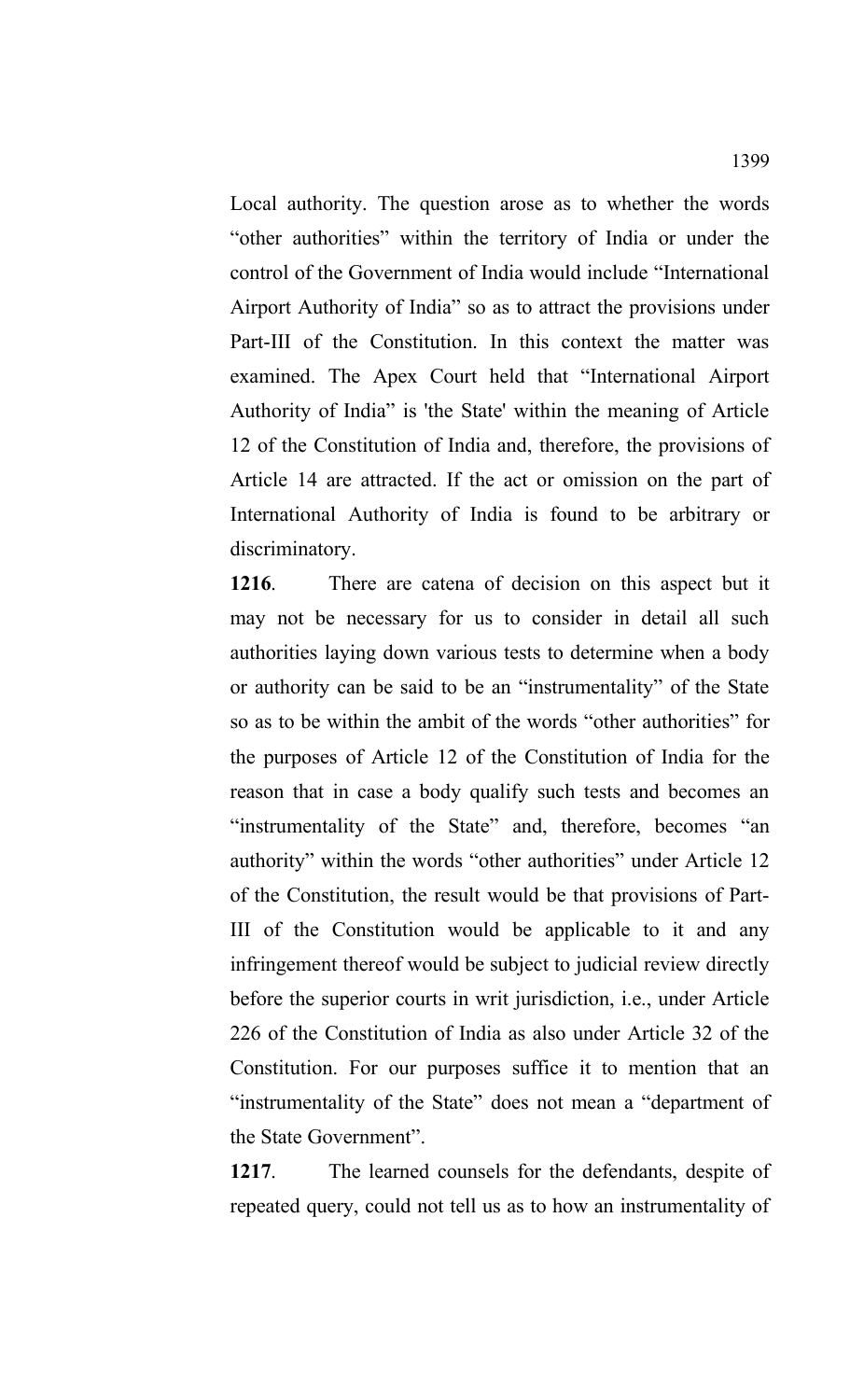Local authority. The question arose as to whether the words "other authorities" within the territory of India or under the control of the Government of India would include "International Airport Authority of India" so as to attract the provisions under Part-III of the Constitution. In this context the matter was examined. The Apex Court held that "International Airport Authority of India" is 'the State' within the meaning of Article 12 of the Constitution of India and, therefore, the provisions of Article 14 are attracted. If the act or omission on the part of International Authority of India is found to be arbitrary or discriminatory.

**1216**. There are catena of decision on this aspect but it may not be necessary for us to consider in detail all such authorities laying down various tests to determine when a body or authority can be said to be an "instrumentality" of the State so as to be within the ambit of the words "other authorities" for the purposes of Article 12 of the Constitution of India for the reason that in case a body qualify such tests and becomes an "instrumentality of the State" and, therefore, becomes "an authority" within the words "other authorities" under Article 12 of the Constitution, the result would be that provisions of Part-III of the Constitution would be applicable to it and any infringement thereof would be subject to judicial review directly before the superior courts in writ jurisdiction, i.e., under Article 226 of the Constitution of India as also under Article 32 of the Constitution. For our purposes suffice it to mention that an "instrumentality of the State" does not mean a "department of the State Government".

**1217**. The learned counsels for the defendants, despite of repeated query, could not tell us as to how an instrumentality of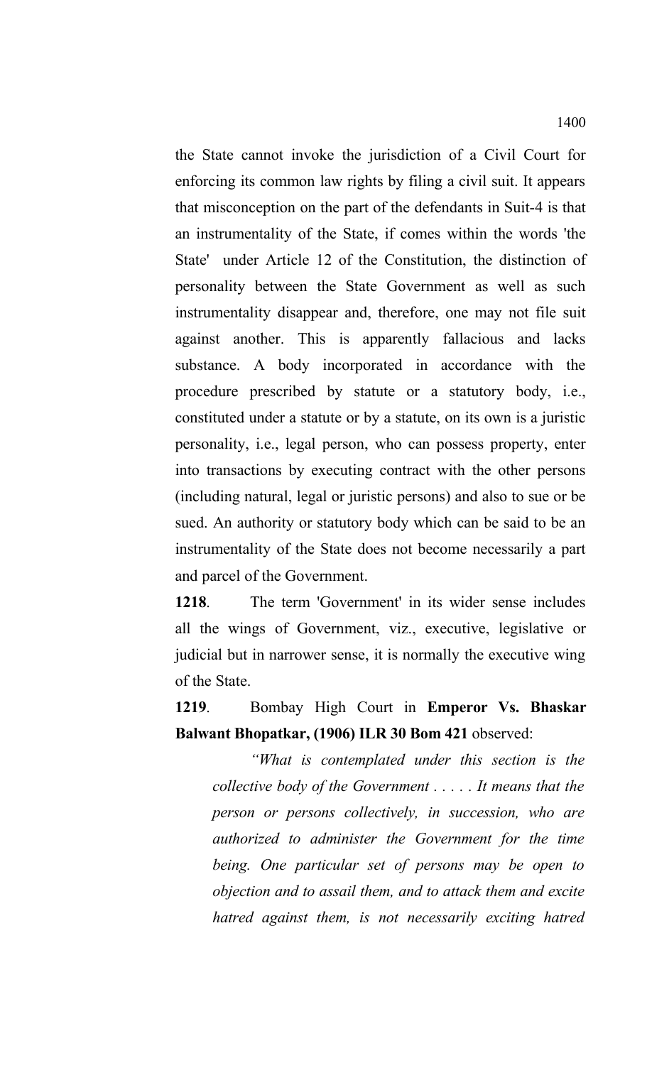the State cannot invoke the jurisdiction of a Civil Court for enforcing its common law rights by filing a civil suit. It appears that misconception on the part of the defendants in Suit-4 is that an instrumentality of the State, if comes within the words 'the State' under Article 12 of the Constitution, the distinction of personality between the State Government as well as such instrumentality disappear and, therefore, one may not file suit against another. This is apparently fallacious and lacks substance. A body incorporated in accordance with the procedure prescribed by statute or a statutory body, i.e., constituted under a statute or by a statute, on its own is a juristic personality, i.e., legal person, who can possess property, enter into transactions by executing contract with the other persons (including natural, legal or juristic persons) and also to sue or be sued. An authority or statutory body which can be said to be an instrumentality of the State does not become necessarily a part and parcel of the Government.

**1218**. The term 'Government' in its wider sense includes all the wings of Government, viz., executive, legislative or judicial but in narrower sense, it is normally the executive wing of the State.

**1219**. Bombay High Court in **Emperor Vs. Bhaskar Balwant Bhopatkar, (1906) ILR 30 Bom 421** observed:

> *"What is contemplated under this section is the collective body of the Government . . . . . It means that the person or persons collectively, in succession, who are authorized to administer the Government for the time being. One particular set of persons may be open to objection and to assail them, and to attack them and excite hatred against them, is not necessarily exciting hatred*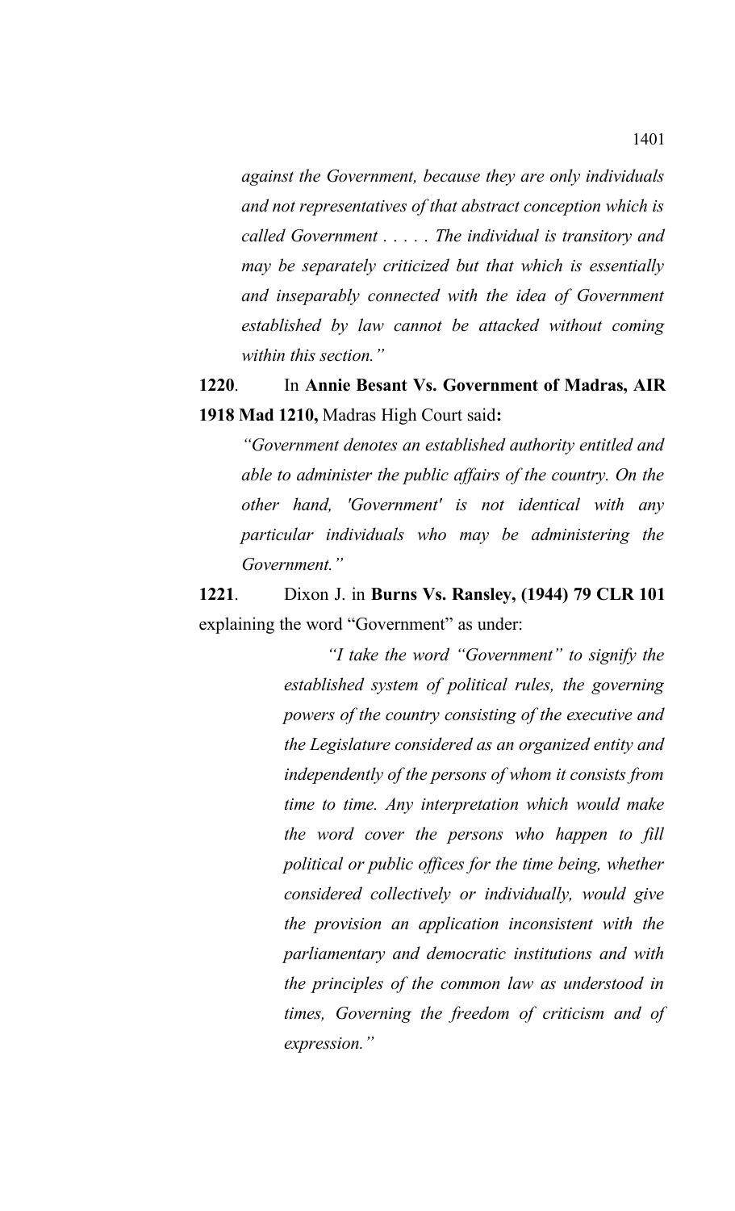> *against the Government, because they are only individuals and not representatives of that abstract conception which is called Government . . . . . The individual is transitory and may be separately criticized but that which is essentially and inseparably connected with the idea of Government established by law cannot be attacked without coming within this section."*

**1220**. In **Annie Besant Vs. Government of Madras, AIR 1918 Mad 1210,** Madras High Court said**:**

> *"Government denotes an established authority entitled and able to administer the public affairs of the country. On the other hand, 'Government' is not identical with any particular individuals who may be administering the Government."*

**1221**. Dixon J. in **Burns Vs. Ransley, (1944) 79 CLR 101** explaining the word "Government" as under:

> *"I take the word "Government" to signify the established system of political rules, the governing powers of the country consisting of the executive and the Legislature considered as an organized entity and independently of the persons of whom it consists from time to time. Any interpretation which would make the word cover the persons who happen to fill political or public offices for the time being, whether considered collectively or individually, would give the provision an application inconsistent with the parliamentary and democratic institutions and with the principles of the common law as understood in times, Governing the freedom of criticism and of expression."*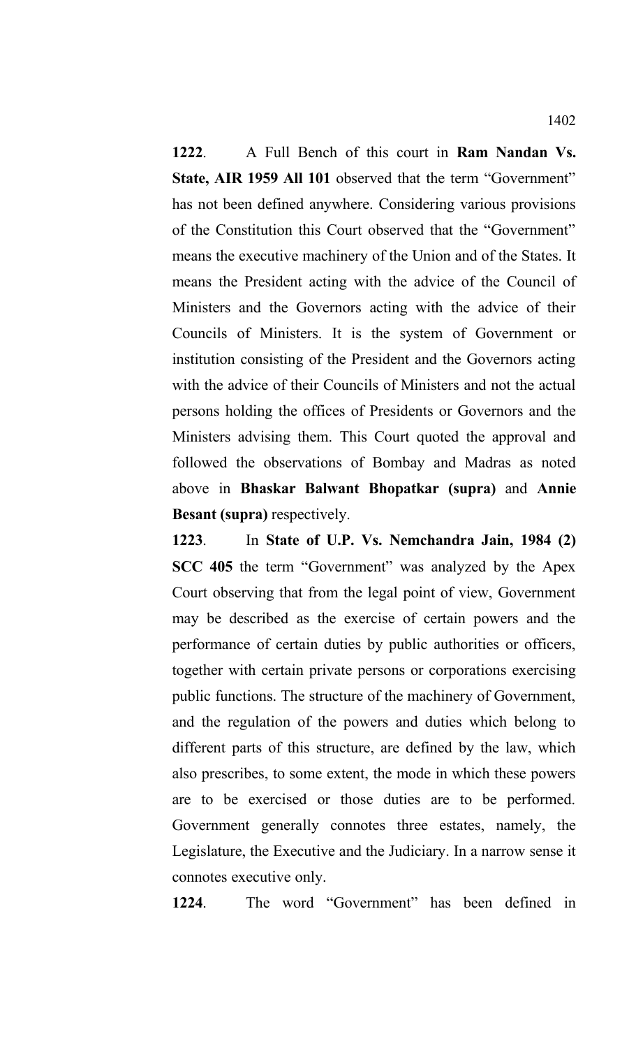**1222**. A Full Bench of this court in **Ram Nandan Vs. State, AIR 1959 All 101** observed that the term "Government" has not been defined anywhere. Considering various provisions of the Constitution this Court observed that the "Government" means the executive machinery of the Union and of the States. It means the President acting with the advice of the Council of Ministers and the Governors acting with the advice of their Councils of Ministers. It is the system of Government or institution consisting of the President and the Governors acting with the advice of their Councils of Ministers and not the actual persons holding the offices of Presidents or Governors and the Ministers advising them. This Court quoted the approval and followed the observations of Bombay and Madras as noted above in **Bhaskar Balwant Bhopatkar (supra)** and **Annie Besant (supra)** respectively.

**1223**. In **State of U.P. Vs. Nemchandra Jain, 1984 (2) SCC 405** the term "Government" was analyzed by the Apex Court observing that from the legal point of view, Government may be described as the exercise of certain powers and the performance of certain duties by public authorities or officers, together with certain private persons or corporations exercising public functions. The structure of the machinery of Government, and the regulation of the powers and duties which belong to different parts of this structure, are defined by the law, which also prescribes, to some extent, the mode in which these powers are to be exercised or those duties are to be performed. Government generally connotes three estates, namely, the Legislature, the Executive and the Judiciary. In a narrow sense it connotes executive only.

**1224**. The word "Government" has been defined in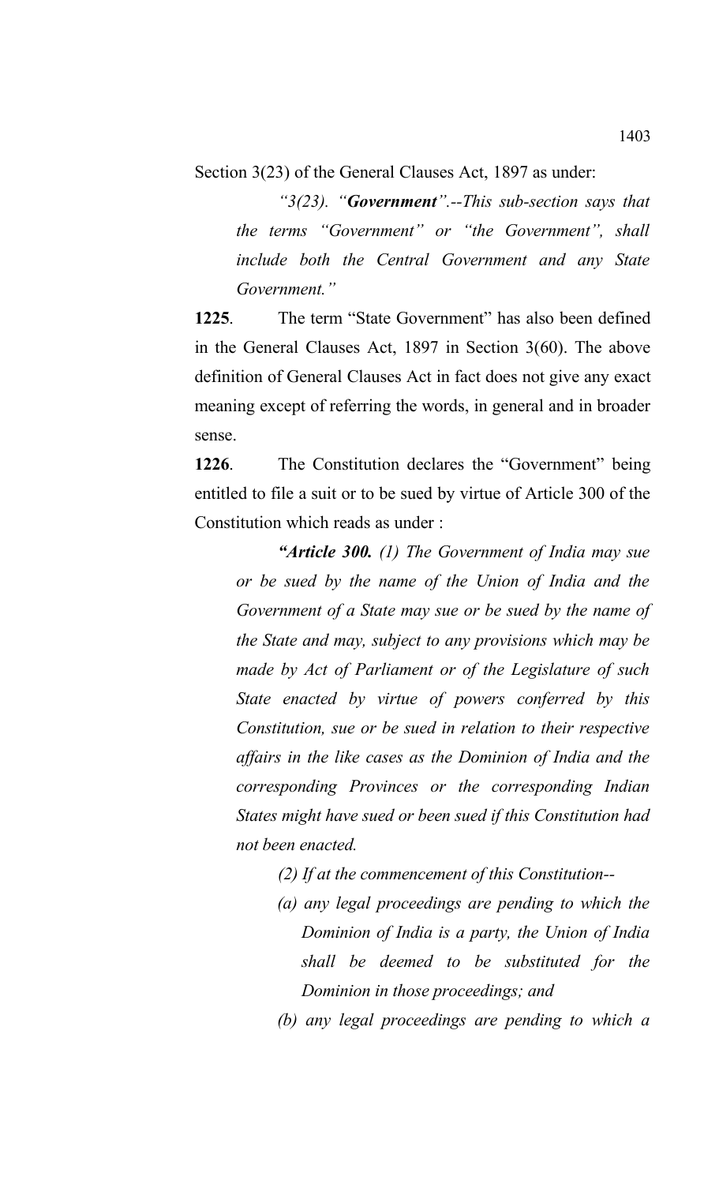Section 3(23) of the General Clauses Act, 1897 as under:

> *"3(23). "**Government**".--This sub-section says that the terms "Government" or "the Government", shall include both the Central Government and any State Government."*

**1225**. The term "State Government" has also been defined in the General Clauses Act, 1897 in Section 3(60). The above definition of General Clauses Act in fact does not give any exact meaning except of referring the words, in general and in broader sense.

**1226**. The Constitution declares the "Government" being entitled to file a suit or to be sued by virtue of Article 300 of the Constitution which reads as under :

> ***"Article 300.*** *(1) The Government of India may sue or be sued by the name of the Union of India and the Government of a State may sue or be sued by the name of the State and may, subject to any provisions which may be made by Act of Parliament or of the Legislature of such State enacted by virtue of powers conferred by this Constitution, sue or be sued in relation to their respective affairs in the like cases as the Dominion of India and the corresponding Provinces or the corresponding Indian States might have sued or been sued if this Constitution had not been enacted.*
>
> *(2) If at the commencement of this Constitution--*
>
> *(a) any legal proceedings are pending to which the Dominion of India is a party, the Union of India shall be deemed to be substituted for the Dominion in those proceedings; and*
>
> *(b) any legal proceedings are pending to which a*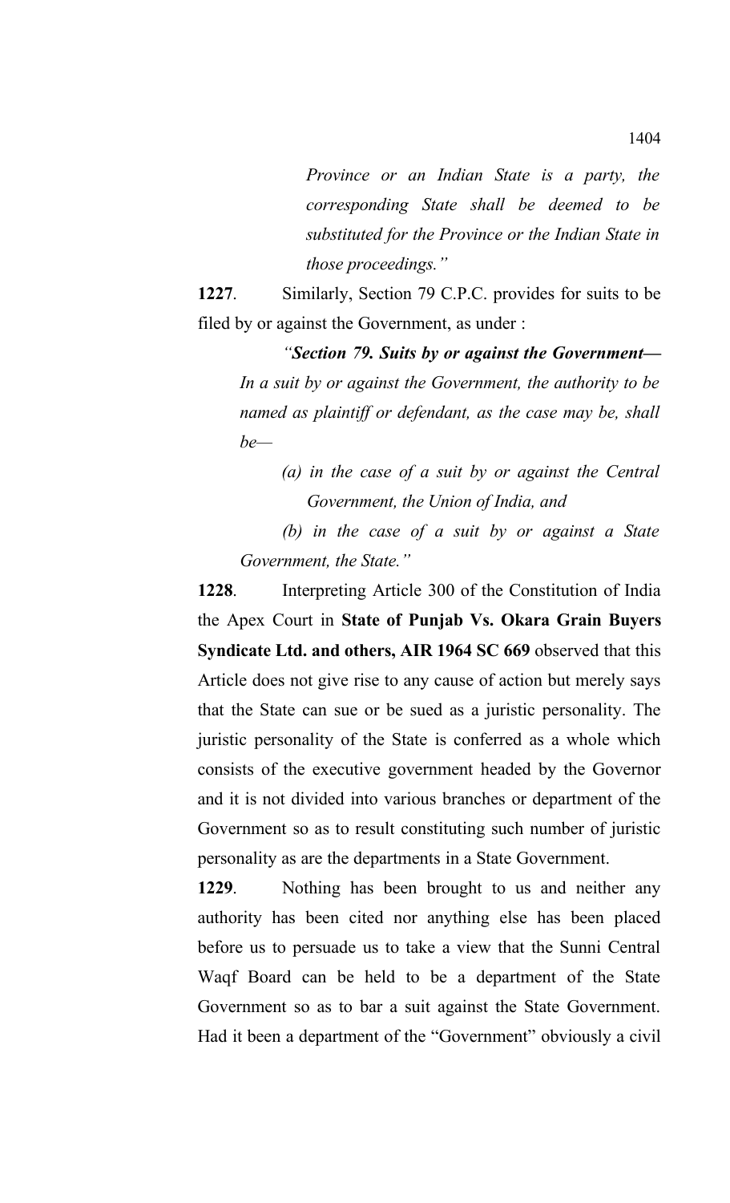*Province or an Indian State is a party, the corresponding State shall be deemed to be substituted for the Province or the Indian State in those proceedings."*

**1227**. Similarly, Section 79 C.P.C. provides for suits to be filed by or against the Government, as under :

> *"**Section 79. Suits by or against the Government—** In a suit by or against the Government, the authority to be named as plaintiff or defendant, as the case may be, shall be—*
>
> *(a) in the case of a suit by or against the Central Government, the Union of India, and*
>
> *(b) in the case of a suit by or against a State Government, the State."*

**1228**. Interpreting Article 300 of the Constitution of India the Apex Court in **State of Punjab Vs. Okara Grain Buyers Syndicate Ltd. and others, AIR 1964 SC 669** observed that this Article does not give rise to any cause of action but merely says that the State can sue or be sued as a juristic personality. The juristic personality of the State is conferred as a whole which consists of the executive government headed by the Governor and it is not divided into various branches or department of the Government so as to result constituting such number of juristic personality as are the departments in a State Government.

**1229**. Nothing has been brought to us and neither any authority has been cited nor anything else has been placed before us to persuade us to take a view that the Sunni Central Waqf Board can be held to be a department of the State Government so as to bar a suit against the State Government. Had it been a department of the "Government" obviously a civil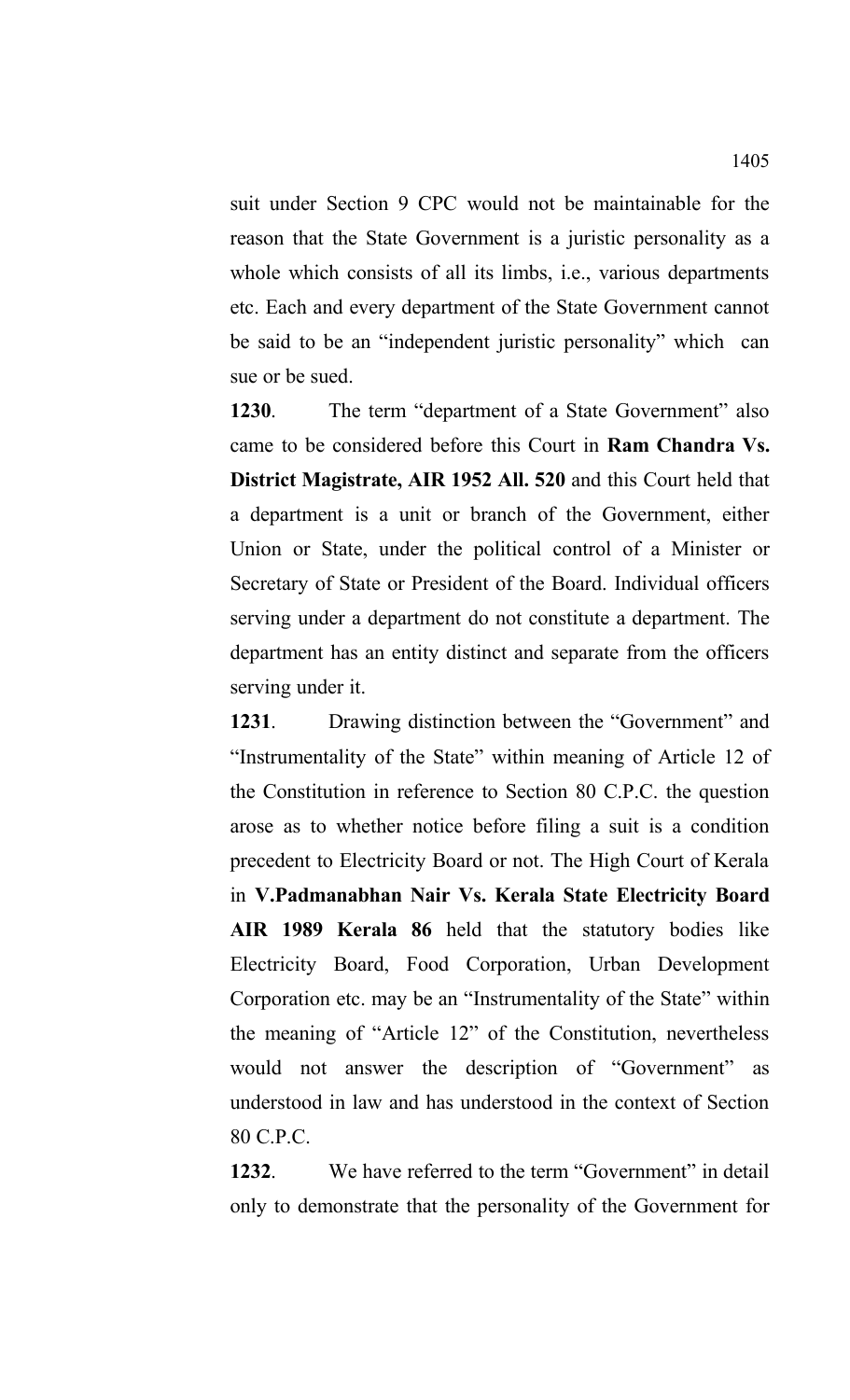suit under Section 9 CPC would not be maintainable for the reason that the State Government is a juristic personality as a whole which consists of all its limbs, i.e., various departments etc. Each and every department of the State Government cannot be said to be an "independent juristic personality" which can sue or be sued.

**1230**. The term "department of a State Government" also came to be considered before this Court in **Ram Chandra Vs. District Magistrate, AIR 1952 All. 520** and this Court held that a department is a unit or branch of the Government, either Union or State, under the political control of a Minister or Secretary of State or President of the Board. Individual officers serving under a department do not constitute a department. The department has an entity distinct and separate from the officers serving under it.

**1231**. Drawing distinction between the "Government" and "Instrumentality of the State" within meaning of Article 12 of the Constitution in reference to Section 80 C.P.C. the question arose as to whether notice before filing a suit is a condition precedent to Electricity Board or not. The High Court of Kerala in **V.Padmanabhan Nair Vs. Kerala State Electricity Board AIR 1989 Kerala 86** held that the statutory bodies like Electricity Board, Food Corporation, Urban Development Corporation etc. may be an "Instrumentality of the State" within the meaning of "Article 12" of the Constitution, nevertheless would not answer the description of "Government" as understood in law and has understood in the context of Section 80 C.P.C.

**1232**. We have referred to the term "Government" in detail only to demonstrate that the personality of the Government for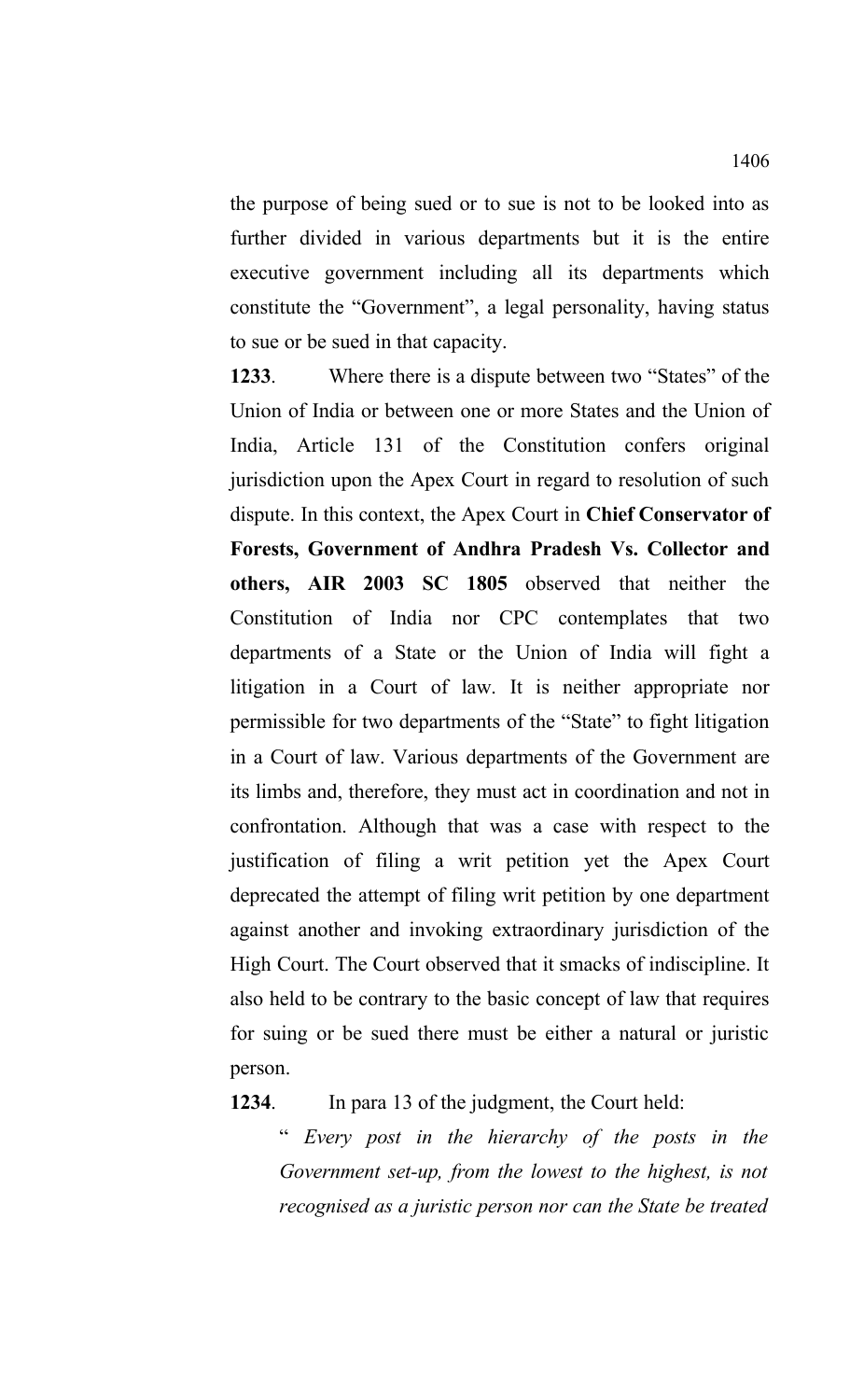the purpose of being sued or to sue is not to be looked into as further divided in various departments but it is the entire executive government including all its departments which constitute the "Government", a legal personality, having status to sue or be sued in that capacity.

**1233**. Where there is a dispute between two "States" of the Union of India or between one or more States and the Union of India, Article 131 of the Constitution confers original jurisdiction upon the Apex Court in regard to resolution of such dispute. In this context, the Apex Court in **Chief Conservator of Forests, Government of Andhra Pradesh Vs. Collector and others, AIR 2003 SC 1805** observed that neither the Constitution of India nor CPC contemplates that two departments of a State or the Union of India will fight a litigation in a Court of law. It is neither appropriate nor permissible for two departments of the "State" to fight litigation in a Court of law. Various departments of the Government are its limbs and, therefore, they must act in coordination and not in confrontation. Although that was a case with respect to the justification of filing a writ petition yet the Apex Court deprecated the attempt of filing writ petition by one department against another and invoking extraordinary jurisdiction of the High Court. The Court observed that it smacks of indiscipline. It also held to be contrary to the basic concept of law that requires for suing or be sued there must be either a natural or juristic person.

**1234**. In para 13 of the judgment, the Court held:

> " *Every post in the hierarchy of the posts in the Government set-up, from the lowest to the highest, is not recognised as a juristic person nor can the State be treated*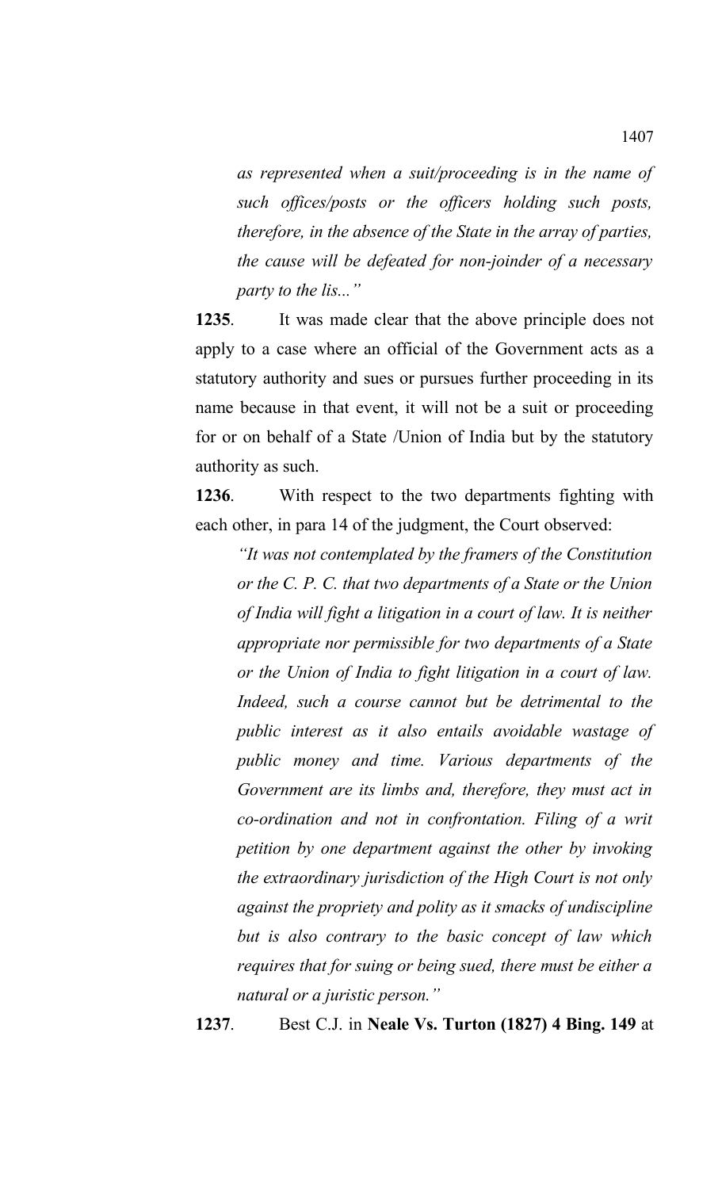*as represented when a suit/proceeding is in the name of such offices/posts or the officers holding such posts, therefore, in the absence of the State in the array of parties, the cause will be defeated for non-joinder of a necessary party to the lis..."*

**1235**. It was made clear that the above principle does not apply to a case where an official of the Government acts as a statutory authority and sues or pursues further proceeding in its name because in that event, it will not be a suit or proceeding for or on behalf of a State /Union of India but by the statutory authority as such.

**1236**. With respect to the two departments fighting with each other, in para 14 of the judgment, the Court observed:

> *"It was not contemplated by the framers of the Constitution or the C. P. C. that two departments of a State or the Union of India will fight a litigation in a court of law. It is neither appropriate nor permissible for two departments of a State or the Union of India to fight litigation in a court of law. Indeed, such a course cannot but be detrimental to the public interest as it also entails avoidable wastage of public money and time. Various departments of the Government are its limbs and, therefore, they must act in co-ordination and not in confrontation. Filing of a writ petition by one department against the other by invoking the extraordinary jurisdiction of the High Court is not only against the propriety and polity as it smacks of undiscipline but is also contrary to the basic concept of law which requires that for suing or being sued, there must be either a natural or a juristic person."*

**1237**. Best C.J. in **Neale Vs. Turton (1827) 4 Bing. 149** at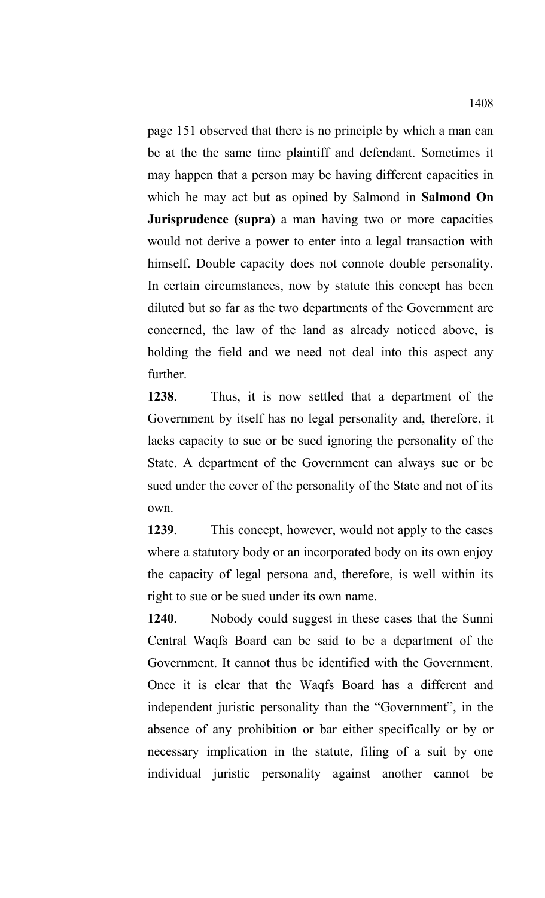page 151 observed that there is no principle by which a man can be at the the same time plaintiff and defendant. Sometimes it may happen that a person may be having different capacities in which he may act but as opined by Salmond in **Salmond On Jurisprudence (supra)** a man having two or more capacities would not derive a power to enter into a legal transaction with himself. Double capacity does not connote double personality. In certain circumstances, now by statute this concept has been diluted but so far as the two departments of the Government are concerned, the law of the land as already noticed above, is holding the field and we need not deal into this aspect any further.

**1238**. Thus, it is now settled that a department of the Government by itself has no legal personality and, therefore, it lacks capacity to sue or be sued ignoring the personality of the State. A department of the Government can always sue or be sued under the cover of the personality of the State and not of its own.

**1239**. This concept, however, would not apply to the cases where a statutory body or an incorporated body on its own enjoy the capacity of legal persona and, therefore, is well within its right to sue or be sued under its own name.

**1240**. Nobody could suggest in these cases that the Sunni Central Waqfs Board can be said to be a department of the Government. It cannot thus be identified with the Government. Once it is clear that the Waqfs Board has a different and independent juristic personality than the "Government", in the absence of any prohibition or bar either specifically or by or necessary implication in the statute, filing of a suit by one individual juristic personality against another cannot be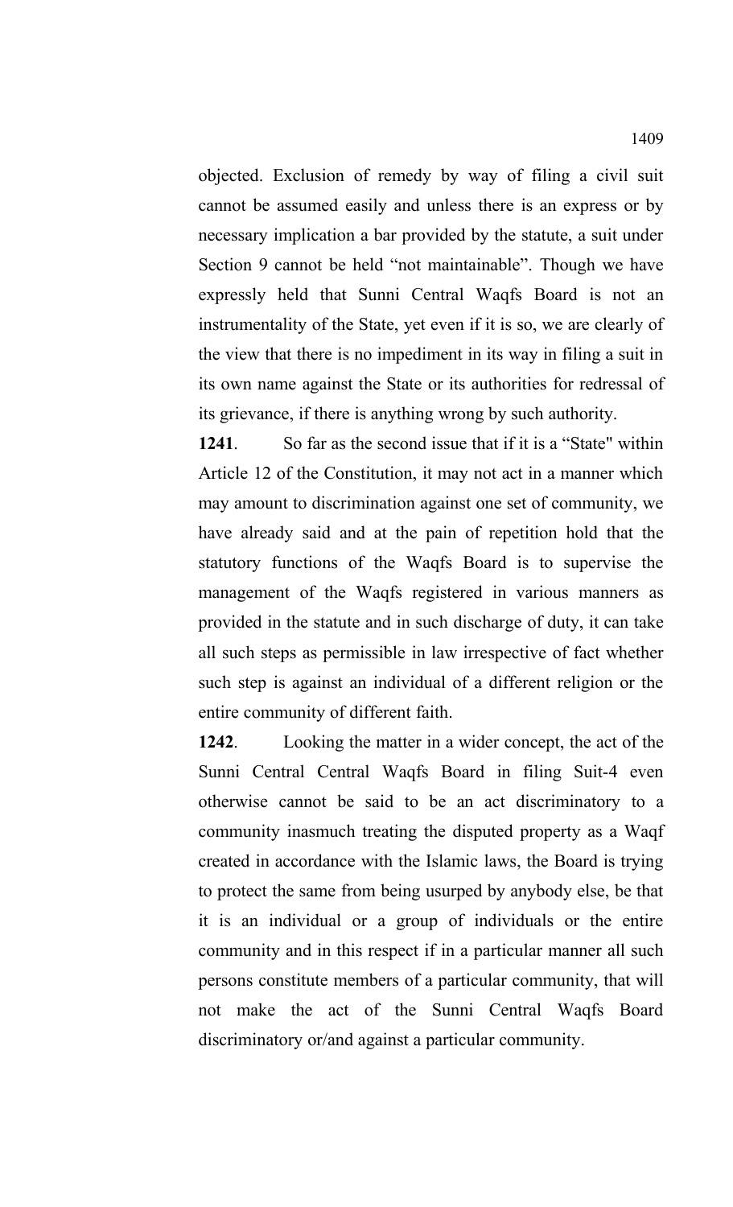objected. Exclusion of remedy by way of filing a civil suit cannot be assumed easily and unless there is an express or by necessary implication a bar provided by the statute, a suit under Section 9 cannot be held "not maintainable". Though we have expressly held that Sunni Central Waqfs Board is not an instrumentality of the State, yet even if it is so, we are clearly of the view that there is no impediment in its way in filing a suit in its own name against the State or its authorities for redressal of its grievance, if there is anything wrong by such authority.

**1241**. So far as the second issue that if it is a "State" within Article 12 of the Constitution, it may not act in a manner which may amount to discrimination against one set of community, we have already said and at the pain of repetition hold that the statutory functions of the Waqfs Board is to supervise the management of the Waqfs registered in various manners as provided in the statute and in such discharge of duty, it can take all such steps as permissible in law irrespective of fact whether such step is against an individual of a different religion or the entire community of different faith.

**1242**. Looking the matter in a wider concept, the act of the Sunni Central Central Waqfs Board in filing Suit-4 even otherwise cannot be said to be an act discriminatory to a community inasmuch treating the disputed property as a Waqf created in accordance with the Islamic laws, the Board is trying to protect the same from being usurped by anybody else, be that it is an individual or a group of individuals or the entire community and in this respect if in a particular manner all such persons constitute members of a particular community, that will not make the act of the Sunni Central Waqfs Board discriminatory or/and against a particular community.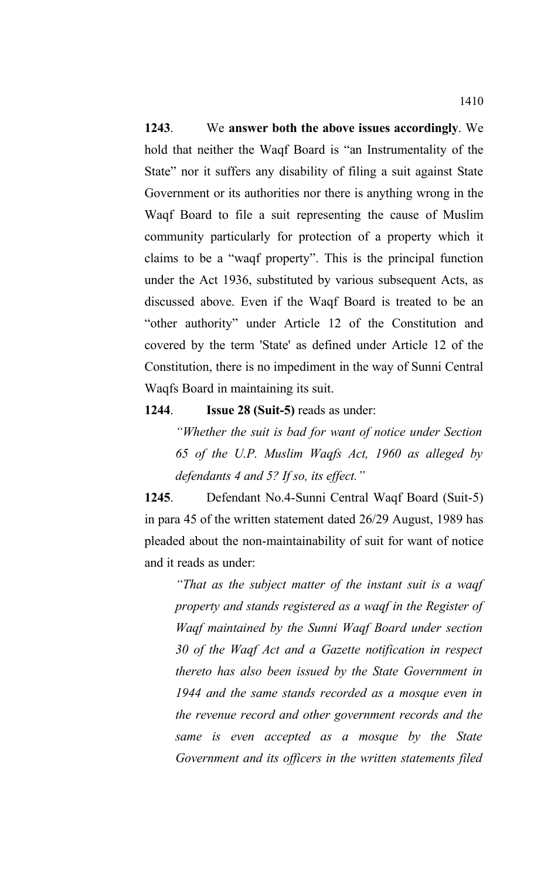**1243**. We **answer both the above issues accordingly**. We hold that neither the Waqf Board is "an Instrumentality of the State" nor it suffers any disability of filing a suit against State Government or its authorities nor there is anything wrong in the Waqf Board to file a suit representing the cause of Muslim community particularly for protection of a property which it claims to be a "waqf property". This is the principal function under the Act 1936, substituted by various subsequent Acts, as discussed above. Even if the Waqf Board is treated to be an "other authority" under Article 12 of the Constitution and covered by the term 'State' as defined under Article 12 of the Constitution, there is no impediment in the way of Sunni Central Waqfs Board in maintaining its suit.

**1244**. **Issue 28 (Suit-5)** reads as under:

> *"Whether the suit is bad for want of notice under Section 65 of the U.P. Muslim Waqfs Act, 1960 as alleged by defendants 4 and 5? If so, its effect."*

**1245**. Defendant No.4-Sunni Central Waqf Board (Suit-5) in para 45 of the written statement dated 26/29 August, 1989 has pleaded about the non-maintainability of suit for want of notice and it reads as under:

> *"That as the subject matter of the instant suit is a waqf property and stands registered as a waqf in the Register of Waqf maintained by the Sunni Waqf Board under section 30 of the Waqf Act and a Gazette notification in respect thereto has also been issued by the State Government in 1944 and the same stands recorded as a mosque even in the revenue record and other government records and the same is even accepted as a mosque by the State Government and its officers in the written statements filed*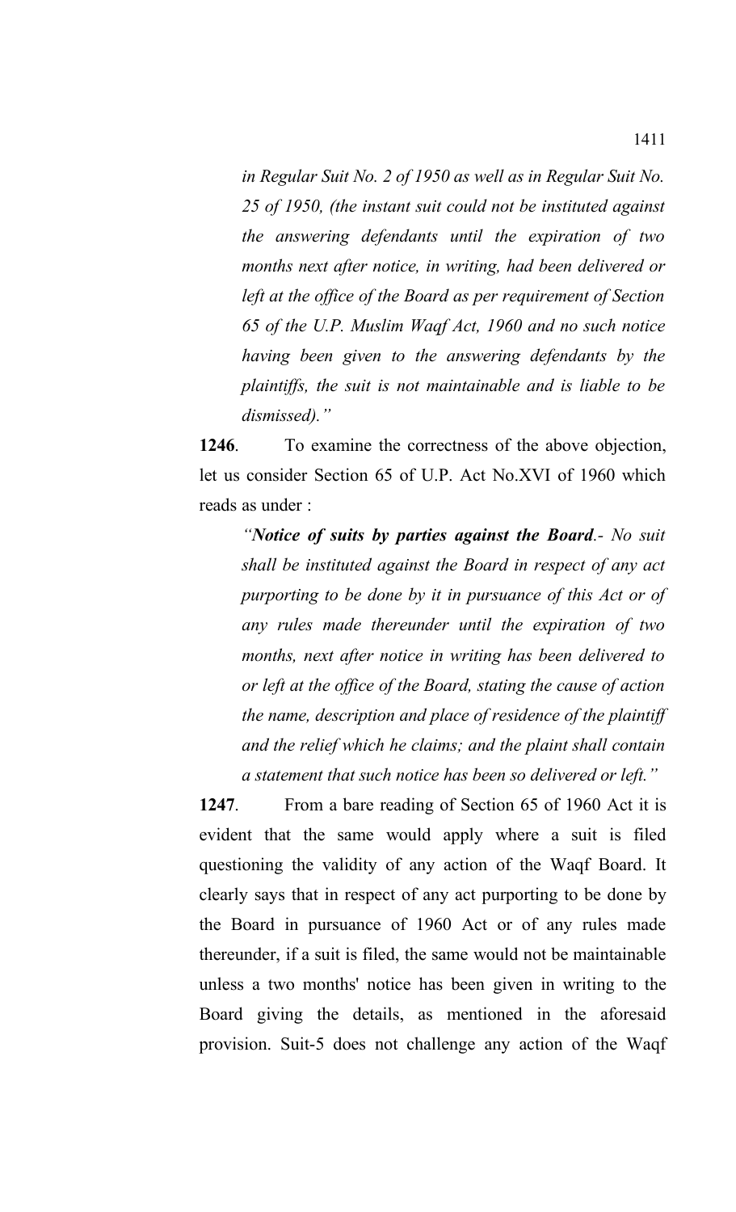*in Regular Suit No. 2 of 1950 as well as in Regular Suit No. 25 of 1950, (the instant suit could not be instituted against the answering defendants until the expiration of two months next after notice, in writing, had been delivered or left at the office of the Board as per requirement of Section 65 of the U.P. Muslim Waqf Act, 1960 and no such notice having been given to the answering defendants by the plaintiffs, the suit is not maintainable and is liable to be dismissed).”*

**1246**. To examine the correctness of the above objection, let us consider Section 65 of U.P. Act No.XVI of 1960 which reads as under :

> *“**Notice of suits by parties against the Board**.- No suit shall be instituted against the Board in respect of any act purporting to be done by it in pursuance of this Act or of any rules made thereunder until the expiration of two months, next after notice in writing has been delivered to or left at the office of the Board, stating the cause of action the name, description and place of residence of the plaintiff and the relief which he claims; and the plaint shall contain a statement that such notice has been so delivered or left.”*

**1247**. From a bare reading of Section 65 of 1960 Act it is evident that the same would apply where a suit is filed questioning the validity of any action of the Waqf Board. It clearly says that in respect of any act purporting to be done by the Board in pursuance of 1960 Act or of any rules made thereunder, if a suit is filed, the same would not be maintainable unless a two months' notice has been given in writing to the Board giving the details, as mentioned in the aforesaid provision. Suit-5 does not challenge any action of the Waqf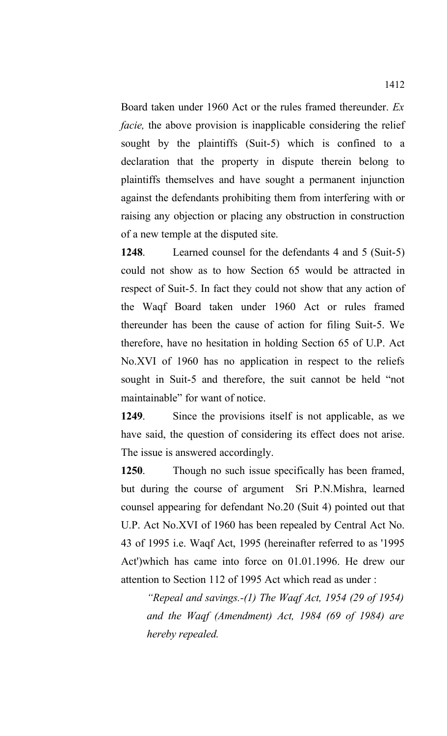Board taken under 1960 Act or the rules framed thereunder. *Ex facie,* the above provision is inapplicable considering the relief sought by the plaintiffs (Suit-5) which is confined to a declaration that the property in dispute therein belong to plaintiffs themselves and have sought a permanent injunction against the defendants prohibiting them from interfering with or raising any objection or placing any obstruction in construction of a new temple at the disputed site.

**1248**. Learned counsel for the defendants 4 and 5 (Suit-5) could not show as to how Section 65 would be attracted in respect of Suit-5. In fact they could not show that any action of the Waqf Board taken under 1960 Act or rules framed thereunder has been the cause of action for filing Suit-5. We therefore, have no hesitation in holding Section 65 of U.P. Act No.XVI of 1960 has no application in respect to the reliefs sought in Suit-5 and therefore, the suit cannot be held "not maintainable" for want of notice.

**1249**. Since the provisions itself is not applicable, as we have said, the question of considering its effect does not arise. The issue is answered accordingly.

**1250**. Though no such issue specifically has been framed, but during the course of argument Sri P.N.Mishra, learned counsel appearing for defendant No.20 (Suit 4) pointed out that U.P. Act No.XVI of 1960 has been repealed by Central Act No. 43 of 1995 i.e. Waqf Act, 1995 (hereinafter referred to as '1995 Act')which has came into force on 01.01.1996. He drew our attention to Section 112 of 1995 Act which read as under :

> *"Repeal and savings.-(1) The Waqf Act, 1954 (29 of 1954) and the Waqf (Amendment) Act, 1984 (69 of 1984) are hereby repealed.*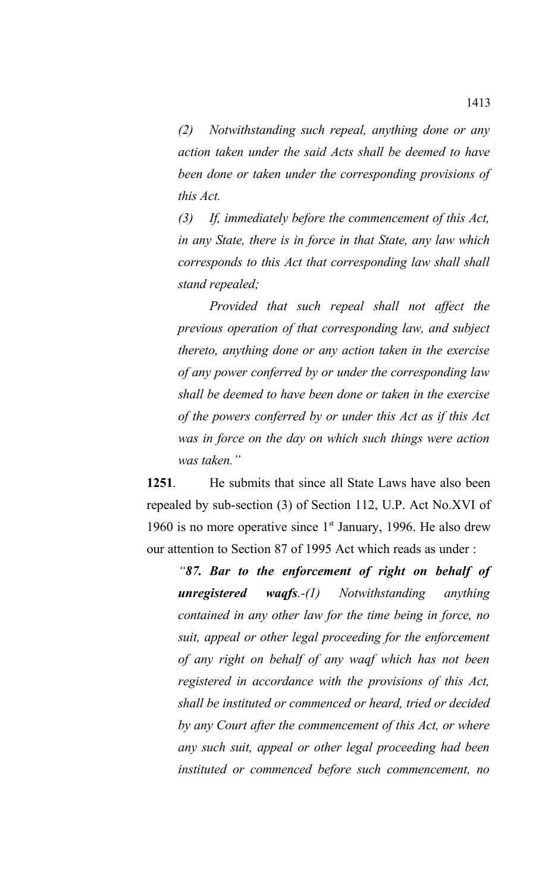*(2) Notwithstanding such repeal, anything done or any action taken under the said Acts shall be deemed to have been done or taken under the corresponding provisions of this Act.*

*(3) If, immediately before the commencement of this Act, in any State, there is in force in that State, any law which corresponds to this Act that corresponding law shall shall stand repealed;*

*Provided that such repeal shall not affect the previous operation of that corresponding law, and subject thereto, anything done or any action taken in the exercise of any power conferred by or under the corresponding law shall be deemed to have been done or taken in the exercise of the powers conferred by or under this Act as if this Act was in force on the day on which such things were action was taken."*

**1251**. He submits that since all State Laws have also been repealed by sub-section (3) of Section 112, U.P. Act No.XVI of 1960 is no more operative since 1st January, 1996. He also drew our attention to Section 87 of 1995 Act which reads as under :

*"**87. Bar to the enforcement of right on behalf of unregistered waqfs**.-(1) Notwithstanding anything contained in any other law for the time being in force, no suit, appeal or other legal proceeding for the enforcement of any right on behalf of any waqf which has not been registered in accordance with the provisions of this Act, shall be instituted or commenced or heard, tried or decided by any Court after the commencement of this Act, or where any such suit, appeal or other legal proceeding had been instituted or commenced before such commencement, no*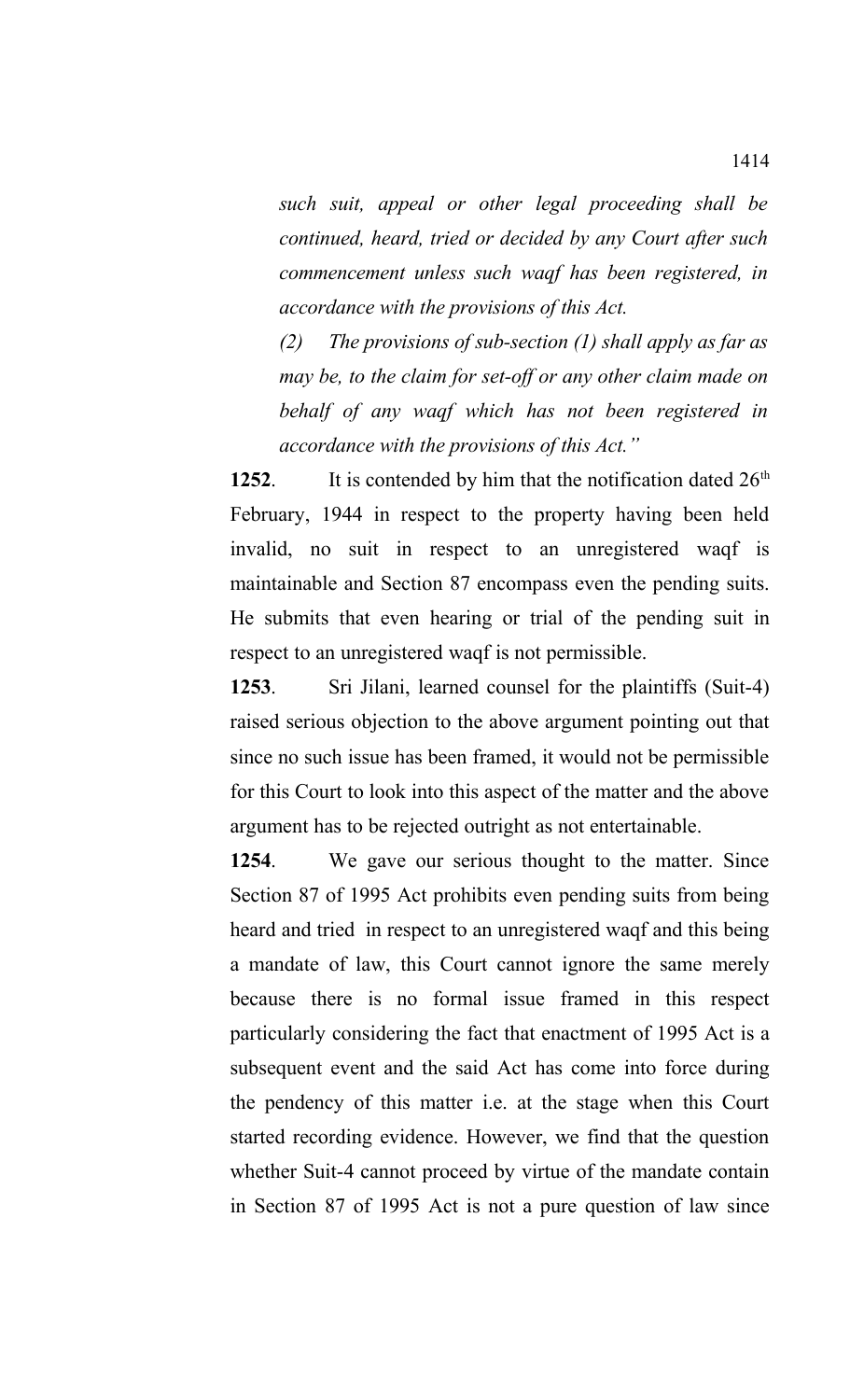*such suit, appeal or other legal proceeding shall be continued, heard, tried or decided by any Court after such commencement unless such waqf has been registered, in accordance with the provisions of this Act.*

*(2) The provisions of sub-section (1) shall apply as far as may be, to the claim for set-off or any other claim made on behalf of any waqf which has not been registered in accordance with the provisions of this Act."*

**1252**. It is contended by him that the notification dated 26th February, 1944 in respect to the property having been held invalid, no suit in respect to an unregistered waqf is maintainable and Section 87 encompass even the pending suits. He submits that even hearing or trial of the pending suit in respect to an unregistered waqf is not permissible.

**1253**. Sri Jilani, learned counsel for the plaintiffs (Suit-4) raised serious objection to the above argument pointing out that since no such issue has been framed, it would not be permissible for this Court to look into this aspect of the matter and the above argument has to be rejected outright as not entertainable.

**1254**. We gave our serious thought to the matter. Since Section 87 of 1995 Act prohibits even pending suits from being heard and tried in respect to an unregistered waqf and this being a mandate of law, this Court cannot ignore the same merely because there is no formal issue framed in this respect particularly considering the fact that enactment of 1995 Act is a subsequent event and the said Act has come into force during the pendency of this matter i.e. at the stage when this Court started recording evidence. However, we find that the question whether Suit-4 cannot proceed by virtue of the mandate contain in Section 87 of 1995 Act is not a pure question of law since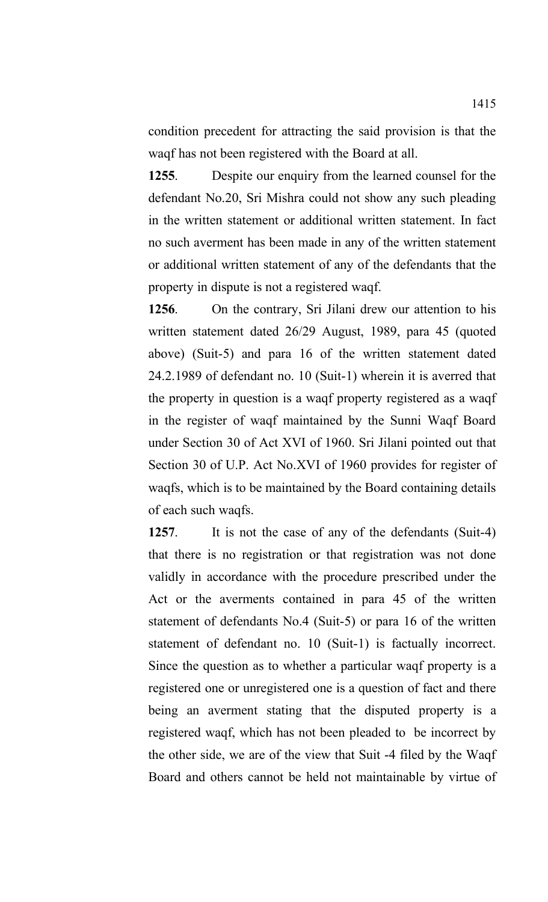condition precedent for attracting the said provision is that the waqf has not been registered with the Board at all.

**1255**. Despite our enquiry from the learned counsel for the defendant No.20, Sri Mishra could not show any such pleading in the written statement or additional written statement. In fact no such averment has been made in any of the written statement or additional written statement of any of the defendants that the property in dispute is not a registered waqf.

**1256**. On the contrary, Sri Jilani drew our attention to his written statement dated 26/29 August, 1989, para 45 (quoted above) (Suit-5) and para 16 of the written statement dated 24.2.1989 of defendant no. 10 (Suit-1) wherein it is averred that the property in question is a waqf property registered as a waqf in the register of waqf maintained by the Sunni Waqf Board under Section 30 of Act XVI of 1960. Sri Jilani pointed out that Section 30 of U.P. Act No.XVI of 1960 provides for register of waqfs, which is to be maintained by the Board containing details of each such waqfs.

**1257**. It is not the case of any of the defendants (Suit-4) that there is no registration or that registration was not done validly in accordance with the procedure prescribed under the Act or the averments contained in para 45 of the written statement of defendants No.4 (Suit-5) or para 16 of the written statement of defendant no. 10 (Suit-1) is factually incorrect. Since the question as to whether a particular waqf property is a registered one or unregistered one is a question of fact and there being an averment stating that the disputed property is a registered waqf, which has not been pleaded to be incorrect by the other side, we are of the view that Suit -4 filed by the Waqf Board and others cannot be held not maintainable by virtue of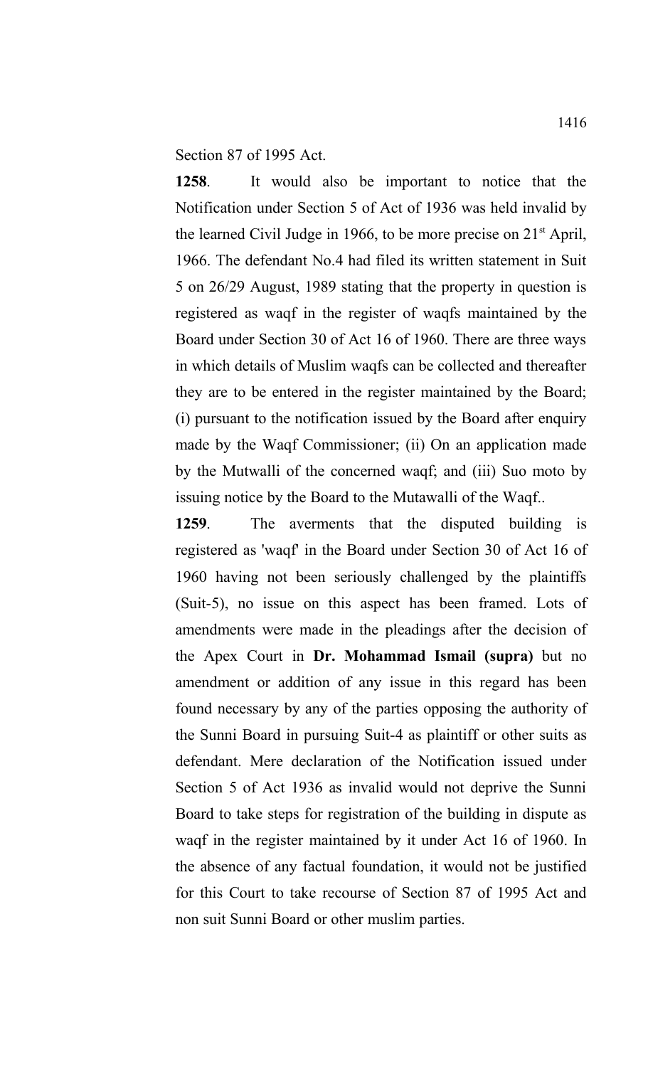Section 87 of 1995 Act.

**1258**. It would also be important to notice that the Notification under Section 5 of Act of 1936 was held invalid by the learned Civil Judge in 1966, to be more precise on 21st April, 1966. The defendant No.4 had filed its written statement in Suit 5 on 26/29 August, 1989 stating that the property in question is registered as waqf in the register of waqfs maintained by the Board under Section 30 of Act 16 of 1960. There are three ways in which details of Muslim waqfs can be collected and thereafter they are to be entered in the register maintained by the Board; (i) pursuant to the notification issued by the Board after enquiry made by the Waqf Commissioner; (ii) On an application made by the Mutwalli of the concerned waqf; and (iii) Suo moto by issuing notice by the Board to the Mutawalli of the Waqf..

**1259**. The averments that the disputed building is registered as 'waqf' in the Board under Section 30 of Act 16 of 1960 having not been seriously challenged by the plaintiffs (Suit-5), no issue on this aspect has been framed. Lots of amendments were made in the pleadings after the decision of the Apex Court in **Dr. Mohammad Ismail (supra)** but no amendment or addition of any issue in this regard has been found necessary by any of the parties opposing the authority of the Sunni Board in pursuing Suit-4 as plaintiff or other suits as defendant. Mere declaration of the Notification issued under Section 5 of Act 1936 as invalid would not deprive the Sunni Board to take steps for registration of the building in dispute as waqf in the register maintained by it under Act 16 of 1960. In the absence of any factual foundation, it would not be justified for this Court to take recourse of Section 87 of 1995 Act and non suit Sunni Board or other muslim parties.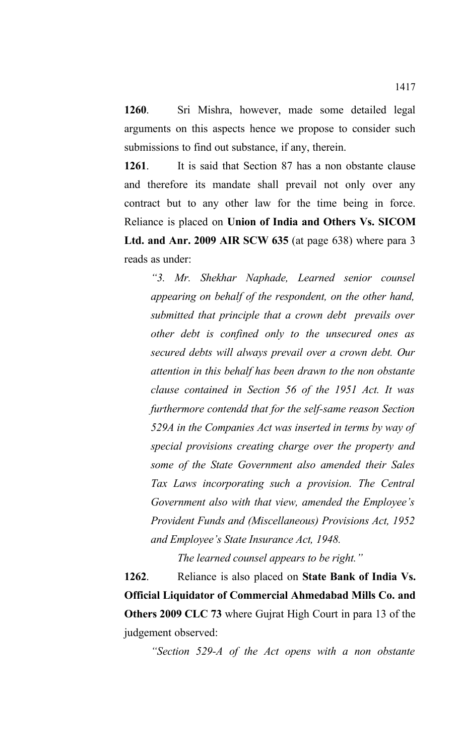**1260**. Sri Mishra, however, made some detailed legal arguments on this aspects hence we propose to consider such submissions to find out substance, if any, therein.

**1261**. It is said that Section 87 has a non obstante clause and therefore its mandate shall prevail not only over any contract but to any other law for the time being in force. Reliance is placed on **Union of India and Others Vs. SICOM Ltd. and Anr. 2009 AIR SCW 635** (at page 638) where para 3 reads as under:

> *"3. Mr. Shekhar Naphade, Learned senior counsel appearing on behalf of the respondent, on the other hand, submitted that principle that a crown debt prevails over other debt is confined only to the unsecured ones as secured debts will always prevail over a crown debt. Our attention in this behalf has been drawn to the non obstante clause contained in Section 56 of the 1951 Act. It was furthermore contendd that for the self-same reason Section 529A in the Companies Act was inserted in terms by way of special provisions creating charge over the property and some of the State Government also amended their Sales Tax Laws incorporating such a provision. The Central Government also with that view, amended the Employee's Provident Funds and (Miscellaneous) Provisions Act, 1952 and Employee's State Insurance Act, 1948.*
>
> *The learned counsel appears to be right."*

**1262**. Reliance is also placed on **State Bank of India Vs. Official Liquidator of Commercial Ahmedabad Mills Co. and Others 2009 CLC 73** where Gujrat High Court in para 13 of the judgement observed:

> *"Section 529-A of the Act opens with a non obstante*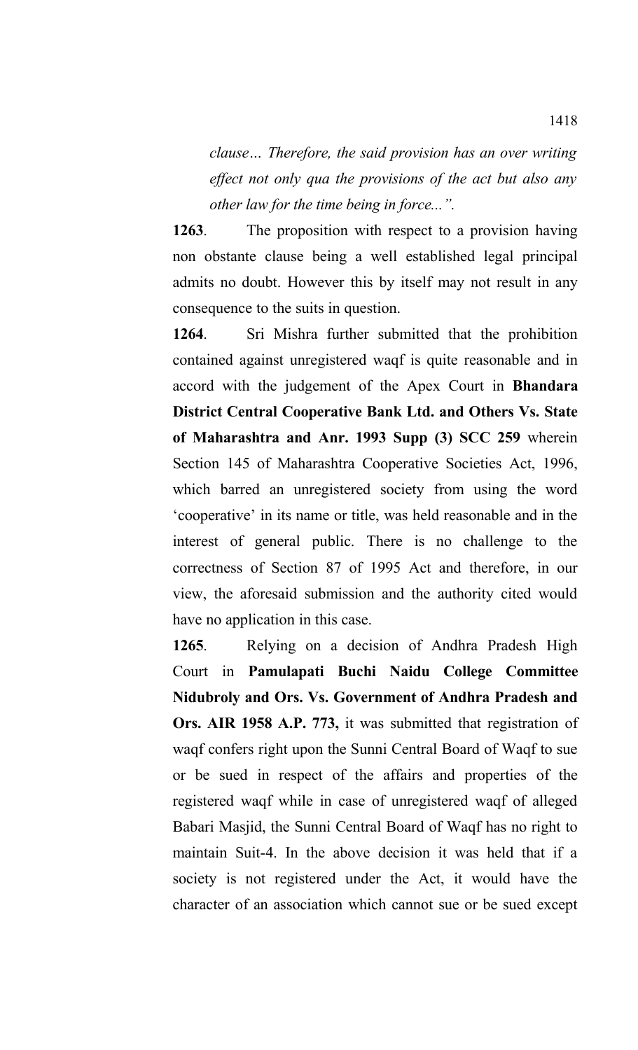*clause… Therefore, the said provision has an over writing effect not only qua the provisions of the act but also any other law for the time being in force...".*

**1263**. The proposition with respect to a provision having non obstante clause being a well established legal principal admits no doubt. However this by itself may not result in any consequence to the suits in question.

**1264**. Sri Mishra further submitted that the prohibition contained against unregistered waqf is quite reasonable and in accord with the judgement of the Apex Court in **Bhandara District Central Cooperative Bank Ltd. and Others Vs. State of Maharashtra and Anr. 1993 Supp (3) SCC 259** wherein Section 145 of Maharashtra Cooperative Societies Act, 1996, which barred an unregistered society from using the word 'cooperative' in its name or title, was held reasonable and in the interest of general public. There is no challenge to the correctness of Section 87 of 1995 Act and therefore, in our view, the aforesaid submission and the authority cited would have no application in this case.

**1265**. Relying on a decision of Andhra Pradesh High Court in **Pamulapati Buchi Naidu College Committee Nidubroly and Ors. Vs. Government of Andhra Pradesh and Ors. AIR 1958 A.P. 773,** it was submitted that registration of waqf confers right upon the Sunni Central Board of Waqf to sue or be sued in respect of the affairs and properties of the registered waqf while in case of unregistered waqf of alleged Babari Masjid, the Sunni Central Board of Waqf has no right to maintain Suit-4. In the above decision it was held that if a society is not registered under the Act, it would have the character of an association which cannot sue or be sued except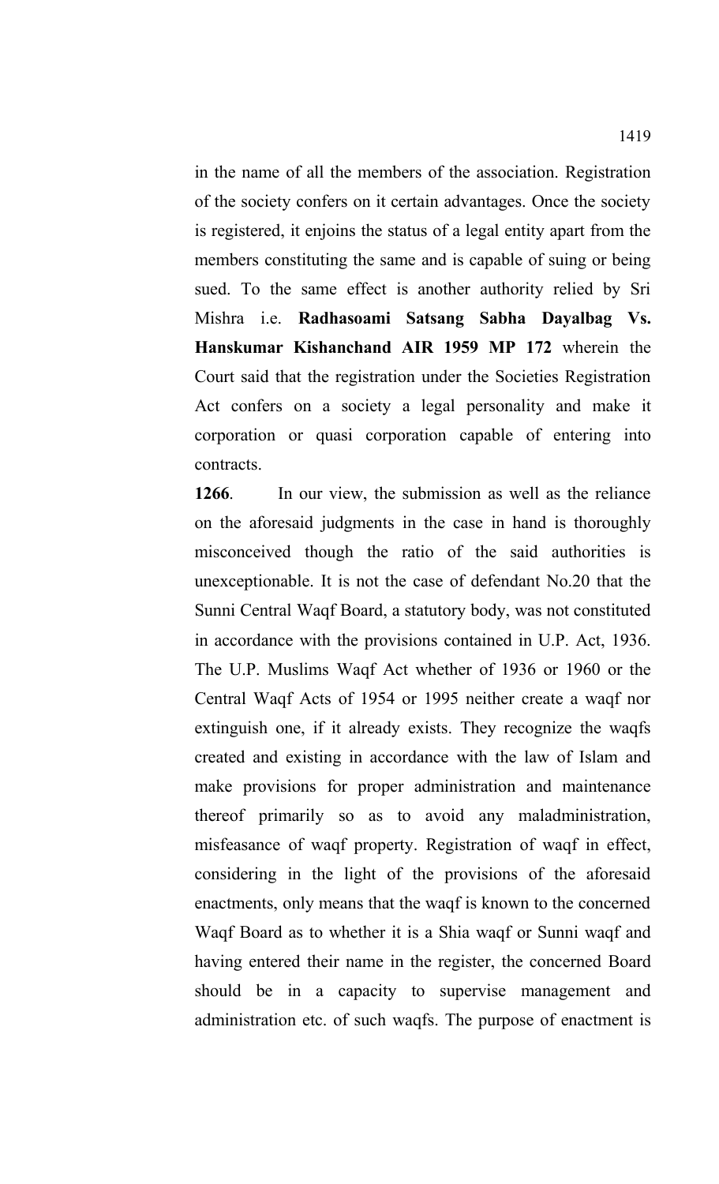in the name of all the members of the association. Registration of the society confers on it certain advantages. Once the society is registered, it enjoins the status of a legal entity apart from the members constituting the same and is capable of suing or being sued. To the same effect is another authority relied by Sri Mishra i.e. **Radhasoami Satsang Sabha Dayalbag Vs. Hanskumar Kishanchand AIR 1959 MP 172** wherein the Court said that the registration under the Societies Registration Act confers on a society a legal personality and make it corporation or quasi corporation capable of entering into contracts.

**1266**. In our view, the submission as well as the reliance on the aforesaid judgments in the case in hand is thoroughly misconceived though the ratio of the said authorities is unexceptionable. It is not the case of defendant No.20 that the Sunni Central Waqf Board, a statutory body, was not constituted in accordance with the provisions contained in U.P. Act, 1936. The U.P. Muslims Waqf Act whether of 1936 or 1960 or the Central Waqf Acts of 1954 or 1995 neither create a waqf nor extinguish one, if it already exists. They recognize the waqfs created and existing in accordance with the law of Islam and make provisions for proper administration and maintenance thereof primarily so as to avoid any maladministration, misfeasance of waqf property. Registration of waqf in effect, considering in the light of the provisions of the aforesaid enactments, only means that the waqf is known to the concerned Waqf Board as to whether it is a Shia waqf or Sunni waqf and having entered their name in the register, the concerned Board should be in a capacity to supervise management and administration etc. of such waqfs. The purpose of enactment is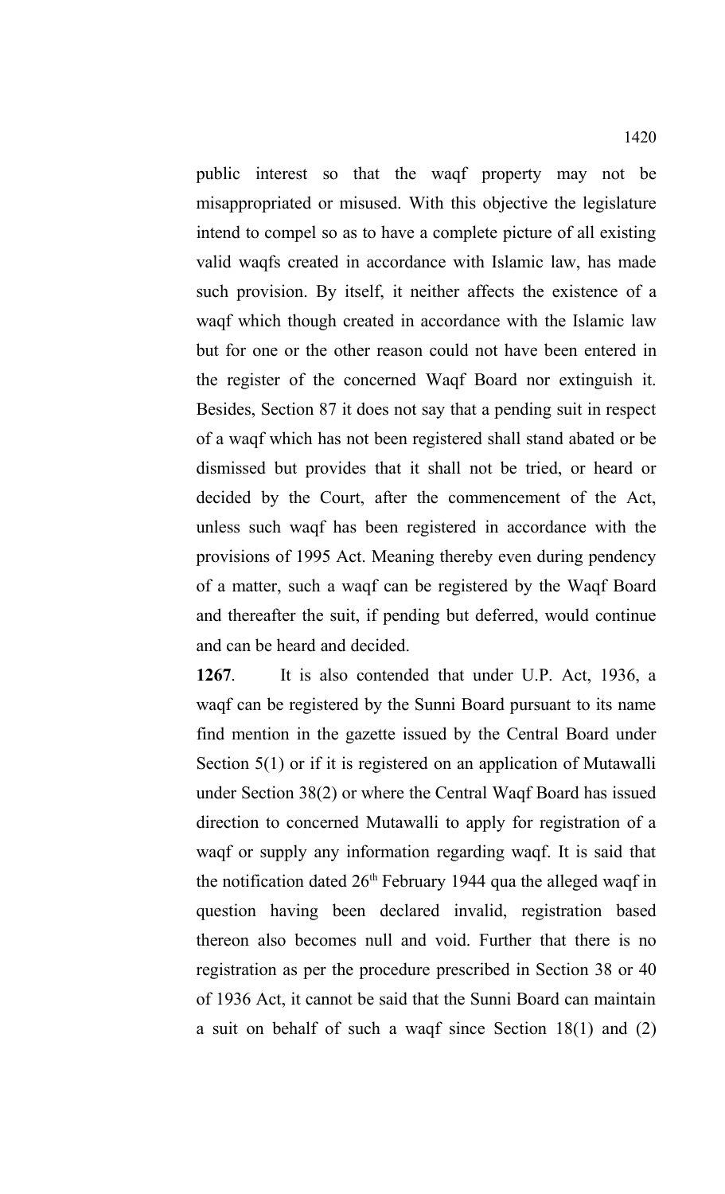public interest so that the waqf property may not be misappropriated or misused. With this objective the legislature intend to compel so as to have a complete picture of all existing valid waqfs created in accordance with Islamic law, has made such provision. By itself, it neither affects the existence of a waqf which though created in accordance with the Islamic law but for one or the other reason could not have been entered in the register of the concerned Waqf Board nor extinguish it. Besides, Section 87 it does not say that a pending suit in respect of a waqf which has not been registered shall stand abated or be dismissed but provides that it shall not be tried, or heard or decided by the Court, after the commencement of the Act, unless such waqf has been registered in accordance with the provisions of 1995 Act. Meaning thereby even during pendency of a matter, such a waqf can be registered by the Waqf Board and thereafter the suit, if pending but deferred, would continue and can be heard and decided.

**1267**. It is also contended that under U.P. Act, 1936, a waqf can be registered by the Sunni Board pursuant to its name find mention in the gazette issued by the Central Board under Section 5(1) or if it is registered on an application of Mutawalli under Section 38(2) or where the Central Waqf Board has issued direction to concerned Mutawalli to apply for registration of a waqf or supply any information regarding waqf. It is said that the notification dated 26th February 1944 qua the alleged waqf in question having been declared invalid, registration based thereon also becomes null and void. Further that there is no registration as per the procedure prescribed in Section 38 or 40 of 1936 Act, it cannot be said that the Sunni Board can maintain a suit on behalf of such a waqf since Section 18(1) and (2)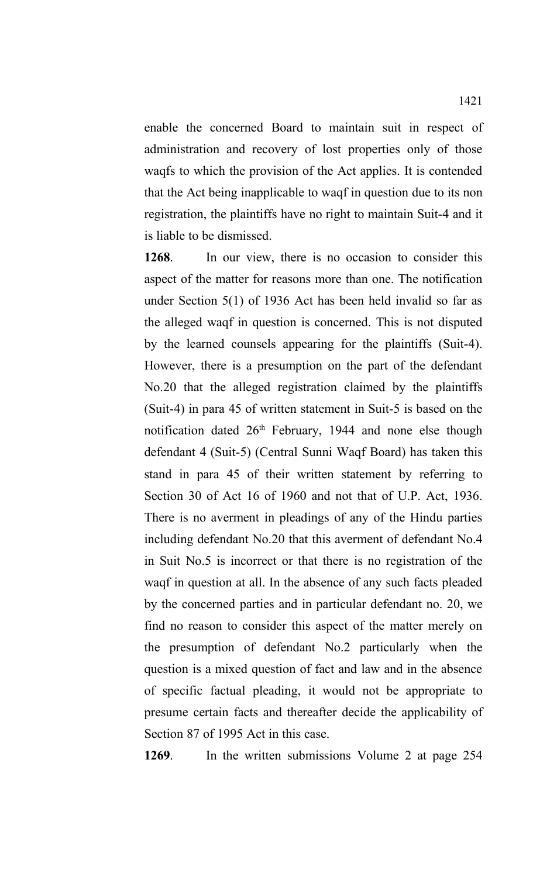enable the concerned Board to maintain suit in respect of administration and recovery of lost properties only of those waqfs to which the provision of the Act applies. It is contended that the Act being inapplicable to waqf in question due to its non registration, the plaintiffs have no right to maintain Suit-4 and it is liable to be dismissed.

**1268**. In our view, there is no occasion to consider this aspect of the matter for reasons more than one. The notification under Section 5(1) of 1936 Act has been held invalid so far as the alleged waqf in question is concerned. This is not disputed by the learned counsels appearing for the plaintiffs (Suit-4). However, there is a presumption on the part of the defendant No.20 that the alleged registration claimed by the plaintiffs (Suit-4) in para 45 of written statement in Suit-5 is based on the notification dated 26th February, 1944 and none else though defendant 4 (Suit-5) (Central Sunni Waqf Board) has taken this stand in para 45 of their written statement by referring to Section 30 of Act 16 of 1960 and not that of U.P. Act, 1936. There is no averment in pleadings of any of the Hindu parties including defendant No.20 that this averment of defendant No.4 in Suit No.5 is incorrect or that there is no registration of the waqf in question at all. In the absence of any such facts pleaded by the concerned parties and in particular defendant no. 20, we find no reason to consider this aspect of the matter merely on the presumption of defendant No.2 particularly when the question is a mixed question of fact and law and in the absence of specific factual pleading, it would not be appropriate to presume certain facts and thereafter decide the applicability of Section 87 of 1995 Act in this case.

**1269**. In the written submissions Volume 2 at page 254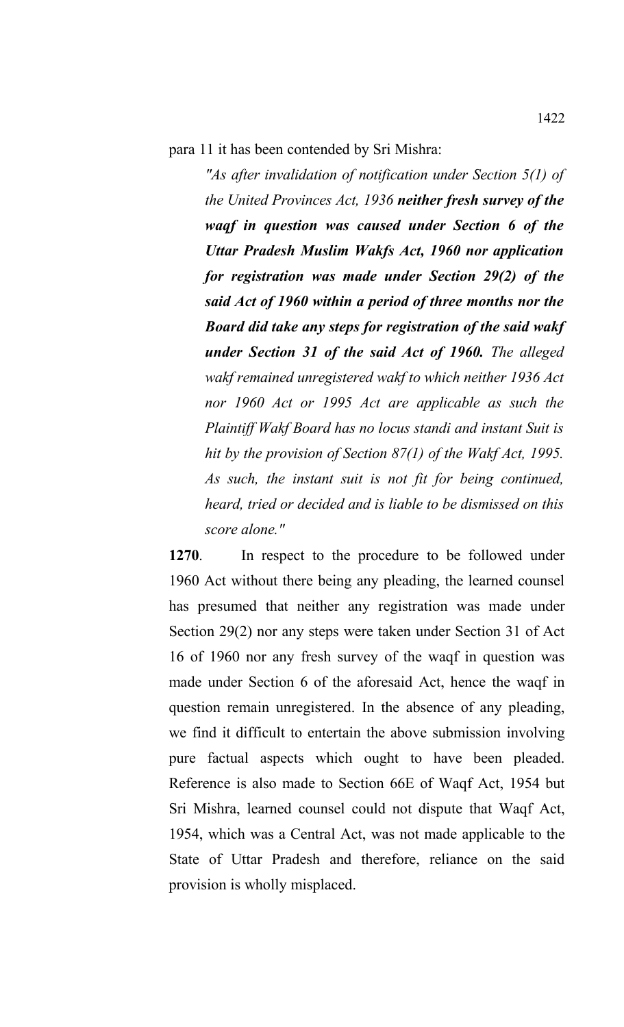para 11 it has been contended by Sri Mishra:

> *"As after invalidation of notification under Section 5(1) of the United Provinces Act, 1936* ***neither fresh survey of the waqf in question was caused under Section 6 of the Uttar Pradesh Muslim Wakfs Act, 1960 nor application for registration was made under Section 29(2) of the said Act of 1960 within a period of three months nor the Board did take any steps for registration of the said wakf under Section 31 of the said Act of 1960.*** *The alleged wakf remained unregistered wakf to which neither 1936 Act nor 1960 Act or 1995 Act are applicable as such the Plaintiff Wakf Board has no locus standi and instant Suit is hit by the provision of Section 87(1) of the Wakf Act, 1995. As such, the instant suit is not fit for being continued, heard, tried or decided and is liable to be dismissed on this score alone."*

**1270**. In respect to the procedure to be followed under 1960 Act without there being any pleading, the learned counsel has presumed that neither any registration was made under Section 29(2) nor any steps were taken under Section 31 of Act 16 of 1960 nor any fresh survey of the waqf in question was made under Section 6 of the aforesaid Act, hence the waqf in question remain unregistered. In the absence of any pleading, we find it difficult to entertain the above submission involving pure factual aspects which ought to have been pleaded. Reference is also made to Section 66E of Waqf Act, 1954 but Sri Mishra, learned counsel could not dispute that Waqf Act, 1954, which was a Central Act, was not made applicable to the State of Uttar Pradesh and therefore, reliance on the said provision is wholly misplaced.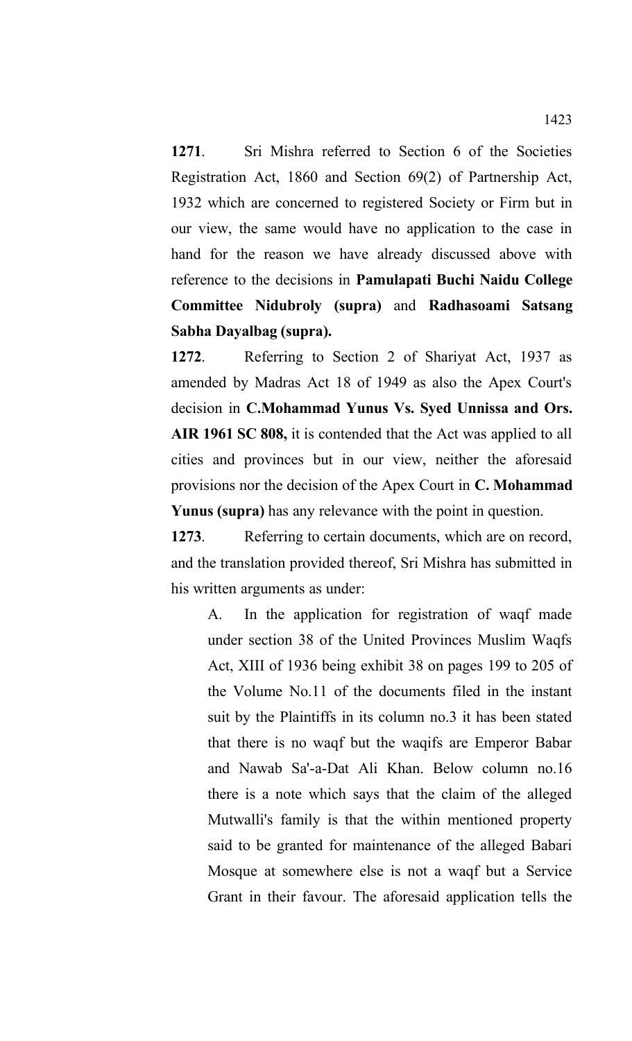**1271**. Sri Mishra referred to Section 6 of the Societies Registration Act, 1860 and Section 69(2) of Partnership Act, 1932 which are concerned to registered Society or Firm but in our view, the same would have no application to the case in hand for the reason we have already discussed above with reference to the decisions in **Pamulapati Buchi Naidu College Committee Nidubroly (supra)** and **Radhasoami Satsang Sabha Dayalbag (supra).**

**1272**. Referring to Section 2 of Shariyat Act, 1937 as amended by Madras Act 18 of 1949 as also the Apex Court's decision in **C.Mohammad Yunus Vs. Syed Unnissa and Ors. AIR 1961 SC 808,** it is contended that the Act was applied to all cities and provinces but in our view, neither the aforesaid provisions nor the decision of the Apex Court in **C. Mohammad Yunus (supra)** has any relevance with the point in question.

**1273**. Referring to certain documents, which are on record, and the translation provided thereof, Sri Mishra has submitted in his written arguments as under:

> A. In the application for registration of waqf made under section 38 of the United Provinces Muslim Waqfs Act, XIII of 1936 being exhibit 38 on pages 199 to 205 of the Volume No.11 of the documents filed in the instant suit by the Plaintiffs in its column no.3 it has been stated that there is no waqf but the waqifs are Emperor Babar and Nawab Sa'-a-Dat Ali Khan. Below column no.16 there is a note which says that the claim of the alleged Mutwalli's family is that the within mentioned property said to be granted for maintenance of the alleged Babari Mosque at somewhere else is not a waqf but a Service Grant in their favour. The aforesaid application tells the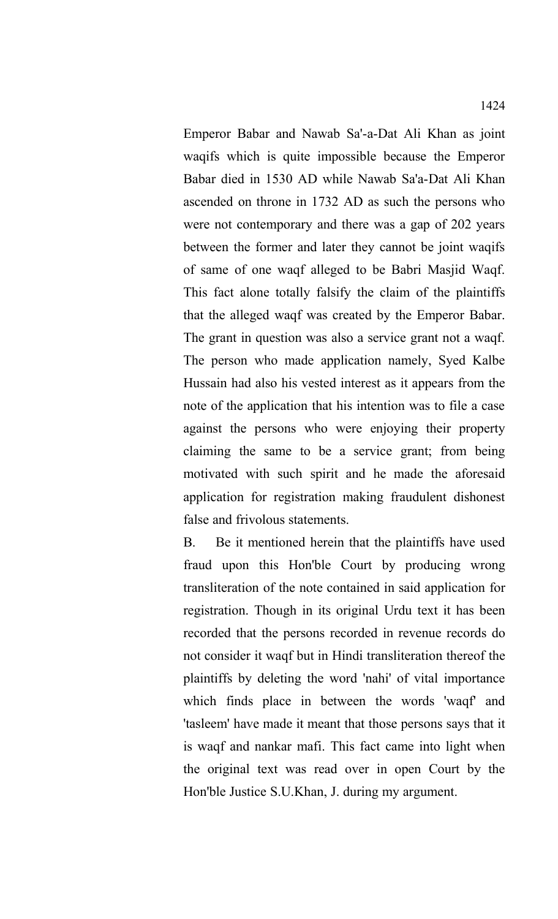Emperor Babar and Nawab Sa'-a-Dat Ali Khan as joint waqifs which is quite impossible because the Emperor Babar died in 1530 AD while Nawab Sa'a-Dat Ali Khan ascended on throne in 1732 AD as such the persons who were not contemporary and there was a gap of 202 years between the former and later they cannot be joint waqifs of same of one waqf alleged to be Babri Masjid Waqf. This fact alone totally falsify the claim of the plaintiffs that the alleged waqf was created by the Emperor Babar. The grant in question was also a service grant not a waqf. The person who made application namely, Syed Kalbe Hussain had also his vested interest as it appears from the note of the application that his intention was to file a case against the persons who were enjoying their property claiming the same to be a service grant; from being motivated with such spirit and he made the aforesaid application for registration making fraudulent dishonest false and frivolous statements.

B. Be it mentioned herein that the plaintiffs have used fraud upon this Hon'ble Court by producing wrong transliteration of the note contained in said application for registration. Though in its original Urdu text it has been recorded that the persons recorded in revenue records do not consider it waqf but in Hindi transliteration thereof the plaintiffs by deleting the word 'nahi' of vital importance which finds place in between the words 'waqf' and 'tasleem' have made it meant that those persons says that it is waqf and nankar mafi. This fact came into light when the original text was read over in open Court by the Hon'ble Justice S.U.Khan, J. during my argument.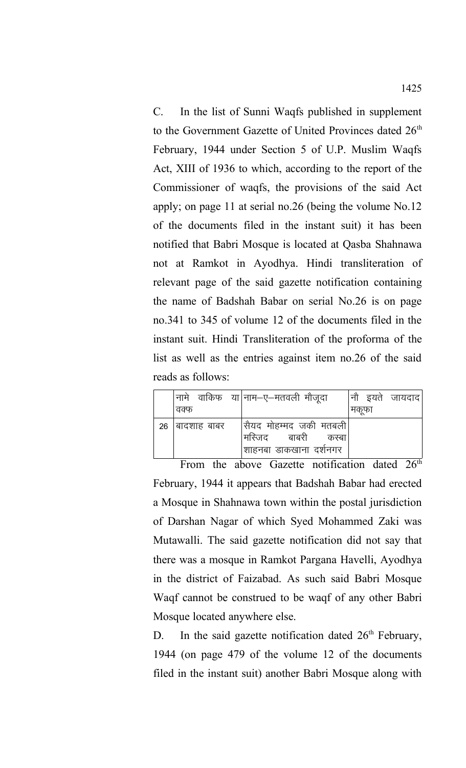C. In the list of Sunni Waqfs published in supplement to the Government Gazette of United Provinces dated 26th February, 1944 under Section 5 of U.P. Muslim Waqfs Act, XIII of 1936 to which, according to the report of the Commissioner of waqfs, the provisions of the said Act apply; on page 11 at serial no.26 (being the volume No.12 of the documents filed in the instant suit) it has been notified that Babri Mosque is located at Qasba Shahnawa not at Ramkot in Ayodhya. Hindi transliteration of relevant page of the said gazette notification containing the name of Badshah Babar on serial No.26 is on page no.341 to 345 of volume 12 of the documents filed in the instant suit. Hindi Transliteration of the proforma of the list as well as the entries against item no.26 of the said reads as follows:

| | नामे वाकिफ या वक्फ | नाम–ए–मतवली मौजूदा | नौ इयते जायदाद मकूफा |
|---|---|---|---|
| 26 | बादशाह बाबर | सैयद मोहम्मद जकी मतबली मस्जिद बाबरी कस्बा शाहनबा डाकखाना दर्शनगर | |

From the above Gazette notification dated 26th February, 1944 it appears that Badshah Babar had erected a Mosque in Shahnawa town within the postal jurisdiction of Darshan Nagar of which Syed Mohammed Zaki was Mutawalli. The said gazette notification did not say that there was a mosque in Ramkot Pargana Havelli, Ayodhya in the district of Faizabad. As such said Babri Mosque Waqf cannot be construed to be waqf of any other Babri Mosque located anywhere else.

D. In the said gazette notification dated 26th February, 1944 (on page 479 of the volume 12 of the documents filed in the instant suit) another Babri Mosque along with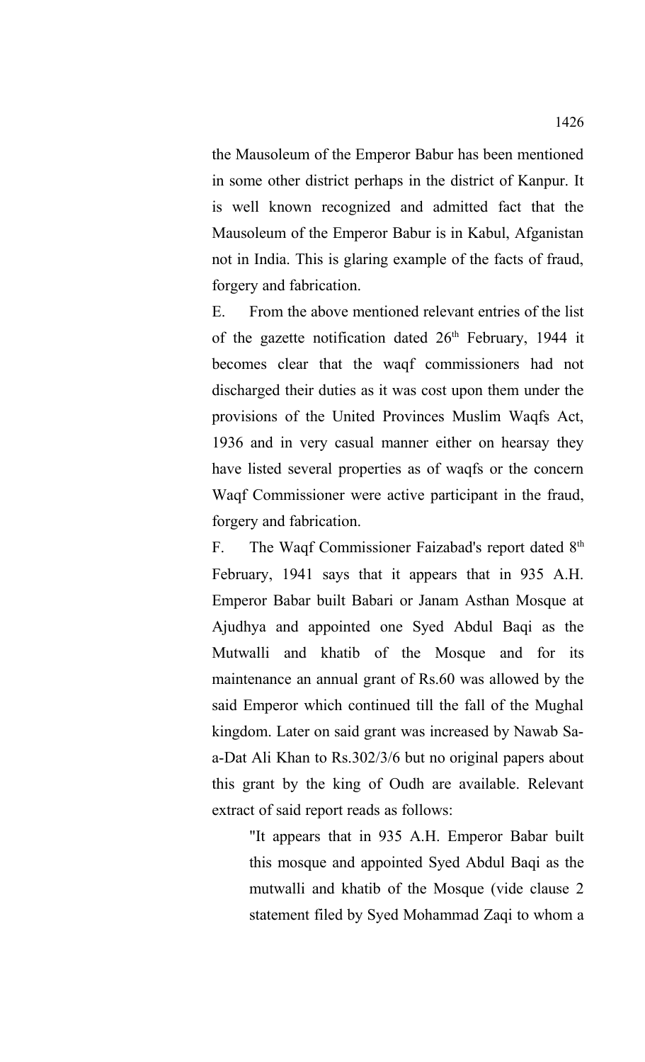the Mausoleum of the Emperor Babur has been mentioned in some other district perhaps in the district of Kanpur. It is well known recognized and admitted fact that the Mausoleum of the Emperor Babur is in Kabul, Afganistan not in India. This is glaring example of the facts of fraud, forgery and fabrication.

E. From the above mentioned relevant entries of the list of the gazette notification dated 26th February, 1944 it becomes clear that the waqf commissioners had not discharged their duties as it was cost upon them under the provisions of the United Provinces Muslim Waqfs Act, 1936 and in very casual manner either on hearsay they have listed several properties as of waqfs or the concern Waqf Commissioner were active participant in the fraud, forgery and fabrication.

F. The Waqf Commissioner Faizabad's report dated 8th February, 1941 says that it appears that in 935 A.H. Emperor Babar built Babari or Janam Asthan Mosque at Ajudhya and appointed one Syed Abdul Baqi as the Mutwalli and khatib of the Mosque and for its maintenance an annual grant of Rs.60 was allowed by the said Emperor which continued till the fall of the Mughal kingdom. Later on said grant was increased by Nawab Sa-a-Dat Ali Khan to Rs.302/3/6 but no original papers about this grant by the king of Oudh are available. Relevant extract of said report reads as follows:

> "It appears that in 935 A.H. Emperor Babar built this mosque and appointed Syed Abdul Baqi as the mutwalli and khatib of the Mosque (vide clause 2 statement filed by Syed Mohammad Zaqi to whom a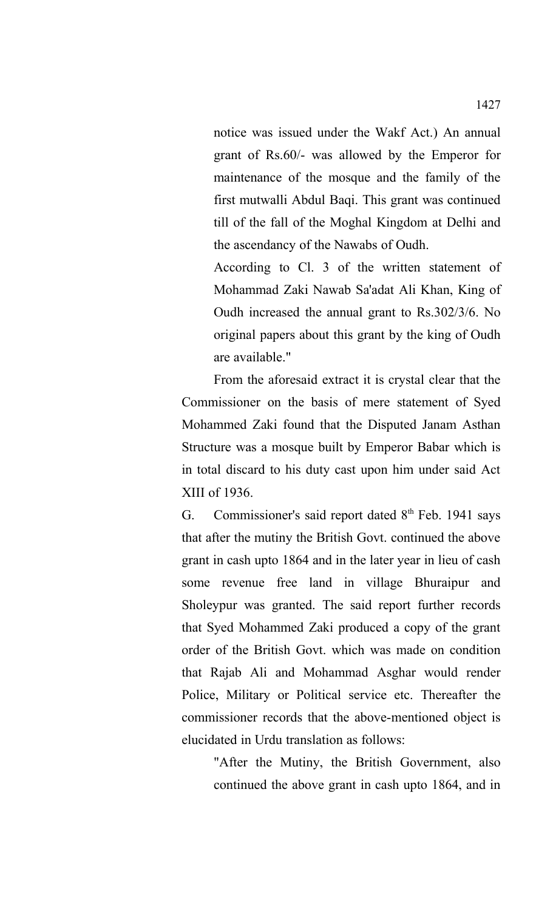> notice was issued under the Wakf Act.) An annual grant of Rs.60/- was allowed by the Emperor for maintenance of the mosque and the family of the first mutwalli Abdul Baqi. This grant was continued till of the fall of the Moghal Kingdom at Delhi and the ascendancy of the Nawabs of Oudh.
>
> According to Cl. 3 of the written statement of Mohammad Zaki Nawab Sa'adat Ali Khan, King of Oudh increased the annual grant to Rs.302/3/6. No original papers about this grant by the king of Oudh are available."

From the aforesaid extract it is crystal clear that the Commissioner on the basis of mere statement of Syed Mohammed Zaki found that the Disputed Janam Asthan Structure was a mosque built by Emperor Babar which is in total discard to his duty cast upon him under said Act XIII of 1936.

G. Commissioner's said report dated 8th Feb. 1941 says that after the mutiny the British Govt. continued the above grant in cash upto 1864 and in the later year in lieu of cash some revenue free land in village Bhuraipur and Sholeypur was granted. The said report further records that Syed Mohammed Zaki produced a copy of the grant order of the British Govt. which was made on condition that Rajab Ali and Mohammad Asghar would render Police, Military or Political service etc. Thereafter the commissioner records that the above-mentioned object is elucidated in Urdu translation as follows:

> "After the Mutiny, the British Government, also continued the above grant in cash upto 1864, and in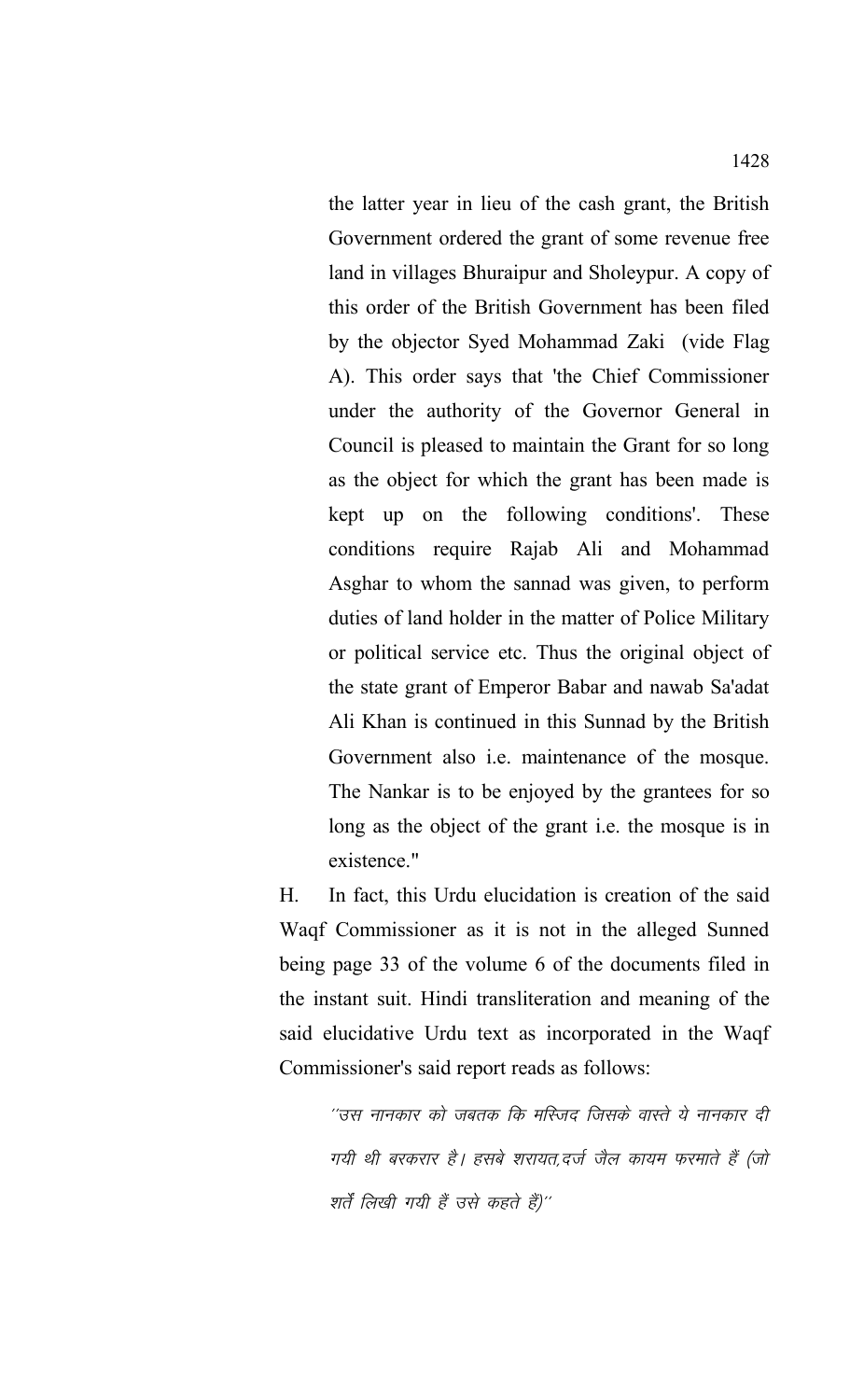the latter year in lieu of the cash grant, the British Government ordered the grant of some revenue free land in villages Bhuraipur and Sholeypur. A copy of this order of the British Government has been filed by the objector Syed Mohammad Zaki (vide Flag A). This order says that 'the Chief Commissioner under the authority of the Governor General in Council is pleased to maintain the Grant for so long as the object for which the grant has been made is kept up on the following conditions'. These conditions require Rajab Ali and Mohammad Asghar to whom the sannad was given, to perform duties of land holder in the matter of Police Military or political service etc. Thus the original object of the state grant of Emperor Babar and nawab Sa'adat Ali Khan is continued in this Sunnad by the British Government also i.e. maintenance of the mosque. The Nankar is to be enjoyed by the grantees for so long as the object of the grant i.e. the mosque is in existence."

H. In fact, this Urdu elucidation is creation of the said Waqf Commissioner as it is not in the alleged Sunned being page 33 of the volume 6 of the documents filed in the instant suit. Hindi transliteration and meaning of the said elucidative Urdu text as incorporated in the Waqf Commissioner's said report reads as follows:

> ''उस नानकार को जबतक कि मस्जिद जिसके वास्ते ये नानकार दी गयी थी बरकरार है। हसबे शरायत,दर्ज जैल कायम फरमाते हैं (जो शर्तें लिखी गयी हैं उसे कहते हैं)''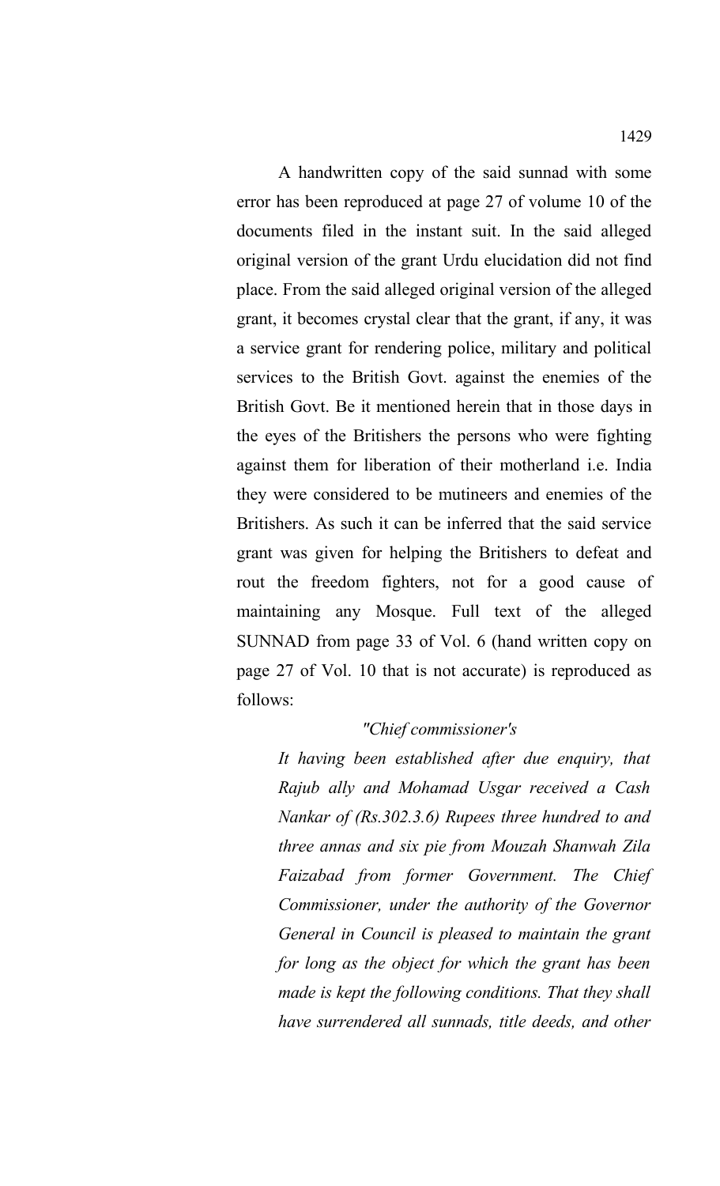A handwritten copy of the said sunnad with some error has been reproduced at page 27 of volume 10 of the documents filed in the instant suit. In the said alleged original version of the grant Urdu elucidation did not find place. From the said alleged original version of the alleged grant, it becomes crystal clear that the grant, if any, it was a service grant for rendering police, military and political services to the British Govt. against the enemies of the British Govt. Be it mentioned herein that in those days in the eyes of the Britishers the persons who were fighting against them for liberation of their motherland i.e. India they were considered to be mutineers and enemies of the Britishers. As such it can be inferred that the said service grant was given for helping the Britishers to defeat and rout the freedom fighters, not for a good cause of maintaining any Mosque. Full text of the alleged SUNNAD from page 33 of Vol. 6 (hand written copy on page 27 of Vol. 10 that is not accurate) is reproduced as follows:

> *"Chief commissioner's*
>
> *It having been established after due enquiry, that Rajub ally and Mohamad Usgar received a Cash Nankar of (Rs.302.3.6) Rupees three hundred to and three annas and six pie from Mouzah Shanwah Zila Faizabad from former Government. The Chief Commissioner, under the authority of the Governor General in Council is pleased to maintain the grant for long as the object for which the grant has been made is kept the following conditions. That they shall have surrendered all sunnads, title deeds, and other*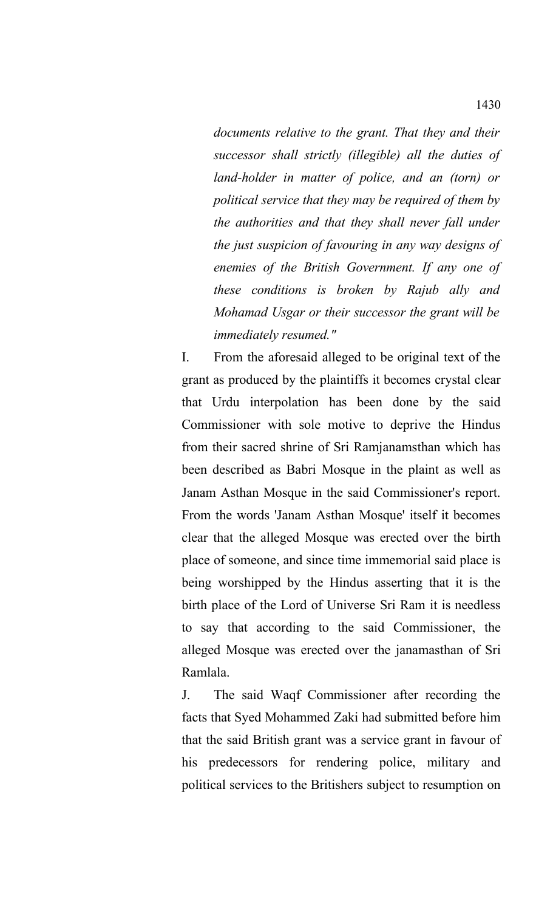*documents relative to the grant. That they and their successor shall strictly (illegible) all the duties of land-holder in matter of police, and an (torn) or political service that they may be required of them by the authorities and that they shall never fall under the just suspicion of favouring in any way designs of enemies of the British Government. If any one of these conditions is broken by Rajub ally and Mohamad Usgar or their successor the grant will be immediately resumed."*

I. From the aforesaid alleged to be original text of the grant as produced by the plaintiffs it becomes crystal clear that Urdu interpolation has been done by the said Commissioner with sole motive to deprive the Hindus from their sacred shrine of Sri Ramjanamsthan which has been described as Babri Mosque in the plaint as well as Janam Asthan Mosque in the said Commissioner's report. From the words 'Janam Asthan Mosque' itself it becomes clear that the alleged Mosque was erected over the birth place of someone, and since time immemorial said place is being worshipped by the Hindus asserting that it is the birth place of the Lord of Universe Sri Ram it is needless to say that according to the said Commissioner, the alleged Mosque was erected over the janamasthan of Sri Ramlala.

J. The said Waqf Commissioner after recording the facts that Syed Mohammed Zaki had submitted before him that the said British grant was a service grant in favour of his predecessors for rendering police, military and political services to the Britishers subject to resumption on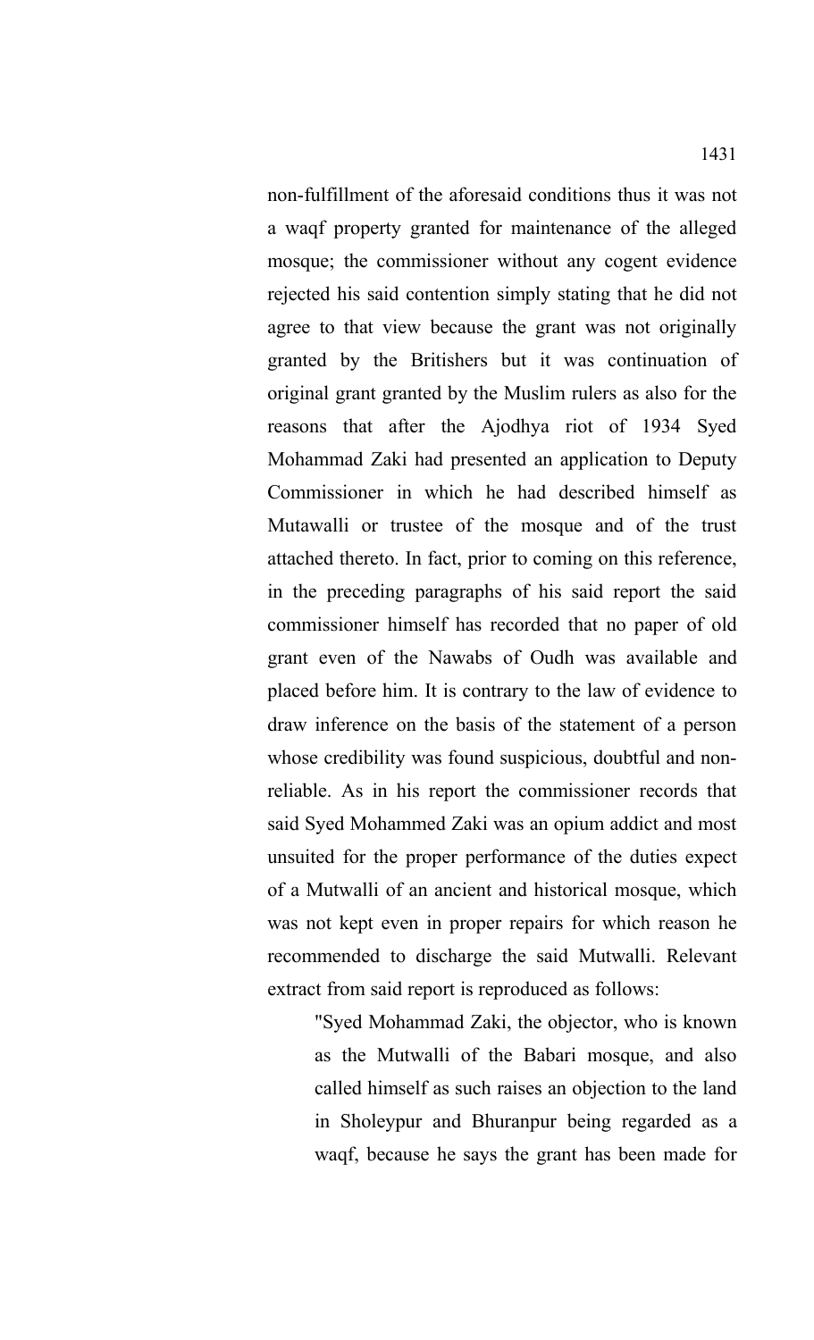non-fulfillment of the aforesaid conditions thus it was not a waqf property granted for maintenance of the alleged mosque; the commissioner without any cogent evidence rejected his said contention simply stating that he did not agree to that view because the grant was not originally granted by the Britishers but it was continuation of original grant granted by the Muslim rulers as also for the reasons that after the Ajodhya riot of 1934 Syed Mohammad Zaki had presented an application to Deputy Commissioner in which he had described himself as Mutawalli or trustee of the mosque and of the trust attached thereto. In fact, prior to coming on this reference, in the preceding paragraphs of his said report the said commissioner himself has recorded that no paper of old grant even of the Nawabs of Oudh was available and placed before him. It is contrary to the law of evidence to draw inference on the basis of the statement of a person whose credibility was found suspicious, doubtful and non-reliable. As in his report the commissioner records that said Syed Mohammed Zaki was an opium addict and most unsuited for the proper performance of the duties expect of a Mutwalli of an ancient and historical mosque, which was not kept even in proper repairs for which reason he recommended to discharge the said Mutwalli. Relevant extract from said report is reproduced as follows:

> "Syed Mohammad Zaki, the objector, who is known as the Mutwalli of the Babari mosque, and also called himself as such raises an objection to the land in Sholeypur and Bhuranpur being regarded as a waqf, because he says the grant has been made for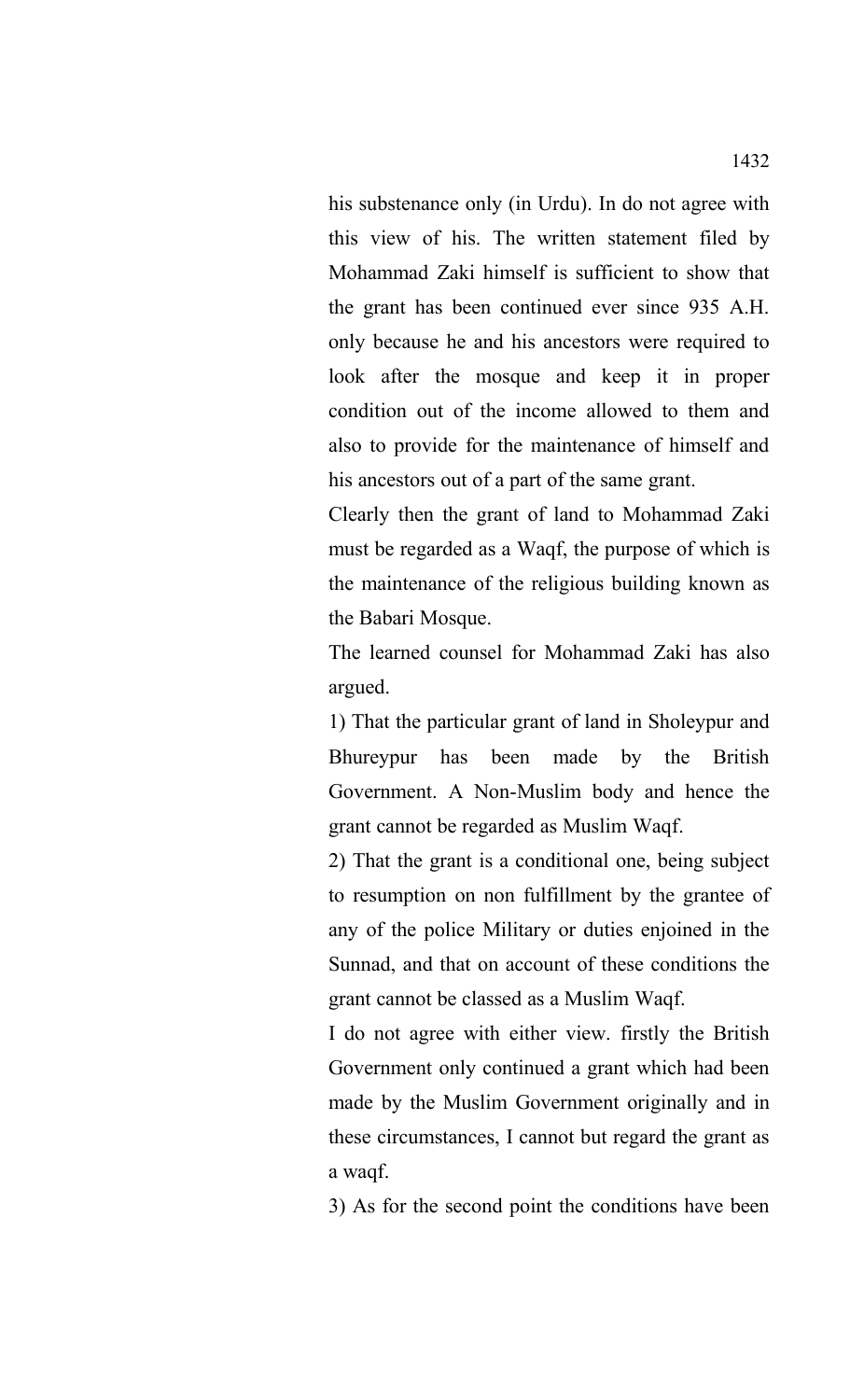his substenance only (in Urdu). In do not agree with this view of his. The written statement filed by Mohammad Zaki himself is sufficient to show that the grant has been continued ever since 935 A.H. only because he and his ancestors were required to look after the mosque and keep it in proper condition out of the income allowed to them and also to provide for the maintenance of himself and his ancestors out of a part of the same grant.

Clearly then the grant of land to Mohammad Zaki must be regarded as a Waqf, the purpose of which is the maintenance of the religious building known as the Babari Mosque.

The learned counsel for Mohammad Zaki has also argued.

1) That the particular grant of land in Sholeypur and Bhureypur has been made by the British Government. A Non-Muslim body and hence the grant cannot be regarded as Muslim Waqf.

2) That the grant is a conditional one, being subject to resumption on non fulfillment by the grantee of any of the police Military or duties enjoined in the Sunnad, and that on account of these conditions the grant cannot be classed as a Muslim Waqf.

I do not agree with either view. firstly the British Government only continued a grant which had been made by the Muslim Government originally and in these circumstances, I cannot but regard the grant as a waqf.

3) As for the second point the conditions have been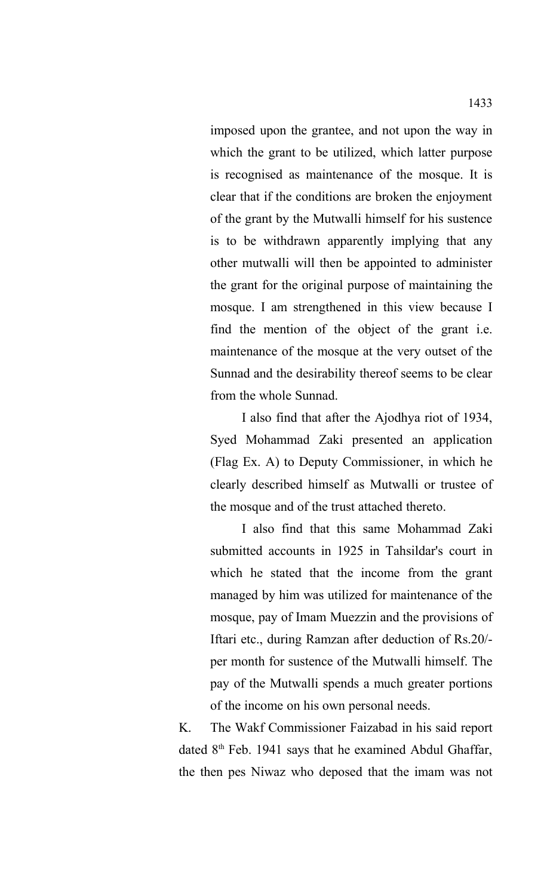imposed upon the grantee, and not upon the way in which the grant to be utilized, which latter purpose is recognised as maintenance of the mosque. It is clear that if the conditions are broken the enjoyment of the grant by the Mutwalli himself for his sustence is to be withdrawn apparently implying that any other mutwalli will then be appointed to administer the grant for the original purpose of maintaining the mosque. I am strengthened in this view because I find the mention of the object of the grant i.e. maintenance of the mosque at the very outset of the Sunnad and the desirability thereof seems to be clear from the whole Sunnad.

I also find that after the Ajodhya riot of 1934, Syed Mohammad Zaki presented an application (Flag Ex. A) to Deputy Commissioner, in which he clearly described himself as Mutwalli or trustee of the mosque and of the trust attached thereto.

I also find that this same Mohammad Zaki submitted accounts in 1925 in Tahsildar's court in which he stated that the income from the grant managed by him was utilized for maintenance of the mosque, pay of Imam Muezzin and the provisions of Iftari etc., during Ramzan after deduction of Rs.20/- per month for sustence of the Mutwalli himself. The pay of the Mutwalli spends a much greater portions of the income on his own personal needs.

K. The Wakf Commissioner Faizabad in his said report dated 8th Feb. 1941 says that he examined Abdul Ghaffar, the then pes Niwaz who deposed that the imam was not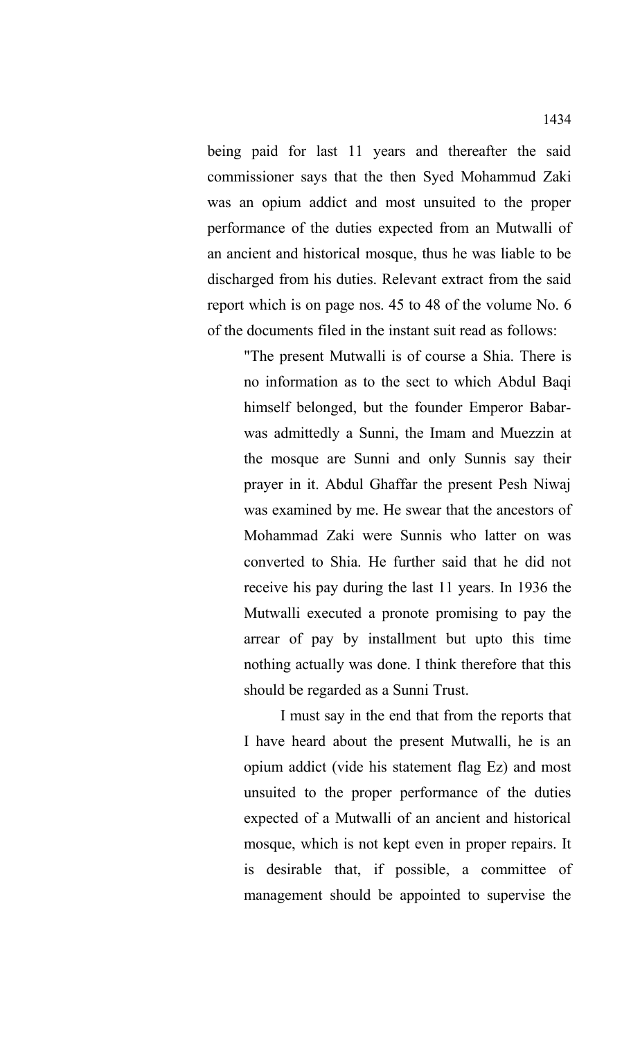being paid for last 11 years and thereafter the said commissioner says that the then Syed Mohammud Zaki was an opium addict and most unsuited to the proper performance of the duties expected from an Mutwalli of an ancient and historical mosque, thus he was liable to be discharged from his duties. Relevant extract from the said report which is on page nos. 45 to 48 of the volume No. 6 of the documents filed in the instant suit read as follows:

> "The present Mutwalli is of course a Shia. There is no information as to the sect to which Abdul Baqi himself belonged, but the founder Emperor Babar- was admittedly a Sunni, the Imam and Muezzin at the mosque are Sunni and only Sunnis say their prayer in it. Abdul Ghaffar the present Pesh Niwaj was examined by me. He swear that the ancestors of Mohammad Zaki were Sunnis who latter on was converted to Shia. He further said that he did not receive his pay during the last 11 years. In 1936 the Mutwalli executed a pronote promising to pay the arrear of pay by installment but upto this time nothing actually was done. I think therefore that this should be regarded as a Sunni Trust.
>
> I must say in the end that from the reports that I have heard about the present Mutwalli, he is an opium addict (vide his statement flag Ez) and most unsuited to the proper performance of the duties expected of a Mutwalli of an ancient and historical mosque, which is not kept even in proper repairs. It is desirable that, if possible, a committee of management should be appointed to supervise the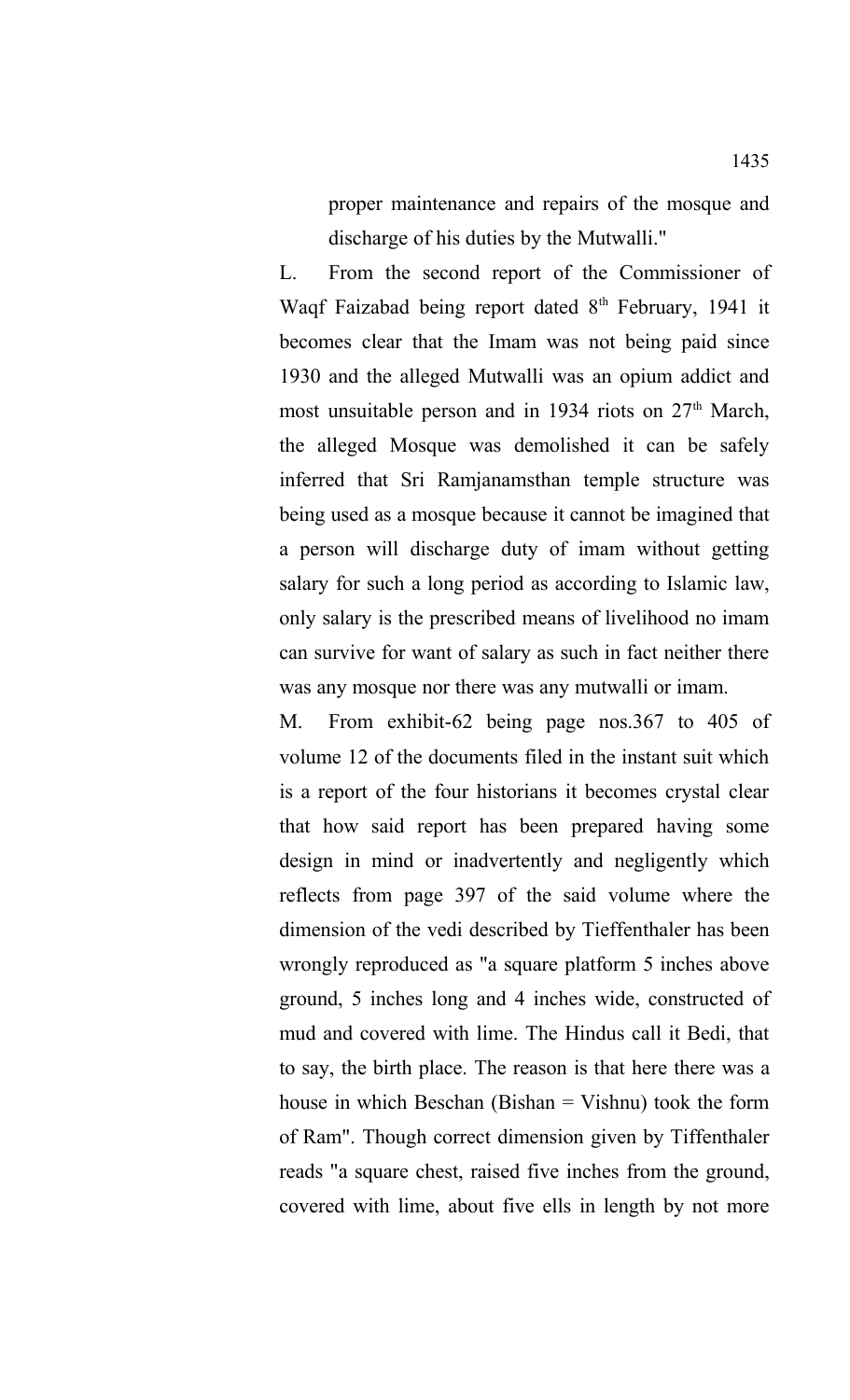proper maintenance and repairs of the mosque and discharge of his duties by the Mutwalli."

L. From the second report of the Commissioner of Waqf Faizabad being report dated 8th February, 1941 it becomes clear that the Imam was not being paid since 1930 and the alleged Mutwalli was an opium addict and most unsuitable person and in 1934 riots on 27th March, the alleged Mosque was demolished it can be safely inferred that Sri Ramjanamsthan temple structure was being used as a mosque because it cannot be imagined that a person will discharge duty of imam without getting salary for such a long period as according to Islamic law, only salary is the prescribed means of livelihood no imam can survive for want of salary as such in fact neither there was any mosque nor there was any mutwalli or imam.

M. From exhibit-62 being page nos.367 to 405 of volume 12 of the documents filed in the instant suit which is a report of the four historians it becomes crystal clear that how said report has been prepared having some design in mind or inadvertently and negligently which reflects from page 397 of the said volume where the dimension of the vedi described by Tieffenthaler has been wrongly reproduced as "a square platform 5 inches above ground, 5 inches long and 4 inches wide, constructed of mud and covered with lime. The Hindus call it Bedi, that to say, the birth place. The reason is that here there was a house in which Beschan (Bishan = Vishnu) took the form of Ram". Though correct dimension given by Tiffenthaler reads "a square chest, raised five inches from the ground, covered with lime, about five ells in length by not more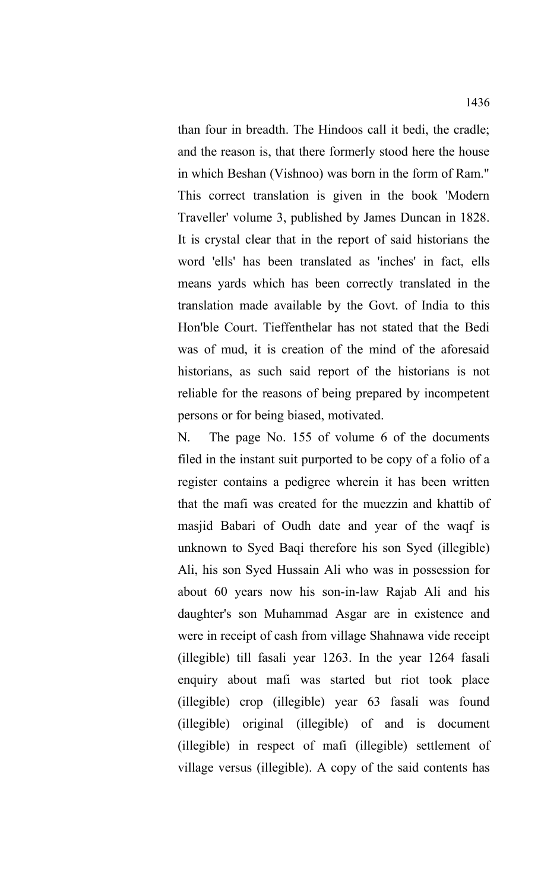than four in breadth. The Hindoos call it bedi, the cradle; and the reason is, that there formerly stood here the house in which Beshan (Vishnoo) was born in the form of Ram." This correct translation is given in the book 'Modern Traveller' volume 3, published by James Duncan in 1828. It is crystal clear that in the report of said historians the word 'ells' has been translated as 'inches' in fact, ells means yards which has been correctly translated in the translation made available by the Govt. of India to this Hon'ble Court. Tieffenthelar has not stated that the Bedi was of mud, it is creation of the mind of the aforesaid historians, as such said report of the historians is not reliable for the reasons of being prepared by incompetent persons or for being biased, motivated.

N. The page No. 155 of volume 6 of the documents filed in the instant suit purported to be copy of a folio of a register contains a pedigree wherein it has been written that the mafi was created for the muezzin and khattib of masjid Babari of Oudh date and year of the waqf is unknown to Syed Baqi therefore his son Syed (illegible) Ali, his son Syed Hussain Ali who was in possession for about 60 years now his son-in-law Rajab Ali and his daughter's son Muhammad Asgar are in existence and were in receipt of cash from village Shahnawa vide receipt (illegible) till fasali year 1263. In the year 1264 fasali enquiry about mafi was started but riot took place (illegible) crop (illegible) year 63 fasali was found (illegible) original (illegible) of and is document (illegible) in respect of mafi (illegible) settlement of village versus (illegible). A copy of the said contents has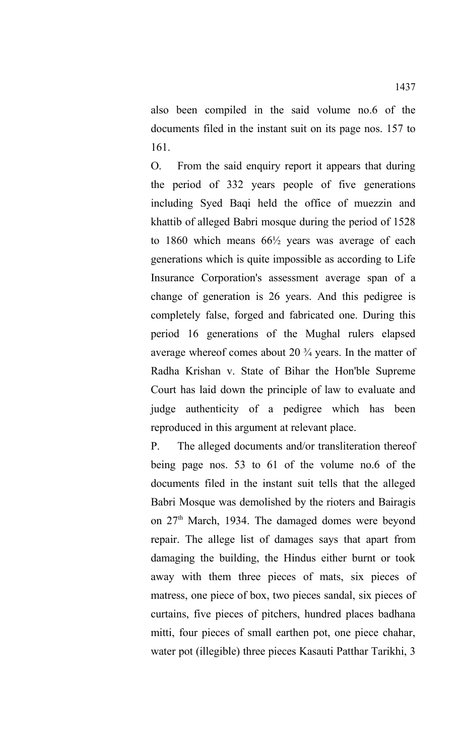also been compiled in the said volume no.6 of the documents filed in the instant suit on its page nos. 157 to 161.

O. From the said enquiry report it appears that during the period of 332 years people of five generations including Syed Baqi held the office of muezzin and khattib of alleged Babri mosque during the period of 1528 to 1860 which means 66½ years was average of each generations which is quite impossible as according to Life Insurance Corporation's assessment average span of a change of generation is 26 years. And this pedigree is completely false, forged and fabricated one. During this period 16 generations of the Mughal rulers elapsed average whereof comes about 20 ¾ years. In the matter of Radha Krishan v. State of Bihar the Hon'ble Supreme Court has laid down the principle of law to evaluate and judge authenticity of a pedigree which has been reproduced in this argument at relevant place.

P. The alleged documents and/or transliteration thereof being page nos. 53 to 61 of the volume no.6 of the documents filed in the instant suit tells that the alleged Babri Mosque was demolished by the rioters and Bairagis on 27th March, 1934. The damaged domes were beyond repair. The allege list of damages says that apart from damaging the building, the Hindus either burnt or took away with them three pieces of mats, six pieces of matress, one piece of box, two pieces sandal, six pieces of curtains, five pieces of pitchers, hundred places badhana mitti, four pieces of small earthen pot, one piece chahar, water pot (illegible) three pieces Kasauti Patthar Tarikhi, 3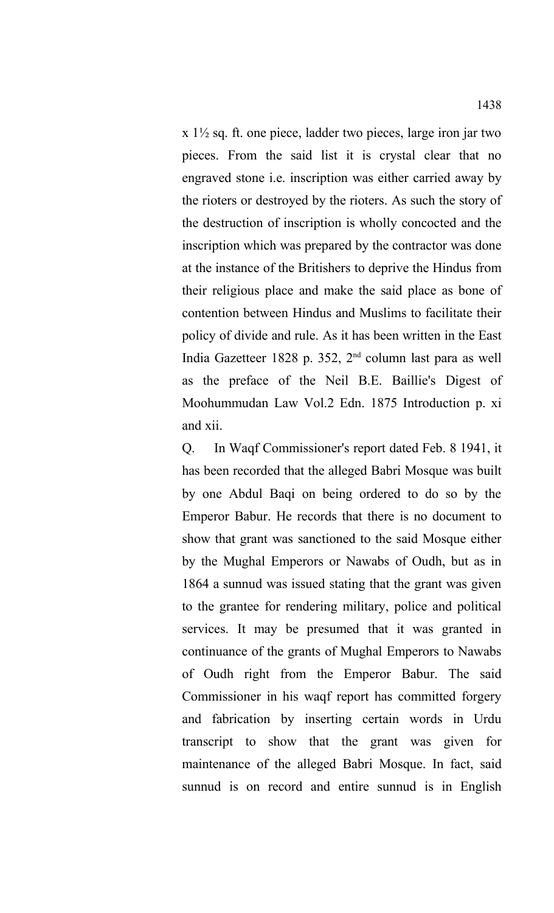x 1½ sq. ft. one piece, ladder two pieces, large iron jar two pieces. From the said list it is crystal clear that no engraved stone i.e. inscription was either carried away by the rioters or destroyed by the rioters. As such the story of the destruction of inscription is wholly concocted and the inscription which was prepared by the contractor was done at the instance of the Britishers to deprive the Hindus from their religious place and make the said place as bone of contention between Hindus and Muslims to facilitate their policy of divide and rule. As it has been written in the East India Gazetteer 1828 p. 352, 2nd column last para as well as the preface of the Neil B.E. Baillie's Digest of Moohummudan Law Vol.2 Edn. 1875 Introduction p. xi and xii.

Q. In Waqf Commissioner's report dated Feb. 8 1941, it has been recorded that the alleged Babri Mosque was built by one Abdul Baqi on being ordered to do so by the Emperor Babur. He records that there is no document to show that grant was sanctioned to the said Mosque either by the Mughal Emperors or Nawabs of Oudh, but as in 1864 a sunnud was issued stating that the grant was given to the grantee for rendering military, police and political services. It may be presumed that it was granted in continuance of the grants of Mughal Emperors to Nawabs of Oudh right from the Emperor Babur. The said Commissioner in his waqf report has committed forgery and fabrication by inserting certain words in Urdu transcript to show that the grant was given for maintenance of the alleged Babri Mosque. In fact, said sunnud is on record and entire sunnud is in English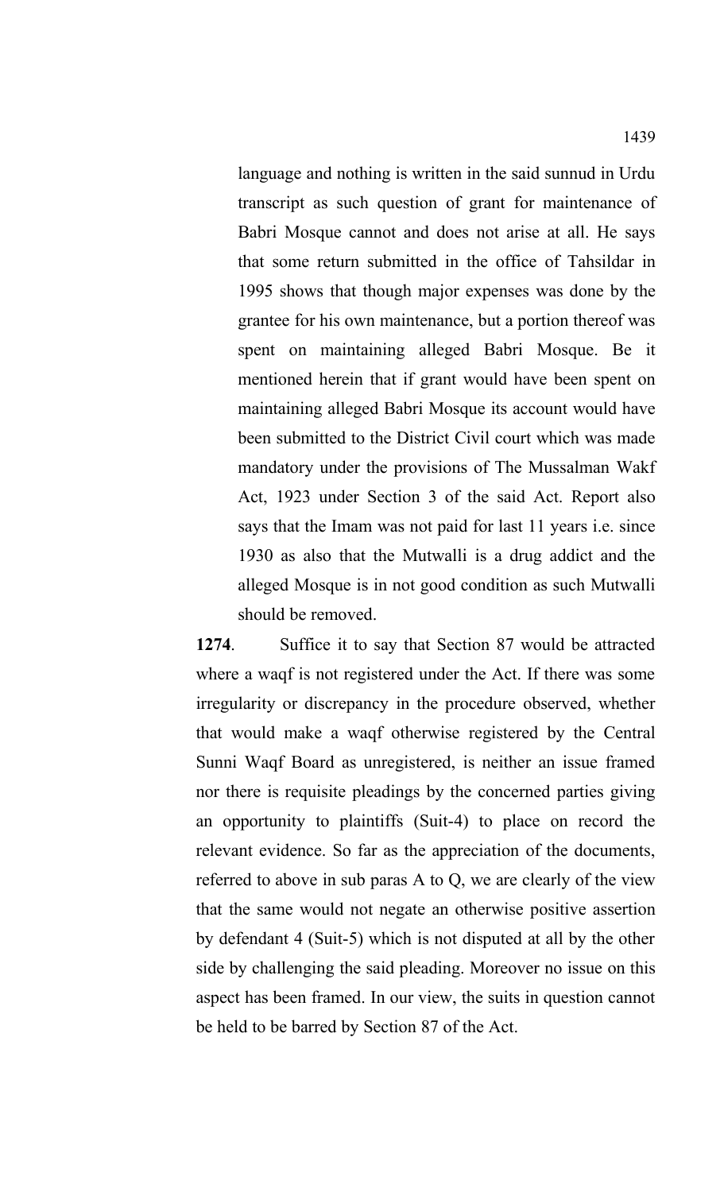language and nothing is written in the said sunnud in Urdu transcript as such question of grant for maintenance of Babri Mosque cannot and does not arise at all. He says that some return submitted in the office of Tahsildar in 1995 shows that though major expenses was done by the grantee for his own maintenance, but a portion thereof was spent on maintaining alleged Babri Mosque. Be it mentioned herein that if grant would have been spent on maintaining alleged Babri Mosque its account would have been submitted to the District Civil court which was made mandatory under the provisions of The Mussalman Wakf Act, 1923 under Section 3 of the said Act. Report also says that the Imam was not paid for last 11 years i.e. since 1930 as also that the Mutwalli is a drug addict and the alleged Mosque is in not good condition as such Mutwalli should be removed.

**1274**. Suffice it to say that Section 87 would be attracted where a waqf is not registered under the Act. If there was some irregularity or discrepancy in the procedure observed, whether that would make a waqf otherwise registered by the Central Sunni Waqf Board as unregistered, is neither an issue framed nor there is requisite pleadings by the concerned parties giving an opportunity to plaintiffs (Suit-4) to place on record the relevant evidence. So far as the appreciation of the documents, referred to above in sub paras A to Q, we are clearly of the view that the same would not negate an otherwise positive assertion by defendant 4 (Suit-5) which is not disputed at all by the other side by challenging the said pleading. Moreover no issue on this aspect has been framed. In our view, the suits in question cannot be held to be barred by Section 87 of the Act.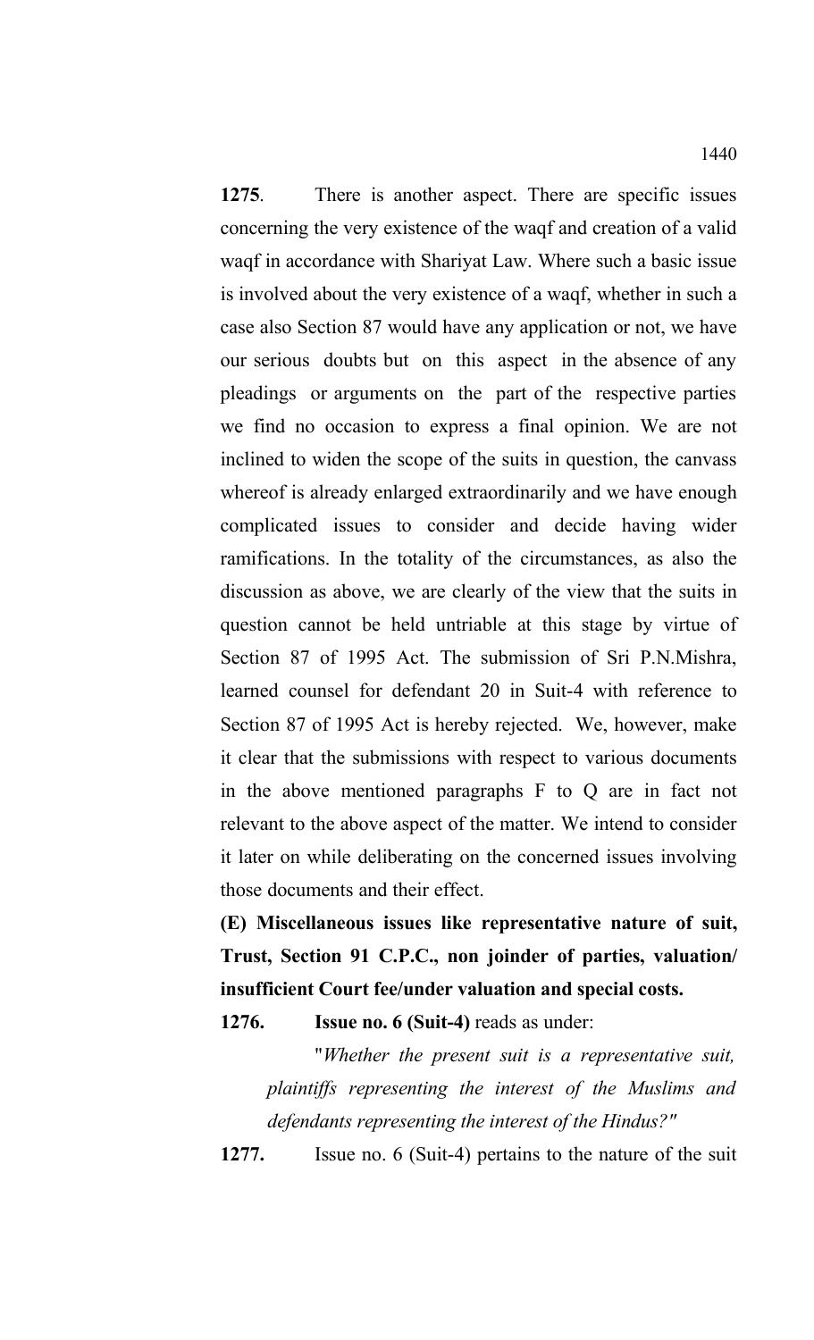**1275**. There is another aspect. There are specific issues concerning the very existence of the waqf and creation of a valid waqf in accordance with Shariyat Law. Where such a basic issue is involved about the very existence of a waqf, whether in such a case also Section 87 would have any application or not, we have our serious doubts but on this aspect in the absence of any pleadings or arguments on the part of the respective parties we find no occasion to express a final opinion. We are not inclined to widen the scope of the suits in question, the canvass whereof is already enlarged extraordinarily and we have enough complicated issues to consider and decide having wider ramifications. In the totality of the circumstances, as also the discussion as above, we are clearly of the view that the suits in question cannot be held untriable at this stage by virtue of Section 87 of 1995 Act. The submission of Sri P.N.Mishra, learned counsel for defendant 20 in Suit-4 with reference to Section 87 of 1995 Act is hereby rejected. We, however, make it clear that the submissions with respect to various documents in the above mentioned paragraphs F to Q are in fact not relevant to the above aspect of the matter. We intend to consider it later on while deliberating on the concerned issues involving those documents and their effect.

**(E) Miscellaneous issues like representative nature of suit, Trust, Section 91 C.P.C., non joinder of parties, valuation/ insufficient Court fee/under valuation and special costs.**

**1276. Issue no. 6 (Suit-4)** reads as under:

"*Whether the present suit is a representative suit, plaintiffs representing the interest of the Muslims and defendants representing the interest of the Hindus?"*

**1277.** Issue no. 6 (Suit-4) pertains to the nature of the suit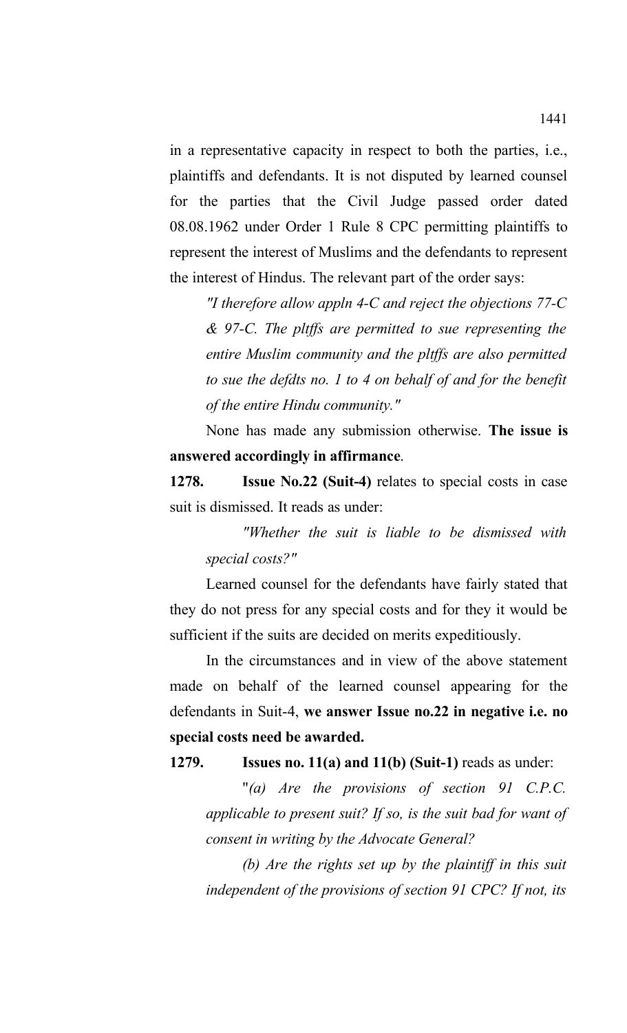in a representative capacity in respect to both the parties, i.e., plaintiffs and defendants. It is not disputed by learned counsel for the parties that the Civil Judge passed order dated 08.08.1962 under Order 1 Rule 8 CPC permitting plaintiffs to represent the interest of Muslims and the defendants to represent the interest of Hindus. The relevant part of the order says:

> *"I therefore allow appln 4-C and reject the objections 77-C & 97-C. The pltffs are permitted to sue representing the entire Muslim community and the pltffs are also permitted to sue the defdts no. 1 to 4 on behalf of and for the benefit of the entire Hindu community."*

None has made any submission otherwise. **The issue is answered accordingly in affirmance**.

**1278. Issue No.22 (Suit-4)** relates to special costs in case suit is dismissed. It reads as under:

> *"Whether the suit is liable to be dismissed with special costs?"*

Learned counsel for the defendants have fairly stated that they do not press for any special costs and for they it would be sufficient if the suits are decided on merits expeditiously.

In the circumstances and in view of the above statement made on behalf of the learned counsel appearing for the defendants in Suit-4, **we answer Issue no.22 in negative i.e. no special costs need be awarded.**

**1279. Issues no. 11(a) and 11(b) (Suit-1)** reads as under:

> "*(a) Are the provisions of section 91 C.P.C. applicable to present suit? If so, is the suit bad for want of consent in writing by the Advocate General?*
>
> *(b) Are the rights set up by the plaintiff in this suit independent of the provisions of section 91 CPC? If not, its*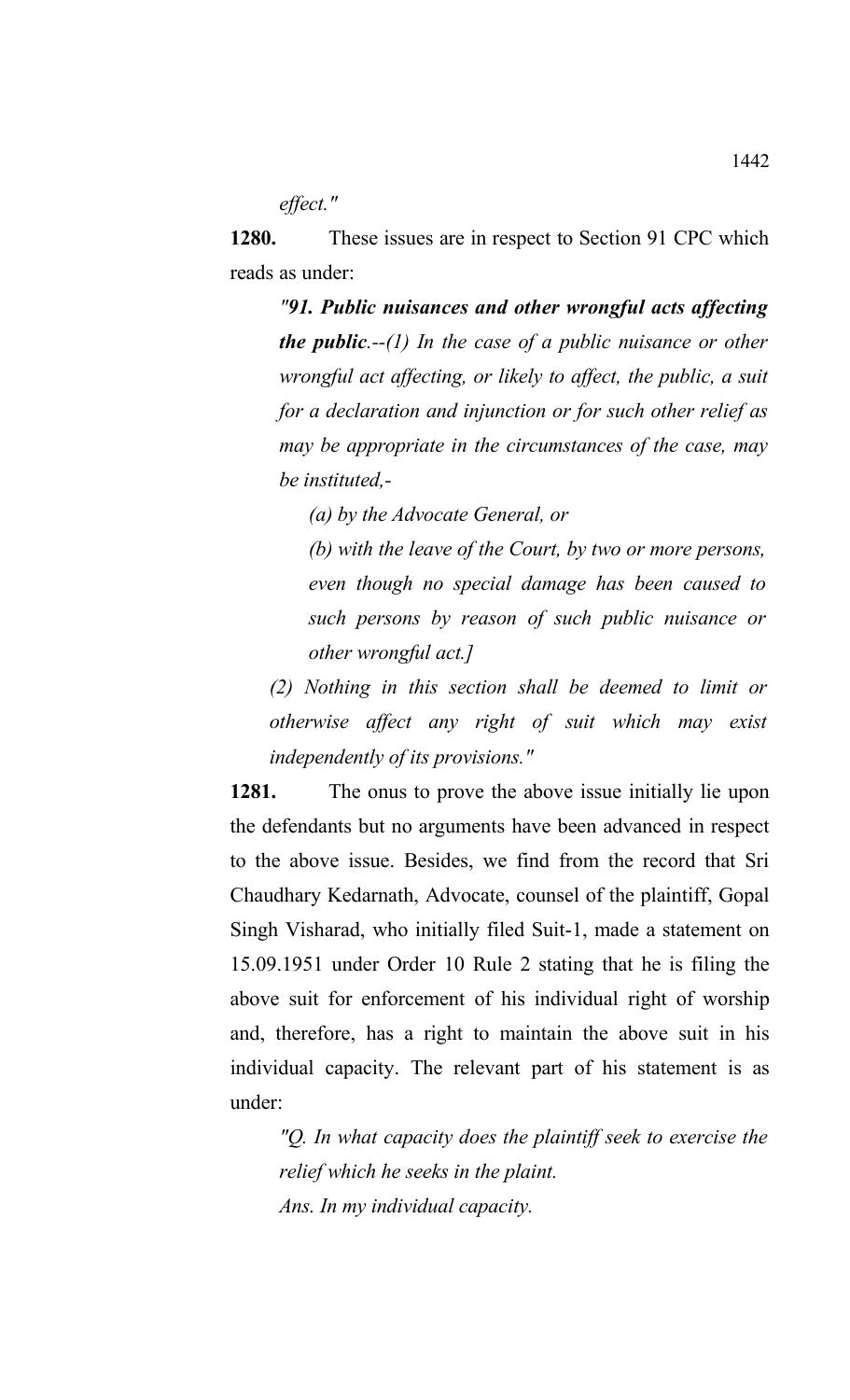*effect."*

**1280.** These issues are in respect to Section 91 CPC which reads as under:

> *"91. **Public nuisances and other wrongful acts affecting the public**.--(1) In the case of a public nuisance or other wrongful act affecting, or likely to affect, the public, a suit for a declaration and injunction or for such other relief as may be appropriate in the circumstances of the case, may be instituted,-*
>
> *(a) by the Advocate General, or*
>
> *(b) with the leave of the Court, by two or more persons, even though no special damage has been caused to such persons by reason of such public nuisance or other wrongful act.]*
>
> *(2) Nothing in this section shall be deemed to limit or otherwise affect any right of suit which may exist independently of its provisions."*

**1281.** The onus to prove the above issue initially lie upon the defendants but no arguments have been advanced in respect to the above issue. Besides, we find from the record that Sri Chaudhary Kedarnath, Advocate, counsel of the plaintiff, Gopal Singh Visharad, who initially filed Suit-1, made a statement on 15.09.1951 under Order 10 Rule 2 stating that he is filing the above suit for enforcement of his individual right of worship and, therefore, has a right to maintain the above suit in his individual capacity. The relevant part of his statement is as under:

> *"Q. In what capacity does the plaintiff seek to exercise the relief which he seeks in the plaint.*
>
> *Ans. In my individual capacity.*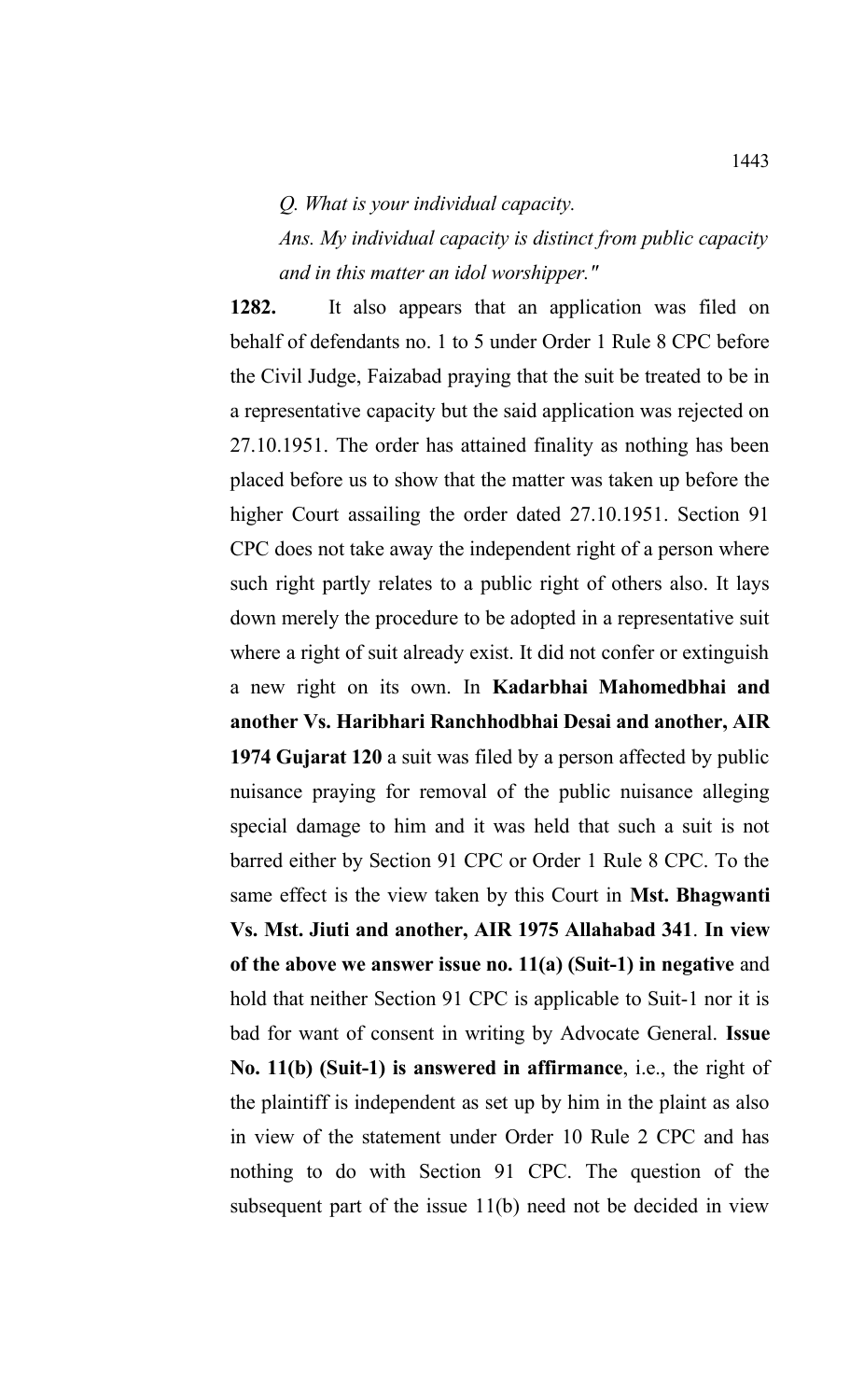*Q. What is your individual capacity.*

*Ans. My individual capacity is distinct from public capacity and in this matter an idol worshipper."*

**1282.** It also appears that an application was filed on behalf of defendants no. 1 to 5 under Order 1 Rule 8 CPC before the Civil Judge, Faizabad praying that the suit be treated to be in a representative capacity but the said application was rejected on 27.10.1951. The order has attained finality as nothing has been placed before us to show that the matter was taken up before the higher Court assailing the order dated 27.10.1951. Section 91 CPC does not take away the independent right of a person where such right partly relates to a public right of others also. It lays down merely the procedure to be adopted in a representative suit where a right of suit already exist. It did not confer or extinguish a new right on its own. In **Kadarbhai Mahomedbhai and another Vs. Haribhari Ranchhodbhai Desai and another, AIR 1974 Gujarat 120** a suit was filed by a person affected by public nuisance praying for removal of the public nuisance alleging special damage to him and it was held that such a suit is not barred either by Section 91 CPC or Order 1 Rule 8 CPC. To the same effect is the view taken by this Court in **Mst. Bhagwanti Vs. Mst. Jiuti and another, AIR 1975 Allahabad 341**. **In view of the above we answer issue no. 11(a) (Suit-1) in negative** and hold that neither Section 91 CPC is applicable to Suit-1 nor it is bad for want of consent in writing by Advocate General. **Issue No. 11(b) (Suit-1) is answered in affirmance**, i.e., the right of the plaintiff is independent as set up by him in the plaint as also in view of the statement under Order 10 Rule 2 CPC and has nothing to do with Section 91 CPC. The question of the subsequent part of the issue 11(b) need not be decided in view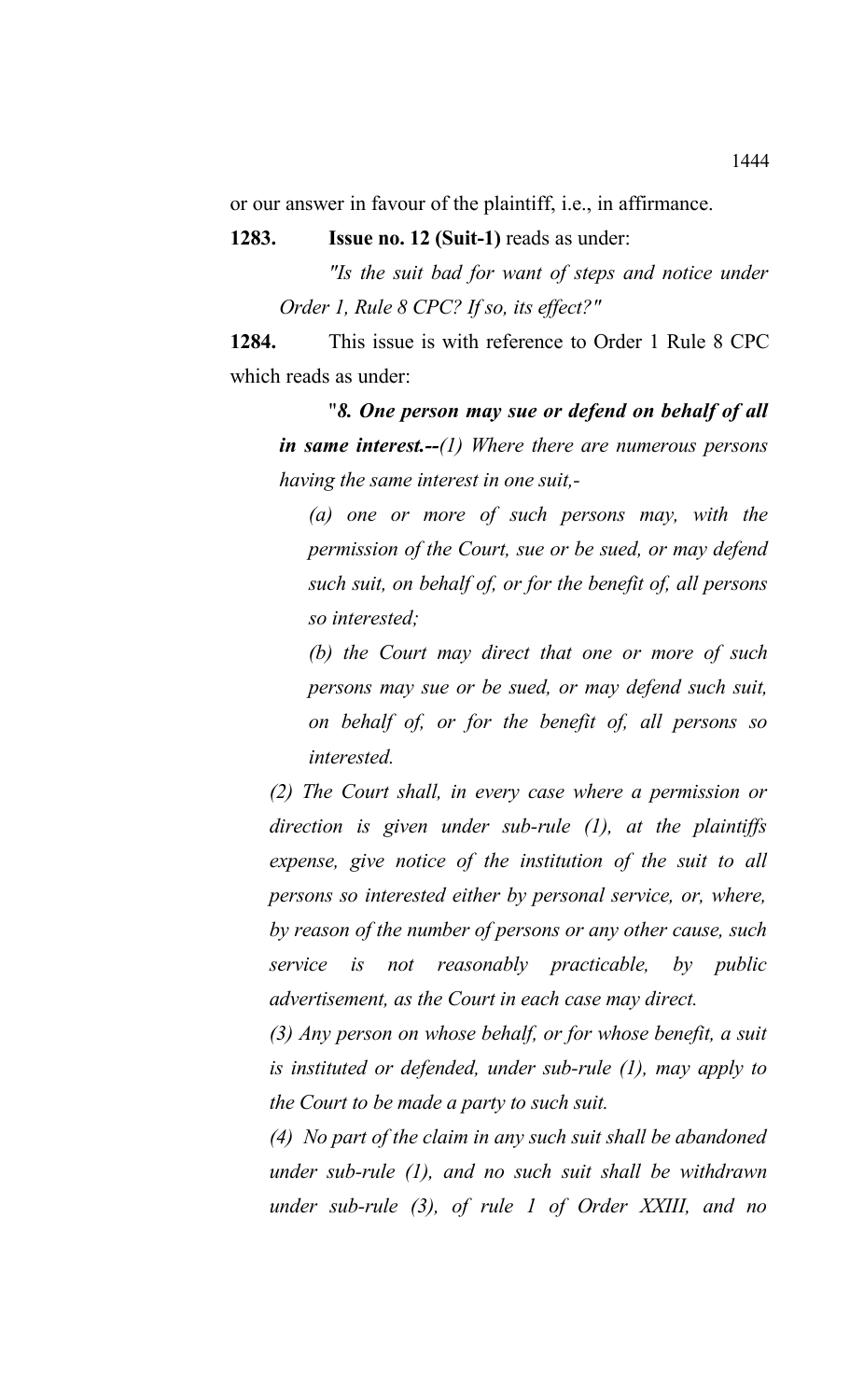or our answer in favour of the plaintiff, i.e., in affirmance.

**1283.** **Issue no. 12 (Suit-1)** reads as under:

*"Is the suit bad for want of steps and notice under Order 1, Rule 8 CPC? If so, its effect?"*

**1284.** This issue is with reference to Order 1 Rule 8 CPC which reads as under:

"***8. One person may sue or defend on behalf of all in same interest.--****(1) Where there are numerous persons having the same interest in one suit,-*

*(a) one or more of such persons may, with the permission of the Court, sue or be sued, or may defend such suit, on behalf of, or for the benefit of, all persons so interested;*

*(b) the Court may direct that one or more of such persons may sue or be sued, or may defend such suit, on behalf of, or for the benefit of, all persons so interested.*

*(2) The Court shall, in every case where a permission or direction is given under sub-rule (1), at the plaintiffs expense, give notice of the institution of the suit to all persons so interested either by personal service, or, where, by reason of the number of persons or any other cause, such service is not reasonably practicable, by public advertisement, as the Court in each case may direct.*

*(3) Any person on whose behalf, or for whose benefit, a suit is instituted or defended, under sub-rule (1), may apply to the Court to be made a party to such suit.*

*(4) No part of the claim in any such suit shall be abandoned under sub-rule (1), and no such suit shall be withdrawn under sub-rule (3), of rule 1 of Order XXIII, and no*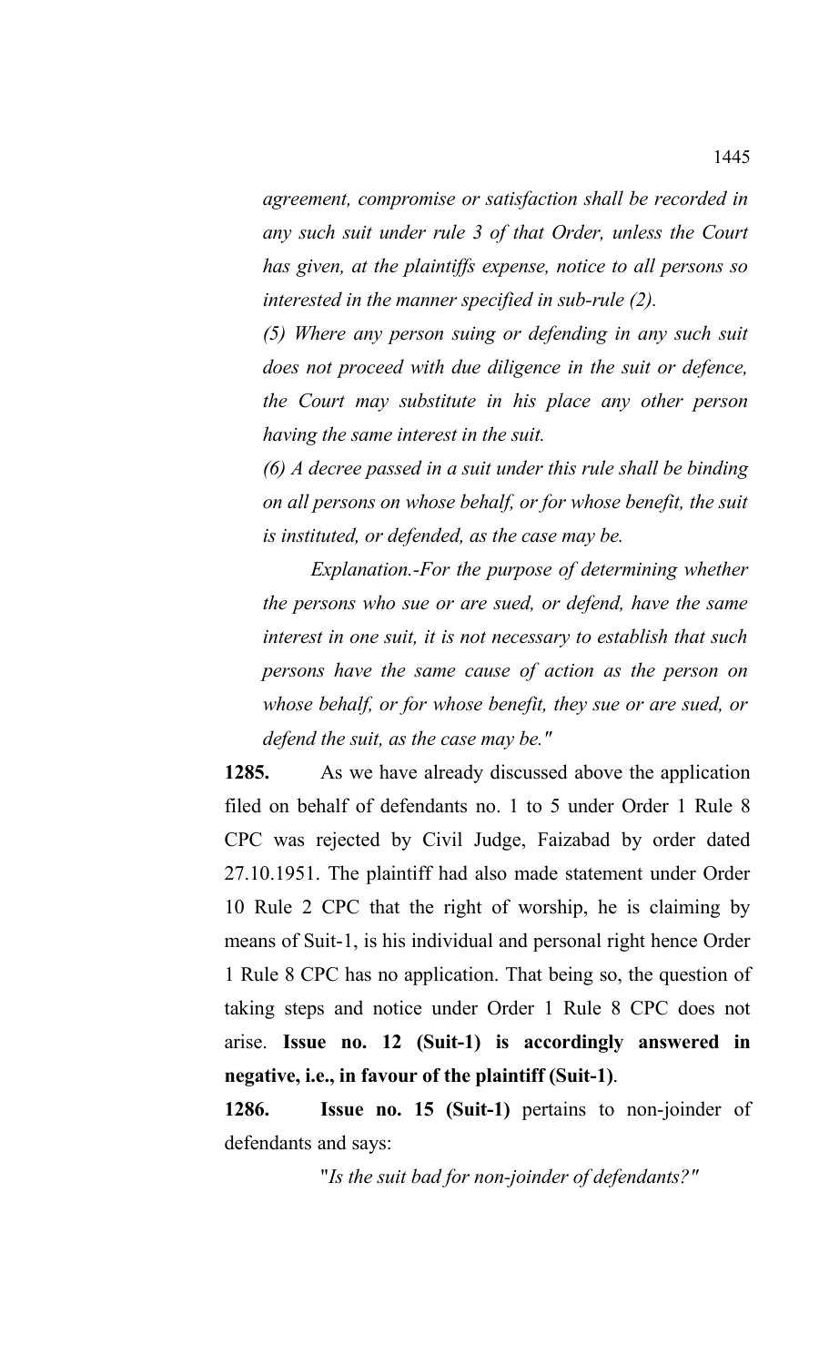*agreement, compromise or satisfaction shall be recorded in any such suit under rule 3 of that Order, unless the Court has given, at the plaintiffs expense, notice to all persons so interested in the manner specified in sub-rule (2).*

*(5) Where any person suing or defending in any such suit does not proceed with due diligence in the suit or defence, the Court may substitute in his place any other person having the same interest in the suit.*

*(6) A decree passed in a suit under this rule shall be binding on all persons on whose behalf, or for whose benefit, the suit is instituted, or defended, as the case may be.*

*Explanation.-For the purpose of determining whether the persons who sue or are sued, or defend, have the same interest in one suit, it is not necessary to establish that such persons have the same cause of action as the person on whose behalf, or for whose benefit, they sue or are sued, or defend the suit, as the case may be."*

**1285.** As we have already discussed above the application filed on behalf of defendants no. 1 to 5 under Order 1 Rule 8 CPC was rejected by Civil Judge, Faizabad by order dated 27.10.1951. The plaintiff had also made statement under Order 10 Rule 2 CPC that the right of worship, he is claiming by means of Suit-1, is his individual and personal right hence Order 1 Rule 8 CPC has no application. That being so, the question of taking steps and notice under Order 1 Rule 8 CPC does not arise. **Issue no. 12 (Suit-1) is accordingly answered in negative, i.e., in favour of the plaintiff (Suit-1)**.

**1286.** **Issue no. 15 (Suit-1)** pertains to non-joinder of defendants and says:

"*Is the suit bad for non-joinder of defendants?"*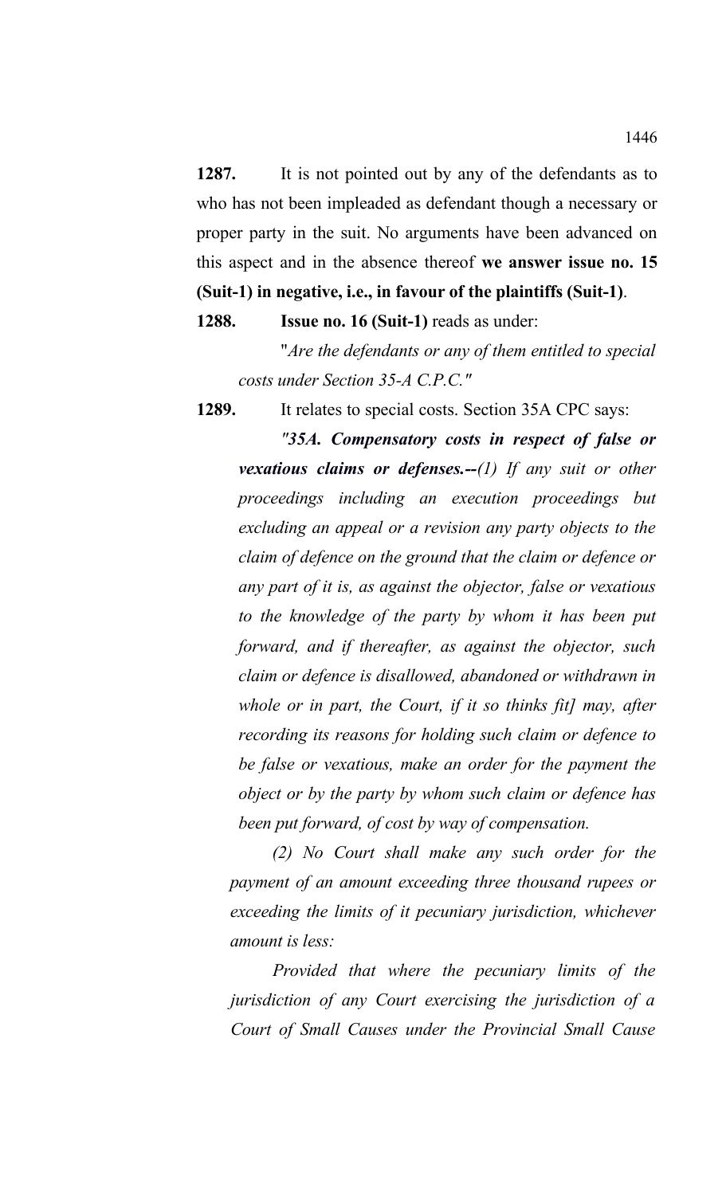**1287.** It is not pointed out by any of the defendants as to who has not been impleaded as defendant though a necessary or proper party in the suit. No arguments have been advanced on this aspect and in the absence thereof **we answer issue no. 15 (Suit-1) in negative, i.e., in favour of the plaintiffs (Suit-1)**.

**1288.** **Issue no. 16 (Suit-1)** reads as under:

"*Are the defendants or any of them entitled to special costs under Section 35-A C.P.C."*

**1289.** It relates to special costs. Section 35A CPC says:

*"**35A. Compensatory costs in respect of false or vexatious claims or defenses.--**(1) If any suit or other proceedings including an execution proceedings but excluding an appeal or a revision any party objects to the claim of defence on the ground that the claim or defence or any part of it is, as against the objector, false or vexatious to the knowledge of the party by whom it has been put forward, and if thereafter, as against the objector, such claim or defence is disallowed, abandoned or withdrawn in whole or in part, the Court, if it so thinks fit] may, after recording its reasons for holding such claim or defence to be false or vexatious, make an order for the payment the object or by the party by whom such claim or defence has been put forward, of cost by way of compensation.*

*(2) No Court shall make any such order for the payment of an amount exceeding three thousand rupees or exceeding the limits of it pecuniary jurisdiction, whichever amount is less:*

*Provided that where the pecuniary limits of the jurisdiction of any Court exercising the jurisdiction of a Court of Small Causes under the Provincial Small Cause*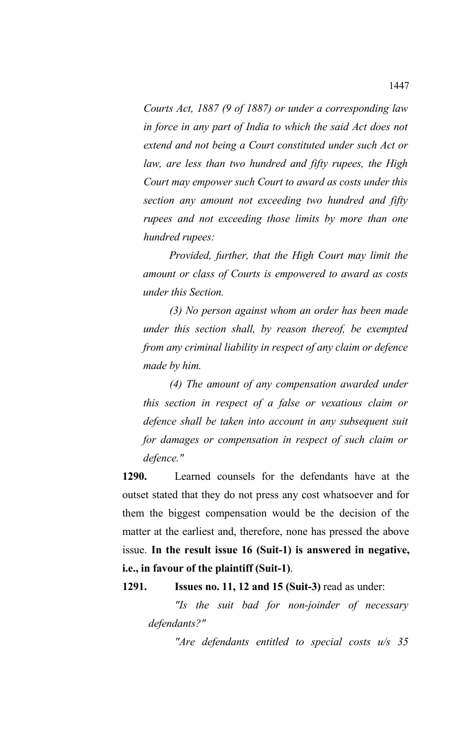*Courts Act, 1887 (9 of 1887) or under a corresponding law in force in any part of India to which the said Act does not extend and not being a Court constituted under such Act or law, are less than two hundred and fifty rupees, the High Court may empower such Court to award as costs under this section any amount not exceeding two hundred and fifty rupees and not exceeding those limits by more than one hundred rupees:*

*Provided, further, that the High Court may limit the amount or class of Courts is empowered to award as costs under this Section.*

*(3) No person against whom an order has been made under this section shall, by reason thereof, be exempted from any criminal liability in respect of any claim or defence made by him.*

*(4) The amount of any compensation awarded under this section in respect of a false or vexatious claim or defence shall be taken into account in any subsequent suit for damages or compensation in respect of such claim or defence."*

**1290.** Learned counsels for the defendants have at the outset stated that they do not press any cost whatsoever and for them the biggest compensation would be the decision of the matter at the earliest and, therefore, none has pressed the above issue. **In the result issue 16 (Suit-1) is answered in negative, i.e., in favour of the plaintiff (Suit-1)**.

**1291. Issues no. 11, 12 and 15 (Suit-3)** read as under:

*"Is the suit bad for non-joinder of necessary defendants?"*

*"Are defendants entitled to special costs u/s 35*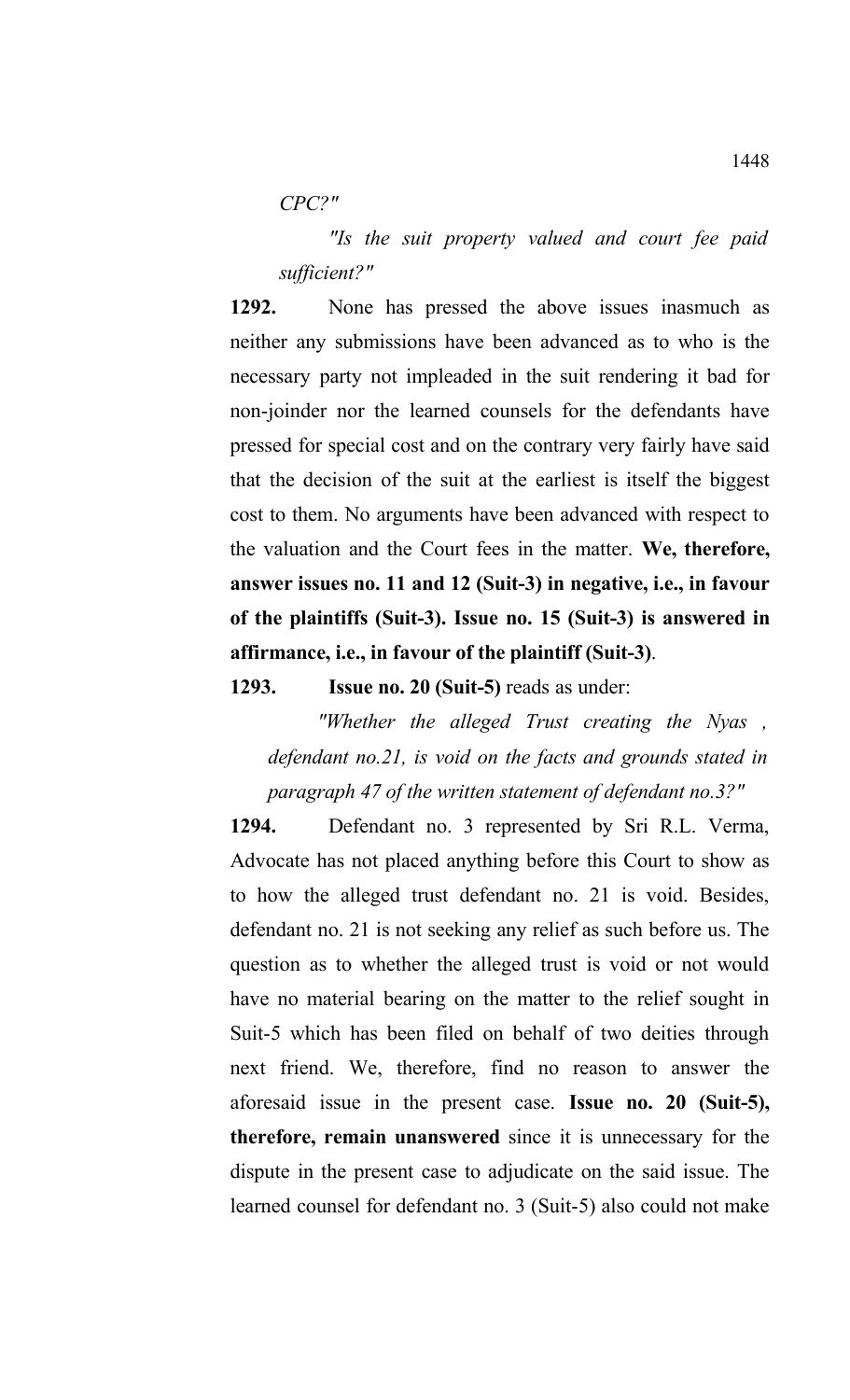*CPC?"*

*"Is the suit property valued and court fee paid sufficient?"*

**1292.** None has pressed the above issues inasmuch as neither any submissions have been advanced as to who is the necessary party not impleaded in the suit rendering it bad for non-joinder nor the learned counsels for the defendants have pressed for special cost and on the contrary very fairly have said that the decision of the suit at the earliest is itself the biggest cost to them. No arguments have been advanced with respect to the valuation and the Court fees in the matter. **We, therefore, answer issues no. 11 and 12 (Suit-3) in negative, i.e., in favour of the plaintiffs (Suit-3). Issue no. 15 (Suit-3) is answered in affirmance, i.e., in favour of the plaintiff (Suit-3)**.

**1293.** **Issue no. 20 (Suit-5)** reads as under:

*"Whether the alleged Trust creating the Nyas , defendant no.21, is void on the facts and grounds stated in paragraph 47 of the written statement of defendant no.3?"*

**1294.** Defendant no. 3 represented by Sri R.L. Verma, Advocate has not placed anything before this Court to show as to how the alleged trust defendant no. 21 is void. Besides, defendant no. 21 is not seeking any relief as such before us. The question as to whether the alleged trust is void or not would have no material bearing on the matter to the relief sought in Suit-5 which has been filed on behalf of two deities through next friend. We, therefore, find no reason to answer the aforesaid issue in the present case. **Issue no. 20 (Suit-5), therefore, remain unanswered** since it is unnecessary for the dispute in the present case to adjudicate on the said issue. The learned counsel for defendant no. 3 (Suit-5) also could not make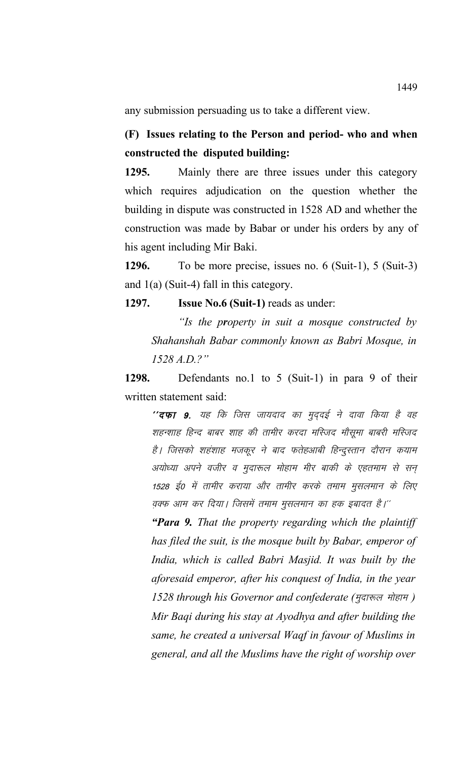any submission persuading us to take a different view.

**(F) Issues relating to the Person and period- who and when constructed the disputed building:**

**1295.** Mainly there are three issues under this category which requires adjudication on the question whether the building in dispute was constructed in 1528 AD and whether the construction was made by Babar or under his orders by any of his agent including Mir Baki.

**1296.** To be more precise, issues no. 6 (Suit-1), 5 (Suit-3) and 1(a) (Suit-4) fall in this category.

**1297.** **Issue No.6 (Suit-1)** reads as under:

> *"Is the property in suit a mosque constructed by Shahanshah Babar commonly known as Babri Mosque, in 1528 A.D.?"*

**1298.** Defendants no.1 to 5 (Suit-1) in para 9 of their written statement said:

> *''**दफा 9.** यह कि जिस जायदाद का मुद्दई ने दावा किया है वह शहन्शाह हिन्द बाबर शाह की तामीर करदा मस्जिद मौसूमा बाबरी मस्जिद है। जिसको शहंशाह मजकूर ने बाद फतेहआबी हिन्दुस्तान दौरान कयाम अयोध्या अपने वजीर व मुदारूल मोहाम मीर बाकी के एहतमाम से सन् 1528 ई0 में तामीर कराया और तामीर करके तमाम मुसलमान के लिए वक्फ आम कर दिया। जिसमें तमाम मुसलमान का हक इबादत है।''*
>
> ***"Para 9.** That the property regarding which the plaintiff has filed the suit, is the mosque built by Babar, emperor of India, which is called Babri Masjid. It was built by the aforesaid emperor, after his conquest of India, in the year 1528 through his Governor and confederate (मुदारूल मोहाम ) Mir Baqi during his stay at Ayodhya and after building the same, he created a universal Waqf in favour of Muslims in general, and all the Muslims have the right of worship over*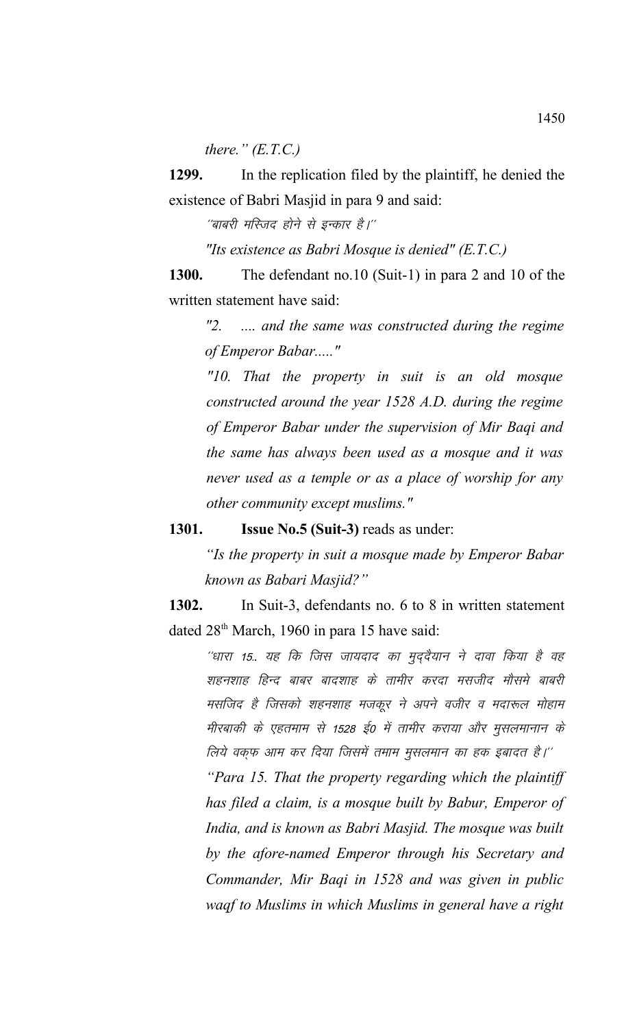*there." (E.T.C.)*

**1299.** In the replication filed by the plaintiff, he denied the existence of Babri Masjid in para 9 and said:

*''बाबरी मस्जिद होने से इन्कार है।''*

*"Its existence as Babri Mosque is denied" (E.T.C.)*

**1300.** The defendant no.10 (Suit-1) in para 2 and 10 of the written statement have said:

> *"2. .... and the same was constructed during the regime of Emperor Babar....."*
>
> *"10. That the property in suit is an old mosque constructed around the year 1528 A.D. during the regime of Emperor Babar under the supervision of Mir Baqi and the same has always been used as a mosque and it was never used as a temple or as a place of worship for any other community except muslims."*

**1301. Issue No.5 (Suit-3)** reads as under:

> *"Is the property in suit a mosque made by Emperor Babar known as Babari Masjid?"*

**1302.** In Suit-3, defendants no. 6 to 8 in written statement dated 28th March, 1960 in para 15 have said:

> *''धारा 15.. यह कि जिस जायदाद का मुद्दैयान ने दावा किया है वह शहनशाह हिन्द बाबर बादशाह के तामीर करदा मसजीद मौसमे बाबरी मसजिद है जिसको शहनशाह मजकूर ने अपने वजीर व मदारूल मोहाम मीरबाकी के एहतमाम से 1528 ई0 में तामीर कराया और मुसलमानान के लिये वक्फ आम कर दिया जिसमें तमाम मुसलमान का हक इबादत है।''*
>
> *"Para 15. That the property regarding which the plaintiff has filed a claim, is a mosque built by Babur, Emperor of India, and is known as Babri Masjid. The mosque was built by the afore-named Emperor through his Secretary and Commander, Mir Baqi in 1528 and was given in public waqf to Muslims in which Muslims in general have a right*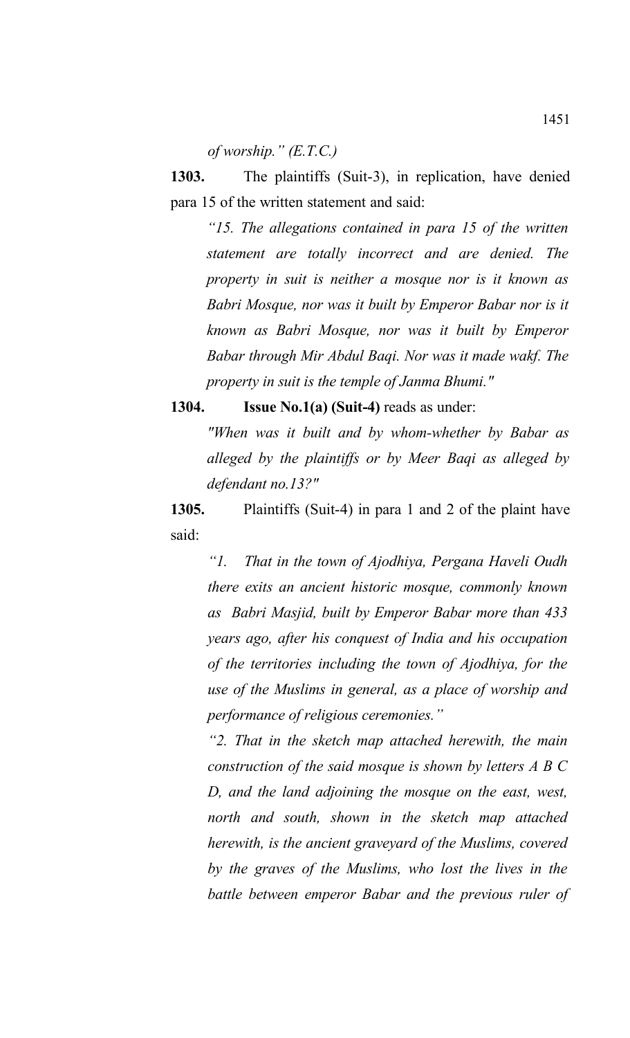*of worship." (E.T.C.)*

**1303.** The plaintiffs (Suit-3), in replication, have denied para 15 of the written statement and said:

> *"15. The allegations contained in para 15 of the written statement are totally incorrect and are denied. The property in suit is neither a mosque nor is it known as Babri Mosque, nor was it built by Emperor Babar nor is it known as Babri Mosque, nor was it built by Emperor Babar through Mir Abdul Baqi. Nor was it made wakf. The property in suit is the temple of Janma Bhumi."*

**1304.** **Issue No.1(a) (Suit-4)** reads as under:

> *"When was it built and by whom-whether by Babar as alleged by the plaintiffs or by Meer Baqi as alleged by defendant no.13?"*

**1305.** Plaintiffs (Suit-4) in para 1 and 2 of the plaint have said:

> *"1. That in the town of Ajodhiya, Pergana Haveli Oudh there exits an ancient historic mosque, commonly known as Babri Masjid, built by Emperor Babar more than 433 years ago, after his conquest of India and his occupation of the territories including the town of Ajodhiya, for the use of the Muslims in general, as a place of worship and performance of religious ceremonies."*
>
> *"2. That in the sketch map attached herewith, the main construction of the said mosque is shown by letters A B C D, and the land adjoining the mosque on the east, west, north and south, shown in the sketch map attached herewith, is the ancient graveyard of the Muslims, covered by the graves of the Muslims, who lost the lives in the battle between emperor Babar and the previous ruler of*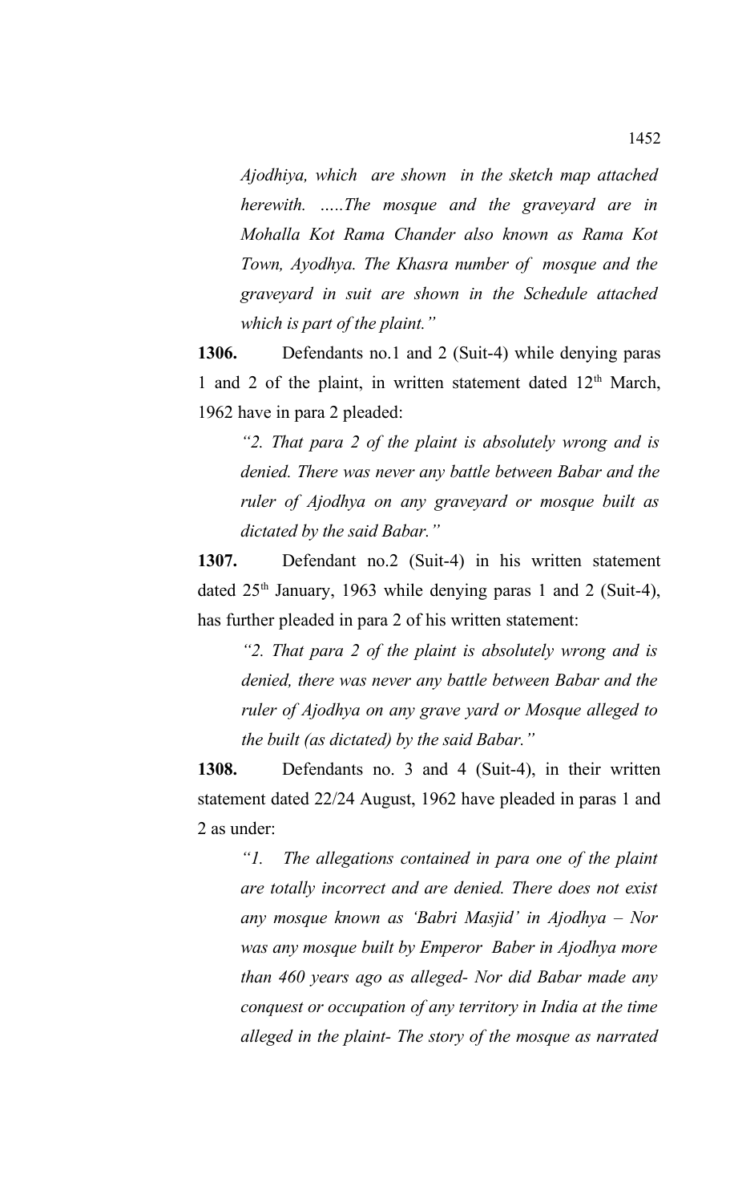*Ajodhiya, which are shown in the sketch map attached herewith. .....The mosque and the graveyard are in Mohalla Kot Rama Chander also known as Rama Kot Town, Ayodhya. The Khasra number of mosque and the graveyard in suit are shown in the Schedule attached which is part of the plaint."*

**1306.** Defendants no.1 and 2 (Suit-4) while denying paras 1 and 2 of the plaint, in written statement dated 12th March, 1962 have in para 2 pleaded:

*"2. That para 2 of the plaint is absolutely wrong and is denied. There was never any battle between Babar and the ruler of Ajodhya on any graveyard or mosque built as dictated by the said Babar."*

**1307.** Defendant no.2 (Suit-4) in his written statement dated 25th January, 1963 while denying paras 1 and 2 (Suit-4), has further pleaded in para 2 of his written statement:

*"2. That para 2 of the plaint is absolutely wrong and is denied, there was never any battle between Babar and the ruler of Ajodhya on any grave yard or Mosque alleged to the built (as dictated) by the said Babar."*

**1308.** Defendants no. 3 and 4 (Suit-4), in their written statement dated 22/24 August, 1962 have pleaded in paras 1 and 2 as under:

*"1. The allegations contained in para one of the plaint are totally incorrect and are denied. There does not exist any mosque known as 'Babri Masjid' in Ajodhya – Nor was any mosque built by Emperor Baber in Ajodhya more than 460 years ago as alleged- Nor did Babar made any conquest or occupation of any territory in India at the time alleged in the plaint- The story of the mosque as narrated*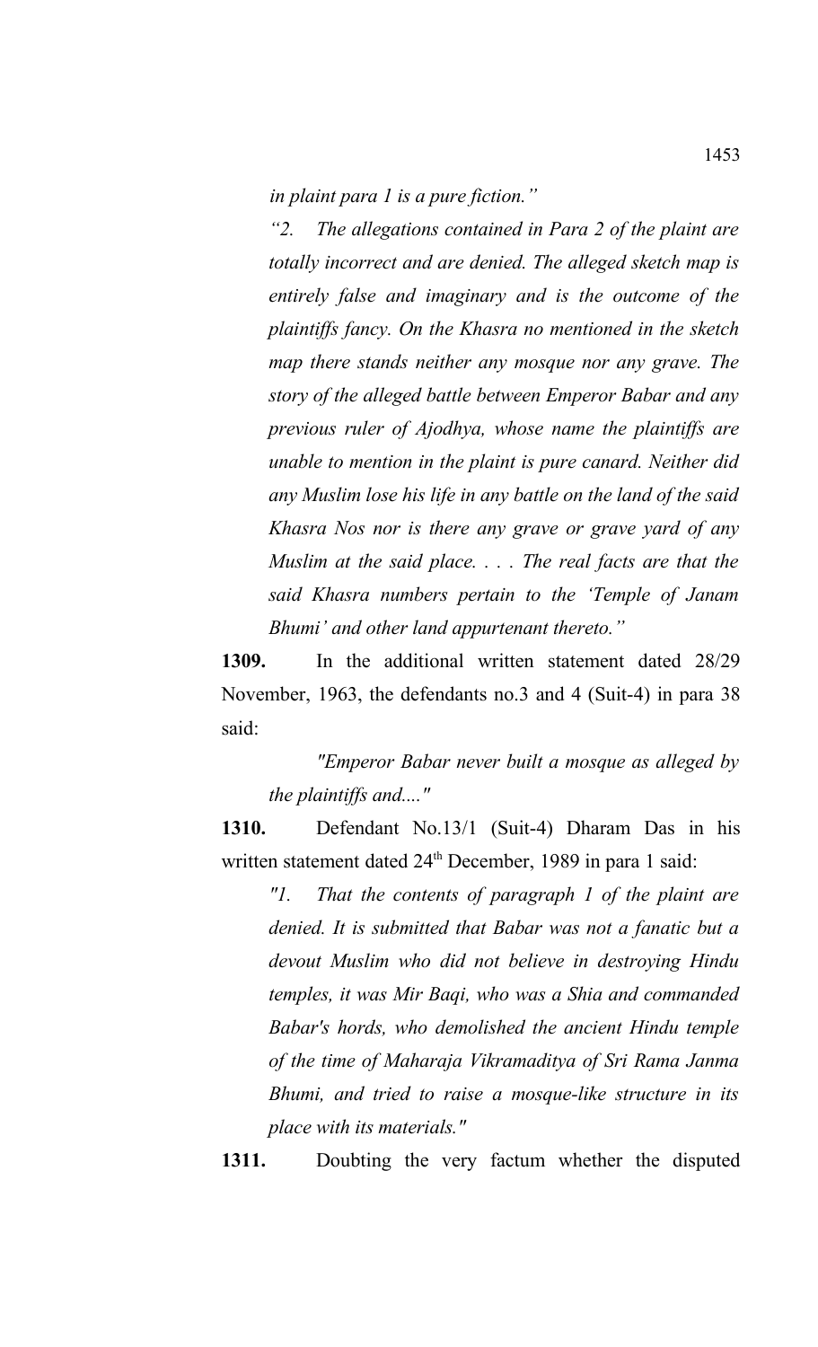*in plaint para 1 is a pure fiction."*

*"2. The allegations contained in Para 2 of the plaint are totally incorrect and are denied. The alleged sketch map is entirely false and imaginary and is the outcome of the plaintiffs fancy. On the Khasra no mentioned in the sketch map there stands neither any mosque nor any grave. The story of the alleged battle between Emperor Babar and any previous ruler of Ajodhya, whose name the plaintiffs are unable to mention in the plaint is pure canard. Neither did any Muslim lose his life in any battle on the land of the said Khasra Nos nor is there any grave or grave yard of any Muslim at the said place. . . . The real facts are that the said Khasra numbers pertain to the 'Temple of Janam Bhumi' and other land appurtenant thereto."*

**1309.** In the additional written statement dated 28/29 November, 1963, the defendants no.3 and 4 (Suit-4) in para 38 said:

*"Emperor Babar never built a mosque as alleged by the plaintiffs and...."*

**1310.** Defendant No.13/1 (Suit-4) Dharam Das in his written statement dated 24th December, 1989 in para 1 said:

*"1. That the contents of paragraph 1 of the plaint are denied. It is submitted that Babar was not a fanatic but a devout Muslim who did not believe in destroying Hindu temples, it was Mir Baqi, who was a Shia and commanded Babar's hords, who demolished the ancient Hindu temple of the time of Maharaja Vikramaditya of Sri Rama Janma Bhumi, and tried to raise a mosque-like structure in its place with its materials."*

**1311.** Doubting the very factum whether the disputed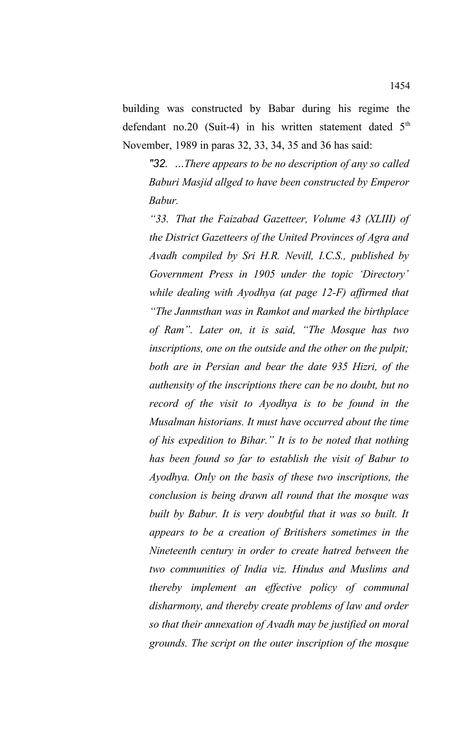building was constructed by Babar during his regime the defendant no.20 (Suit-4) in his written statement dated 5th November, 1989 in paras 32, 33, 34, 35 and 36 has said:

> *"32. ...There appears to be no description of any so called Baburi Masjid allged to have been constructed by Emperor Babur.*
>
> *"33. That the Faizabad Gazetteer, Volume 43 (XLIII) of the District Gazetteers of the United Provinces of Agra and Avadh compiled by Sri H.R. Nevill, I.C.S., published by Government Press in 1905 under the topic 'Directory' while dealing with Ayodhya (at page 12-F) affirmed that "The Janmsthan was in Ramkot and marked the birthplace of Ram". Later on, it is said, "The Mosque has two inscriptions, one on the outside and the other on the pulpit; both are in Persian and bear the date 935 Hizri, of the authensity of the inscriptions there can be no doubt, but no record of the visit to Ayodhya is to be found in the Musalman historians. It must have occurred about the time of his expedition to Bihar." It is to be noted that nothing has been found so far to establish the visit of Babur to Ayodhya. Only on the basis of these two inscriptions, the conclusion is being drawn all round that the mosque was built by Babur. It is very doubtful that it was so built. It appears to be a creation of Britishers sometimes in the Nineteenth century in order to create hatred between the two communities of India viz. Hindus and Muslims and thereby implement an effective policy of communal disharmony, and thereby create problems of law and order so that their annexation of Avadh may be justified on moral grounds. The script on the outer inscription of the mosque*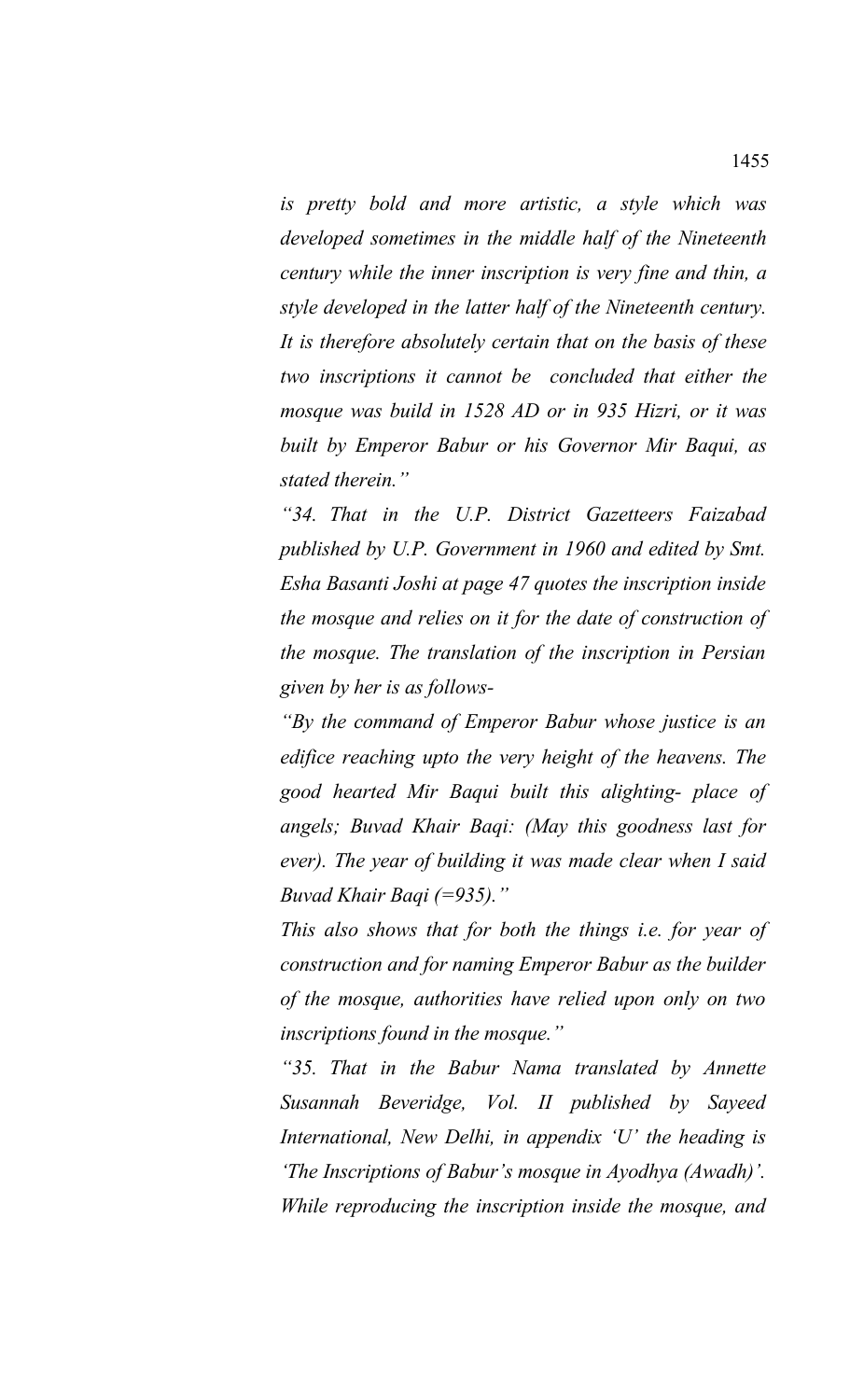*is pretty bold and more artistic, a style which was developed sometimes in the middle half of the Nineteenth century while the inner inscription is very fine and thin, a style developed in the latter half of the Nineteenth century. It is therefore absolutely certain that on the basis of these two inscriptions it cannot be concluded that either the mosque was build in 1528 AD or in 935 Hizri, or it was built by Emperor Babur or his Governor Mir Baqui, as stated therein."*

*"34. That in the U.P. District Gazetteers Faizabad published by U.P. Government in 1960 and edited by Smt. Esha Basanti Joshi at page 47 quotes the inscription inside the mosque and relies on it for the date of construction of the mosque. The translation of the inscription in Persian given by her is as follows-*

*"By the command of Emperor Babur whose justice is an edifice reaching upto the very height of the heavens. The good hearted Mir Baqui built this alighting- place of angels; Buvad Khair Baqi: (May this goodness last for ever). The year of building it was made clear when I said Buvad Khair Baqi (=935)."*

*This also shows that for both the things i.e. for year of construction and for naming Emperor Babur as the builder of the mosque, authorities have relied upon only on two inscriptions found in the mosque."*

*"35. That in the Babur Nama translated by Annette Susannah Beveridge, Vol. II published by Sayeed International, New Delhi, in appendix 'U' the heading is 'The Inscriptions of Babur's mosque in Ayodhya (Awadh)'. While reproducing the inscription inside the mosque, and*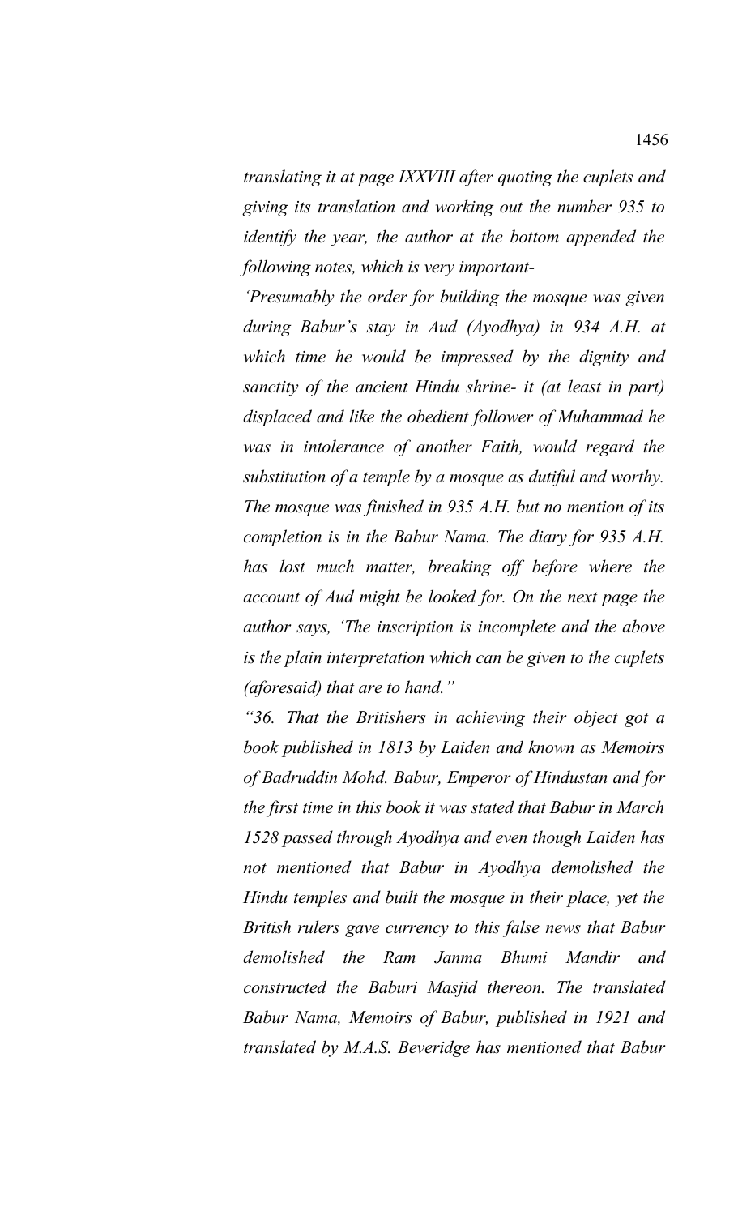*translating it at page IXXVIII after quoting the cuplets and giving its translation and working out the number 935 to identify the year, the author at the bottom appended the following notes, which is very important-*

*'Presumably the order for building the mosque was given during Babur's stay in Aud (Ayodhya) in 934 A.H. at which time he would be impressed by the dignity and sanctity of the ancient Hindu shrine- it (at least in part) displaced and like the obedient follower of Muhammad he was in intolerance of another Faith, would regard the substitution of a temple by a mosque as dutiful and worthy. The mosque was finished in 935 A.H. but no mention of its completion is in the Babur Nama. The diary for 935 A.H. has lost much matter, breaking off before where the account of Aud might be looked for. On the next page the author says, 'The inscription is incomplete and the above is the plain interpretation which can be given to the cuplets (aforesaid) that are to hand."*

*"36. That the Britishers in achieving their object got a book published in 1813 by Laiden and known as Memoirs of Badruddin Mohd. Babur, Emperor of Hindustan and for the first time in this book it was stated that Babur in March 1528 passed through Ayodhya and even though Laiden has not mentioned that Babur in Ayodhya demolished the Hindu temples and built the mosque in their place, yet the British rulers gave currency to this false news that Babur demolished the Ram Janma Bhumi Mandir and constructed the Baburi Masjid thereon. The translated Babur Nama, Memoirs of Babur, published in 1921 and translated by M.A.S. Beveridge has mentioned that Babur*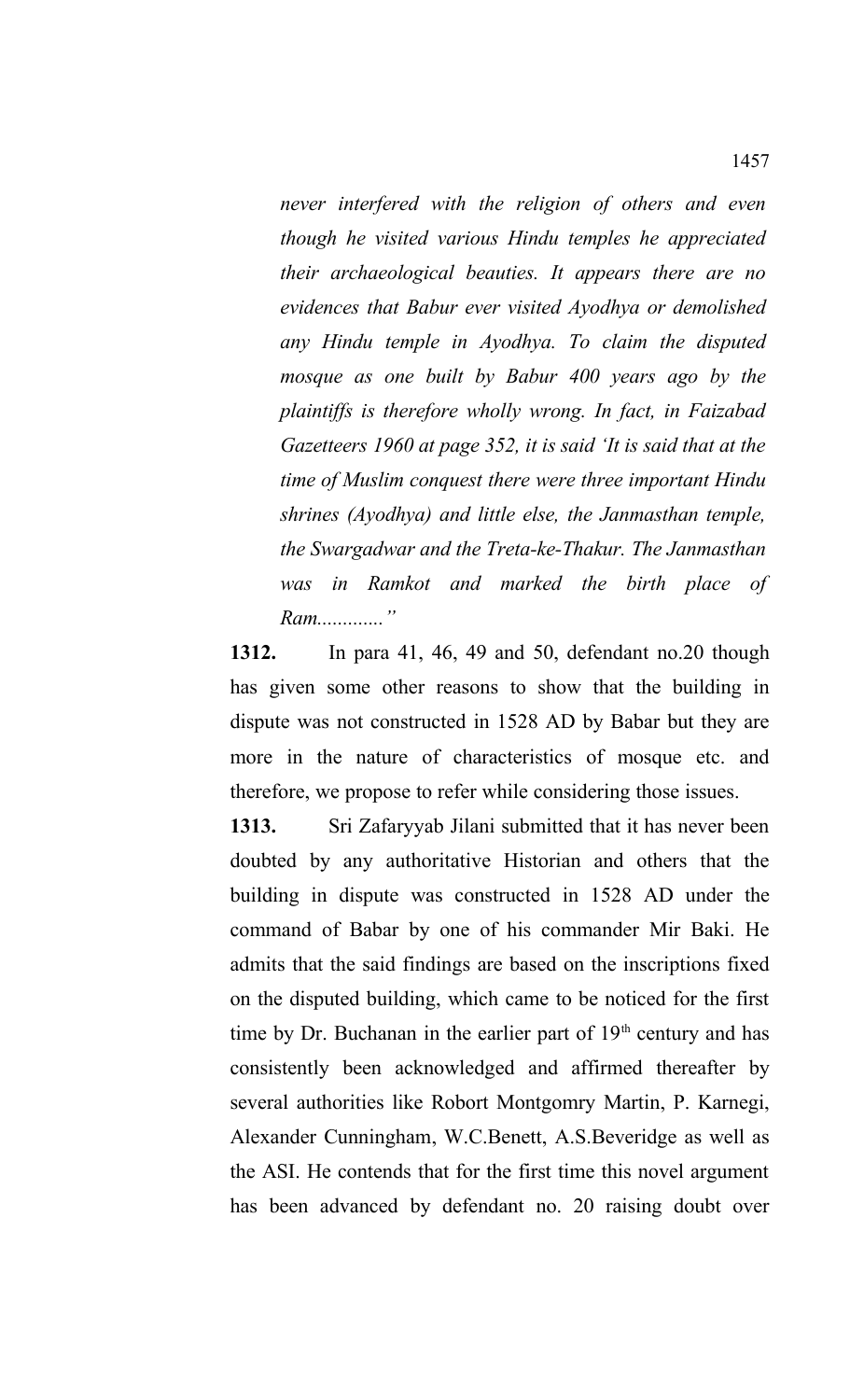*never interfered with the religion of others and even though he visited various Hindu temples he appreciated their archaeological beauties. It appears there are no evidences that Babur ever visited Ayodhya or demolished any Hindu temple in Ayodhya. To claim the disputed mosque as one built by Babur 400 years ago by the plaintiffs is therefore wholly wrong. In fact, in Faizabad Gazetteers 1960 at page 352, it is said 'It is said that at the time of Muslim conquest there were three important Hindu shrines (Ayodhya) and little else, the Janmasthan temple, the Swargadwar and the Treta-ke-Thakur. The Janmasthan was in Ramkot and marked the birth place of Ram............"*

**1312.** In para 41, 46, 49 and 50, defendant no.20 though has given some other reasons to show that the building in dispute was not constructed in 1528 AD by Babar but they are more in the nature of characteristics of mosque etc. and therefore, we propose to refer while considering those issues.

**1313.** Sri Zafaryyab Jilani submitted that it has never been doubted by any authoritative Historian and others that the building in dispute was constructed in 1528 AD under the command of Babar by one of his commander Mir Baki. He admits that the said findings are based on the inscriptions fixed on the disputed building, which came to be noticed for the first time by Dr. Buchanan in the earlier part of 19th century and has consistently been acknowledged and affirmed thereafter by several authorities like Robort Montgomry Martin, P. Karnegi, Alexander Cunningham, W.C.Benett, A.S.Beveridge as well as the ASI. He contends that for the first time this novel argument has been advanced by defendant no. 20 raising doubt over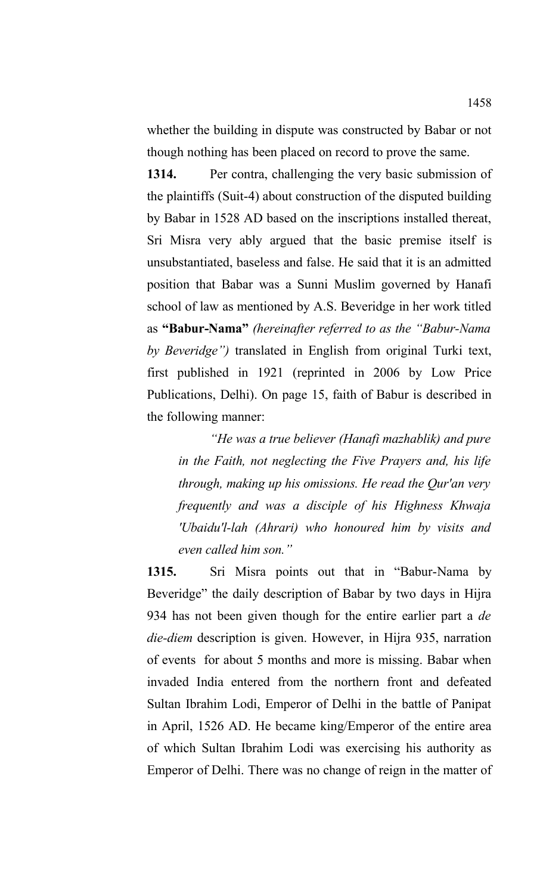whether the building in dispute was constructed by Babar or not though nothing has been placed on record to prove the same.

**1314.** Per contra, challenging the very basic submission of the plaintiffs (Suit-4) about construction of the disputed building by Babar in 1528 AD based on the inscriptions installed thereat, Sri Misra very ably argued that the basic premise itself is unsubstantiated, baseless and false. He said that it is an admitted position that Babar was a Sunni Muslim governed by Hanafi school of law as mentioned by A.S. Beveridge in her work titled as **"Babur-Nama"** *(hereinafter referred to as the "Babur-Nama by Beveridge")* translated in English from original Turki text, first published in 1921 (reprinted in 2006 by Low Price Publications, Delhi). On page 15, faith of Babur is described in the following manner:

> *"He was a true believer (Hanafi mazhablik) and pure in the Faith, not neglecting the Five Prayers and, his life through, making up his omissions. He read the Qur'an very frequently and was a disciple of his Highness Khwaja 'Ubaidu'l-lah (Ahrari) who honoured him by visits and even called him son."*

**1315.** Sri Misra points out that in "Babur-Nama by Beveridge" the daily description of Babar by two days in Hijra 934 has not been given though for the entire earlier part a *de die-diem* description is given. However, in Hijra 935, narration of events for about 5 months and more is missing. Babar when invaded India entered from the northern front and defeated Sultan Ibrahim Lodi, Emperor of Delhi in the battle of Panipat in April, 1526 AD. He became king/Emperor of the entire area of which Sultan Ibrahim Lodi was exercising his authority as Emperor of Delhi. There was no change of reign in the matter of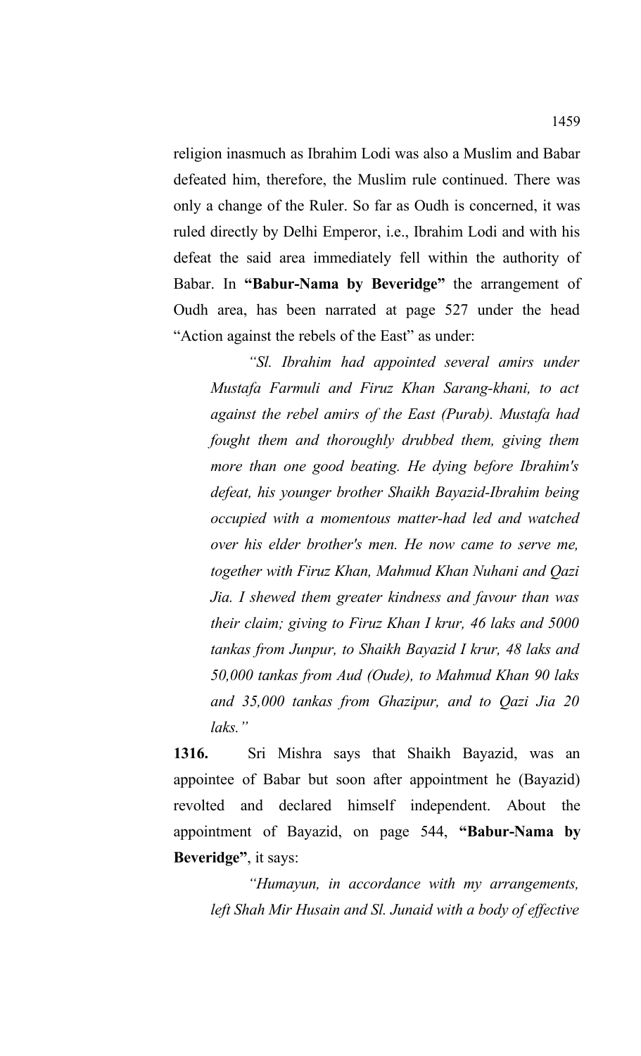religion inasmuch as Ibrahim Lodi was also a Muslim and Babar defeated him, therefore, the Muslim rule continued. There was only a change of the Ruler. So far as Oudh is concerned, it was ruled directly by Delhi Emperor, i.e., Ibrahim Lodi and with his defeat the said area immediately fell within the authority of Babar. In **"Babur-Nama by Beveridge"** the arrangement of Oudh area, has been narrated at page 527 under the head "Action against the rebels of the East" as under:

> *"Sl. Ibrahim had appointed several amirs under Mustafa Farmuli and Firuz Khan Sarang-khani, to act against the rebel amirs of the East (Purab). Mustafa had fought them and thoroughly drubbed them, giving them more than one good beating. He dying before Ibrahim's defeat, his younger brother Shaikh Bayazid-Ibrahim being occupied with a momentous matter-had led and watched over his elder brother's men. He now came to serve me, together with Firuz Khan, Mahmud Khan Nuhani and Qazi Jia. I shewed them greater kindness and favour than was their claim; giving to Firuz Khan I krur, 46 laks and 5000 tankas from Junpur, to Shaikh Bayazid I krur, 48 laks and 50,000 tankas from Aud (Oude), to Mahmud Khan 90 laks and 35,000 tankas from Ghazipur, and to Qazi Jia 20 laks."*

**1316.** Sri Mishra says that Shaikh Bayazid, was an appointee of Babar but soon after appointment he (Bayazid) revolted and declared himself independent. About the appointment of Bayazid, on page 544, **"Babur-Nama by Beveridge"**, it says:

> *"Humayun, in accordance with my arrangements, left Shah Mir Husain and Sl. Junaid with a body of effective*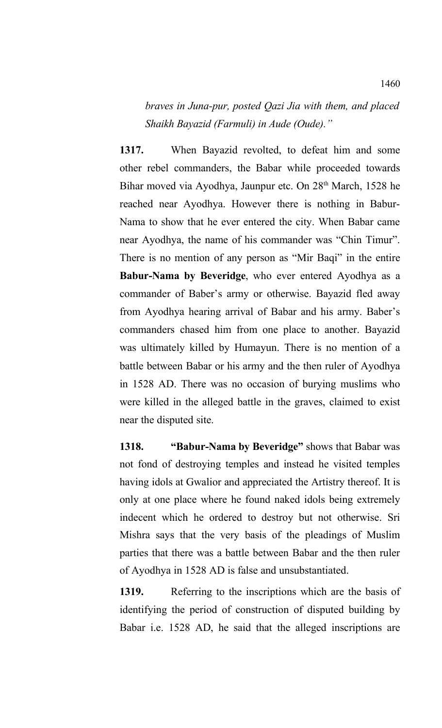*braves in Juna-pur, posted Qazi Jia with them, and placed Shaikh Bayazid (Farmuli) in Aude (Oude)."*

**1317.** When Bayazid revolted, to defeat him and some other rebel commanders, the Babar while proceeded towards Bihar moved via Ayodhya, Jaunpur etc. On 28th March, 1528 he reached near Ayodhya. However there is nothing in Babur-Nama to show that he ever entered the city. When Babar came near Ayodhya, the name of his commander was "Chin Timur". There is no mention of any person as "Mir Baqi" in the entire **Babur-Nama by Beveridge**, who ever entered Ayodhya as a commander of Baber's army or otherwise. Bayazid fled away from Ayodhya hearing arrival of Babar and his army. Baber's commanders chased him from one place to another. Bayazid was ultimately killed by Humayun. There is no mention of a battle between Babar or his army and the then ruler of Ayodhya in 1528 AD. There was no occasion of burying muslims who were killed in the alleged battle in the graves, claimed to exist near the disputed site.

**1318. "Babur-Nama by Beveridge"** shows that Babar was not fond of destroying temples and instead he visited temples having idols at Gwalior and appreciated the Artistry thereof. It is only at one place where he found naked idols being extremely indecent which he ordered to destroy but not otherwise. Sri Mishra says that the very basis of the pleadings of Muslim parties that there was a battle between Babar and the then ruler of Ayodhya in 1528 AD is false and unsubstantiated.

**1319.** Referring to the inscriptions which are the basis of identifying the period of construction of disputed building by Babar i.e. 1528 AD, he said that the alleged inscriptions are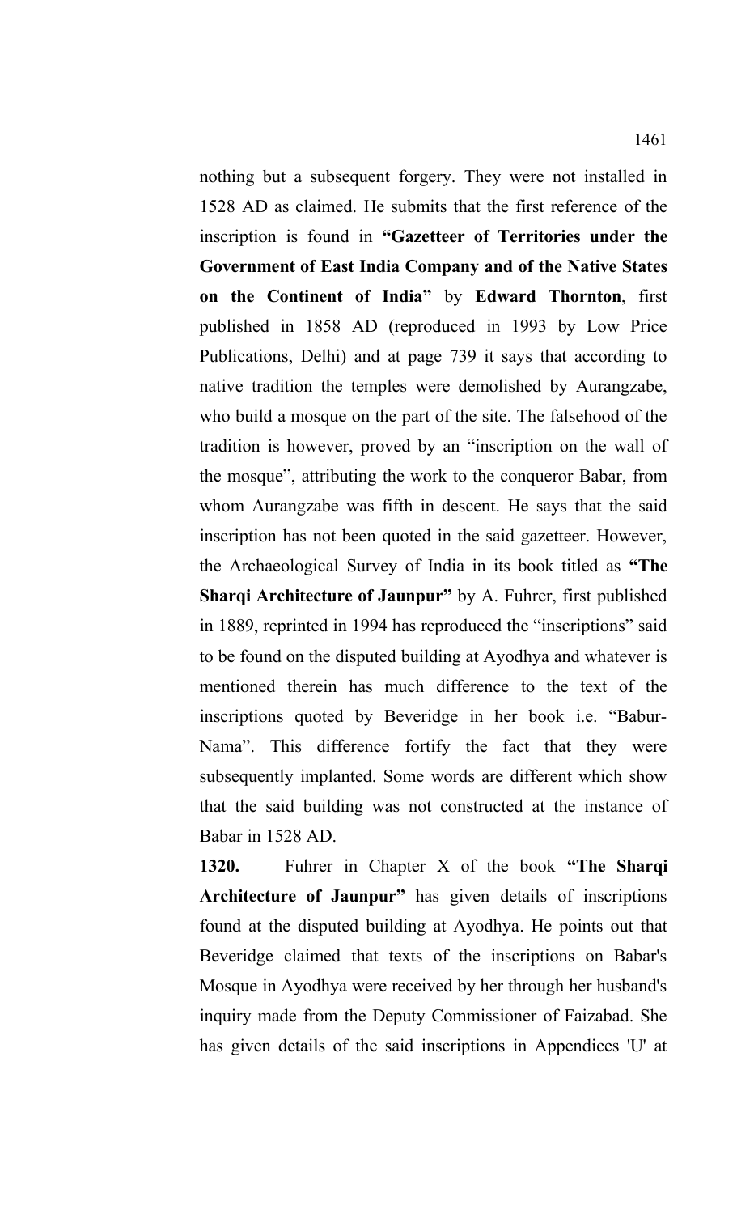nothing but a subsequent forgery. They were not installed in 1528 AD as claimed. He submits that the first reference of the inscription is found in **"Gazetteer of Territories under the Government of East India Company and of the Native States on the Continent of India"** by **Edward Thornton**, first published in 1858 AD (reproduced in 1993 by Low Price Publications, Delhi) and at page 739 it says that according to native tradition the temples were demolished by Aurangzabe, who build a mosque on the part of the site. The falsehood of the tradition is however, proved by an "inscription on the wall of the mosque", attributing the work to the conqueror Babar, from whom Aurangzabe was fifth in descent. He says that the said inscription has not been quoted in the said gazetteer. However, the Archaeological Survey of India in its book titled as **"The Sharqi Architecture of Jaunpur"** by A. Fuhrer, first published in 1889, reprinted in 1994 has reproduced the "inscriptions" said to be found on the disputed building at Ayodhya and whatever is mentioned therein has much difference to the text of the inscriptions quoted by Beveridge in her book i.e. "Babur-Nama". This difference fortify the fact that they were subsequently implanted. Some words are different which show that the said building was not constructed at the instance of Babar in 1528 AD.

**1320.** Fuhrer in Chapter X of the book **"The Sharqi Architecture of Jaunpur"** has given details of inscriptions found at the disputed building at Ayodhya. He points out that Beveridge claimed that texts of the inscriptions on Babar's Mosque in Ayodhya were received by her through her husband's inquiry made from the Deputy Commissioner of Faizabad. She has given details of the said inscriptions in Appendices 'U' at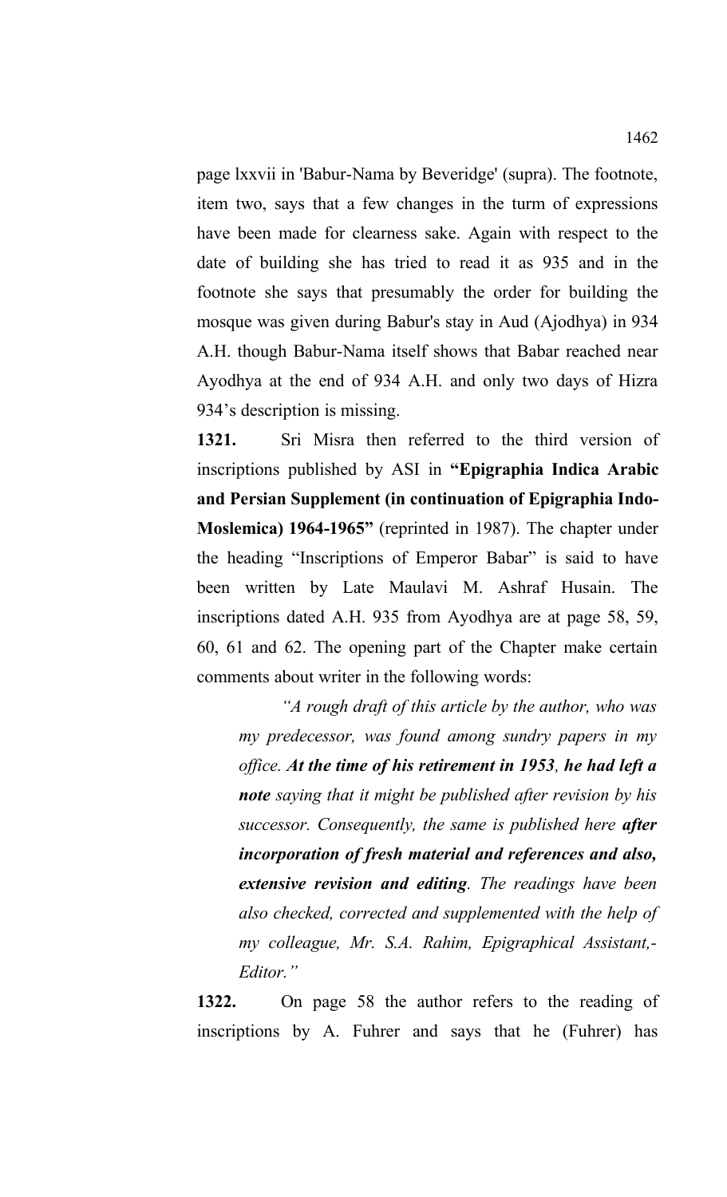page lxxvii in 'Babur-Nama by Beveridge' (supra). The footnote, item two, says that a few changes in the turm of expressions have been made for clearness sake. Again with respect to the date of building she has tried to read it as 935 and in the footnote she says that presumably the order for building the mosque was given during Babur's stay in Aud (Ajodhya) in 934 A.H. though Babur-Nama itself shows that Babar reached near Ayodhya at the end of 934 A.H. and only two days of Hizra 934's description is missing.

**1321.** Sri Misra then referred to the third version of inscriptions published by ASI in **"Epigraphia Indica Arabic and Persian Supplement (in continuation of Epigraphia Indo-Moslemica) 1964-1965"** (reprinted in 1987). The chapter under the heading "Inscriptions of Emperor Babar" is said to have been written by Late Maulavi M. Ashraf Husain. The inscriptions dated A.H. 935 from Ayodhya are at page 58, 59, 60, 61 and 62. The opening part of the Chapter make certain comments about writer in the following words:

> *"A rough draft of this article by the author, who was my predecessor, was found among sundry papers in my office. **At the time of his retirement in 1953, he had left a note** saying that it might be published after revision by his successor. Consequently, the same is published here **after incorporation of fresh material and references and also, extensive revision and editing**. The readings have been also checked, corrected and supplemented with the help of my colleague, Mr. S.A. Rahim, Epigraphical Assistant,- Editor."*

**1322.** On page 58 the author refers to the reading of inscriptions by A. Fuhrer and says that he (Fuhrer) has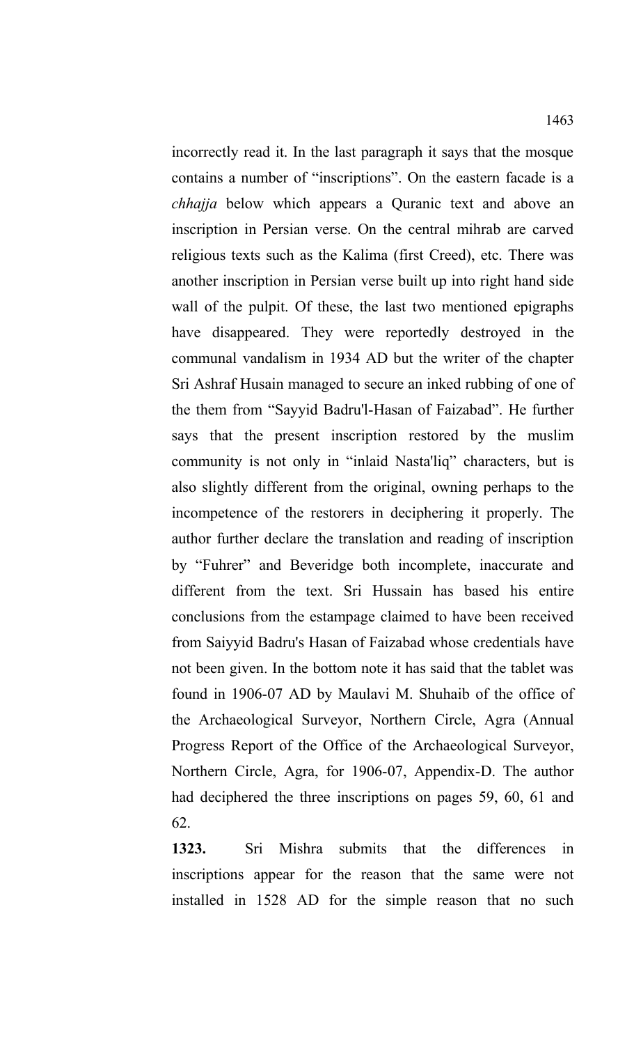incorrectly read it. In the last paragraph it says that the mosque contains a number of "inscriptions". On the eastern facade is a *chhajja* below which appears a Quranic text and above an inscription in Persian verse. On the central mihrab are carved religious texts such as the Kalima (first Creed), etc. There was another inscription in Persian verse built up into right hand side wall of the pulpit. Of these, the last two mentioned epigraphs have disappeared. They were reportedly destroyed in the communal vandalism in 1934 AD but the writer of the chapter Sri Ashraf Husain managed to secure an inked rubbing of one of the them from "Sayyid Badru'l-Hasan of Faizabad". He further says that the present inscription restored by the muslim community is not only in "inlaid Nasta'liq" characters, but is also slightly different from the original, owning perhaps to the incompetence of the restorers in deciphering it properly. The author further declare the translation and reading of inscription by "Fuhrer" and Beveridge both incomplete, inaccurate and different from the text. Sri Hussain has based his entire conclusions from the estampage claimed to have been received from Saiyyid Badru's Hasan of Faizabad whose credentials have not been given. In the bottom note it has said that the tablet was found in 1906-07 AD by Maulavi M. Shuhaib of the office of the Archaeological Surveyor, Northern Circle, Agra (Annual Progress Report of the Office of the Archaeological Surveyor, Northern Circle, Agra, for 1906-07, Appendix-D. The author had deciphered the three inscriptions on pages 59, 60, 61 and 62.

**1323.** Sri Mishra submits that the differences in inscriptions appear for the reason that the same were not installed in 1528 AD for the simple reason that no such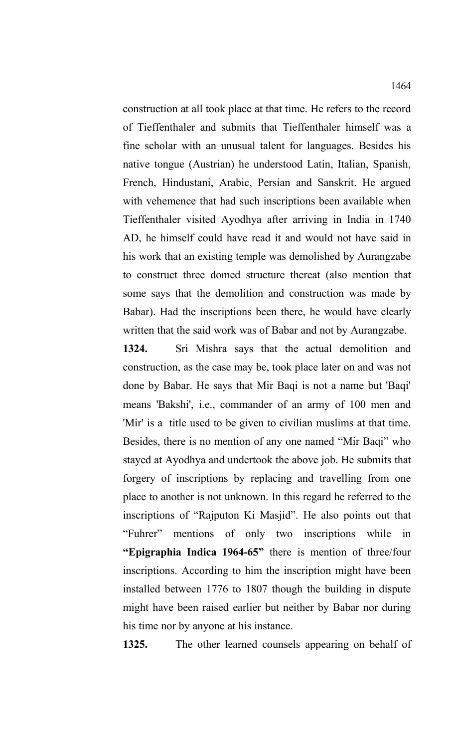construction at all took place at that time. He refers to the record of Tieffenthaler and submits that Tieffenthaler himself was a fine scholar with an unusual talent for languages. Besides his native tongue (Austrian) he understood Latin, Italian, Spanish, French, Hindustani, Arabic, Persian and Sanskrit. He argued with vehemence that had such inscriptions been available when Tieffenthaler visited Ayodhya after arriving in India in 1740 AD, he himself could have read it and would not have said in his work that an existing temple was demolished by Aurangzabe to construct three domed structure thereat (also mention that some says that the demolition and construction was made by Babar). Had the inscriptions been there, he would have clearly written that the said work was of Babar and not by Aurangzabe.

**1324.** Sri Mishra says that the actual demolition and construction, as the case may be, took place later on and was not done by Babar. He says that Mir Baqi is not a name but 'Baqi' means 'Bakshi', i.e., commander of an army of 100 men and 'Mir' is a title used to be given to civilian muslims at that time. Besides, there is no mention of any one named "Mir Baqi" who stayed at Ayodhya and undertook the above job. He submits that forgery of inscriptions by replacing and travelling from one place to another is not unknown. In this regard he referred to the inscriptions of "Rajputon Ki Masjid". He also points out that "Fuhrer" mentions of only two inscriptions while in **"Epigraphia Indica 1964-65"** there is mention of three/four inscriptions. According to him the inscription might have been installed between 1776 to 1807 though the building in dispute might have been raised earlier but neither by Babar nor during his time nor by anyone at his instance.

**1325.** The other learned counsels appearing on behalf of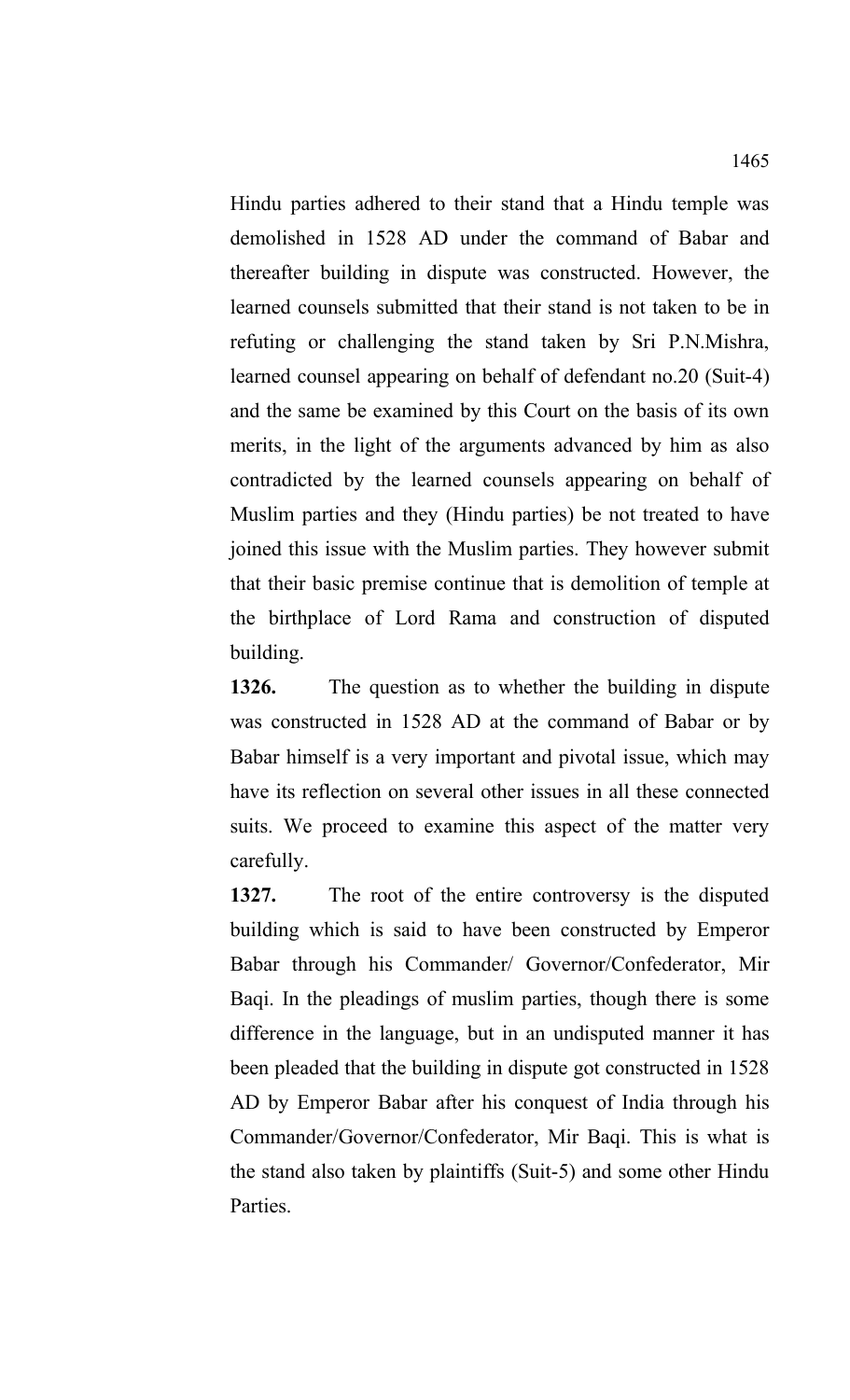Hindu parties adhered to their stand that a Hindu temple was demolished in 1528 AD under the command of Babar and thereafter building in dispute was constructed. However, the learned counsels submitted that their stand is not taken to be in refuting or challenging the stand taken by Sri P.N.Mishra, learned counsel appearing on behalf of defendant no.20 (Suit-4) and the same be examined by this Court on the basis of its own merits, in the light of the arguments advanced by him as also contradicted by the learned counsels appearing on behalf of Muslim parties and they (Hindu parties) be not treated to have joined this issue with the Muslim parties. They however submit that their basic premise continue that is demolition of temple at the birthplace of Lord Rama and construction of disputed building.

**1326.** The question as to whether the building in dispute was constructed in 1528 AD at the command of Babar or by Babar himself is a very important and pivotal issue, which may have its reflection on several other issues in all these connected suits. We proceed to examine this aspect of the matter very carefully.

**1327.** The root of the entire controversy is the disputed building which is said to have been constructed by Emperor Babar through his Commander/ Governor/Confederator, Mir Baqi. In the pleadings of muslim parties, though there is some difference in the language, but in an undisputed manner it has been pleaded that the building in dispute got constructed in 1528 AD by Emperor Babar after his conquest of India through his Commander/Governor/Confederator, Mir Baqi. This is what is the stand also taken by plaintiffs (Suit-5) and some other Hindu Parties.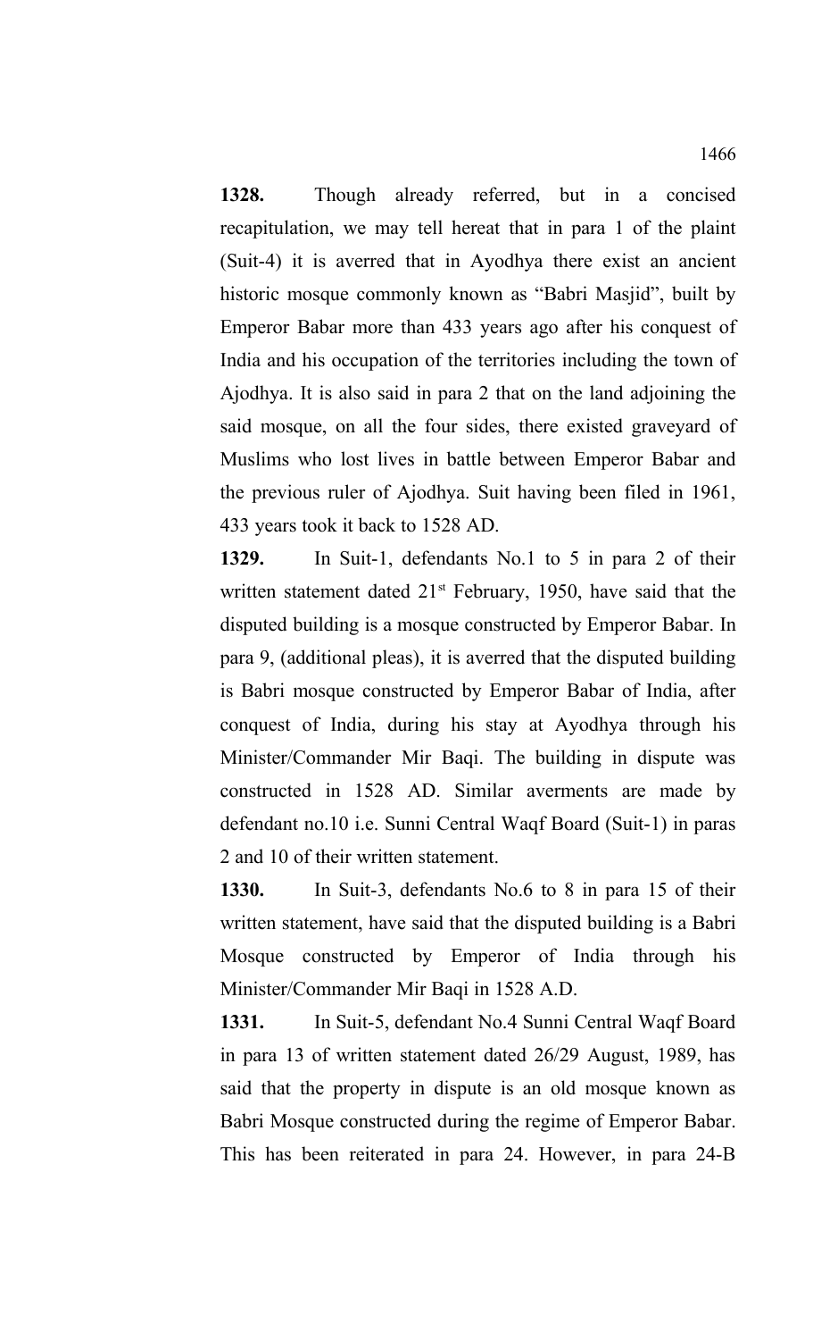**1328.** Though already referred, but in a concised recapitulation, we may tell hereat that in para 1 of the plaint (Suit-4) it is averred that in Ayodhya there exist an ancient historic mosque commonly known as "Babri Masjid", built by Emperor Babar more than 433 years ago after his conquest of India and his occupation of the territories including the town of Ajodhya. It is also said in para 2 that on the land adjoining the said mosque, on all the four sides, there existed graveyard of Muslims who lost lives in battle between Emperor Babar and the previous ruler of Ajodhya. Suit having been filed in 1961, 433 years took it back to 1528 AD.

**1329.** In Suit-1, defendants No.1 to 5 in para 2 of their written statement dated 21st February, 1950, have said that the disputed building is a mosque constructed by Emperor Babar. In para 9, (additional pleas), it is averred that the disputed building is Babri mosque constructed by Emperor Babar of India, after conquest of India, during his stay at Ayodhya through his Minister/Commander Mir Baqi. The building in dispute was constructed in 1528 AD. Similar averments are made by defendant no.10 i.e. Sunni Central Waqf Board (Suit-1) in paras 2 and 10 of their written statement.

**1330.** In Suit-3, defendants No.6 to 8 in para 15 of their written statement, have said that the disputed building is a Babri Mosque constructed by Emperor of India through his Minister/Commander Mir Baqi in 1528 A.D.

**1331.** In Suit-5, defendant No.4 Sunni Central Waqf Board in para 13 of written statement dated 26/29 August, 1989, has said that the property in dispute is an old mosque known as Babri Mosque constructed during the regime of Emperor Babar. This has been reiterated in para 24. However, in para 24-B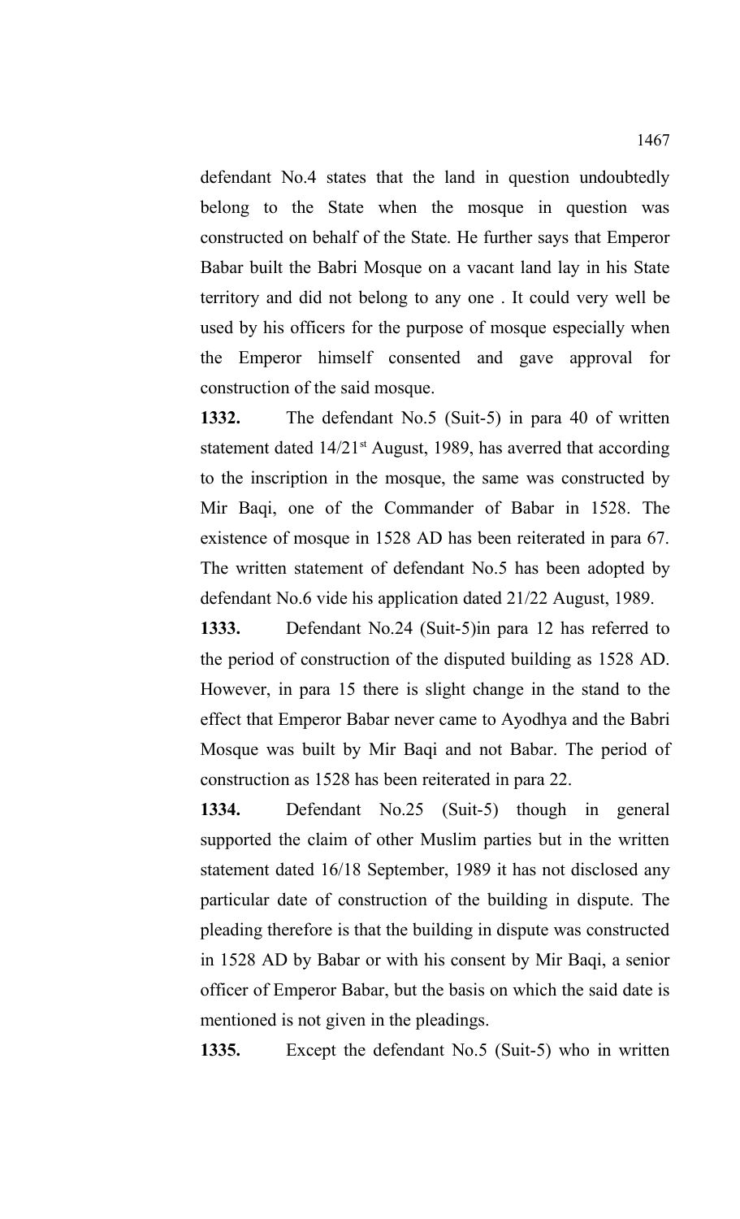defendant No.4 states that the land in question undoubtedly belong to the State when the mosque in question was constructed on behalf of the State. He further says that Emperor Babar built the Babri Mosque on a vacant land lay in his State territory and did not belong to any one . It could very well be used by his officers for the purpose of mosque especially when the Emperor himself consented and gave approval for construction of the said mosque.

**1332.** The defendant No.5 (Suit-5) in para 40 of written statement dated 14/21st August, 1989, has averred that according to the inscription in the mosque, the same was constructed by Mir Baqi, one of the Commander of Babar in 1528. The existence of mosque in 1528 AD has been reiterated in para 67. The written statement of defendant No.5 has been adopted by defendant No.6 vide his application dated 21/22 August, 1989.

**1333.** Defendant No.24 (Suit-5)in para 12 has referred to the period of construction of the disputed building as 1528 AD. However, in para 15 there is slight change in the stand to the effect that Emperor Babar never came to Ayodhya and the Babri Mosque was built by Mir Baqi and not Babar. The period of construction as 1528 has been reiterated in para 22.

**1334.** Defendant No.25 (Suit-5) though in general supported the claim of other Muslim parties but in the written statement dated 16/18 September, 1989 it has not disclosed any particular date of construction of the building in dispute. The pleading therefore is that the building in dispute was constructed in 1528 AD by Babar or with his consent by Mir Baqi, a senior officer of Emperor Babar, but the basis on which the said date is mentioned is not given in the pleadings.

**1335.** Except the defendant No.5 (Suit-5) who in written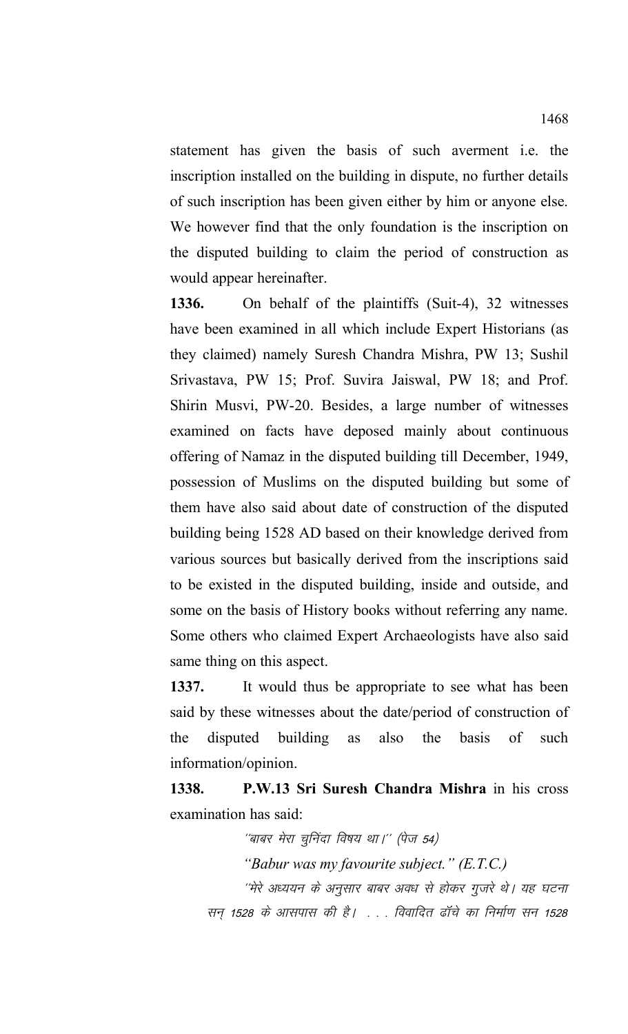statement has given the basis of such averment i.e. the inscription installed on the building in dispute, no further details of such inscription has been given either by him or anyone else. We however find that the only foundation is the inscription on the disputed building to claim the period of construction as would appear hereinafter.

**1336.** On behalf of the plaintiffs (Suit-4), 32 witnesses have been examined in all which include Expert Historians (as they claimed) namely Suresh Chandra Mishra, PW 13; Sushil Srivastava, PW 15; Prof. Suvira Jaiswal, PW 18; and Prof. Shirin Musvi, PW-20. Besides, a large number of witnesses examined on facts have deposed mainly about continuous offering of Namaz in the disputed building till December, 1949, possession of Muslims on the disputed building but some of them have also said about date of construction of the disputed building being 1528 AD based on their knowledge derived from various sources but basically derived from the inscriptions said to be existed in the disputed building, inside and outside, and some on the basis of History books without referring any name. Some others who claimed Expert Archaeologists have also said same thing on this aspect.

**1337.** It would thus be appropriate to see what has been said by these witnesses about the date/period of construction of the disputed building as also the basis of such information/opinion.

**1338. P.W.13 Sri Suresh Chandra Mishra** in his cross examination has said:

> *''बाबर मेरा चुनिंदा विषय था।'' (पेज 54)*
>
> ***"Babur was my favourite subject." (E.T.C.)***
>
> *''मेरे अध्ययन के अनुसार बाबर अवध से होकर गुजरे थे। यह घटना सन् 1528 के आसपास की है। . . . विवादित ढॉचे का निर्माण सन 1528*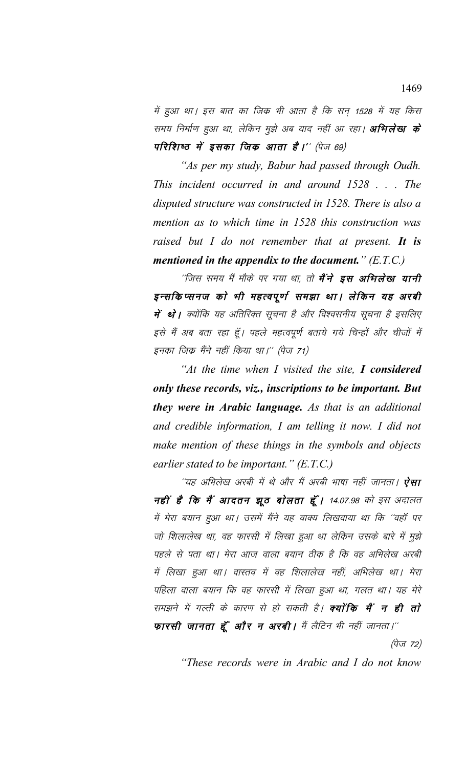में हुआ था। इस बात का जिक्र भी आता है कि सन् 1528 में यह किस समय निर्माण हुआ था, लेकिन मुझे अब याद नहीं आ रहा। **अभिलेख के परिशिष्ठ में इसका जिक्र आता है।**'' (पेज 69)

*"As per my study, Babur had passed through Oudh. This incident occurred in and around 1528 . . . The disputed structure was constructed in 1528. There is also a mention as to which time in 1528 this construction was raised but I do not remember that at present.* ***It is mentioned in the appendix to the document.****" (E.T.C.)*

''जिस समय मैं मौके पर गया था, तो **मैंने इस अभिलेख यानी इन्सकिप्सनज को भी महत्वपूर्ण समझा था। लेकिन यह अरबी में थे।** क्योंकि यह अतिरिक्त सूचना है और विश्वसनीय सूचना है इसलिए इसे मैं अब बता रहा हूँ। पहले महत्वपूर्ण बताये गये चिन्हों और चीजों में इनका जिक्र मैंने नहीं किया था।'' (पेज 71)

*"At the time when I visited the site,* ***I considered only these records, viz., inscriptions to be important. But they were in Arabic language.*** *As that is an additional and credible information, I am telling it now. I did not make mention of these things in the symbols and objects earlier stated to be important." (E.T.C.)*

''यह अभिलेख अरबी में थे और मैं अरबी भाषा नहीं जानता। **ऐसा नहीं है कि मैं आदतन झूठ बोलता हूँ।** 14.07.98 को इस अदालत में मेरा बयान हुआ था। उसमें मैंने यह वाक्य लिखवाया था कि ''वहॉं पर जो शिलालेख था, वह फारसी में लिखा हुआ था लेकिन उसके बारे में मुझे पहले से पता था। मेरा आज वाला बयान ठीक है कि वह अभिलेख अरबी में लिखा हुआ था। वास्तव में वह शिलालेख नहीं, अभिलेख था। मेरा पहिला वाला बयान कि वह फारसी में लिखा हुआ था, गलत था। यह मेरे समझने में गल्ती के कारण से हो सकती है। **क्योंकि मैं न ही तो फारसी जानता हूँ और न अरबी।** मैं लैटिन भी नहीं जानता।''

(पेज 72)

*"These records were in Arabic and I do not know*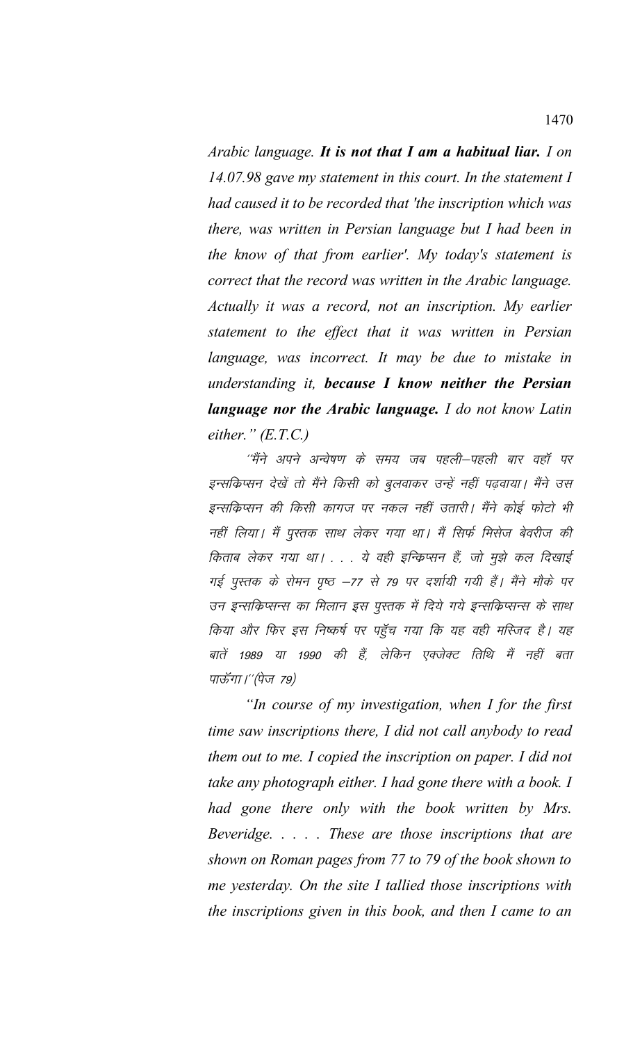*Arabic language.* ***It is not that I am a habitual liar.*** *I on 14.07.98 gave my statement in this court. In the statement I had caused it to be recorded that 'the inscription which was there, was written in Persian language but I had been in the know of that from earlier'. My today's statement is correct that the record was written in the Arabic language. Actually it was a record, not an inscription. My earlier statement to the effect that it was written in Persian language, was incorrect. It may be due to mistake in understanding it,* ***because I know neither the Persian language nor the Arabic language.*** *I do not know Latin either." (E.T.C.)*

*''मैंने अपने अन्वेषण के समय जब पहली–पहली बार वहॉ पर इन्सक्रिप्सन देखें तो मैंने किसी को बुलवाकर उन्हें नहीं पढ़वाया। मैंने उस इन्सक्रिप्सन की किसी कागज पर नकल नहीं उतारी। मैंने कोई फोटो भी नहीं लिया। मैं पुस्तक साथ लेकर गया था। मैं सिर्फ मिसेज बेवरीज की किताब लेकर गया था। . . . ये वही इन्क्रिप्सन हैं, जो मुझे कल दिखाई गई पुस्तक के रोमन पृष्ठ –77 से 79 पर दर्शायी गयी हैं। मैंने मौके पर उन इन्सक्रिप्सन्स का मिलान इस पुस्तक में दिये गये इन्सक्रिप्सन्स के साथ किया और फिर इस निष्कर्ष पर पहुँच गया कि यह वही मस्जिद है। यह बातें 1989 या 1990 की हैं, लेकिन एक्जेक्ट तिथि मैं नहीं बता पाऊँगा।''(पेज 79)*

*"In course of my investigation, when I for the first time saw inscriptions there, I did not call anybody to read them out to me. I copied the inscription on paper. I did not take any photograph either. I had gone there with a book. I had gone there only with the book written by Mrs. Beveridge. . . . . These are those inscriptions that are shown on Roman pages from 77 to 79 of the book shown to me yesterday. On the site I tallied those inscriptions with the inscriptions given in this book, and then I came to an*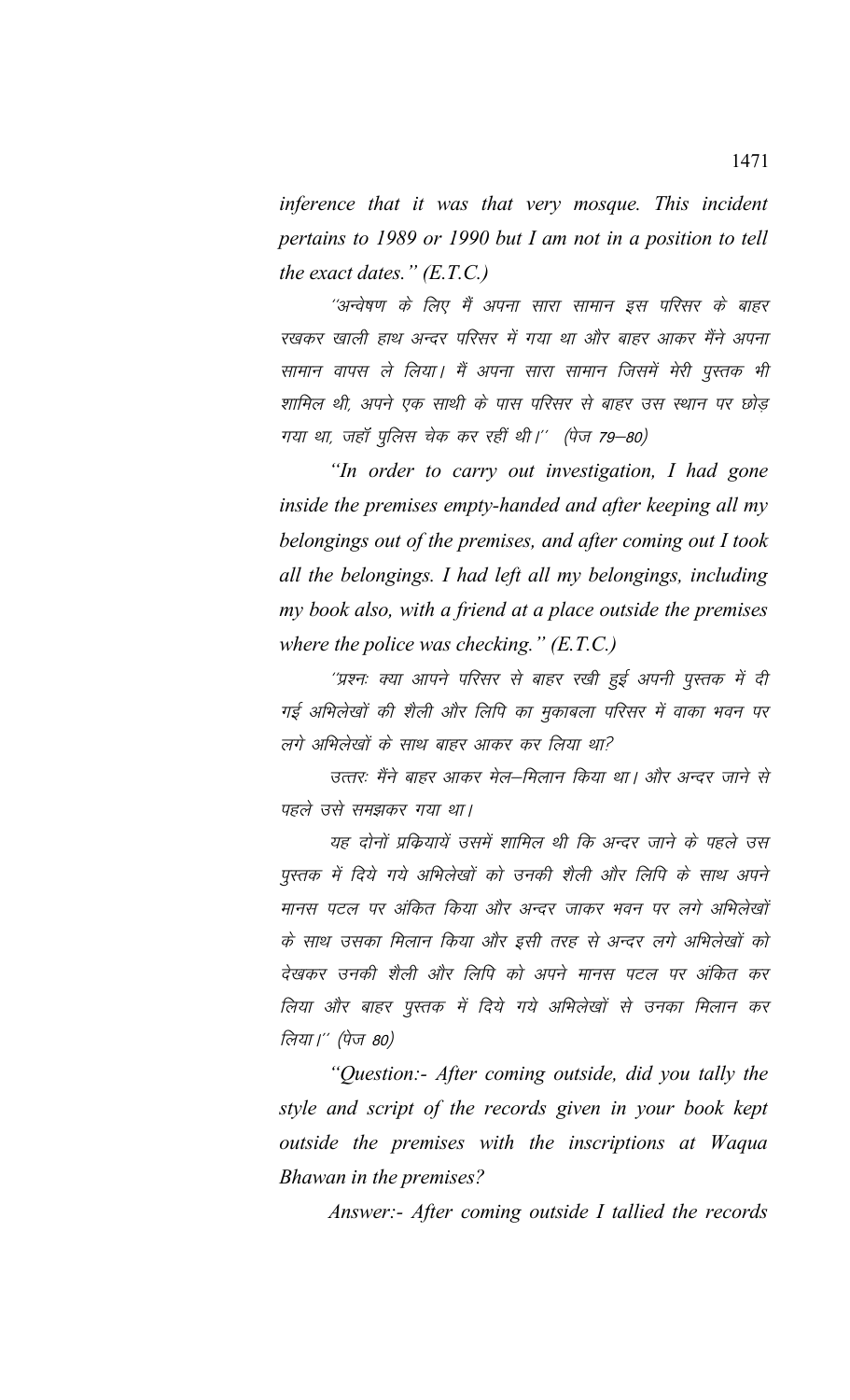*inference that it was that very mosque. This incident pertains to 1989 or 1990 but I am not in a position to tell the exact dates." (E.T.C.)*

''अन्वेषण के लिए मैं अपना सारा सामान इस परिसर के बाहर रखकर खाली हाथ अन्दर परिसर में गया था और बाहर आकर मैंने अपना सामान वापस ले लिया। मैं अपना सारा सामान जिसमें मेरी पुस्तक भी शामिल थी, अपने एक साथी के पास परिसर से बाहर उस स्थान पर छोड़ गया था, जहाँ पुलिस चेक कर रहीं थी।'' (पेज 79–80)

*"In order to carry out investigation, I had gone inside the premises empty-handed and after keeping all my belongings out of the premises, and after coming out I took all the belongings. I had left all my belongings, including my book also, with a friend at a place outside the premises where the police was checking." (E.T.C.)*

''प्रश्नः क्या आपने परिसर से बाहर रखी हुई अपनी पुस्तक में दी गई अभिलेखों की शैली और लिपि का मुकाबला परिसर में वाका भवन पर लगे अभिलेखों के साथ बाहर आकर कर लिया था?

उत्तरः मैंने बाहर आकर मेल–मिलान किया था। और अन्दर जाने से पहले उसे समझकर गया था।

यह दोनों प्रक्रियायें उसमें शामिल थी कि अन्दर जाने के पहले उस पुस्तक में दिये गये अभिलेखों को उनकी शैली और लिपि के साथ अपने मानस पटल पर अंकित किया और अन्दर जाकर भवन पर लगे अभिलेखों के साथ उसका मिलान किया और इसी तरह से अन्दर लगे अभिलेखों को देखकर उनकी शैली और लिपि को अपने मानस पटल पर अंकित कर लिया और बाहर पुस्तक में दिये गये अभिलेखों से उनका मिलान कर लिया।'' (पेज 80)

*"Question:- After coming outside, did you tally the style and script of the records given in your book kept outside the premises with the inscriptions at Waqua Bhawan in the premises?*

*Answer:- After coming outside I tallied the records*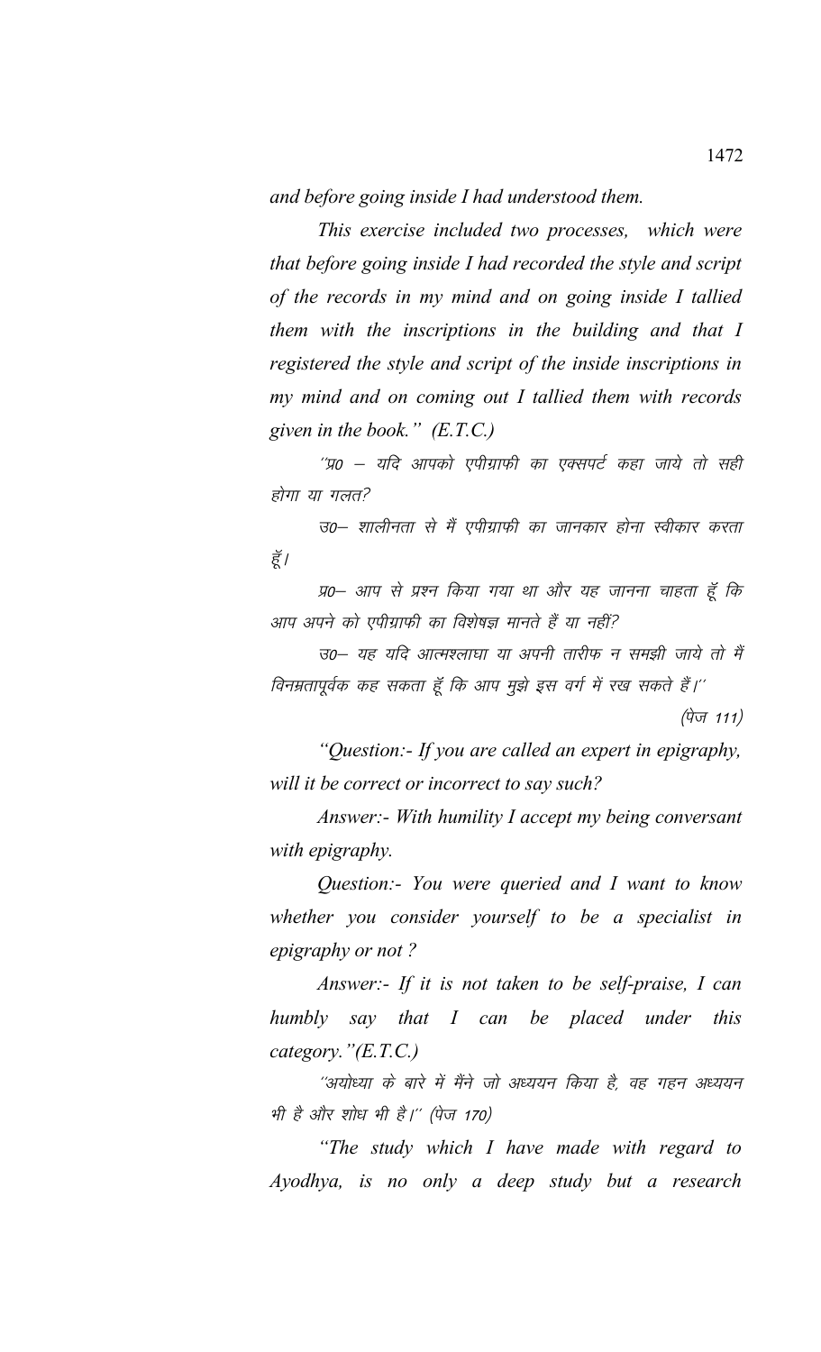*and before going inside I had understood them.*

*This exercise included two processes, which were that before going inside I had recorded the style and script of the records in my mind and on going inside I tallied them with the inscriptions in the building and that I registered the style and script of the inside inscriptions in my mind and on coming out I tallied them with records given in the book." (E.T.C.)*

''प्र0 – यदि आपको एपीग्राफी का एक्सपर्ट कहा जाये तो सही होगा या गलत?

उ0– शालीनता से मैं एपीग्राफी का जानकार होना स्वीकार करता हूँ।

प्र0– आप से प्रश्न किया गया था और यह जानना चाहता हूँ कि आप अपने को एपीग्राफी का विशेषज्ञ मानते हैं या नहीं?

उ0– यह यदि आत्मश्लाघा या अपनी तारीफ न समझी जाये तो मैं विनम्रतापूर्वक कह सकता हूँ कि आप मुझे इस वर्ग में रख सकते हैं।''

(पेज 111)

*"Question:- If you are called an expert in epigraphy, will it be correct or incorrect to say such?*

*Answer:- With humility I accept my being conversant with epigraphy.*

*Question:- You were queried and I want to know whether you consider yourself to be a specialist in epigraphy or not ?*

*Answer:- If it is not taken to be self-praise, I can humbly say that I can be placed under this category."(E.T.C.)*

''अयोध्या के बारे में मैंने जो अध्ययन किया है, वह गहन अध्ययन भी है और शोध भी है।'' (पेज 170)

*"The study which I have made with regard to Ayodhya, is no only a deep study but a research*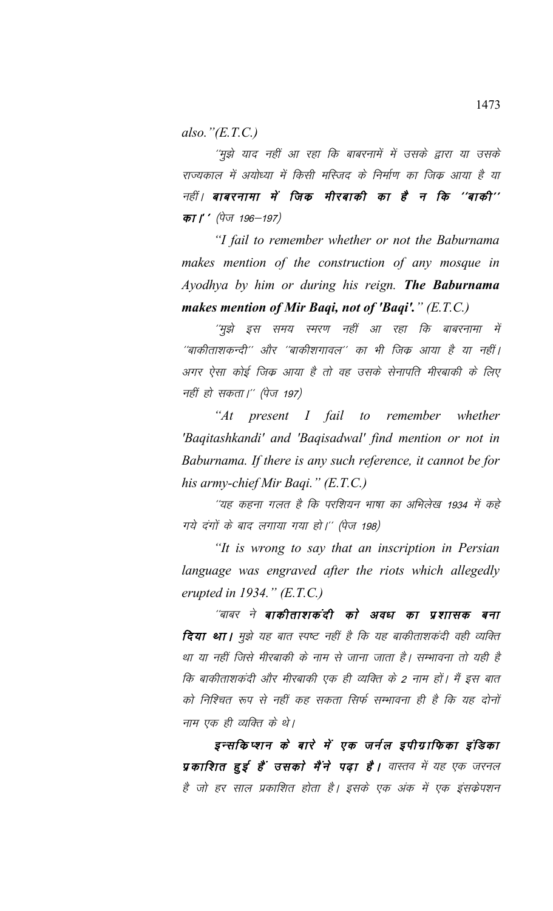*also."(E.T.C.)*

*"मुझे याद नहीं आ रहा कि बाबरनामें में उसके द्वारा या उसके राज्यकाल में अयोध्या में किसी मस्जिद के निर्माण का जिक्र आया है या नहीं।* ***बाबरनामा में जिक्र मीरबाकी का है न कि "बाकी" का।'*** *(पेज 196–197)*

*"I fail to remember whether or not the Baburnama makes mention of the construction of any mosque in Ayodhya by him or during his reign.* ***The Baburnama makes mention of Mir Baqi, not of 'Baqi'.*** *" (E.T.C.)*

*"मुझे इस समय स्मरण नहीं आ रहा कि बाबरनामा में "बाकीताशकन्दी" और "बाकीशगावल" का भी जिक्र आया है या नहीं। अगर ऐसा कोई जिक्र आया है तो वह उसके सेनापति मीरबाकी के लिए नहीं हो सकता।" (पेज 197)*

*"At present I fail to remember whether 'Baqitashkandi' and 'Baqisadwal' find mention or not in Baburnama. If there is any such reference, it cannot be for his army-chief Mir Baqi." (E.T.C.)*

*"यह कहना गलत है कि परशियन भाषा का अभिलेख 1934 में कहे गये दंगों के बाद लगाया गया हो।" (पेज 198)*

*"It is wrong to say that an inscription in Persian language was engraved after the riots which allegedly erupted in 1934." (E.T.C.)*

*"बाबर ने* ***बाकीताशकंदी को अवध का प्रशासक बना दिया था।*** *मुझे यह बात स्पष्ट नहीं है कि यह बाकीताशकंदी वही व्यक्ति था या नहीं जिसे मीरबाकी के नाम से जाना जाता है। सम्भावना तो यही है कि बाकीताशकंदी और मीरबाकी एक ही व्यक्ति के 2 नाम हों। मैं इस बात को निश्चित रूप से नहीं कह सकता सिर्फ सम्भावना ही है कि यह दोनों नाम एक ही व्यक्ति के थे।*

***इन्सक्रिप्शन के बारे में एक जर्नल इपीग्राफिका इंडिका प्रकाशित हुई हैं उसको मैंने पढ़ा है।*** *वास्तव में यह एक जरनल है जो हर साल प्रकाशित होता है। इसके एक अंक में एक इंसक्रेपशन*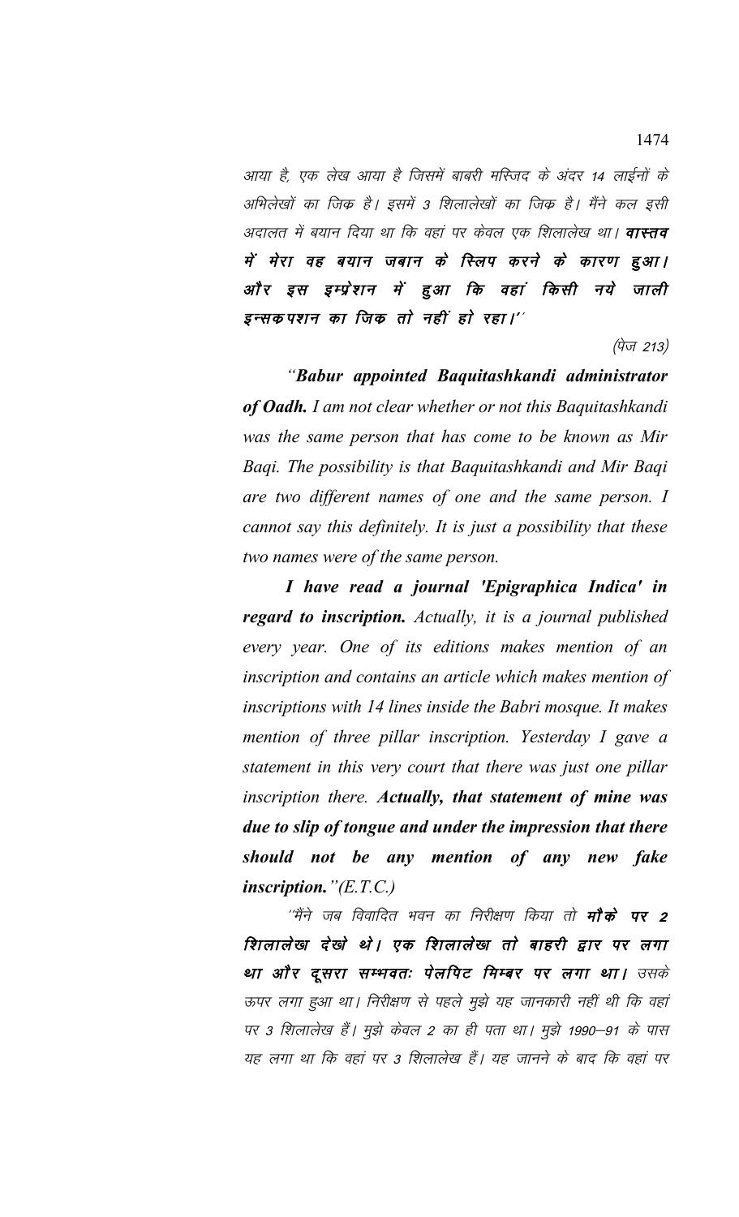आया है, एक लेख आया है जिसमें बाबरी मस्जिद के अंदर 14 लाईनों के अभिलेखों का जिक्र है। इसमें 3 शिलालेखों का जिक्र है। मैंने कल इसी अदालत में बयान दिया था कि वहां पर केवल एक शिलालेख था। ***वास्तव में मेरा वह बयान जबान के स्लिप करने के कारण हुआ। और इस इम्प्रेशन में हुआ कि वहां किसी नये जाली इन्सकपशन का जिक तो नहीं हो रहा।***''

(पेज 213)

*"**Babur appointed Baquitashkandi administrator of Oadh.** I am not clear whether or not this Baquitashkandi was the same person that has come to be known as Mir Baqi. The possibility is that Baquitashkandi and Mir Baqi are two different names of one and the same person. I cannot say this definitely. It is just a possibility that these two names were of the same person.*

***I have read a journal 'Epigraphica Indica' in regard to inscription.** Actually, it is a journal published every year. One of its editions makes mention of an inscription and contains an article which makes mention of inscriptions with 14 lines inside the Babri mosque. It makes mention of three pillar inscription. Yesterday I gave a statement in this very court that there was just one pillar inscription there. **Actually, that statement of mine was due to slip of tongue and under the impression that there should not be any mention of any new fake inscription.**"(E.T.C.)*

''मैंने जब विवादित भवन का निरीक्षण किया तो ***मौके पर 2 शिलालेख देखे थे। एक शिलालेख तो बाहरी द्वार पर लगा था और दूसरा सम्भवतः पेलपिट मिम्बर पर लगा था।*** उसके ऊपर लगा हुआ था। निरीक्षण से पहले मुझे यह जानकारी नहीं थी कि वहां पर 3 शिलालेख हैं। मुझे केवल 2 का ही पता था। मुझे 1990–91 के पास यह लगा था कि वहां पर 3 शिलालेख हैं। यह जानने के बाद कि वहां पर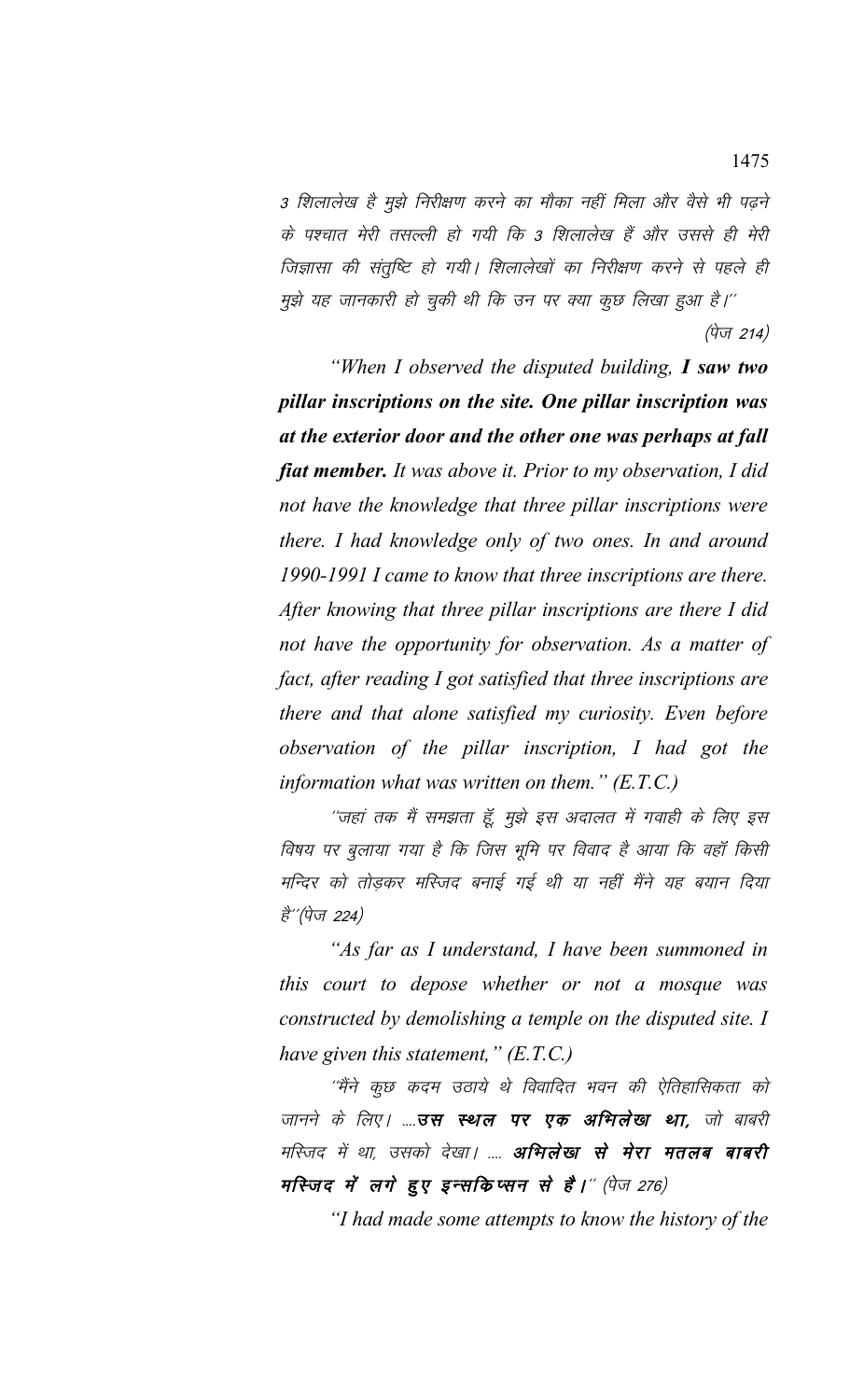3 शिलालेख है मुझे निरीक्षण करने का मौका नहीं मिला और वैसे भी पढ़ने के पश्चात मेरी तसल्ली हो गयी कि 3 शिलालेख हैं और उससे ही मेरी जिज्ञासा की संतुष्टि हो गयी। शिलालेखों का निरीक्षण करने से पहले ही मुझे यह जानकारी हो चुकी थी कि उन पर क्या कुछ लिखा हुआ है।''

(पेज 214)

*"When I observed the disputed building, **I saw two pillar inscriptions on the site. One pillar inscription was at the exterior door and the other one was perhaps at fall fiat member.** It was above it. Prior to my observation, I did not have the knowledge that three pillar inscriptions were there. I had knowledge only of two ones. In and around 1990-1991 I came to know that three inscriptions are there. After knowing that three pillar inscriptions are there I did not have the opportunity for observation. As a matter of fact, after reading I got satisfied that three inscriptions are there and that alone satisfied my curiosity. Even before observation of the pillar inscription, I had got the information what was written on them." (E.T.C.)*

''जहां तक मैं समझता हूँ, मुझे इस अदालत में गवाही के लिए इस विषय पर बुलाया गया है कि जिस भूमि पर विवाद है आया कि वहॉ किसी मन्दिर को तोड़कर मस्जिद बनाई गई थी या नहीं मैंने यह बयान दिया है''(पेज 224)

*"As far as I understand, I have been summoned in this court to depose whether or not a mosque was constructed by demolishing a temple on the disputed site. I have given this statement," (E.T.C.)*

''मैंने कुछ कदम उठाये थे विवादित भवन की ऐतिहासिकता को जानने के लिए। ....**उस स्थल पर एक अभिलेख था,** जो बाबरी मस्जिद में था, उसको देखा। .... **अभिलेख से मेरा मतलब बाबरी मस्जिद में लगे हुए इन्सक्रिप्सन से है।**'' (पेज 276)

*"I had made some attempts to know the history of the*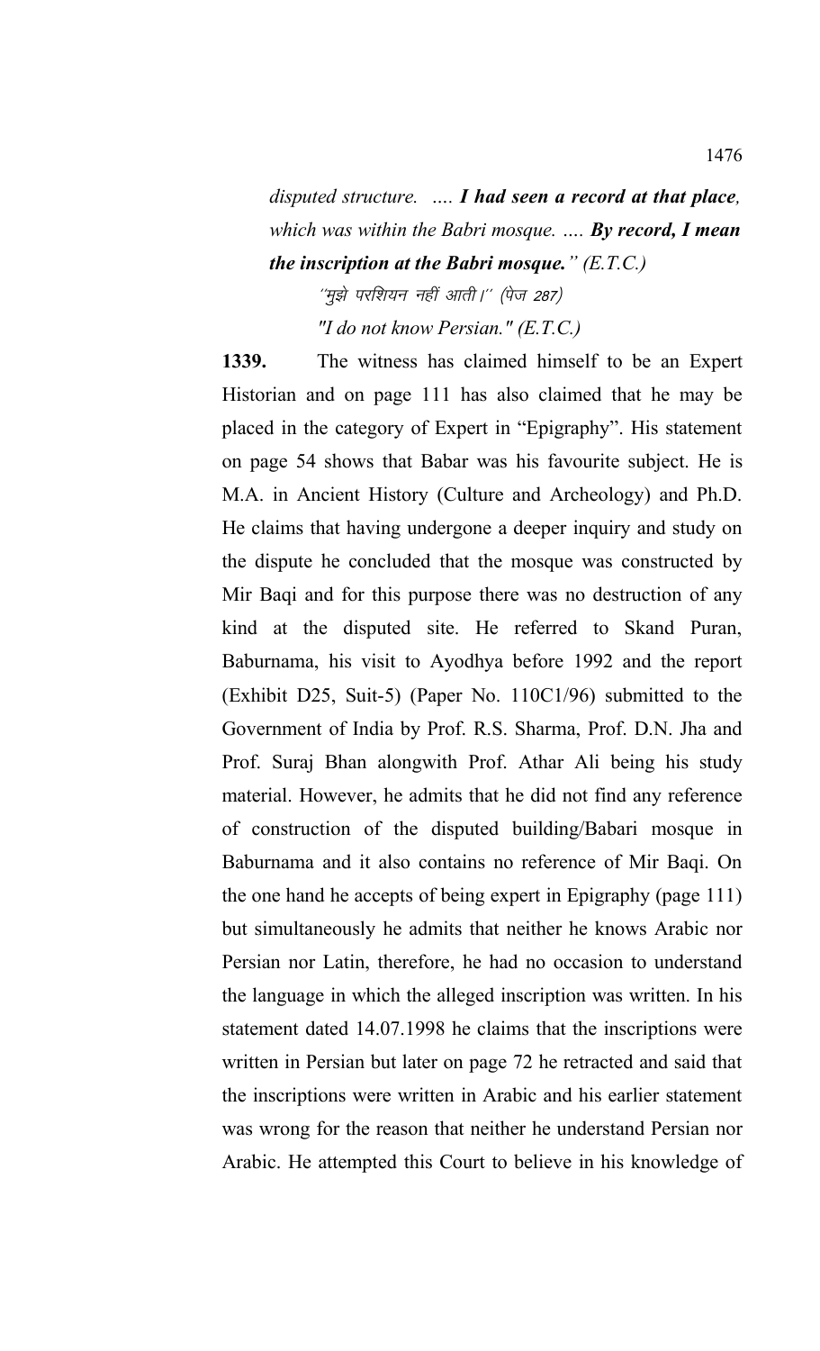*disputed structure. .... **I had seen a record at that place**, which was within the Babri mosque. .... **By record, I mean the inscription at the Babri mosque.**" (E.T.C.)*

*´´मुझे परशियन नहीं आती।´´ (पेज 287)*

*"I do not know Persian." (E.T.C.)*

**1339.** The witness has claimed himself to be an Expert Historian and on page 111 has also claimed that he may be placed in the category of Expert in "Epigraphy". His statement on page 54 shows that Babar was his favourite subject. He is M.A. in Ancient History (Culture and Archeology) and Ph.D. He claims that having undergone a deeper inquiry and study on the dispute he concluded that the mosque was constructed by Mir Baqi and for this purpose there was no destruction of any kind at the disputed site. He referred to Skand Puran, Baburnama, his visit to Ayodhya before 1992 and the report (Exhibit D25, Suit-5) (Paper No. 110C1/96) submitted to the Government of India by Prof. R.S. Sharma, Prof. D.N. Jha and Prof. Suraj Bhan alongwith Prof. Athar Ali being his study material. However, he admits that he did not find any reference of construction of the disputed building/Babari mosque in Baburnama and it also contains no reference of Mir Baqi. On the one hand he accepts of being expert in Epigraphy (page 111) but simultaneously he admits that neither he knows Arabic nor Persian nor Latin, therefore, he had no occasion to understand the language in which the alleged inscription was written. In his statement dated 14.07.1998 he claims that the inscriptions were written in Persian but later on page 72 he retracted and said that the inscriptions were written in Arabic and his earlier statement was wrong for the reason that neither he understand Persian nor Arabic. He attempted this Court to believe in his knowledge of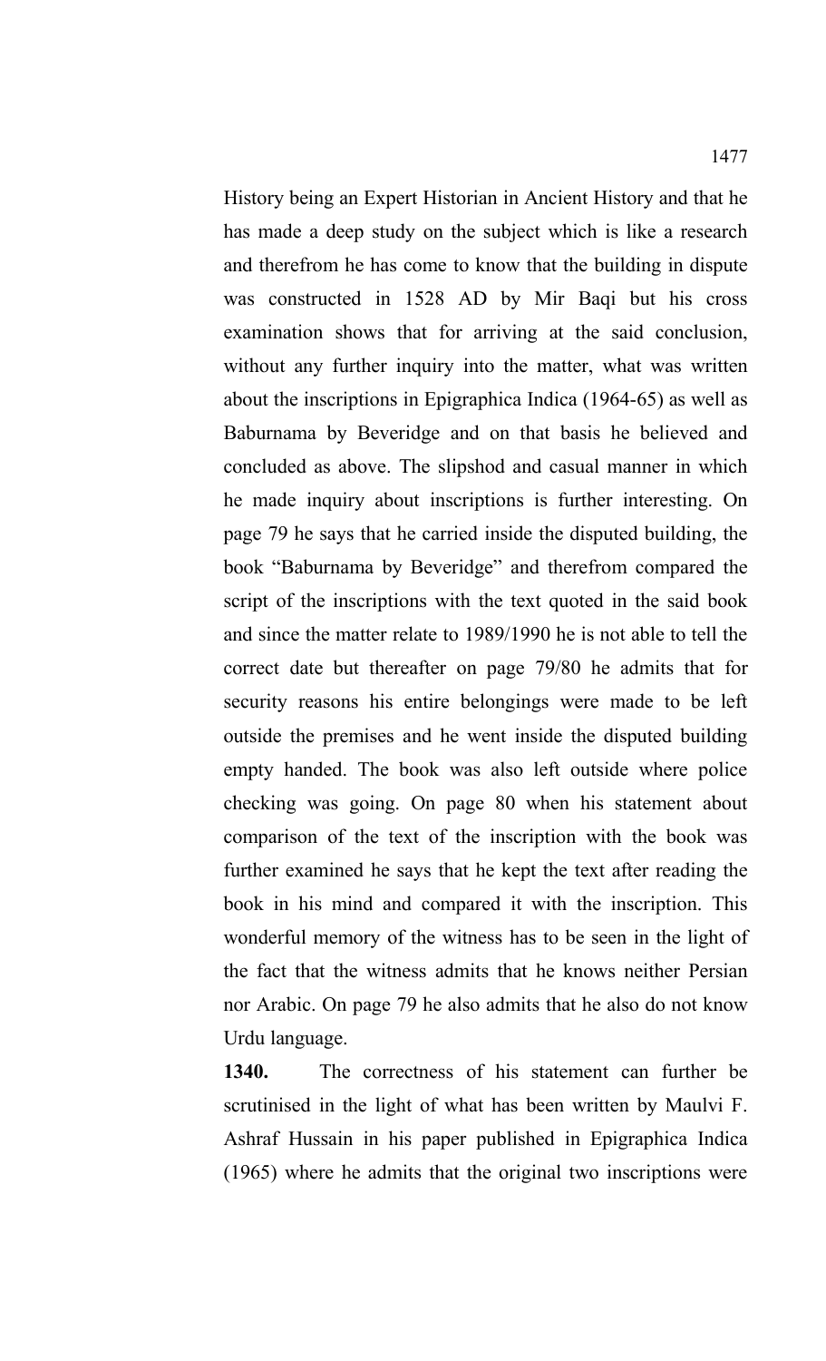History being an Expert Historian in Ancient History and that he has made a deep study on the subject which is like a research and therefrom he has come to know that the building in dispute was constructed in 1528 AD by Mir Baqi but his cross examination shows that for arriving at the said conclusion, without any further inquiry into the matter, what was written about the inscriptions in Epigraphica Indica (1964-65) as well as Baburnama by Beveridge and on that basis he believed and concluded as above. The slipshod and casual manner in which he made inquiry about inscriptions is further interesting. On page 79 he says that he carried inside the disputed building, the book "Baburnama by Beveridge" and therefrom compared the script of the inscriptions with the text quoted in the said book and since the matter relate to 1989/1990 he is not able to tell the correct date but thereafter on page 79/80 he admits that for security reasons his entire belongings were made to be left outside the premises and he went inside the disputed building empty handed. The book was also left outside where police checking was going. On page 80 when his statement about comparison of the text of the inscription with the book was further examined he says that he kept the text after reading the book in his mind and compared it with the inscription. This wonderful memory of the witness has to be seen in the light of the fact that the witness admits that he knows neither Persian nor Arabic. On page 79 he also admits that he also do not know Urdu language.

**1340.** The correctness of his statement can further be scrutinised in the light of what has been written by Maulvi F. Ashraf Hussain in his paper published in Epigraphica Indica (1965) where he admits that the original two inscriptions were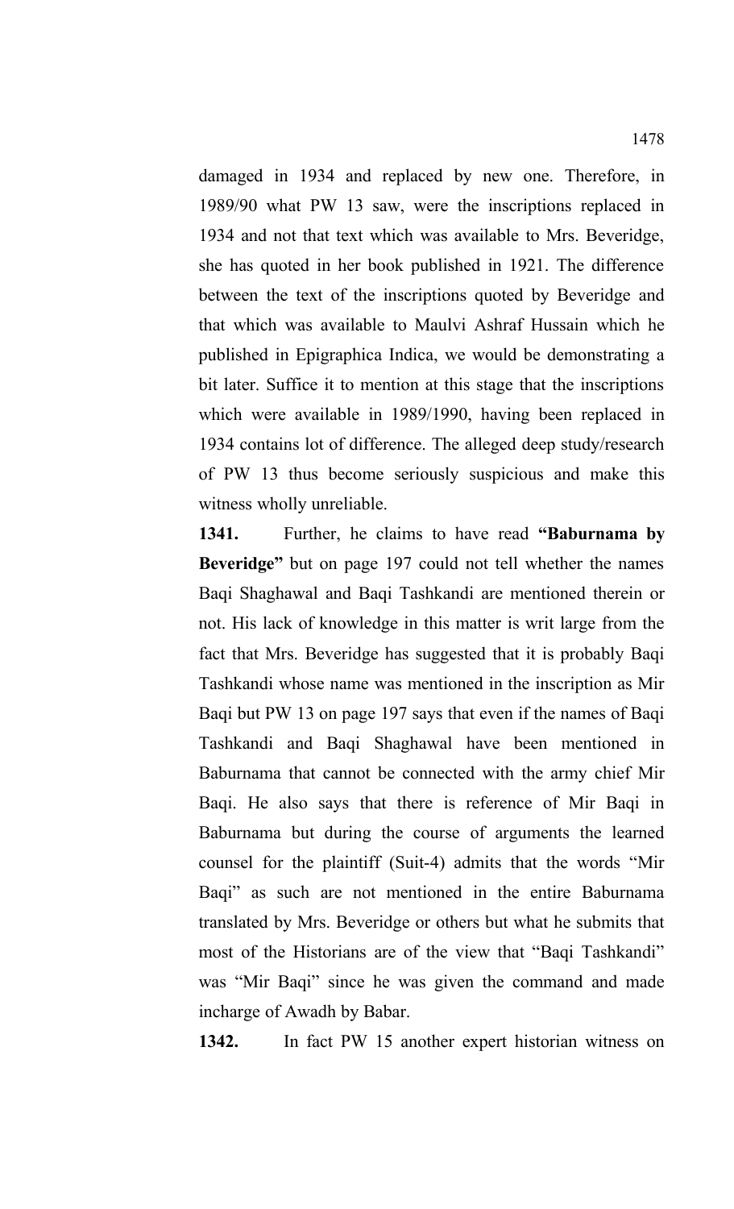damaged in 1934 and replaced by new one. Therefore, in 1989/90 what PW 13 saw, were the inscriptions replaced in 1934 and not that text which was available to Mrs. Beveridge, she has quoted in her book published in 1921. The difference between the text of the inscriptions quoted by Beveridge and that which was available to Maulvi Ashraf Hussain which he published in Epigraphica Indica, we would be demonstrating a bit later. Suffice it to mention at this stage that the inscriptions which were available in 1989/1990, having been replaced in 1934 contains lot of difference. The alleged deep study/research of PW 13 thus become seriously suspicious and make this witness wholly unreliable.

**1341.** Further, he claims to have read **"Baburnama by Beveridge"** but on page 197 could not tell whether the names Baqi Shaghawal and Baqi Tashkandi are mentioned therein or not. His lack of knowledge in this matter is writ large from the fact that Mrs. Beveridge has suggested that it is probably Baqi Tashkandi whose name was mentioned in the inscription as Mir Baqi but PW 13 on page 197 says that even if the names of Baqi Tashkandi and Baqi Shaghawal have been mentioned in Baburnama that cannot be connected with the army chief Mir Baqi. He also says that there is reference of Mir Baqi in Baburnama but during the course of arguments the learned counsel for the plaintiff (Suit-4) admits that the words "Mir Baqi" as such are not mentioned in the entire Baburnama translated by Mrs. Beveridge or others but what he submits that most of the Historians are of the view that "Baqi Tashkandi" was "Mir Baqi" since he was given the command and made incharge of Awadh by Babar.

**1342.** In fact PW 15 another expert historian witness on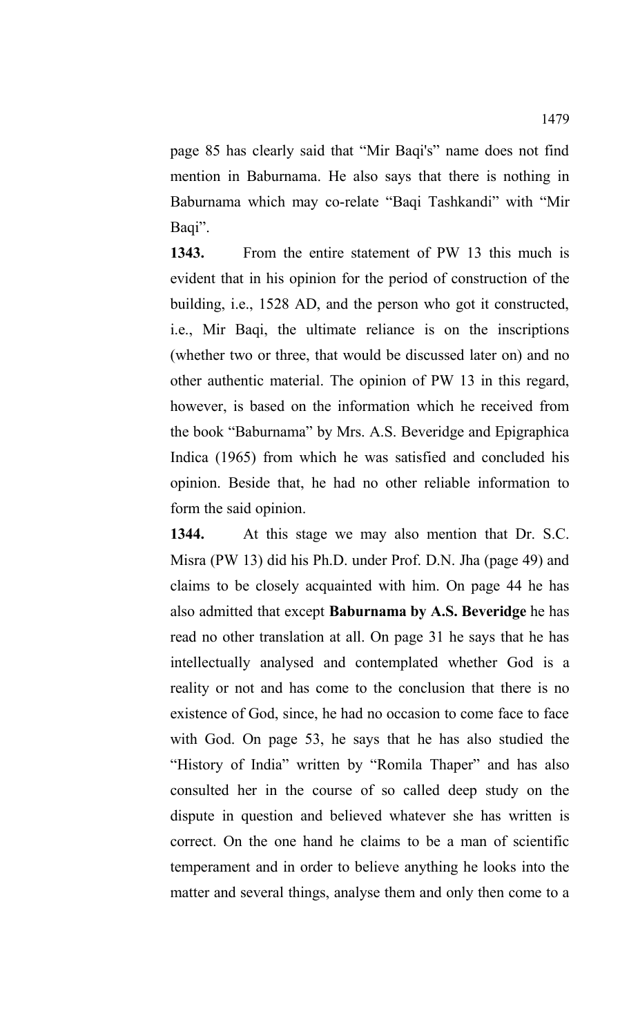page 85 has clearly said that "Mir Baqi's" name does not find mention in Baburnama. He also says that there is nothing in Baburnama which may co-relate "Baqi Tashkandi" with "Mir Baqi".

**1343.** From the entire statement of PW 13 this much is evident that in his opinion for the period of construction of the building, i.e., 1528 AD, and the person who got it constructed, i.e., Mir Baqi, the ultimate reliance is on the inscriptions (whether two or three, that would be discussed later on) and no other authentic material. The opinion of PW 13 in this regard, however, is based on the information which he received from the book "Baburnama" by Mrs. A.S. Beveridge and Epigraphica Indica (1965) from which he was satisfied and concluded his opinion. Beside that, he had no other reliable information to form the said opinion.

**1344.** At this stage we may also mention that Dr. S.C. Misra (PW 13) did his Ph.D. under Prof. D.N. Jha (page 49) and claims to be closely acquainted with him. On page 44 he has also admitted that except **Baburnama by A.S. Beveridge** he has read no other translation at all. On page 31 he says that he has intellectually analysed and contemplated whether God is a reality or not and has come to the conclusion that there is no existence of God, since, he had no occasion to come face to face with God. On page 53, he says that he has also studied the "History of India" written by "Romila Thaper" and has also consulted her in the course of so called deep study on the dispute in question and believed whatever she has written is correct. On the one hand he claims to be a man of scientific temperament and in order to believe anything he looks into the matter and several things, analyse them and only then come to a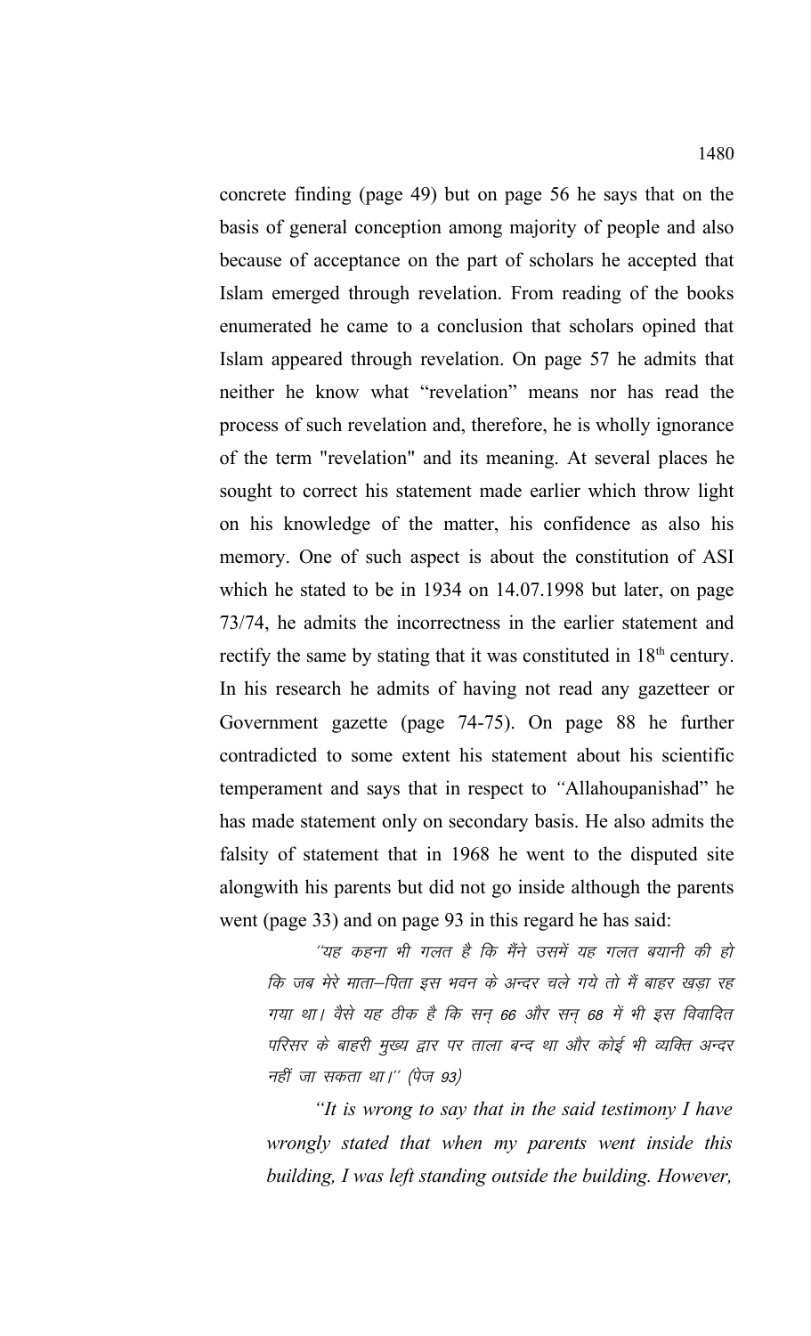concrete finding (page 49) but on page 56 he says that on the basis of general conception among majority of people and also because of acceptance on the part of scholars he accepted that Islam emerged through revelation. From reading of the books enumerated he came to a conclusion that scholars opined that Islam appeared through revelation. On page 57 he admits that neither he know what "revelation" means nor has read the process of such revelation and, therefore, he is wholly ignorance of the term "revelation" and its meaning. At several places he sought to correct his statement made earlier which throw light on his knowledge of the matter, his confidence as also his memory. One of such aspect is about the constitution of ASI which he stated to be in 1934 on 14.07.1998 but later, on page 73/74, he admits the incorrectness in the earlier statement and rectify the same by stating that it was constituted in 18th century. In his research he admits of having not read any gazetteer or Government gazette (page 74-75). On page 88 he further contradicted to some extent his statement about his scientific temperament and says that in respect to "Allahoupanishad" he has made statement only on secondary basis. He also admits the falsity of statement that in 1968 he went to the disputed site alongwith his parents but did not go inside although the parents went (page 33) and on page 93 in this regard he has said:

> *''यह कहना भी गलत है कि मैंने उसमें यह गलत बयानी की हो कि जब मेरे माता–पिता इस भवन के अन्दर चले गये तो मैं बाहर खड़ा रह गया था। वैसे यह ठीक है कि सन् 66 और सन् 68 में भी इस विवादित परिसर के बाहरी मुख्य द्वार पर ताला बन्द था और कोई भी व्यक्ति अन्दर नहीं जा सकता था।'' (पेज 93)*

> *"It is wrong to say that in the said testimony I have wrongly stated that when my parents went inside this building, I was left standing outside the building. However,*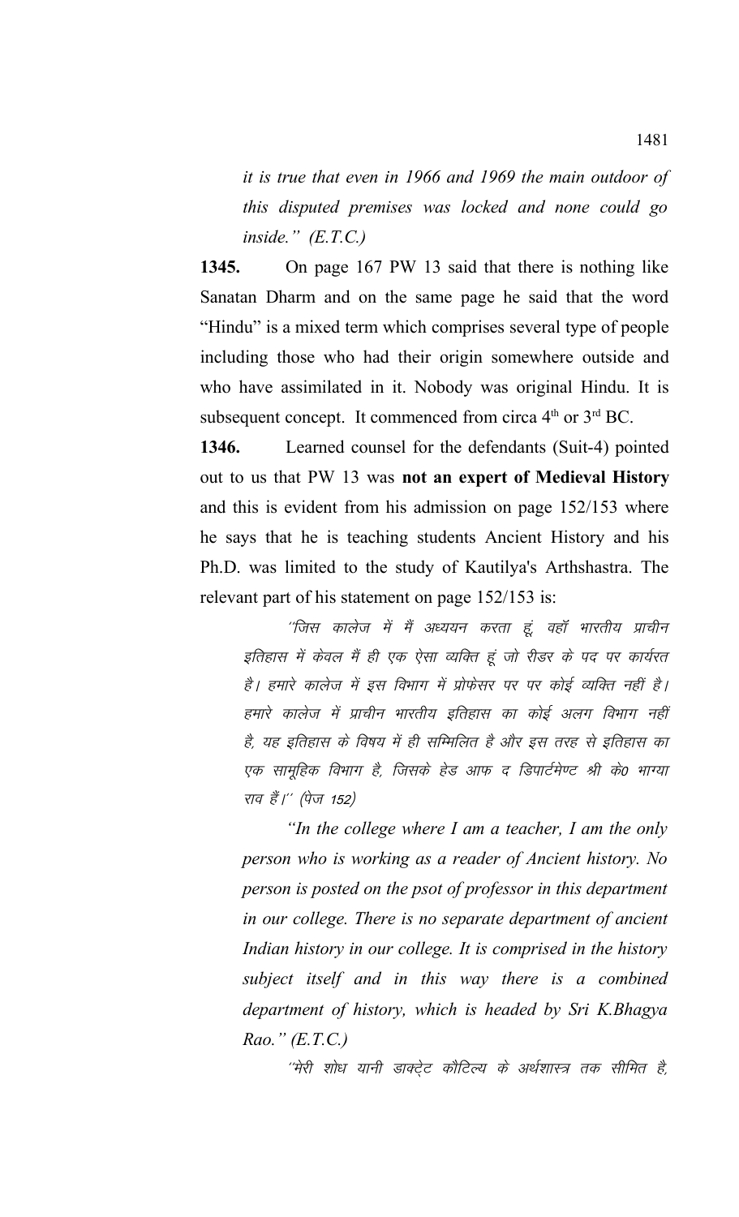*it is true that even in 1966 and 1969 the main outdoor of this disputed premises was locked and none could go inside." (E.T.C.)*

**1345.** On page 167 PW 13 said that there is nothing like Sanatan Dharm and on the same page he said that the word "Hindu" is a mixed term which comprises several type of people including those who had their origin somewhere outside and who have assimilated in it. Nobody was original Hindu. It is subsequent concept. It commenced from circa 4th or 3rd BC.

**1346.** Learned counsel for the defendants (Suit-4) pointed out to us that PW 13 was **not an expert of Medieval History** and this is evident from his admission on page 152/153 where he says that he is teaching students Ancient History and his Ph.D. was limited to the study of Kautilya's Arthshastra. The relevant part of his statement on page 152/153 is:

*"जिस कालेज में मैं अध्ययन करता हूं, वहॉ भारतीय प्राचीन इतिहास में केवल मैं ही एक ऐसा व्यक्ति हूं जो रीडर के पद पर कार्यरत है। हमारे कालेज में इस विभाग में प्रोफेसर पर पर कोई व्यक्ति नहीं है। हमारे कालेज में प्राचीन भारतीय इतिहास का कोई अलग विभाग नहीं है, यह इतिहास के विषय में ही सम्मिलित है और इस तरह से इतिहास का एक सामूहिक विभाग है, जिसके हेड आफ द डिपार्टमेण्ट श्री के0 भाग्या राव हैं।" (पेज 152)*

*"In the college where I am a teacher, I am the only person who is working as a reader of Ancient history. No person is posted on the psot of professor in this department in our college. There is no separate department of ancient Indian history in our college. It is comprised in the history subject itself and in this way there is a combined department of history, which is headed by Sri K.Bhagya Rao." (E.T.C.)*

*"मेरी शोध यानी डाक्टेट कौटिल्य के अर्थशास्त्र तक सीमित है,*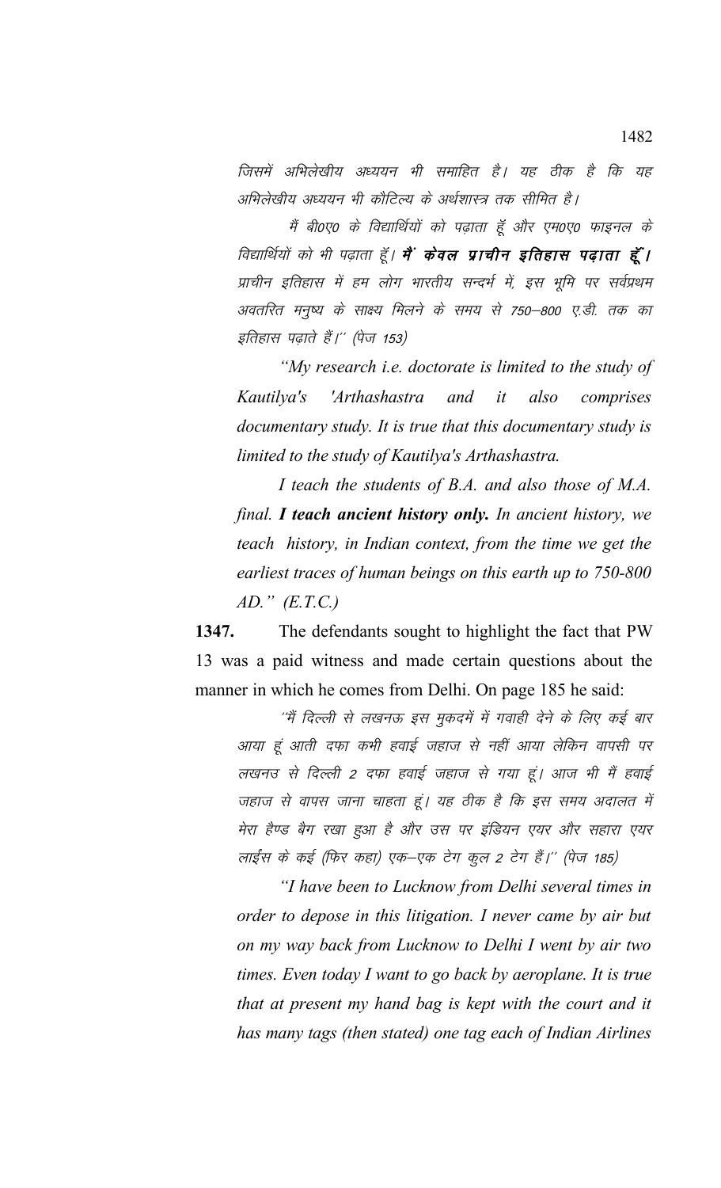*जिसमें अभिलेखीय अध्ययन भी समाहित है। यह ठीक है कि यह अभिलेखीय अध्ययन भी कौटिल्य के अर्थशास्त्र तक सीमित है।*

*मैं बी0ए0 के विद्यार्थियों को पढ़ाता हूँ और एम0ए0 फाइनल के विद्यार्थियों को भी पढ़ाता हूँ।* ***मैं केवल प्राचीन इतिहास पढ़ाता हूँ।*** *प्राचीन इतिहास में हम लोग भारतीय सन्दर्भ में, इस भूमि पर सर्वप्रथम अवतरित मनुष्य के साक्ष्य मिलने के समय से 750–800 ए.डी. तक का इतिहास पढ़ाते हैं।'' (पेज 153)*

*"My research i.e. doctorate is limited to the study of Kautilya's 'Arthashastra and it also comprises documentary study. It is true that this documentary study is limited to the study of Kautilya's Arthashastra.*

*I teach the students of B.A. and also those of M.A. final.* ***I teach ancient history only.*** *In ancient history, we teach history, in Indian context, from the time we get the earliest traces of human beings on this earth up to 750-800 AD." (E.T.C.)*

**1347.** The defendants sought to highlight the fact that PW 13 was a paid witness and made certain questions about the manner in which he comes from Delhi. On page 185 he said:

*''मैं दिल्ली से लखनऊ इस मुकदमें में गवाही देने के लिए कई बार आया हूं आती दफा कभी हवाई जहाज से नहीं आया लेकिन वापसी पर लखनउ से दिल्ली 2 दफा हवाई जहाज से गया हूं। आज भी मैं हवाई जहाज से वापस जाना चाहता हूं। यह ठीक है कि इस समय अदालत में मेरा हैण्ड बैग रखा हुआ है और उस पर इंडियन एयर और सहारा एयर लाईंस के कई (फिर कहा) एक–एक टेग कुल 2 टेग हैं।'' (पेज 185)*

*"I have been to Lucknow from Delhi several times in order to depose in this litigation. I never came by air but on my way back from Lucknow to Delhi I went by air two times. Even today I want to go back by aeroplane. It is true that at present my hand bag is kept with the court and it has many tags (then stated) one tag each of Indian Airlines*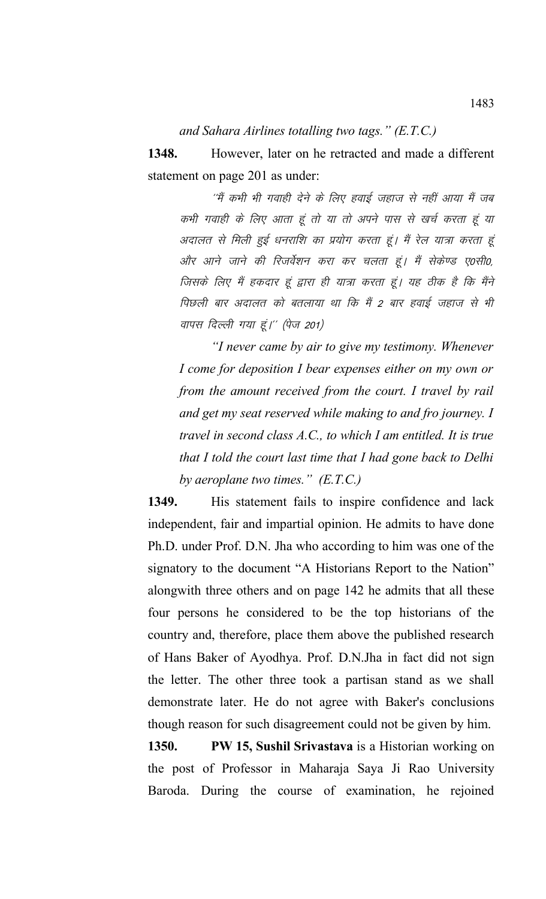*and Sahara Airlines totalling two tags." (E.T.C.)*

**1348.** However, later on he retracted and made a different statement on page 201 as under:

> ''मैं कभी भी गवाही देने के लिए हवाई जहाज से नहीं आया मैं जब कभी गवाही के लिए आता हूं तो या तो अपने पास से खर्च करता हूं या अदालत से मिली हुई धनराशि का प्रयोग करता हूं। मैं रेल यात्रा करता हूं और आने जाने की रिजर्वेशन करा कर चलता हूं। मैं सेकेण्ड ए0सी0, जिसके लिए मैं हकदार हूं द्वारा ही यात्रा करता हूं। यह ठीक है कि मैंने पिछली बार अदालत को बतलाया था कि मैं 2 बार हवाई जहाज से भी वापस दिल्ली गया हूं।'' (पेज 201)
>
> *"I never came by air to give my testimony. Whenever I come for deposition I bear expenses either on my own or from the amount received from the court. I travel by rail and get my seat reserved while making to and fro journey. I travel in second class A.C., to which I am entitled. It is true that I told the court last time that I had gone back to Delhi by aeroplane two times." (E.T.C.)*

**1349.** His statement fails to inspire confidence and lack independent, fair and impartial opinion. He admits to have done Ph.D. under Prof. D.N. Jha who according to him was one of the signatory to the document "A Historians Report to the Nation" alongwith three others and on page 142 he admits that all these four persons he considered to be the top historians of the country and, therefore, place them above the published research of Hans Baker of Ayodhya. Prof. D.N.Jha in fact did not sign the letter. The other three took a partisan stand as we shall demonstrate later. He do not agree with Baker's conclusions though reason for such disagreement could not be given by him.

**1350.** **PW 15, Sushil Srivastava** is a Historian working on the post of Professor in Maharaja Saya Ji Rao University Baroda. During the course of examination, he rejoined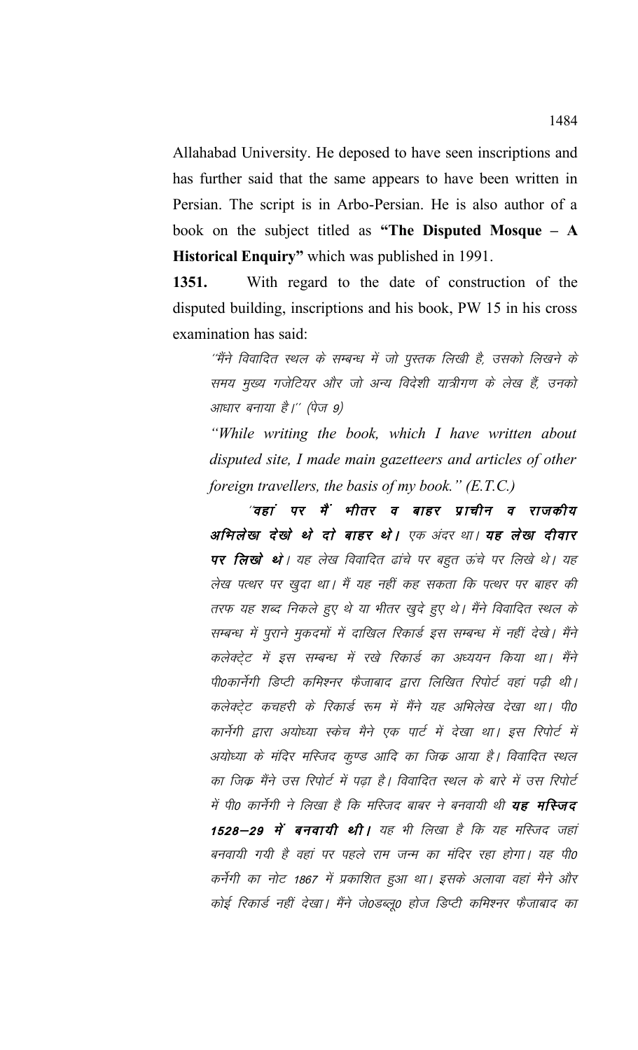Allahabad University. He deposed to have seen inscriptions and has further said that the same appears to have been written in Persian. The script is in Arbo-Persian. He is also author of a book on the subject titled as **"The Disputed Mosque – A Historical Enquiry"** which was published in 1991.

**1351.** With regard to the date of construction of the disputed building, inscriptions and his book, PW 15 in his cross examination has said:

> ''मैंने विवादित स्थल के सम्बन्ध में जो पुस्तक लिखी है, उसको लिखने के समय मुख्य गजेटियर और जो अन्य विदेशी यात्रीगण के लेख हैं, उनको आधार बनाया है।'' (पेज 9)
>
> *"While writing the book, which I have written about disputed site, I made main gazetteers and articles of other foreign travellers, the basis of my book." (E.T.C.)*
>
> *''**वहां पर मैं भीतर व बाहर प्राचीन व राजकीय अभिलेख देखे थे दो बाहर थे।** एक अंदर था। **यह लेख दीवार पर लिखे थे।** यह लेख विवादित ढांचे पर बहुत ऊंचे पर लिखे थे। यह लेख पत्थर पर खुदा था। मैं यह नहीं कह सकता कि पत्थर पर बाहर की तरफ यह शब्द निकले हुए थे या भीतर खुदे हुए थे। मैंने विवादित स्थल के सम्बन्ध में पुराने मुकदमों में दाखिल रिकार्ड इस सम्बन्ध में नहीं देखे। मैंने कलेक्ट्रेट में इस सम्बन्ध में रखे रिकार्ड का अध्ययन किया था। मैंने पी0कार्नेगी डिप्टी कमिश्नर फैजाबाद द्वारा लिखित रिपोर्ट वहां पढ़ी थी। कलेक्ट्रेट कचहरी के रिकार्ड रूम में मैंने यह अभिलेख देखा था। पी0 कार्नेगी द्वारा अयोध्या स्केच मैने एक पार्ट में देखा था। इस रिपोर्ट में अयोध्या के मंदिर मस्जिद कुण्ड आदि का जिक्र आया है। विवादित स्थल का जिक्र मैंने उस रिपोर्ट में पढ़ा है। विवादित स्थल के बारे में उस रिपोर्ट में पी0 कार्नेगी ने लिखा है कि मस्जिद बाबर ने बनवायी थी **यह मस्जिद 1528–29 में बनवायी थी।** यह भी लिखा है कि यह मस्जिद जहां बनवायी गयी है वहां पर पहले राम जन्म का मंदिर रहा होगा। यह पी0 कर्नेगी का नोट 1867 में प्रकाशित हुआ था। इसके अलावा वहां मैने और कोई रिकार्ड नहीं देखा। मैंने जे0डब्लू0 होज डिप्टी कमिश्नर फैजाबाद का*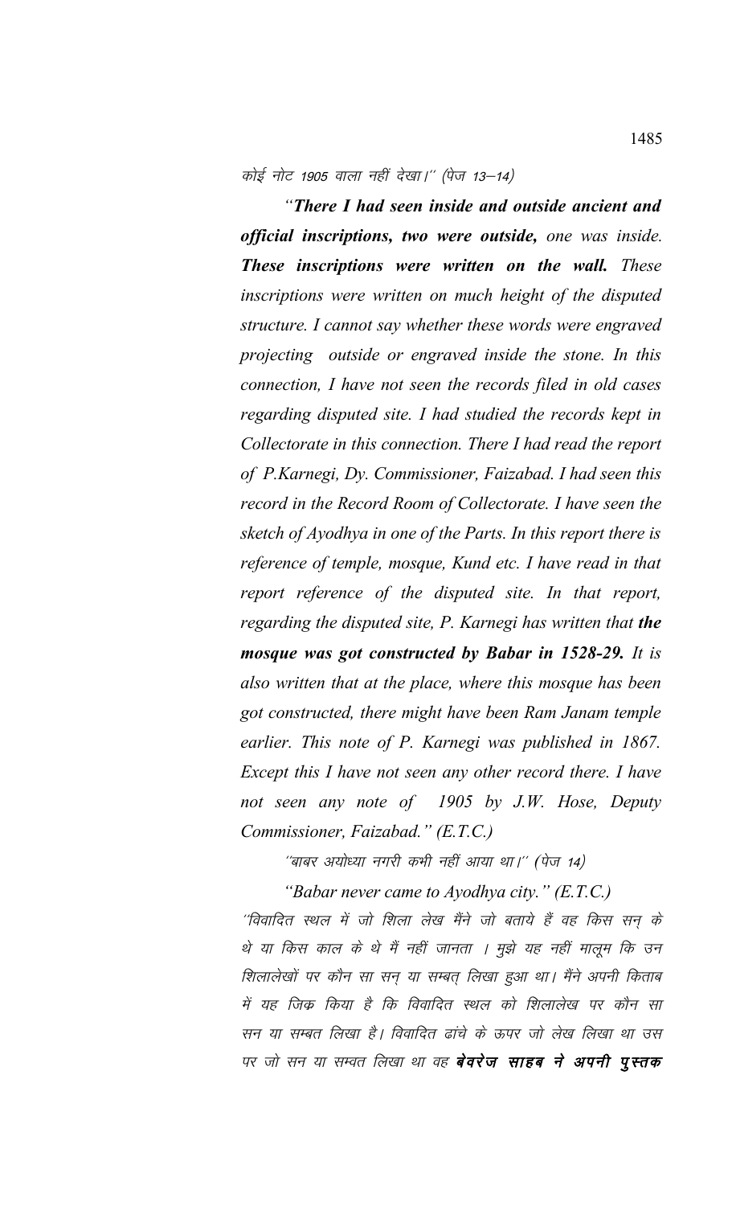कोई नोट 1905 वाला नहीं देखा।'' (पेज 13–14)

*"**There I had seen inside and outside ancient and official inscriptions, two were outside,** one was inside. **These inscriptions were written on the wall.** These inscriptions were written on much height of the disputed structure. I cannot say whether these words were engraved projecting outside or engraved inside the stone. In this connection, I have not seen the records filed in old cases regarding disputed site. I had studied the records kept in Collectorate in this connection. There I had read the report of P.Karnegi, Dy. Commissioner, Faizabad. I had seen this record in the Record Room of Collectorate. I have seen the sketch of Ayodhya in one of the Parts. In this report there is reference of temple, mosque, Kund etc. I have read in that report reference of the disputed site. In that report, regarding the disputed site, P. Karnegi has written that **the mosque was got constructed by Babar in 1528-29.** It is also written that at the place, where this mosque has been got constructed, there might have been Ram Janam temple earlier. This note of P. Karnegi was published in 1867. Except this I have not seen any other record there. I have not seen any note of 1905 by J.W. Hose, Deputy Commissioner, Faizabad." (E.T.C.)*

''बाबर अयोध्या नगरी कभी नहीं आया था।'' (पेज 14)

*"Babar never came to Ayodhya city." (E.T.C.)*

''विवादित स्थल में जो शिला लेख मैंने जो बताये हैं वह किस सन् के थे या किस काल के थे मैं नहीं जानता । मुझे यह नहीं मालूम कि उन शिलालेखों पर कौन सा सन् या सम्बत् लिखा हुआ था। मैंने अपनी किताब में यह जिक्र किया है कि विवादित स्थल को शिलालेख पर कौन सा सन या सम्बत लिखा है। विवादित ढांचे के ऊपर जो लेख लिखा था उस पर जो सन या सम्वत लिखा था वह **बेवरेज साहब ने अपनी पुस्तक**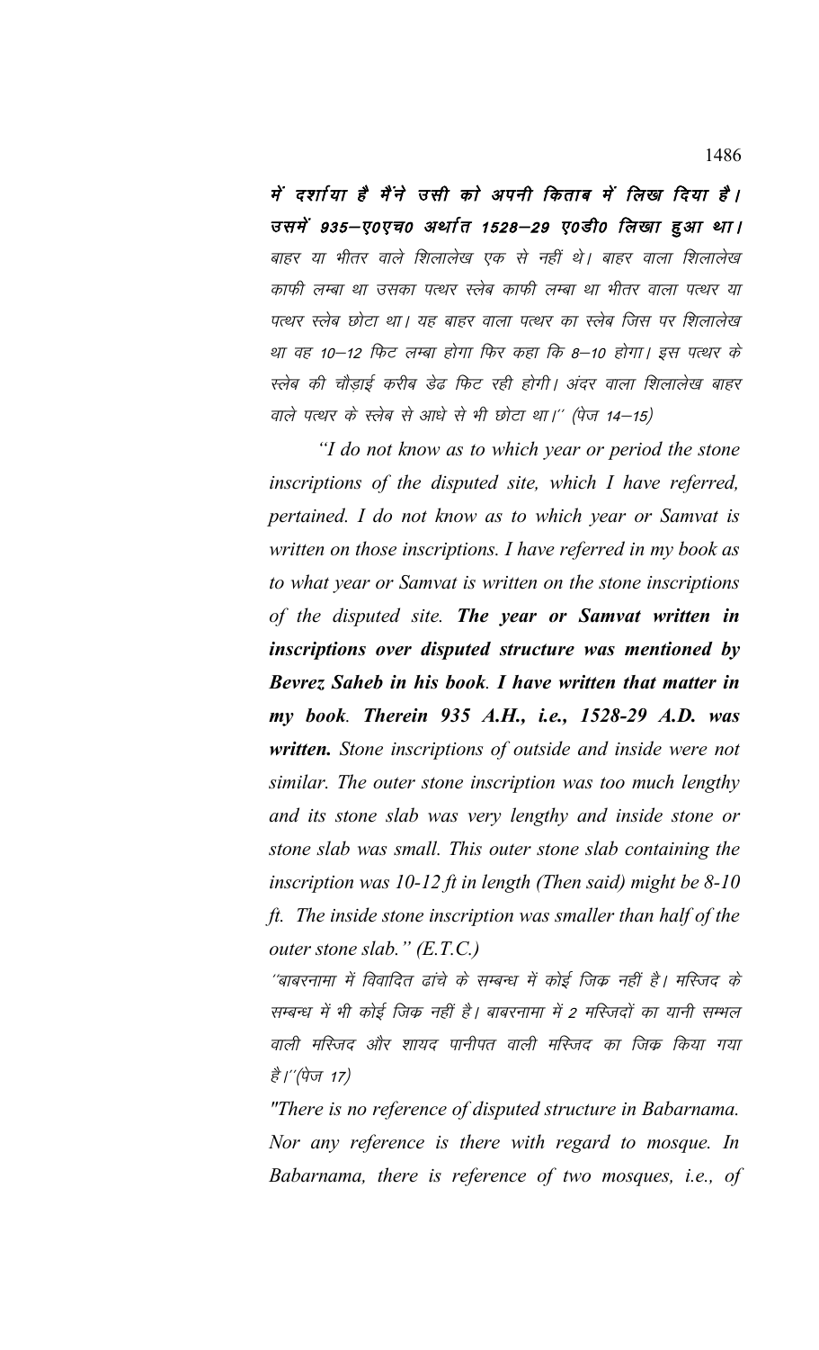***में दर्शाया है मैंने उसी को अपनी किताब में लिख दिया है। उसमें 935–ए0एच0 अर्थात 1528–29 ए0डी0 लिखा हुआ था।*** *बाहर या भीतर वाले शिलालेख एक से नहीं थे। बाहर वाला शिलालेख काफी लम्बा था उसका पत्थर स्लेब काफी लम्बा था भीतर वाला पत्थर या पत्थर स्लेब छोटा था। यह बाहर वाला पत्थर का स्लेब जिस पर शिलालेख था वह 10–12 फिट लम्बा होगा फिर कहा कि 8–10 होगा। इस पत्थर के स्लेब की चौड़ाई करीब डेढ़ फिट रही होगी। अंदर वाला शिलालेख बाहर वाले पत्थर के स्लेब से आधे से भी छोटा था।'' (पेज 14–15)*

*"I do not know as to which year or period the stone inscriptions of the disputed site, which I have referred, pertained. I do not know as to which year or Samvat is written on those inscriptions. I have referred in my book as to what year or Samvat is written on the stone inscriptions of the disputed site.* ***The year or Samvat written in inscriptions over disputed structure was mentioned by Bevrez Saheb in his book. I have written that matter in my book. Therein 935 A.H., i.e., 1528-29 A.D. was written.*** *Stone inscriptions of outside and inside were not similar. The outer stone inscription was too much lengthy and its stone slab was very lengthy and inside stone or stone slab was small. This outer stone slab containing the inscription was 10-12 ft in length (Then said) might be 8-10 ft. The inside stone inscription was smaller than half of the outer stone slab." (E.T.C.)*

*''बाबरनामा में विवादित ढांचे के सम्बन्ध में कोई जिक्र नहीं है। मस्जिद के सम्बन्ध में भी कोई जिक्र नहीं है। बाबरनामा में 2 मस्जिदों का यानी सम्भल वाली मस्जिद और शायद पानीपत वाली मस्जिद का जिक्र किया गया है।''(पेज 17)*

*"There is no reference of disputed structure in Babarnama. Nor any reference is there with regard to mosque. In Babarnama, there is reference of two mosques, i.e., of*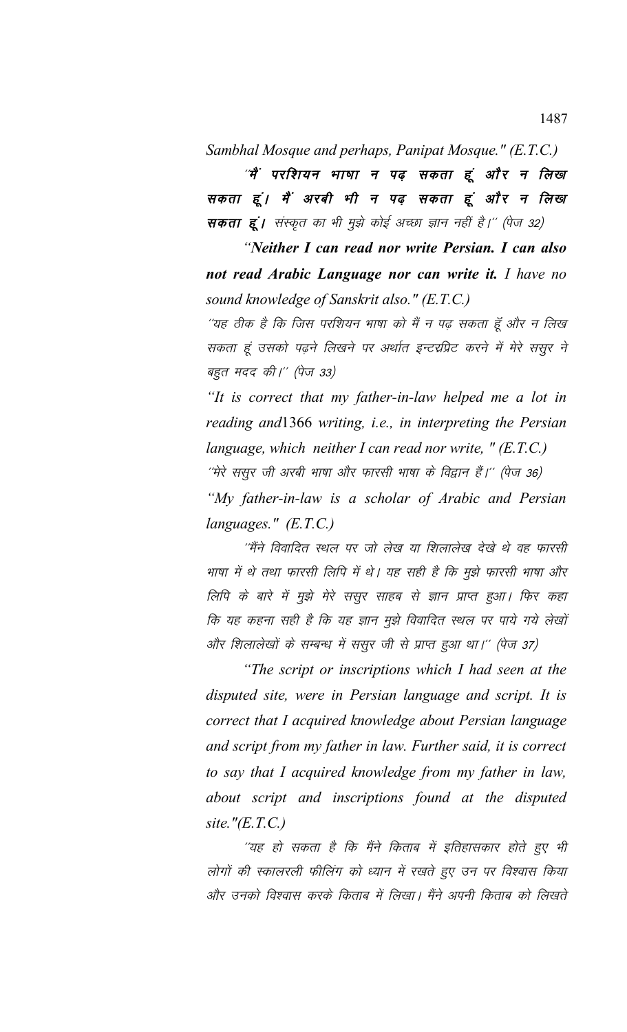*Sambhal Mosque and perhaps, Panipat Mosque." (E.T.C.)*

''**मैं परशियन भाषा न पढ़ सकता हूं और न लिख सकता हूं। मैं अरबी भी न पढ़ सकता हूं और न लिख सकता हूं।** संस्कृत का भी मुझे कोई अच्छा ज्ञान नहीं है।'' (पेज 32)

*"**Neither I can read nor write Persian. I can also not read Arabic Language nor can write it.** I have no sound knowledge of Sanskrit also." (E.T.C.)*

''यह ठीक है कि जिस परशियन भाषा को मैं न पढ़ सकता हूँ और न लिख सकता हूं उसको पढ़ने लिखने पर अर्थात इन्टरप्रिट करने में मेरे ससुर ने बहुत मदद की।'' (पेज 33)

*"It is correct that my father-in-law helped me a lot in reading and1366 writing, i.e., in interpreting the Persian language, which neither I can read nor write, " (E.T.C.)*

''मेरे ससुर जी अरबी भाषा और फारसी भाषा के विद्वान हैं।'' (पेज 36)

*"My father-in-law is a scholar of Arabic and Persian languages." (E.T.C.)*

''मैंने विवादित स्थल पर जो लेख या शिलालेख देखे थे वह फारसी भाषा में थे तथा फारसी लिपि में थे। यह सही है कि मुझे फारसी भाषा और लिपि के बारे में मुझे मेरे ससुर साहब से ज्ञान प्राप्त हुआ। फिर कहा कि यह कहना सही है कि यह ज्ञान मुझे विवादित स्थल पर पाये गये लेखों और शिलालेखों के सम्बन्ध में ससुर जी से प्राप्त हुआ था।'' (पेज 37)

*"The script or inscriptions which I had seen at the disputed site, were in Persian language and script. It is correct that I acquired knowledge about Persian language and script from my father in law. Further said, it is correct to say that I acquired knowledge from my father in law, about script and inscriptions found at the disputed site."(E.T.C.)*

''यह हो सकता है कि मैंने किताब में इतिहासकार होते हुए भी लोगों की स्कालरली फीलिंग को ध्यान में रखते हुए उन पर विश्वास किया और उनको विश्वास करके किताब में लिखा। मैंने अपनी किताब को लिखते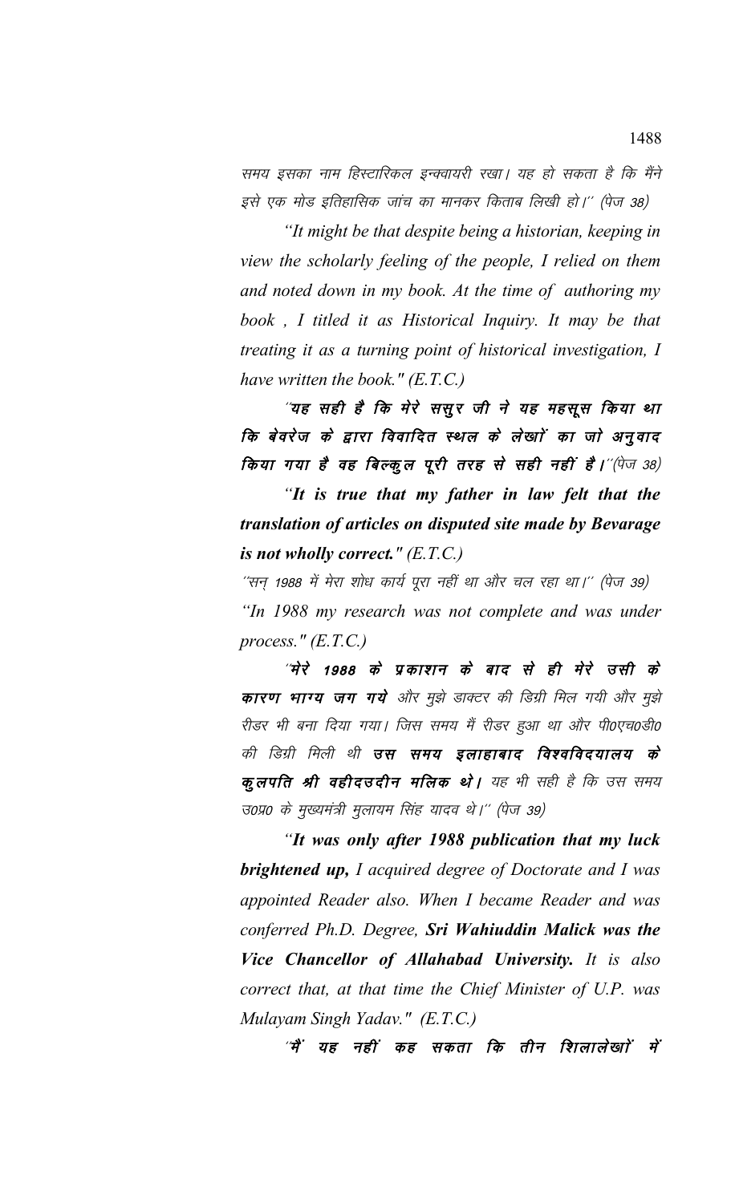समय इसका नाम हिस्टारिकल इन्क्वायरी रखा। यह हो सकता है कि मैंने इसे एक मोड इतिहासिक जांच का मानकर किताब लिखी हो।'' (पेज 38)

*"It might be that despite being a historian, keeping in view the scholarly feeling of the people, I relied on them and noted down in my book. At the time of authoring my book , I titled it as Historical Inquiry. It may be that treating it as a turning point of historical investigation, I have written the book." (E.T.C.)*

***''यह सही है कि मेरे ससुर जी ने यह महसूस किया था कि बेवरेज के द्वारा विवादित स्थल के लेखों का जो अनुवाद किया गया है वह बिल्कुल पूरी तरह से सही नहीं है।''*** *(पेज 38)*

***"It is true that my father in law felt that the translation of articles on disputed site made by Bevarage is not wholly correct."*** *(E.T.C.)*

*''सन् 1988 में मेरा शोध कार्य पूरा नहीं था और चल रहा था।'' (पेज 39)*

*"In 1988 my research was not complete and was under process." (E.T.C.)*

*''**मेरे 1988 के प्रकाशन के बाद से ही मेरे उसी के कारण भाग्य जग गये** और मुझे डाक्टर की डिग्री मिल गयी और मुझे रीडर भी बना दिया गया। जिस समय मैं रीडर हुआ था और पी0एच0डी0 की डिग्री मिली थी **उस समय इलाहाबाद विश्वविदयालय के कुलपति श्री वहीदउदीन मलिक थे।** यह भी सही है कि उस समय उ0प्र0 के मुख्यमंत्री मुलायम सिंह यादव थे।'' (पेज 39)*

*"**It was only after 1988 publication that my luck brightened up,** I acquired degree of Doctorate and I was appointed Reader also. When I became Reader and was conferred Ph.D. Degree, **Sri Wahiuddin Malick was the Vice Chancellor of Allahabad University.** It is also correct that, at that time the Chief Minister of U.P. was Mulayam Singh Yadav." (E.T.C.)*

***''मैं यह नहीं कह सकता कि तीन शिलालेखों में***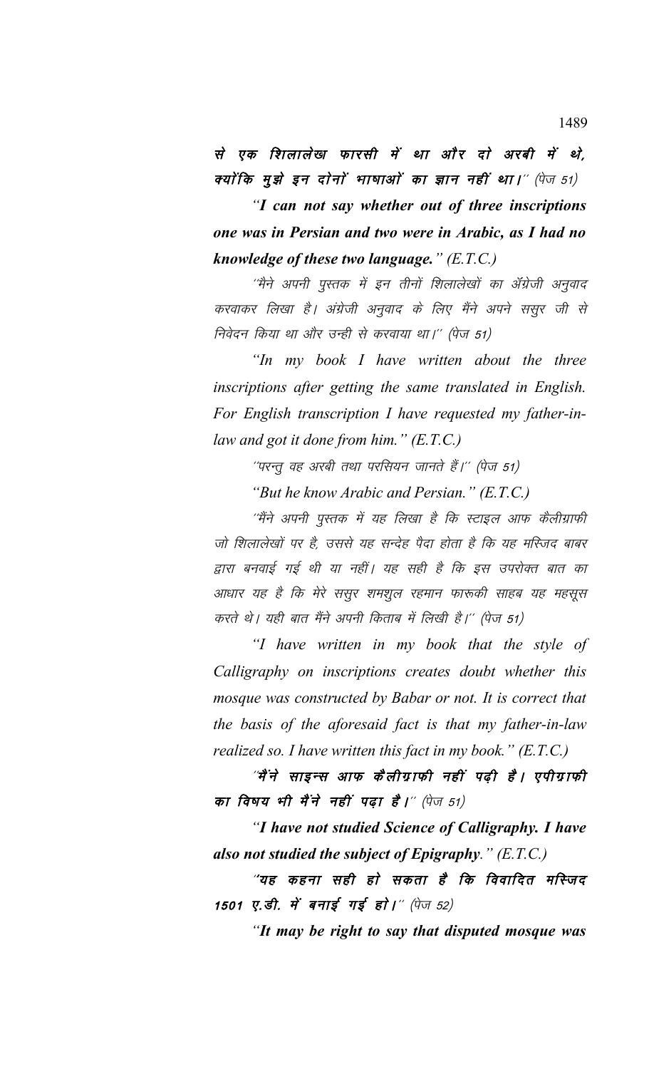**से एक शिलालेख फारसी में था और दो अरबी में थे, क्योंकि मुझे इन दोनों भाषाओं का ज्ञान नहीं था।**'' (पेज 51)

*"**I can not say whether out of three inscriptions one was in Persian and two were in Arabic, as I had no knowledge of these two language.**" (E.T.C.)*

*''मैंने अपनी पुस्तक में इन तीनों शिलालेखों का अँग्रेजी अनुवाद करवाकर लिखा है। अंग्रेजी अनुवाद के लिए मैंने अपने ससुर जी से निवेदन किया था और उन्ही से करवाया था।'' (पेज 51)*

*"In my book I have written about the three inscriptions after getting the same translated in English. For English transcription I have requested my father-in-law and got it done from him." (E.T.C.)*

*''परन्तु वह अरबी तथा परसियन जानते हैं।'' (पेज 51)*

*"But he know Arabic and Persian." (E.T.C.)*

*''मैंने अपनी पुस्तक में यह लिखा है कि स्टाइल आफ कैलीग्राफी जो शिलालेखों पर है, उससे यह सन्देह पैदा होता है कि यह मस्जिद बाबर द्वारा बनवाई गई थी या नहीं। यह सही है कि इस उपरोक्त बात का आधार यह है कि मेरे ससुर शमशुल रहमान फारूकी साहब यह महसूस करते थे। यही बात मैंने अपनी किताब में लिखी है।'' (पेज 51)*

*"I have written in my book that the style of Calligraphy on inscriptions creates doubt whether this mosque was constructed by Babar or not. It is correct that the basis of the aforesaid fact is that my father-in-law realized so. I have written this fact in my book." (E.T.C.)*

***''मैंने साइन्स आफ कैलीग्राफी नहीं पढ़ी है। एपीग्राफी का विषय भी मैंने नहीं पढ़ा है।''** (पेज 51)*

*"**I have not studied Science of Calligraphy. I have also not studied the subject of Epigraphy**." (E.T.C.)*

***''यह कहना सही हो सकता है कि विवादित मस्जिद 1501 ए.डी. में बनाई गई हो।''** (पेज 52)*

*"**It may be right to say that disputed mosque was**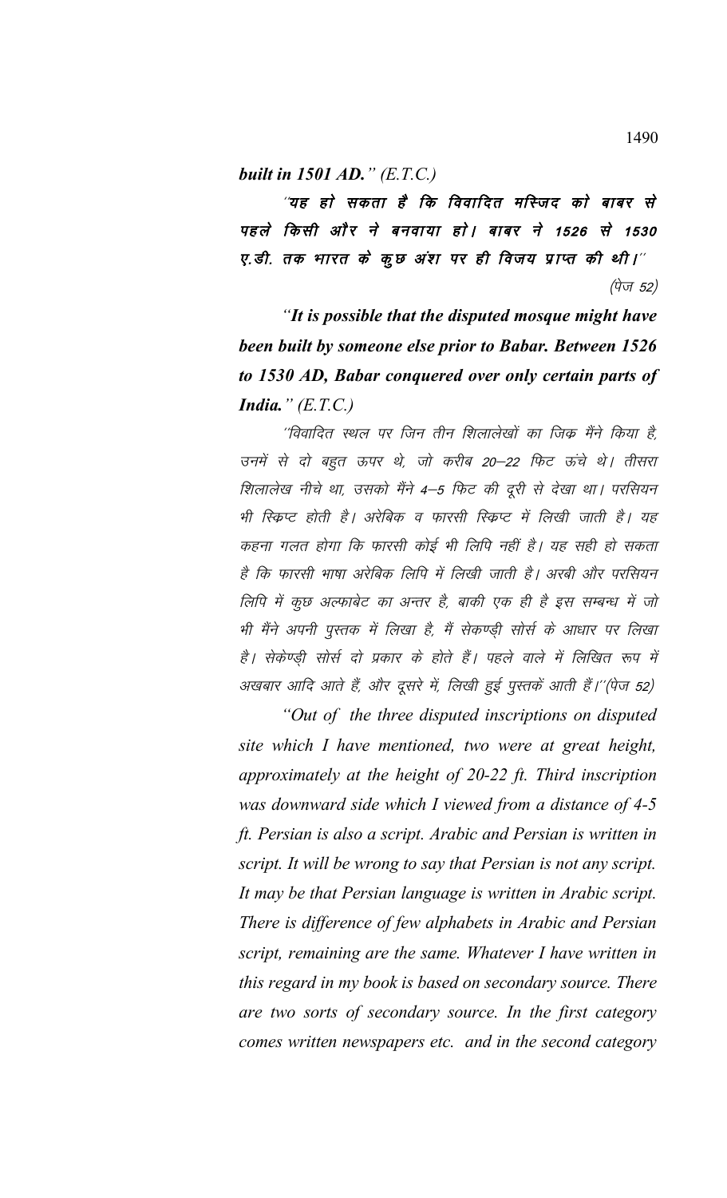***built in 1501 AD." (E.T.C.)***

***"यह हो सकता है कि विवादित मस्जिद को बाबर से पहले किसी और ने बनवाया हो। बाबर ने 1526 से 1530 ए.डी. तक भारत के कुछ अंश पर ही विजय प्राप्त की थी।"*** (पेज 52)

***"It is possible that the disputed mosque might have been built by someone else prior to Babar. Between 1526 to 1530 AD, Babar conquered over only certain parts of India." (E.T.C.)***

*"विवादित स्थल पर जिन तीन शिलालेखों का जिक्र मैंने किया है, उनमें से दो बहुत ऊपर थे, जो करीब 20–22 फिट ऊंचे थे। तीसरा शिलालेख नीचे था, उसको मैंने 4–5 फिट की दूरी से देखा था। परसियन भी स्क्रिप्ट होती है। अरेबिक व फारसी स्क्रिप्ट में लिखी जाती है। यह कहना गलत होगा कि फारसी कोई भी लिपि नहीं है। यह सही हो सकता है कि फारसी भाषा अरेबिक लिपि में लिखी जाती है। अरबी और परसियन लिपि में कुछ अल्फाबेट का अन्तर है, बाकी एक ही है इस सम्बन्ध में जो भी मैंने अपनी पुस्तक में लिखा है, मैं सेकण्ड्री सोर्स के आधार पर लिखा है। सेकेण्ड्री सोर्स दो प्रकार के होते हैं। पहले वाले में लिखित रूप में अखबार आदि आते हैं, और दूसरे में, लिखी हुई पुस्तकें आती हैं।"*(पेज 52)

*"Out of the three disputed inscriptions on disputed site which I have mentioned, two were at great height, approximately at the height of 20-22 ft. Third inscription was downward side which I viewed from a distance of 4-5 ft. Persian is also a script. Arabic and Persian is written in script. It will be wrong to say that Persian is not any script. It may be that Persian language is written in Arabic script. There is difference of few alphabets in Arabic and Persian script, remaining are the same. Whatever I have written in this regard in my book is based on secondary source. There are two sorts of secondary source. In the first category comes written newspapers etc. and in the second category*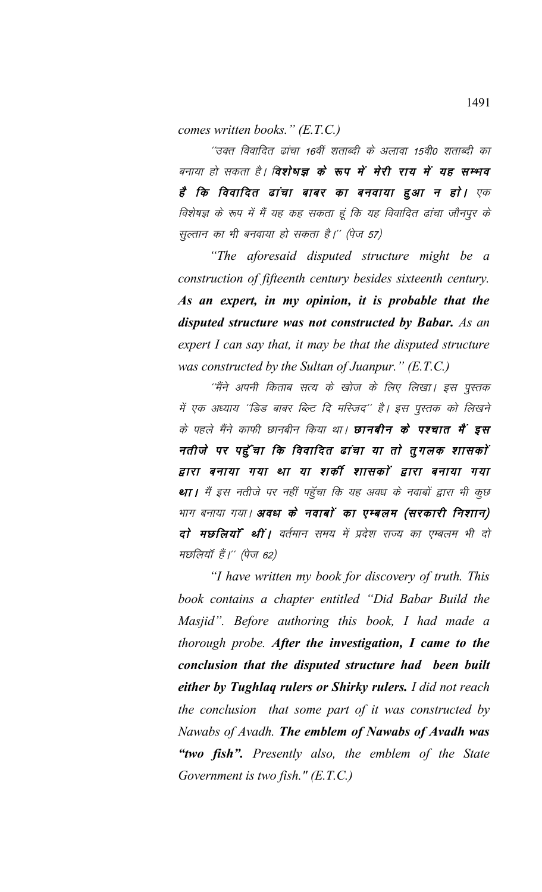*comes written books." (E.T.C.)*

''उक्त विवादित ढांचा 16वीं शताब्दी के अलावा 15वी0 शताब्दी का बनाया हो सकता है। ***विशेषज्ञ के रूप में मेरी राय में यह सम्भव है कि विवादित ढांचा बाबर का बनवाया हुआ न हो।*** एक विशेषज्ञ के रूप में मैं यह कह सकता हूं कि यह विवादित ढांचा जौनपुर के सुल्तान का भी बनवाया हो सकता है।'' (पेज 57)

*"The aforesaid disputed structure might be a construction of fifteenth century besides sixteenth century. **As an expert, in my opinion, it is probable that the disputed structure was not constructed by Babar.** As an expert I can say that, it may be that the disputed structure was constructed by the Sultan of Juanpur." (E.T.C.)*

''मैंने अपनी किताब सत्य के खोज के लिए लिखा। इस पुस्तक में एक अध्याय ''डिड बाबर ब्लिट दि मस्जिद'' है। इस पुस्तक को लिखने के पहले मैंने काफी छानबीन किया था। ***छानबीन के पश्चात मैं इस नतीजे पर पहुॅचा कि विवादित ढांचा या तो तुगलक शासकों द्वारा बनाया गया था या शर्की शासकों द्वारा बनाया गया था।*** मैं इस नतीजे पर नहीं पहुॅचा कि यह अवध के नवाबों द्वारा भी कुछ भाग बनाया गया। ***अवध के नवाबों का एम्बलम (सरकारी निशान) दो मछलियॉ थीं।*** वर्तमान समय में प्रदेश राज्य का एम्बलम भी दो मछलियॉ हैं।'' (पेज 62)

*"I have written my book for discovery of truth. This book contains a chapter entitled "Did Babar Build the Masjid". Before authoring this book, I had made a thorough probe. **After the investigation, I came to the conclusion that the disputed structure had been built either by Tughlaq rulers or Shirky rulers.** I did not reach the conclusion that some part of it was constructed by Nawabs of Avadh. **The emblem of Nawabs of Avadh was "two fish".** Presently also, the emblem of the State Government is two fish." (E.T.C.)*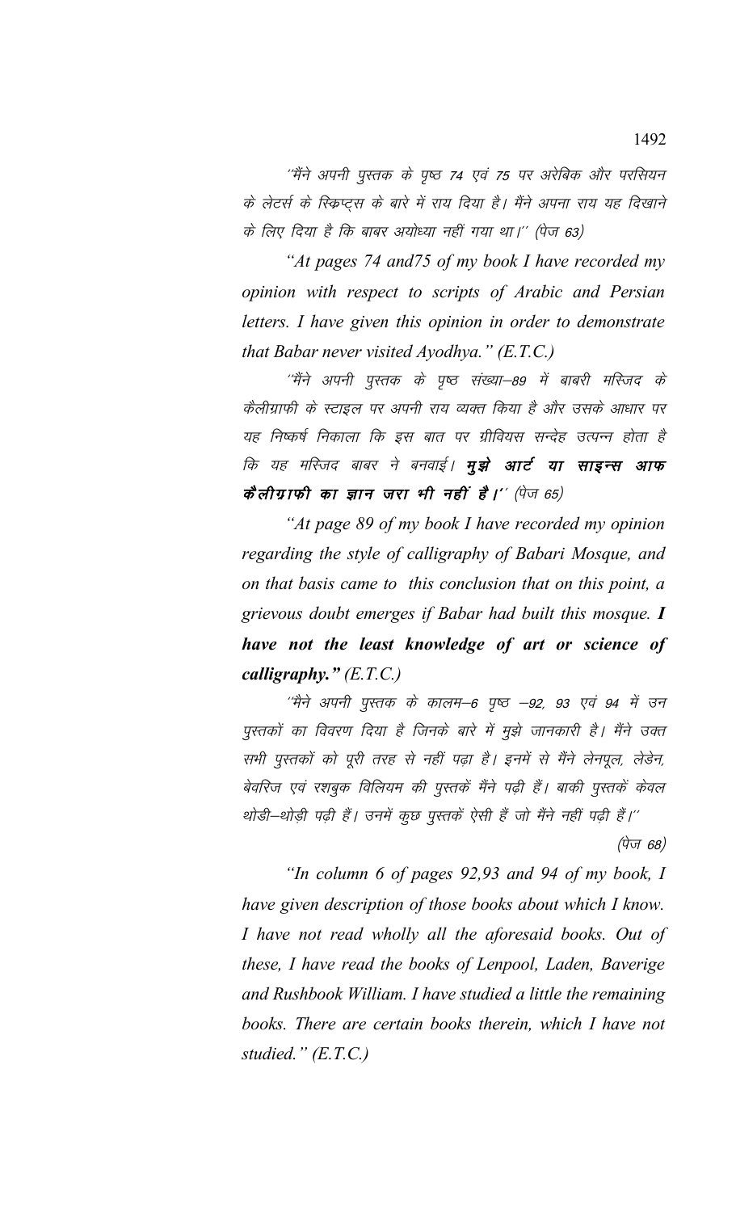''मैंने अपनी पुस्तक के पृष्ठ 74 एवं 75 पर अरेबिक और परसियन के लेटर्स के स्क्रिप्ट्स के बारे में राय दिया है। मैंने अपना राय यह दिखाने के लिए दिया है कि बाबर अयोध्या नहीं गया था।'' (पेज 63)

*"At pages 74 and75 of my book I have recorded my opinion with respect to scripts of Arabic and Persian letters. I have given this opinion in order to demonstrate that Babar never visited Ayodhya." (E.T.C.)*

''मैंने अपनी पुस्तक के पृष्ठ संख्या–89 में बाबरी मस्जिद के कैलीग्राफी के स्टाइल पर अपनी राय व्यक्त किया है और उसके आधार पर यह निष्कर्ष निकाला कि इस बात पर ग्रीवियस सन्देह उत्पन्न होता है कि यह मस्जिद बाबर ने बनवाई। ***मुझे आर्ट या साइन्स आफ कैलीग्राफी का ज्ञान जरा भी नहीं है।***'' (पेज 65)

*"At page 89 of my book I have recorded my opinion regarding the style of calligraphy of Babari Mosque, and on that basis came to this conclusion that on this point, a grievous doubt emerges if Babar had built this mosque.* ***I have not the least knowledge of art or science of calligraphy."*** *(E.T.C.)*

''मैने अपनी पुस्तक के कालम–6 पृष्ठ –92, 93 एवं 94 में उन पुस्तकों का विवरण दिया है जिनके बारे में मुझे जानकारी है। मैंने उक्त सभी पुस्तकों को पूरी तरह से नहीं पढ़ा है। इनमें से मैंने लेनपूल, लेडेन, बेवरिज एवं रशबुक विलियम की पुस्तकें मैंने पढ़ी हैं। बाकी पुस्तकें केवल थोडी–थोड़ी पढ़ी हैं। उनमें कुछ पुस्तकें ऐसी हैं जो मैंने नहीं पढ़ी हैं।''

(पेज 68)

*"In column 6 of pages 92,93 and 94 of my book, I have given description of those books about which I know. I have not read wholly all the aforesaid books. Out of these, I have read the books of Lenpool, Laden, Baverige and Rushbook William. I have studied a little the remaining books. There are certain books therein, which I have not studied." (E.T.C.)*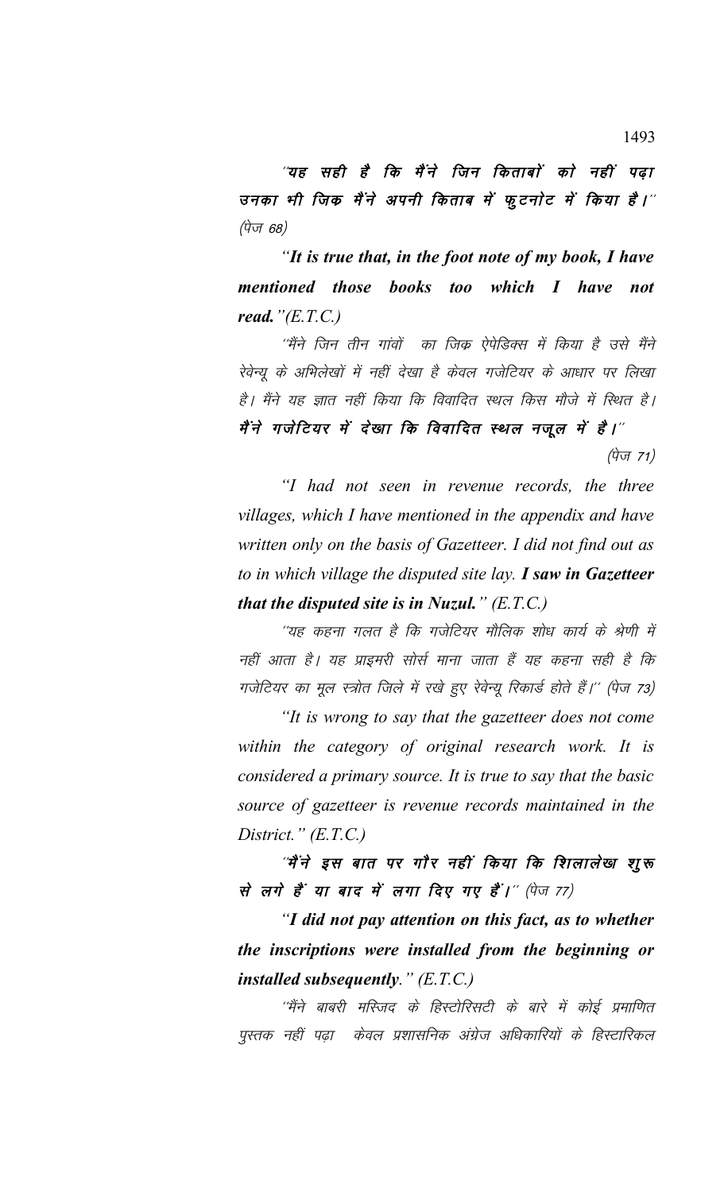*"**यह सही है कि मैंने जिन किताबों को नहीं पढ़ा उनका भी जिक मैंने अपनी किताब में फुटनोट में किया है।**"* (पेज 68)

*"**It is true that, in the foot note of my book, I have mentioned those books too which I have not read.**"(E.T.C.)*

"मैंने जिन तीन गांवों का जिक्र ऐपेडिक्स में किया है उसे मैंने रेवेन्यू के अभिलेखों में नहीं देखा है केवल गजेटियर के आधार पर लिखा है। मैंने यह ज्ञात नहीं किया कि विवादित स्थल किस मौजे में स्थित है। ***मैंने गजेटियर में देखा कि विवादित स्थल नजूल में है।***" (पेज 71)

*"I had not seen in revenue records, the three villages, which I have mentioned in the appendix and have written only on the basis of Gazetteer. I did not find out as to in which village the disputed site lay. **I saw in Gazetteer that the disputed site is in Nuzul.**" (E.T.C.)*

"यह कहना गलत है कि गजेटियर मौलिक शोध कार्य के श्रेणी में नहीं आता है। यह प्राइमरी सोर्स माना जाता हैं यह कहना सही है कि गजेटियर का मूल स्त्रोत जिले में रखे हुए रेवेन्यू रिकार्ड होते हैं।" (पेज 73)

*"It is wrong to say that the gazetteer does not come within the category of original research work. It is considered a primary source. It is true to say that the basic source of gazetteer is revenue records maintained in the District." (E.T.C.)*

*"**मैंने इस बात पर गौर नहीं किया कि शिलालेख शुरू से लगे हैं या बाद में लगा दिए गए हैं।**"* (पेज 77)

*"**I did not pay attention on this fact, as to whether the inscriptions were installed from the beginning or installed subsequently.**" (E.T.C.)*

"मैंने बाबरी मस्जिद के हिस्टोरिसटी के बारे में कोई प्रमाणित पुस्तक नहीं पढ़ा केवल प्रशासनिक अंग्रेज अधिकारियों के हिस्टारिकल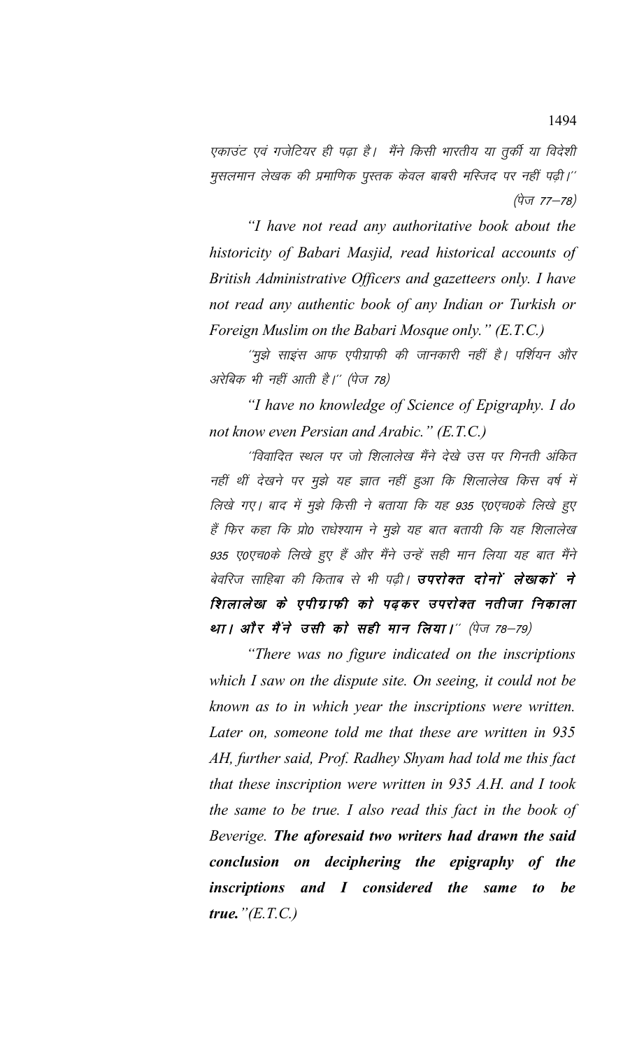एकाउंट एवं गजेटियर ही पढ़ा है। मैंने किसी भारतीय या तुर्की या विदेशी मुसलमान लेखक की प्रमाणिक पुस्तक केवल बाबरी मस्जिद पर नहीं पढ़ी।'' (पेज 77–78)

*"I have not read any authoritative book about the historicity of Babari Masjid, read historical accounts of British Administrative Officers and gazetteers only. I have not read any authentic book of any Indian or Turkish or Foreign Muslim on the Babari Mosque only." (E.T.C.)*

''मुझे साइंस आफ एपीग्राफी की जानकारी नहीं है। पर्शियन और अरेबिक भी नहीं आती है।'' (पेज 78)

*"I have no knowledge of Science of Epigraphy. I do not know even Persian and Arabic." (E.T.C.)*

''विवादित स्थल पर जो शिलालेख मैंने देखे उस पर गिनती अंकित नहीं थीं देखने पर मुझे यह ज्ञात नहीं हुआ कि शिलालेख किस वर्ष में लिखे गए। बाद में मुझे किसी ने बताया कि यह 935 ए0एच0के लिखे हुए हैं फिर कहा कि प्रो0 राधेश्याम ने मुझे यह बात बतायी कि यह शिलालेख 935 ए0एच0के लिखे हुए हैं और मैंने उन्हें सही मान लिया यह बात मैंने बेवरिज साहिबा की किताब से भी पढ़ी। **उपरोक्त दोनों लेखकों ने शिलालेख के एपीग्राफी को पढ़कर उपरोक्त नतीजा निकाला था। और मैंने उसी को सही मान लिया।**'' (पेज 78–79)

*"There was no figure indicated on the inscriptions which I saw on the dispute site. On seeing, it could not be known as to in which year the inscriptions were written. Later on, someone told me that these are written in 935 AH, further said, Prof. Radhey Shyam had told me this fact that these inscription were written in 935 A.H. and I took the same to be true. I also read this fact in the book of Beverige.* ***The aforesaid two writers had drawn the said conclusion on deciphering the epigraphy of the inscriptions and I considered the same to be true.****"(E.T.C.)*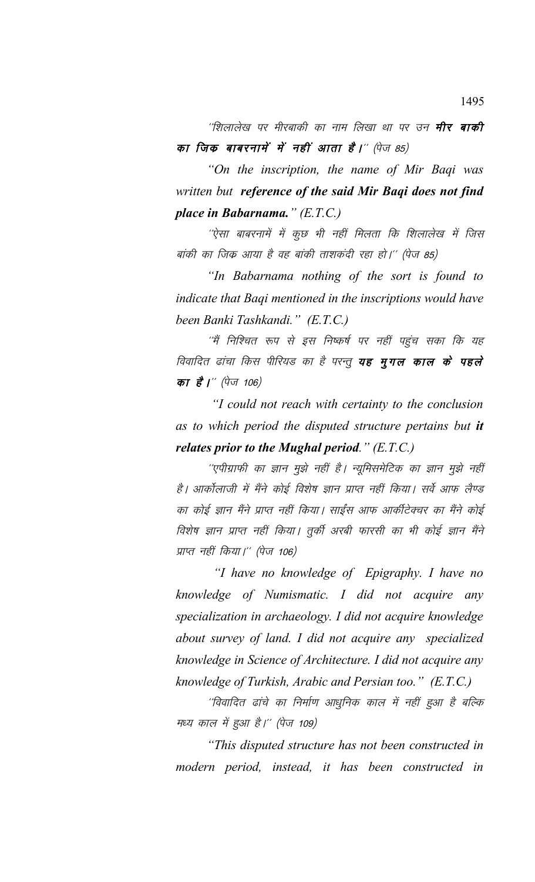''शिलालेख पर मीरबाकी का नाम लिखा था पर उन **मीर बाकी का जिक बाबरनामें में नहीं आता है।**'' (पेज 85)

*"On the inscription, the name of Mir Baqi was written but **reference of the said Mir Baqi does not find place in Babarnama.**" (E.T.C.)*

''ऐसा बाबरनामें में कुछ भी नहीं मिलता कि शिलालेख में जिस बांकी का जिक आया है वह बांकी ताशकंदी रहा हो।'' (पेज 85)

*"In Babarnama nothing of the sort is found to indicate that Baqi mentioned in the inscriptions would have been Banki Tashkandi." (E.T.C.)*

''मैं निश्चित रूप से इस निष्कर्ष पर नहीं पहुंच सका कि यह विवादित ढांचा किस पीरियड का है परन्तु **यह मुगल काल के पहले का है।**'' (पेज 106)

*"I could not reach with certainty to the conclusion as to which period the disputed structure pertains but **it relates prior to the Mughal period.**" (E.T.C.)*

''एपीग्राफी का ज्ञान मुझे नहीं है। न्यूमिसमेटिक का ज्ञान मुझे नहीं है। आर्कोलाजी में मैंने कोई विशेष ज्ञान प्राप्त नहीं किया। सर्वे आफ लैण्ड का कोई ज्ञान मैंने प्राप्त नहीं किया। साईंस आफ आर्कीटेक्चर का मैंने कोई विशेष ज्ञान प्राप्त नहीं किया। तुर्की अरबी फारसी का भी कोई ज्ञान मैंने प्राप्त नहीं किया।'' (पेज 106)

*"I have no knowledge of Epigraphy. I have no knowledge of Numismatic. I did not acquire any specialization in archaeology. I did not acquire knowledge about survey of land. I did not acquire any specialized knowledge in Science of Architecture. I did not acquire any knowledge of Turkish, Arabic and Persian too." (E.T.C.)*

''विवादित ढांचे का निर्माण आधुनिक काल में नहीं हुआ है बल्कि मध्य काल में हुआ है।'' (पेज 109)

*"This disputed structure has not been constructed in modern period, instead, it has been constructed in*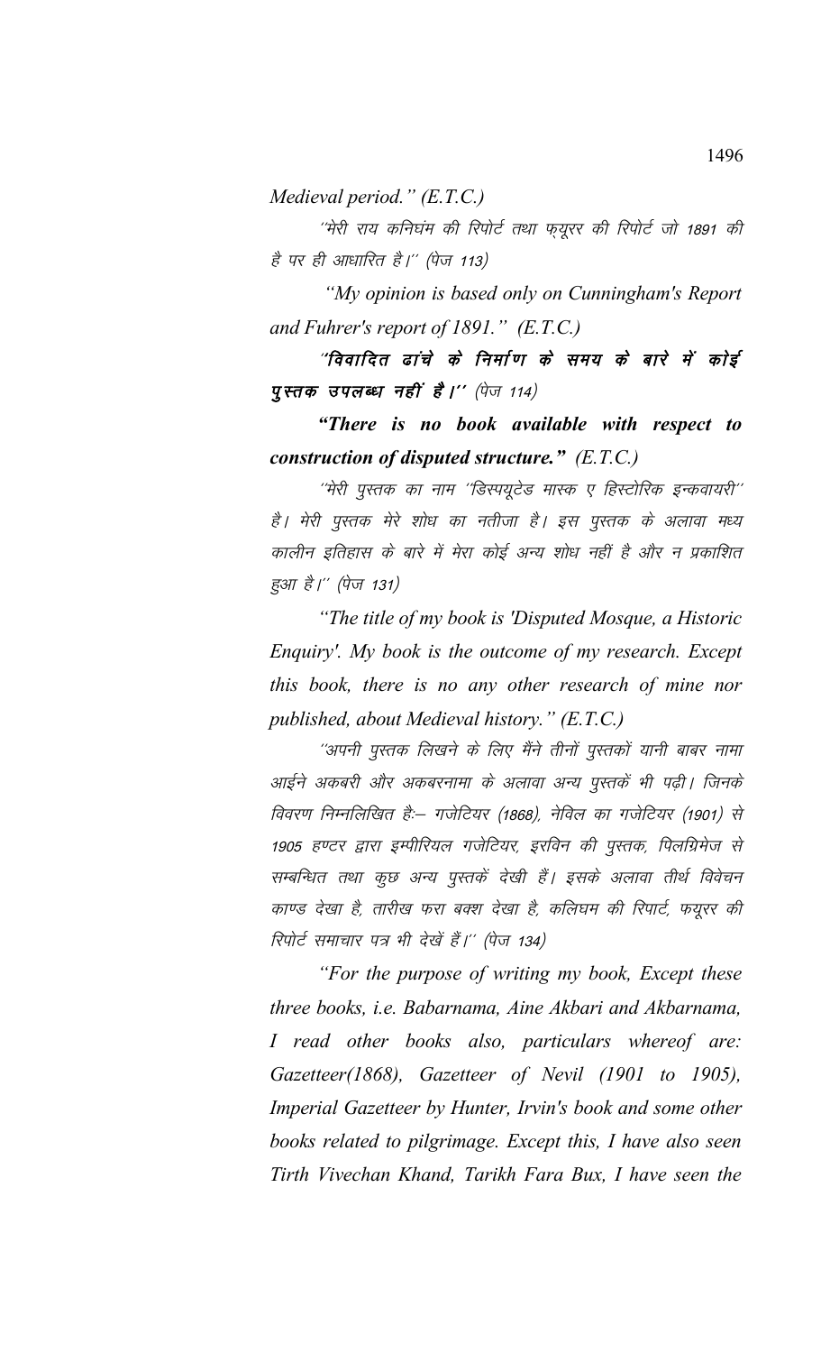*Medieval period." (E.T.C.)*

''मेरी राय कनिघंम की रिपोर्ट तथा फ़्यूरर की रिपोर्ट जो 1891 की है पर ही आधारित है।'' (पेज 113)

*"My opinion is based only on Cunningham's Report and Fuhrer's report of 1891." (E.T.C.)*

**''विवादित ढांचे के निर्माण के समय के बारे में कोई पुस्तक उपलब्ध नहीं है।''** (पेज 114)

***"There is no book available with respect to construction of disputed structure." (E.T.C.)***

''मेरी पुस्तक का नाम ''डिस्पयूटेड मास्क ए हिस्टोरिक इन्कवायरी'' है। मेरी पुस्तक मेरे शोध का नतीजा है। इस पुस्तक के अलावा मध्य कालीन इतिहास के बारे में मेरा कोई अन्य शोध नहीं है और न प्रकाशित हुआ है।'' (पेज 131)

*"The title of my book is 'Disputed Mosque, a Historic Enquiry'. My book is the outcome of my research. Except this book, there is no any other research of mine nor published, about Medieval history." (E.T.C.)*

''अपनी पुस्तक लिखने के लिए मैंने तीनों पुस्तकों यानी बाबर नामा आईने अकबरी और अकबरनामा के अलावा अन्य पुस्तकें भी पढ़ी। जिनके विवरण निम्नलिखित हैः– गजेटियर (1868), नेविल का गजेटियर (1901) से 1905 हण्टर द्वारा इम्पीरियल गजेटियर, इरविन की पुस्तक, पिलग्रिमेज से सम्बन्धित तथा कुछ अन्य पुस्तकें देखी हैं। इसके अलावा तीर्थ विवेचन काण्ड देखा है, तारीख फरा बक्श देखा है, कलिघम की रिपार्ट, फयूरर की रिपोर्ट समाचार पत्र भी देखें हैं।'' (पेज 134)

*"For the purpose of writing my book, Except these three books, i.e. Babarnama, Aine Akbari and Akbarnama, I read other books also, particulars whereof are: Gazetteer(1868), Gazetteer of Nevil (1901 to 1905), Imperial Gazetteer by Hunter, Irvin's book and some other books related to pilgrimage. Except this, I have also seen Tirth Vivechan Khand, Tarikh Fara Bux, I have seen the*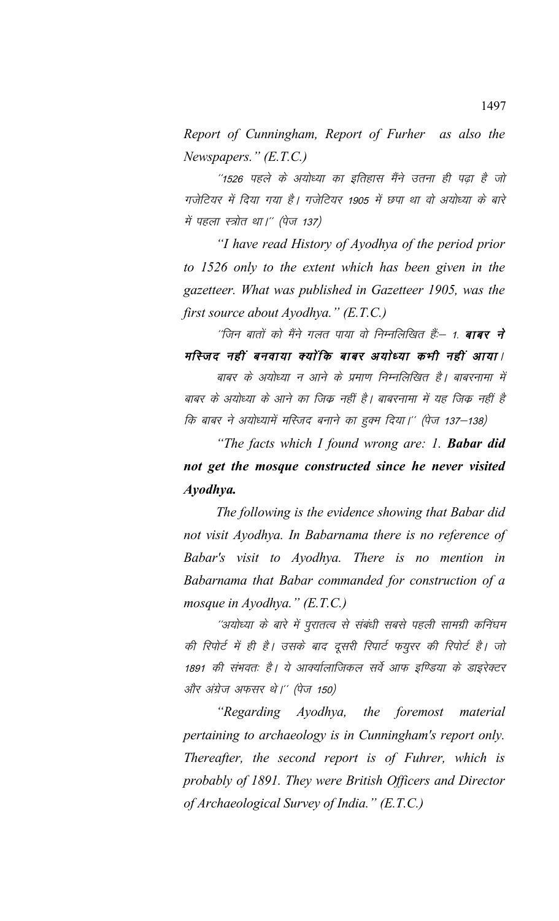*Report of Cunningham, Report of Furher as also the Newspapers." (E.T.C.)*

"1526 पहले के अयोध्या का इतिहास मैंने उतना ही पढ़ा है जो गजेटियर में दिया गया है। गजेटियर 1905 में छपा था वो अयोध्या के बारे में पहला स्त्रोत था।" (पेज 137)

*"I have read History of Ayodhya of the period prior to 1526 only to the extent which has been given in the gazetteer. What was published in Gazetteer 1905, was the first source about Ayodhya." (E.T.C.)*

"जिन बातों को मैंने गलत पाया वो निम्नलिखित हैं:– 1. **बाबर ने मस्जिद नहीं बनवाया क्योंकि बाबर अयोध्या कभी नहीं आया।**

बाबर के अयोध्या न आने के प्रमाण निम्नलिखित है। बाबरनामा में बाबर के अयोध्या के आने का जिक्र नहीं है। बाबरनामा में यह जिक्र नहीं है कि बाबर ने अयोध्यामें मस्जिद बनाने का हुक्म दिया।" (पेज 137–138)

*"The facts which I found wrong are: 1.* ***Babar did not get the mosque constructed since he never visited Ayodhya.***

*The following is the evidence showing that Babar did not visit Ayodhya. In Babarnama there is no reference of Babar's visit to Ayodhya. There is no mention in Babarnama that Babar commanded for construction of a mosque in Ayodhya." (E.T.C.)*

"अयोध्या के बारे में पुरातत्व से संबंधी सबसे पहली सामग्री कनिंघम की रिपोर्ट में ही है। उसके बाद दूसरी रिपोर्ट फयुरर की रिपोर्ट है। जो 1891 की संभवतः है। ये आर्क्यालाजिकल सर्वे आफ इण्डिया के डाइरेक्टर और अंग्रेज अफसर थे।" (पेज 150)

*"Regarding Ayodhya, the foremost material pertaining to archaeology is in Cunningham's report only. Thereafter, the second report is of Fuhrer, which is probably of 1891. They were British Officers and Director of Archaeological Survey of India." (E.T.C.)*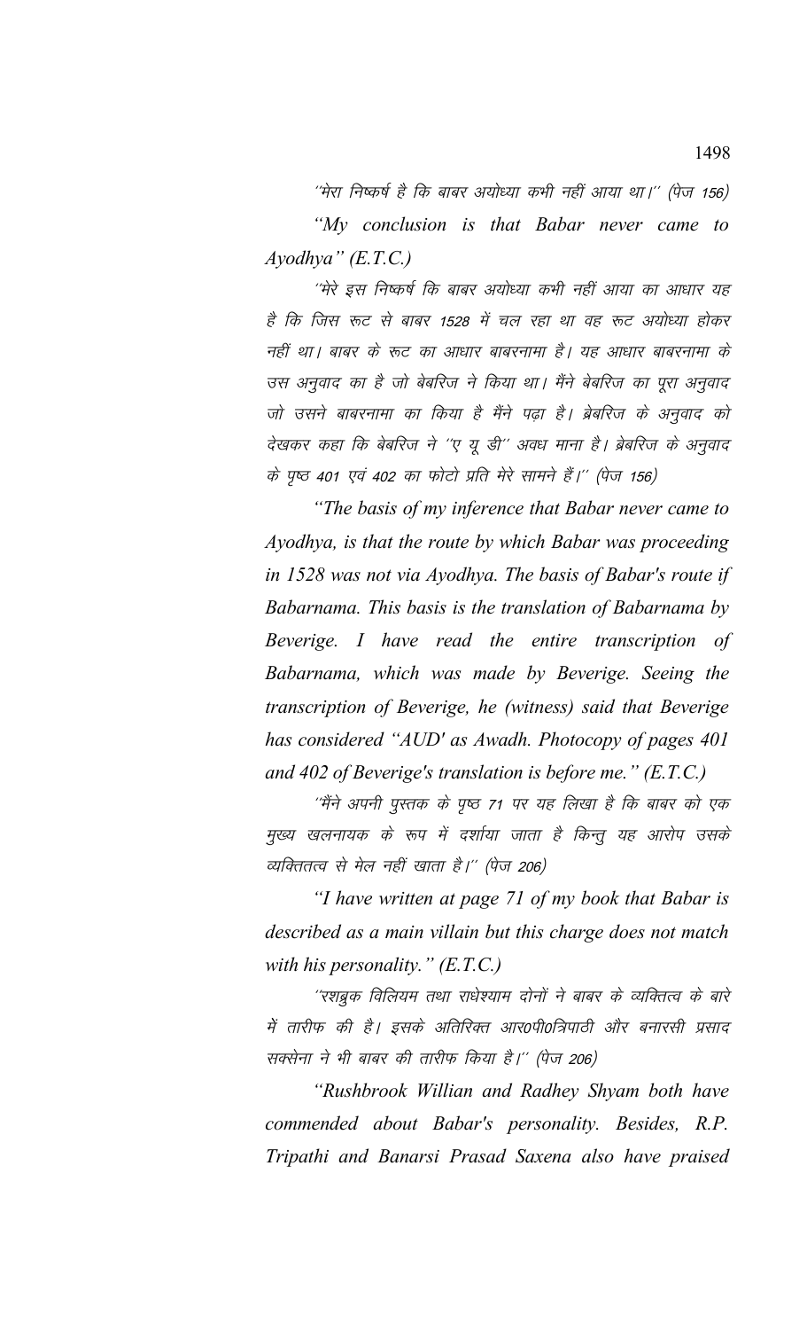''मेरा निष्कर्ष है कि बाबर अयोध्या कभी नहीं आया था।'' (पेज 156)

*"My conclusion is that Babar never came to Ayodhya" (E.T.C.)*

''मेरे इस निष्कर्ष कि बाबर अयोध्या कभी नहीं आया का आधार यह है कि जिस रूट से बाबर 1528 में चल रहा था वह रूट अयोध्या होकर नहीं था। बाबर के रूट का आधार बाबरनामा है। यह आधार बाबरनामा के उस अनुवाद का है जो बेबरिज ने किया था। मैंने बेबरिज का पूरा अनुवाद जो उसने बाबरनामा का किया है मैंने पढ़ा है। ब्रेबरिज के अनुवाद को देखकर कहा कि बेबरिज ने ''ए यू डी'' अवध माना है। ब्रेबरिज के अनुवाद के पृष्ठ 401 एवं 402 का फोटो प्रति मेरे सामने हैं।'' (पेज 156)

*"The basis of my inference that Babar never came to Ayodhya, is that the route by which Babar was proceeding in 1528 was not via Ayodhya. The basis of Babar's route if Babarnama. This basis is the translation of Babarnama by Beverige. I have read the entire transcription of Babarnama, which was made by Beverige. Seeing the transcription of Beverige, he (witness) said that Beverige has considered "AUD' as Awadh. Photocopy of pages 401 and 402 of Beverige's translation is before me." (E.T.C.)*

''मैंने अपनी पुस्तक के पृष्ठ 71 पर यह लिखा है कि बाबर को एक मुख्य खलनायक के रूप में दर्शाया जाता है किन्तु यह आरोप उसके व्यक्तितत्व से मेल नहीं खाता है।'' (पेज 206)

*"I have written at page 71 of my book that Babar is described as a main villain but this charge does not match with his personality." (E.T.C.)*

''रशब्रुक विलियम तथा राधेश्याम दोनों ने बाबर के व्यक्तित्व के बारे में तारीफ की है। इसके अतिरिक्त आर0पी0त्रिपाठी और बनारसी प्रसाद सक्सेना ने भी बाबर की तारीफ किया है।'' (पेज 206)

*"Rushbrook Willian and Radhey Shyam both have commended about Babar's personality. Besides, R.P. Tripathi and Banarsi Prasad Saxena also have praised*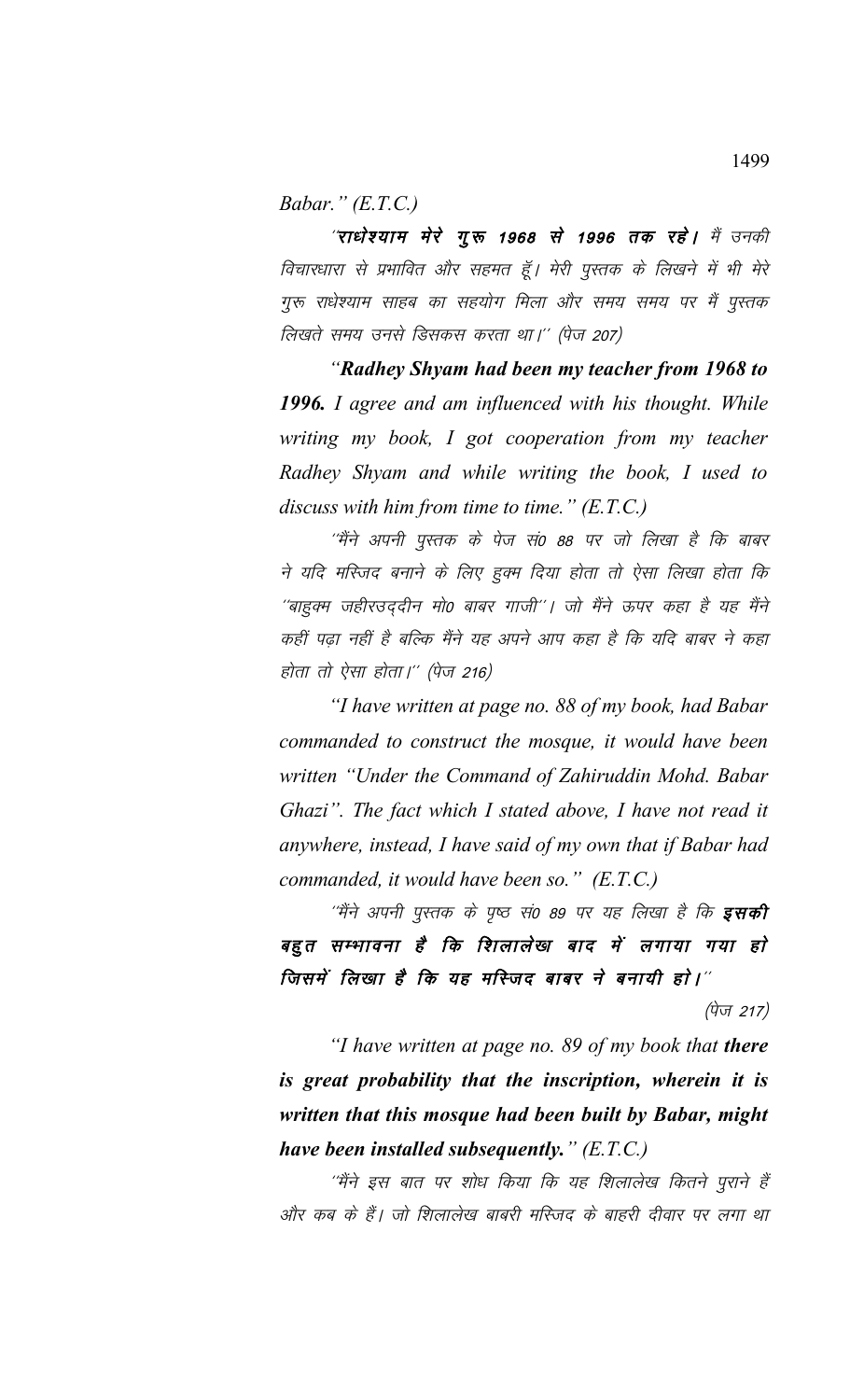*Babar." (E.T.C.)*

*"**राधेश्याम मेरे गुरू 1968 से 1996 तक रहे।** मैं उनकी विचारधारा से प्रभावित और सहमत हूँ। मेरी पुस्तक के लिखने में भी मेरे गुरू राधेश्याम साहब का सहयोग मिला और समय समय पर मैं पुस्तक लिखते समय उनसे डिसकस करता था।" (पेज 207)*

*"**Radhey Shyam had been my teacher from 1968 to 1996.** I agree and am influenced with his thought. While writing my book, I got cooperation from my teacher Radhey Shyam and while writing the book, I used to discuss with him from time to time." (E.T.C.)*

*"मैंने अपनी पुस्तक के पेज सं0 88 पर जो लिखा है कि बाबर ने यदि मस्जिद बनाने के लिए हुक्म दिया होता तो ऐसा लिखा होता कि "बाहुक्म जहीरउद्दीन मो0 बाबर गाजी"। जो मैंने ऊपर कहा है यह मैंने कहीं पढ़ा नहीं है बल्कि मैंने यह अपने आप कहा है कि यदि बाबर ने कहा होता तो ऐसा होता।" (पेज 216)*

*"I have written at page no. 88 of my book, had Babar commanded to construct the mosque, it would have been written "Under the Command of Zahiruddin Mohd. Babar Ghazi". The fact which I stated above, I have not read it anywhere, instead, I have said of my own that if Babar had commanded, it would have been so." (E.T.C.)*

*"मैंने अपनी पुस्तक के पृष्ठ सं0 89 पर यह लिखा है कि **इसकी बहुत सम्भावना है कि शिलालेख बाद में लगाया गया हो जिसमें लिखा है कि यह मस्जिद बाबर ने बनायी हो।**"*

*(पेज 217)*

*"I have written at page no. 89 of my book that **there is great probability that the inscription, wherein it is written that this mosque had been built by Babar, might have been installed subsequently.**" (E.T.C.)*

*"मैंने इस बात पर शोध किया कि यह शिलालेख कितने पुराने हैं और कब के हैं। जो शिलालेख बाबरी मस्जिद के बाहरी दीवार पर लगा था*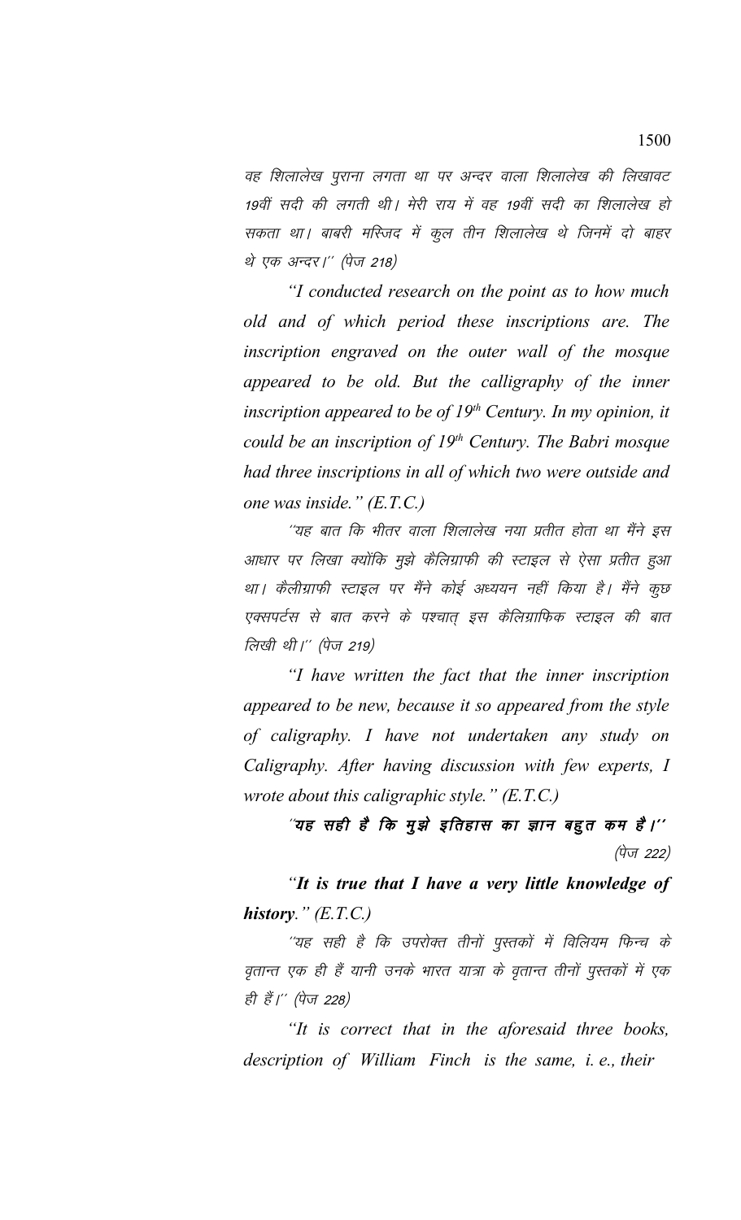वह शिलालेख पुराना लगता था पर अन्दर वाला शिलालेख की लिखावट 19वीं सदी की लगती थी। मेरी राय में वह 19वीं सदी का शिलालेख हो सकता था। बाबरी मस्जिद में कुल तीन शिलालेख थे जिनमें दो बाहर थे एक अन्दर।'' (पेज 218)

*"I conducted research on the point as to how much old and of which period these inscriptions are. The inscription engraved on the outer wall of the mosque appeared to be old. But the calligraphy of the inner inscription appeared to be of 19th Century. In my opinion, it could be an inscription of 19th Century. The Babri mosque had three inscriptions in all of which two were outside and one was inside." (E.T.C.)*

''यह बात कि भीतर वाला शिलालेख नया प्रतीत होता था मैंने इस आधार पर लिखा क्योंकि मुझे कैलिग्राफी की स्टाइल से ऐसा प्रतीत हुआ था। कैलीग्राफी स्टाइल पर मैंने कोई अध्ययन नहीं किया है। मैंने कुछ एक्सपर्टस से बात करने के पश्चात् इस कैलिग्राफिक स्टाइल की बात लिखी थी।'' (पेज 219)

*"I have written the fact that the inner inscription appeared to be new, because it so appeared from the style of caligraphy. I have not undertaken any study on Caligraphy. After having discussion with few experts, I wrote about this caligraphic style." (E.T.C.)*

***''यह सही है कि मुझे इतिहास का ज्ञान बहुत कम है।''*** (पेज 222)

*"**It is true that I have a very little knowledge of history**." (E.T.C.)*

''यह सही है कि उपरोक्त तीनों पुस्तकों में विलियम फिन्च के वृतान्त एक ही हैं यानी उनके भारत यात्रा के वृतान्त तीनों पुस्तकों में एक ही हैं।'' (पेज 228)

*"It is correct that in the aforesaid three books, description of William Finch is the same, i. e., their*